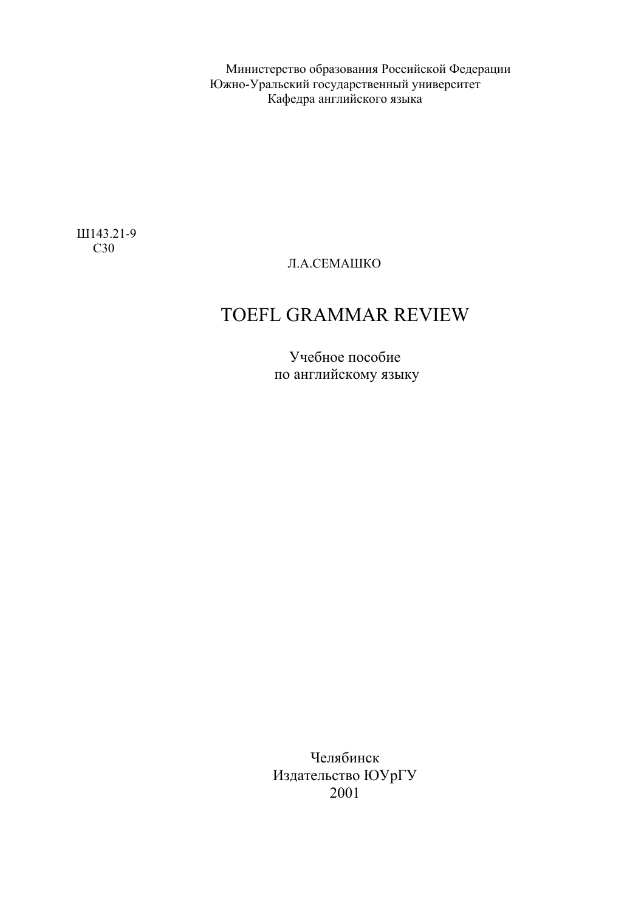Министерство образования Российской Федерации
Южно-Уральский государственный университет
Кафедра английского языка

Ш143.21-9
С30

Л.А.СЕМАШКО

# TOEFL GRAMMAR REVIEW

Учебное пособие
по английскому языку

Челябинск
Издательство ЮУрГУ
2001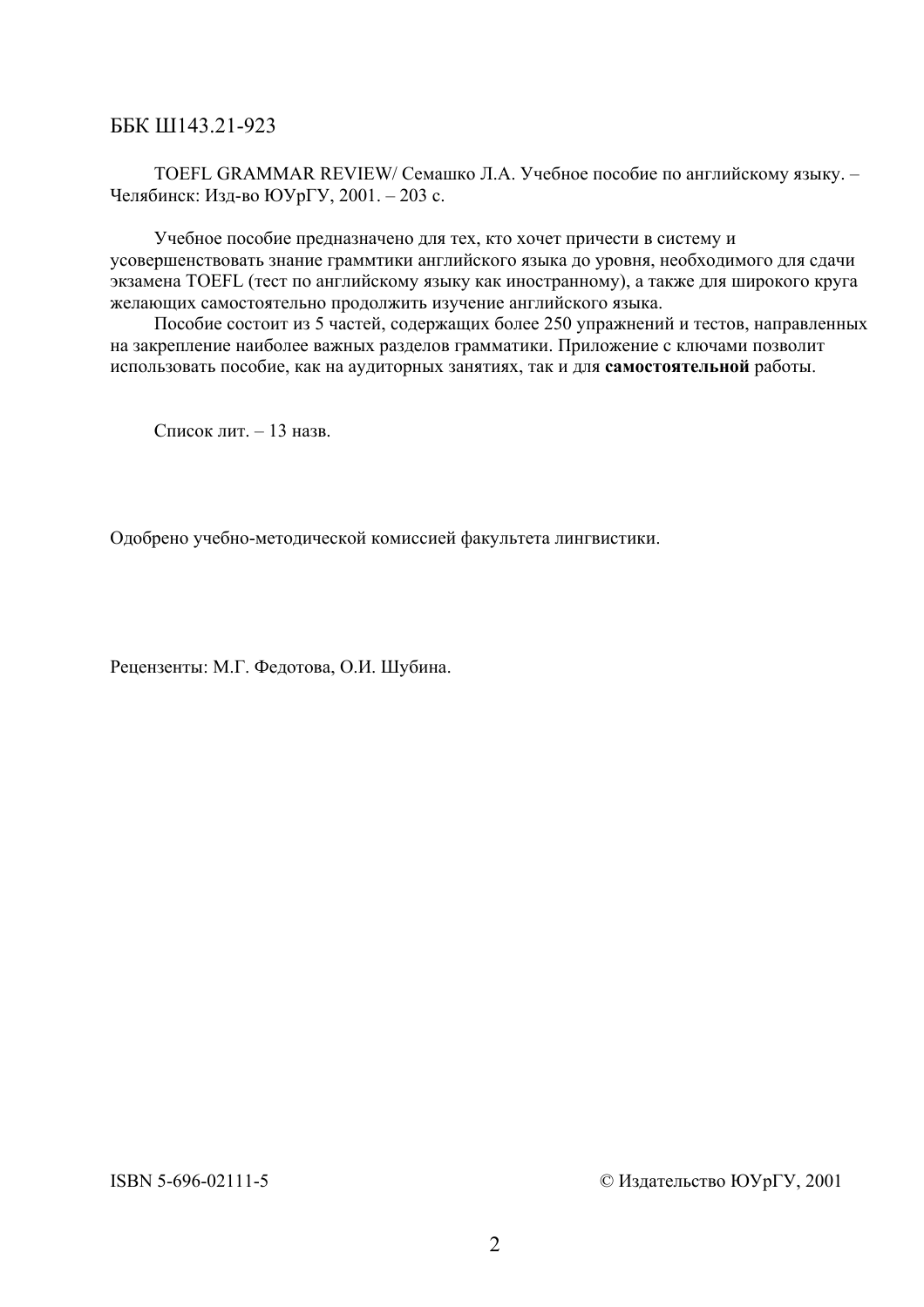ББК Ш143.21-923

TOEFL GRAMMAR REVIEW/ Семашко Л.А. Учебное пособие по английскому языку. – Челябинск: Изд-во ЮУрГУ, 2001. – 203 с.

Учебное пособие предназначено для тех, кто хочет причести в систему и усовершенствовать знание граммтики английского языка до уровня, необходимого для сдачи экзамена TOEFL (тест по английскому языку как иностранному), а также для широкого круга желающих самостоятельно продолжить изучение английского языка.

Пособие состоит из 5 частей, содержащих более 250 упражнений и тестов, направленных на закрепление наиболее важных разделов грамматики. Приложение с ключами позволит использовать пособие, как на аудиторных занятиях, так и для **самостоятельной** работы.

Список лит. – 13 назв.

Одобрено учебно-методической комиссией факультета лингвистики.

Рецензенты: М.Г. Федотова, О.И. Шубина.

ISBN 5-696-02111-5

© Издательство ЮУрГУ, 2001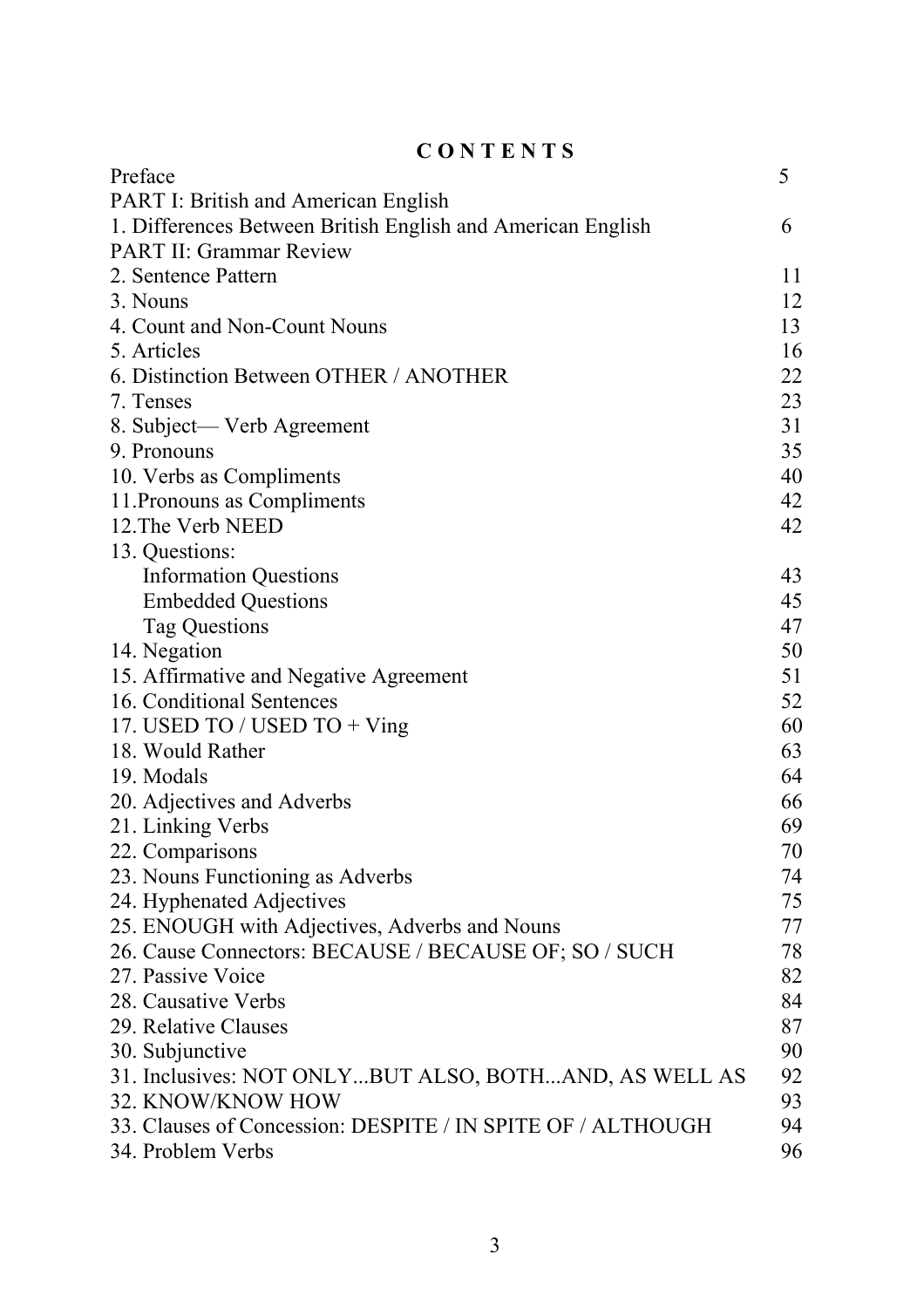# C O N T E N T S

| | |
|---|---|
| Preface | 5 |
| PART I: British and American English | |
| 1. Differences Between British English and American English | 6 |
| PART II: Grammar Review | |
| 2. Sentence Pattern | 11 |
| 3. Nouns | 12 |
| 4. Count and Non-Count Nouns | 13 |
| 5. Articles | 16 |
| 6. Distinction Between OTHER / ANOTHER | 22 |
| 7. Tenses | 23 |
| 8. Subject— Verb Agreement | 31 |
| 9. Pronouns | 35 |
| 10. Verbs as Compliments | 40 |
| 11.Pronouns as Compliments | 42 |
| 12.The Verb NEED | 42 |
| 13. Questions: | |
| Information Questions | 43 |
| Embedded Questions | 45 |
| Tag Questions | 47 |
| 14. Negation | 50 |
| 15. Affirmative and Negative Agreement | 51 |
| 16. Conditional Sentences | 52 |
| 17. USED TO / USED TO + Ving | 60 |
| 18. Would Rather | 63 |
| 19. Modals | 64 |
| 20. Adjectives and Adverbs | 66 |
| 21. Linking Verbs | 69 |
| 22. Comparisons | 70 |
| 23. Nouns Functioning as Adverbs | 74 |
| 24. Hyphenated Adjectives | 75 |
| 25. ENOUGH with Adjectives, Adverbs and Nouns | 77 |
| 26. Cause Connectors: BECAUSE / BECAUSE OF; SO / SUCH | 78 |
| 27. Passive Voice | 82 |
| 28. Causative Verbs | 84 |
| 29. Relative Clauses | 87 |
| 30. Subjunctive | 90 |
| 31. Inclusives: NOT ONLY...BUT ALSO, BOTH...AND, AS WELL AS | 92 |
| 32. KNOW/KNOW HOW | 93 |
| 33. Clauses of Concession: DESPITE / IN SPITE OF / ALTHOUGH | 94 |
| 34. Problem Verbs | 96 |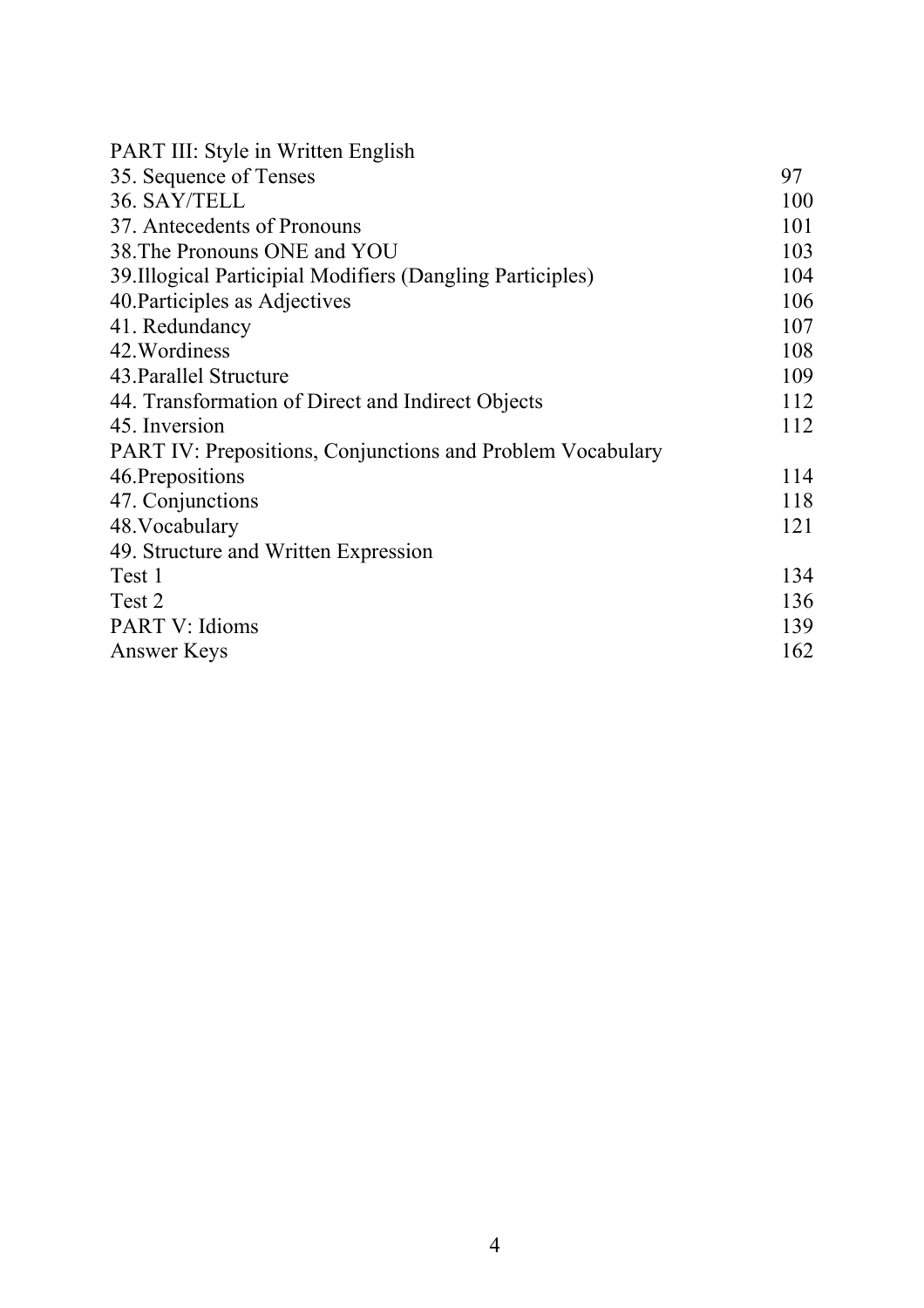| | |
|---|---|
| PART III: Style in Written English | |
| 35. Sequence of Tenses | 97 |
| 36. SAY/TELL | 100 |
| 37. Antecedents of Pronouns | 101 |
| 38.The Pronouns ONE and YOU | 103 |
| 39.Illogical Participial Modifiers (Dangling Participles) | 104 |
| 40.Participles as Adjectives | 106 |
| 41. Redundancy | 107 |
| 42.Wordiness | 108 |
| 43.Parallel Structure | 109 |
| 44. Transformation of Direct and Indirect Objects | 112 |
| 45. Inversion | 112 |
| PART IV: Prepositions, Conjunctions and Problem Vocabulary | |
| 46.Prepositions | 114 |
| 47. Conjunctions | 118 |
| 48.Vocabulary | 121 |
| 49. Structure and Written Expression | |
| Test 1 | 134 |
| Test 2 | 136 |
| PART V: Idioms | 139 |
| Answer Keys | 162 |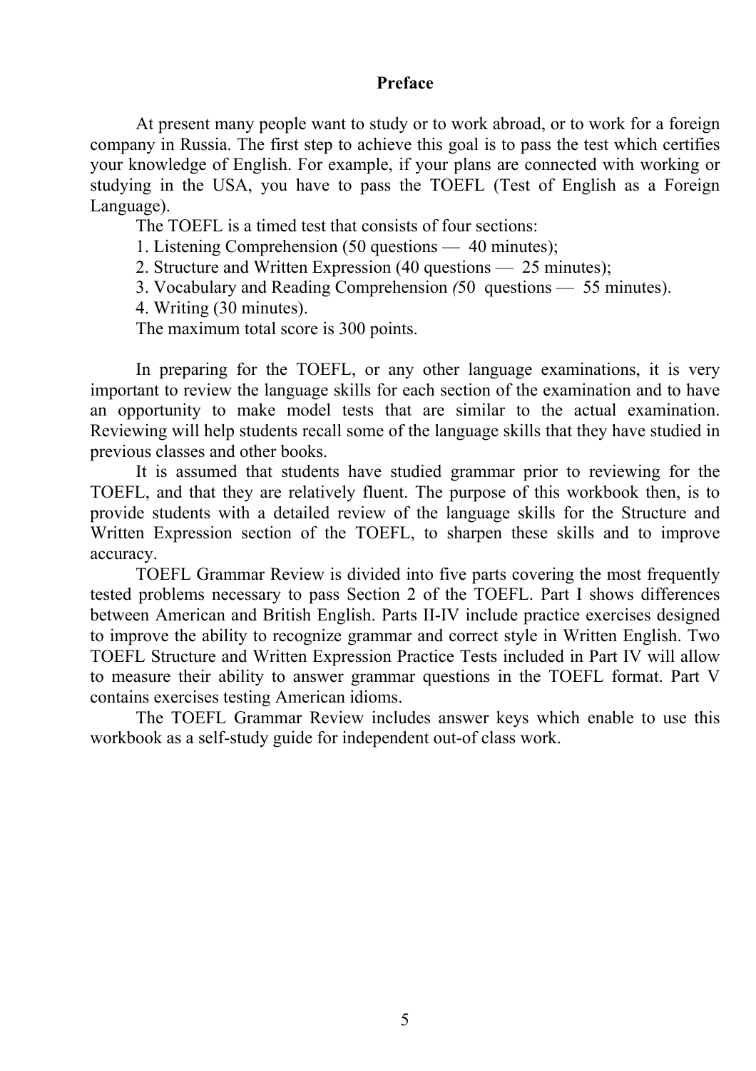# Preface

At present many people want to study or to work abroad, or to work for a foreign company in Russia. The first step to achieve this goal is to pass the test which certifies your knowledge of English. For example, if your plans are connected with working or studying in the USA, you have to pass the TOEFL (Test of English as a Foreign Language).

The TOEFL is a timed test that consists of four sections:

1. Listening Comprehension (50 questions — 40 minutes);
2. Structure and Written Expression (40 questions — 25 minutes);
3. Vocabulary and Reading Comprehension *(*50 questions — 55 minutes).
4. Writing (30 minutes).

The maximum total score is 300 points.

In preparing for the TOEFL, or any other language examinations, it is very important to review the language skills for each section of the examination and to have an opportunity to make model tests that are similar to the actual examination. Reviewing will help students recall some of the language skills that they have studied in previous classes and other books.

It is assumed that students have studied grammar prior to reviewing for the TOEFL, and that they are relatively fluent. The purpose of this workbook then, is to provide students with a detailed review of the language skills for the Structure and Written Expression section of the TOEFL, to sharpen these skills and to improve accuracy.

TOEFL Grammar Review is divided into five parts covering the most frequently tested problems necessary to pass Section 2 of the TOEFL. Part I shows differences between American and British English. Parts II-IV include practice exercises designed to improve the ability to recognize grammar and correct style in Written English. Two TOEFL Structure and Written Expression Practice Tests included in Part IV will allow to measure their ability to answer grammar questions in the TOEFL format. Part V contains exercises testing American idioms.

The TOEFL Grammar Review includes answer keys which enable to use this workbook as a self-study guide for independent out-of class work.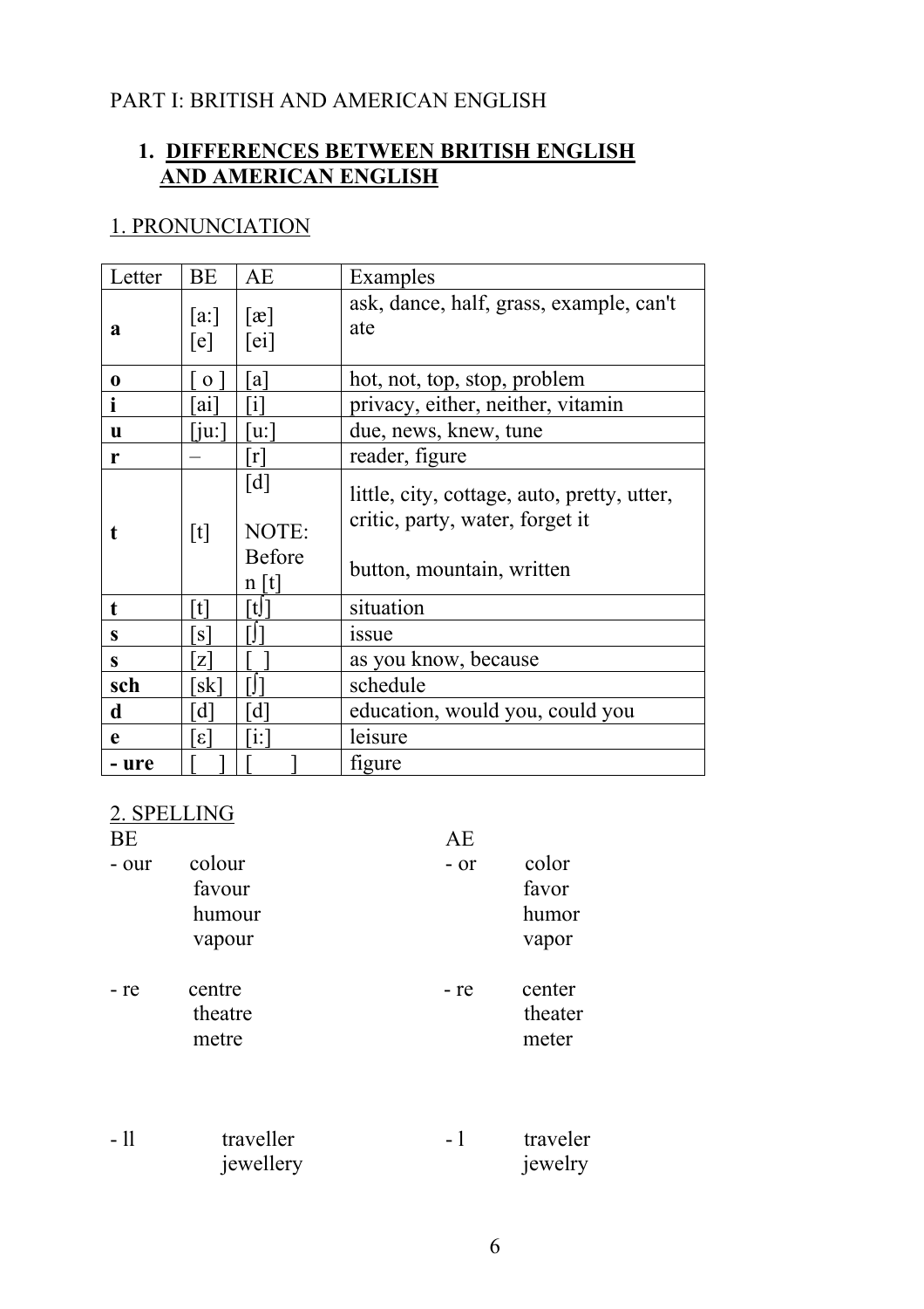PART I: BRITISH AND AMERICAN ENGLISH

## 1. DIFFERENCES BETWEEN BRITISH ENGLISH AND AMERICAN ENGLISH

### 1. PRONUNCIATION

| Letter | BE | AE | Examples |
|---|---|---|---|
| **a** | [a:]<br>[e] | [æ]<br>[ei] | ask, dance, half, grass, example, can't<br>ate |
| **o** | [ o ] | [a] | hot, not, top, stop, problem |
| **i** | [ai] | [i] | privacy, either, neither, vitamin |
| **u** | [ju:] | [u:] | due, news, knew, tune |
| **r** | – | [r] | reader, figure |
| **t** | [t] | [d]<br><br>NOTE: Before n [t] | little, city, cottage, auto, pretty, utter, critic, party, water, forget it<br><br>button, mountain, written |
| **t** | [t] | [tʃ] | situation |
| **s** | [s] | [ʃ] | issue |
| **s** | [z] | [ ] | as you know, because |
| **sch** | [sk] | [ʃ] | schedule |
| **d** | [d] | [d] | education, would you, could you |
| **e** | [ε] | [i:] | leisure |
| **- ure** | [ ] | [ ] | figure |

### 2. SPELLING

| BE | | AE | |
|---|---|---|---|
| - our | colour | - or | color |
| | favour | | favor |
| | humour | | humor |
| | vapour | | vapor |
| - re | centre | - re | center |
| | theatre | | theater |
| | metre | | meter |
| - ll | traveller | - l | traveler |
| | jewellery | | jewelry |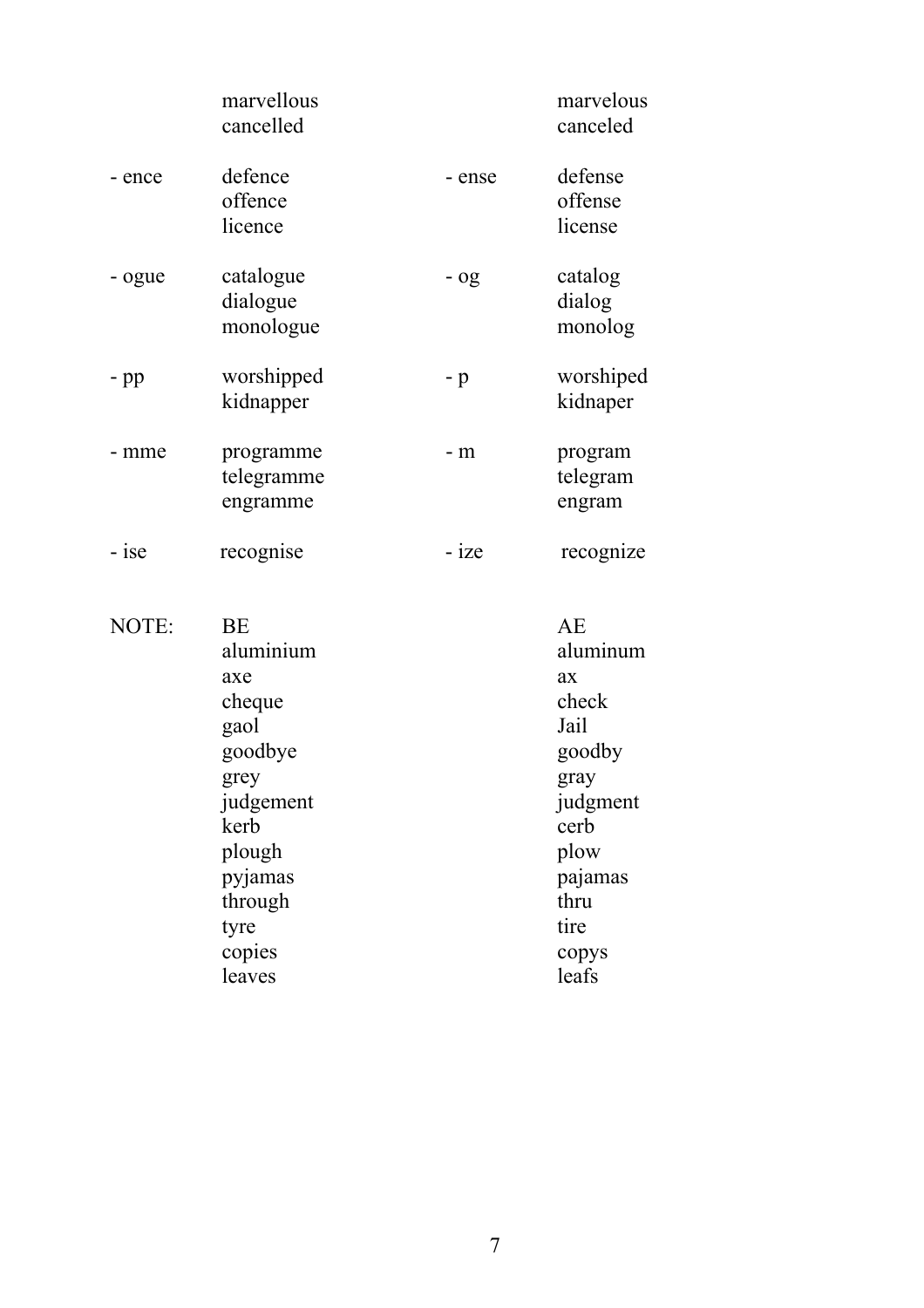| | | | |
|---|---|---|---|
| | marvellous<br>cancelled | | marvelous<br>canceled |
| - ence | defence<br>offence<br>licence | - ense | defense<br>offense<br>license |
| - ogue | catalogue<br>dialogue<br>monologue | - og | catalog<br>dialog<br>monolog |
| - pp | worshipped<br>kidnapper | - p | worshiped<br>kidnaper |
| - mme | programme<br>telegramme<br>engramme | - m | program<br>telegram<br>engram |
| - ise | recognise | - ize | recognize |

| NOTE: | BE | AE |
|---|---|---|
| | aluminium | aluminum |
| | axe | ax |
| | cheque | check |
| | gaol | Jail |
| | goodbye | goodby |
| | grey | gray |
| | judgement | judgment |
| | kerb | cerb |
| | plough | plow |
| | pyjamas | pajamas |
| | through | thru |
| | tyre | tire |
| | copies | copys |
| | leaves | leafs |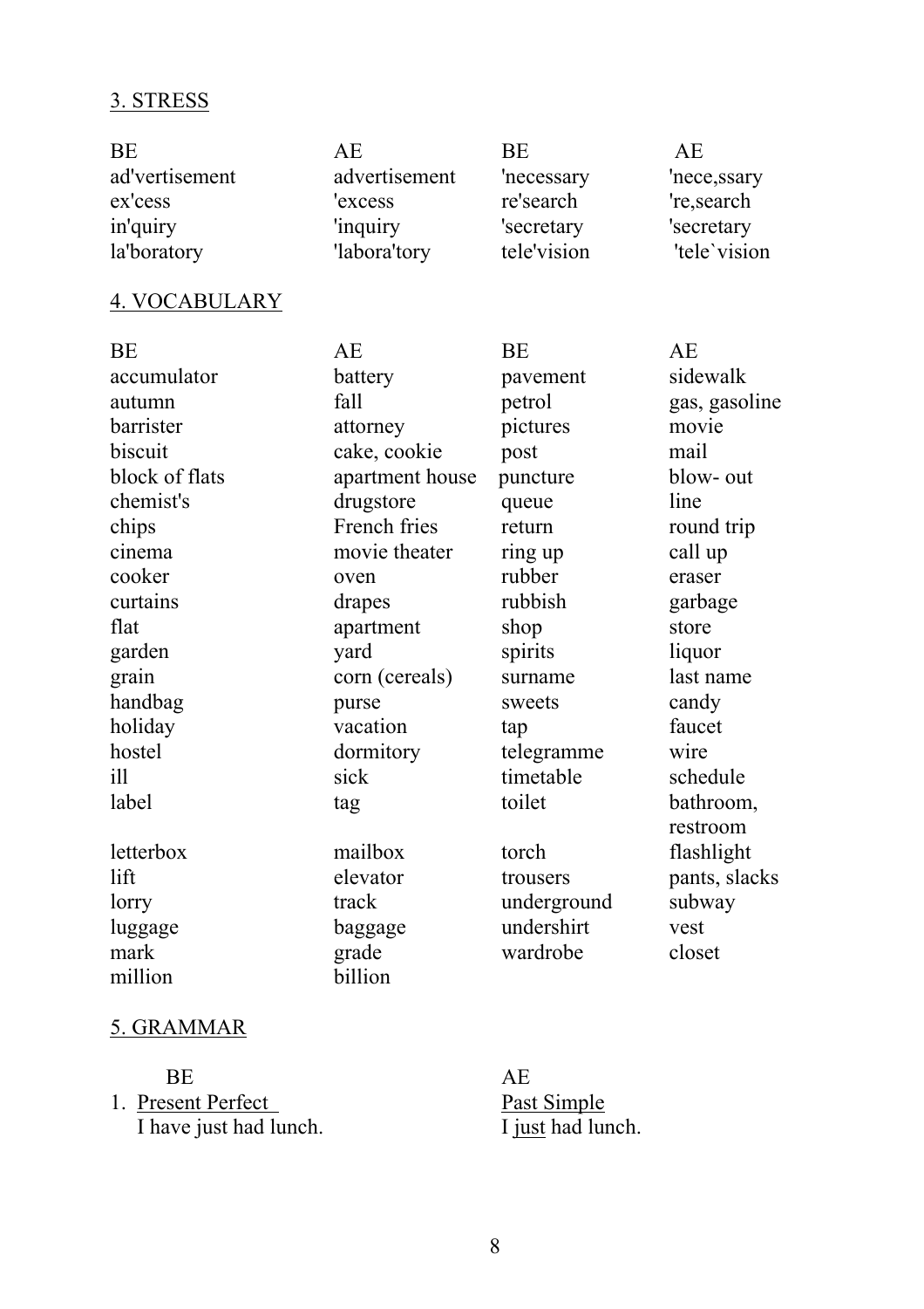## 3. STRESS

| BE | AE | BE | AE |
|---|---|---|---|
| ad'vertisement | advertisement | 'necessary | 'nece,ssary |
| ex'cess | 'excess | re'search | 're,search |
| in'quiry | 'inquiry | 'secretary | 'secretary |
| la'boratory | 'labora'tory | tele'vision | 'tele`vision |

## 4. VOCABULARY

| BE | AE | BE | AE |
|---|---|---|---|
| accumulator | battery | pavement | sidewalk |
| autumn | fall | petrol | gas, gasoline |
| barrister | attorney | pictures | movie |
| biscuit | cake, cookie | post | mail |
| block of flats | apartment house | puncture | blow- out |
| chemist's | drugstore | queue | line |
| chips | French fries | return | round trip |
| cinema | movie theater | ring up | call up |
| cooker | oven | rubber | eraser |
| curtains | drapes | rubbish | garbage |
| flat | apartment | shop | store |
| garden | yard | spirits | liquor |
| grain | corn (cereals) | surname | last name |
| handbag | purse | sweets | candy |
| holiday | vacation | tap | faucet |
| hostel | dormitory | telegramme | wire |
| ill | sick | timetable | schedule |
| label | tag | toilet | bathroom, restroom |
| letterbox | mailbox | torch | flashlight |
| lift | elevator | trousers | pants, slacks |
| lorry | track | underground | subway |
| luggage | baggage | undershirt | vest |
| mark | grade | wardrobe | closet |
| million | billion | | |

## 5. GRAMMAR

| BE | AE |
|---|---|
| 1. Present Perfect | Past Simple |
| I have just had lunch. | I just had lunch. |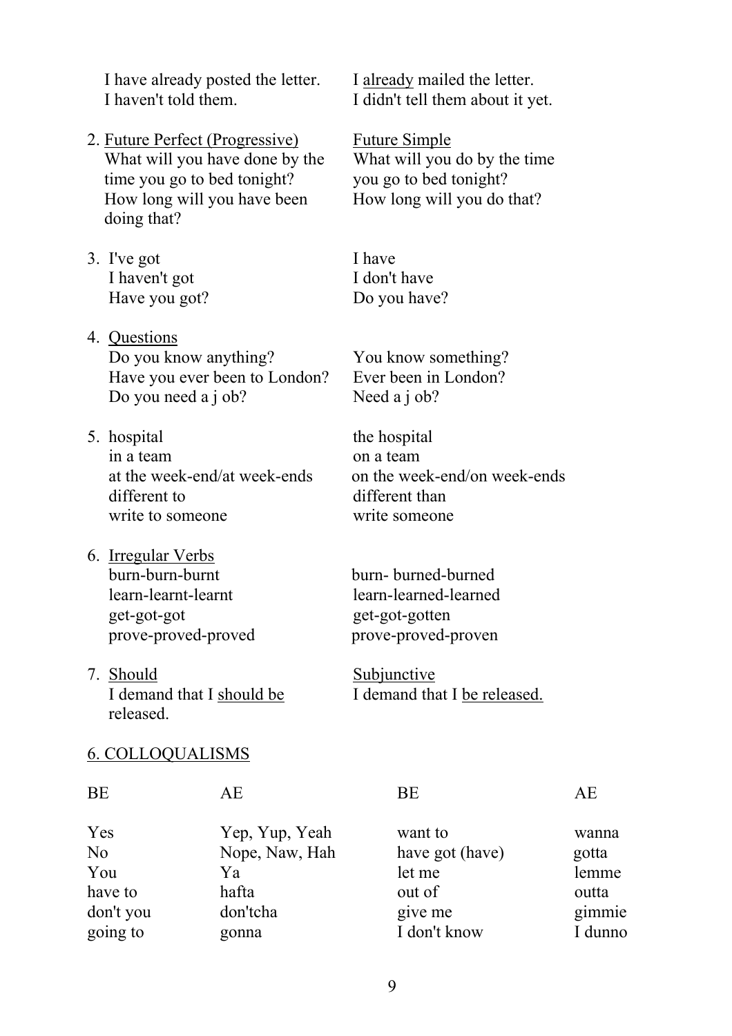| | |
|---|---|
| I have already posted the letter.<br>I haven't told them. | I <u>already</u> mailed the letter.<br>I didn't tell them about it yet. |
| 2. <u>Future Perfect (Progressive)</u><br>What will you have done by the time you go to bed tonight?<br>How long will you have been doing that? | <u>Future Simple</u><br>What will you do by the time you go to bed tonight?<br>How long will you do that? |
| 3. I've got<br>I haven't got<br>Have you got? | I have<br>I don't have<br>Do you have? |
| 4. <u>Questions</u><br>Do you know anything?<br>Have you ever been to London?<br>Do you need a j ob? | <br>You know something?<br>Ever been in London?<br>Need a j ob? |
| 5. hospital<br>in a team<br>at the week-end/at week-ends<br>different to<br>write to someone | the hospital<br>on a team<br>on the week-end/on week-ends<br>different than<br>write someone |
| 6. <u>Irregular Verbs</u><br>burn-burn-burnt<br>learn-learnt-learnt<br>get-got-got<br>prove-proved-proved | <br>burn- burned-burned<br>learn-learned-learned<br>get-got-gotten<br>prove-proved-proven |
| 7. <u>Should</u><br>I demand that I <u>should be</u> released. | <u>Subjunctive</u><br>I demand that I <u>be released.</u> |

<u>6. COLLOQUALISMS</u>

| BE | AE | BE | AE |
|---|---|---|---|
| Yes | Yep, Yup, Yeah | want to | wanna |
| No | Nope, Naw, Hah | have got (have) | gotta |
| You | Ya | let me | lemme |
| have to | hafta | out of | outta |
| don't you | don'tcha | give me | gimmie |
| going to | gonna | I don't know | I dunno |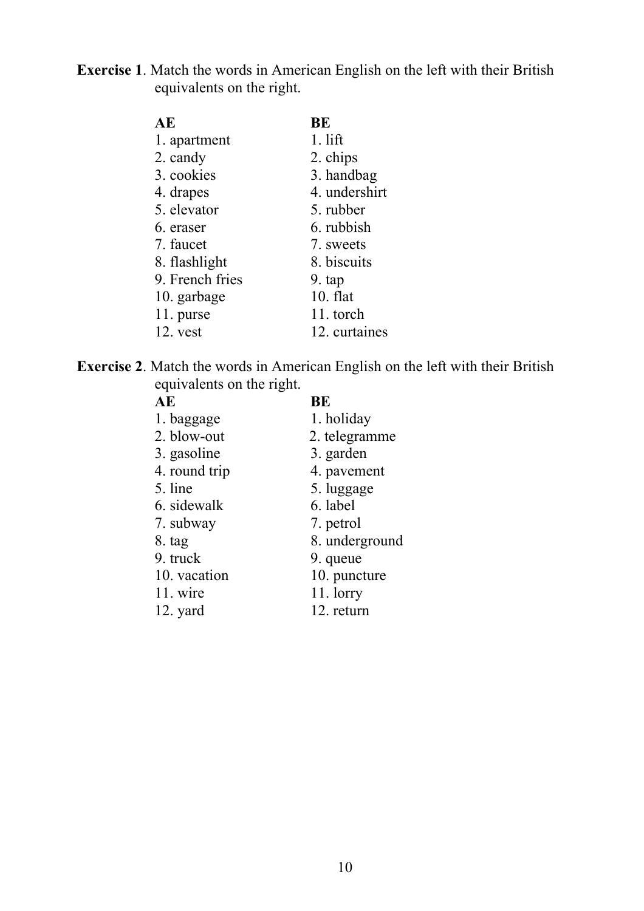**Exercise 1**. Match the words in American English on the left with their British equivalents on the right.

| AE | BE |
|---|---|
| 1. apartment | 1. lift |
| 2. candy | 2. chips |
| 3. cookies | 3. handbag |
| 4. drapes | 4. undershirt |
| 5. elevator | 5. rubber |
| 6. eraser | 6. rubbish |
| 7. faucet | 7. sweets |
| 8. flashlight | 8. biscuits |
| 9. French fries | 9. tap |
| 10. garbage | 10. flat |
| 11. purse | 11. torch |
| 12. vest | 12. curtaines |

**Exercise 2**. Match the words in American English on the left with their British equivalents on the right.

| AE | BE |
|---|---|
| 1. baggage | 1. holiday |
| 2. blow-out | 2. telegramme |
| 3. gasoline | 3. garden |
| 4. round trip | 4. pavement |
| 5. line | 5. luggage |
| 6. sidewalk | 6. label |
| 7. subway | 7. petrol |
| 8. tag | 8. underground |
| 9. truck | 9. queue |
| 10. vacation | 10. puncture |
| 11. wire | 11. lorry |
| 12. yard | 12. return |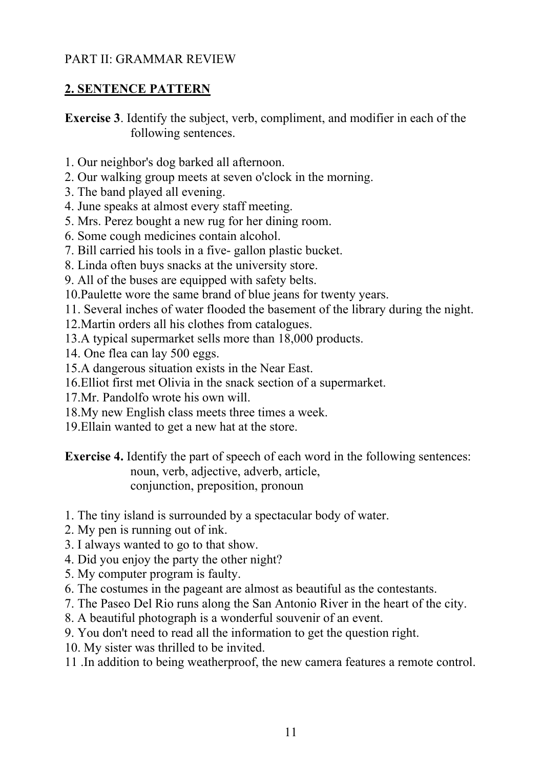PART II: GRAMMAR REVIEW

## 2. SENTENCE PATTERN

**Exercise 3**. Identify the subject, verb, compliment, and modifier in each of the following sentences.

1. Our neighbor's dog barked all afternoon.
2. Our walking group meets at seven o'clock in the morning.
3. The band played all evening.
4. June speaks at almost every staff meeting.
5. Mrs. Perez bought a new rug for her dining room.
6. Some cough medicines contain alcohol.
7. Bill carried his tools in a five- gallon plastic bucket.
8. Linda often buys snacks at the university store.
9. All of the buses are equipped with safety belts.
10. Paulette wore the same brand of blue jeans for twenty years.
11. Several inches of water flooded the basement of the library during the night.
12. Martin orders all his clothes from catalogues.
13. A typical supermarket sells more than 18,000 products.
14. One flea can lay 500 eggs.
15. A dangerous situation exists in the Near East.
16. Elliot first met Olivia in the snack section of a supermarket.
17. Mr. Pandolfo wrote his own will.
18. My new English class meets three times a week.
19. Ellain wanted to get a new hat at the store.

**Exercise 4.** Identify the part of speech of each word in the following sentences: noun, verb, adjective, adverb, article, conjunction, preposition, pronoun

1. The tiny island is surrounded by a spectacular body of water.
2. My pen is running out of ink.
3. I always wanted to go to that show.
4. Did you enjoy the party the other night?
5. My computer program is faulty.
6. The costumes in the pageant are almost as beautiful as the contestants.
7. The Paseo Del Rio runs along the San Antonio River in the heart of the city.
8. A beautiful photograph is a wonderful souvenir of an event.
9. You don't need to read all the information to get the question right.
10. My sister was thrilled to be invited.
11. In addition to being weatherproof, the new camera features a remote control.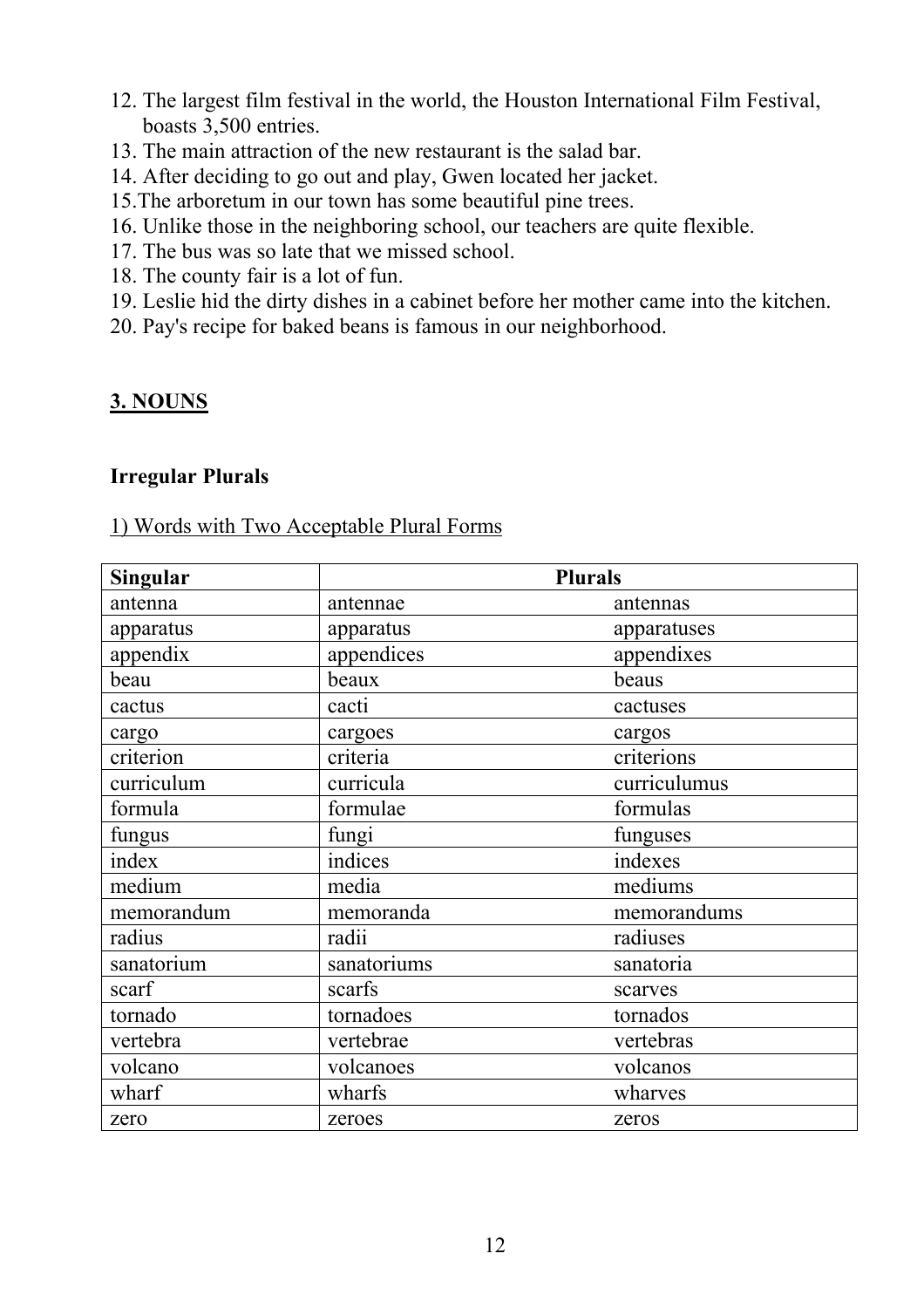12. The largest film festival in the world, the Houston International Film Festival, boasts 3,500 entries.
13. The main attraction of the new restaurant is the salad bar.
14. After deciding to go out and play, Gwen located her jacket.
15. The arboretum in our town has some beautiful pine trees.
16. Unlike those in the neighboring school, our teachers are quite flexible.
17. The bus was so late that we missed school.
18. The county fair is a lot of fun.
19. Leslie hid the dirty dishes in a cabinet before her mother came into the kitchen.
20. Pay's recipe for baked beans is famous in our neighborhood.

## 3. NOUNS

### Irregular Plurals

1) Words with Two Acceptable Plural Forms

| Singular | Plurals | |
|---|---|---|
| antenna | antennae | antennas |
| apparatus | apparatus | apparatuses |
| appendix | appendices | appendixes |
| beau | beaux | beaus |
| cactus | cacti | cactuses |
| cargo | cargoes | cargos |
| criterion | criteria | criterions |
| curriculum | curricula | curriculumus |
| formula | formulae | formulas |
| fungus | fungi | funguses |
| index | indices | indexes |
| medium | media | mediums |
| memorandum | memoranda | memorandums |
| radius | radii | radiuses |
| sanatorium | sanatoriums | sanatoria |
| scarf | scarfs | scarves |
| tornado | tornadoes | tornados |
| vertebra | vertebrae | vertebras |
| volcano | volcanoes | volcanos |
| wharf | wharfs | wharves |
| zero | zeroes | zeros |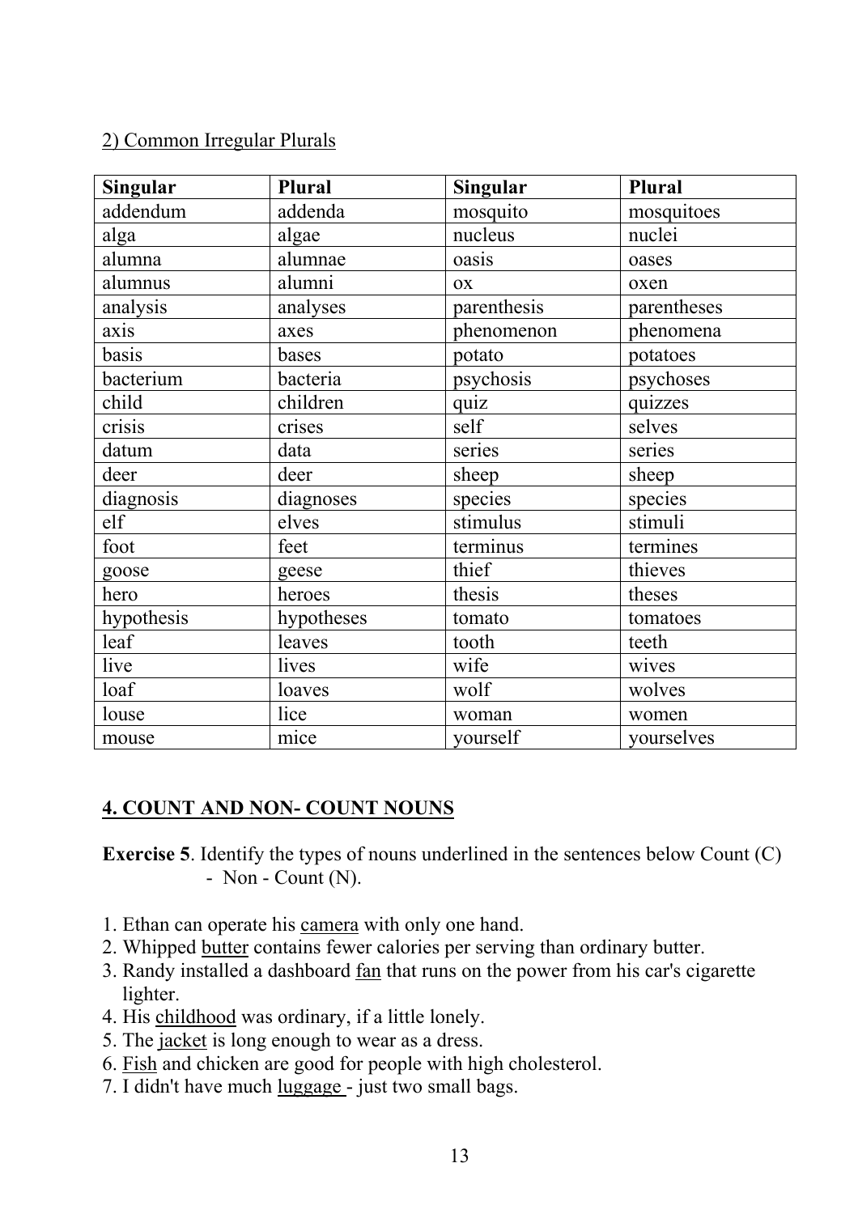2) Common Irregular Plurals

| **Singular** | **Plural** | **Singular** | **Plural** |
|---|---|---|---|
| addendum | addenda | mosquito | mosquitoes |
| alga | algae | nucleus | nuclei |
| alumna | alumnae | oasis | oases |
| alumnus | alumni | ox | oxen |
| analysis | analyses | parenthesis | parentheses |
| axis | axes | phenomenon | phenomena |
| basis | bases | potato | potatoes |
| bacterium | bacteria | psychosis | psychoses |
| child | children | quiz | quizzes |
| crisis | crises | self | selves |
| datum | data | series | series |
| deer | deer | sheep | sheep |
| diagnosis | diagnoses | species | species |
| elf | elves | stimulus | stimuli |
| foot | feet | terminus | termines |
| goose | geese | thief | thieves |
| hero | heroes | thesis | theses |
| hypothesis | hypotheses | tomato | tomatoes |
| leaf | leaves | tooth | teeth |
| live | lives | wife | wives |
| loaf | loaves | wolf | wolves |
| louse | lice | woman | women |
| mouse | mice | yourself | yourselves |

## 4. COUNT AND NON- COUNT NOUNS

**Exercise 5**. Identify the types of nouns underlined in the sentences below Count (C) - Non - Count (N).

1. Ethan can operate his camera with only one hand.
2. Whipped butter contains fewer calories per serving than ordinary butter.
3. Randy installed a dashboard fan that runs on the power from his car's cigarette lighter.
4. His childhood was ordinary, if a little lonely.
5. The jacket is long enough to wear as a dress.
6. Fish and chicken are good for people with high cholesterol.
7. I didn't have much luggage - just two small bags.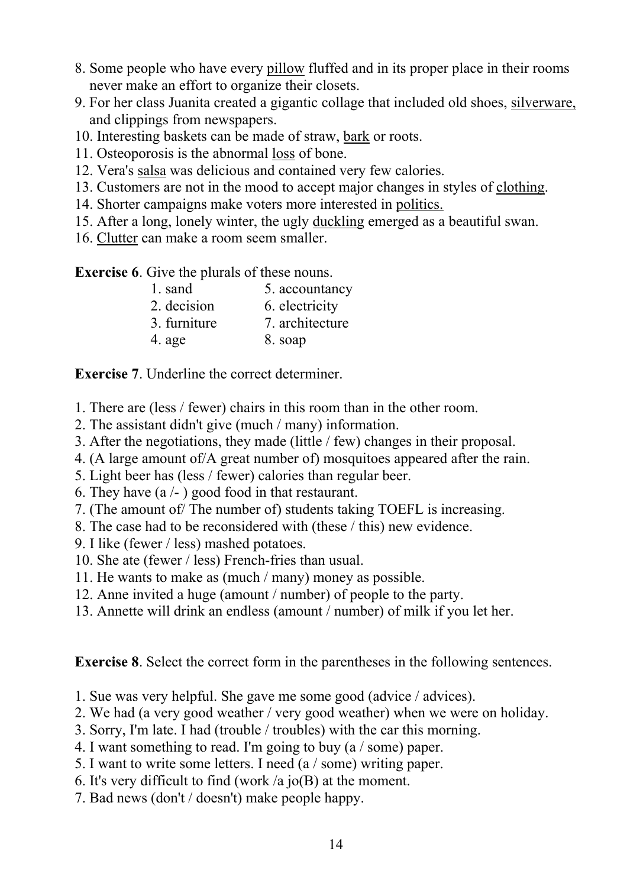8. Some people who have every <u>pillow</u> fluffed and in its proper place in their rooms never make an effort to organize their closets.
9. For her class Juanita created a gigantic collage that included old shoes, <u>silverware,</u> and clippings from newspapers.
10. Interesting baskets can be made of straw, <u>bark</u> or roots.
11. Osteoporosis is the abnormal <u>loss</u> of bone.
12. Vera's <u>salsa</u> was delicious and contained very few calories.
13. Customers are not in the mood to accept major changes in styles of <u>clothing</u>.
14. Shorter campaigns make voters more interested in <u>politics.</u>
15. After a long, lonely winter, the ugly <u>duckling</u> emerged as a beautiful swan.
16. <u>Clutter</u> can make a room seem smaller.

**Exercise 6**. Give the plurals of these nouns.

| | |
|---|---|
| 1. sand | 5. accountancy |
| 2. decision | 6. electricity |
| 3. furniture | 7. architecture |
| 4. age | 8. soap |

**Exercise 7**. Underline the correct determiner.

1. There are (less / fewer) chairs in this room than in the other room.
2. The assistant didn't give (much / many) information.
3. After the negotiations, they made (little / few) changes in their proposal.
4. (A large amount of/A great number of) mosquitoes appeared after the rain.
5. Light beer has (less / fewer) calories than regular beer.
6. They have (a /- ) good food in that restaurant.
7. (The amount of/ The number of) students taking TOEFL is increasing.
8. The case had to be reconsidered with (these / this) new evidence.
9. I like (fewer / less) mashed potatoes.
10. She ate (fewer / less) French-fries than usual.
11. He wants to make as (much / many) money as possible.
12. Anne invited a huge (amount / number) of people to the party.
13. Annette will drink an endless (amount / number) of milk if you let her.

**Exercise 8**. Select the correct form in the parentheses in the following sentences.

1. Sue was very helpful. She gave me some good (advice / advices).
2. We had (a very good weather / very good weather) when we were on holiday.
3. Sorry, I'm late. I had (trouble / troubles) with the car this morning.
4. I want something to read. I'm going to buy (a / some) paper.
5. I want to write some letters. I need (a / some) writing paper.
6. It's very difficult to find (work /a jo(B) at the moment.
7. Bad news (don't / doesn't) make people happy.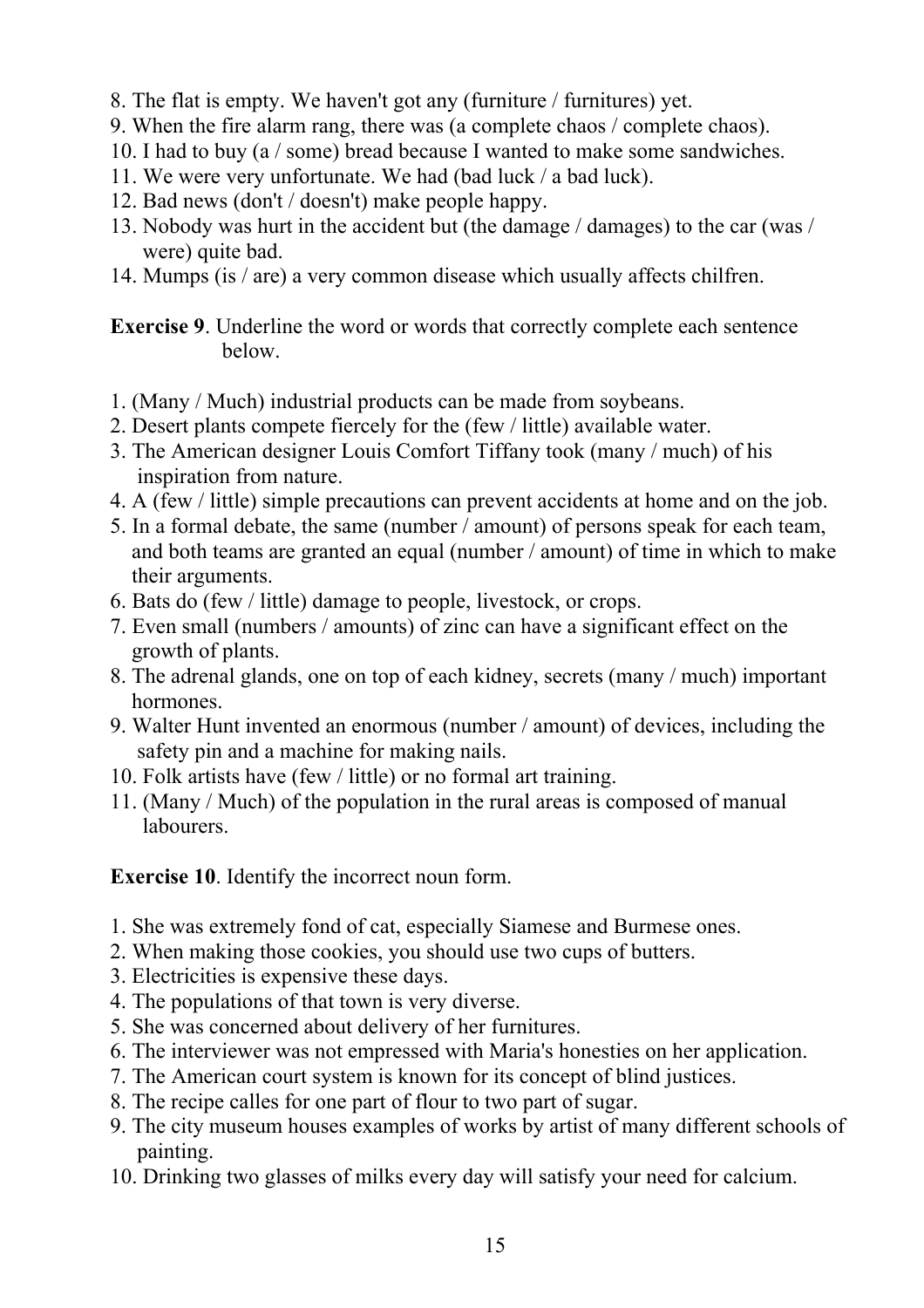8. The flat is empty. We haven't got any (furniture / furnitures) yet.
9. When the fire alarm rang, there was (a complete chaos / complete chaos).
10. I had to buy (a / some) bread because I wanted to make some sandwiches.
11. We were very unfortunate. We had (bad luck / a bad luck).
12. Bad news (don't / doesn't) make people happy.
13. Nobody was hurt in the accident but (the damage / damages) to the car (was / were) quite bad.
14. Mumps (is / are) a very common disease which usually affects chilfren.

**Exercise 9**. Underline the word or words that correctly complete each sentence below.

1. (Many / Much) industrial products can be made from soybeans.
2. Desert plants compete fiercely for the (few / little) available water.
3. The American designer Louis Comfort Tiffany took (many / much) of his inspiration from nature.
4. A (few / little) simple precautions can prevent accidents at home and on the job.
5. In a formal debate, the same (number / amount) of persons speak for each team, and both teams are granted an equal (number / amount) of time in which to make their arguments.
6. Bats do (few / little) damage to people, livestock, or crops.
7. Even small (numbers / amounts) of zinc can have a significant effect on the growth of plants.
8. The adrenal glands, one on top of each kidney, secrets (many / much) important hormones.
9. Walter Hunt invented an enormous (number / amount) of devices, including the safety pin and a machine for making nails.
10. Folk artists have (few / little) or no formal art training.
11. (Many / Much) of the population in the rural areas is composed of manual labourers.

**Exercise 10**. Identify the incorrect noun form.

1. She was extremely fond of cat, especially Siamese and Burmese ones.
2. When making those cookies, you should use two cups of butters.
3. Electricities is expensive these days.
4. The populations of that town is very diverse.
5. She was concerned about delivery of her furnitures.
6. The interviewer was not empressed with Maria's honesties on her application.
7. The American court system is known for its concept of blind justices.
8. The recipe calles for one part of flour to two part of sugar.
9. The city museum houses examples of works by artist of many different schools of painting.
10. Drinking two glasses of milks every day will satisfy your need for calcium.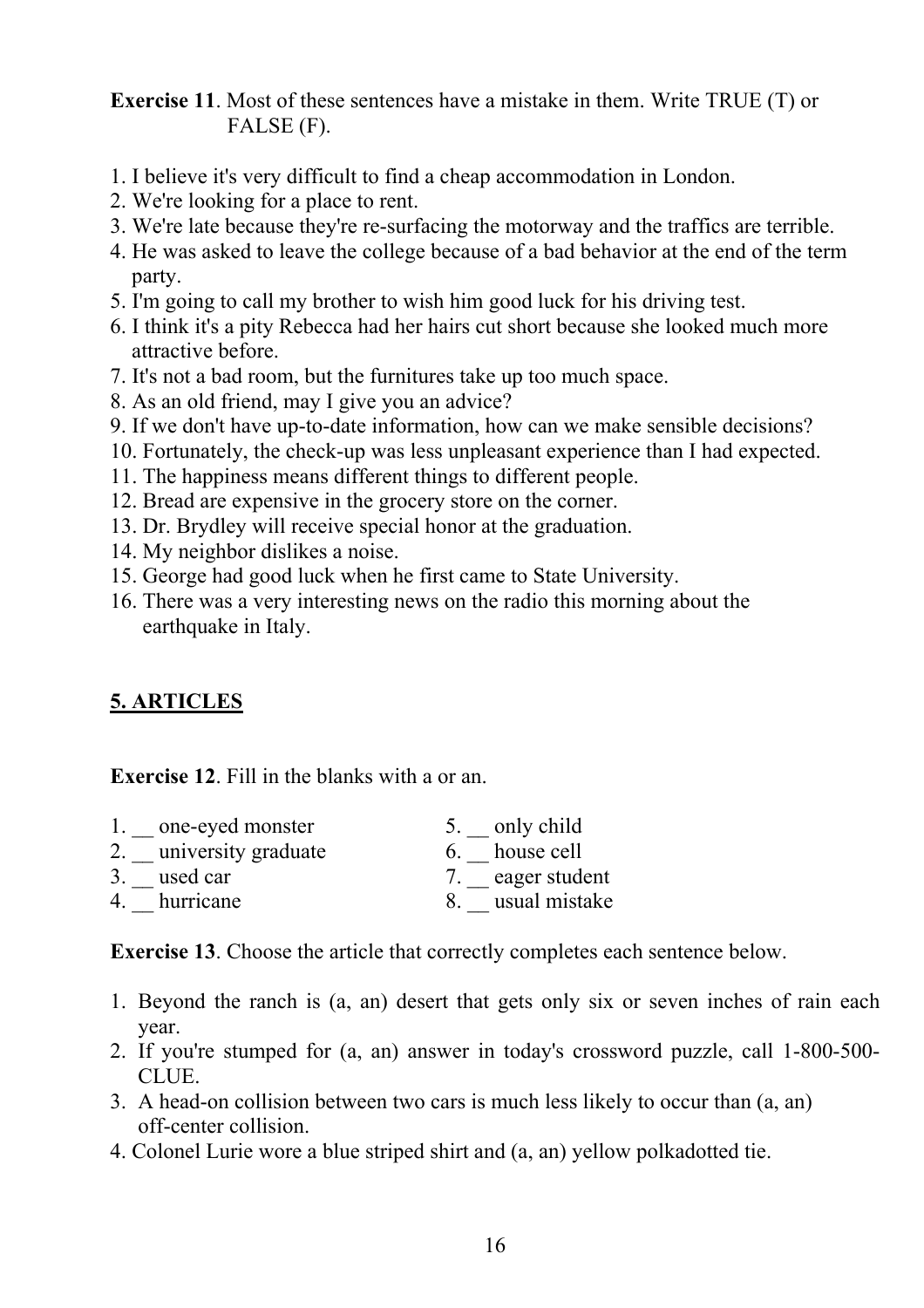**Exercise 11**. Most of these sentences have a mistake in them. Write TRUE (T) or FALSE (F).

1. I believe it's very difficult to find a cheap accommodation in London.
2. We're looking for a place to rent.
3. We're late because they're re-surfacing the motorway and the traffics are terrible.
4. He was asked to leave the college because of a bad behavior at the end of the term party.
5. I'm going to call my brother to wish him good luck for his driving test.
6. I think it's a pity Rebecca had her hairs cut short because she looked much more attractive before.
7. It's not a bad room, but the furnitures take up too much space.
8. As an old friend, may I give you an advice?
9. If we don't have up-to-date information, how can we make sensible decisions?
10. Fortunately, the check-up was less unpleasant experience than I had expected.
11. The happiness means different things to different people.
12. Bread are expensive in the grocery store on the corner.
13. Dr. Brydley will receive special honor at the graduation.
14. My neighbor dislikes a noise.
15. George had good luck when he first came to State University.
16. There was a very interesting news on the radio this morning about the earthquake in Italy.

## 5. ARTICLES

**Exercise 12**. Fill in the blanks with a or an.

1. __ one-eyed monster
2. __ university graduate
3. __ used car
4. __ hurricane
5. __ only child
6. __ house cell
7. __ eager student
8. __ usual mistake

**Exercise 13**. Choose the article that correctly completes each sentence below.

1. Beyond the ranch is (a, an) desert that gets only six or seven inches of rain each year.
2. If you're stumped for (a, an) answer in today's crossword puzzle, call 1-800-500-CLUE.
3. A head-on collision between two cars is much less likely to occur than (a, an) off-center collision.
4. Colonel Lurie wore a blue striped shirt and (a, an) yellow polkadotted tie.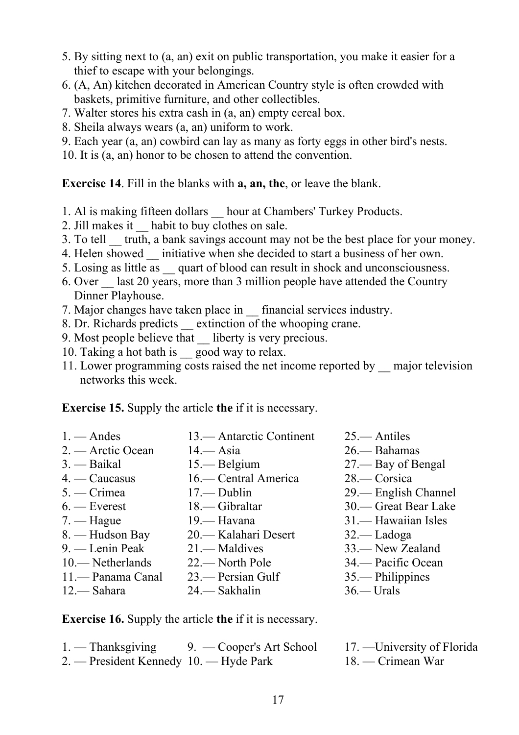5. By sitting next to (a, an) exit on public transportation, you make it easier for a thief to escape with your belongings.
6. (A, An) kitchen decorated in American Country style is often crowded with baskets, primitive furniture, and other collectibles.
7. Walter stores his extra cash in (a, an) empty cereal box.
8. Sheila always wears (a, an) uniform to work.
9. Each year (a, an) cowbird can lay as many as forty eggs in other bird's nests.
10. It is (a, an) honor to be chosen to attend the convention.

**Exercise 14**. Fill in the blanks with **a, an, the**, or leave the blank.

1. Al is making fifteen dollars __ hour at Chambers' Turkey Products.
2. Jill makes it __ habit to buy clothes on sale.
3. To tell __ truth, a bank savings account may not be the best place for your money.
4. Helen showed __ initiative when she decided to start a business of her own.
5. Losing as little as __ quart of blood can result in shock and unconsciousness.
6. Over __ last 20 years, more than 3 million people have attended the Country Dinner Playhouse.
7. Major changes have taken place in __ financial services industry.
8. Dr. Richards predicts __ extinction of the whooping crane.
9. Most people believe that __ liberty is very precious.
10. Taking a hot bath is __ good way to relax.
11. Lower programming costs raised the net income reported by __ major television networks this week.

**Exercise 15.** Supply the article **the** if it is necessary.

1. — Andes
2. — Arctic Ocean
3. — Baikal
4. — Caucasus
5. — Crimea
6. — Everest
7. — Hague
8. — Hudson Bay
9. — Lenin Peak
10.— Netherlands
11.— Panama Canal
12.— Sahara
13.— Antarctic Continent
14.— Asia
15.— Belgium
16.— Central America
17.— Dublin
18.— Gibraltar
19.— Havana
20.— Kalahari Desert
21.— Maldives
22.— North Pole
23.— Persian Gulf
24.— Sakhalin
25.— Antiles
26.— Bahamas
27.— Bay of Bengal
28.— Corsica
29.— English Channel
30.— Great Bear Lake
31.— Hawaiian Isles
32.— Ladoga
33.— New Zealand
34.— Pacific Ocean
35.— Philippines
36.— Urals

**Exercise 16.** Supply the article **the** if it is necessary.

1. — Thanksgiving
2. — President Kennedy
9. — Cooper's Art School
10. — Hyde Park
17. —University of Florida
18. — Crimean War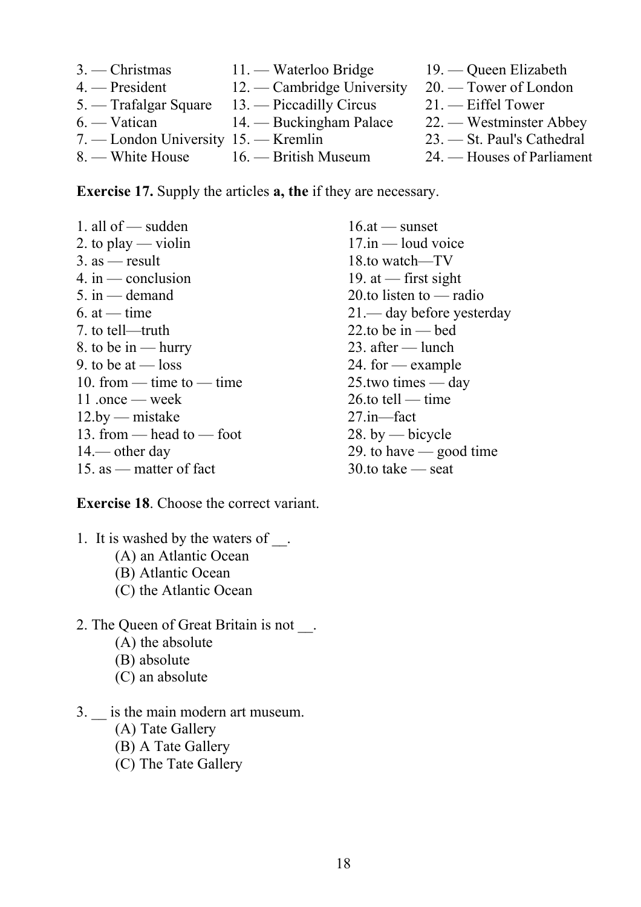3. — Christmas
4. — President
5. — Trafalgar Square
6. — Vatican
7. — London University
8. — White House
11. — Waterloo Bridge
12. — Cambridge University
13. — Piccadilly Circus
14. — Buckingham Palace
15. — Kremlin
16. — British Museum
19. — Queen Elizabeth
20. — Tower of London
21. — Eiffel Tower
22. — Westminster Abbey
23. — St. Paul's Cathedral
24. — Houses of Parliament

**Exercise 17.** Supply the articles **a, the** if they are necessary.

1. all of — sudden
2. to play — violin
3. as — result
4. in — conclusion
5. in — demand
6. at — time
7. to tell—truth
8. to be in — hurry
9. to be at — loss
10. from — time to — time
11 .once — week
12.by — mistake
13. from — head to — foot
14.— other day
15. as — matter of fact
16.at — sunset
17.in — loud voice
18.to watch—TV
19. at — first sight
20.to listen to — radio
21.— day before yesterday
22.to be in — bed
23. after — lunch
24. for — example
25.two times — day
26.to tell — time
27.in—fact
28. by — bicycle
29. to have — good time
30.to take — seat

**Exercise 18**. Choose the correct variant.

1. It is washed by the waters of __.
   (A) an Atlantic Ocean
   (B) Atlantic Ocean
   (C) the Atlantic Ocean

2. The Queen of Great Britain is not __.
   (A) the absolute
   (B) absolute
   (C) an absolute

3. __ is the main modern art museum.
   (A) Tate Gallery
   (B) A Tate Gallery
   (C) The Tate Gallery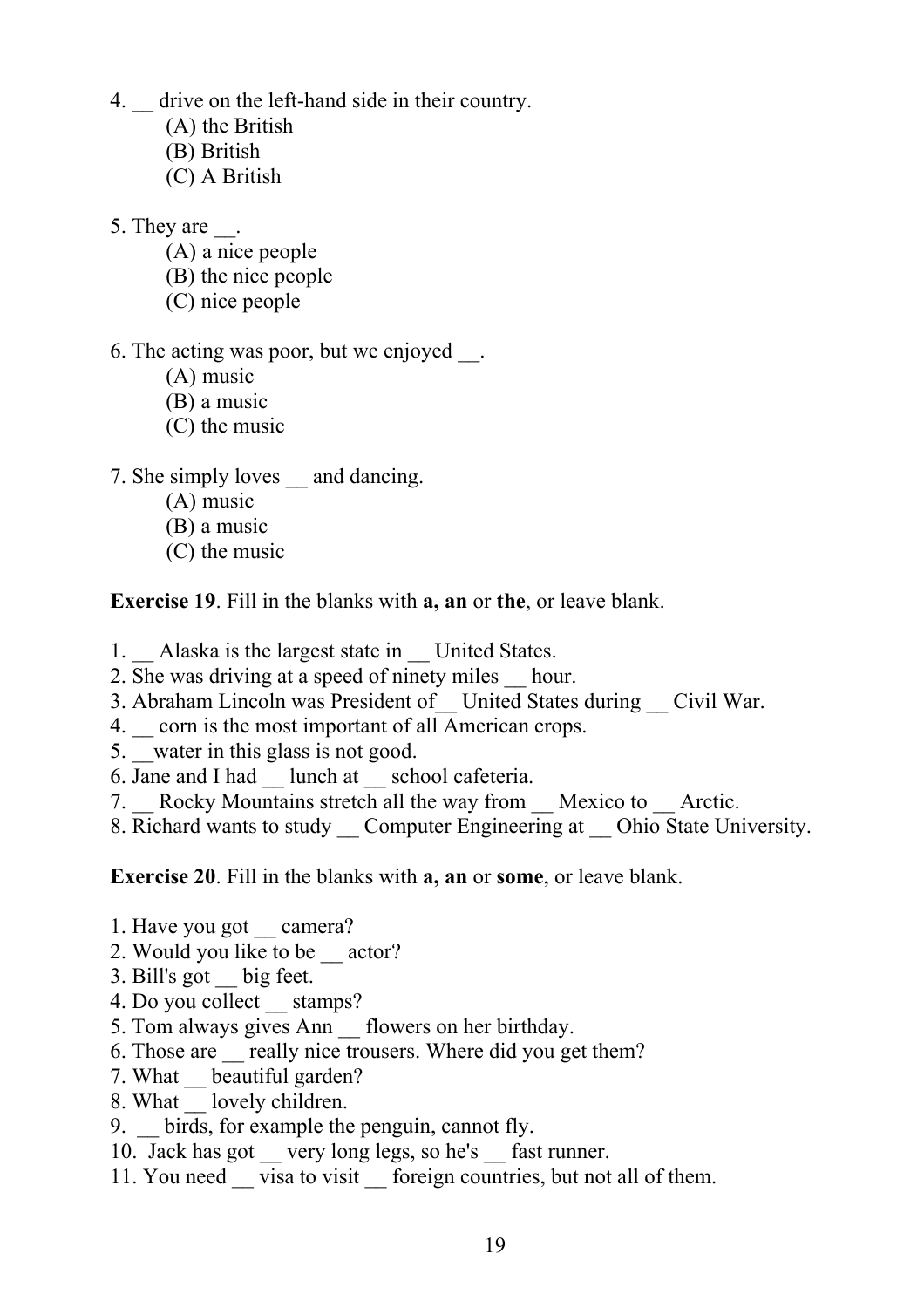4. __ drive on the left-hand side in their country.
   (A) the British
   (B) British
   (C) A British

5. They are __.
   (A) a nice people
   (B) the nice people
   (C) nice people

6. The acting was poor, but we enjoyed __.
   (A) music
   (B) a music
   (C) the music

7. She simply loves __ and dancing.
   (A) music
   (B) a music
   (C) the music

**Exercise 19**. Fill in the blanks with **a, an** or **the**, or leave blank.

1. __ Alaska is the largest state in __ United States.
2. She was driving at a speed of ninety miles __ hour.
3. Abraham Lincoln was President of__ United States during __ Civil War.
4. __ corn is the most important of all American crops.
5. __water in this glass is not good.
6. Jane and I had __ lunch at __ school cafeteria.
7. __ Rocky Mountains stretch all the way from __ Mexico to __ Arctic.
8. Richard wants to study __ Computer Engineering at __ Ohio State University.

**Exercise 20**. Fill in the blanks with **a, an** or **some**, or leave blank.

1. Have you got __ camera?
2. Would you like to be __ actor?
3. Bill's got __ big feet.
4. Do you collect __ stamps?
5. Tom always gives Ann __ flowers on her birthday.
6. Those are __ really nice trousers. Where did you get them?
7. What __ beautiful garden?
8. What __ lovely children.
9. __ birds, for example the penguin, cannot fly.
10. Jack has got __ very long legs, so he's __ fast runner.
11. You need __ visa to visit __ foreign countries, but not all of them.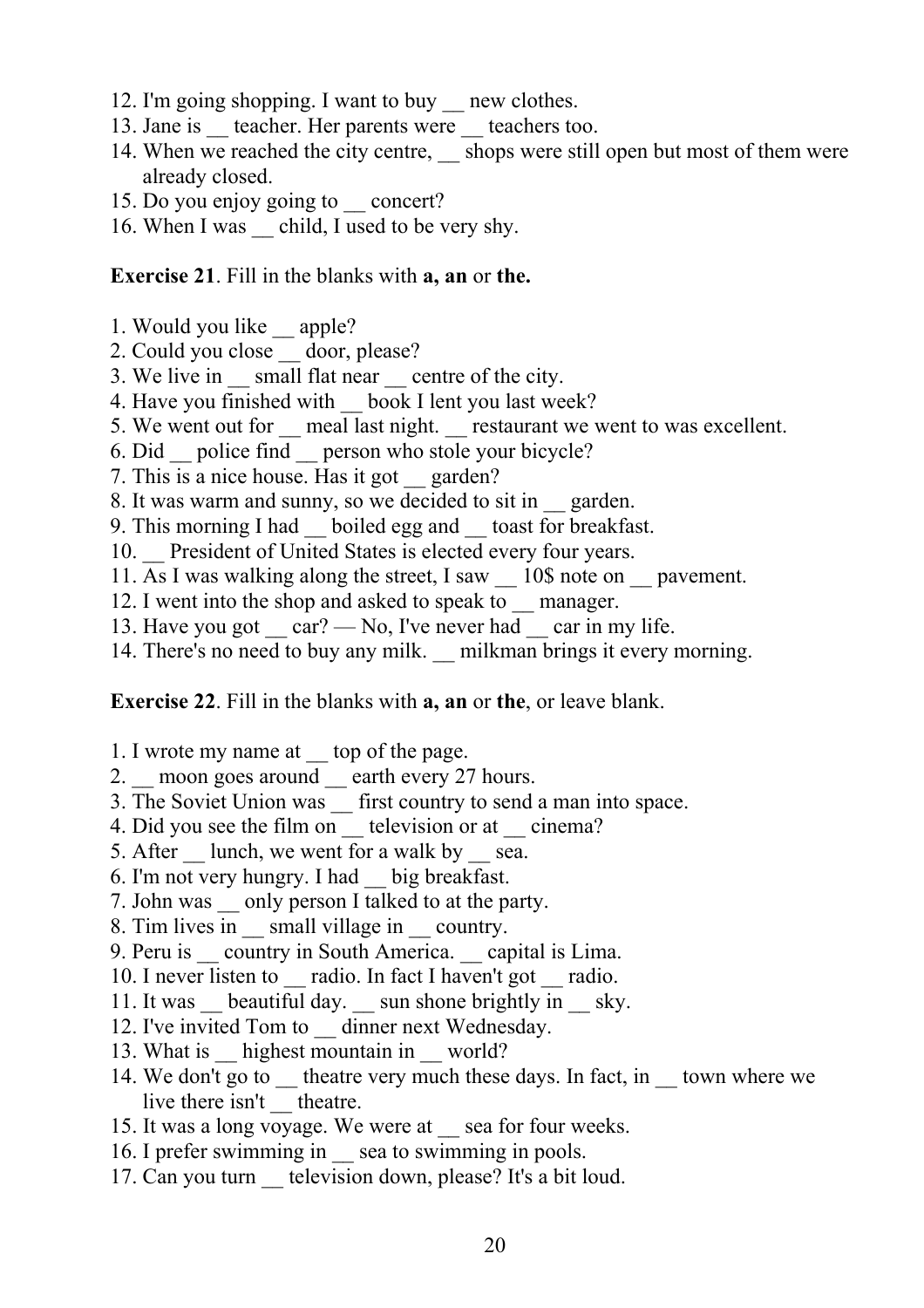12. I'm going shopping. I want to buy __ new clothes.
13. Jane is __ teacher. Her parents were __ teachers too.
14. When we reached the city centre, __ shops were still open but most of them were already closed.
15. Do you enjoy going to __ concert?
16. When I was __ child, I used to be very shy.

**Exercise 21**. Fill in the blanks with **a, an** or **the.**

1. Would you like __ apple?
2. Could you close __ door, please?
3. We live in __ small flat near __ centre of the city.
4. Have you finished with __ book I lent you last week?
5. We went out for __ meal last night. __ restaurant we went to was excellent.
6. Did __ police find __ person who stole your bicycle?
7. This is a nice house. Has it got __ garden?
8. It was warm and sunny, so we decided to sit in __ garden.
9. This morning I had __ boiled egg and __ toast for breakfast.
10. __ President of United States is elected every four years.
11. As I was walking along the street, I saw __ 10$ note on __ pavement.
12. I went into the shop and asked to speak to __ manager.
13. Have you got __ car? — No, I've never had __ car in my life.
14. There's no need to buy any milk. __ milkman brings it every morning.

**Exercise 22**. Fill in the blanks with **a, an** or **the**, or leave blank.

1. I wrote my name at __ top of the page.
2. __ moon goes around __ earth every 27 hours.
3. The Soviet Union was __ first country to send a man into space.
4. Did you see the film on __ television or at __ cinema?
5. After __ lunch, we went for a walk by __ sea.
6. I'm not very hungry. I had __ big breakfast.
7. John was __ only person I talked to at the party.
8. Tim lives in __ small village in __ country.
9. Peru is __ country in South America. __ capital is Lima.
10. I never listen to __ radio. In fact I haven't got __ radio.
11. It was __ beautiful day. __ sun shone brightly in __ sky.
12. I've invited Tom to __ dinner next Wednesday.
13. What is __ highest mountain in __ world?
14. We don't go to __ theatre very much these days. In fact, in __ town where we live there isn't __ theatre.
15. It was a long voyage. We were at __ sea for four weeks.
16. I prefer swimming in __ sea to swimming in pools.
17. Can you turn __ television down, please? It's a bit loud.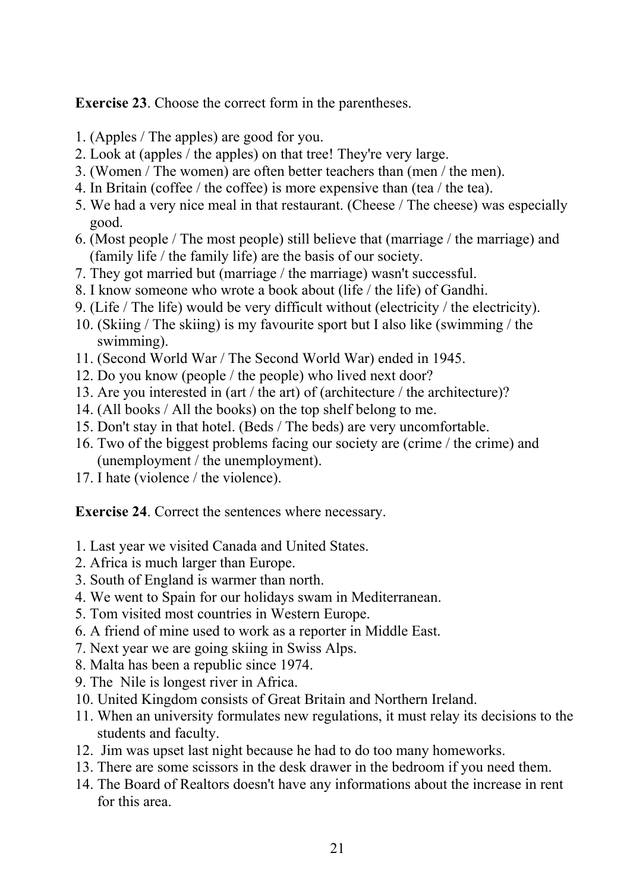**Exercise 23**. Choose the correct form in the parentheses.

1. (Apples / The apples) are good for you.
2. Look at (apples / the apples) on that tree! They're very large.
3. (Women / The women) are often better teachers than (men / the men).
4. In Britain (coffee / the coffee) is more expensive than (tea / the tea).
5. We had a very nice meal in that restaurant. (Cheese / The cheese) was especially good.
6. (Most people / The most people) still believe that (marriage / the marriage) and (family life / the family life) are the basis of our society.
7. They got married but (marriage / the marriage) wasn't successful.
8. I know someone who wrote a book about (life / the life) of Gandhi.
9. (Life / The life) would be very difficult without (electricity / the electricity).
10. (Skiing / The skiing) is my favourite sport but I also like (swimming / the swimming).
11. (Second World War / The Second World War) ended in 1945.
12. Do you know (people / the people) who lived next door?
13. Are you interested in (art / the art) of (architecture / the architecture)?
14. (All books / All the books) on the top shelf belong to me.
15. Don't stay in that hotel. (Beds / The beds) are very uncomfortable.
16. Two of the biggest problems facing our society are (crime / the crime) and (unemployment / the unemployment).
17. I hate (violence / the violence).

**Exercise 24**. Correct the sentences where necessary.

1. Last year we visited Canada and United States.
2. Africa is much larger than Europe.
3. South of England is warmer than north.
4. We went to Spain for our holidays swam in Mediterranean.
5. Tom visited most countries in Western Europe.
6. A friend of mine used to work as a reporter in Middle East.
7. Next year we are going skiing in Swiss Alps.
8. Malta has been a republic since 1974.
9. The Nile is longest river in Africa.
10. United Kingdom consists of Great Britain and Northern Ireland.
11. When an university formulates new regulations, it must relay its decisions to the students and faculty.
12. Jim was upset last night because he had to do too many homeworks.
13. There are some scissors in the desk drawer in the bedroom if you need them.
14. The Board of Realtors doesn't have any informations about the increase in rent for this area.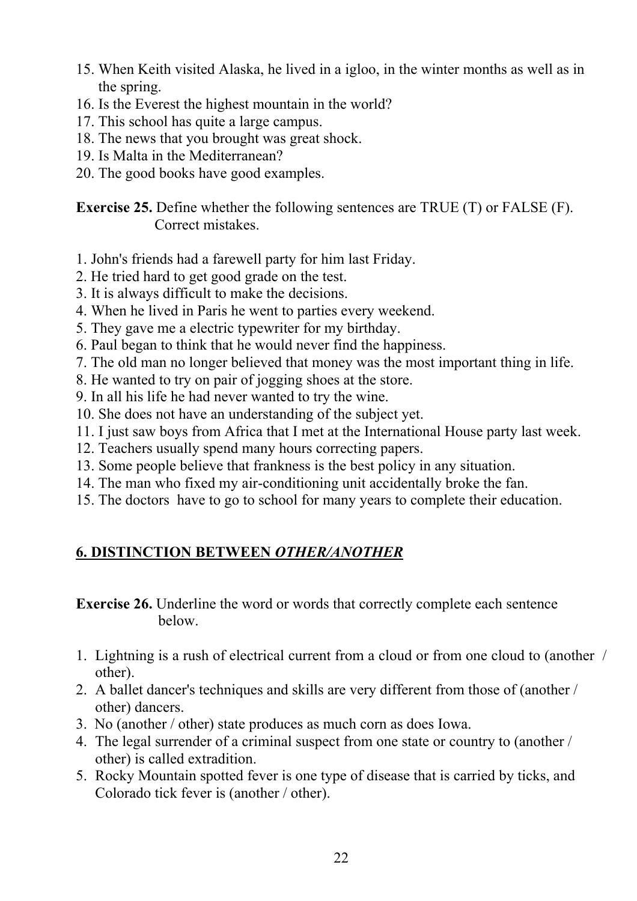15. When Keith visited Alaska, he lived in a igloo, in the winter months as well as in the spring.
16. Is the Everest the highest mountain in the world?
17. This school has quite a large campus.
18. The news that you brought was great shock.
19. Is Malta in the Mediterranean?
20. The good books have good examples.

**Exercise 25.** Define whether the following sentences are TRUE (T) or FALSE (F). Correct mistakes.

1. John's friends had a farewell party for him last Friday.
2. He tried hard to get good grade on the test.
3. It is always difficult to make the decisions.
4. When he lived in Paris he went to parties every weekend.
5. They gave me a electric typewriter for my birthday.
6. Paul began to think that he would never find the happiness.
7. The old man no longer believed that money was the most important thing in life.
8. He wanted to try on pair of jogging shoes at the store.
9. In all his life he had never wanted to try the wine.
10. She does not have an understanding of the subject yet.
11. I just saw boys from Africa that I met at the International House party last week.
12. Teachers usually spend many hours correcting papers.
13. Some people believe that frankness is the best policy in any situation.
14. The man who fixed my air-conditioning unit accidentally broke the fan.
15. The doctors have to go to school for many years to complete their education.

## 6. DISTINCTION BETWEEN *OTHER/ANOTHER*

**Exercise 26.** Underline the word or words that correctly complete each sentence below.

1. Lightning is a rush of electrical current from a cloud or from one cloud to (another / other).
2. A ballet dancer's techniques and skills are very different from those of (another / other) dancers.
3. No (another / other) state produces as much corn as does Iowa.
4. The legal surrender of a criminal suspect from one state or country to (another / other) is called extradition.
5. Rocky Mountain spotted fever is one type of disease that is carried by ticks, and Colorado tick fever is (another / other).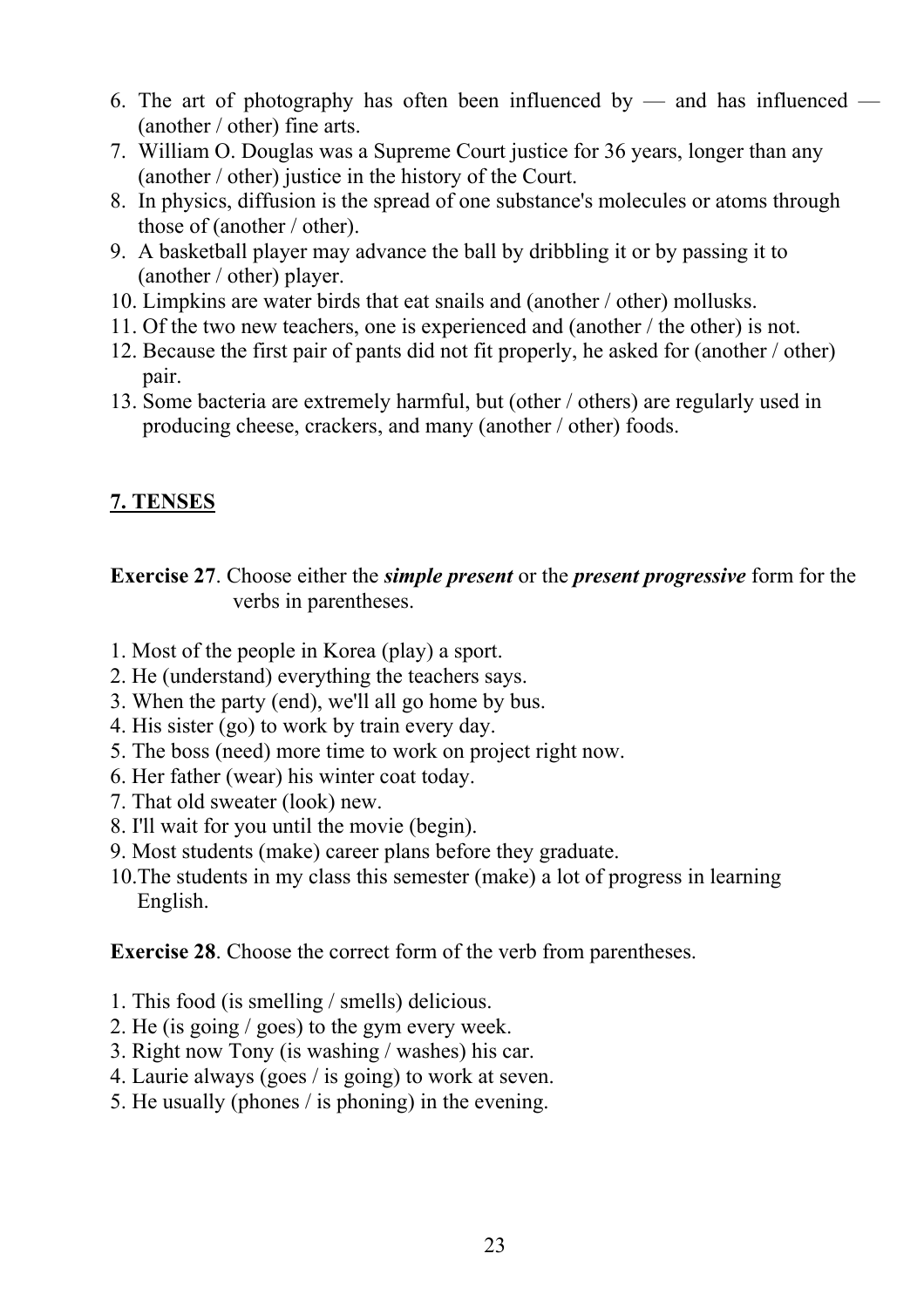6. The art of photography has often been influenced by — and has influenced — (another / other) fine arts.
7. William O. Douglas was a Supreme Court justice for 36 years, longer than any (another / other) justice in the history of the Court.
8. In physics, diffusion is the spread of one substance's molecules or atoms through those of (another / other).
9. A basketball player may advance the ball by dribbling it or by passing it to (another / other) player.
10. Limpkins are water birds that eat snails and (another / other) mollusks.
11. Of the two new teachers, one is experienced and (another / the other) is not.
12. Because the first pair of pants did not fit properly, he asked for (another / other) pair.
13. Some bacteria are extremely harmful, but (other / others) are regularly used in producing cheese, crackers, and many (another / other) foods.

## 7. TENSES

**Exercise 27**. Choose either the ***simple present*** or the ***present progressive*** form for the verbs in parentheses.

1. Most of the people in Korea (play) a sport.
2. He (understand) everything the teachers says.
3. When the party (end), we'll all go home by bus.
4. His sister (go) to work by train every day.
5. The boss (need) more time to work on project right now.
6. Her father (wear) his winter coat today.
7. That old sweater (look) new.
8. I'll wait for you until the movie (begin).
9. Most students (make) career plans before they graduate.
10. The students in my class this semester (make) a lot of progress in learning English.

**Exercise 28**. Choose the correct form of the verb from parentheses.

1. This food (is smelling / smells) delicious.
2. He (is going / goes) to the gym every week.
3. Right now Tony (is washing / washes) his car.
4. Laurie always (goes / is going) to work at seven.
5. He usually (phones / is phoning) in the evening.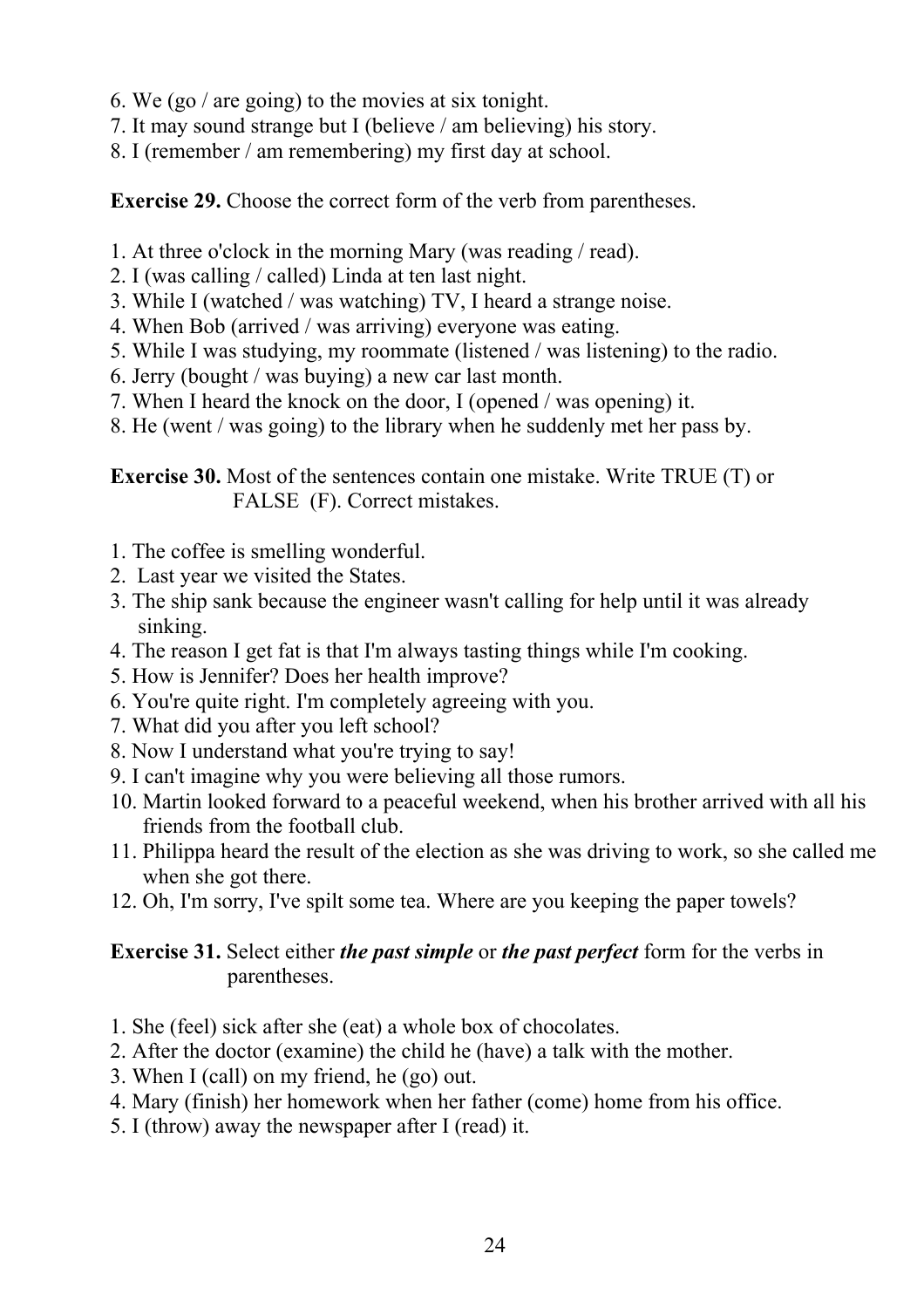6. We (go / are going) to the movies at six tonight.
7. It may sound strange but I (believe / am believing) his story.
8. I (remember / am remembering) my first day at school.

**Exercise 29.** Choose the correct form of the verb from parentheses.

1. At three o'clock in the morning Mary (was reading / read).
2. I (was calling / called) Linda at ten last night.
3. While I (watched / was watching) TV, I heard a strange noise.
4. When Bob (arrived / was arriving) everyone was eating.
5. While I was studying, my roommate (listened / was listening) to the radio.
6. Jerry (bought / was buying) a new car last month.
7. When I heard the knock on the door, I (opened / was opening) it.
8. He (went / was going) to the library when he suddenly met her pass by.

**Exercise 30.** Most of the sentences contain one mistake. Write TRUE (T) or FALSE (F). Correct mistakes.

1. The coffee is smelling wonderful.
2. Last year we visited the States.
3. The ship sank because the engineer wasn't calling for help until it was already sinking.
4. The reason I get fat is that I'm always tasting things while I'm cooking.
5. How is Jennifer? Does her health improve?
6. You're quite right. I'm completely agreeing with you.
7. What did you after you left school?
8. Now I understand what you're trying to say!
9. I can't imagine why you were believing all those rumors.
10. Martin looked forward to a peaceful weekend, when his brother arrived with all his friends from the football club.
11. Philippa heard the result of the election as she was driving to work, so she called me when she got there.
12. Oh, I'm sorry, I've spilt some tea. Where are you keeping the paper towels?

**Exercise 31.** Select either ***the past simple*** or ***the past perfect*** form for the verbs in parentheses.

1. She (feel) sick after she (eat) a whole box of chocolates.
2. After the doctor (examine) the child he (have) a talk with the mother.
3. When I (call) on my friend, he (go) out.
4. Mary (finish) her homework when her father (come) home from his office.
5. I (throw) away the newspaper after I (read) it.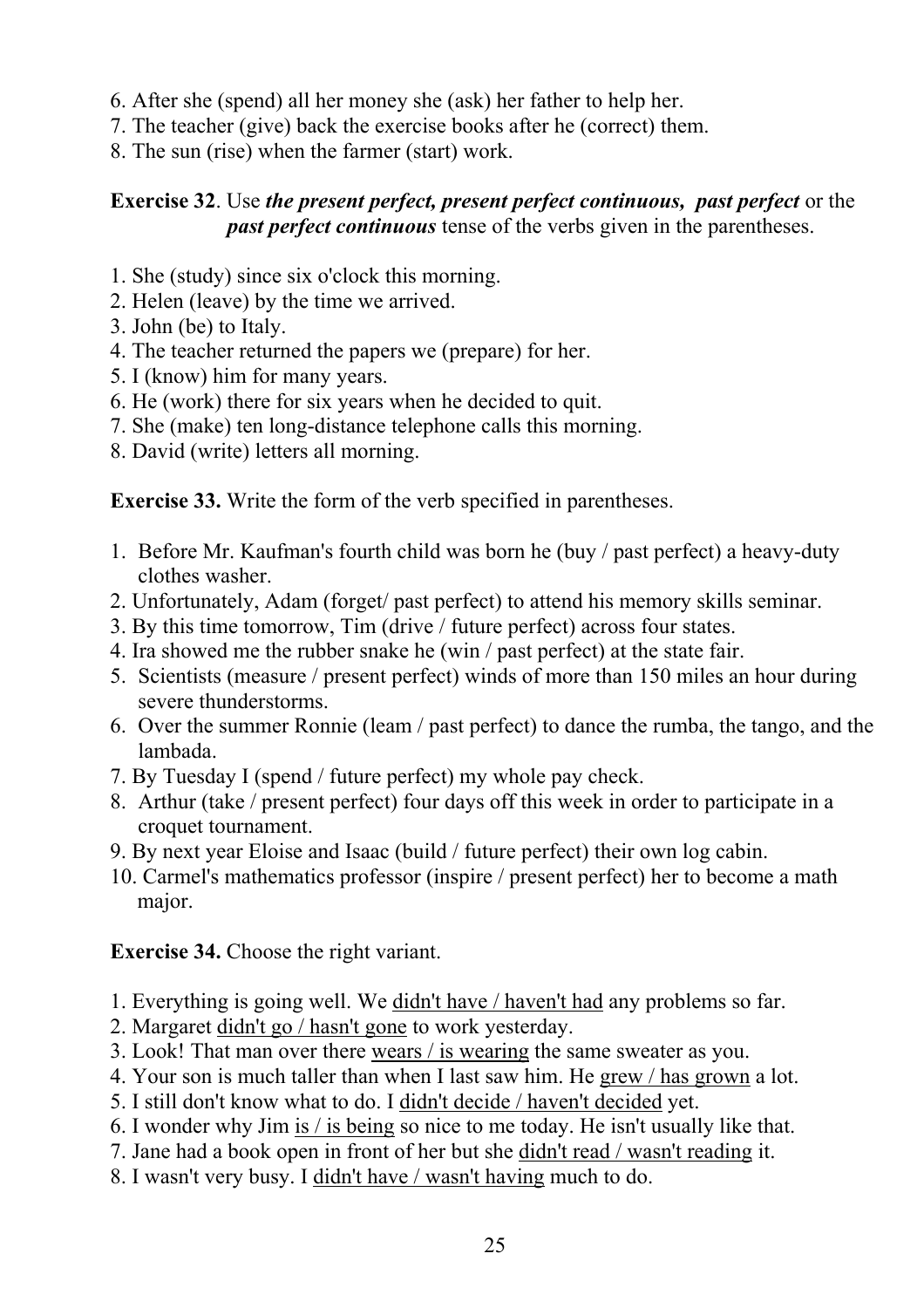6. After she (spend) all her money she (ask) her father to help her.
7. The teacher (give) back the exercise books after he (correct) them.
8. The sun (rise) when the farmer (start) work.

**Exercise 32**. Use ***the present perfect, present perfect continuous, past perfect*** or the ***past perfect continuous*** tense of the verbs given in the parentheses.

1. She (study) since six o'clock this morning.
2. Helen (leave) by the time we arrived.
3. John (be) to Italy.
4. The teacher returned the papers we (prepare) for her.
5. I (know) him for many years.
6. He (work) there for six years when he decided to quit.
7. She (make) ten long-distance telephone calls this morning.
8. David (write) letters all morning.

**Exercise 33.** Write the form of the verb specified in parentheses.

1. Before Mr. Kaufman's fourth child was born he (buy / past perfect) a heavy-duty clothes washer.
2. Unfortunately, Adam (forget/ past perfect) to attend his memory skills seminar.
3. By this time tomorrow, Tim (drive / future perfect) across four states.
4. Ira showed me the rubber snake he (win / past perfect) at the state fair.
5. Scientists (measure / present perfect) winds of more than 150 miles an hour during severe thunderstorms.
6. Over the summer Ronnie (leam / past perfect) to dance the rumba, the tango, and the lambada.
7. By Tuesday I (spend / future perfect) my whole pay check.
8. Arthur (take / present perfect) four days off this week in order to participate in a croquet tournament.
9. By next year Eloise and Isaac (build / future perfect) their own log cabin.
10. Carmel's mathematics professor (inspire / present perfect) her to become a math major.

**Exercise 34.** Choose the right variant.

1. Everything is going well. We <u>didn't have / haven't had</u> any problems so far.
2. Margaret <u>didn't go / hasn't gone</u> to work yesterday.
3. Look! That man over there <u>wears / is wearing</u> the same sweater as you.
4. Your son is much taller than when I last saw him. He <u>grew / has grown</u> a lot.
5. I still don't know what to do. I <u>didn't decide / haven't decided</u> yet.
6. I wonder why Jim <u>is / is being</u> so nice to me today. He isn't usually like that.
7. Jane had a book open in front of her but she <u>didn't read / wasn't reading</u> it.
8. I wasn't very busy. I <u>didn't have / wasn't having</u> much to do.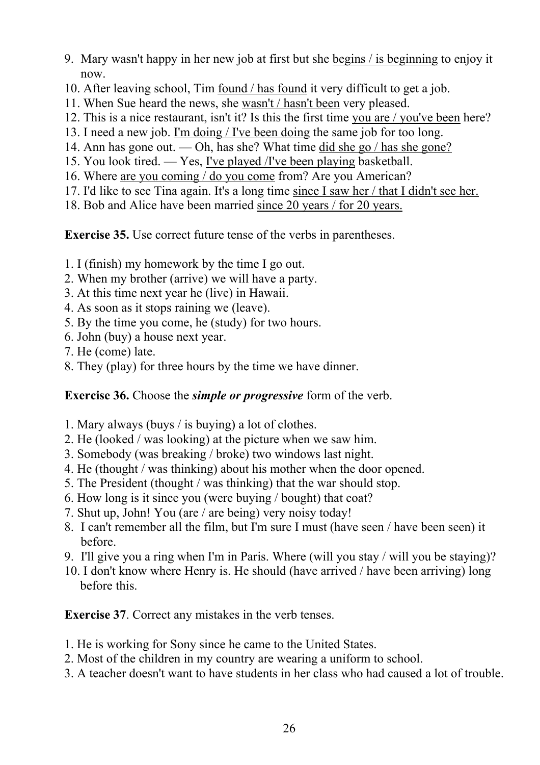9. Mary wasn't happy in her new job at first but she <u>begins / is beginning</u> to enjoy it now.
10. After leaving school, Tim <u>found / has found</u> it very difficult to get a job.
11. When Sue heard the news, she <u>wasn't / hasn't been</u> very pleased.
12. This is a nice restaurant, isn't it? Is this the first time <u>you are / you've been</u> here?
13. I need a new job. <u>I'm doing / I've been doing</u> the same job for too long.
14. Ann has gone out. — Oh, has she? What time <u>did she go / has she gone?</u>
15. You look tired. — Yes, <u>I've played /I've been playing</u> basketball.
16. Where <u>are you coming / do you come</u> from? Are you American?
17. I'd like to see Tina again. It's a long time <u>since I saw her / that I didn't see her.</u>
18. Bob and Alice have been married <u>since 20 years / for 20 years.</u>

**Exercise 35.** Use correct future tense of the verbs in parentheses.

1. I (finish) my homework by the time I go out.
2. When my brother (arrive) we will have a party.
3. At this time next year he (live) in Hawaii.
4. As soon as it stops raining we (leave).
5. By the time you come, he (study) for two hours.
6. John (buy) a house next year.
7. He (come) late.
8. They (play) for three hours by the time we have dinner.

**Exercise 36.** Choose the ***simple or progressive*** form of the verb.

1. Mary always (buys / is buying) a lot of clothes.
2. He (looked / was looking) at the picture when we saw him.
3. Somebody (was breaking / broke) two windows last night.
4. He (thought / was thinking) about his mother when the door opened.
5. The President (thought / was thinking) that the war should stop.
6. How long is it since you (were buying / bought) that coat?
7. Shut up, John! You (are / are being) very noisy today!
8. I can't remember all the film, but I'm sure I must (have seen / have been seen) it before.
9. I'll give you a ring when I'm in Paris. Where (will you stay / will you be staying)?
10. I don't know where Henry is. He should (have arrived / have been arriving) long before this.

**Exercise 37**. Correct any mistakes in the verb tenses.

1. He is working for Sony since he came to the United States.
2. Most of the children in my country are wearing a uniform to school.
3. A teacher doesn't want to have students in her class who had caused a lot of trouble.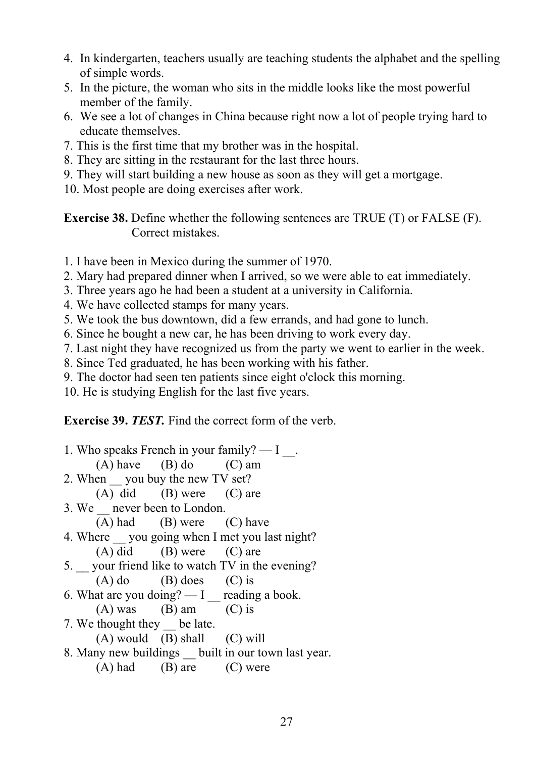4. In kindergarten, teachers usually are teaching students the alphabet and the spelling of simple words.
5. In the picture, the woman who sits in the middle looks like the most powerful member of the family.
6. We see a lot of changes in China because right now a lot of people trying hard to educate themselves.
7. This is the first time that my brother was in the hospital.
8. They are sitting in the restaurant for the last three hours.
9. They will start building a new house as soon as they will get a mortgage.
10. Most people are doing exercises after work.

**Exercise 38.** Define whether the following sentences are TRUE (T) or FALSE (F). Correct mistakes.

1. I have been in Mexico during the summer of 1970.
2. Mary had prepared dinner when I arrived, so we were able to eat immediately.
3. Three years ago he had been a student at a university in California.
4. We have collected stamps for many years.
5. We took the bus downtown, did a few errands, and had gone to lunch.
6. Since he bought a new car, he has been driving to work every day.
7. Last night they have recognized us from the party we went to earlier in the week.
8. Since Ted graduated, he has been working with his father.
9. The doctor had seen ten patients since eight o'clock this morning.
10. He is studying English for the last five years.

**Exercise 39.** ***TEST.*** Find the correct form of the verb.

1. Who speaks French in your family? — I __.
   (A) have (B) do (C) am
2. When __ you buy the new TV set?
   (A) did (B) were (C) are
3. We __ never been to London.
   (A) had (B) were (C) have
4. Where __ you going when I met you last night?
   (A) did (B) were (C) are
5. __ your friend like to watch TV in the evening?
   (A) do (B) does (C) is
6. What are you doing? — I __ reading a book.
   (A) was (B) am (C) is
7. We thought they __ be late.
   (A) would (B) shall (C) will
8. Many new buildings __ built in our town last year.
   (A) had (B) are (C) were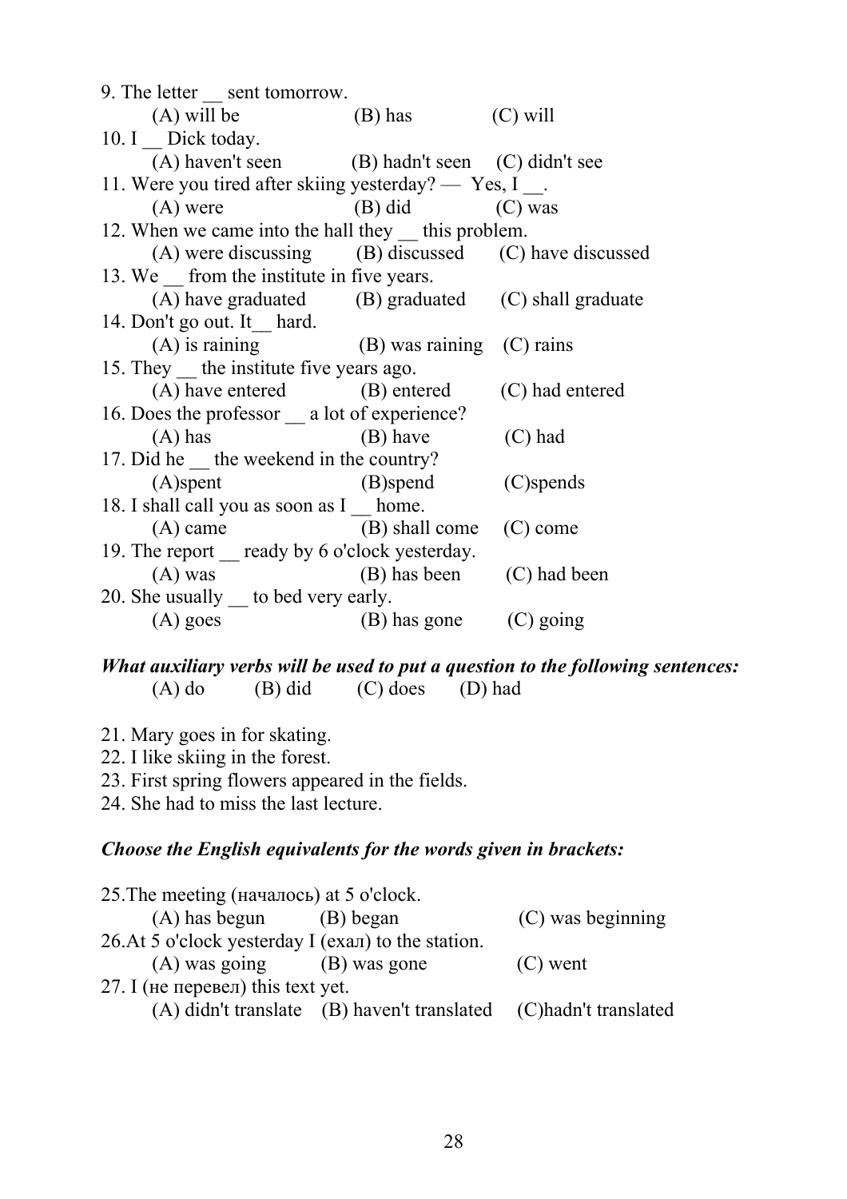9. The letter __ sent tomorrow.
   (A) will be (B) has (C) will

10. I __ Dick today.
   (A) haven't seen (B) hadn't seen (C) didn't see

11. Were you tired after skiing yesterday? — Yes, I __.
   (A) were (B) did (C) was

12. When we came into the hall they __ this problem.
   (A) were discussing (B) discussed (C) have discussed

13. We __ from the institute in five years.
   (A) have graduated (B) graduated (C) shall graduate

14. Don't go out. It__ hard.
   (A) is raining (B) was raining (C) rains

15. They __ the institute five years ago.
   (A) have entered (B) entered (C) had entered

16. Does the professor __ a lot of experience?
   (A) has (B) have (C) had

17. Did he __ the weekend in the country?
   (A)spent (B)spend (C)spends

18. I shall call you as soon as I __ home.
   (A) came (B) shall come (C) come

19. The report __ ready by 6 o'clock yesterday.
   (A) was (B) has been (C) had been

20. She usually __ to bed very early.
   (A) goes (B) has gone (C) going

***What auxiliary verbs will be used to put a question to the following sentences:***

(A) do (B) did (C) does (D) had

21. Mary goes in for skating.
22. I like skiing in the forest.
23. First spring flowers appeared in the fields.
24. She had to miss the last lecture.

***Choose the English equivalents for the words given in brackets:***

25.The meeting (началось) at 5 o'clock.
   (A) has begun (B) began (C) was beginning

26.At 5 o'clock yesterday I (ехал) to the station.
   (A) was going (B) was gone (C) went

27. I (не перевел) this text yet.
   (A) didn't translate (B) haven't translated (C)hadn't translated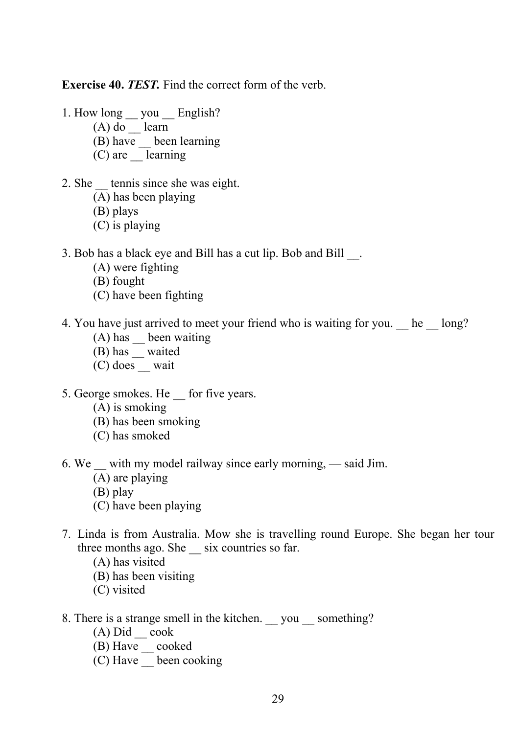**Exercise 40.** ***TEST.*** Find the correct form of the verb.

1. How long __ you __ English?
   (A) do __ learn
   (B) have __ been learning
   (C) are __ learning

2. She __ tennis since she was eight.
   (A) has been playing
   (B) plays
   (C) is playing

3. Bob has a black eye and Bill has a cut lip. Bob and Bill __.
   (A) were fighting
   (B) fought
   (C) have been fighting

4. You have just arrived to meet your friend who is waiting for you. __ he __ long?
   (A) has __ been waiting
   (B) has __ waited
   (C) does __ wait

5. George smokes. He __ for five years.
   (A) is smoking
   (B) has been smoking
   (C) has smoked

6. We __ with my model railway since early morning, — said Jim.
   (A) are playing
   (B) play
   (C) have been playing

7. Linda is from Australia. Mow she is travelling round Europe. She began her tour three months ago. She __ six countries so far.
   (A) has visited
   (B) has been visiting
   (C) visited

8. There is a strange smell in the kitchen. __ you __ something?
   (A) Did __ cook
   (B) Have __ cooked
   (C) Have __ been cooking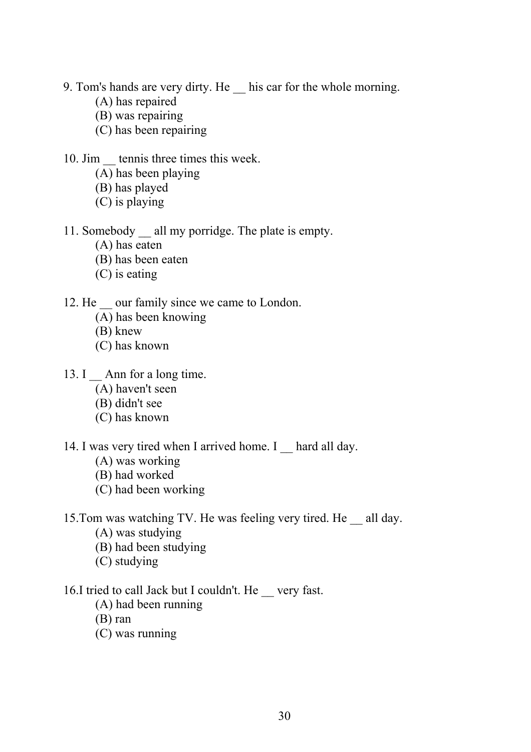9. Tom's hands are very dirty. He __ his car for the whole morning.
   (A) has repaired
   (B) was repairing
   (C) has been repairing

10. Jim __ tennis three times this week.
   (A) has been playing
   (B) has played
   (C) is playing

11. Somebody __ all my porridge. The plate is empty.
   (A) has eaten
   (B) has been eaten
   (C) is eating

12. He __ our family since we came to London.
   (A) has been knowing
   (B) knew
   (C) has known

13. I __ Ann for a long time.
   (A) haven't seen
   (B) didn't see
   (C) has known

14. I was very tired when I arrived home. I __ hard all day.
   (A) was working
   (B) had worked
   (C) had been working

15.Tom was watching TV. He was feeling very tired. He __ all day.
   (A) was studying
   (B) had been studying
   (C) studying

16.I tried to call Jack but I couldn't. He __ very fast.
   (A) had been running
   (B) ran
   (C) was running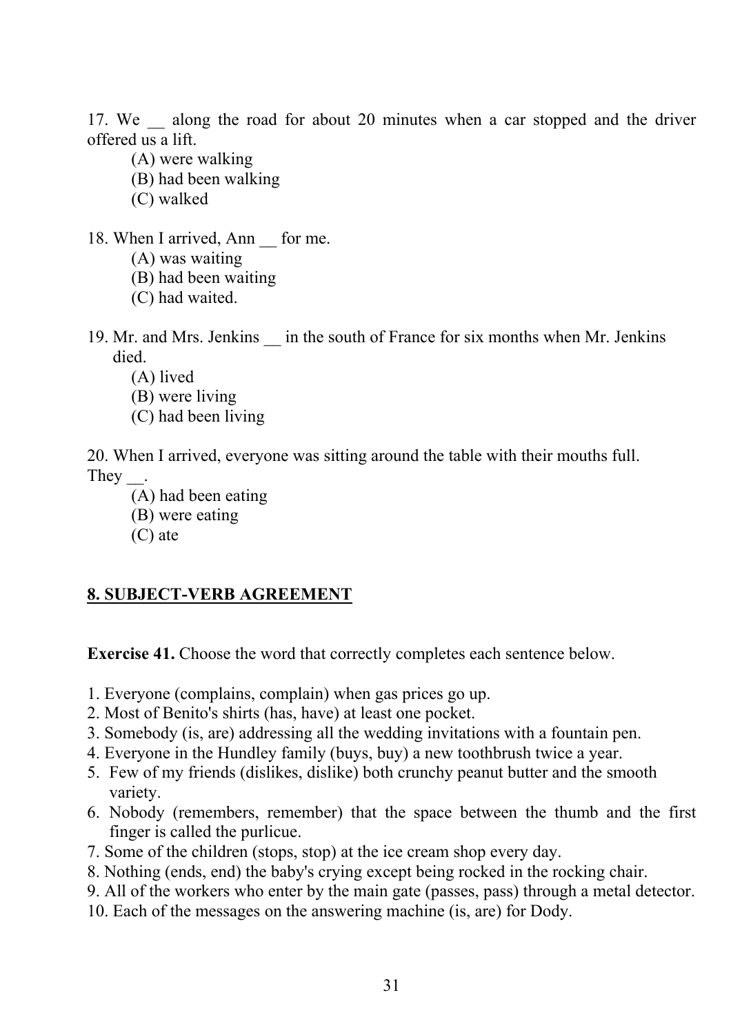17. We __ along the road for about 20 minutes when a car stopped and the driver offered us a lift.

(A) were walking
(B) had been walking
(C) walked

18. When I arrived, Ann __ for me.

(A) was waiting
(B) had been waiting
(C) had waited.

19. Mr. and Mrs. Jenkins __ in the south of France for six months when Mr. Jenkins died.

(A) lived
(B) were living
(C) had been living

20. When I arrived, everyone was sitting around the table with their mouths full. They __.

(A) had been eating
(B) were eating
(C) ate

## 8. SUBJECT-VERB AGREEMENT

**Exercise 41.** Choose the word that correctly completes each sentence below.

1. Everyone (complains, complain) when gas prices go up.
2. Most of Benito's shirts (has, have) at least one pocket.
3. Somebody (is, are) addressing all the wedding invitations with a fountain pen.
4. Everyone in the Hundley family (buys, buy) a new toothbrush twice a year.
5. Few of my friends (dislikes, dislike) both crunchy peanut butter and the smooth variety.
6. Nobody (remembers, remember) that the space between the thumb and the first finger is called the purlicue.
7. Some of the children (stops, stop) at the ice cream shop every day.
8. Nothing (ends, end) the baby's crying except being rocked in the rocking chair.
9. All of the workers who enter by the main gate (passes, pass) through a metal detector.
10. Each of the messages on the answering machine (is, are) for Dody.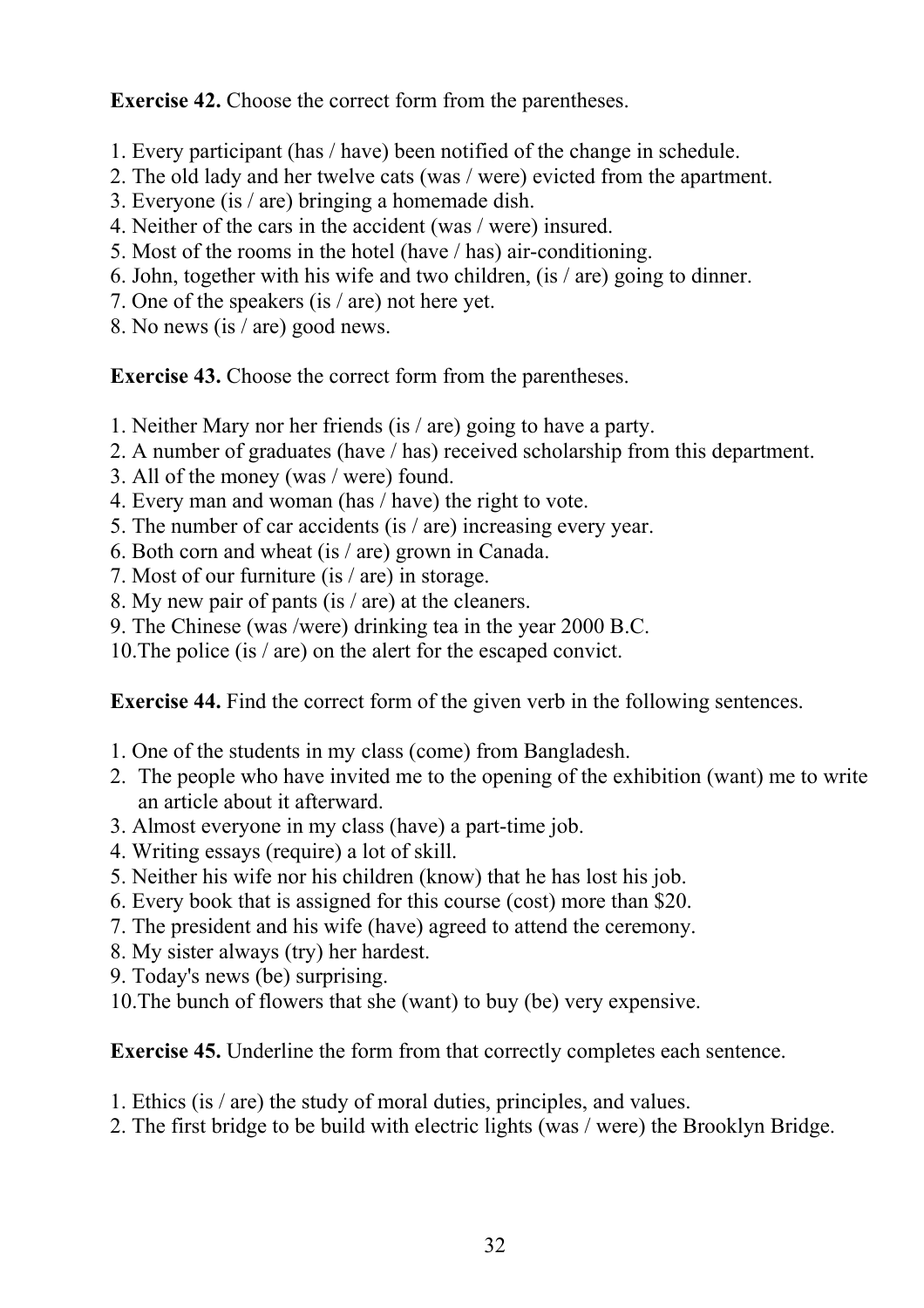**Exercise 42.** Choose the correct form from the parentheses.

1. Every participant (has / have) been notified of the change in schedule.
2. The old lady and her twelve cats (was / were) evicted from the apartment.
3. Everyone (is / are) bringing a homemade dish.
4. Neither of the cars in the accident (was / were) insured.
5. Most of the rooms in the hotel (have / has) air-conditioning.
6. John, together with his wife and two children, (is / are) going to dinner.
7. One of the speakers (is / are) not here yet.
8. No news (is / are) good news.

**Exercise 43.** Choose the correct form from the parentheses.

1. Neither Mary nor her friends (is / are) going to have a party.
2. A number of graduates (have / has) received scholarship from this department.
3. All of the money (was / were) found.
4. Every man and woman (has / have) the right to vote.
5. The number of car accidents (is / are) increasing every year.
6. Both corn and wheat (is / are) grown in Canada.
7. Most of our furniture (is / are) in storage.
8. My new pair of pants (is / are) at the cleaners.
9. The Chinese (was /were) drinking tea in the year 2000 B.C.
10. The police (is / are) on the alert for the escaped convict.

**Exercise 44.** Find the correct form of the given verb in the following sentences.

1. One of the students in my class (come) from Bangladesh.
2. The people who have invited me to the opening of the exhibition (want) me to write an article about it afterward.
3. Almost everyone in my class (have) a part-time job.
4. Writing essays (require) a lot of skill.
5. Neither his wife nor his children (know) that he has lost his job.
6. Every book that is assigned for this course (cost) more than $20.
7. The president and his wife (have) agreed to attend the ceremony.
8. My sister always (try) her hardest.
9. Today's news (be) surprising.
10. The bunch of flowers that she (want) to buy (be) very expensive.

**Exercise 45.** Underline the form from that correctly completes each sentence.

1. Ethics (is / are) the study of moral duties, principles, and values.
2. The first bridge to be build with electric lights (was / were) the Brooklyn Bridge.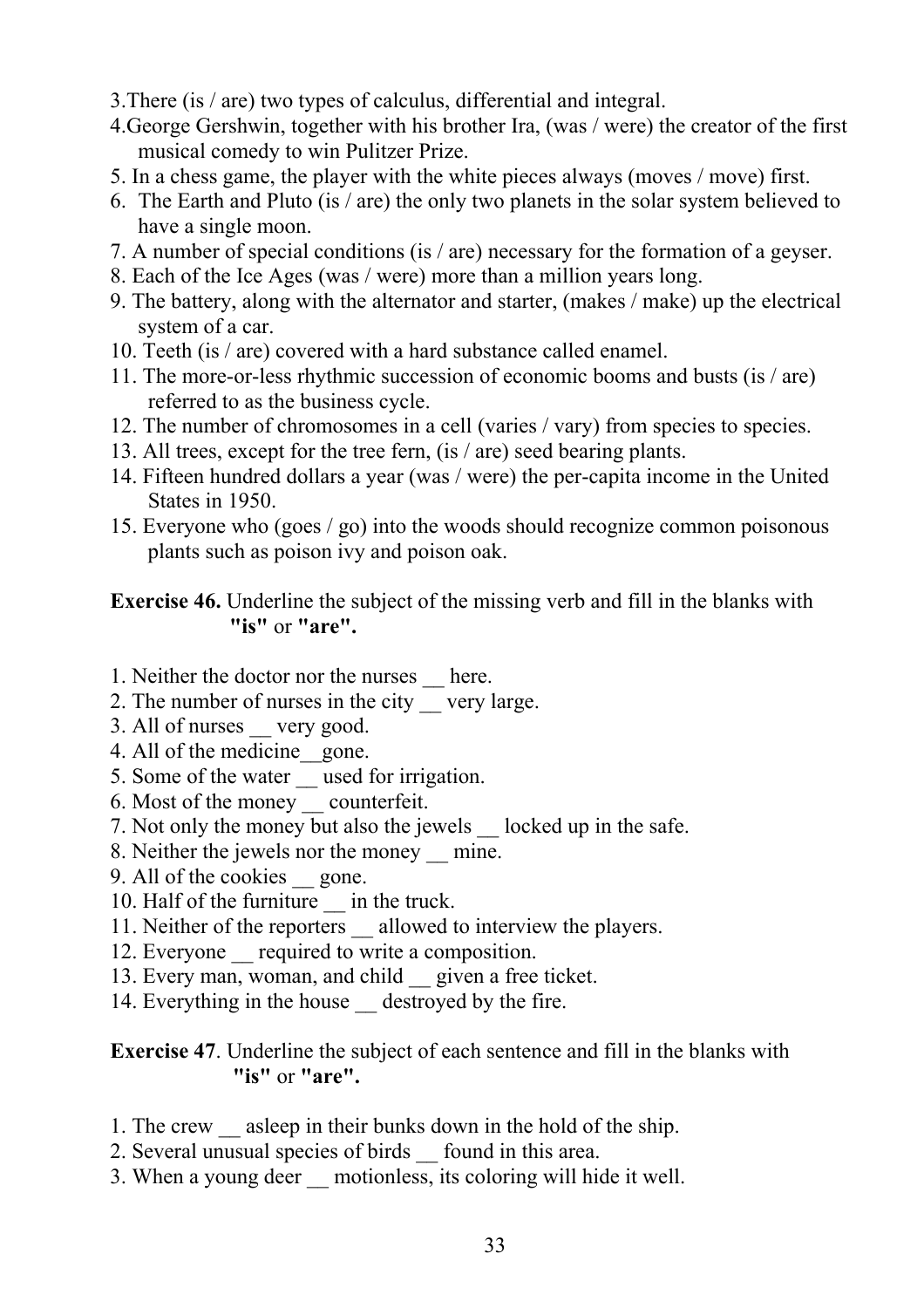3.There (is / are) two types of calculus, differential and integral.

4.George Gershwin, together with his brother Ira, (was / were) the creator of the first musical comedy to win Pulitzer Prize.

5. In a chess game, the player with the white pieces always (moves / move) first.

6. The Earth and Pluto (is / are) the only two planets in the solar system believed to have a single moon.

7. A number of special conditions (is / are) necessary for the formation of a geyser.

8. Each of the Ice Ages (was / were) more than a million years long.

9. The battery, along with the alternator and starter, (makes / make) up the electrical system of a car.

10. Teeth (is / are) covered with a hard substance called enamel.

11. The more-or-less rhythmic succession of economic booms and busts (is / are) referred to as the business cycle.

12. The number of chromosomes in a cell (varies / vary) from species to species.

13. All trees, except for the tree fern, (is / are) seed bearing plants.

14. Fifteen hundred dollars a year (was / were) the per-capita income in the United States in 1950.

15. Everyone who (goes / go) into the woods should recognize common poisonous plants such as poison ivy and poison oak.

**Exercise 46.** Underline the subject of the missing verb and fill in the blanks with **"is"** or **"are".**

1. Neither the doctor nor the nurses __ here.
2. The number of nurses in the city __ very large.
3. All of nurses __ very good.
4. All of the medicine__gone.
5. Some of the water __ used for irrigation.
6. Most of the money __ counterfeit.
7. Not only the money but also the jewels __ locked up in the safe.
8. Neither the jewels nor the money __ mine.
9. All of the cookies __ gone.
10. Half of the furniture __ in the truck.
11. Neither of the reporters __ allowed to interview the players.
12. Everyone __ required to write a composition.
13. Every man, woman, and child __ given a free ticket.
14. Everything in the house __ destroyed by the fire.

**Exercise 47**. Underline the subject of each sentence and fill in the blanks with **"is"** or **"are".**

1. The crew __ asleep in their bunks down in the hold of the ship.
2. Several unusual species of birds __ found in this area.
3. When a young deer __ motionless, its coloring will hide it well.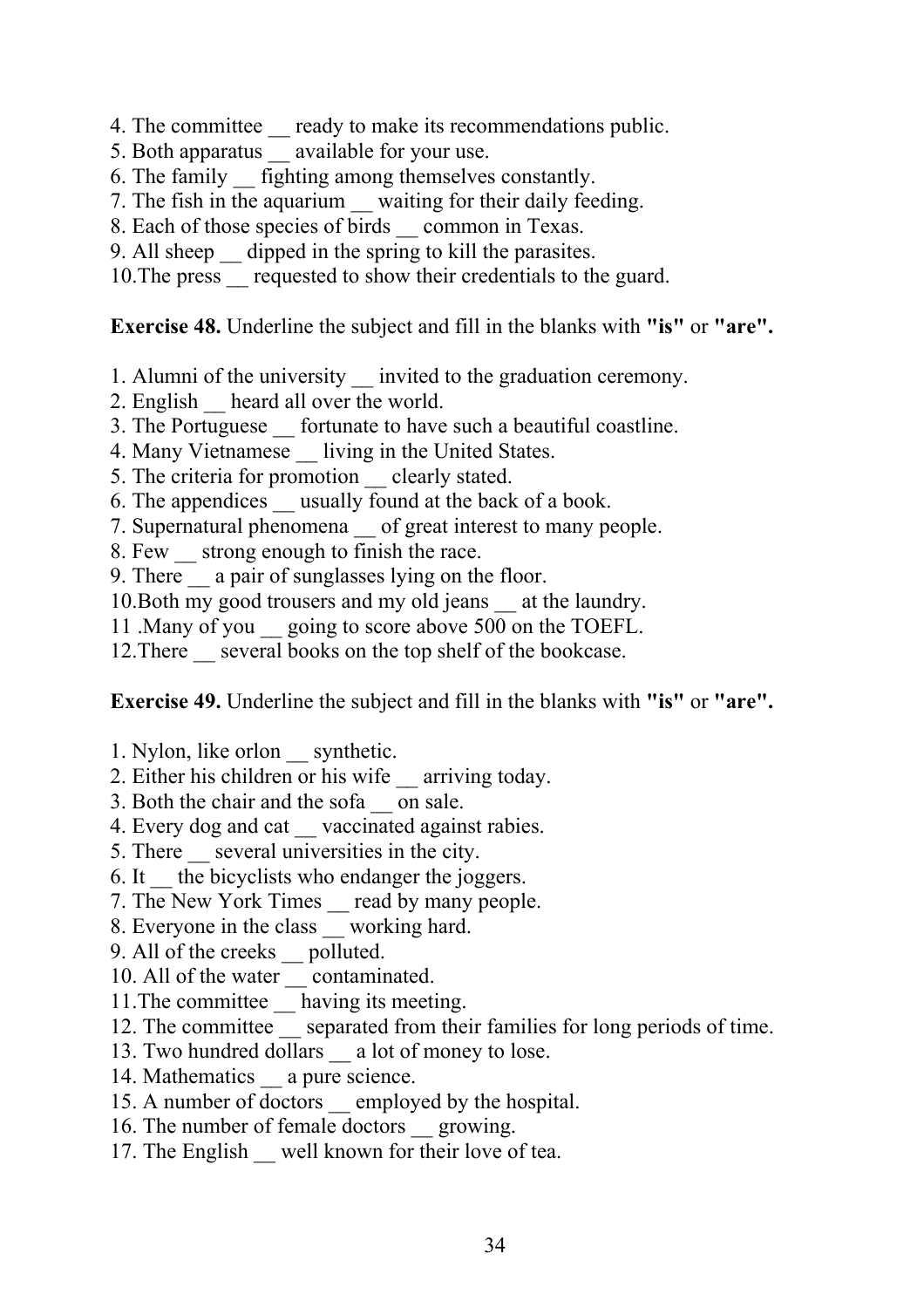4. The committee __ ready to make its recommendations public.
5. Both apparatus __ available for your use.
6. The family __ fighting among themselves constantly.
7. The fish in the aquarium __ waiting for their daily feeding.
8. Each of those species of birds __ common in Texas.
9. All sheep __ dipped in the spring to kill the parasites.
10.The press __ requested to show their credentials to the guard.

**Exercise 48.** Underline the subject and fill in the blanks with **"is"** or **"are".**

1. Alumni of the university __ invited to the graduation ceremony.
2. English __ heard all over the world.
3. The Portuguese __ fortunate to have such a beautiful coastline.
4. Many Vietnamese __ living in the United States.
5. The criteria for promotion __ clearly stated.
6. The appendices __ usually found at the back of a book.
7. Supernatural phenomena __ of great interest to many people.
8. Few __ strong enough to finish the race.
9. There __ a pair of sunglasses lying on the floor.
10.Both my good trousers and my old jeans __ at the laundry.
11 .Many of you __ going to score above 500 on the TOEFL.
12.There __ several books on the top shelf of the bookcase.

**Exercise 49.** Underline the subject and fill in the blanks with **"is"** or **"are".**

1. Nylon, like orlon __ synthetic.
2. Either his children or his wife __ arriving today.
3. Both the chair and the sofa __ on sale.
4. Every dog and cat __ vaccinated against rabies.
5. There __ several universities in the city.
6. It __ the bicyclists who endanger the joggers.
7. The New York Times __ read by many people.
8. Everyone in the class __ working hard.
9. All of the creeks __ polluted.
10. All of the water __ contaminated.
11.The committee __ having its meeting.
12. The committee __ separated from their families for long periods of time.
13. Two hundred dollars __ a lot of money to lose.
14. Mathematics __ a pure science.
15. A number of doctors __ employed by the hospital.
16. The number of female doctors __ growing.
17. The English __ well known for their love of tea.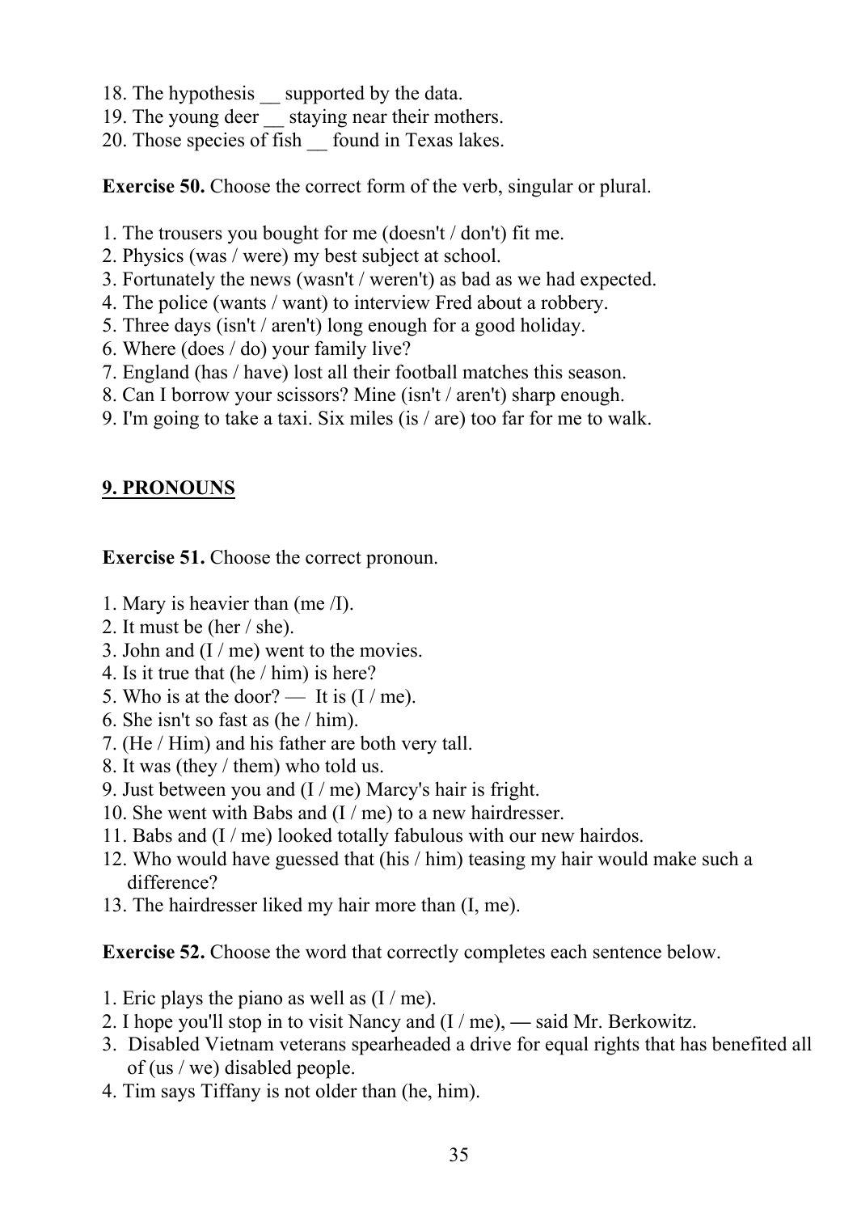18. The hypothesis __ supported by the data.
19. The young deer __ staying near their mothers.
20. Those species of fish __ found in Texas lakes.

**Exercise 50.** Choose the correct form of the verb, singular or plural.

1. The trousers you bought for me (doesn't / don't) fit me.
2. Physics (was / were) my best subject at school.
3. Fortunately the news (wasn't / weren't) as bad as we had expected.
4. The police (wants / want) to interview Fred about a robbery.
5. Three days (isn't / aren't) long enough for a good holiday.
6. Where (does / do) your family live?
7. England (has / have) lost all their football matches this season.
8. Can I borrow your scissors? Mine (isn't / aren't) sharp enough.
9. I'm going to take a taxi. Six miles (is / are) too far for me to walk.

## <u>9. PRONOUNS</u>

**Exercise 51.** Choose the correct pronoun.

1. Mary is heavier than (me /I).
2. It must be (her / she).
3. John and (I / me) went to the movies.
4. Is it true that (he / him) is here?
5. Who is at the door? — It is (I / me).
6. She isn't so fast as (he / him).
7. (He / Him) and his father are both very tall.
8. It was (they / them) who told us.
9. Just between you and (I / me) Marcy's hair is fright.
10. She went with Babs and (I / me) to a new hairdresser.
11. Babs and (I / me) looked totally fabulous with our new hairdos.
12. Who would have guessed that (his / him) teasing my hair would make such a difference?
13. The hairdresser liked my hair more than (I, me).

**Exercise 52.** Choose the word that correctly completes each sentence below.

1. Eric plays the piano as well as (I / me).
2. I hope you'll stop in to visit Nancy and (I / me), — said Mr. Berkowitz.
3. Disabled Vietnam veterans spearheaded a drive for equal rights that has benefited all of (us / we) disabled people.
4. Tim says Tiffany is not older than (he, him).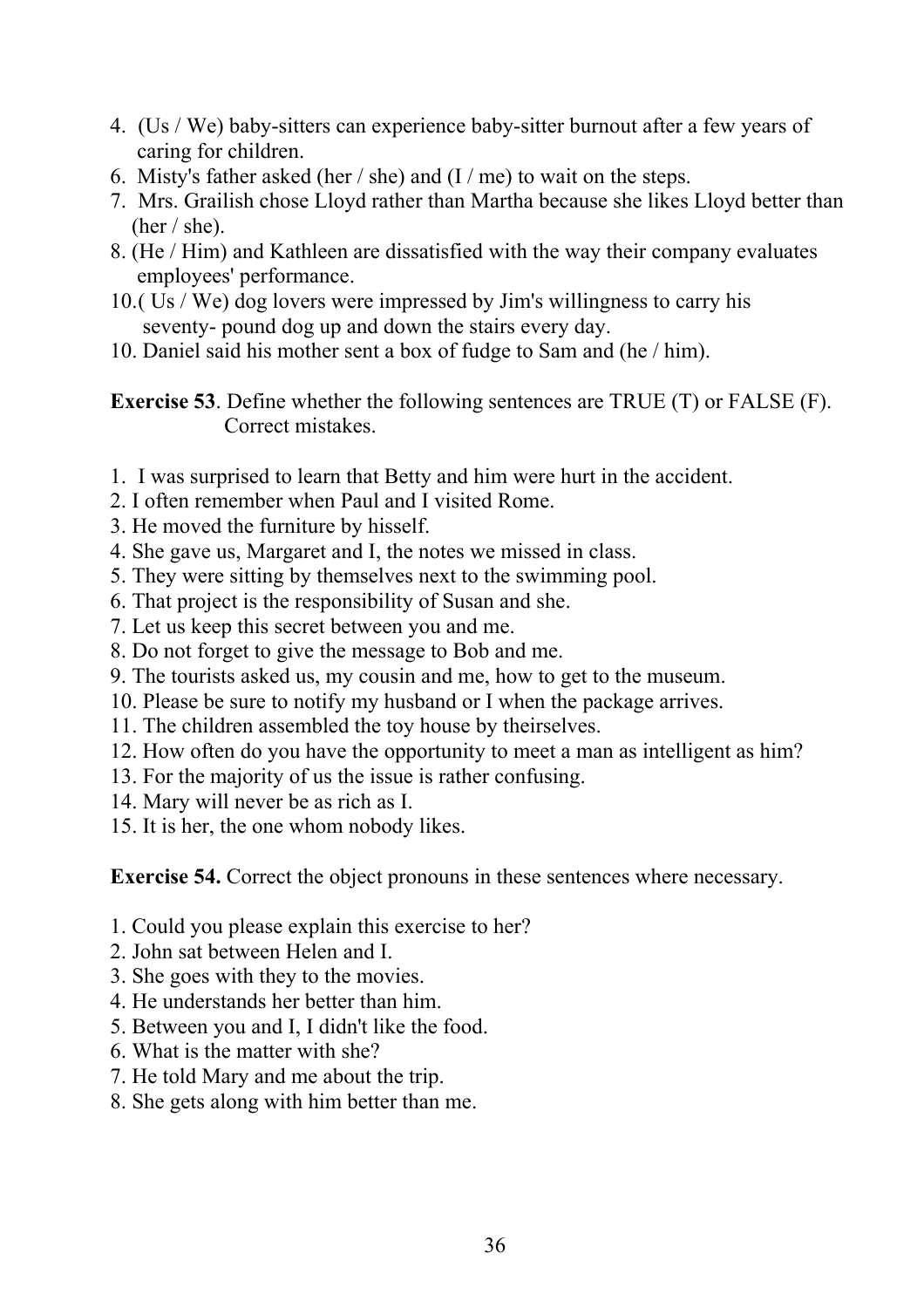4. (Us / We) baby-sitters can experience baby-sitter burnout after a few years of caring for children.
6. Misty's father asked (her / she) and (I / me) to wait on the steps.
7. Mrs. Grailish chose Lloyd rather than Martha because she likes Lloyd better than (her / she).
8. (He / Him) and Kathleen are dissatisfied with the way their company evaluates employees' performance.
10.( Us / We) dog lovers were impressed by Jim's willingness to carry his seventy- pound dog up and down the stairs every day.
10. Daniel said his mother sent a box of fudge to Sam and (he / him).

**Exercise 53**. Define whether the following sentences are TRUE (T) or FALSE (F). Correct mistakes.

1. I was surprised to learn that Betty and him were hurt in the accident.
2. I often remember when Paul and I visited Rome.
3. He moved the furniture by hisself.
4. She gave us, Margaret and I, the notes we missed in class.
5. They were sitting by themselves next to the swimming pool.
6. That project is the responsibility of Susan and she.
7. Let us keep this secret between you and me.
8. Do not forget to give the message to Bob and me.
9. The tourists asked us, my cousin and me, how to get to the museum.
10. Please be sure to notify my husband or I when the package arrives.
11. The children assembled the toy house by theirselves.
12. How often do you have the opportunity to meet a man as intelligent as him?
13. For the majority of us the issue is rather confusing.
14. Mary will never be as rich as I.
15. It is her, the one whom nobody likes.

**Exercise 54.** Correct the object pronouns in these sentences where necessary.

1. Could you please explain this exercise to her?
2. John sat between Helen and I.
3. She goes with they to the movies.
4. He understands her better than him.
5. Between you and I, I didn't like the food.
6. What is the matter with she?
7. He told Mary and me about the trip.
8. She gets along with him better than me.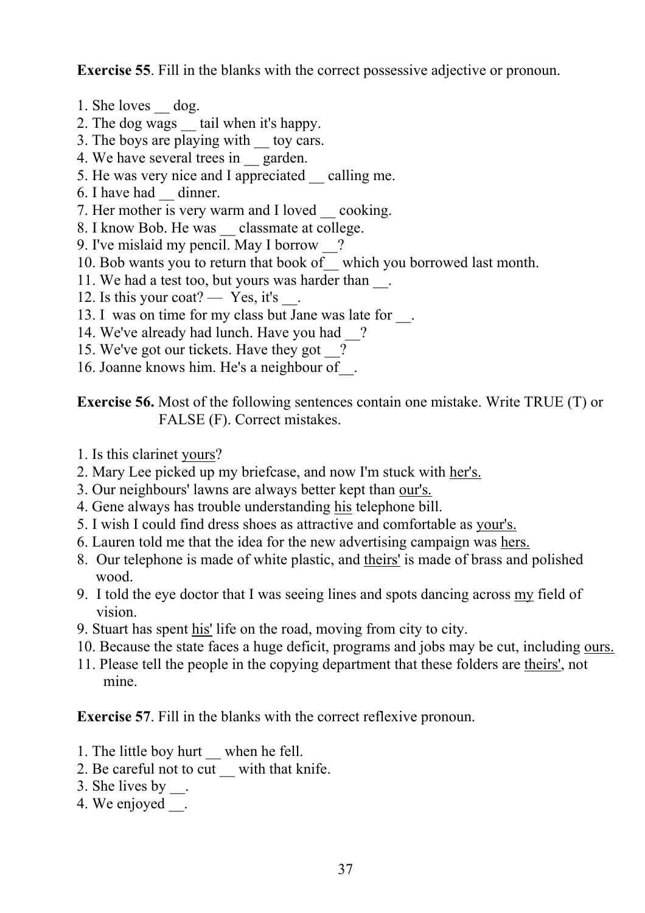**Exercise 55**. Fill in the blanks with the correct possessive adjective or pronoun.

1. She loves __ dog.
2. The dog wags __ tail when it's happy.
3. The boys are playing with __ toy cars.
4. We have several trees in __ garden.
5. He was very nice and I appreciated __ calling me.
6. I have had __ dinner.
7. Her mother is very warm and I loved __ cooking.
8. I know Bob. He was __ classmate at college.
9. I've mislaid my pencil. May I borrow __?
10. Bob wants you to return that book of__ which you borrowed last month.
11. We had a test too, but yours was harder than __.
12. Is this your coat? — Yes, it's __.
13. I was on time for my class but Jane was late for __.
14. We've already had lunch. Have you had __?
15. We've got our tickets. Have they got __?
16. Joanne knows him. He's a neighbour of__.

**Exercise 56.** Most of the following sentences contain one mistake. Write TRUE (T) or FALSE (F). Correct mistakes.

1. Is this clarinet <u>yours</u>?
2. Mary Lee picked up my briefcase, and now I'm stuck with <u>her's.</u>
3. Our neighbours' lawns are always better kept than <u>our's.</u>
4. Gene always has trouble understanding <u>his</u> telephone bill.
5. I wish I could find dress shoes as attractive and comfortable as <u>your's.</u>
6. Lauren told me that the idea for the new advertising campaign was <u>hers.</u>
8. Our telephone is made of white plastic, and <u>theirs'</u> is made of brass and polished wood.
9. I told the eye doctor that I was seeing lines and spots dancing across <u>my</u> field of vision.
9. Stuart has spent <u>his'</u> life on the road, moving from city to city.
10. Because the state faces a huge deficit, programs and jobs may be cut, including <u>ours.</u>
11. Please tell the people in the copying department that these folders are <u>theirs'</u>, not mine.

**Exercise 57**. Fill in the blanks with the correct reflexive pronoun.

1. The little boy hurt __ when he fell.
2. Be careful not to cut __ with that knife.
3. She lives by __.
4. We enjoyed __.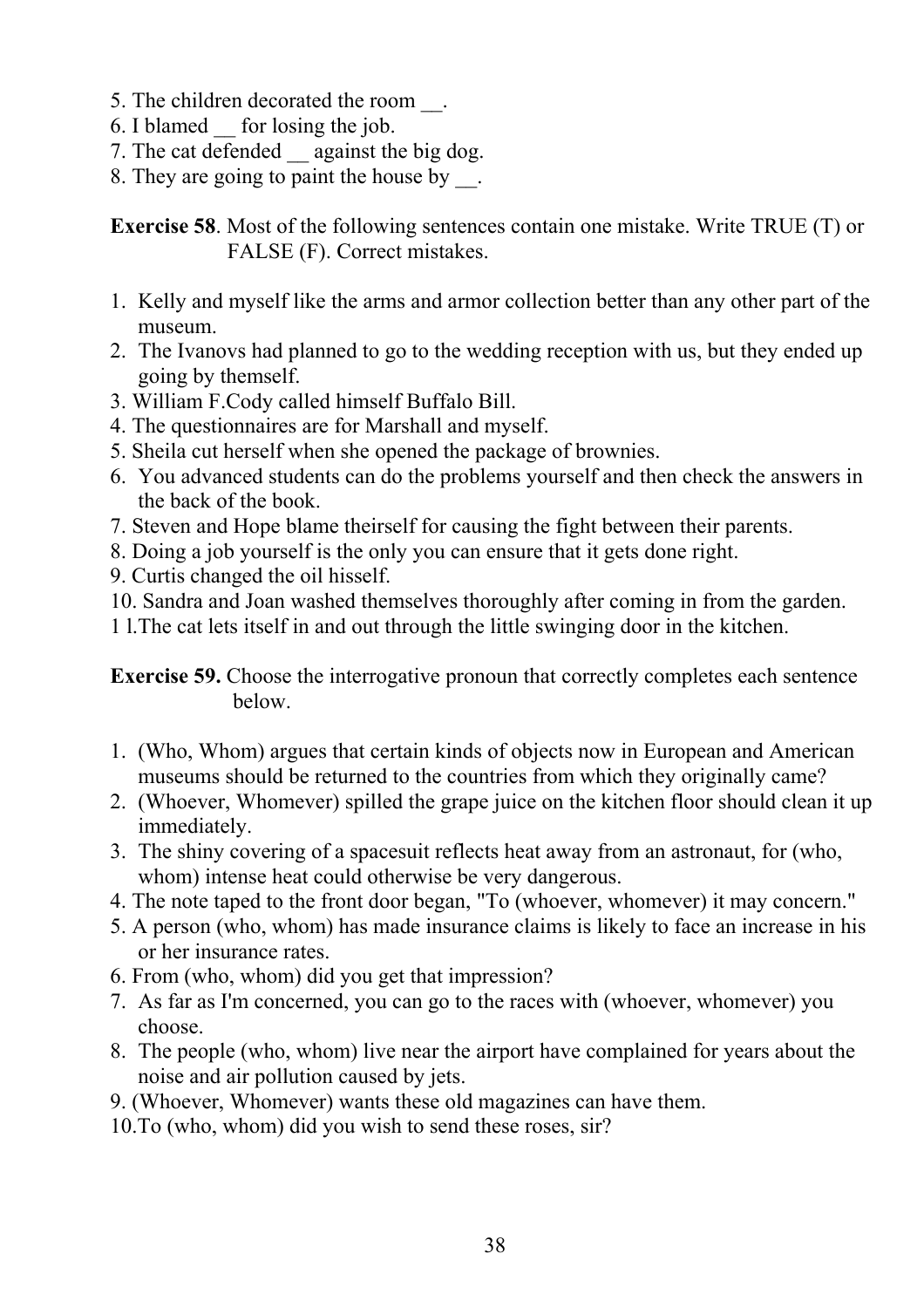5. The children decorated the room __.
6. I blamed __ for losing the job.
7. The cat defended __ against the big dog.
8. They are going to paint the house by __.

**Exercise 58**. Most of the following sentences contain one mistake. Write TRUE (T) or FALSE (F). Correct mistakes.

1. Kelly and myself like the arms and armor collection better than any other part of the museum.
2. The Ivanovs had planned to go to the wedding reception with us, but they ended up going by themself.
3. William F.Cody called himself Buffalo Bill.
4. The questionnaires are for Marshall and myself.
5. Sheila cut herself when she opened the package of brownies.
6. You advanced students can do the problems yourself and then check the answers in the back of the book.
7. Steven and Hope blame theirself for causing the fight between their parents.
8. Doing a job yourself is the only you can ensure that it gets done right.
9. Curtis changed the oil hisself.
10. Sandra and Joan washed themselves thoroughly after coming in from the garden.
11. The cat lets itself in and out through the little swinging door in the kitchen.

**Exercise 59.** Choose the interrogative pronoun that correctly completes each sentence below.

1. (Who, Whom) argues that certain kinds of objects now in European and American museums should be returned to the countries from which they originally came?
2. (Whoever, Whomever) spilled the grape juice on the kitchen floor should clean it up immediately.
3. The shiny covering of a spacesuit reflects heat away from an astronaut, for (who, whom) intense heat could otherwise be very dangerous.
4. The note taped to the front door began, "To (whoever, whomever) it may concern."
5. A person (who, whom) has made insurance claims is likely to face an increase in his or her insurance rates.
6. From (who, whom) did you get that impression?
7. As far as I'm concerned, you can go to the races with (whoever, whomever) you choose.
8. The people (who, whom) live near the airport have complained for years about the noise and air pollution caused by jets.
9. (Whoever, Whomever) wants these old magazines can have them.
10. To (who, whom) did you wish to send these roses, sir?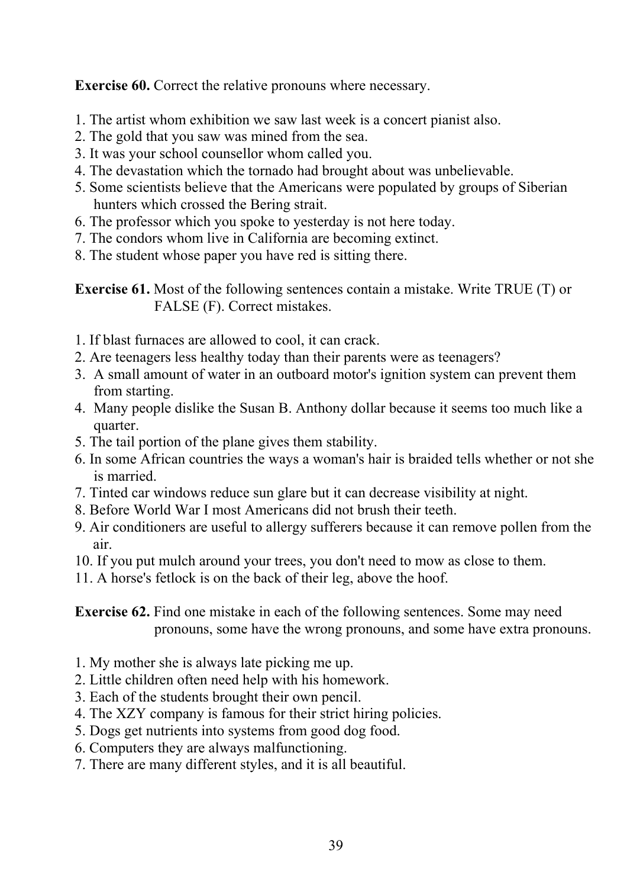**Exercise 60.** Correct the relative pronouns where necessary.

1. The artist whom exhibition we saw last week is a concert pianist also.
2. The gold that you saw was mined from the sea.
3. It was your school counsellor whom called you.
4. The devastation which the tornado had brought about was unbelievable.
5. Some scientists believe that the Americans were populated by groups of Siberian hunters which crossed the Bering strait.
6. The professor which you spoke to yesterday is not here today.
7. The condors whom live in California are becoming extinct.
8. The student whose paper you have red is sitting there.

**Exercise 61.** Most of the following sentences contain a mistake. Write TRUE (T) or FALSE (F). Correct mistakes.

1. If blast furnaces are allowed to cool, it can crack.
2. Are teenagers less healthy today than their parents were as teenagers?
3. A small amount of water in an outboard motor's ignition system can prevent them from starting.
4. Many people dislike the Susan B. Anthony dollar because it seems too much like a quarter.
5. The tail portion of the plane gives them stability.
6. In some African countries the ways a woman's hair is braided tells whether or not she is married.
7. Tinted car windows reduce sun glare but it can decrease visibility at night.
8. Before World War I most Americans did not brush their teeth.
9. Air conditioners are useful to allergy sufferers because it can remove pollen from the air.
10. If you put mulch around your trees, you don't need to mow as close to them.
11. A horse's fetlock is on the back of their leg, above the hoof.

**Exercise 62.** Find one mistake in each of the following sentences. Some may need pronouns, some have the wrong pronouns, and some have extra pronouns.

1. My mother she is always late picking me up.
2. Little children often need help with his homework.
3. Each of the students brought their own pencil.
4. The XZY company is famous for their strict hiring policies.
5. Dogs get nutrients into systems from good dog food.
6. Computers they are always malfunctioning.
7. There are many different styles, and it is all beautiful.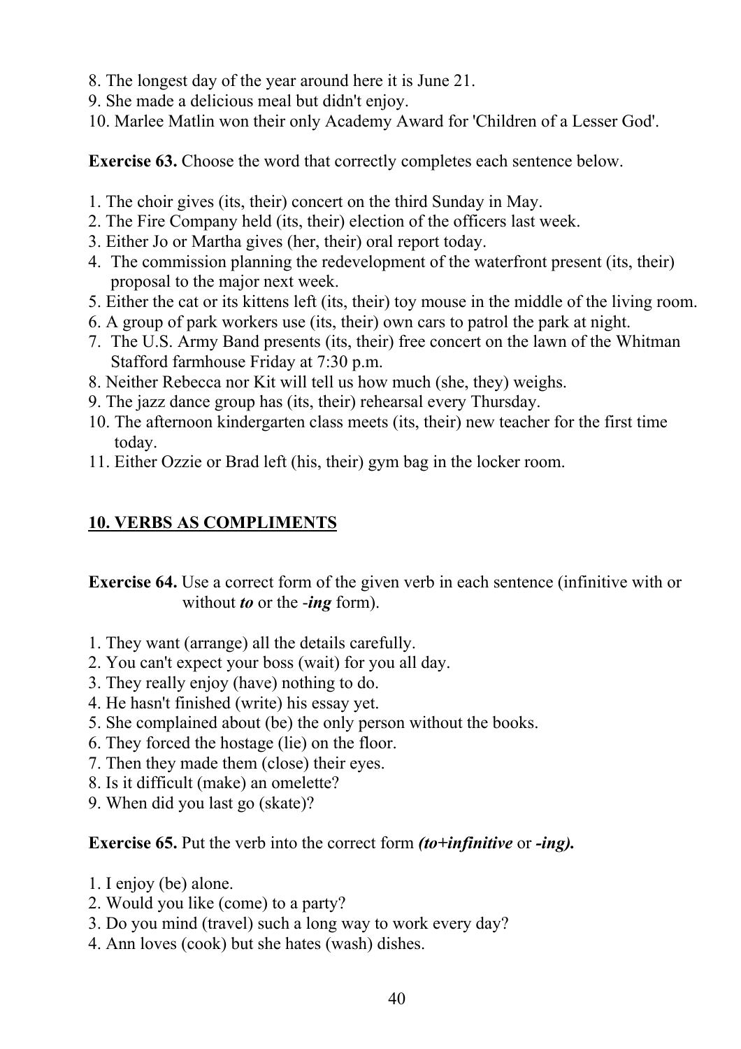8. The longest day of the year around here it is June 21.
9. She made a delicious meal but didn't enjoy.
10. Marlee Matlin won their only Academy Award for 'Children of a Lesser God'.

**Exercise 63.** Choose the word that correctly completes each sentence below.

1. The choir gives (its, their) concert on the third Sunday in May.
2. The Fire Company held (its, their) election of the officers last week.
3. Either Jo or Martha gives (her, their) oral report today.
4. The commission planning the redevelopment of the waterfront present (its, their) proposal to the major next week.
5. Either the cat or its kittens left (its, their) toy mouse in the middle of the living room.
6. A group of park workers use (its, their) own cars to patrol the park at night.
7. The U.S. Army Band presents (its, their) free concert on the lawn of the Whitman Stafford farmhouse Friday at 7:30 p.m.
8. Neither Rebecca nor Kit will tell us how much (she, they) weighs.
9. The jazz dance group has (its, their) rehearsal every Thursday.
10. The afternoon kindergarten class meets (its, their) new teacher for the first time today.
11. Either Ozzie or Brad left (his, their) gym bag in the locker room.

## 10. VERBS AS COMPLIMENTS

**Exercise 64.** Use a correct form of the given verb in each sentence (infinitive with or without ***to*** or the ***-ing*** form).

1. They want (arrange) all the details carefully.
2. You can't expect your boss (wait) for you all day.
3. They really enjoy (have) nothing to do.
4. He hasn't finished (write) his essay yet.
5. She complained about (be) the only person without the books.
6. They forced the hostage (lie) on the floor.
7. Then they made them (close) their eyes.
8. Is it difficult (make) an omelette?
9. When did you last go (skate)?

**Exercise 65.** Put the verb into the correct form ***(to+infinitive*** or ***-ing).***

1. I enjoy (be) alone.
2. Would you like (come) to a party?
3. Do you mind (travel) such a long way to work every day?
4. Ann loves (cook) but she hates (wash) dishes.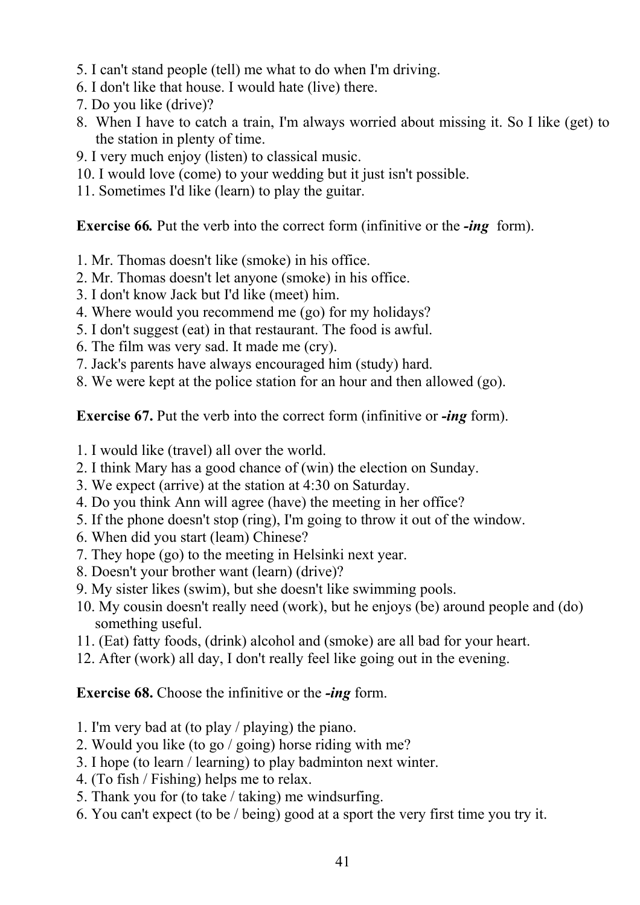5. I can't stand people (tell) me what to do when I'm driving.
6. I don't like that house. I would hate (live) there.
7. Do you like (drive)?
8. When I have to catch a train, I'm always worried about missing it. So I like (get) to the station in plenty of time.
9. I very much enjoy (listen) to classical music.
10. I would love (come) to your wedding but it just isn't possible.
11. Sometimes I'd like (learn) to play the guitar.

**Exercise 66.** Put the verb into the correct form (infinitive or the ***-ing*** form).

1. Mr. Thomas doesn't like (smoke) in his office.
2. Mr. Thomas doesn't let anyone (smoke) in his office.
3. I don't know Jack but I'd like (meet) him.
4. Where would you recommend me (go) for my holidays?
5. I don't suggest (eat) in that restaurant. The food is awful.
6. The film was very sad. It made me (cry).
7. Jack's parents have always encouraged him (study) hard.
8. We were kept at the police station for an hour and then allowed (go).

**Exercise 67.** Put the verb into the correct form (infinitive or ***-ing*** form).

1. I would like (travel) all over the world.
2. I think Mary has a good chance of (win) the election on Sunday.
3. We expect (arrive) at the station at 4:30 on Saturday.
4. Do you think Ann will agree (have) the meeting in her office?
5. If the phone doesn't stop (ring), I'm going to throw it out of the window.
6. When did you start (leam) Chinese?
7. They hope (go) to the meeting in Helsinki next year.
8. Doesn't your brother want (learn) (drive)?
9. My sister likes (swim), but she doesn't like swimming pools.
10. My cousin doesn't really need (work), but he enjoys (be) around people and (do) something useful.
11. (Eat) fatty foods, (drink) alcohol and (smoke) are all bad for your heart.
12. After (work) all day, I don't really feel like going out in the evening.

**Exercise 68.** Choose the infinitive or the ***-ing*** form.

1. I'm very bad at (to play / playing) the piano.
2. Would you like (to go / going) horse riding with me?
3. I hope (to learn / learning) to play badminton next winter.
4. (To fish / Fishing) helps me to relax.
5. Thank you for (to take / taking) me windsurfing.
6. You can't expect (to be / being) good at a sport the very first time you try it.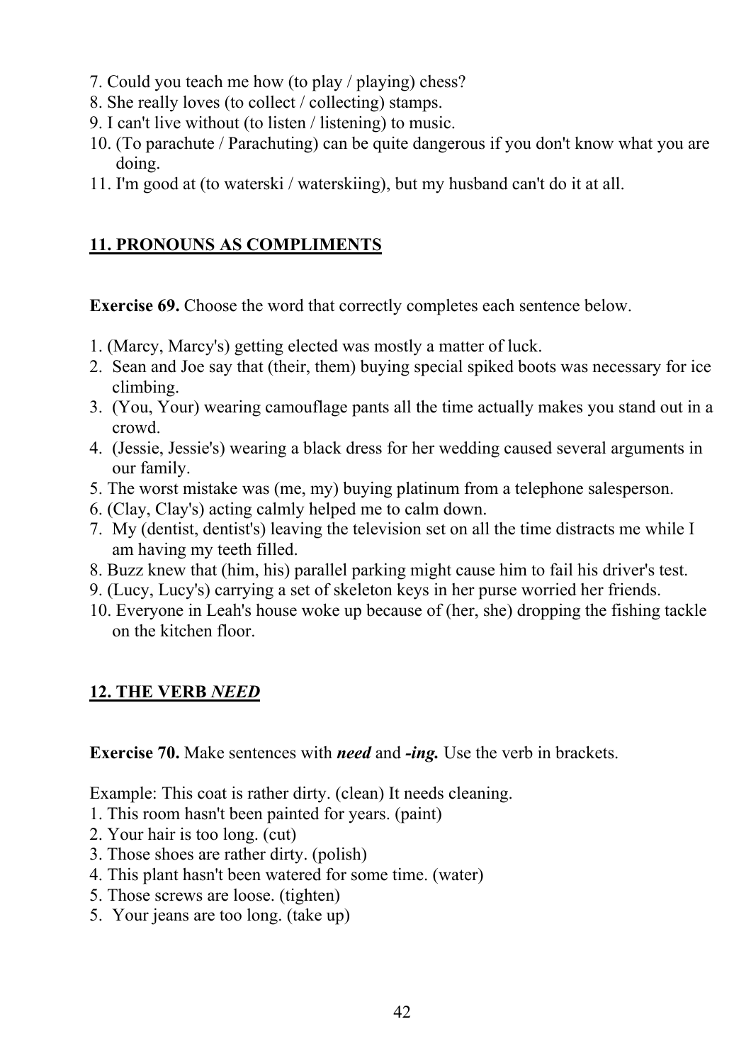7. Could you teach me how (to play / playing) chess?
8. She really loves (to collect / collecting) stamps.
9. I can't live without (to listen / listening) to music.
10. (To parachute / Parachuting) can be quite dangerous if you don't know what you are doing.
11. I'm good at (to waterski / waterskiing), but my husband can't do it at all.

## 11. PRONOUNS AS COMPLIMENTS

**Exercise 69.** Choose the word that correctly completes each sentence below.

1. (Marcy, Marcy's) getting elected was mostly a matter of luck.
2. Sean and Joe say that (their, them) buying special spiked boots was necessary for ice climbing.
3. (You, Your) wearing camouflage pants all the time actually makes you stand out in a crowd.
4. (Jessie, Jessie's) wearing a black dress for her wedding caused several arguments in our family.
5. The worst mistake was (me, my) buying platinum from a telephone salesperson.
6. (Clay, Clay's) acting calmly helped me to calm down.
7. My (dentist, dentist's) leaving the television set on all the time distracts me while I am having my teeth filled.
8. Buzz knew that (him, his) parallel parking might cause him to fail his driver's test.
9. (Lucy, Lucy's) carrying a set of skeleton keys in her purse worried her friends.
10. Everyone in Leah's house woke up because of (her, she) dropping the fishing tackle on the kitchen floor.

## 12. THE VERB *NEED*

**Exercise 70.** Make sentences with ***need*** and ***-ing.*** Use the verb in brackets.

Example: This coat is rather dirty. (clean) It needs cleaning.
1. This room hasn't been painted for years. (paint)
2. Your hair is too long. (cut)
3. Those shoes are rather dirty. (polish)
4. This plant hasn't been watered for some time. (water)
5. Those screws are loose. (tighten)
5. Your jeans are too long. (take up)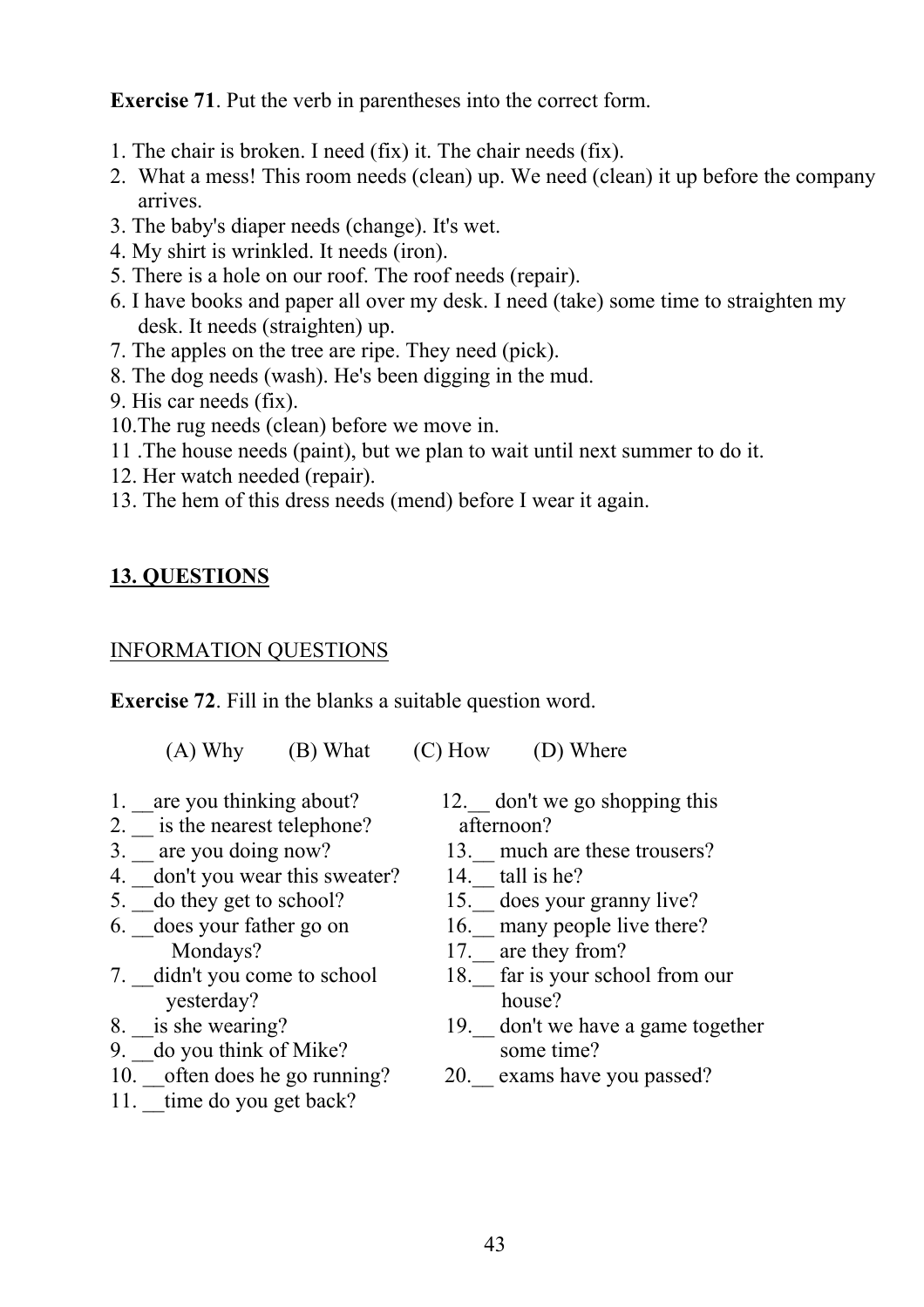**Exercise 71**. Put the verb in parentheses into the correct form.

1. The chair is broken. I need (fix) it. The chair needs (fix).
2. What a mess! This room needs (clean) up. We need (clean) it up before the company arrives.
3. The baby's diaper needs (change). It's wet.
4. My shirt is wrinkled. It needs (iron).
5. There is a hole on our roof. The roof needs (repair).
6. I have books and paper all over my desk. I need (take) some time to straighten my desk. It needs (straighten) up.
7. The apples on the tree are ripe. They need (pick).
8. The dog needs (wash). He's been digging in the mud.
9. His car needs (fix).
10. The rug needs (clean) before we move in.
11. The house needs (paint), but we plan to wait until next summer to do it.
12. Her watch needed (repair).
13. The hem of this dress needs (mend) before I wear it again.

## 13. QUESTIONS

### INFORMATION QUESTIONS

**Exercise 72**. Fill in the blanks a suitable question word.

(A) Why (B) What (C) How (D) Where

1. __are you thinking about?
2. __ is the nearest telephone?
3. __ are you doing now?
4. __don't you wear this sweater?
5. __do they get to school?
6. __does your father go on Mondays?
7. __didn't you come to school yesterday?
8. __is she wearing?
9. __do you think of Mike?
10. __often does he go running?
11. __time do you get back?
12. __ don't we go shopping this afternoon?
13. __ much are these trousers?
14. __ tall is he?
15. __ does your granny live?
16. __ many people live there?
17. __ are they from?
18. __ far is your school from our house?
19. __ don't we have a game together some time?
20. __ exams have you passed?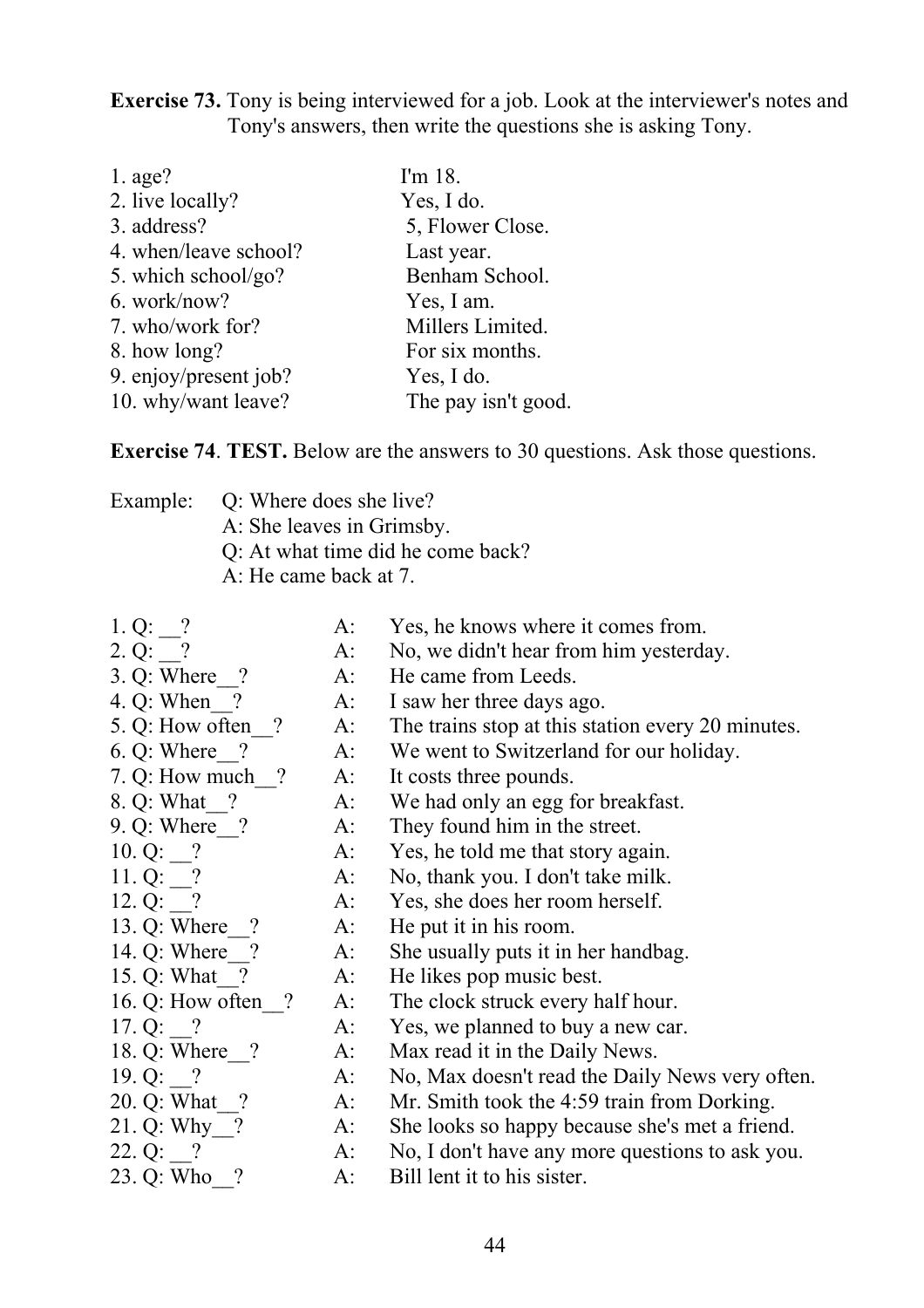**Exercise 73.** Tony is being interviewed for a job. Look at the interviewer's notes and Tony's answers, then write the questions she is asking Tony.

| | |
|---|---|
| 1. age? | I'm 18. |
| 2. live locally? | Yes, I do. |
| 3. address? | 5, Flower Close. |
| 4. when/leave school? | Last year. |
| 5. which school/go? | Benham School. |
| 6. work/now? | Yes, I am. |
| 7. who/work for? | Millers Limited. |
| 8. how long? | For six months. |
| 9. enjoy/present job? | Yes, I do. |
| 10. why/want leave? | The pay isn't good. |

**Exercise 74**. **TEST.** Below are the answers to 30 questions. Ask those questions.

Example: Q: Where does she live?
A: She leaves in Grimsby.
Q: At what time did he come back?
A: He came back at 7.

| | | |
|---|---|---|
| 1. Q: __? | A: | Yes, he knows where it comes from. |
| 2. Q: __? | A: | No, we didn't hear from him yesterday. |
| 3. Q: Where__? | A: | He came from Leeds. |
| 4. Q: When__? | A: | I saw her three days ago. |
| 5. Q: How often__? | A: | The trains stop at this station every 20 minutes. |
| 6. Q: Where__? | A: | We went to Switzerland for our holiday. |
| 7. Q: How much__? | A: | It costs three pounds. |
| 8. Q: What__? | A: | We had only an egg for breakfast. |
| 9. Q: Where__? | A: | They found him in the street. |
| 10. Q: __? | A: | Yes, he told me that story again. |
| 11. Q: __? | A: | No, thank you. I don't take milk. |
| 12. Q: __? | A: | Yes, she does her room herself. |
| 13. Q: Where__? | A: | He put it in his room. |
| 14. Q: Where__? | A: | She usually puts it in her handbag. |
| 15. Q: What__? | A: | He likes pop music best. |
| 16. Q: How often__? | A: | The clock struck every half hour. |
| 17. Q: __? | A: | Yes, we planned to buy a new car. |
| 18. Q: Where__? | A: | Max read it in the Daily News. |
| 19. Q: __? | A: | No, Max doesn't read the Daily News very often. |
| 20. Q: What__? | A: | Mr. Smith took the 4:59 train from Dorking. |
| 21. Q: Why__? | A: | She looks so happy because she's met a friend. |
| 22. Q: __? | A: | No, I don't have any more questions to ask you. |
| 23. Q: Who__? | A: | Bill lent it to his sister. |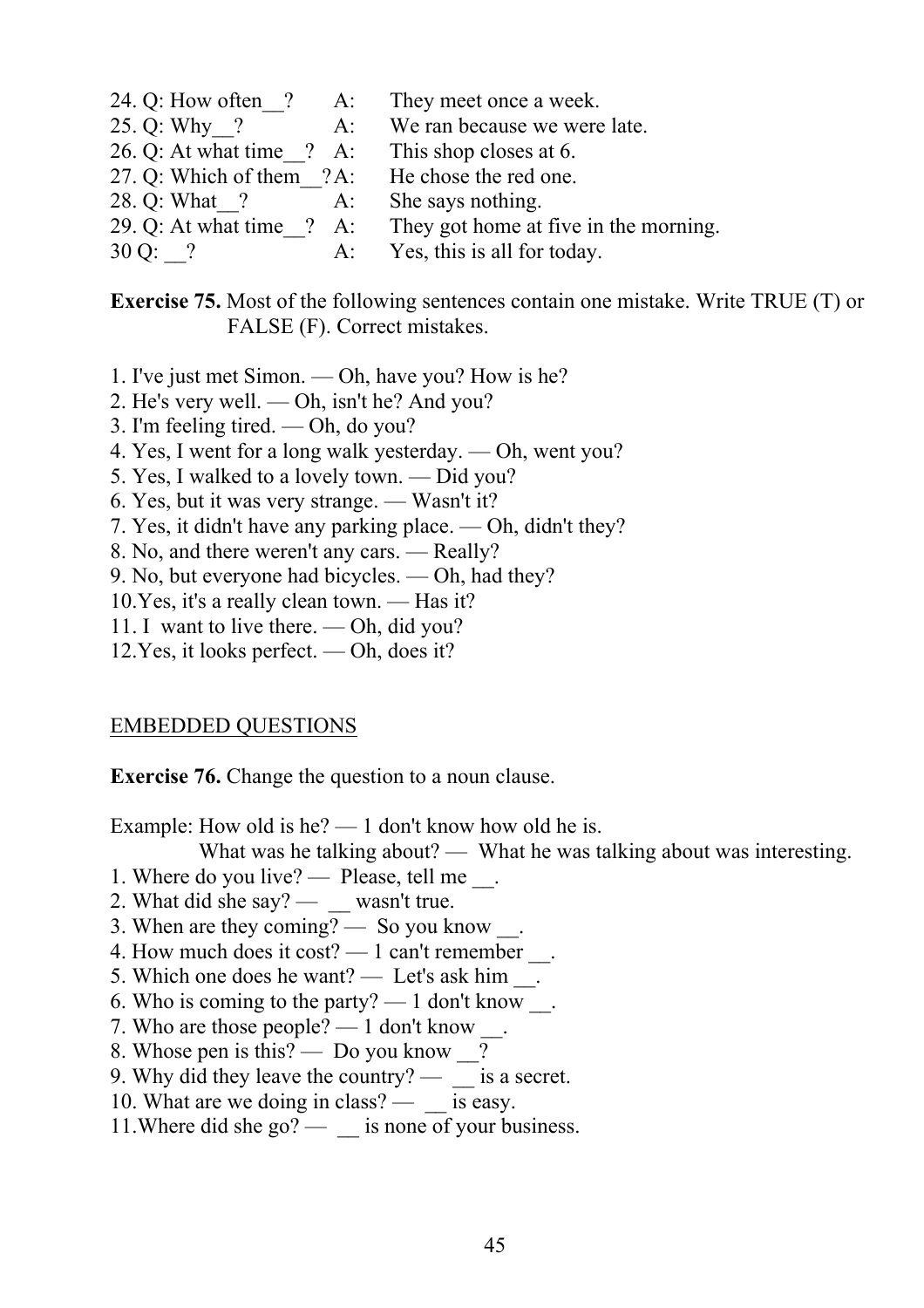24. Q: How often__? A: They meet once a week.
25. Q: Why__? A: We ran because we were late.
26. Q: At what time__? A: This shop closes at 6.
27. Q: Which of them__? A: He chose the red one.
28. Q: What__? A: She says nothing.
29. Q: At what time__? A: They got home at five in the morning.
30 Q: __? A: Yes, this is all for today.

**Exercise 75.** Most of the following sentences contain one mistake. Write TRUE (T) or FALSE (F). Correct mistakes.

1. I've just met Simon. — Oh, have you? How is he?
2. He's very well. — Oh, isn't he? And you?
3. I'm feeling tired. — Oh, do you?
4. Yes, I went for a long walk yesterday. — Oh, went you?
5. Yes, I walked to a lovely town. — Did you?
6. Yes, but it was very strange. — Wasn't it?
7. Yes, it didn't have any parking place. — Oh, didn't they?
8. No, and there weren't any cars. — Really?
9. No, but everyone had bicycles. — Oh, had they?
10. Yes, it's a really clean town. — Has it?
11. I want to live there. — Oh, did you?
12. Yes, it looks perfect. — Oh, does it?

EMBEDDED QUESTIONS

**Exercise 76.** Change the question to a noun clause.

Example: How old is he? — 1 don't know how old he is.
What was he talking about? — What he was talking about was interesting.

1. Where do you live? — Please, tell me __.
2. What did she say? — __ wasn't true.
3. When are they coming? — So you know __.
4. How much does it cost? — 1 can't remember __.
5. Which one does he want? — Let's ask him __.
6. Who is coming to the party? — 1 don't know __.
7. Who are those people? — 1 don't know __.
8. Whose pen is this? — Do you know __?
9. Why did they leave the country? — __ is a secret.
10. What are we doing in class? — __ is easy.
11. Where did she go? — __ is none of your business.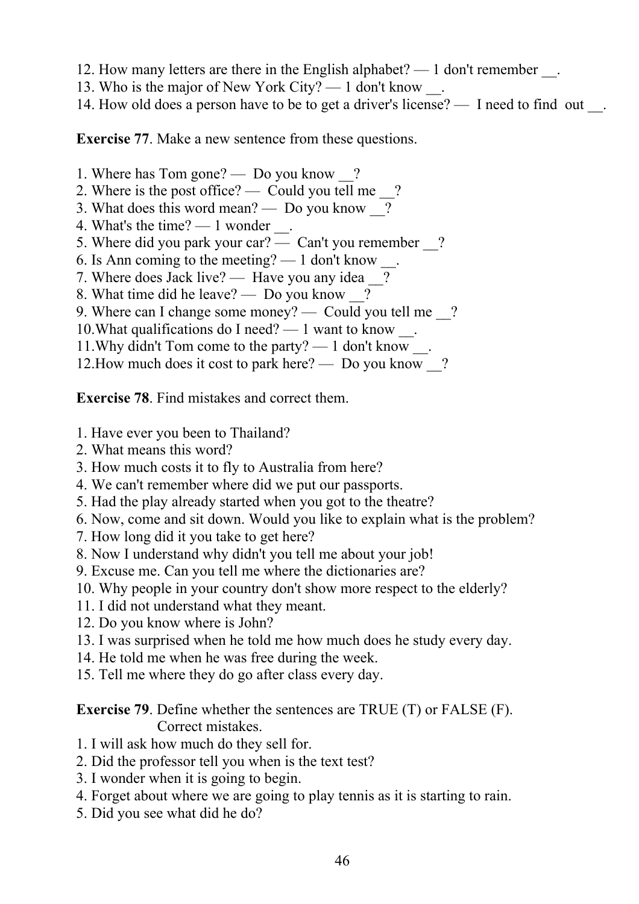12. How many letters are there in the English alphabet? — 1 don't remember __.
13. Who is the major of New York City? — 1 don't know __.
14. How old does a person have to be to get a driver's license? — I need to find out __.

**Exercise 77**. Make a new sentence from these questions.

1. Where has Tom gone? — Do you know __?
2. Where is the post office? — Could you tell me __?
3. What does this word mean? — Do you know __?
4. What's the time? — 1 wonder __.
5. Where did you park your car? — Can't you remember __?
6. Is Ann coming to the meeting? — 1 don't know __.
7. Where does Jack live? — Have you any idea __?
8. What time did he leave? — Do you know __?
9. Where can I change some money? — Could you tell me __?
10. What qualifications do I need? — 1 want to know __.
11. Why didn't Tom come to the party? — 1 don't know __.
12. How much does it cost to park here? — Do you know __?

**Exercise 78**. Find mistakes and correct them.

1. Have ever you been to Thailand?
2. What means this word?
3. How much costs it to fly to Australia from here?
4. We can't remember where did we put our passports.
5. Had the play already started when you got to the theatre?
6. Now, come and sit down. Would you like to explain what is the problem?
7. How long did it you take to get here?
8. Now I understand why didn't you tell me about your job!
9. Excuse me. Can you tell me where the dictionaries are?
10. Why people in your country don't show more respect to the elderly?
11. I did not understand what they meant.
12. Do you know where is John?
13. I was surprised when he told me how much does he study every day.
14. He told me when he was free during the week.
15. Tell me where they do go after class every day.

**Exercise 79**. Define whether the sentences are TRUE (T) or FALSE (F). Correct mistakes.

1. I will ask how much do they sell for.
2. Did the professor tell you when is the text test?
3. I wonder when it is going to begin.
4. Forget about where we are going to play tennis as it is starting to rain.
5. Did you see what did he do?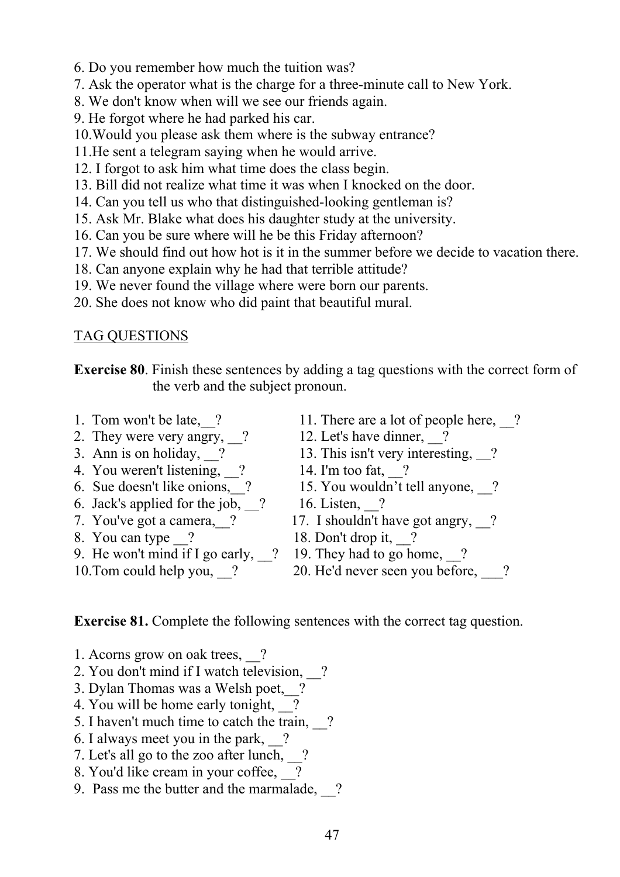6. Do you remember how much the tuition was?
7. Ask the operator what is the charge for a three-minute call to New York.
8. We don't know when will we see our friends again.
9. He forgot where he had parked his car.
10. Would you please ask them where is the subway entrance?
11. He sent a telegram saying when he would arrive.
12. I forgot to ask him what time does the class begin.
13. Bill did not realize what time it was when I knocked on the door.
14. Can you tell us who that distinguished-looking gentleman is?
15. Ask Mr. Blake what does his daughter study at the university.
16. Can you be sure where will he be this Friday afternoon?
17. We should find out how hot is it in the summer before we decide to vacation there.
18. Can anyone explain why he had that terrible attitude?
19. We never found the village where were born our parents.
20. She does not know who did paint that beautiful mural.

TAG QUESTIONS

**Exercise 80**. Finish these sentences by adding a tag questions with the correct form of the verb and the subject pronoun.

1. Tom won't be late,__?
2. They were very angry, __?
3. Ann is on holiday, __?
4. You weren't listening, __?
6. Sue doesn't like onions,__?
6. Jack's applied for the job, __?
7. You've got a camera,__?
8. You can type __?
9. He won't mind if I go early, __?
10. Tom could help you, __?
11. There are a lot of people here, __?
12. Let's have dinner, __?
13. This isn't very interesting, __?
14. I'm too fat, __?
15. You wouldn't tell anyone, __?
16. Listen, __?
17. I shouldn't have got angry, __?
18. Don't drop it, __?
19. They had to go home, __?
20. He'd never seen you before, ___?

**Exercise 81.** Complete the following sentences with the correct tag question.

1. Acorns grow on oak trees, __?
2. You don't mind if I watch television, __?
3. Dylan Thomas was a Welsh poet,__?
4. You will be home early tonight, __?
5. I haven't much time to catch the train, __?
6. I always meet you in the park, __?
7. Let's all go to the zoo after lunch, __?
8. You'd like cream in your coffee, __?
9. Pass me the butter and the marmalade, __?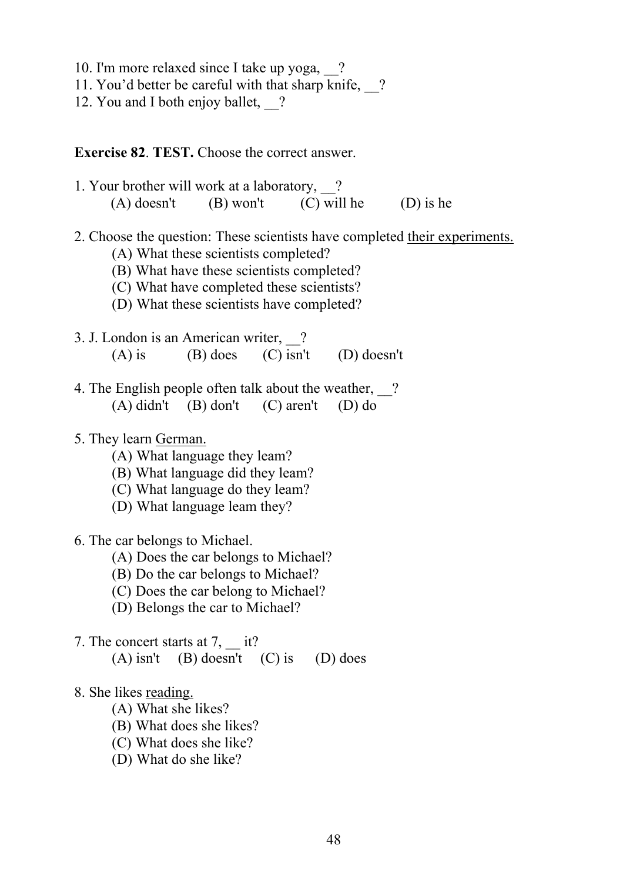10. I'm more relaxed since I take up yoga, __?
11. You'd better be careful with that sharp knife, __?
12. You and I both enjoy ballet, __?

**Exercise 82**. **TEST.** Choose the correct answer.

1. Your brother will work at a laboratory, __?
   (A) doesn't (B) won't (C) will he (D) is he

2. Choose the question: These scientists have completed <u>their experiments.</u>
   (A) What these scientists completed?
   (B) What have these scientists completed?
   (C) What have completed these scientists?
   (D) What these scientists have completed?

3. J. London is an American writer, __?
   (A) is (B) does (C) isn't (D) doesn't

4. The English people often talk about the weather, __?
   (A) didn't (B) don't (C) aren't (D) do

5. They learn <u>German.</u>
   (A) What language they leam?
   (B) What language did they leam?
   (C) What language do they leam?
   (D) What language leam they?

6. The car belongs to Michael.
   (A) Does the car belongs to Michael?
   (B) Do the car belongs to Michael?
   (C) Does the car belong to Michael?
   (D) Belongs the car to Michael?

7. The concert starts at 7, __ it?
   (A) isn't (B) doesn't (C) is (D) does

8. She likes <u>reading.</u>
   (A) What she likes?
   (B) What does she likes?
   (C) What does she like?
   (D) What do she like?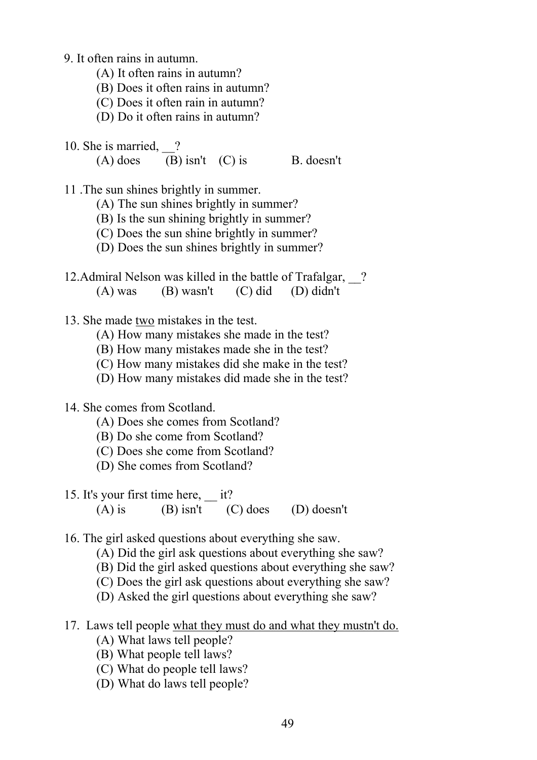9. It often rains in autumn.

(A) It often rains in autumn?
(B) Does it often rains in autumn?
(C) Does it often rain in autumn?
(D) Do it often rains in autumn?

10. She is married, __?

(A) does (B) isn't (C) is B. doesn't

11 .The sun shines brightly in summer.

(A) The sun shines brightly in summer?
(B) Is the sun shining brightly in summer?
(C) Does the sun shine brightly in summer?
(D) Does the sun shines brightly in summer?

12.Admiral Nelson was killed in the battle of Trafalgar, __?

(A) was (B) wasn't (C) did (D) didn't

13. She made <u>two</u> mistakes in the test.

(A) How many mistakes she made in the test?
(B) How many mistakes made she in the test?
(C) How many mistakes did she make in the test?
(D) How many mistakes did made she in the test?

14. She comes from Scotland.

(A) Does she comes from Scotland?
(B) Do she come from Scotland?
(C) Does she come from Scotland?
(D) She comes from Scotland?

15. It's your first time here, __ it?

(A) is (B) isn't (C) does (D) doesn't

16. The girl asked questions about everything she saw.

(A) Did the girl ask questions about everything she saw?
(B) Did the girl asked questions about everything she saw?
(C) Does the girl ask questions about everything she saw?
(D) Asked the girl questions about everything she saw?

17. Laws tell people <u>what they must do and what they mustn't do.</u>

(A) What laws tell people?
(B) What people tell laws?
(C) What do people tell laws?
(D) What do laws tell people?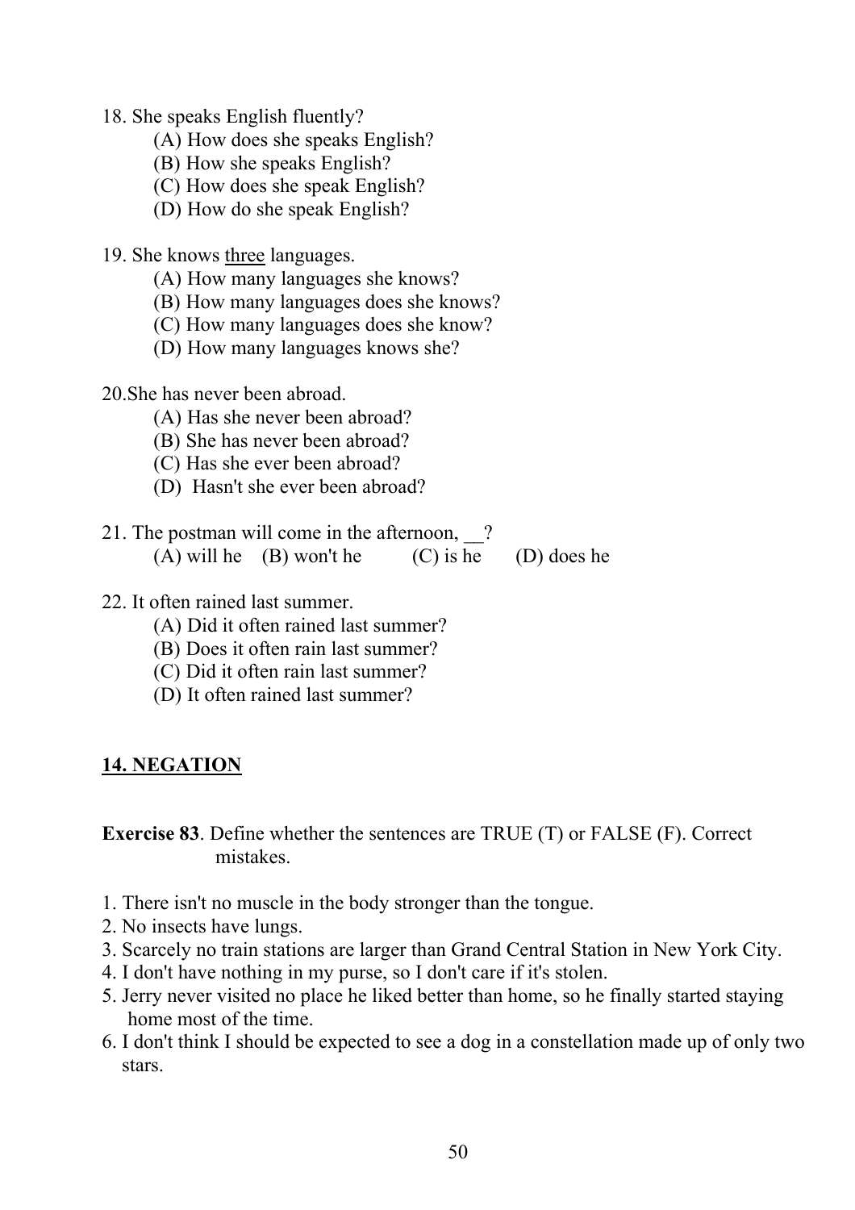18. She speaks English fluently?

(A) How does she speaks English?
(B) How she speaks English?
(C) How does she speak English?
(D) How do she speak English?

19. She knows <u>three</u> languages.

(A) How many languages she knows?
(B) How many languages does she knows?
(C) How many languages does she know?
(D) How many languages knows she?

20.She has never been abroad.

(A) Has she never been abroad?
(B) She has never been abroad?
(C) Has she ever been abroad?
(D) Hasn't she ever been abroad?

21. The postman will come in the afternoon, __?

(A) will he (B) won't he (C) is he (D) does he

22. It often rained last summer.

(A) Did it often rained last summer?
(B) Does it often rain last summer?
(C) Did it often rain last summer?
(D) It often rained last summer?

## 14. NEGATION

**Exercise 83**. Define whether the sentences are TRUE (T) or FALSE (F). Correct mistakes.

1. There isn't no muscle in the body stronger than the tongue.
2. No insects have lungs.
3. Scarcely no train stations are larger than Grand Central Station in New York City.
4. I don't have nothing in my purse, so I don't care if it's stolen.
5. Jerry never visited no place he liked better than home, so he finally started staying home most of the time.
6. I don't think I should be expected to see a dog in a constellation made up of only two stars.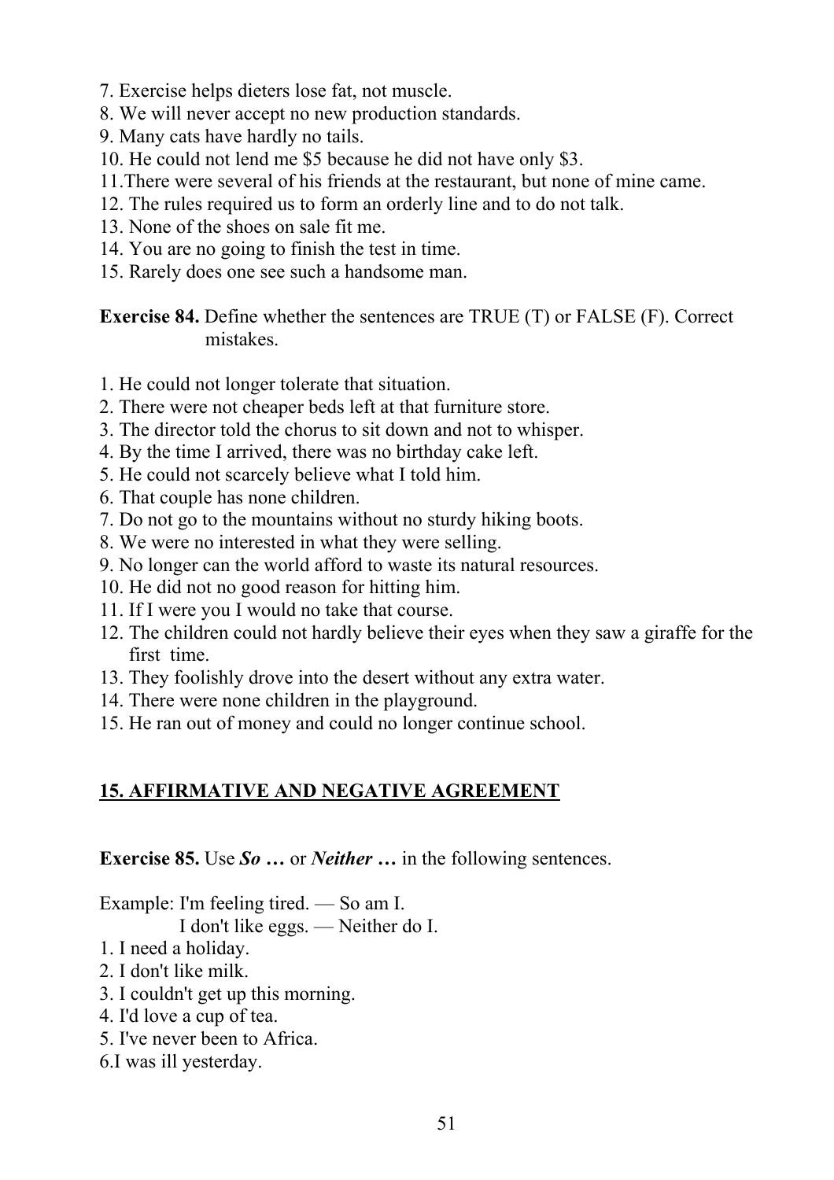7. Exercise helps dieters lose fat, not muscle.
8. We will never accept no new production standards.
9. Many cats have hardly no tails.
10. He could not lend me $5 because he did not have only $3.
11. There were several of his friends at the restaurant, but none of mine came.
12. The rules required us to form an orderly line and to do not talk.
13. None of the shoes on sale fit me.
14. You are no going to finish the test in time.
15. Rarely does one see such a handsome man.

**Exercise 84.** Define whether the sentences are TRUE (T) or FALSE (F). Correct mistakes.

1. He could not longer tolerate that situation.
2. There were not cheaper beds left at that furniture store.
3. The director told the chorus to sit down and not to whisper.
4. By the time I arrived, there was no birthday cake left.
5. He could not scarcely believe what I told him.
6. That couple has none children.
7. Do not go to the mountains without no sturdy hiking boots.
8. We were no interested in what they were selling.
9. No longer can the world afford to waste its natural resources.
10. He did not no good reason for hitting him.
11. If I were you I would no take that course.
12. The children could not hardly believe their eyes when they saw a giraffe for the first time.
13. They foolishly drove into the desert without any extra water.
14. There were none children in the playground.
15. He ran out of money and could no longer continue school.

## 15. AFFIRMATIVE AND NEGATIVE AGREEMENT

**Exercise 85.** Use ***So …*** or ***Neither …*** in the following sentences.

Example: I'm feeling tired. — So am I.
I don't like eggs. — Neither do I.

1. I need a holiday.
2. I don't like milk.
3. I couldn't get up this morning.
4. I'd love a cup of tea.
5. I've never been to Africa.
6. I was ill yesterday.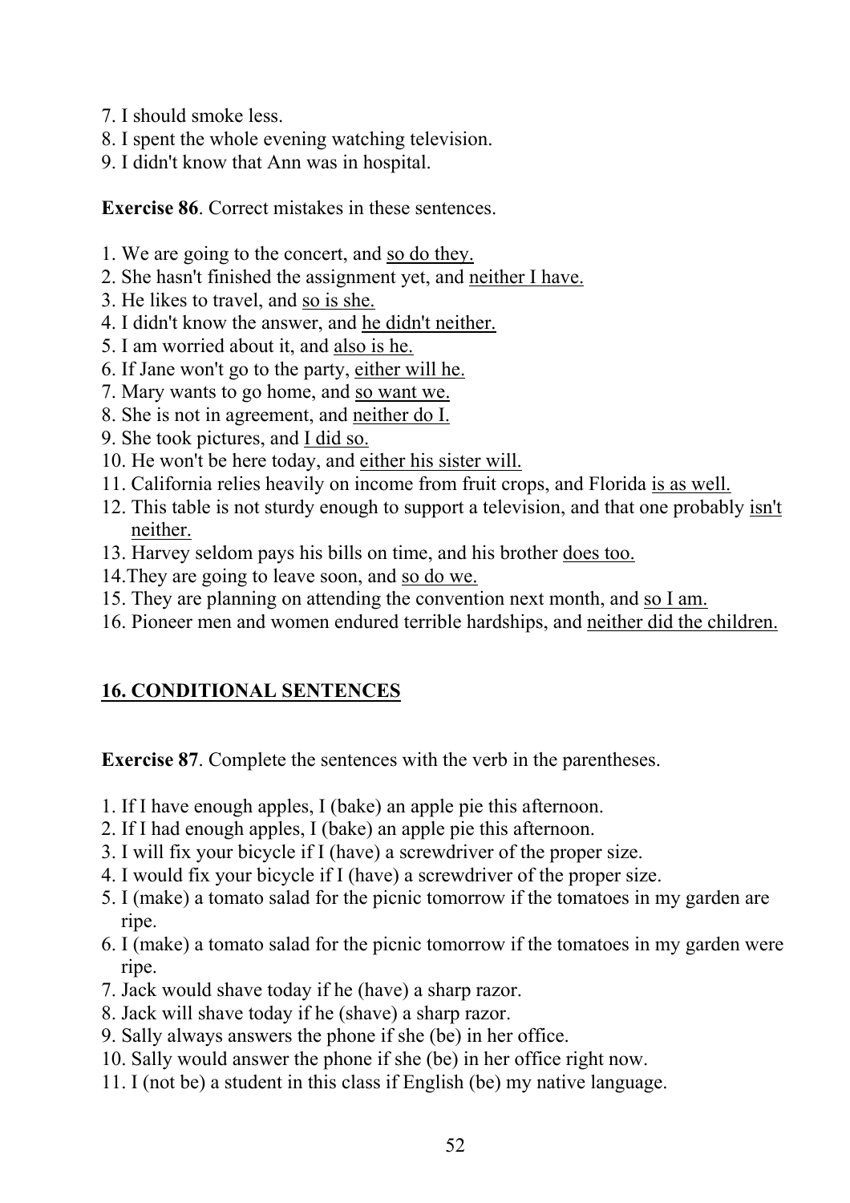7. I should smoke less.
8. I spent the whole evening watching television.
9. I didn't know that Ann was in hospital.

**Exercise 86**. Correct mistakes in these sentences.

1. We are going to the concert, and <u>so do they.</u>
2. She hasn't finished the assignment yet, and <u>neither I have.</u>
3. He likes to travel, and <u>so is she.</u>
4. I didn't know the answer, and <u>he didn't neither.</u>
5. I am worried about it, and <u>also is he.</u>
6. If Jane won't go to the party, <u>either will he.</u>
7. Mary wants to go home, and <u>so want we.</u>
8. She is not in agreement, and <u>neither do I.</u>
9. She took pictures, and <u>I did so.</u>
10. He won't be here today, and <u>either his sister will.</u>
11. California relies heavily on income from fruit crops, and Florida <u>is as well.</u>
12. This table is not sturdy enough to support a television, and that one probably <u>isn't neither.</u>
13. Harvey seldom pays his bills on time, and his brother <u>does too.</u>
14. They are going to leave soon, and <u>so do we.</u>
15. They are planning on attending the convention next month, and <u>so I am.</u>
16. Pioneer men and women endured terrible hardships, and <u>neither did the children.</u>

## <u>16. CONDITIONAL SENTENCES</u>

**Exercise 87**. Complete the sentences with the verb in the parentheses.

1. If I have enough apples, I (bake) an apple pie this afternoon.
2. If I had enough apples, I (bake) an apple pie this afternoon.
3. I will fix your bicycle if I (have) a screwdriver of the proper size.
4. I would fix your bicycle if I (have) a screwdriver of the proper size.
5. I (make) a tomato salad for the picnic tomorrow if the tomatoes in my garden are ripe.
6. I (make) a tomato salad for the picnic tomorrow if the tomatoes in my garden were ripe.
7. Jack would shave today if he (have) a sharp razor.
8. Jack will shave today if he (shave) a sharp razor.
9. Sally always answers the phone if she (be) in her office.
10. Sally would answer the phone if she (be) in her office right now.
11. I (not be) a student in this class if English (be) my native language.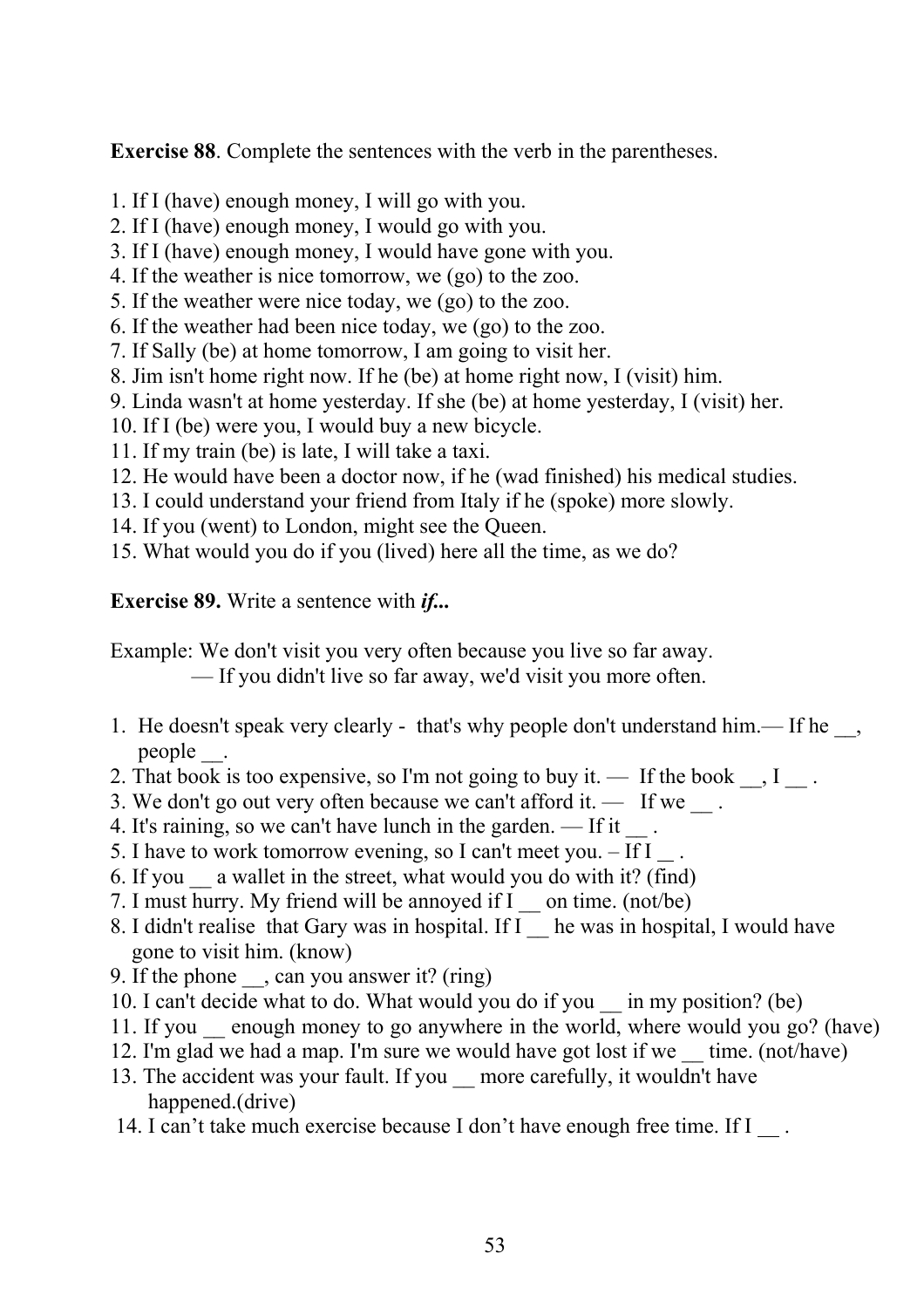**Exercise 88**. Complete the sentences with the verb in the parentheses.

1. If I (have) enough money, I will go with you.
2. If I (have) enough money, I would go with you.
3. If I (have) enough money, I would have gone with you.
4. If the weather is nice tomorrow, we (go) to the zoo.
5. If the weather were nice today, we (go) to the zoo.
6. If the weather had been nice today, we (go) to the zoo.
7. If Sally (be) at home tomorrow, I am going to visit her.
8. Jim isn't home right now. If he (be) at home right now, I (visit) him.
9. Linda wasn't at home yesterday. If she (be) at home yesterday, I (visit) her.
10. If I (be) were you, I would buy a new bicycle.
11. If my train (be) is late, I will take a taxi.
12. He would have been a doctor now, if he (wad finished) his medical studies.
13. I could understand your friend from Italy if he (spoke) more slowly.
14. If you (went) to London, might see the Queen.
15. What would you do if you (lived) here all the time, as we do?

**Exercise 89.** Write a sentence with ***if...***

Example: We don't visit you very often because you live so far away.
— If you didn't live so far away, we'd visit you more often.

1. He doesn't speak very clearly - that's why people don't understand him.— If he __, people __.
2. That book is too expensive, so I'm not going to buy it. — If the book __, I __ .
3. We don't go out very often because we can't afford it. — If we __ .
4. It's raining, so we can't have lunch in the garden. — If it __ .
5. I have to work tomorrow evening, so I can't meet you. – If I __ .
6. If you __ a wallet in the street, what would you do with it? (find)
7. I must hurry. My friend will be annoyed if I __ on time. (not/be)
8. I didn't realise that Gary was in hospital. If I __ he was in hospital, I would have gone to visit him. (know)
9. If the phone __, can you answer it? (ring)
10. I can't decide what to do. What would you do if you __ in my position? (be)
11. If you __ enough money to go anywhere in the world, where would you go? (have)
12. I'm glad we had a map. I'm sure we would have got lost if we __ time. (not/have)
13. The accident was your fault. If you __ more carefully, it wouldn't have happened.(drive)
14. I can’t take much exercise because I don’t have enough free time. If I __ .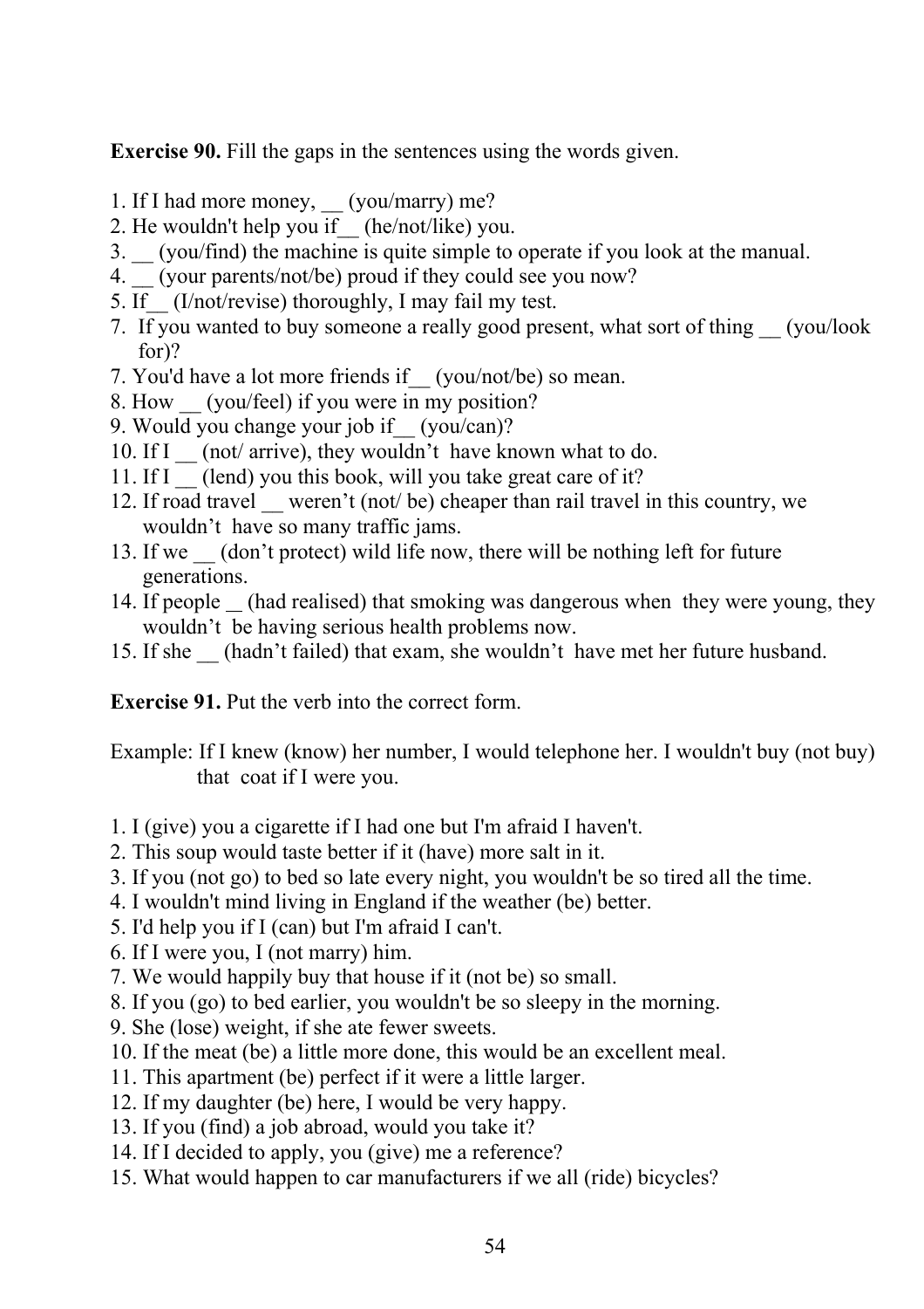**Exercise 90.** Fill the gaps in the sentences using the words given.

1. If I had more money, __ (you/marry) me?
2. He wouldn't help you if__ (he/not/like) you.
3. __ (you/find) the machine is quite simple to operate if you look at the manual.
4. __ (your parents/not/be) proud if they could see you now?
5. If__ (I/not/revise) thoroughly, I may fail my test.
7. If you wanted to buy someone a really good present, what sort of thing __ (you/look for)?
7. You'd have a lot more friends if__ (you/not/be) so mean.
8. How __ (you/feel) if you were in my position?
9. Would you change your job if__ (you/can)?
10. If I __ (not/ arrive), they wouldn't have known what to do.
11. If I __ (lend) you this book, will you take great care of it?
12. If road travel __ weren't (not/ be) cheaper than rail travel in this country, we wouldn't have so many traffic jams.
13. If we __ (don't protect) wild life now, there will be nothing left for future generations.
14. If people _ (had realised) that smoking was dangerous when they were young, they wouldn't be having serious health problems now.
15. If she __ (hadn't failed) that exam, she wouldn't have met her future husband.

**Exercise 91.** Put the verb into the correct form.

Example: If I knew (know) her number, I would telephone her. I wouldn't buy (not buy) that coat if I were you.

1. I (give) you a cigarette if I had one but I'm afraid I haven't.
2. This soup would taste better if it (have) more salt in it.
3. If you (not go) to bed so late every night, you wouldn't be so tired all the time.
4. I wouldn't mind living in England if the weather (be) better.
5. I'd help you if I (can) but I'm afraid I can't.
6. If I were you, I (not marry) him.
7. We would happily buy that house if it (not be) so small.
8. If you (go) to bed earlier, you wouldn't be so sleepy in the morning.
9. She (lose) weight, if she ate fewer sweets.
10. If the meat (be) a little more done, this would be an excellent meal.
11. This apartment (be) perfect if it were a little larger.
12. If my daughter (be) here, I would be very happy.
13. If you (find) a job abroad, would you take it?
14. If I decided to apply, you (give) me a reference?
15. What would happen to car manufacturers if we all (ride) bicycles?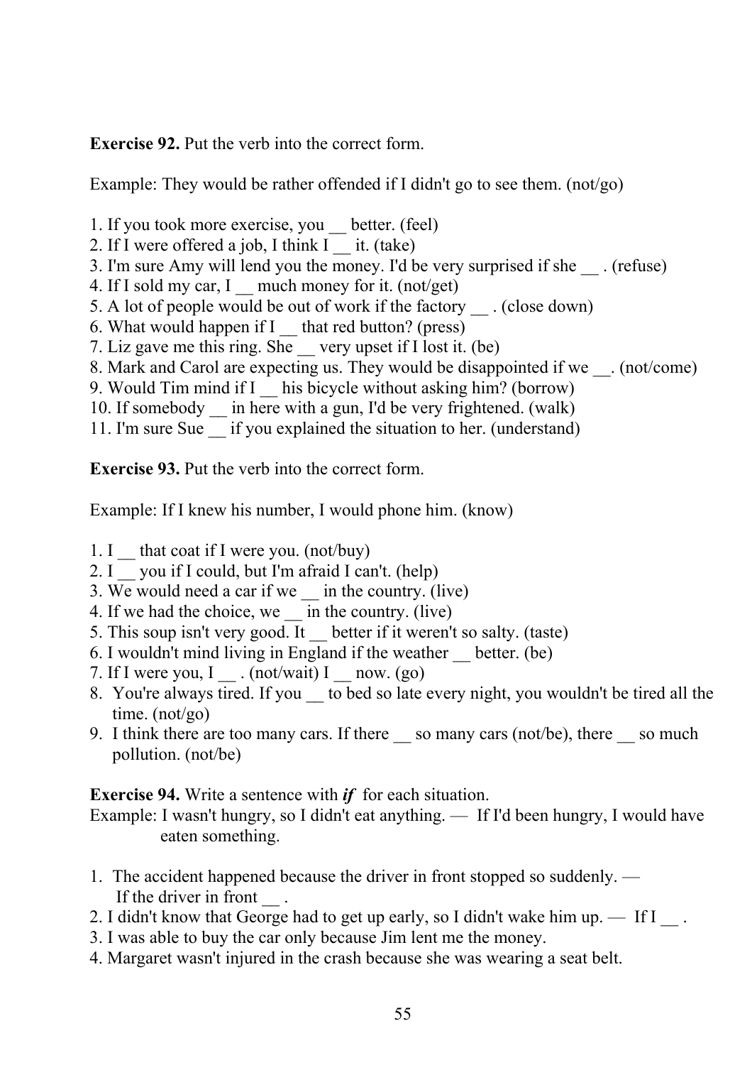**Exercise 92.** Put the verb into the correct form.

Example: They would be rather offended if I didn't go to see them. (not/go)

1. If you took more exercise, you __ better. (feel)
2. If I were offered a job, I think I __ it. (take)
3. I'm sure Amy will lend you the money. I'd be very surprised if she __ . (refuse)
4. If I sold my car, I __ much money for it. (not/get)
5. A lot of people would be out of work if the factory __ . (close down)
6. What would happen if I __ that red button? (press)
7. Liz gave me this ring. She __ very upset if I lost it. (be)
8. Mark and Carol are expecting us. They would be disappointed if we __. (not/come)
9. Would Tim mind if I __ his bicycle without asking him? (borrow)
10. If somebody __ in here with a gun, I'd be very frightened. (walk)
11. I'm sure Sue __ if you explained the situation to her. (understand)

**Exercise 93.** Put the verb into the correct form.

Example: If I knew his number, I would phone him. (know)

1. I __ that coat if I were you. (not/buy)
2. I __ you if I could, but I'm afraid I can't. (help)
3. We would need a car if we __ in the country. (live)
4. If we had the choice, we __ in the country. (live)
5. This soup isn't very good. It __ better if it weren't so salty. (taste)
6. I wouldn't mind living in England if the weather __ better. (be)
7. If I were you, I __ . (not/wait) I __ now. (go)
8. You're always tired. If you __ to bed so late every night, you wouldn't be tired all the time. (not/go)
9. I think there are too many cars. If there __ so many cars (not/be), there __ so much pollution. (not/be)

**Exercise 94.** Write a sentence with ***if*** for each situation.

Example: I wasn't hungry, so I didn't eat anything. — If I'd been hungry, I would have eaten something.

1. The accident happened because the driver in front stopped so suddenly. — If the driver in front __ .
2. I didn't know that George had to get up early, so I didn't wake him up. — If I __ .
3. I was able to buy the car only because Jim lent me the money.
4. Margaret wasn't injured in the crash because she was wearing a seat belt.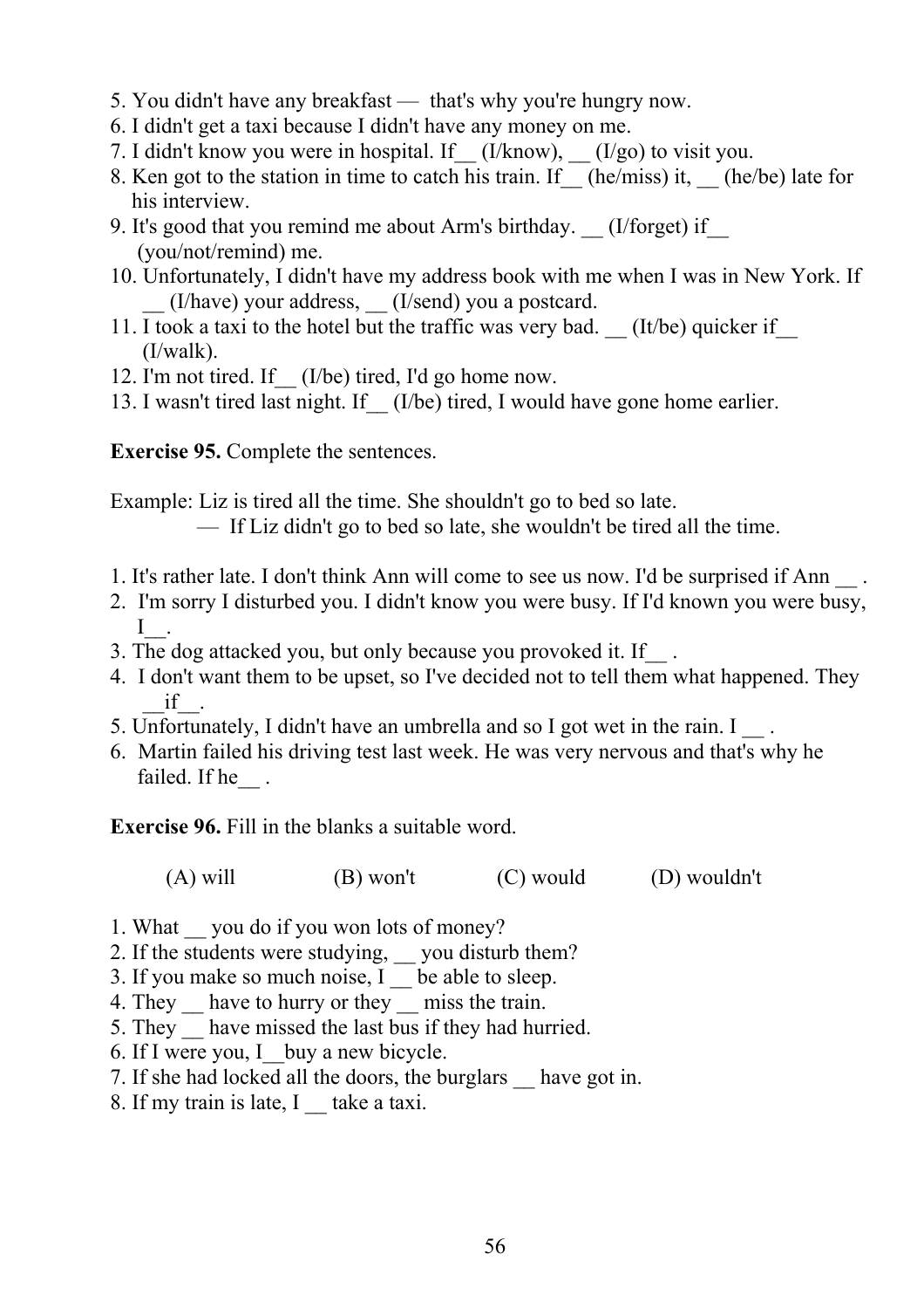5. You didn't have any breakfast — that's why you're hungry now.
6. I didn't get a taxi because I didn't have any money on me.
7. I didn't know you were in hospital. If__ (I/know), __ (I/go) to visit you.
8. Ken got to the station in time to catch his train. If__ (he/miss) it, __ (he/be) late for his interview.
9. It's good that you remind me about Arm's birthday. __ (I/forget) if__ (you/not/remind) me.
10. Unfortunately, I didn't have my address book with me when I was in New York. If __ (I/have) your address, __ (I/send) you a postcard.
11. I took a taxi to the hotel but the traffic was very bad. __ (It/be) quicker if__ (I/walk).
12. I'm not tired. If__ (I/be) tired, I'd go home now.
13. I wasn't tired last night. If__ (I/be) tired, I would have gone home earlier.

**Exercise 95.** Complete the sentences.

Example: Liz is tired all the time. She shouldn't go to bed so late.
— If Liz didn't go to bed so late, she wouldn't be tired all the time.

1. It's rather late. I don't think Ann will come to see us now. I'd be surprised if Ann __ .
2. I'm sorry I disturbed you. I didn't know you were busy. If I'd known you were busy, I__.
3. The dog attacked you, but only because you provoked it. If__ .
4. I don't want them to be upset, so I've decided not to tell them what happened. They __if__.
5. Unfortunately, I didn't have an umbrella and so I got wet in the rain. I __ .
6. Martin failed his driving test last week. He was very nervous and that's why he failed. If he__ .

**Exercise 96.** Fill in the blanks a suitable word.

(A) will (B) won't (C) would (D) wouldn't

1. What __ you do if you won lots of money?
2. If the students were studying, __ you disturb them?
3. If you make so much noise, I __ be able to sleep.
4. They __ have to hurry or they __ miss the train.
5. They __ have missed the last bus if they had hurried.
6. If I were you, I__buy a new bicycle.
7. If she had locked all the doors, the burglars __ have got in.
8. If my train is late, I __ take a taxi.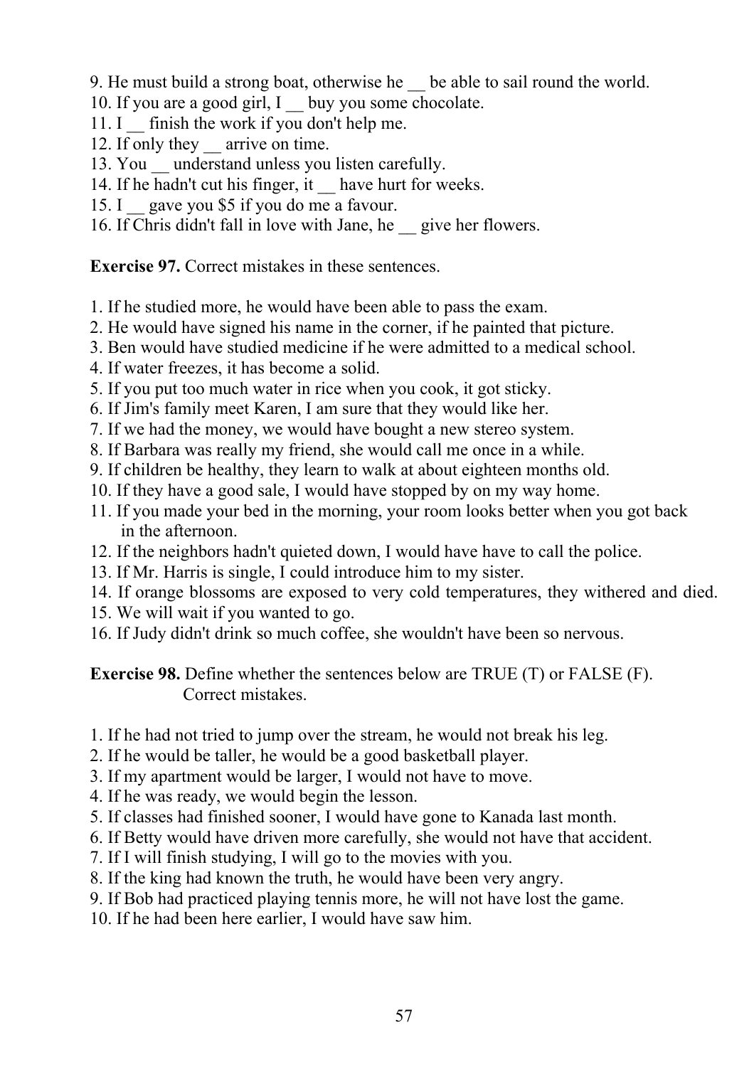9. He must build a strong boat, otherwise he __ be able to sail round the world.
10. If you are a good girl, I __ buy you some chocolate.
11. I __ finish the work if you don't help me.
12. If only they __ arrive on time.
13. You __ understand unless you listen carefully.
14. If he hadn't cut his finger, it __ have hurt for weeks.
15. I __ gave you $5 if you do me a favour.
16. If Chris didn't fall in love with Jane, he __ give her flowers.

**Exercise 97.** Correct mistakes in these sentences.

1. If he studied more, he would have been able to pass the exam.
2. He would have signed his name in the corner, if he painted that picture.
3. Ben would have studied medicine if he were admitted to a medical school.
4. If water freezes, it has become a solid.
5. If you put too much water in rice when you cook, it got sticky.
6. If Jim's family meet Karen, I am sure that they would like her.
7. If we had the money, we would have bought a new stereo system.
8. If Barbara was really my friend, she would call me once in a while.
9. If children be healthy, they learn to walk at about eighteen months old.
10. If they have a good sale, I would have stopped by on my way home.
11. If you made your bed in the morning, your room looks better when you got back in the afternoon.
12. If the neighbors hadn't quieted down, I would have have to call the police.
13. If Mr. Harris is single, I could introduce him to my sister.
14. If orange blossoms are exposed to very cold temperatures, they withered and died.
15. We will wait if you wanted to go.
16. If Judy didn't drink so much coffee, she wouldn't have been so nervous.

**Exercise 98.** Define whether the sentences below are TRUE (T) or FALSE (F). Correct mistakes.

1. If he had not tried to jump over the stream, he would not break his leg.
2. If he would be taller, he would be a good basketball player.
3. If my apartment would be larger, I would not have to move.
4. If he was ready, we would begin the lesson.
5. If classes had finished sooner, I would have gone to Kanada last month.
6. If Betty would have driven more carefully, she would not have that accident.
7. If I will finish studying, I will go to the movies with you.
8. If the king had known the truth, he would have been very angry.
9. If Bob had practiced playing tennis more, he will not have lost the game.
10. If he had been here earlier, I would have saw him.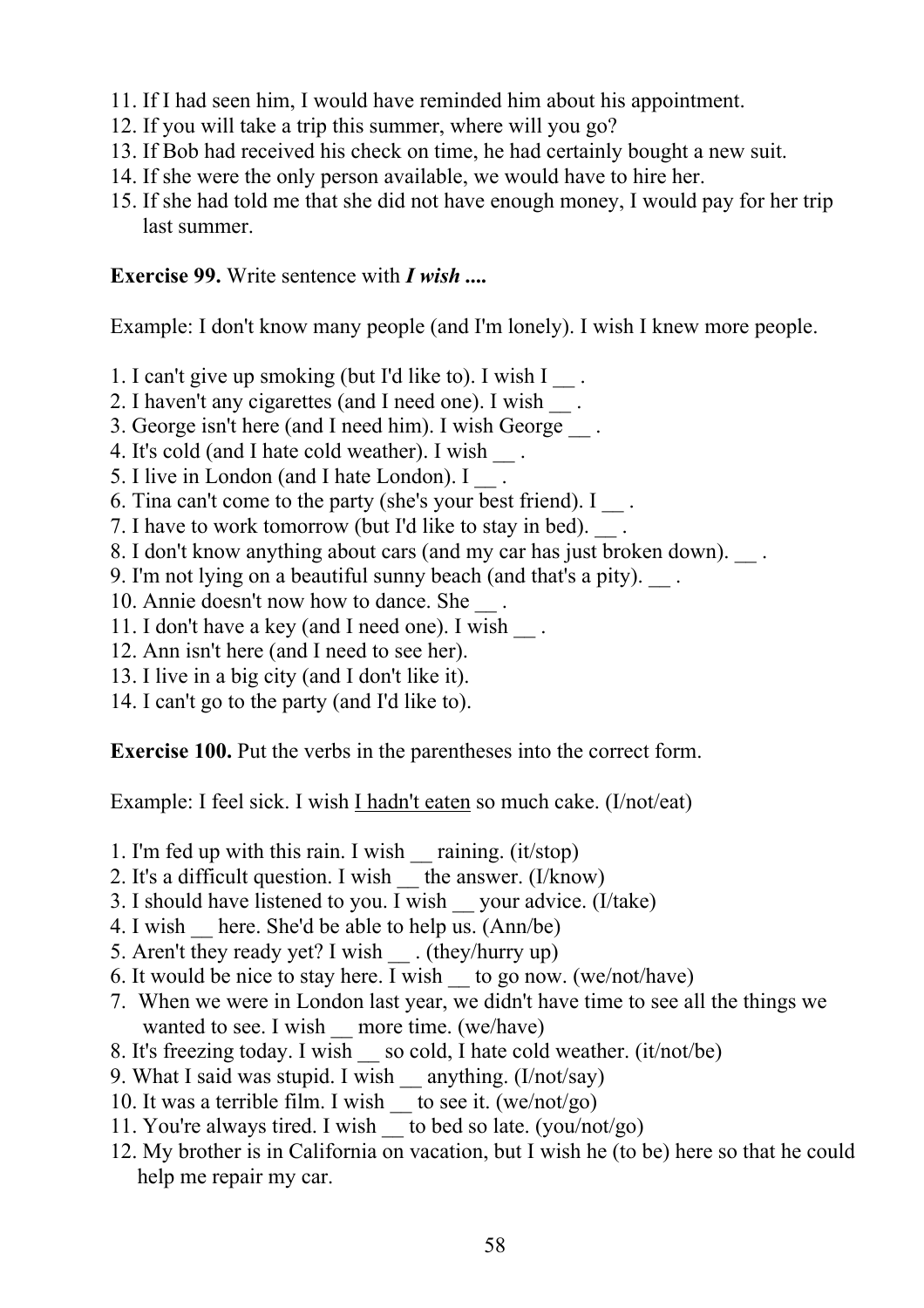11. If I had seen him, I would have reminded him about his appointment.
12. If you will take a trip this summer, where will you go?
13. If Bob had received his check on time, he had certainly bought a new suit.
14. If she were the only person available, we would have to hire her.
15. If she had told me that she did not have enough money, I would pay for her trip last summer.

**Exercise 99.** Write sentence with ***I wish ....***

Example: I don't know many people (and I'm lonely). I wish I knew more people.

1. I can't give up smoking (but I'd like to). I wish I __ .
2. I haven't any cigarettes (and I need one). I wish __ .
3. George isn't here (and I need him). I wish George __ .
4. It's cold (and I hate cold weather). I wish __ .
5. I live in London (and I hate London). I __ .
6. Tina can't come to the party (she's your best friend). I __ .
7. I have to work tomorrow (but I'd like to stay in bed). __ .
8. I don't know anything about cars (and my car has just broken down). __ .
9. I'm not lying on a beautiful sunny beach (and that's a pity). __ .
10. Annie doesn't now how to dance. She __ .
11. I don't have a key (and I need one). I wish __ .
12. Ann isn't here (and I need to see her).
13. I live in a big city (and I don't like it).
14. I can't go to the party (and I'd like to).

**Exercise 100.** Put the verbs in the parentheses into the correct form.

Example: I feel sick. I wish I hadn't eaten so much cake. (I/not/eat)

1. I'm fed up with this rain. I wish __ raining. (it/stop)
2. It's a difficult question. I wish __ the answer. (I/know)
3. I should have listened to you. I wish __ your advice. (I/take)
4. I wish __ here. She'd be able to help us. (Ann/be)
5. Aren't they ready yet? I wish __ . (they/hurry up)
6. It would be nice to stay here. I wish __ to go now. (we/not/have)
7. When we were in London last year, we didn't have time to see all the things we wanted to see. I wish __ more time. (we/have)
8. It's freezing today. I wish __ so cold, I hate cold weather. (it/not/be)
9. What I said was stupid. I wish __ anything. (I/not/say)
10. It was a terrible film. I wish __ to see it. (we/not/go)
11. You're always tired. I wish __ to bed so late. (you/not/go)
12. My brother is in California on vacation, but I wish he (to be) here so that he could help me repair my car.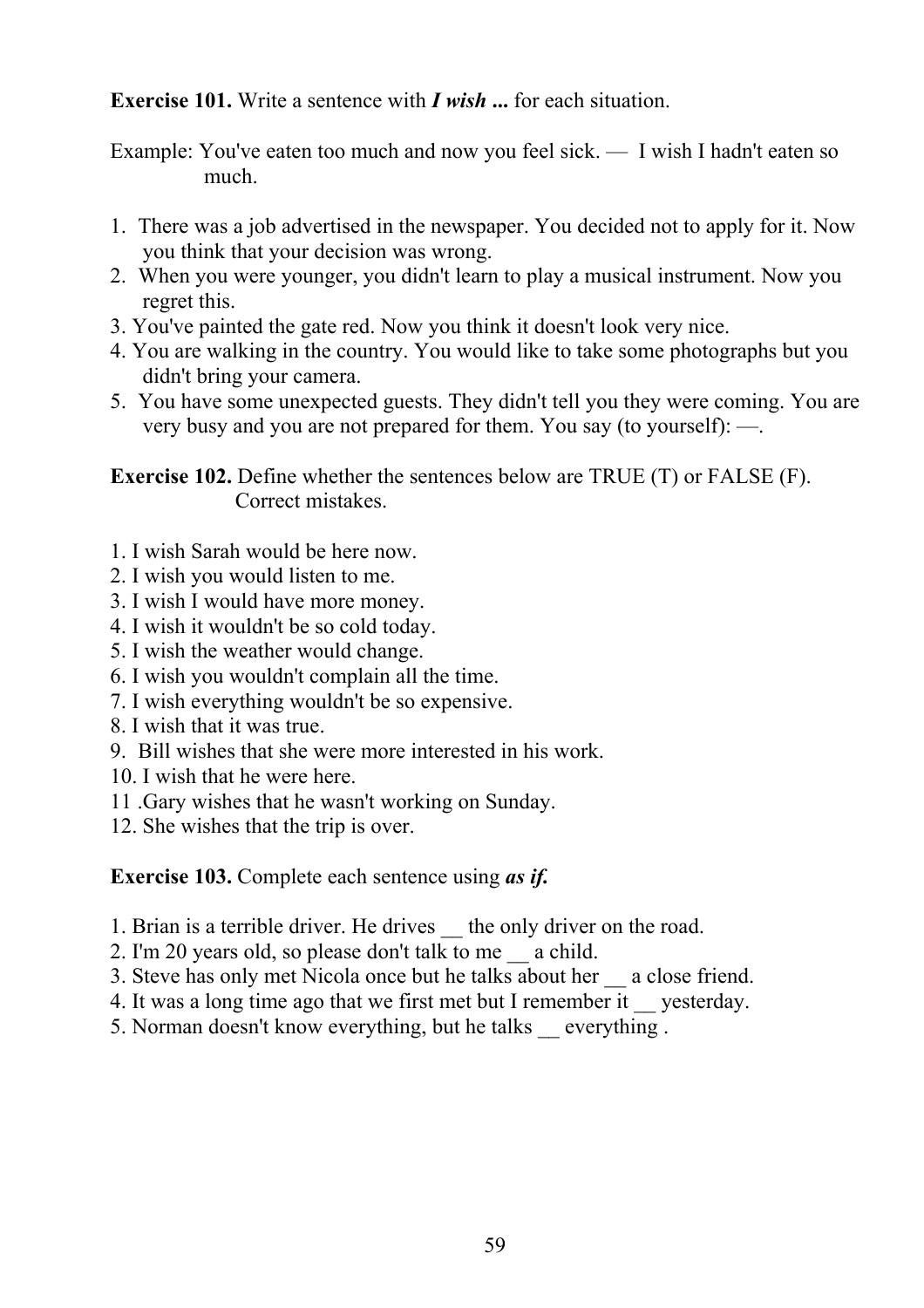**Exercise 101.** Write a sentence with ***I wish ...*** for each situation.

Example: You've eaten too much and now you feel sick. — I wish I hadn't eaten so much.

1. There was a job advertised in the newspaper. You decided not to apply for it. Now you think that your decision was wrong.
2. When you were younger, you didn't learn to play a musical instrument. Now you regret this.
3. You've painted the gate red. Now you think it doesn't look very nice.
4. You are walking in the country. You would like to take some photographs but you didn't bring your camera.
5. You have some unexpected guests. They didn't tell you they were coming. You are very busy and you are not prepared for them. You say (to yourself): —.

**Exercise 102.** Define whether the sentences below are TRUE (T) or FALSE (F). Correct mistakes.

1. I wish Sarah would be here now.
2. I wish you would listen to me.
3. I wish I would have more money.
4. I wish it wouldn't be so cold today.
5. I wish the weather would change.
6. I wish you wouldn't complain all the time.
7. I wish everything wouldn't be so expensive.
8. I wish that it was true.
9. Bill wishes that she were more interested in his work.
10. I wish that he were here.
11 .Gary wishes that he wasn't working on Sunday.
12. She wishes that the trip is over.

**Exercise 103.** Complete each sentence using ***as if.***

1. Brian is a terrible driver. He drives __ the only driver on the road.
2. I'm 20 years old, so please don't talk to me __ a child.
3. Steve has only met Nicola once but he talks about her __ a close friend.
4. It was a long time ago that we first met but I remember it __ yesterday.
5. Norman doesn't know everything, but he talks __ everything .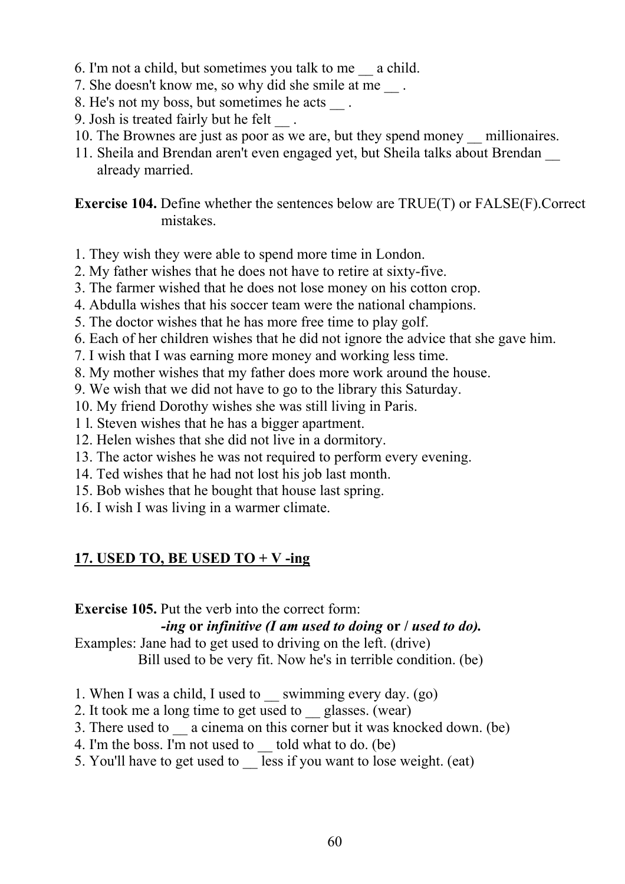6. I'm not a child, but sometimes you talk to me __ a child.
7. She doesn't know me, so why did she smile at me __ .
8. He's not my boss, but sometimes he acts __ .
9. Josh is treated fairly but he felt __ .
10. The Brownes are just as poor as we are, but they spend money __ millionaires.
11. Sheila and Brendan aren't even engaged yet, but Sheila talks about Brendan __ already married.

**Exercise 104.** Define whether the sentences below are TRUE(T) or FALSE(F).Correct mistakes.

1. They wish they were able to spend more time in London.
2. My father wishes that he does not have to retire at sixty-five.
3. The farmer wished that he does not lose money on his cotton crop.
4. Abdulla wishes that his soccer team were the national champions.
5. The doctor wishes that he has more free time to play golf.
6. Each of her children wishes that he did not ignore the advice that she gave him.
7. I wish that I was earning more money and working less time.
8. My mother wishes that my father does more work around the house.
9. We wish that we did not have to go to the library this Saturday.
10. My friend Dorothy wishes she was still living in Paris.
11. Steven wishes that he has a bigger apartment.
12. Helen wishes that she did not live in a dormitory.
13. The actor wishes he was not required to perform every evening.
14. Ted wishes that he had not lost his job last month.
15. Bob wishes that he bought that house last spring.
16. I wish I was living in a warmer climate.

## 17. USED TO, BE USED TO + V -ing

**Exercise 105.** Put the verb into the correct form:
***-ing* or *infinitive (I am used to doing* or / *used to do).***

Examples: Jane had to get used to driving on the left. (drive)
Bill used to be very fit. Now he's in terrible condition. (be)

1. When I was a child, I used to __ swimming every day. (go)
2. It took me a long time to get used to __ glasses. (wear)
3. There used to __ a cinema on this corner but it was knocked down. (be)
4. I'm the boss. I'm not used to __ told what to do. (be)
5. You'll have to get used to __ less if you want to lose weight. (eat)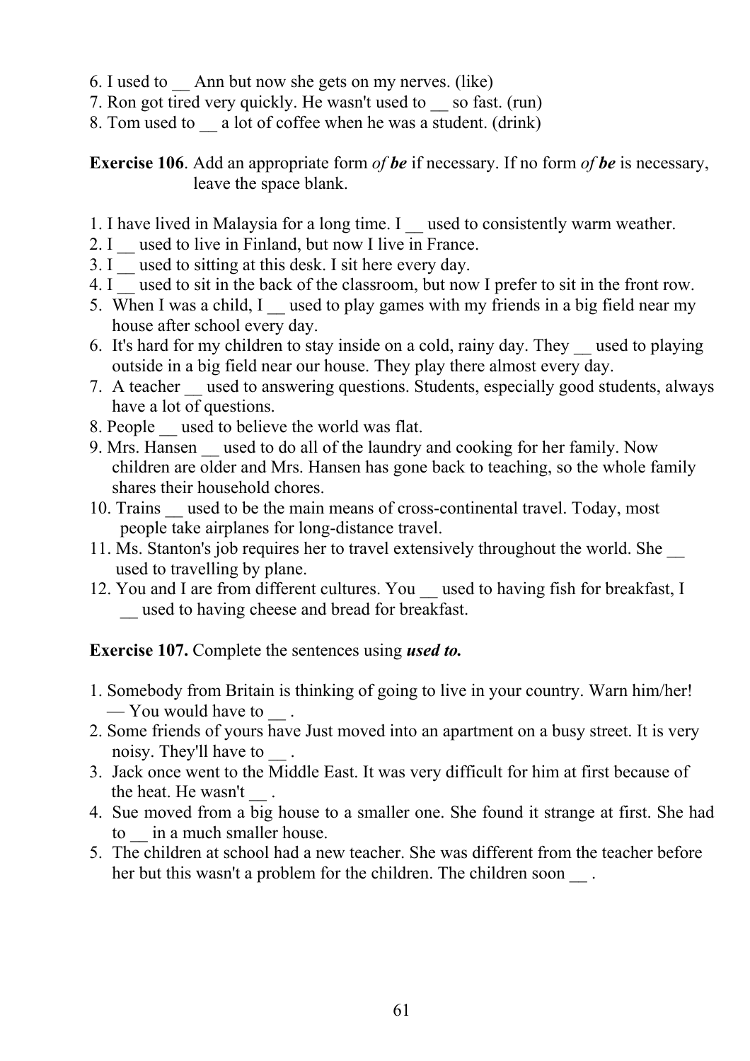6. I used to __ Ann but now she gets on my nerves. (like)
7. Ron got tired very quickly. He wasn't used to __ so fast. (run)
8. Tom used to __ a lot of coffee when he was a student. (drink)

**Exercise 106**. Add an appropriate form *of* ***be*** if necessary. If no form *of* ***be*** is necessary, leave the space blank.

1. I have lived in Malaysia for a long time. I __ used to consistently warm weather.
2. I __ used to live in Finland, but now I live in France.
3. I __ used to sitting at this desk. I sit here every day.
4. I __ used to sit in the back of the classroom, but now I prefer to sit in the front row.
5. When I was a child, I __ used to play games with my friends in a big field near my house after school every day.
6. It's hard for my children to stay inside on a cold, rainy day. They __ used to playing outside in a big field near our house. They play there almost every day.
7. A teacher __ used to answering questions. Students, especially good students, always have a lot of questions.
8. People __ used to believe the world was flat.
9. Mrs. Hansen __ used to do all of the laundry and cooking for her family. Now children are older and Mrs. Hansen has gone back to teaching, so the whole family shares their household chores.
10. Trains __ used to be the main means of cross-continental travel. Today, most people take airplanes for long-distance travel.
11. Ms. Stanton's job requires her to travel extensively throughout the world. She __ used to travelling by plane.
12. You and I are from different cultures. You __ used to having fish for breakfast, I __ used to having cheese and bread for breakfast.

**Exercise 107.** Complete the sentences using ***used to.***

1. Somebody from Britain is thinking of going to live in your country. Warn him/her! — You would have to __ .
2. Some friends of yours have Just moved into an apartment on a busy street. It is very noisy. They'll have to __ .
3. Jack once went to the Middle East. It was very difficult for him at first because of the heat. He wasn't __ .
4. Sue moved from a big house to a smaller one. She found it strange at first. She had to __ in a much smaller house.
5. The children at school had a new teacher. She was different from the teacher before her but this wasn't a problem for the children. The children soon __ .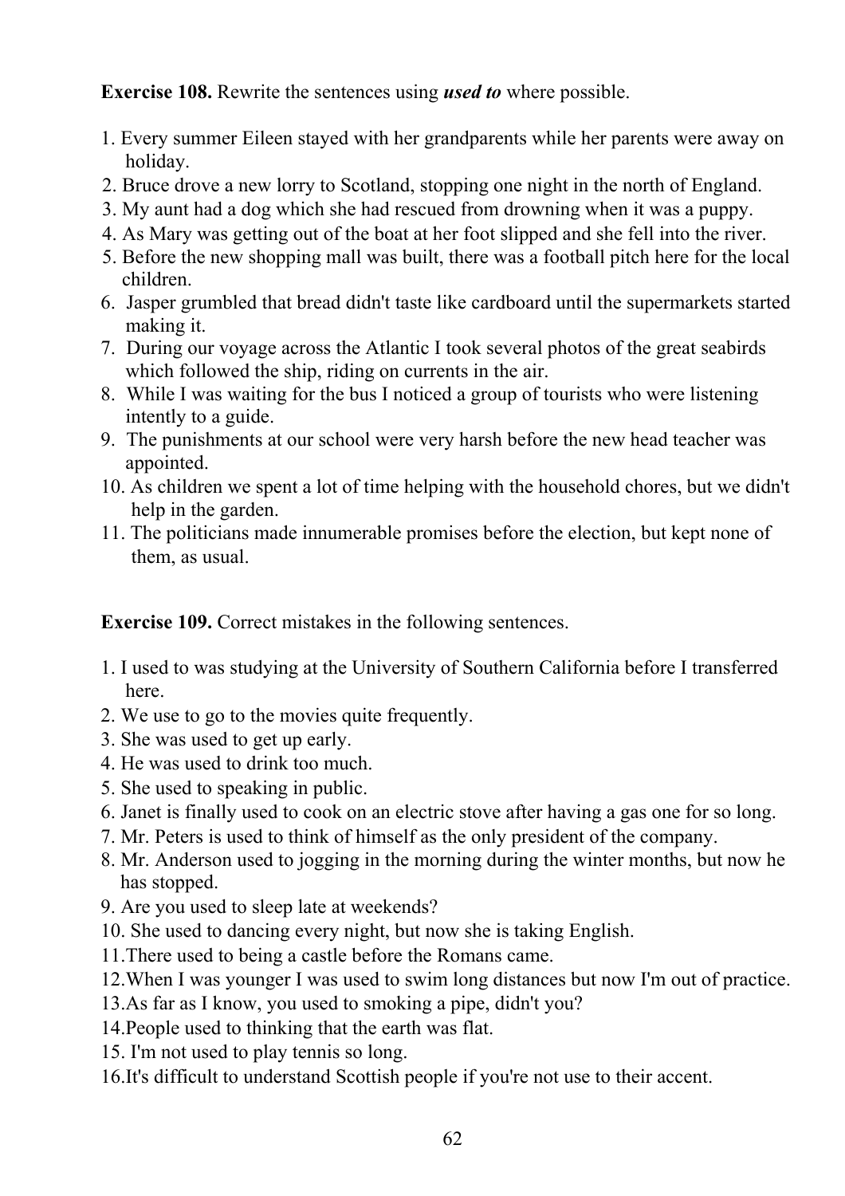**Exercise 108.** Rewrite the sentences using ***used to*** where possible.

1. Every summer Eileen stayed with her grandparents while her parents were away on holiday.
2. Bruce drove a new lorry to Scotland, stopping one night in the north of England.
3. My aunt had a dog which she had rescued from drowning when it was a puppy.
4. As Mary was getting out of the boat at her foot slipped and she fell into the river.
5. Before the new shopping mall was built, there was a football pitch here for the local children.
6. Jasper grumbled that bread didn't taste like cardboard until the supermarkets started making it.
7. During our voyage across the Atlantic I took several photos of the great seabirds which followed the ship, riding on currents in the air.
8. While I was waiting for the bus I noticed a group of tourists who were listening intently to a guide.
9. The punishments at our school were very harsh before the new head teacher was appointed.
10. As children we spent a lot of time helping with the household chores, but we didn't help in the garden.
11. The politicians made innumerable promises before the election, but kept none of them, as usual.

**Exercise 109.** Correct mistakes in the following sentences.

1. I used to was studying at the University of Southern California before I transferred here.
2. We use to go to the movies quite frequently.
3. She was used to get up early.
4. He was used to drink too much.
5. She used to speaking in public.
6. Janet is finally used to cook on an electric stove after having a gas one for so long.
7. Mr. Peters is used to think of himself as the only president of the company.
8. Mr. Anderson used to jogging in the morning during the winter months, but now he has stopped.
9. Are you used to sleep late at weekends?
10. She used to dancing every night, but now she is taking English.
11. There used to being a castle before the Romans came.
12. When I was younger I was used to swim long distances but now I'm out of practice.
13. As far as I know, you used to smoking a pipe, didn't you?
14. People used to thinking that the earth was flat.
15. I'm not used to play tennis so long.
16. It's difficult to understand Scottish people if you're not use to their accent.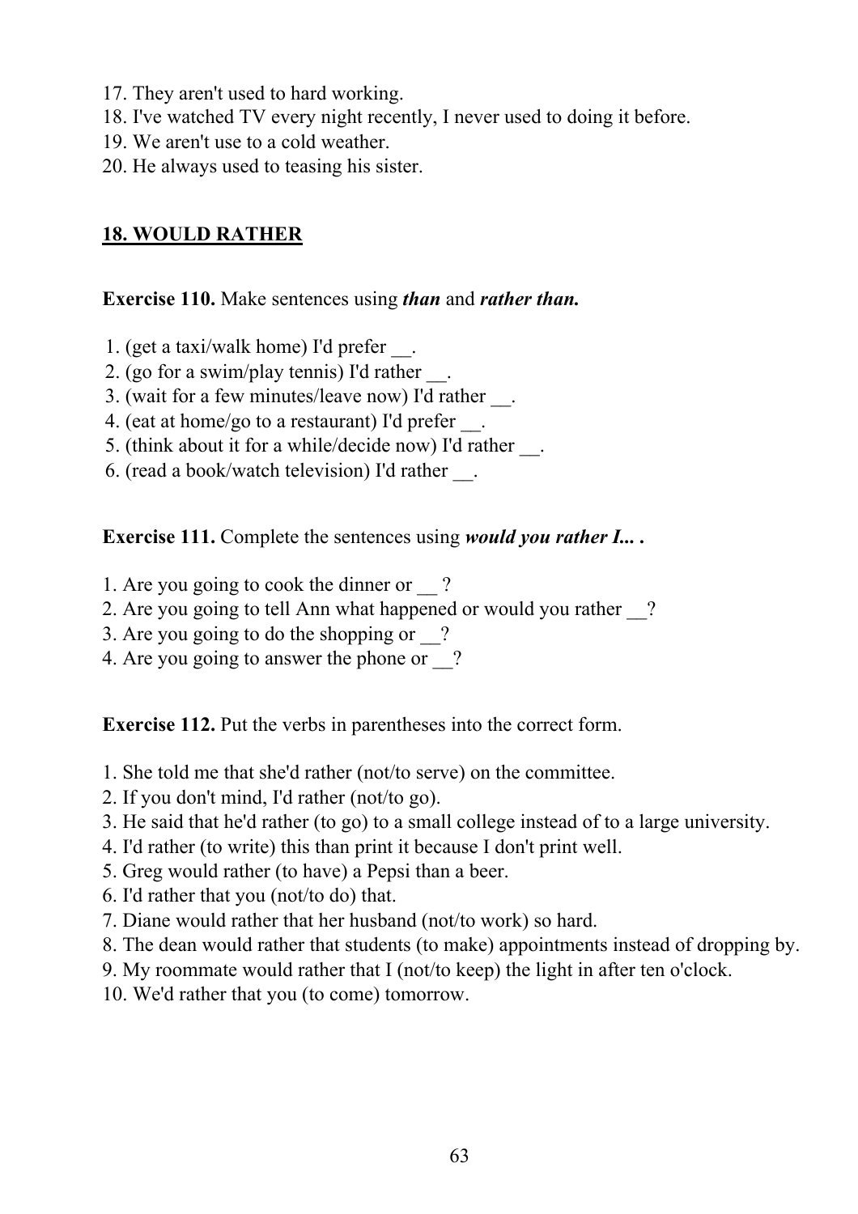17. They aren't used to hard working.
18. I've watched TV every night recently, I never used to doing it before.
19. We aren't use to a cold weather.
20. He always used to teasing his sister.

## 18. WOULD RATHER

**Exercise 110.** Make sentences using ***than*** and ***rather than.***

1. (get a taxi/walk home) I'd prefer __.
2. (go for a swim/play tennis) I'd rather __.
3. (wait for a few minutes/leave now) I'd rather __.
4. (eat at home/go to a restaurant) I'd prefer __.
5. (think about it for a while/decide now) I'd rather __.
6. (read a book/watch television) I'd rather __.

**Exercise 111.** Complete the sentences using ***would you rather I... .***

1. Are you going to cook the dinner or __ ?
2. Are you going to tell Ann what happened or would you rather __?
3. Are you going to do the shopping or __?
4. Are you going to answer the phone or __?

**Exercise 112.** Put the verbs in parentheses into the correct form.

1. She told me that she'd rather (not/to serve) on the committee.
2. If you don't mind, I'd rather (not/to go).
3. He said that he'd rather (to go) to a small college instead of to a large university.
4. I'd rather (to write) this than print it because I don't print well.
5. Greg would rather (to have) a Pepsi than a beer.
6. I'd rather that you (not/to do) that.
7. Diane would rather that her husband (not/to work) so hard.
8. The dean would rather that students (to make) appointments instead of dropping by.
9. My roommate would rather that I (not/to keep) the light in after ten o'clock.
10. We'd rather that you (to come) tomorrow.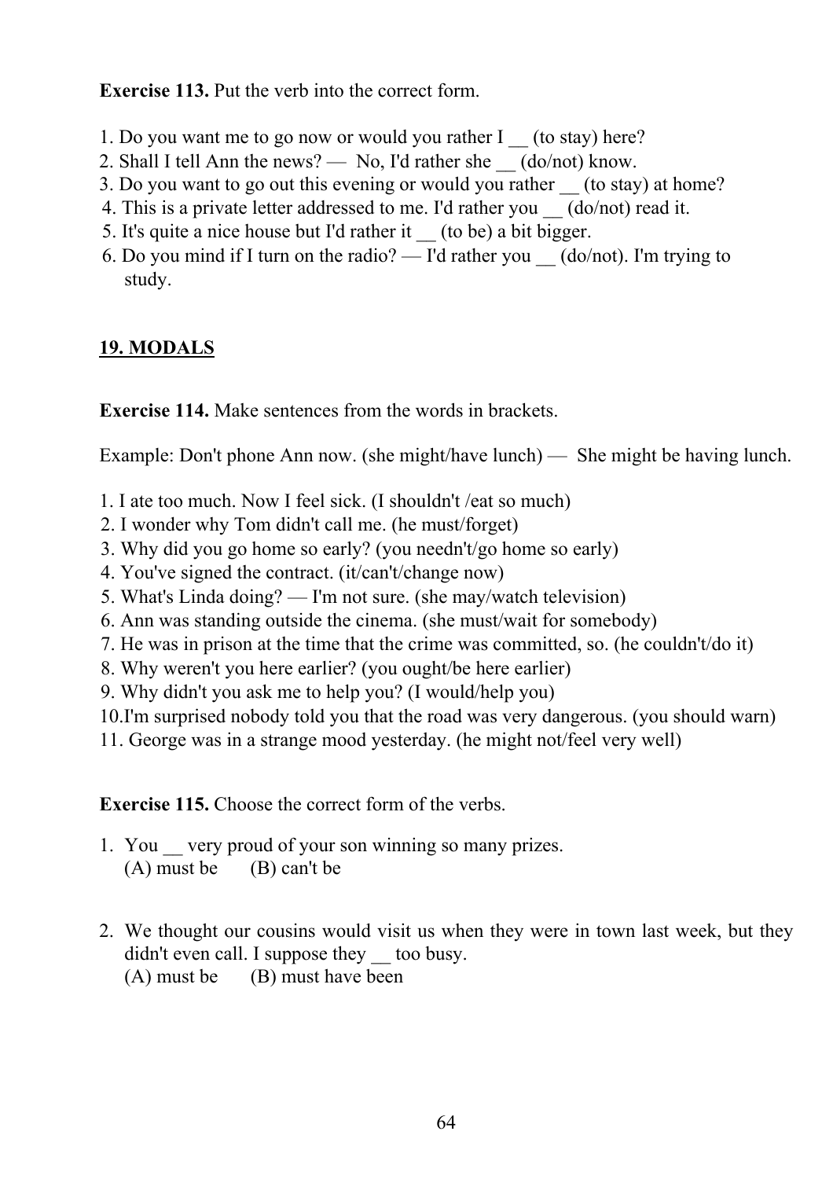**Exercise 113.** Put the verb into the correct form.

1. Do you want me to go now or would you rather I __ (to stay) here?
2. Shall I tell Ann the news? — No, I'd rather she __ (do/not) know.
3. Do you want to go out this evening or would you rather __ (to stay) at home?
4. This is a private letter addressed to me. I'd rather you __ (do/not) read it.
5. It's quite a nice house but I'd rather it __ (to be) a bit bigger.
6. Do you mind if I turn on the radio? — I'd rather you __ (do/not). I'm trying to study.

## 19. MODALS

**Exercise 114.** Make sentences from the words in brackets.

Example: Don't phone Ann now. (she might/have lunch) — She might be having lunch.

1. I ate too much. Now I feel sick. (I shouldn't /eat so much)
2. I wonder why Tom didn't call me. (he must/forget)
3. Why did you go home so early? (you needn't/go home so early)
4. You've signed the contract. (it/can't/change now)
5. What's Linda doing? — I'm not sure. (she may/watch television)
6. Ann was standing outside the cinema. (she must/wait for somebody)
7. He was in prison at the time that the crime was committed, so. (he couldn't/do it)
8. Why weren't you here earlier? (you ought/be here earlier)
9. Why didn't you ask me to help you? (I would/help you)
10. I'm surprised nobody told you that the road was very dangerous. (you should warn)
11. George was in a strange mood yesterday. (he might not/feel very well)

**Exercise 115.** Choose the correct form of the verbs.

1. You __ very proud of your son winning so many prizes.
   (A) must be (B) can't be

2. We thought our cousins would visit us when they were in town last week, but they didn't even call. I suppose they __ too busy.
   (A) must be (B) must have been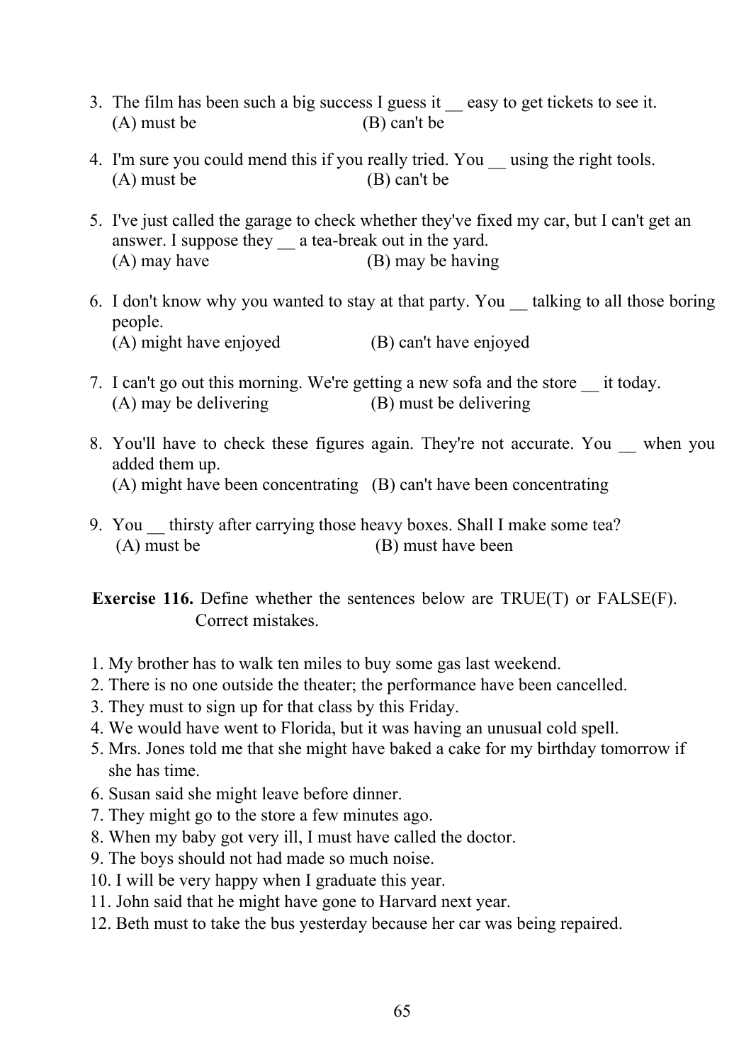3. The film has been such a big success I guess it __ easy to get tickets to see it.
   (A) must be (B) can't be

4. I'm sure you could mend this if you really tried. You __ using the right tools.
   (A) must be (B) can't be

5. I've just called the garage to check whether they've fixed my car, but I can't get an answer. I suppose they __ a tea-break out in the yard.
   (A) may have (B) may be having

6. I don't know why you wanted to stay at that party. You __ talking to all those boring people.
   (A) might have enjoyed (B) can't have enjoyed

7. I can't go out this morning. We're getting a new sofa and the store __ it today.
   (A) may be delivering (B) must be delivering

8. You'll have to check these figures again. They're not accurate. You __ when you added them up.
   (A) might have been concentrating (B) can't have been concentrating

9. You __ thirsty after carrying those heavy boxes. Shall I make some tea?
   (A) must be (B) must have been

**Exercise 116.** Define whether the sentences below are TRUE(T) or FALSE(F). Correct mistakes.

1. My brother has to walk ten miles to buy some gas last weekend.
2. There is no one outside the theater; the performance have been cancelled.
3. They must to sign up for that class by this Friday.
4. We would have went to Florida, but it was having an unusual cold spell.
5. Mrs. Jones told me that she might have baked a cake for my birthday tomorrow if she has time.
6. Susan said she might leave before dinner.
7. They might go to the store a few minutes ago.
8. When my baby got very ill, I must have called the doctor.
9. The boys should not had made so much noise.
10. I will be very happy when I graduate this year.
11. John said that he might have gone to Harvard next year.
12. Beth must to take the bus yesterday because her car was being repaired.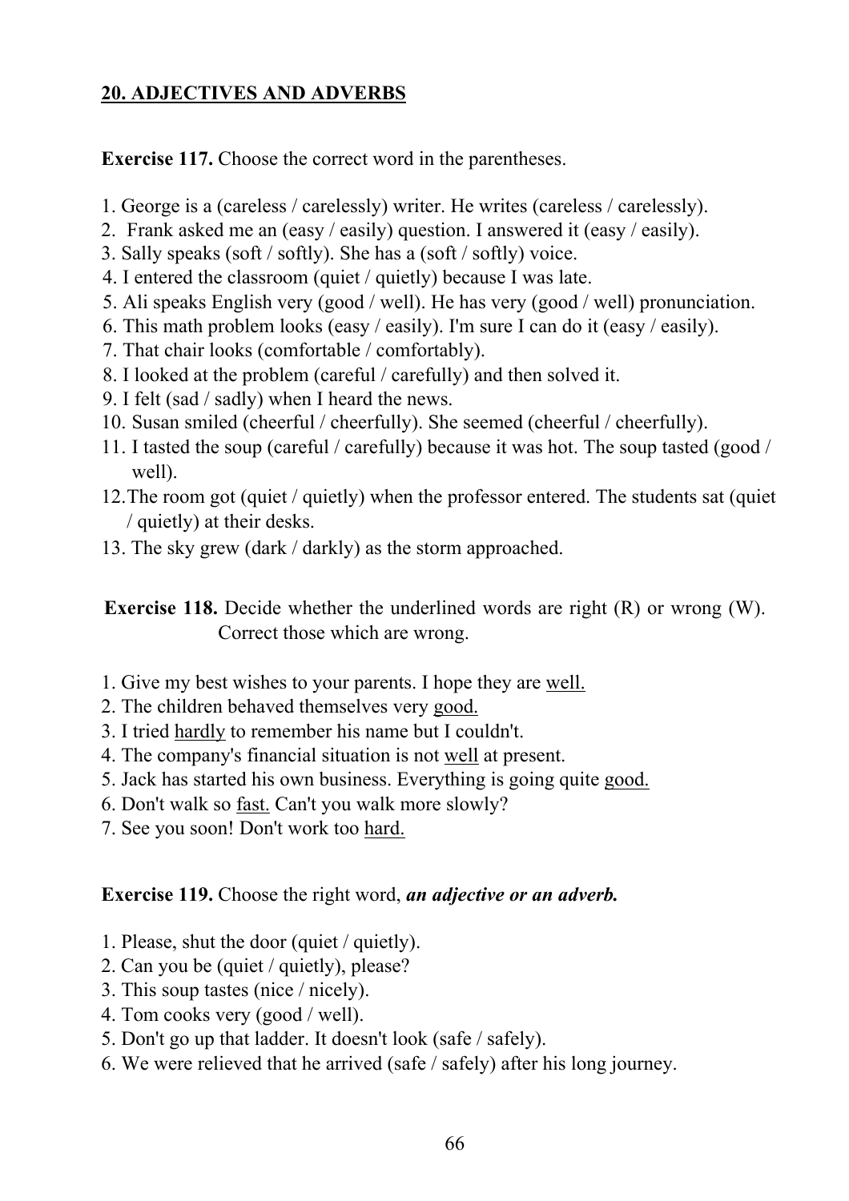## 20. ADJECTIVES AND ADVERBS

**Exercise 117.** Choose the correct word in the parentheses.

1. George is a (careless / carelessly) writer. He writes (careless / carelessly).
2. Frank asked me an (easy / easily) question. I answered it (easy / easily).
3. Sally speaks (soft / softly). She has a (soft / softly) voice.
4. I entered the classroom (quiet / quietly) because I was late.
5. Ali speaks English very (good / well). He has very (good / well) pronunciation.
6. This math problem looks (easy / easily). I'm sure I can do it (easy / easily).
7. That chair looks (comfortable / comfortably).
8. I looked at the problem (careful / carefully) and then solved it.
9. I felt (sad / sadly) when I heard the news.
10. Susan smiled (cheerful / cheerfully). She seemed (cheerful / cheerfully).
11. I tasted the soup (careful / carefully) because it was hot. The soup tasted (good / well).
12. The room got (quiet / quietly) when the professor entered. The students sat (quiet / quietly) at their desks.
13. The sky grew (dark / darkly) as the storm approached.

**Exercise 118.** Decide whether the underlined words are right (R) or wrong (W). Correct those which are wrong.

1. Give my best wishes to your parents. I hope they are <u>well.</u>
2. The children behaved themselves very <u>good.</u>
3. I tried <u>hardly</u> to remember his name but I couldn't.
4. The company's financial situation is not <u>well</u> at present.
5. Jack has started his own business. Everything is going quite <u>good.</u>
6. Don't walk so <u>fast.</u> Can't you walk more slowly?
7. See you soon! Don't work too <u>hard.</u>

**Exercise 119.** Choose the right word, ***an adjective or an adverb.***

1. Please, shut the door (quiet / quietly).
2. Can you be (quiet / quietly), please?
3. This soup tastes (nice / nicely).
4. Tom cooks very (good / well).
5. Don't go up that ladder. It doesn't look (safe / safely).
6. We were relieved that he arrived (safe / safely) after his long journey.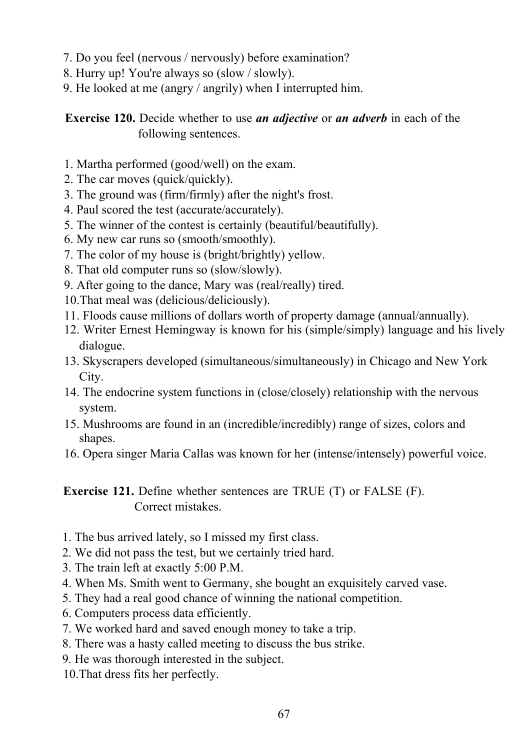7. Do you feel (nervous / nervously) before examination?
8. Hurry up! You're always so (slow / slowly).
9. He looked at me (angry / angrily) when I interrupted him.

**Exercise 120.** Decide whether to use ***an adjective*** or ***an adverb*** in each of the following sentences.

1. Martha performed (good/well) on the exam.
2. The car moves (quick/quickly).
3. The ground was (firm/firmly) after the night's frost.
4. Paul scored the test (accurate/accurately).
5. The winner of the contest is certainly (beautiful/beautifully).
6. My new car runs so (smooth/smoothly).
7. The color of my house is (bright/brightly) yellow.
8. That old computer runs so (slow/slowly).
9. After going to the dance, Mary was (real/really) tired.
10. That meal was (delicious/deliciously).
11. Floods cause millions of dollars worth of property damage (annual/annually).
12. Writer Ernest Hemingway is known for his (simple/simply) language and his lively dialogue.
13. Skyscrapers developed (simultaneous/simultaneously) in Chicago and New York City.
14. The endocrine system functions in (close/closely) relationship with the nervous system.
15. Mushrooms are found in an (incredible/incredibly) range of sizes, colors and shapes.
16. Opera singer Maria Callas was known for her (intense/intensely) powerful voice.

**Exercise 121.** Define whether sentences are TRUE (T) or FALSE (F). Correct mistakes.

1. The bus arrived lately, so I missed my first class.
2. We did not pass the test, but we certainly tried hard.
3. The train left at exactly 5:00 P.M.
4. When Ms. Smith went to Germany, she bought an exquisitely carved vase.
5. They had a real good chance of winning the national competition.
6. Computers process data efficiently.
7. We worked hard and saved enough money to take a trip.
8. There was a hasty called meeting to discuss the bus strike.
9. He was thorough interested in the subject.
10. That dress fits her perfectly.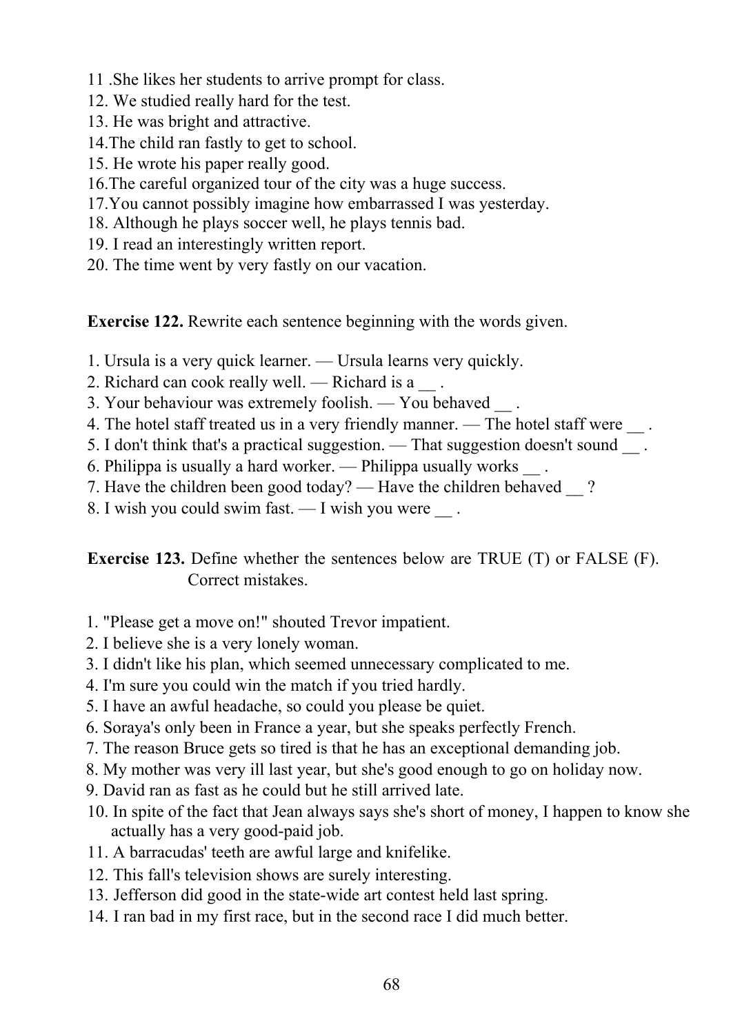11 .She likes her students to arrive prompt for class.
12. We studied really hard for the test.
13. He was bright and attractive.
14.The child ran fastly to get to school.
15. He wrote his paper really good.
16.The careful organized tour of the city was a huge success.
17.You cannot possibly imagine how embarrassed I was yesterday.
18. Although he plays soccer well, he plays tennis bad.
19. I read an interestingly written report.
20. The time went by very fastly on our vacation.

**Exercise 122.** Rewrite each sentence beginning with the words given.

1. Ursula is a very quick learner. — Ursula learns very quickly.
2. Richard can cook really well. — Richard is a __ .
3. Your behaviour was extremely foolish. — You behaved __ .
4. The hotel staff treated us in a very friendly manner. — The hotel staff were __ .
5. I don't think that's a practical suggestion. — That suggestion doesn't sound __ .
6. Philippa is usually a hard worker. — Philippa usually works __ .
7. Have the children been good today? — Have the children behaved __ ?
8. I wish you could swim fast. — I wish you were __ .

**Exercise 123.** Define whether the sentences below are TRUE (T) or FALSE (F). Correct mistakes.

1. "Please get a move on!" shouted Trevor impatient.
2. I believe she is a very lonely woman.
3. I didn't like his plan, which seemed unnecessary complicated to me.
4. I'm sure you could win the match if you tried hardly.
5. I have an awful headache, so could you please be quiet.
6. Soraya's only been in France a year, but she speaks perfectly French.
7. The reason Bruce gets so tired is that he has an exceptional demanding job.
8. My mother was very ill last year, but she's good enough to go on holiday now.
9. David ran as fast as he could but he still arrived late.
10. In spite of the fact that Jean always says she's short of money, I happen to know she actually has a very good-paid job.
11. A barracudas' teeth are awful large and knifelike.
12. This fall's television shows are surely interesting.
13. Jefferson did good in the state-wide art contest held last spring.
14. I ran bad in my first race, but in the second race I did much better.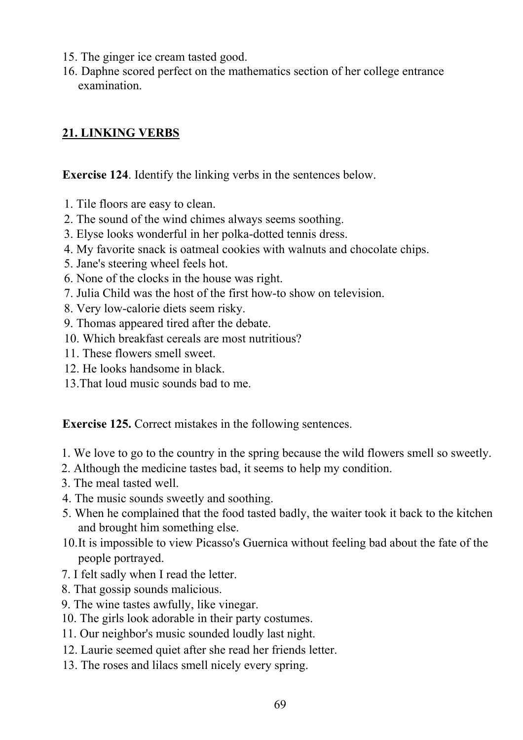15. The ginger ice cream tasted good.
16. Daphne scored perfect on the mathematics section of her college entrance examination.

## 21. LINKING VERBS

**Exercise 124**. Identify the linking verbs in the sentences below.

1. Tile floors are easy to clean.
2. The sound of the wind chimes always seems soothing.
3. Elyse looks wonderful in her polka-dotted tennis dress.
4. My favorite snack is oatmeal cookies with walnuts and chocolate chips.
5. Jane's steering wheel feels hot.
6. None of the clocks in the house was right.
7. Julia Child was the host of the first how-to show on television.
8. Very low-calorie diets seem risky.
9. Thomas appeared tired after the debate.
10. Which breakfast cereals are most nutritious?
11. These flowers smell sweet.
12. He looks handsome in black.
13. That loud music sounds bad to me.

**Exercise 125.** Correct mistakes in the following sentences.

1. We love to go to the country in the spring because the wild flowers smell so sweetly.
2. Although the medicine tastes bad, it seems to help my condition.
3. The meal tasted well.
4. The music sounds sweetly and soothing.
5. When he complained that the food tasted badly, the waiter took it back to the kitchen and brought him something else.

10.It is impossible to view Picasso's Guernica without feeling bad about the fate of the people portrayed.

7. I felt sadly when I read the letter.
8. That gossip sounds malicious.
9. The wine tastes awfully, like vinegar.
10. The girls look adorable in their party costumes.
11. Our neighbor's music sounded loudly last night.
12. Laurie seemed quiet after she read her friends letter.
13. The roses and lilacs smell nicely every spring.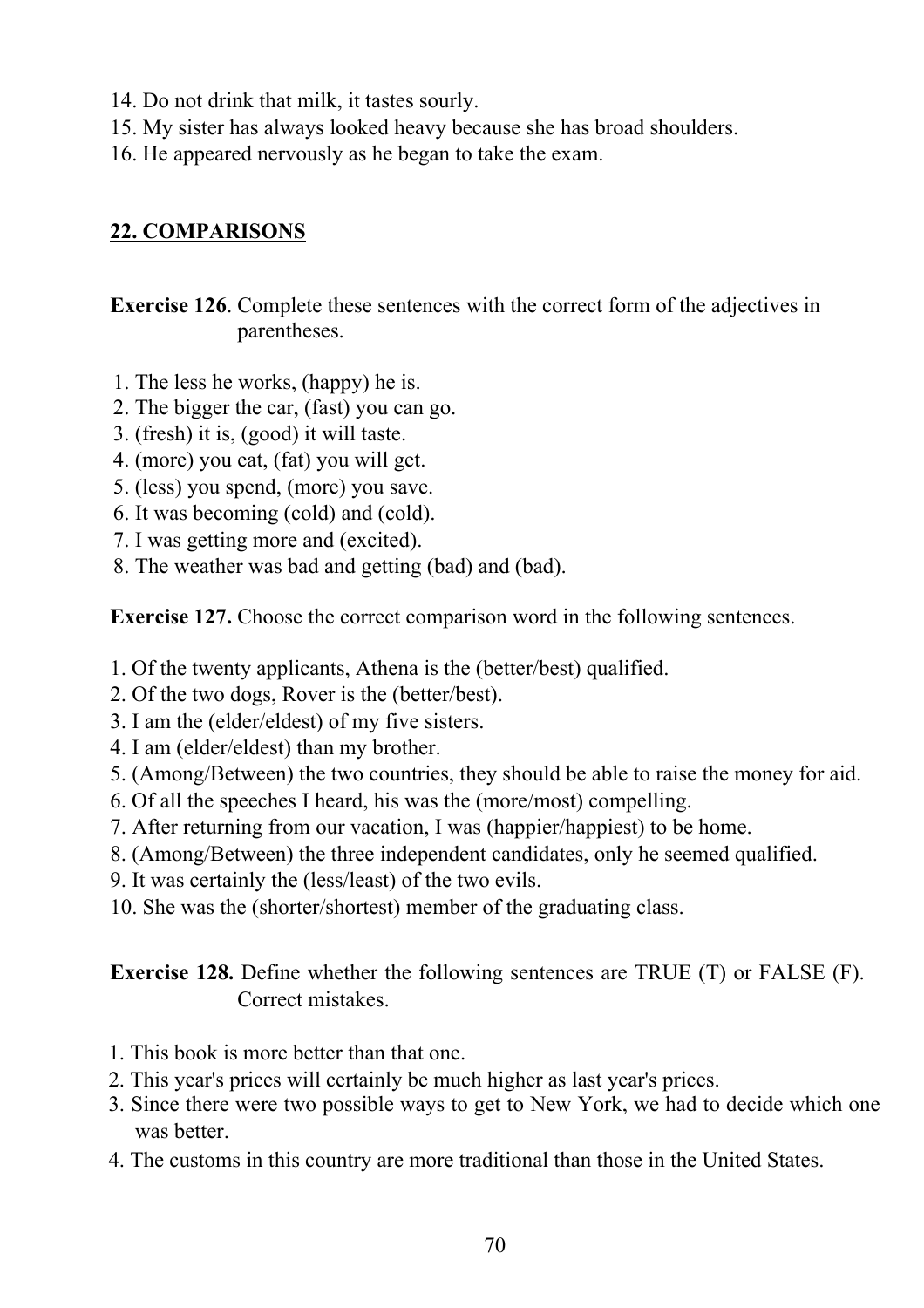14. Do not drink that milk, it tastes sourly.
15. My sister has always looked heavy because she has broad shoulders.
16. He appeared nervously as he began to take the exam.

## 22. COMPARISONS

**Exercise 126**. Complete these sentences with the correct form of the adjectives in parentheses.

1. The less he works, (happy) he is.
2. The bigger the car, (fast) you can go.
3. (fresh) it is, (good) it will taste.
4. (more) you eat, (fat) you will get.
5. (less) you spend, (more) you save.
6. It was becoming (cold) and (cold).
7. I was getting more and (excited).
8. The weather was bad and getting (bad) and (bad).

**Exercise 127.** Choose the correct comparison word in the following sentences.

1. Of the twenty applicants, Athena is the (better/best) qualified.
2. Of the two dogs, Rover is the (better/best).
3. I am the (elder/eldest) of my five sisters.
4. I am (elder/eldest) than my brother.
5. (Among/Between) the two countries, they should be able to raise the money for aid.
6. Of all the speeches I heard, his was the (more/most) compelling.
7. After returning from our vacation, I was (happier/happiest) to be home.
8. (Among/Between) the three independent candidates, only he seemed qualified.
9. It was certainly the (less/least) of the two evils.
10. She was the (shorter/shortest) member of the graduating class.

**Exercise 128.** Define whether the following sentences are TRUE (T) or FALSE (F). Correct mistakes.

1. This book is more better than that one.
2. This year's prices will certainly be much higher as last year's prices.
3. Since there were two possible ways to get to New York, we had to decide which one was better.
4. The customs in this country are more traditional than those in the United States.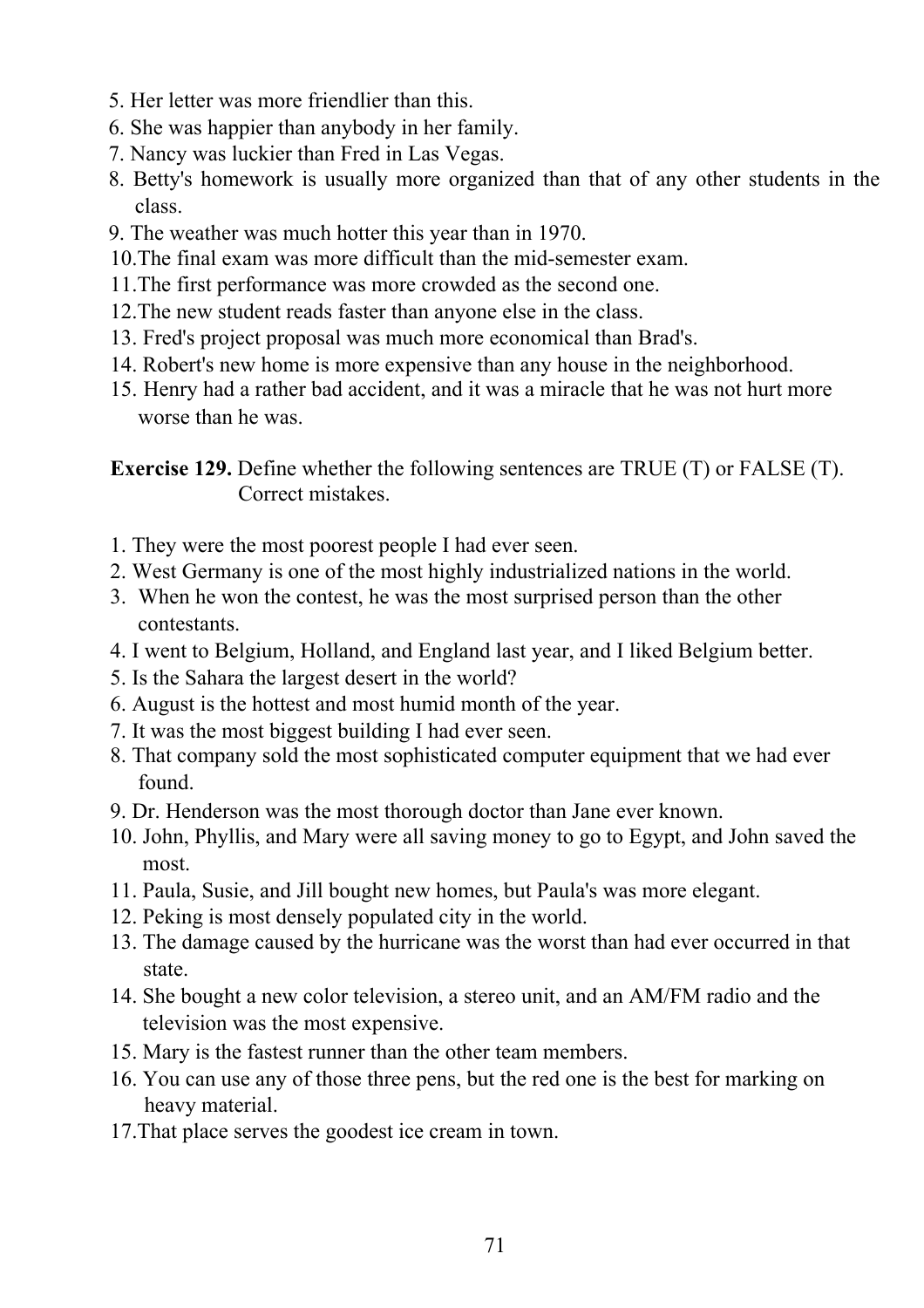5. Her letter was more friendlier than this.
6. She was happier than anybody in her family.
7. Nancy was luckier than Fred in Las Vegas.
8. Betty's homework is usually more organized than that of any other students in the class.
9. The weather was much hotter this year than in 1970.
10. The final exam was more difficult than the mid-semester exam.
11. The first performance was more crowded as the second one.
12. The new student reads faster than anyone else in the class.
13. Fred's project proposal was much more economical than Brad's.
14. Robert's new home is more expensive than any house in the neighborhood.
15. Henry had a rather bad accident, and it was a miracle that he was not hurt more worse than he was.

**Exercise 129.** Define whether the following sentences are TRUE (T) or FALSE (T). Correct mistakes.

1. They were the most poorest people I had ever seen.
2. West Germany is one of the most highly industrialized nations in the world.
3. When he won the contest, he was the most surprised person than the other contestants.
4. I went to Belgium, Holland, and England last year, and I liked Belgium better.
5. Is the Sahara the largest desert in the world?
6. August is the hottest and most humid month of the year.
7. It was the most biggest building I had ever seen.
8. That company sold the most sophisticated computer equipment that we had ever found.
9. Dr. Henderson was the most thorough doctor than Jane ever known.
10. John, Phyllis, and Mary were all saving money to go to Egypt, and John saved the most.
11. Paula, Susie, and Jill bought new homes, but Paula's was more elegant.
12. Peking is most densely populated city in the world.
13. The damage caused by the hurricane was the worst than had ever occurred in that state.
14. She bought a new color television, a stereo unit, and an AM/FM radio and the television was the most expensive.
15. Mary is the fastest runner than the other team members.
16. You can use any of those three pens, but the red one is the best for marking on heavy material.
17. That place serves the goodest ice cream in town.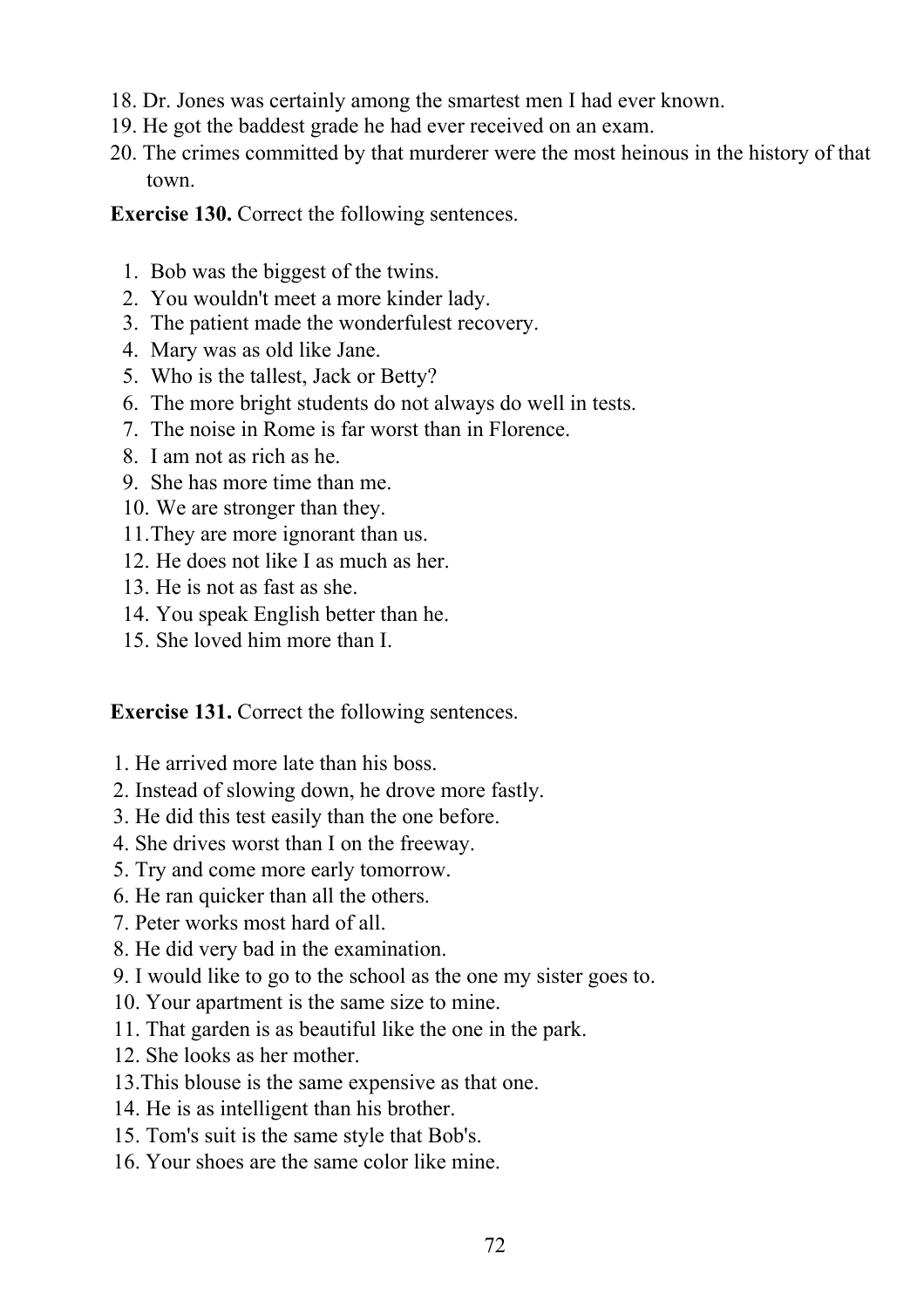18. Dr. Jones was certainly among the smartest men I had ever known.
19. He got the baddest grade he had ever received on an exam.
20. The crimes committed by that murderer were the most heinous in the history of that town.

**Exercise 130.** Correct the following sentences.

1. Bob was the biggest of the twins.
2. You wouldn't meet a more kinder lady.
3. The patient made the wonderfulest recovery.
4. Mary was as old like Jane.
5. Who is the tallest, Jack or Betty?
6. The more bright students do not always do well in tests.
7. The noise in Rome is far worst than in Florence.
8. I am not as rich as he.
9. She has more time than me.
10. We are stronger than they.
11. They are more ignorant than us.
12. He does not like I as much as her.
13. He is not as fast as she.
14. You speak English better than he.
15. She loved him more than I.

**Exercise 131.** Correct the following sentences.

1. He arrived more late than his boss.
2. Instead of slowing down, he drove more fastly.
3. He did this test easily than the one before.
4. She drives worst than I on the freeway.
5. Try and come more early tomorrow.
6. He ran quicker than all the others.
7. Peter works most hard of all.
8. He did very bad in the examination.
9. I would like to go to the school as the one my sister goes to.
10. Your apartment is the same size to mine.
11. That garden is as beautiful like the one in the park.
12. She looks as her mother.
13. This blouse is the same expensive as that one.
14. He is as intelligent than his brother.
15. Tom's suit is the same style that Bob's.
16. Your shoes are the same color like mine.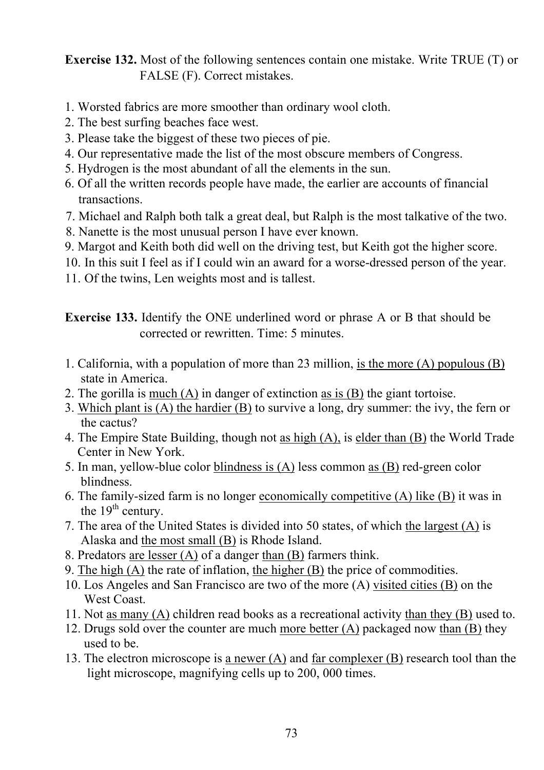**Exercise 132.** Most of the following sentences contain one mistake. Write TRUE (T) or FALSE (F). Correct mistakes.

1. Worsted fabrics are more smoother than ordinary wool cloth.
2. The best surfing beaches face west.
3. Please take the biggest of these two pieces of pie.
4. Our representative made the list of the most obscure members of Congress.
5. Hydrogen is the most abundant of all the elements in the sun.
6. Of all the written records people have made, the earlier are accounts of financial transactions.
7. Michael and Ralph both talk a great deal, but Ralph is the most talkative of the two.
8. Nanette is the most unusual person I have ever known.
9. Margot and Keith both did well on the driving test, but Keith got the higher score.
10. In this suit I feel as if I could win an award for a worse-dressed person of the year.
11. Of the twins, Len weights most and is tallest.

**Exercise 133.** Identify the ONE underlined word or phrase A or B that should be corrected or rewritten. Time: 5 minutes.

1. California, with a population of more than 23 million, <u>is the more (A)</u> <u>populous (B)</u> state in America.
2. The gorilla is <u>much (A)</u> in danger of extinction <u>as is (B)</u> the giant tortoise.
3. <u>Which plant is (A)</u> <u>the hardier (B)</u> to survive a long, dry summer: the ivy, the fern or the cactus?
4. The Empire State Building, though not <u>as high (A),</u> is <u>elder than (B)</u> the World Trade Center in New York.
5. In man, yellow-blue color <u>blindness is (A)</u> less common <u>as (B)</u> red-green color blindness.
6. The family-sized farm is no longer <u>economically competitive (A)</u> <u>like (B)</u> it was in the $19^{th}$ century.
7. The area of the United States is divided into 50 states, of which <u>the largest (A)</u> is Alaska and <u>the most small (B)</u> is Rhode Island.
8. Predators <u>are lesser (A)</u> of a danger <u>than (B)</u> farmers think.
9. <u>The high (A)</u> the rate of inflation, <u>the higher (B)</u> the price of commodities.
10. Los Angeles and San Francisco are two of the more (A) <u>visited cities (B)</u> on the West Coast.
11. Not <u>as many (A)</u> children read books as a recreational activity <u>than they (B)</u> used to.
12. Drugs sold over the counter are much <u>more better (A)</u> packaged now <u>than (B)</u> they used to be.
13. The electron microscope is <u>a newer (A)</u> and <u>far complexer (B)</u> research tool than the light microscope, magnifying cells up to 200, 000 times.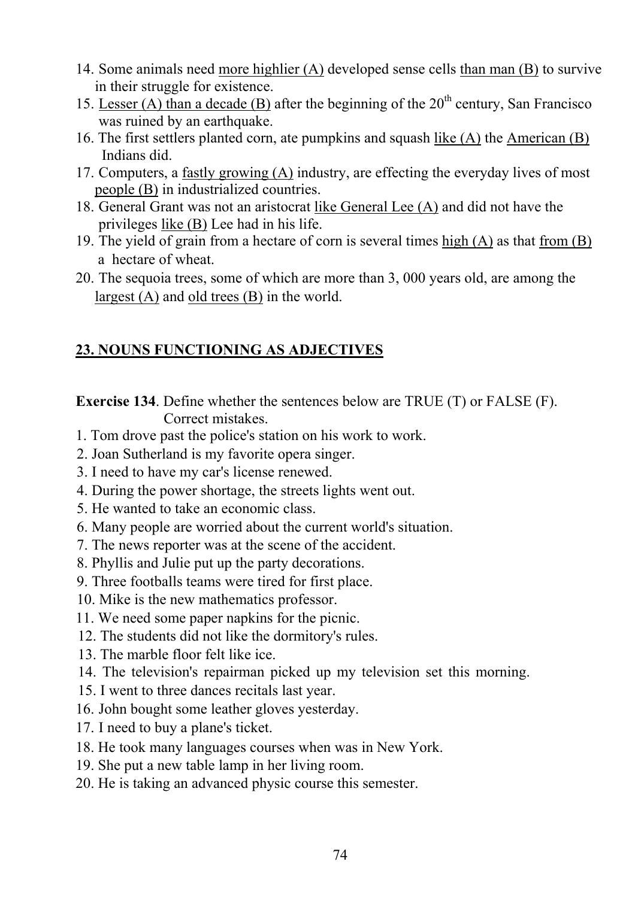14. Some animals need <u>more highlier (A)</u> developed sense cells <u>than man (B)</u> to survive in their struggle for existence.
15. <u>Lesser (A) than a decade (B)</u> after the beginning of the 20th century, San Francisco was ruined by an earthquake.
16. The first settlers planted corn, ate pumpkins and squash <u>like (A)</u> the <u>American (B)</u> Indians did.
17. Computers, a <u>fastly growing (A)</u> industry, are effecting the everyday lives of most <u>people (B)</u> in industrialized countries.
18. General Grant was not an aristocrat <u>like General Lee (A)</u> and did not have the privileges <u>like (B)</u> Lee had in his life.
19. The yield of grain from a hectare of corn is several times <u>high (A)</u> as that <u>from (B)</u> a hectare of wheat.
20. The sequoia trees, some of which are more than 3, 000 years old, are among the <u>largest (A)</u> and <u>old trees (B)</u> in the world.

## 23. NOUNS FUNCTIONING AS ADJECTIVES

**Exercise 134**. Define whether the sentences below are TRUE (T) or FALSE (F). Correct mistakes.

1. Tom drove past the police's station on his work to work.
2. Joan Sutherland is my favorite opera singer.
3. I need to have my car's license renewed.
4. During the power shortage, the streets lights went out.
5. He wanted to take an economic class.
6. Many people are worried about the current world's situation.
7. The news reporter was at the scene of the accident.
8. Phyllis and Julie put up the party decorations.
9. Three footballs teams were tired for first place.
10. Mike is the new mathematics professor.
11. We need some paper napkins for the picnic.
12. The students did not like the dormitory's rules.
13. The marble floor felt like ice.
14. The television's repairman picked up my television set this morning.
15. I went to three dances recitals last year.
16. John bought some leather gloves yesterday.
17. I need to buy a plane's ticket.
18. He took many languages courses when was in New York.
19. She put a new table lamp in her living room.
20. He is taking an advanced physic course this semester.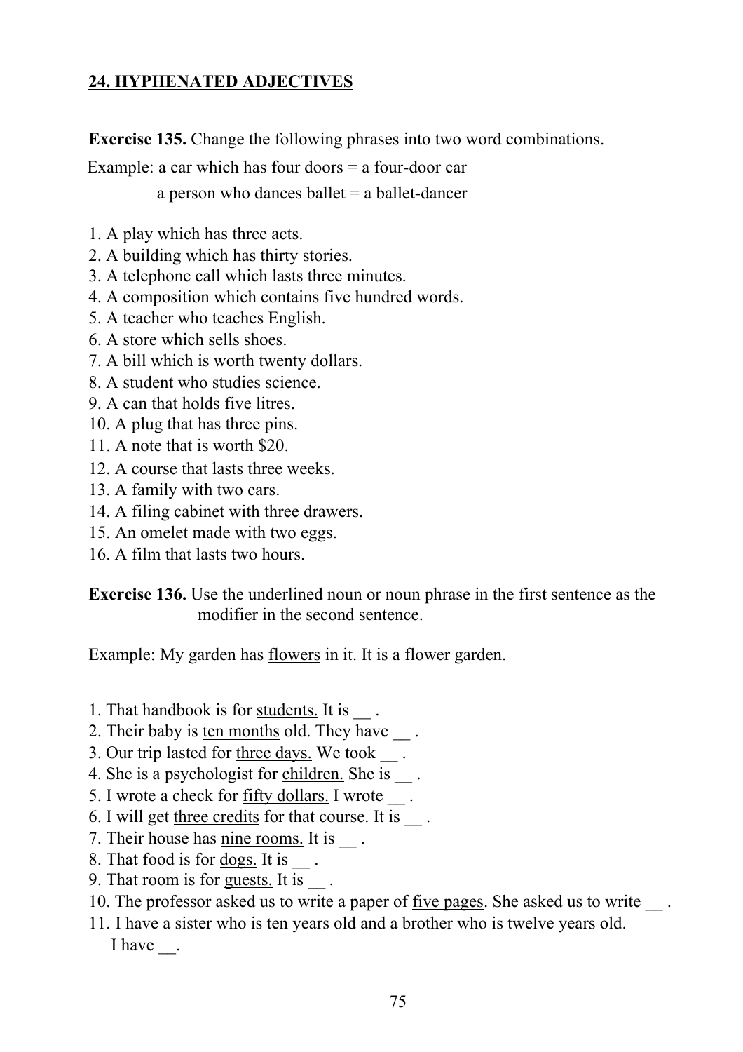## 24. HYPHENATED ADJECTIVES

**Exercise 135.** Change the following phrases into two word combinations.

Example: a car which has four doors = a four-door car

a person who dances ballet = a ballet-dancer

1. A play which has three acts.
2. A building which has thirty stories.
3. A telephone call which lasts three minutes.
4. A composition which contains five hundred words.
5. A teacher who teaches English.
6. A store which sells shoes.
7. A bill which is worth twenty dollars.
8. A student who studies science.
9. A can that holds five litres.
10. A plug that has three pins.
11. A note that is worth $20.
12. A course that lasts three weeks.
13. A family with two cars.
14. A filing cabinet with three drawers.
15. An omelet made with two eggs.
16. A film that lasts two hours.

**Exercise 136.** Use the underlined noun or noun phrase in the first sentence as the modifier in the second sentence.

Example: My garden has <u>flowers</u> in it. It is a flower garden.

1. That handbook is for <u>students.</u> It is __ .
2. Their baby is <u>ten months</u> old. They have __ .
3. Our trip lasted for <u>three days.</u> We took __ .
4. She is a psychologist for <u>children.</u> She is __ .
5. I wrote a check for <u>fifty dollars.</u> I wrote __ .
6. I will get <u>three credits</u> for that course. It is __ .
7. Their house has <u>nine rooms.</u> It is __ .
8. That food is for <u>dogs.</u> It is __ .
9. That room is for <u>guests.</u> It is __ .
10. The professor asked us to write a paper of <u>five pages</u>. She asked us to write __ .
11. I have a sister who is <u>ten years</u> old and a brother who is twelve years old.
    I have __.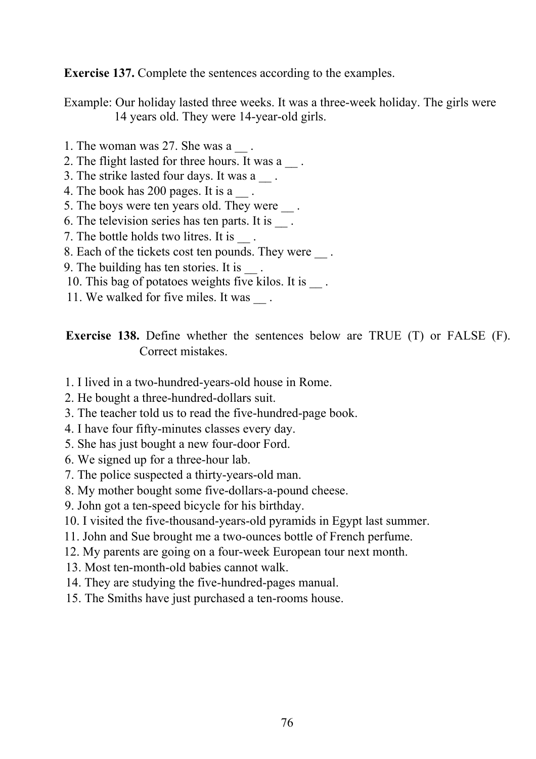**Exercise 137.** Complete the sentences according to the examples.

Example: Our holiday lasted three weeks. It was a three-week holiday. The girls were 14 years old. They were 14-year-old girls.

1. The woman was 27. She was a __ .
2. The flight lasted for three hours. It was a __ .
3. The strike lasted four days. It was a __ .
4. The book has 200 pages. It is a __ .
5. The boys were ten years old. They were __ .
6. The television series has ten parts. It is __ .
7. The bottle holds two litres. It is __ .
8. Each of the tickets cost ten pounds. They were __ .
9. The building has ten stories. It is __ .
10. This bag of potatoes weights five kilos. It is __ .
11. We walked for five miles. It was __ .

**Exercise 138.** Define whether the sentences below are TRUE (T) or FALSE (F). Correct mistakes.

1. I lived in a two-hundred-years-old house in Rome.
2. He bought a three-hundred-dollars suit.
3. The teacher told us to read the five-hundred-page book.
4. I have four fifty-minutes classes every day.
5. She has just bought a new four-door Ford.
6. We signed up for a three-hour lab.
7. The police suspected a thirty-years-old man.
8. My mother bought some five-dollars-a-pound cheese.
9. John got a ten-speed bicycle for his birthday.
10. I visited the five-thousand-years-old pyramids in Egypt last summer.
11. John and Sue brought me a two-ounces bottle of French perfume.
12. My parents are going on a four-week European tour next month.
13. Most ten-month-old babies cannot walk.
14. They are studying the five-hundred-pages manual.
15. The Smiths have just purchased a ten-rooms house.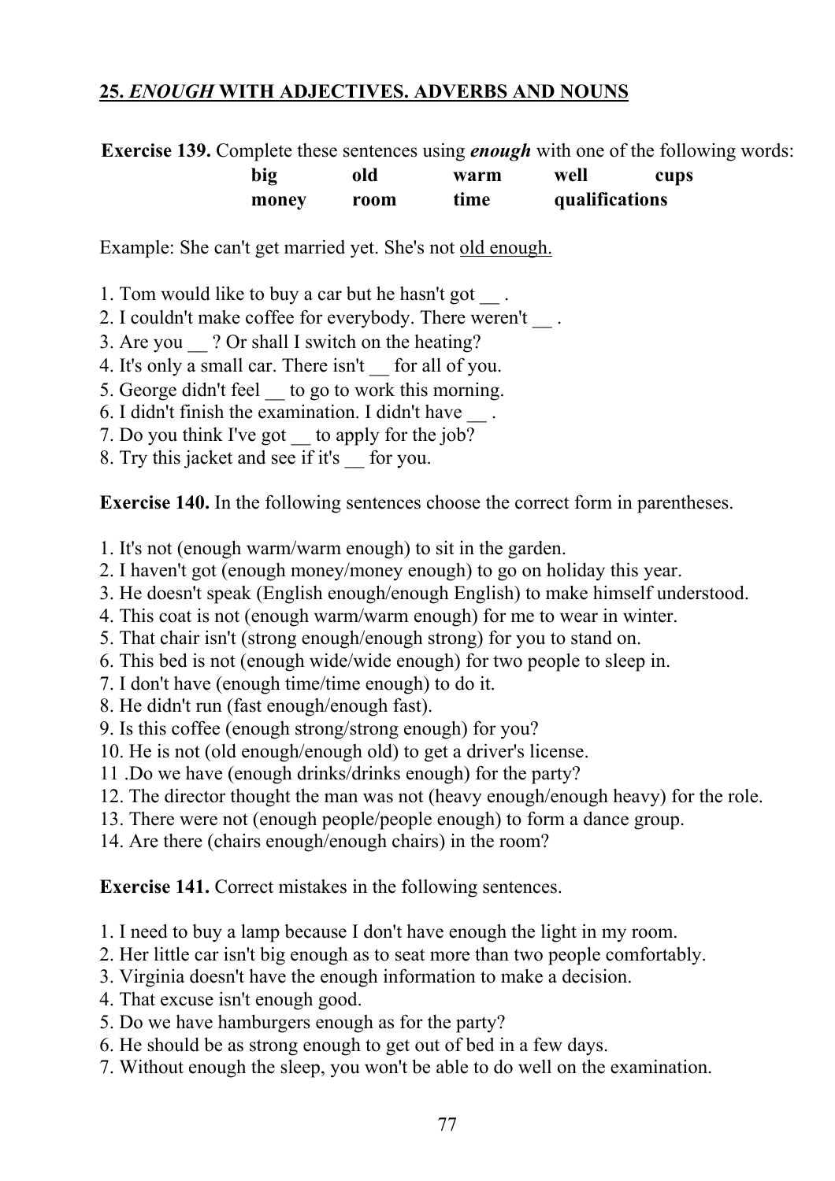## 25. *ENOUGH* WITH ADJECTIVES. ADVERBS AND NOUNS

**Exercise 139.** Complete these sentences using ***enough*** with one of the following words:

| | | | | |
|---|---|---|---|---|
| **big** | **old** | **warm** | **well** | **cups** |
| **money** | **room** | **time** | **qualifications** | |

Example: She can't get married yet. She's not <u>old enough.</u>

1. Tom would like to buy a car but he hasn't got __ .
2. I couldn't make coffee for everybody. There weren't __ .
3. Are you __ ? Or shall I switch on the heating?
4. It's only a small car. There isn't __ for all of you.
5. George didn't feel __ to go to work this morning.
6. I didn't finish the examination. I didn't have __ .
7. Do you think I've got __ to apply for the job?
8. Try this jacket and see if it's __ for you.

**Exercise 140.** In the following sentences choose the correct form in parentheses.

1. It's not (enough warm/warm enough) to sit in the garden.
2. I haven't got (enough money/money enough) to go on holiday this year.
3. He doesn't speak (English enough/enough English) to make himself understood.
4. This coat is not (enough warm/warm enough) for me to wear in winter.
5. That chair isn't (strong enough/enough strong) for you to stand on.
6. This bed is not (enough wide/wide enough) for two people to sleep in.
7. I don't have (enough time/time enough) to do it.
8. He didn't run (fast enough/enough fast).
9. Is this coffee (enough strong/strong enough) for you?
10. He is not (old enough/enough old) to get a driver's license.
11 .Do we have (enough drinks/drinks enough) for the party?
12. The director thought the man was not (heavy enough/enough heavy) for the role.
13. There were not (enough people/people enough) to form a dance group.
14. Are there (chairs enough/enough chairs) in the room?

**Exercise 141.** Correct mistakes in the following sentences.

1. I need to buy a lamp because I don't have enough the light in my room.
2. Her little car isn't big enough as to seat more than two people comfortably.
3. Virginia doesn't have the enough information to make a decision.
4. That excuse isn't enough good.
5. Do we have hamburgers enough as for the party?
6. He should be as strong enough to get out of bed in a few days.
7. Without enough the sleep, you won't be able to do well on the examination.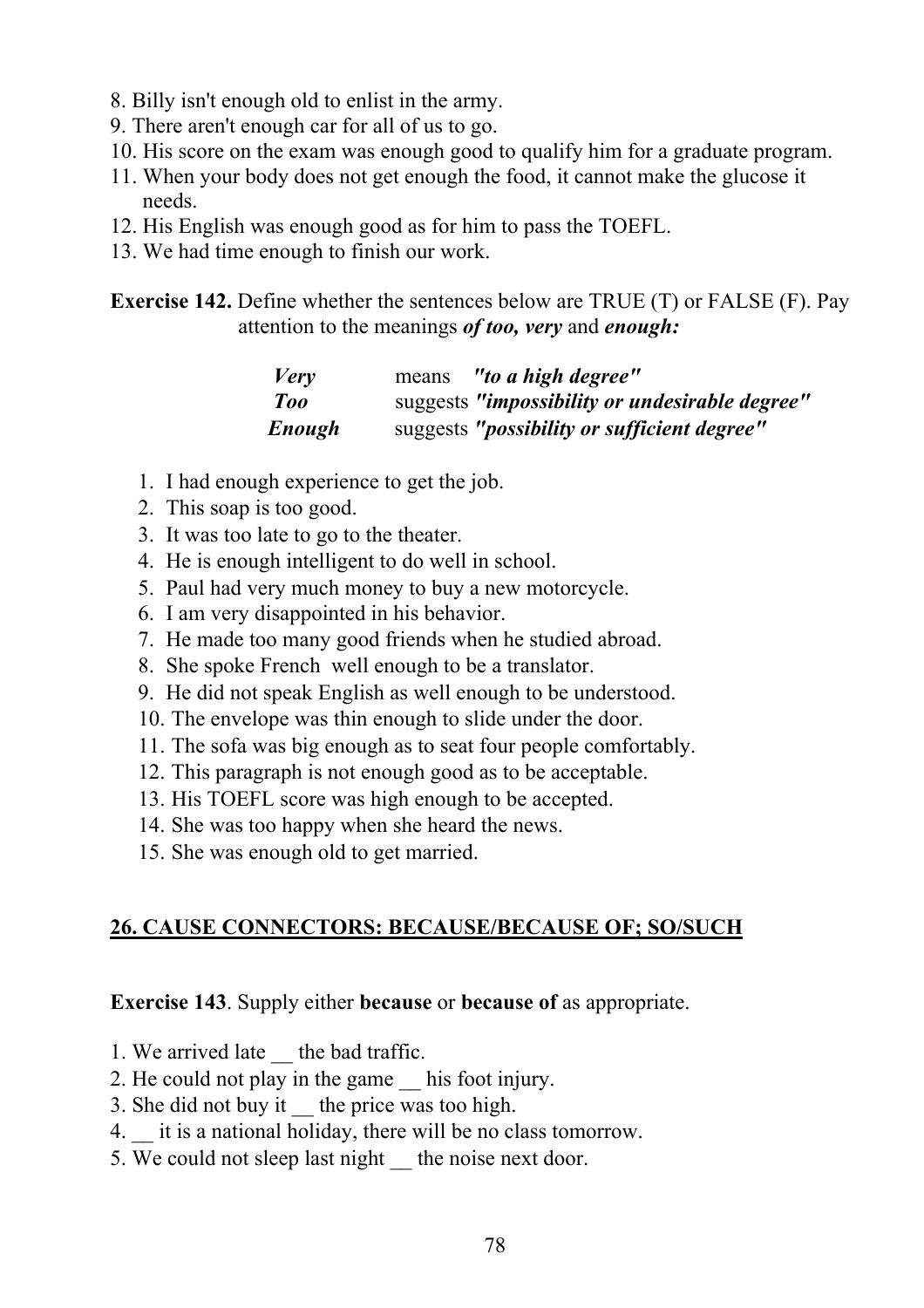8. Billy isn't enough old to enlist in the army.
9. There aren't enough car for all of us to go.
10. His score on the exam was enough good to qualify him for a graduate program.
11. When your body does not get enough the food, it cannot make the glucose it needs.
12. His English was enough good as for him to pass the TOEFL.
13. We had time enough to finish our work.

**Exercise 142.** Define whether the sentences below are TRUE (T) or FALSE (F). Pay attention to the meanings ***of too, very*** and ***enough:***

| | | |
|---|---|---|
| ***Very*** | means | ***"to a high degree"*** |
| ***Too*** | suggests | ***"impossibility or undesirable degree"*** |
| ***Enough*** | suggests | ***"possibility or sufficient degree"*** |

1. I had enough experience to get the job.
2. This soap is too good.
3. It was too late to go to the theater.
4. He is enough intelligent to do well in school.
5. Paul had very much money to buy a new motorcycle.
6. I am very disappointed in his behavior.
7. He made too many good friends when he studied abroad.
8. She spoke French well enough to be a translator.
9. He did not speak English as well enough to be understood.
10. The envelope was thin enough to slide under the door.
11. The sofa was big enough as to seat four people comfortably.
12. This paragraph is not enough good as to be acceptable.
13. His TOEFL score was high enough to be accepted.
14. She was too happy when she heard the news.
15. She was enough old to get married.

## 26. CAUSE CONNECTORS: BECAUSE/BECAUSE OF; SO/SUCH

**Exercise 143**. Supply either **because** or **because of** as appropriate.

1. We arrived late __ the bad traffic.
2. He could not play in the game __ his foot injury.
3. She did not buy it __ the price was too high.
4. __ it is a national holiday, there will be no class tomorrow.
5. We could not sleep last night __ the noise next door.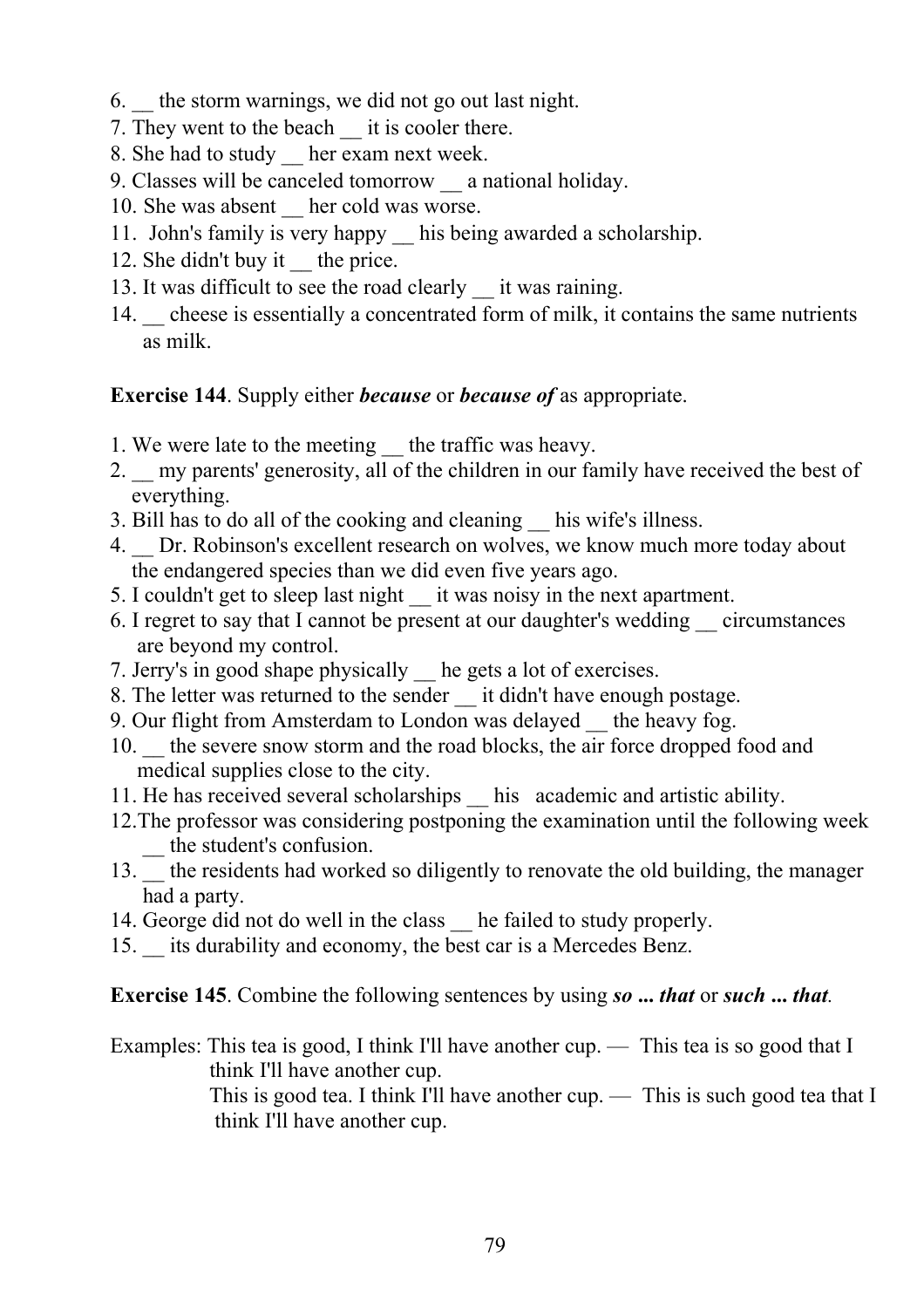6. __ the storm warnings, we did not go out last night.
7. They went to the beach __ it is cooler there.
8. She had to study __ her exam next week.
9. Classes will be canceled tomorrow __ a national holiday.
10. She was absent __ her cold was worse.
11. John's family is very happy __ his being awarded a scholarship.
12. She didn't buy it __ the price.
13. It was difficult to see the road clearly __ it was raining.
14. __ cheese is essentially a concentrated form of milk, it contains the same nutrients as milk.

**Exercise 144**. Supply either ***because*** or ***because of*** as appropriate.

1. We were late to the meeting __ the traffic was heavy.
2. __ my parents' generosity, all of the children in our family have received the best of everything.
3. Bill has to do all of the cooking and cleaning __ his wife's illness.
4. __ Dr. Robinson's excellent research on wolves, we know much more today about the endangered species than we did even five years ago.
5. I couldn't get to sleep last night __ it was noisy in the next apartment.
6. I regret to say that I cannot be present at our daughter's wedding __ circumstances are beyond my control.
7. Jerry's in good shape physically __ he gets a lot of exercises.
8. The letter was returned to the sender __ it didn't have enough postage.
9. Our flight from Amsterdam to London was delayed __ the heavy fog.
10. __ the severe snow storm and the road blocks, the air force dropped food and medical supplies close to the city.
11. He has received several scholarships __ his academic and artistic ability.
12. The professor was considering postponing the examination until the following week __ the student's confusion.
13. __ the residents had worked so diligently to renovate the old building, the manager had a party.
14. George did not do well in the class __ he failed to study properly.
15. __ its durability and economy, the best car is a Mercedes Benz.

**Exercise 145**. Combine the following sentences by using ***so ... that*** or ***such ... that***.

Examples: This tea is good, I think I'll have another cup. — This tea is so good that I think I'll have another cup.
This is good tea. I think I'll have another cup. — This is such good tea that I think I'll have another cup.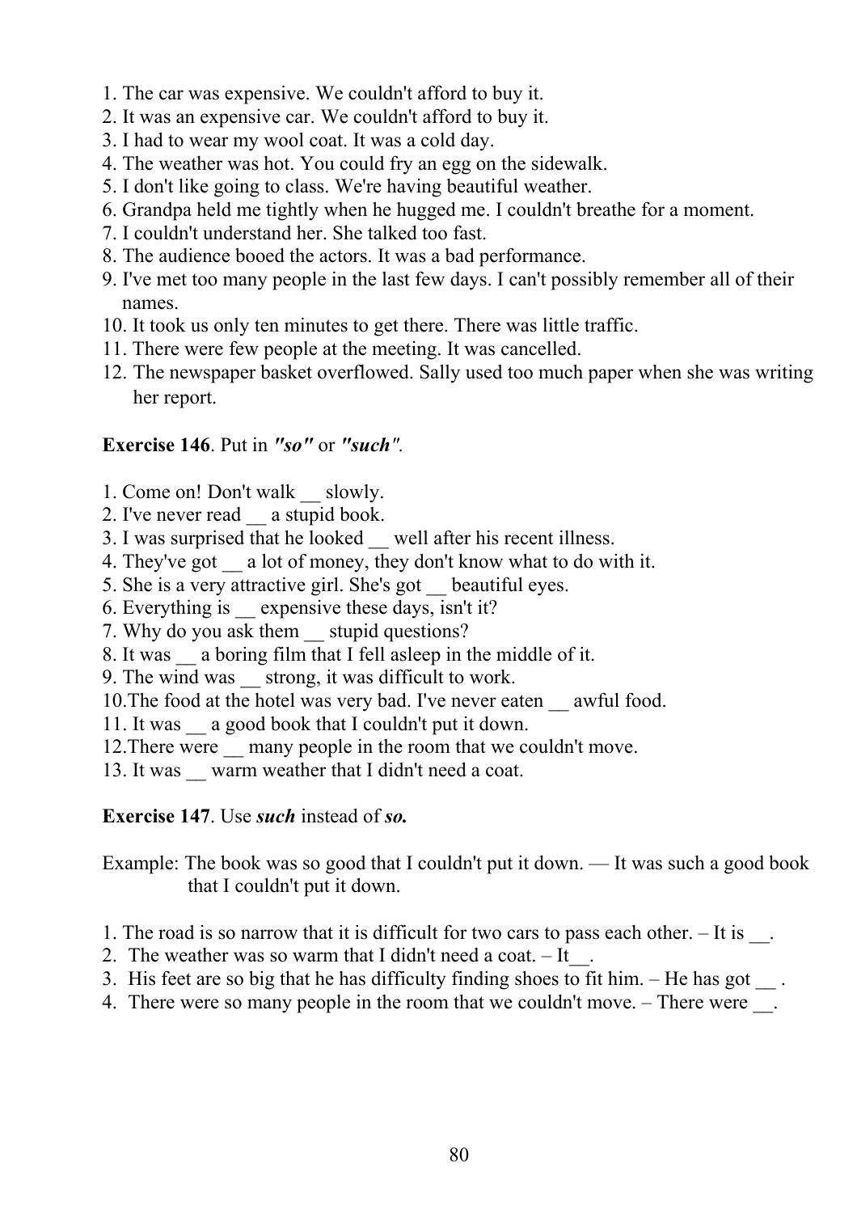1. The car was expensive. We couldn't afford to buy it.
2. It was an expensive car. We couldn't afford to buy it.
3. I had to wear my wool coat. It was a cold day.
4. The weather was hot. You could fry an egg on the sidewalk.
5. I don't like going to class. We're having beautiful weather.
6. Grandpa held me tightly when he hugged me. I couldn't breathe for a moment.
7. I couldn't understand her. She talked too fast.
8. The audience booed the actors. It was a bad performance.
9. I've met too many people in the last few days. I can't possibly remember all of their names.
10. It took us only ten minutes to get there. There was little traffic.
11. There were few people at the meeting. It was cancelled.
12. The newspaper basket overflowed. Sally used too much paper when she was writing her report.

**Exercise 146**. Put in ***"so"*** or ***"such"***.

1. Come on! Don't walk __ slowly.
2. I've never read __ a stupid book.
3. I was surprised that he looked __ well after his recent illness.
4. They've got __ a lot of money, they don't know what to do with it.
5. She is a very attractive girl. She's got __ beautiful eyes.
6. Everything is __ expensive these days, isn't it?
7. Why do you ask them __ stupid questions?
8. It was __ a boring film that I fell asleep in the middle of it.
9. The wind was __ strong, it was difficult to work.
10. The food at the hotel was very bad. I've never eaten __ awful food.
11. It was __ a good book that I couldn't put it down.
12. There were __ many people in the room that we couldn't move.
13. It was __ warm weather that I didn't need a coat.

**Exercise 147**. Use ***such*** instead of ***so.***

Example: The book was so good that I couldn't put it down. — It was such a good book that I couldn't put it down.

1. The road is so narrow that it is difficult for two cars to pass each other. – It is __.
2. The weather was so warm that I didn't need a coat. – It__.
3. His feet are so big that he has difficulty finding shoes to fit him. – He has got __ .
4. There were so many people in the room that we couldn't move. – There were __.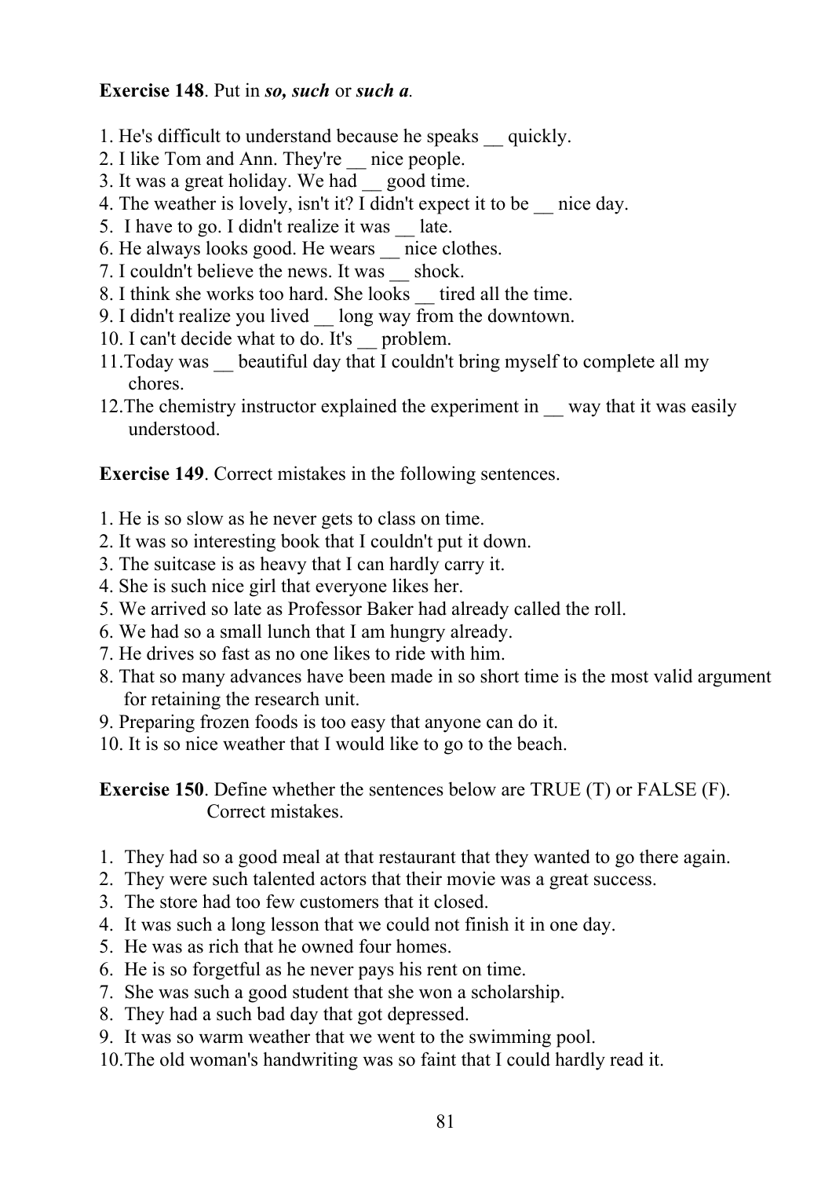**Exercise 148**. Put in ***so, such*** or ***such a***.

1. He's difficult to understand because he speaks __ quickly.
2. I like Tom and Ann. They're __ nice people.
3. It was a great holiday. We had __ good time.
4. The weather is lovely, isn't it? I didn't expect it to be __ nice day.
5. I have to go. I didn't realize it was __ late.
6. He always looks good. He wears __ nice clothes.
7. I couldn't believe the news. It was __ shock.
8. I think she works too hard. She looks __ tired all the time.
9. I didn't realize you lived __ long way from the downtown.
10. I can't decide what to do. It's __ problem.
11. Today was __ beautiful day that I couldn't bring myself to complete all my chores.
12. The chemistry instructor explained the experiment in __ way that it was easily understood.

**Exercise 149**. Correct mistakes in the following sentences.

1. He is so slow as he never gets to class on time.
2. It was so interesting book that I couldn't put it down.
3. The suitcase is as heavy that I can hardly carry it.
4. She is such nice girl that everyone likes her.
5. We arrived so late as Professor Baker had already called the roll.
6. We had so a small lunch that I am hungry already.
7. He drives so fast as no one likes to ride with him.
8. That so many advances have been made in so short time is the most valid argument for retaining the research unit.
9. Preparing frozen foods is too easy that anyone can do it.
10. It is so nice weather that I would like to go to the beach.

**Exercise 150**. Define whether the sentences below are TRUE (T) or FALSE (F). Correct mistakes.

1. They had so a good meal at that restaurant that they wanted to go there again.
2. They were such talented actors that their movie was a great success.
3. The store had too few customers that it closed.
4. It was such a long lesson that we could not finish it in one day.
5. He was as rich that he owned four homes.
6. He is so forgetful as he never pays his rent on time.
7. She was such a good student that she won a scholarship.
8. They had a such bad day that got depressed.
9. It was so warm weather that we went to the swimming pool.
10. The old woman's handwriting was so faint that I could hardly read it.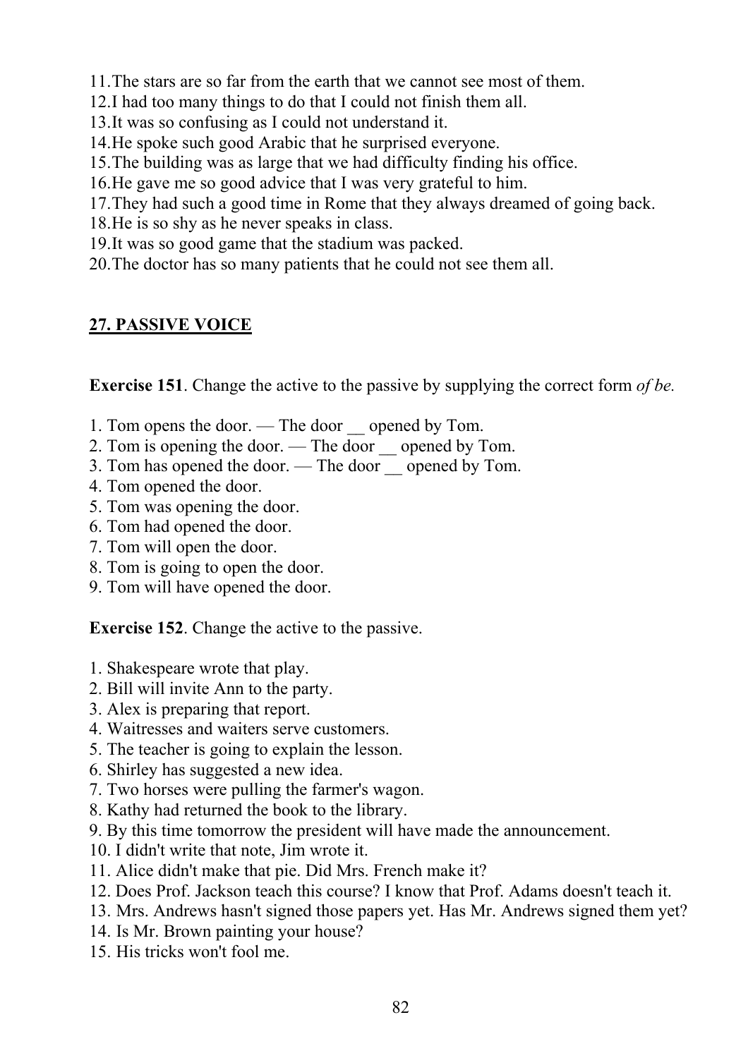11. The stars are so far from the earth that we cannot see most of them.
12. I had too many things to do that I could not finish them all.
13. It was so confusing as I could not understand it.
14. He spoke such good Arabic that he surprised everyone.
15. The building was as large that we had difficulty finding his office.
16. He gave me so good advice that I was very grateful to him.
17. They had such a good time in Rome that they always dreamed of going back.
18. He is so shy as he never speaks in class.
19. It was so good game that the stadium was packed.
20. The doctor has so many patients that he could not see them all.

## 27. PASSIVE VOICE

**Exercise 151**. Change the active to the passive by supplying the correct form *of be.*

1. Tom opens the door. — The door __ opened by Tom.
2. Tom is opening the door. — The door __ opened by Tom.
3. Tom has opened the door. — The door __ opened by Tom.
4. Tom opened the door.
5. Tom was opening the door.
6. Tom had opened the door.
7. Tom will open the door.
8. Tom is going to open the door.
9. Tom will have opened the door.

**Exercise 152**. Change the active to the passive.

1. Shakespeare wrote that play.
2. Bill will invite Ann to the party.
3. Alex is preparing that report.
4. Waitresses and waiters serve customers.
5. The teacher is going to explain the lesson.
6. Shirley has suggested a new idea.
7. Two horses were pulling the farmer's wagon.
8. Kathy had returned the book to the library.
9. By this time tomorrow the president will have made the announcement.
10. I didn't write that note, Jim wrote it.
11. Alice didn't make that pie. Did Mrs. French make it?
12. Does Prof. Jackson teach this course? I know that Prof. Adams doesn't teach it.
13. Mrs. Andrews hasn't signed those papers yet. Has Mr. Andrews signed them yet?
14. Is Mr. Brown painting your house?
15. His tricks won't fool me.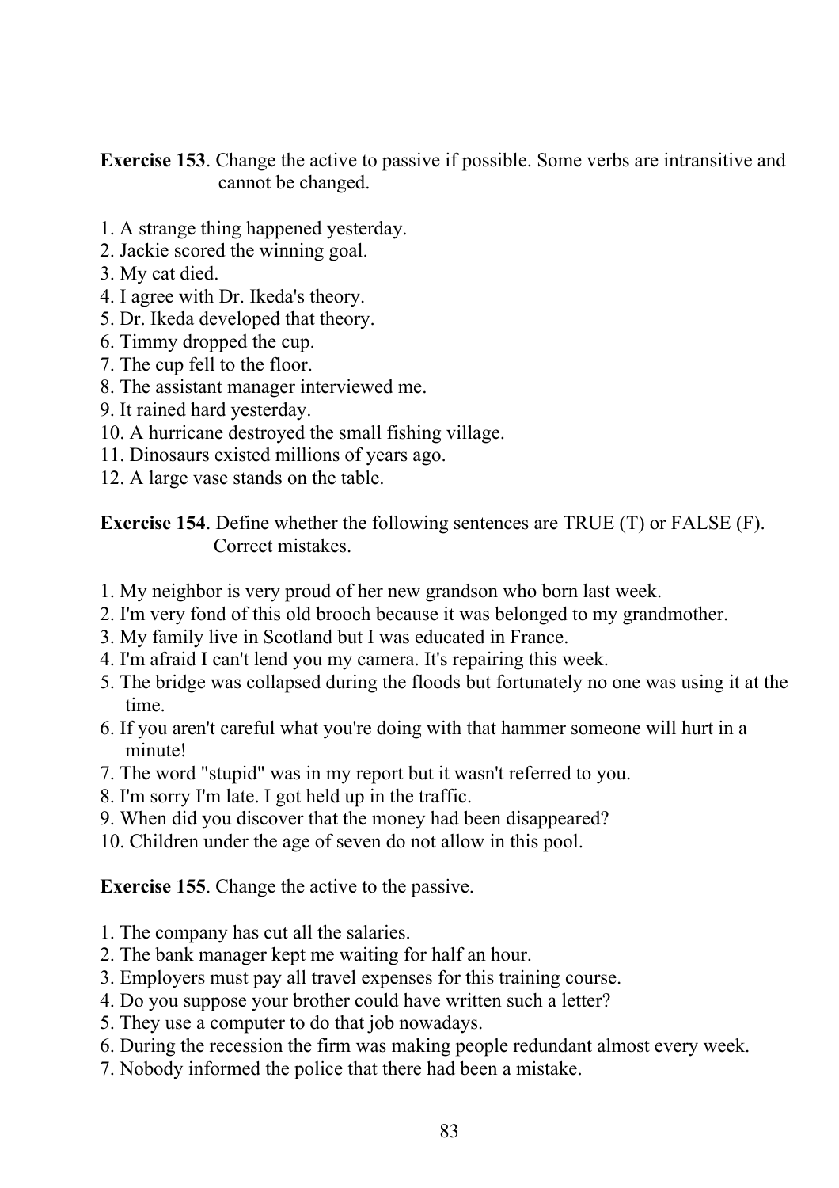**Exercise 153**. Change the active to passive if possible. Some verbs are intransitive and cannot be changed.

1. A strange thing happened yesterday.
2. Jackie scored the winning goal.
3. My cat died.
4. I agree with Dr. Ikeda's theory.
5. Dr. Ikeda developed that theory.
6. Timmy dropped the cup.
7. The cup fell to the floor.
8. The assistant manager interviewed me.
9. It rained hard yesterday.
10. A hurricane destroyed the small fishing village.
11. Dinosaurs existed millions of years ago.
12. A large vase stands on the table.

**Exercise 154**. Define whether the following sentences are TRUE (T) or FALSE (F). Correct mistakes.

1. My neighbor is very proud of her new grandson who born last week.
2. I'm very fond of this old brooch because it was belonged to my grandmother.
3. My family live in Scotland but I was educated in France.
4. I'm afraid I can't lend you my camera. It's repairing this week.
5. The bridge was collapsed during the floods but fortunately no one was using it at the time.
6. If you aren't careful what you're doing with that hammer someone will hurt in a minute!
7. The word "stupid" was in my report but it wasn't referred to you.
8. I'm sorry I'm late. I got held up in the traffic.
9. When did you discover that the money had been disappeared?
10. Children under the age of seven do not allow in this pool.

**Exercise 155**. Change the active to the passive.

1. The company has cut all the salaries.
2. The bank manager kept me waiting for half an hour.
3. Employers must pay all travel expenses for this training course.
4. Do you suppose your brother could have written such a letter?
5. They use a computer to do that job nowadays.
6. During the recession the firm was making people redundant almost every week.
7. Nobody informed the police that there had been a mistake.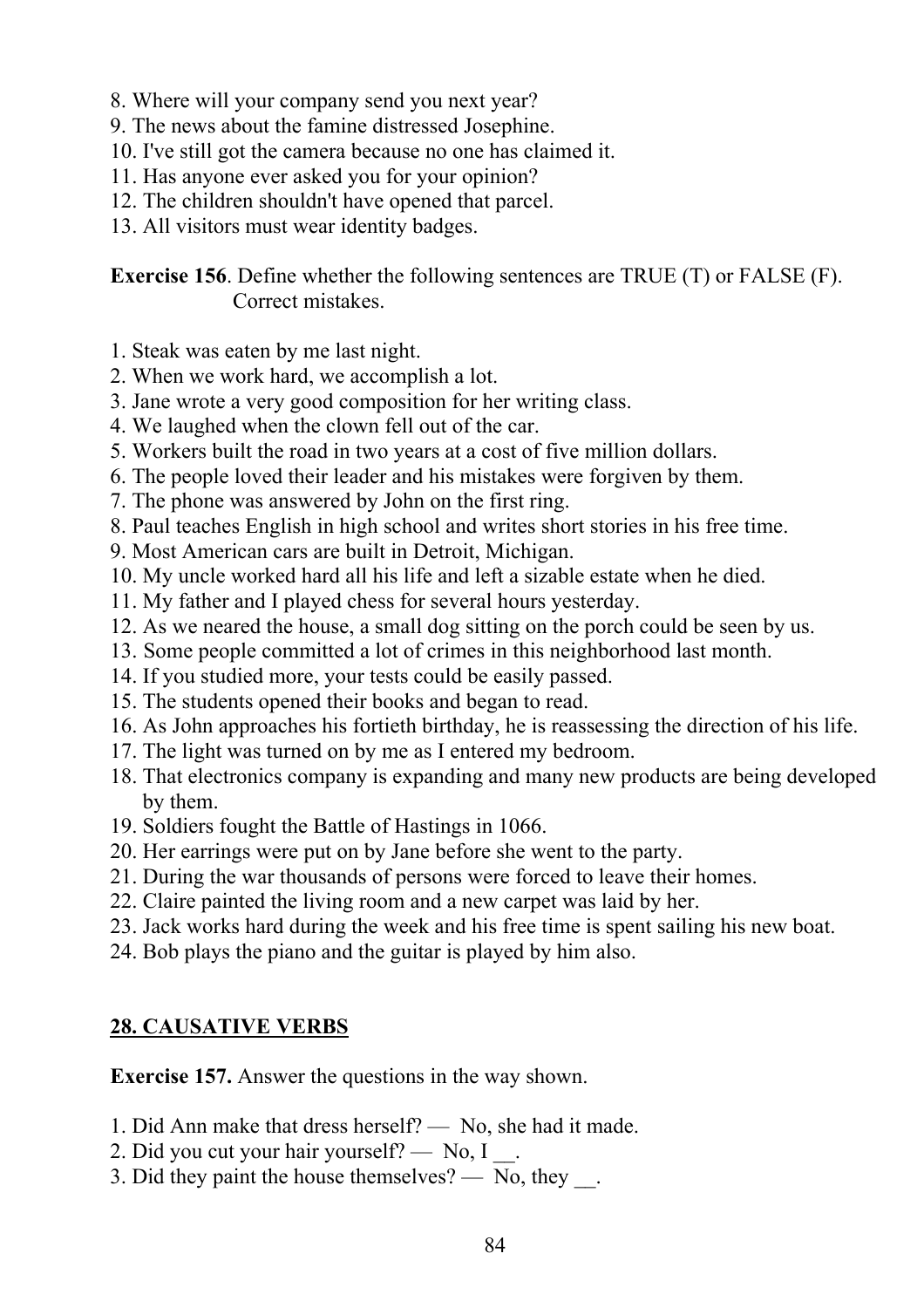8. Where will your company send you next year?
9. The news about the famine distressed Josephine.
10. I've still got the camera because no one has claimed it.
11. Has anyone ever asked you for your opinion?
12. The children shouldn't have opened that parcel.
13. All visitors must wear identity badges.

**Exercise 156**. Define whether the following sentences are TRUE (T) or FALSE (F). Correct mistakes.

1. Steak was eaten by me last night.
2. When we work hard, we accomplish a lot.
3. Jane wrote a very good composition for her writing class.
4. We laughed when the clown fell out of the car.
5. Workers built the road in two years at a cost of five million dollars.
6. The people loved their leader and his mistakes were forgiven by them.
7. The phone was answered by John on the first ring.
8. Paul teaches English in high school and writes short stories in his free time.
9. Most American cars are built in Detroit, Michigan.
10. My uncle worked hard all his life and left a sizable estate when he died.
11. My father and I played chess for several hours yesterday.
12. As we neared the house, a small dog sitting on the porch could be seen by us.
13. Some people committed a lot of crimes in this neighborhood last month.
14. If you studied more, your tests could be easily passed.
15. The students opened their books and began to read.
16. As John approaches his fortieth birthday, he is reassessing the direction of his life.
17. The light was turned on by me as I entered my bedroom.
18. That electronics company is expanding and many new products are being developed by them.
19. Soldiers fought the Battle of Hastings in 1066.
20. Her earrings were put on by Jane before she went to the party.
21. During the war thousands of persons were forced to leave their homes.
22. Claire painted the living room and a new carpet was laid by her.
23. Jack works hard during the week and his free time is spent sailing his new boat.
24. Bob plays the piano and the guitar is played by him also.

## 28. CAUSATIVE VERBS

**Exercise 157.** Answer the questions in the way shown.

1. Did Ann make that dress herself? — No, she had it made.
2. Did you cut your hair yourself? — No, I __.
3. Did they paint the house themselves? — No, they __.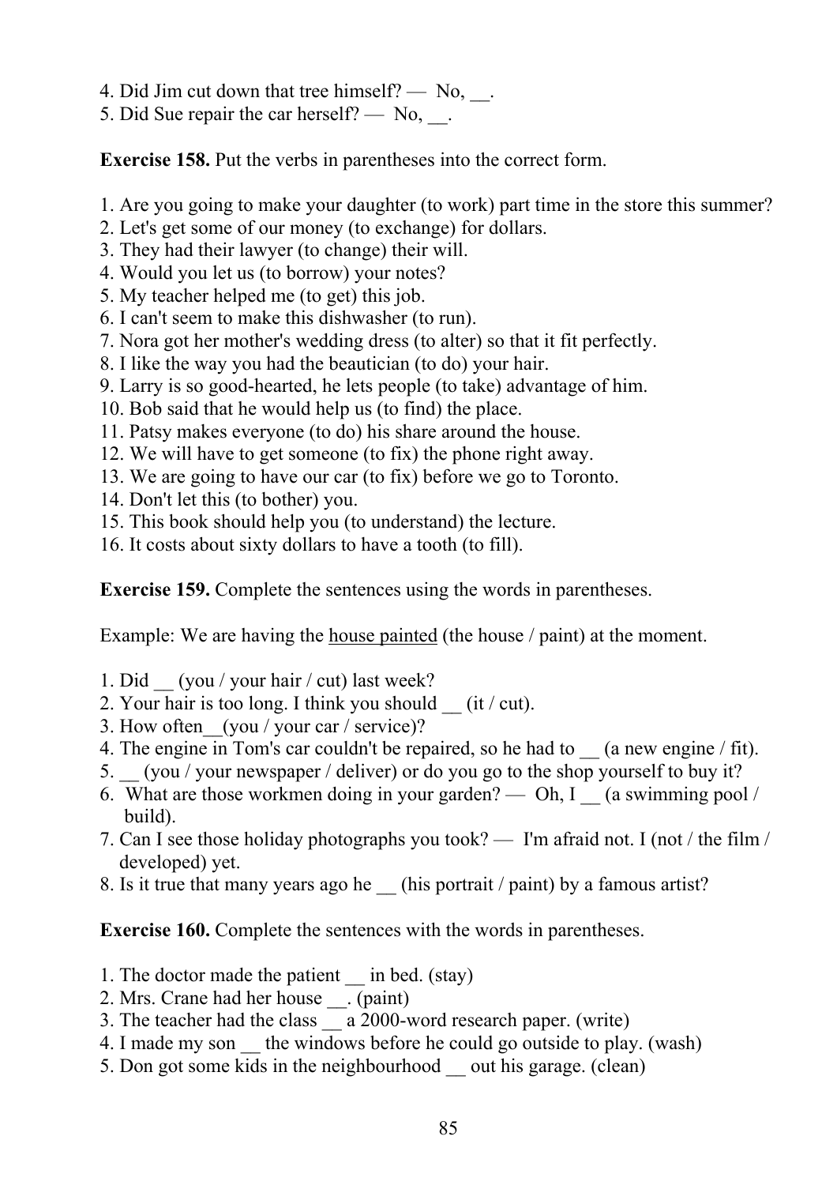4. Did Jim cut down that tree himself? — No, __.
5. Did Sue repair the car herself? — No, __.

**Exercise 158.** Put the verbs in parentheses into the correct form.

1. Are you going to make your daughter (to work) part time in the store this summer?
2. Let's get some of our money (to exchange) for dollars.
3. They had their lawyer (to change) their will.
4. Would you let us (to borrow) your notes?
5. My teacher helped me (to get) this job.
6. I can't seem to make this dishwasher (to run).
7. Nora got her mother's wedding dress (to alter) so that it fit perfectly.
8. I like the way you had the beautician (to do) your hair.
9. Larry is so good-hearted, he lets people (to take) advantage of him.
10. Bob said that he would help us (to find) the place.
11. Patsy makes everyone (to do) his share around the house.
12. We will have to get someone (to fix) the phone right away.
13. We are going to have our car (to fix) before we go to Toronto.
14. Don't let this (to bother) you.
15. This book should help you (to understand) the lecture.
16. It costs about sixty dollars to have a tooth (to fill).

**Exercise 159.** Complete the sentences using the words in parentheses.

Example: We are having the <u>house painted</u> (the house / paint) at the moment.

1. Did __ (you / your hair / cut) last week?
2. Your hair is too long. I think you should __ (it / cut).
3. How often__(you / your car / service)?
4. The engine in Tom's car couldn't be repaired, so he had to __ (a new engine / fit).
5. __ (you / your newspaper / deliver) or do you go to the shop yourself to buy it?
6. What are those workmen doing in your garden? — Oh, I __ (a swimming pool / build).
7. Can I see those holiday photographs you took? — I'm afraid not. I (not / the film / developed) yet.
8. Is it true that many years ago he __ (his portrait / paint) by a famous artist?

**Exercise 160.** Complete the sentences with the words in parentheses.

1. The doctor made the patient __ in bed. (stay)
2. Mrs. Crane had her house __. (paint)
3. The teacher had the class __ a 2000-word research paper. (write)
4. I made my son __ the windows before he could go outside to play. (wash)
5. Don got some kids in the neighbourhood __ out his garage. (clean)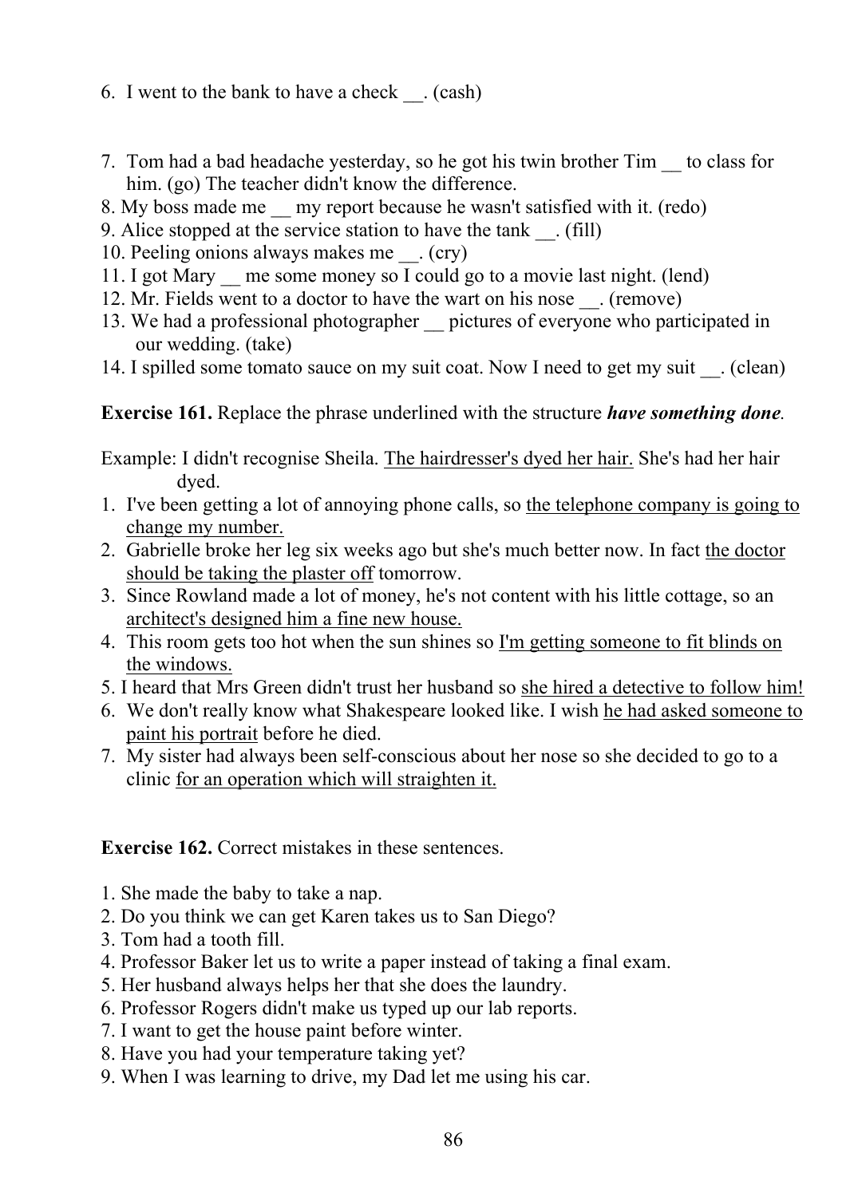6. I went to the bank to have a check __. (cash)

7. Tom had a bad headache yesterday, so he got his twin brother Tim __ to class for him. (go) The teacher didn't know the difference.
8. My boss made me __ my report because he wasn't satisfied with it. (redo)
9. Alice stopped at the service station to have the tank __. (fill)
10. Peeling onions always makes me __. (cry)
11. I got Mary __ me some money so I could go to a movie last night. (lend)
12. Mr. Fields went to a doctor to have the wart on his nose __. (remove)
13. We had a professional photographer __ pictures of everyone who participated in our wedding. (take)
14. I spilled some tomato sauce on my suit coat. Now I need to get my suit __. (clean)

**Exercise 161.** Replace the phrase underlined with the structure ***have something done***.

Example: I didn't recognise Sheila. <u>The hairdresser's dyed her hair.</u> She's had her hair dyed.

1. I've been getting a lot of annoying phone calls, so <u>the telephone company is going to change my number.</u>
2. Gabrielle broke her leg six weeks ago but she's much better now. In fact <u>the doctor should be taking the plaster off</u> tomorrow.
3. Since Rowland made a lot of money, he's not content with his little cottage, so an <u>architect's designed him a fine new house.</u>
4. This room gets too hot when the sun shines so <u>I'm getting someone to fit blinds on the windows.</u>
5. I heard that Mrs Green didn't trust her husband so <u>she hired a detective to follow him!</u>
6. We don't really know what Shakespeare looked like. I wish <u>he had asked someone to paint his portrait</u> before he died.
7. My sister had always been self-conscious about her nose so she decided to go to a clinic <u>for an operation which will straighten it.</u>

**Exercise 162.** Correct mistakes in these sentences.

1. She made the baby to take a nap.
2. Do you think we can get Karen takes us to San Diego?
3. Tom had a tooth fill.
4. Professor Baker let us to write a paper instead of taking a final exam.
5. Her husband always helps her that she does the laundry.
6. Professor Rogers didn't make us typed up our lab reports.
7. I want to get the house paint before winter.
8. Have you had your temperature taking yet?
9. When I was learning to drive, my Dad let me using his car.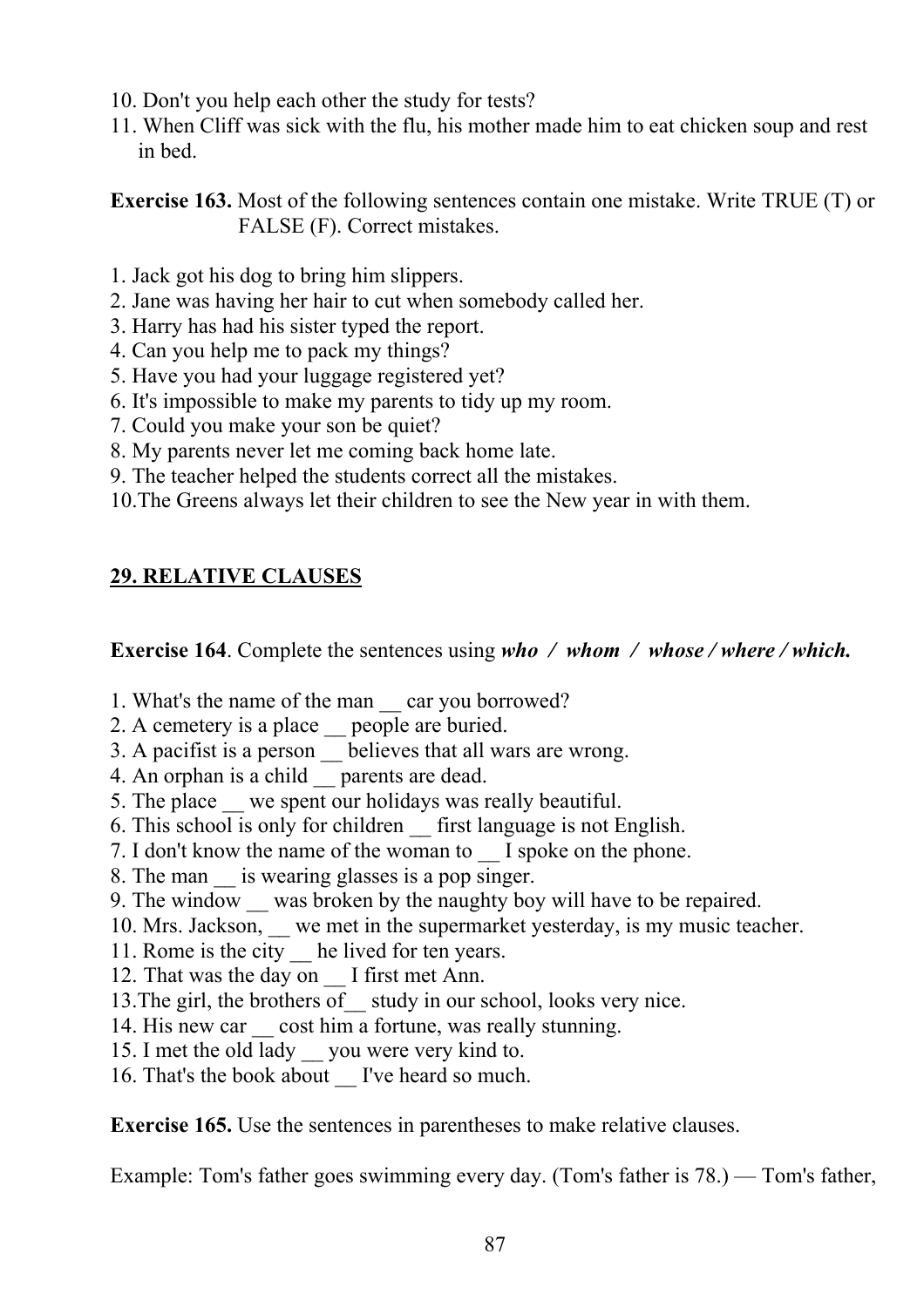10. Don't you help each other the study for tests?
11. When Cliff was sick with the flu, his mother made him to eat chicken soup and rest in bed.

**Exercise 163.** Most of the following sentences contain one mistake. Write TRUE (T) or FALSE (F). Correct mistakes.

1. Jack got his dog to bring him slippers.
2. Jane was having her hair to cut when somebody called her.
3. Harry has had his sister typed the report.
4. Can you help me to pack my things?
5. Have you had your luggage registered yet?
6. It's impossible to make my parents to tidy up my room.
7. Could you make your son be quiet?
8. My parents never let me coming back home late.
9. The teacher helped the students correct all the mistakes.
10. The Greens always let their children to see the New year in with them.

## 29. RELATIVE CLAUSES

**Exercise 164**. Complete the sentences using ***who / whom / whose / where / which.***

1. What's the name of the man __ car you borrowed?
2. A cemetery is a place __ people are buried.
3. A pacifist is a person __ believes that all wars are wrong.
4. An orphan is a child __ parents are dead.
5. The place __ we spent our holidays was really beautiful.
6. This school is only for children __ first language is not English.
7. I don't know the name of the woman to __ I spoke on the phone.
8. The man __ is wearing glasses is a pop singer.
9. The window __ was broken by the naughty boy will have to be repaired.
10. Mrs. Jackson, __ we met in the supermarket yesterday, is my music teacher.
11. Rome is the city __ he lived for ten years.
12. That was the day on __ I first met Ann.
13. The girl, the brothers of__ study in our school, looks very nice.
14. His new car __ cost him a fortune, was really stunning.
15. I met the old lady __ you were very kind to.
16. That's the book about __ I've heard so much.

**Exercise 165.** Use the sentences in parentheses to make relative clauses.

Example: Tom's father goes swimming every day. (Tom's father is 78.) — Tom's father,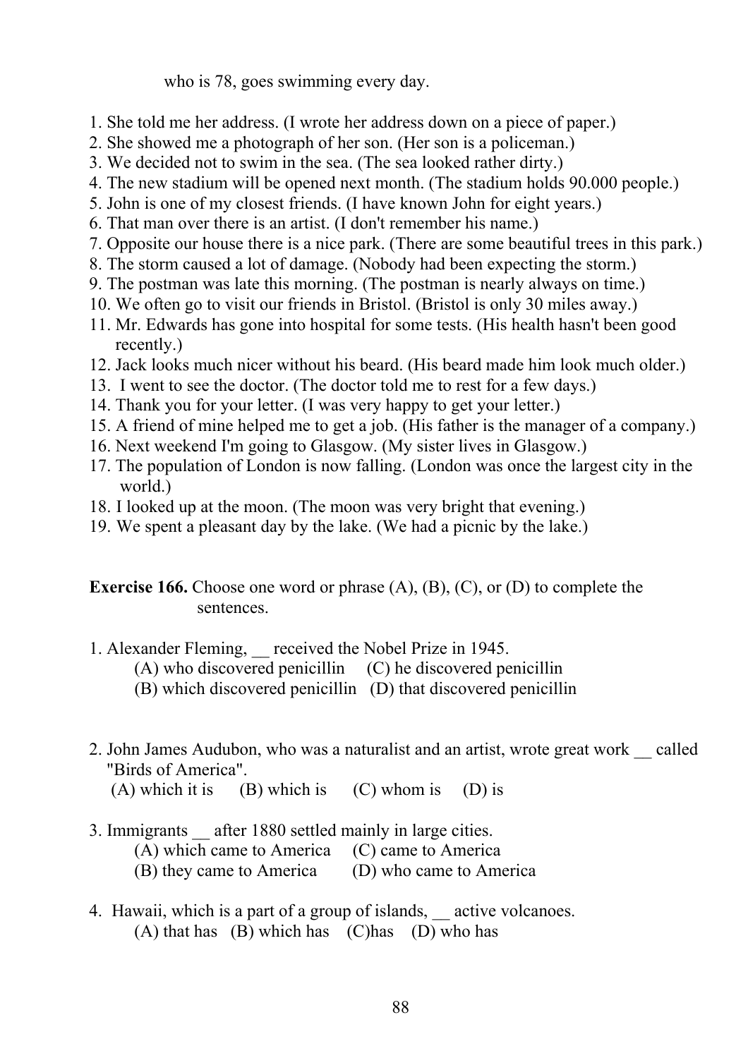who is 78, goes swimming every day.

1. She told me her address. (I wrote her address down on a piece of paper.)
2. She showed me a photograph of her son. (Her son is a policeman.)
3. We decided not to swim in the sea. (The sea looked rather dirty.)
4. The new stadium will be opened next month. (The stadium holds 90.000 people.)
5. John is one of my closest friends. (I have known John for eight years.)
6. That man over there is an artist. (I don't remember his name.)
7. Opposite our house there is a nice park. (There are some beautiful trees in this park.)
8. The storm caused a lot of damage. (Nobody had been expecting the storm.)
9. The postman was late this morning. (The postman is nearly always on time.)
10. We often go to visit our friends in Bristol. (Bristol is only 30 miles away.)
11. Mr. Edwards has gone into hospital for some tests. (His health hasn't been good recently.)
12. Jack looks much nicer without his beard. (His beard made him look much older.)
13. I went to see the doctor. (The doctor told me to rest for a few days.)
14. Thank you for your letter. (I was very happy to get your letter.)
15. A friend of mine helped me to get a job. (His father is the manager of a company.)
16. Next weekend I'm going to Glasgow. (My sister lives in Glasgow.)
17. The population of London is now falling. (London was once the largest city in the world.)
18. I looked up at the moon. (The moon was very bright that evening.)
19. We spent a pleasant day by the lake. (We had a picnic by the lake.)

**Exercise 166.** Choose one word or phrase (A), (B), (C), or (D) to complete the sentences.

1. Alexander Fleming, __ received the Nobel Prize in 1945.
   (A) who discovered penicillin (C) he discovered penicillin
   (B) which discovered penicillin (D) that discovered penicillin

2. John James Audubon, who was a naturalist and an artist, wrote great work __ called "Birds of America".
   (A) which it is (B) which is (C) whom is (D) is

3. Immigrants __ after 1880 settled mainly in large cities.
   (A) which came to America (C) came to America
   (B) they came to America (D) who came to America

4. Hawaii, which is a part of a group of islands, __ active volcanoes.
   (A) that has (B) which has (C) has (D) who has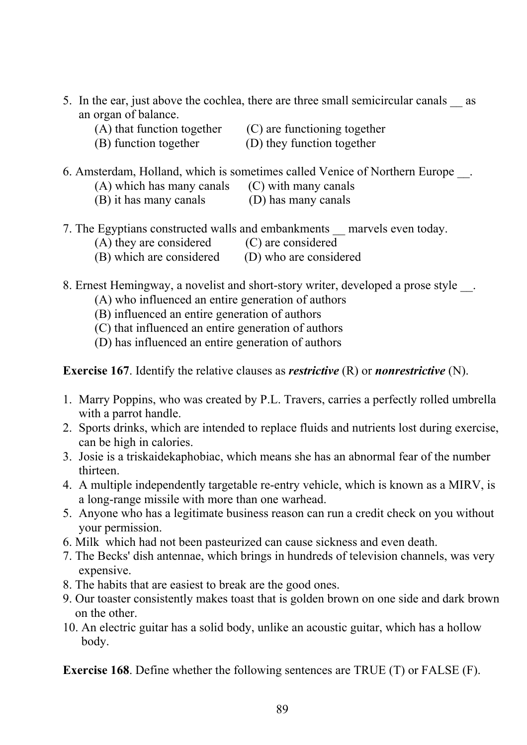5. In the ear, just above the cochlea, there are three small semicircular canals __ as an organ of balance.
   (A) that function together (C) are functioning together
   (B) function together (D) they function together

6. Amsterdam, Holland, which is sometimes called Venice of Northern Europe __.
   (A) which has many canals (C) with many canals
   (B) it has many canals (D) has many canals

7. The Egyptians constructed walls and embankments __ marvels even today.
   (A) they are considered (C) are considered
   (B) which are considered (D) who are considered

8. Ernest Hemingway, a novelist and short-story writer, developed a prose style __.
   (A) who influenced an entire generation of authors
   (B) influenced an entire generation of authors
   (C) that influenced an entire generation of authors
   (D) has influenced an entire generation of authors

**Exercise 167**. Identify the relative clauses as ***restrictive*** (R) or ***nonrestrictive*** (N).

1. Marry Poppins, who was created by P.L. Travers, carries a perfectly rolled umbrella with a parrot handle.
2. Sports drinks, which are intended to replace fluids and nutrients lost during exercise, can be high in calories.
3. Josie is a triskaidekaphobiac, which means she has an abnormal fear of the number thirteen.
4. A multiple independently targetable re-entry vehicle, which is known as a MIRV, is a long-range missile with more than one warhead.
5. Anyone who has a legitimate business reason can run a credit check on you without your permission.
6. Milk which had not been pasteurized can cause sickness and even death.
7. The Becks' dish antennae, which brings in hundreds of television channels, was very expensive.
8. The habits that are easiest to break are the good ones.
9. Our toaster consistently makes toast that is golden brown on one side and dark brown on the other.
10. An electric guitar has a solid body, unlike an acoustic guitar, which has a hollow body.

**Exercise 168**. Define whether the following sentences are TRUE (T) or FALSE (F).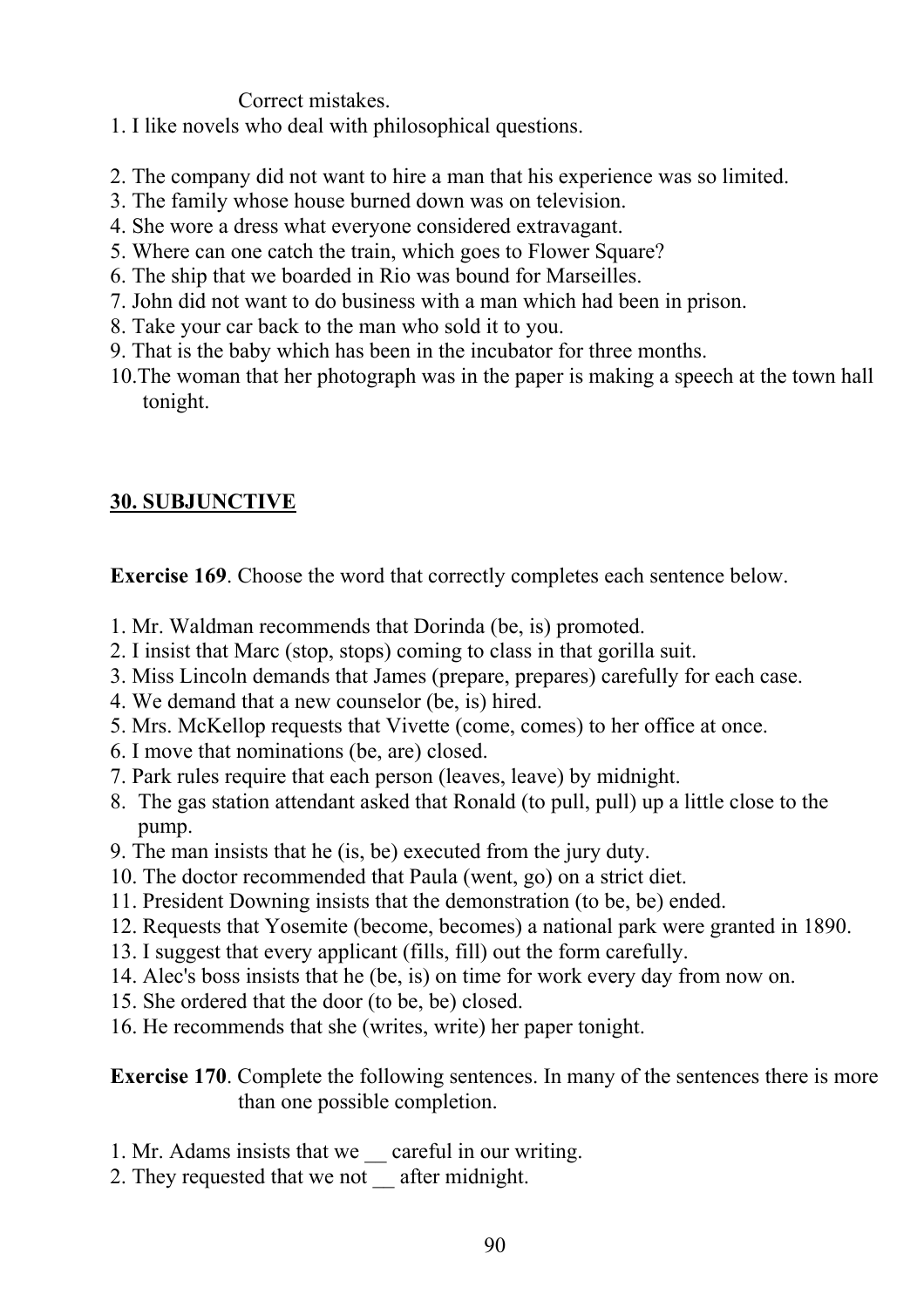Correct mistakes.

1. I like novels who deal with philosophical questions.

2. The company did not want to hire a man that his experience was so limited.
3. The family whose house burned down was on television.
4. She wore a dress what everyone considered extravagant.
5. Where can one catch the train, which goes to Flower Square?
6. The ship that we boarded in Rio was bound for Marseilles.
7. John did not want to do business with a man which had been in prison.
8. Take your car back to the man who sold it to you.
9. That is the baby which has been in the incubator for three months.
10. The woman that her photograph was in the paper is making a speech at the town hall tonight.

## 30. SUBJUNCTIVE

**Exercise 169**. Choose the word that correctly completes each sentence below.

1. Mr. Waldman recommends that Dorinda (be, is) promoted.
2. I insist that Marc (stop, stops) coming to class in that gorilla suit.
3. Miss Lincoln demands that James (prepare, prepares) carefully for each case.
4. We demand that a new counselor (be, is) hired.
5. Mrs. McKellop requests that Vivette (come, comes) to her office at once.
6. I move that nominations (be, are) closed.
7. Park rules require that each person (leaves, leave) by midnight.
8. The gas station attendant asked that Ronald (to pull, pull) up a little close to the pump.
9. The man insists that he (is, be) executed from the jury duty.
10. The doctor recommended that Paula (went, go) on a strict diet.
11. President Downing insists that the demonstration (to be, be) ended.
12. Requests that Yosemite (become, becomes) a national park were granted in 1890.
13. I suggest that every applicant (fills, fill) out the form carefully.
14. Alec's boss insists that he (be, is) on time for work every day from now on.
15. She ordered that the door (to be, be) closed.
16. He recommends that she (writes, write) her paper tonight.

**Exercise 170**. Complete the following sentences. In many of the sentences there is more than one possible completion.

1. Mr. Adams insists that we __ careful in our writing.
2. They requested that we not __ after midnight.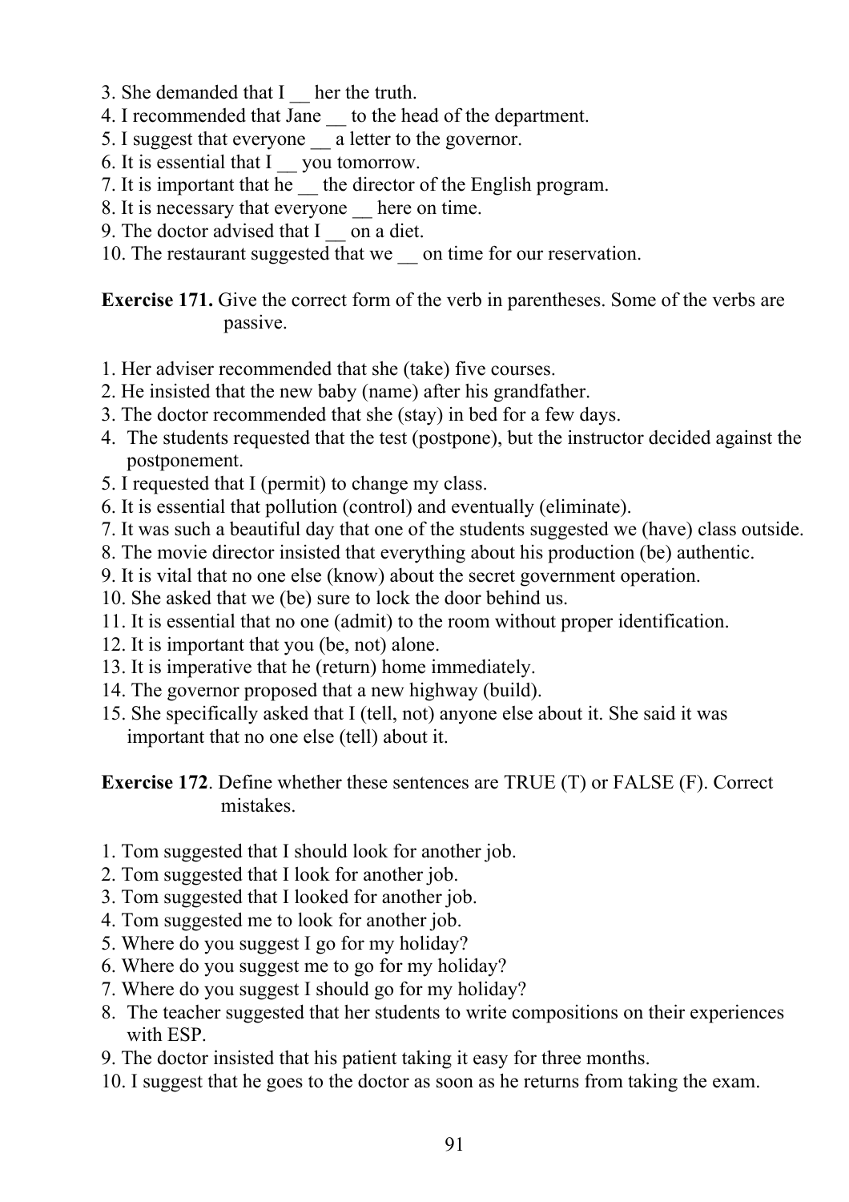3. She demanded that I __ her the truth.
4. I recommended that Jane __ to the head of the department.
5. I suggest that everyone __ a letter to the governor.
6. It is essential that I __ you tomorrow.
7. It is important that he __ the director of the English program.
8. It is necessary that everyone __ here on time.
9. The doctor advised that I __ on a diet.
10. The restaurant suggested that we __ on time for our reservation.

**Exercise 171.** Give the correct form of the verb in parentheses. Some of the verbs are passive.

1. Her adviser recommended that she (take) five courses.
2. He insisted that the new baby (name) after his grandfather.
3. The doctor recommended that she (stay) in bed for a few days.
4. The students requested that the test (postpone), but the instructor decided against the postponement.
5. I requested that I (permit) to change my class.
6. It is essential that pollution (control) and eventually (eliminate).
7. It was such a beautiful day that one of the students suggested we (have) class outside.
8. The movie director insisted that everything about his production (be) authentic.
9. It is vital that no one else (know) about the secret government operation.
10. She asked that we (be) sure to lock the door behind us.
11. It is essential that no one (admit) to the room without proper identification.
12. It is important that you (be, not) alone.
13. It is imperative that he (return) home immediately.
14. The governor proposed that a new highway (build).
15. She specifically asked that I (tell, not) anyone else about it. She said it was important that no one else (tell) about it.

**Exercise 172**. Define whether these sentences are TRUE (T) or FALSE (F). Correct mistakes.

1. Tom suggested that I should look for another job.
2. Tom suggested that I look for another job.
3. Tom suggested that I looked for another job.
4. Tom suggested me to look for another job.
5. Where do you suggest I go for my holiday?
6. Where do you suggest me to go for my holiday?
7. Where do you suggest I should go for my holiday?
8. The teacher suggested that her students to write compositions on their experiences with ESP.
9. The doctor insisted that his patient taking it easy for three months.
10. I suggest that he goes to the doctor as soon as he returns from taking the exam.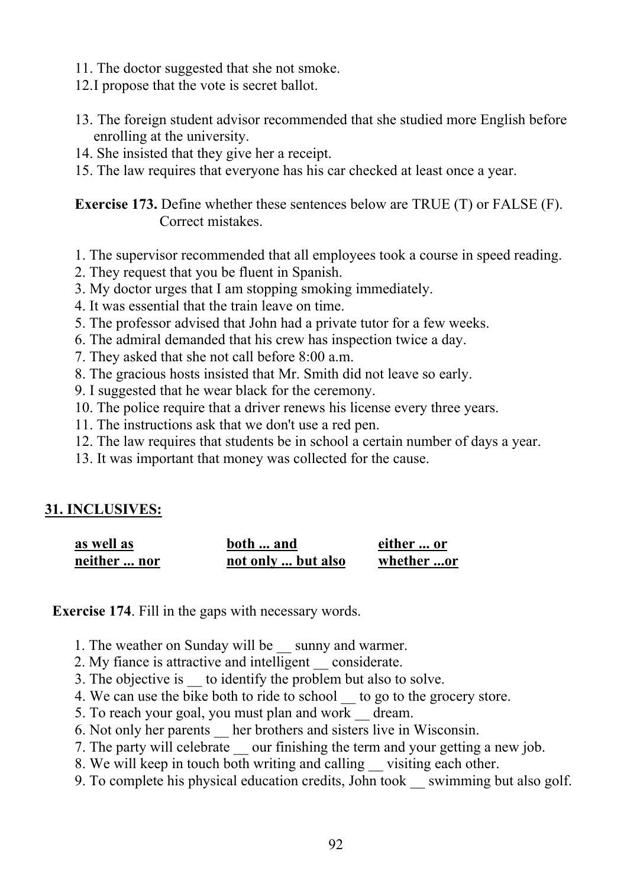11. The doctor suggested that she not smoke.
12.I propose that the vote is secret ballot.

13. The foreign student advisor recommended that she studied more English before enrolling at the university.
14. She insisted that they give her a receipt.
15. The law requires that everyone has his car checked at least once a year.

**Exercise 173.** Define whether these sentences below are TRUE (T) or FALSE (F). Correct mistakes.

1. The supervisor recommended that all employees took a course in speed reading.
2. They request that you be fluent in Spanish.
3. My doctor urges that I am stopping smoking immediately.
4. It was essential that the train leave on time.
5. The professor advised that John had a private tutor for a few weeks.
6. The admiral demanded that his crew has inspection twice a day.
7. They asked that she not call before 8:00 a.m.
8. The gracious hosts insisted that Mr. Smith did not leave so early.
9. I suggested that he wear black for the ceremony.
10. The police require that a driver renews his license every three years.
11. The instructions ask that we don't use a red pen.
12. The law requires that students be in school a certain number of days a year.
13. It was important that money was collected for the cause.

## 31. INCLUSIVES:

| **as well as** | **both ... and** | **either ... or** |
|---|---|---|
| **neither ... nor** | **not only ... but also** | **whether ...or** |

**Exercise 174**. Fill in the gaps with necessary words.

1. The weather on Sunday will be __ sunny and warmer.
2. My fiance is attractive and intelligent __ considerate.
3. The objective is __ to identify the problem but also to solve.
4. We can use the bike both to ride to school __ to go to the grocery store.
5. To reach your goal, you must plan and work __ dream.
6. Not only her parents __ her brothers and sisters live in Wisconsin.
7. The party will celebrate __ our finishing the term and your getting a new job.
8. We will keep in touch both writing and calling __ visiting each other.
9. To complete his physical education credits, John took __ swimming but also golf.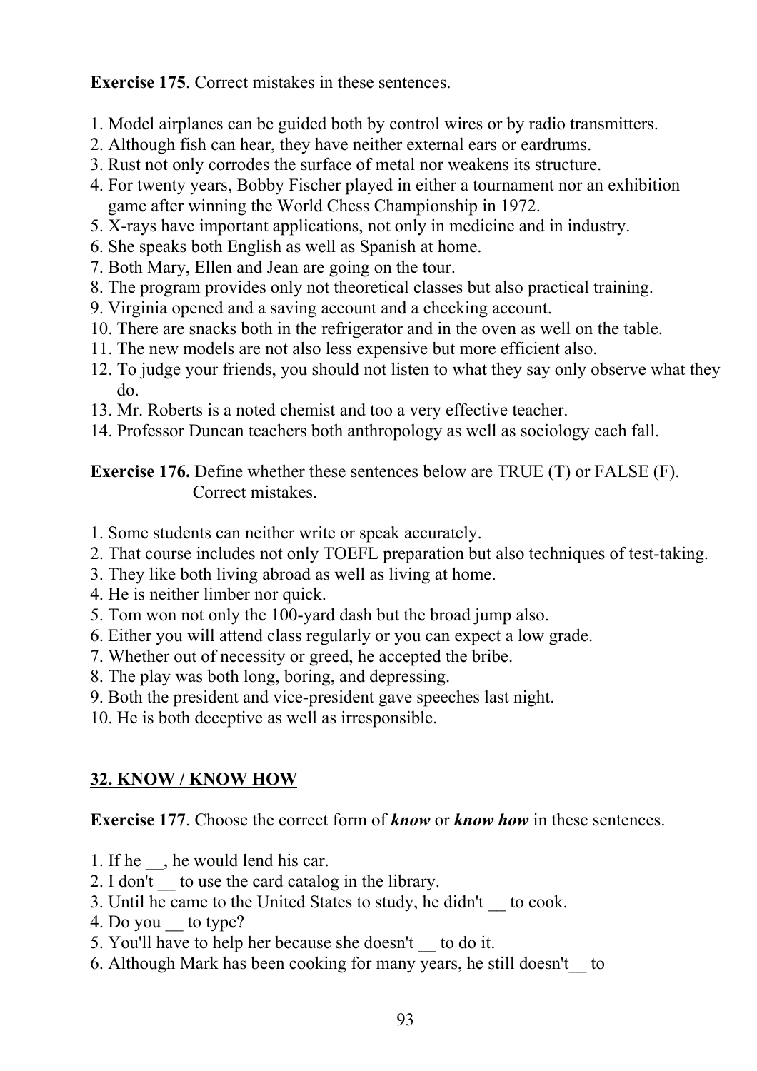**Exercise 175**. Correct mistakes in these sentences.

1. Model airplanes can be guided both by control wires or by radio transmitters.
2. Although fish can hear, they have neither external ears or eardrums.
3. Rust not only corrodes the surface of metal nor weakens its structure.
4. For twenty years, Bobby Fischer played in either a tournament nor an exhibition game after winning the World Chess Championship in 1972.
5. X-rays have important applications, not only in medicine and in industry.
6. She speaks both English as well as Spanish at home.
7. Both Mary, Ellen and Jean are going on the tour.
8. The program provides only not theoretical classes but also practical training.
9. Virginia opened and a saving account and a checking account.
10. There are snacks both in the refrigerator and in the oven as well on the table.
11. The new models are not also less expensive but more efficient also.
12. To judge your friends, you should not listen to what they say only observe what they do.
13. Mr. Roberts is a noted chemist and too a very effective teacher.
14. Professor Duncan teachers both anthropology as well as sociology each fall.

**Exercise 176.** Define whether these sentences below are TRUE (T) or FALSE (F). Correct mistakes.

1. Some students can neither write or speak accurately.
2. That course includes not only TOEFL preparation but also techniques of test-taking.
3. They like both living abroad as well as living at home.
4. He is neither limber nor quick.
5. Tom won not only the 100-yard dash but the broad jump also.
6. Either you will attend class regularly or you can expect a low grade.
7. Whether out of necessity or greed, he accepted the bribe.
8. The play was both long, boring, and depressing.
9. Both the president and vice-president gave speeches last night.
10. He is both deceptive as well as irresponsible.

## 32. KNOW / KNOW HOW

**Exercise 177**. Choose the correct form of ***know*** or ***know how*** in these sentences.

1. If he __, he would lend his car.
2. I don't __ to use the card catalog in the library.
3. Until he came to the United States to study, he didn't __ to cook.
4. Do you __ to type?
5. You'll have to help her because she doesn't __ to do it.
6. Although Mark has been cooking for many years, he still doesn't__ to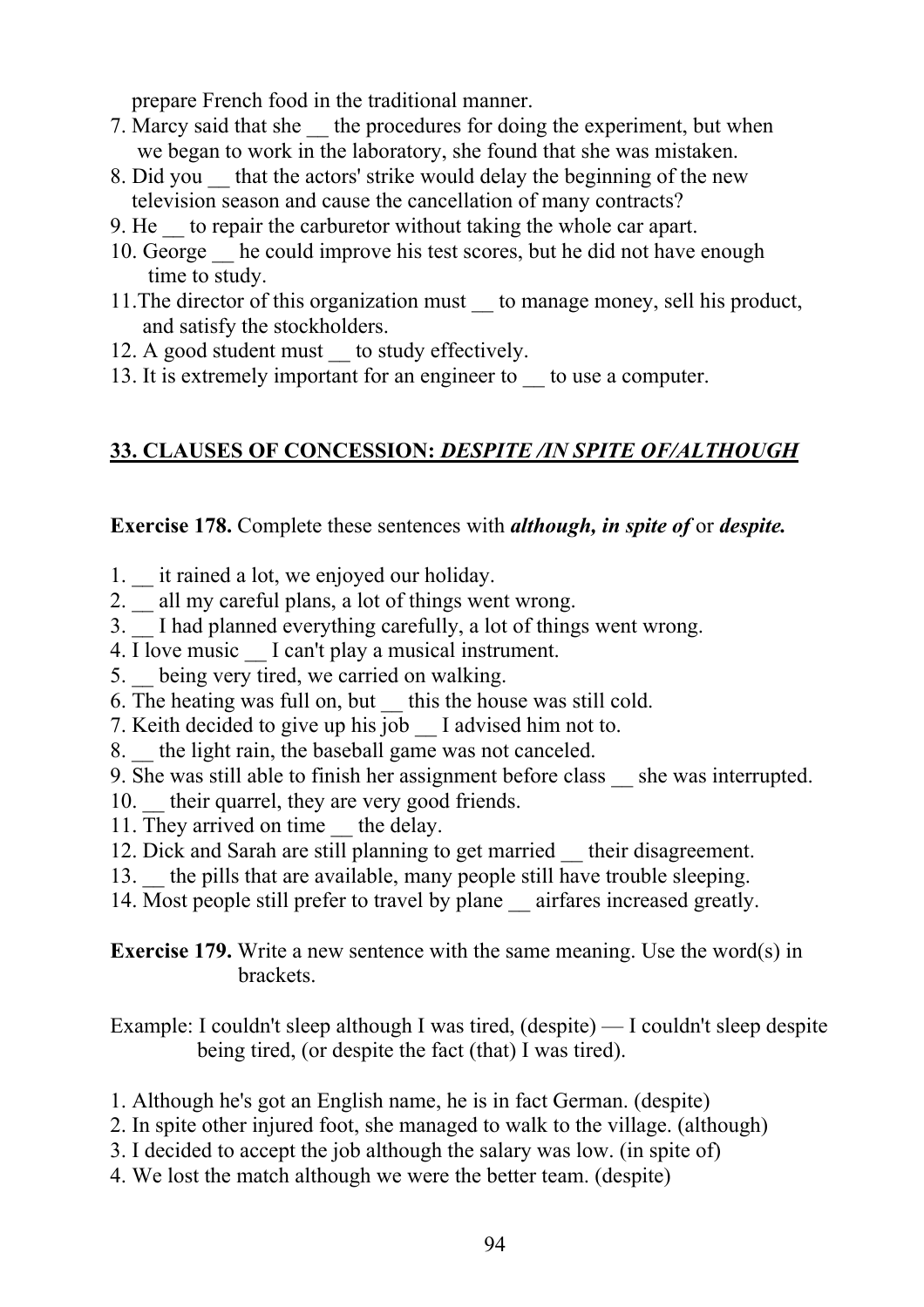prepare French food in the traditional manner.

7. Marcy said that she __ the procedures for doing the experiment, but when we began to work in the laboratory, she found that she was mistaken.
8. Did you __ that the actors' strike would delay the beginning of the new television season and cause the cancellation of many contracts?
9. He __ to repair the carburetor without taking the whole car apart.
10. George __ he could improve his test scores, but he did not have enough time to study.
11. The director of this organization must __ to manage money, sell his product, and satisfy the stockholders.
12. A good student must __ to study effectively.
13. It is extremely important for an engineer to __ to use a computer.

## 33. CLAUSES OF CONCESSION: *DESPITE /IN SPITE OF/ALTHOUGH*

**Exercise 178.** Complete these sentences with ***although, in spite of*** or ***despite.***

1. __ it rained a lot, we enjoyed our holiday.
2. __ all my careful plans, a lot of things went wrong.
3. __ I had planned everything carefully, a lot of things went wrong.
4. I love music __ I can't play a musical instrument.
5. __ being very tired, we carried on walking.
6. The heating was full on, but __ this the house was still cold.
7. Keith decided to give up his job __ I advised him not to.
8. __ the light rain, the baseball game was not canceled.
9. She was still able to finish her assignment before class __ she was interrupted.
10. __ their quarrel, they are very good friends.
11. They arrived on time __ the delay.
12. Dick and Sarah are still planning to get married __ their disagreement.
13. __ the pills that are available, many people still have trouble sleeping.
14. Most people still prefer to travel by plane __ airfares increased greatly.

**Exercise 179.** Write a new sentence with the same meaning. Use the word(s) in brackets.

Example: I couldn't sleep although I was tired, (despite) — I couldn't sleep despite being tired, (or despite the fact (that) I was tired).

1. Although he's got an English name, he is in fact German. (despite)
2. In spite other injured foot, she managed to walk to the village. (although)
3. I decided to accept the job although the salary was low. (in spite of)
4. We lost the match although we were the better team. (despite)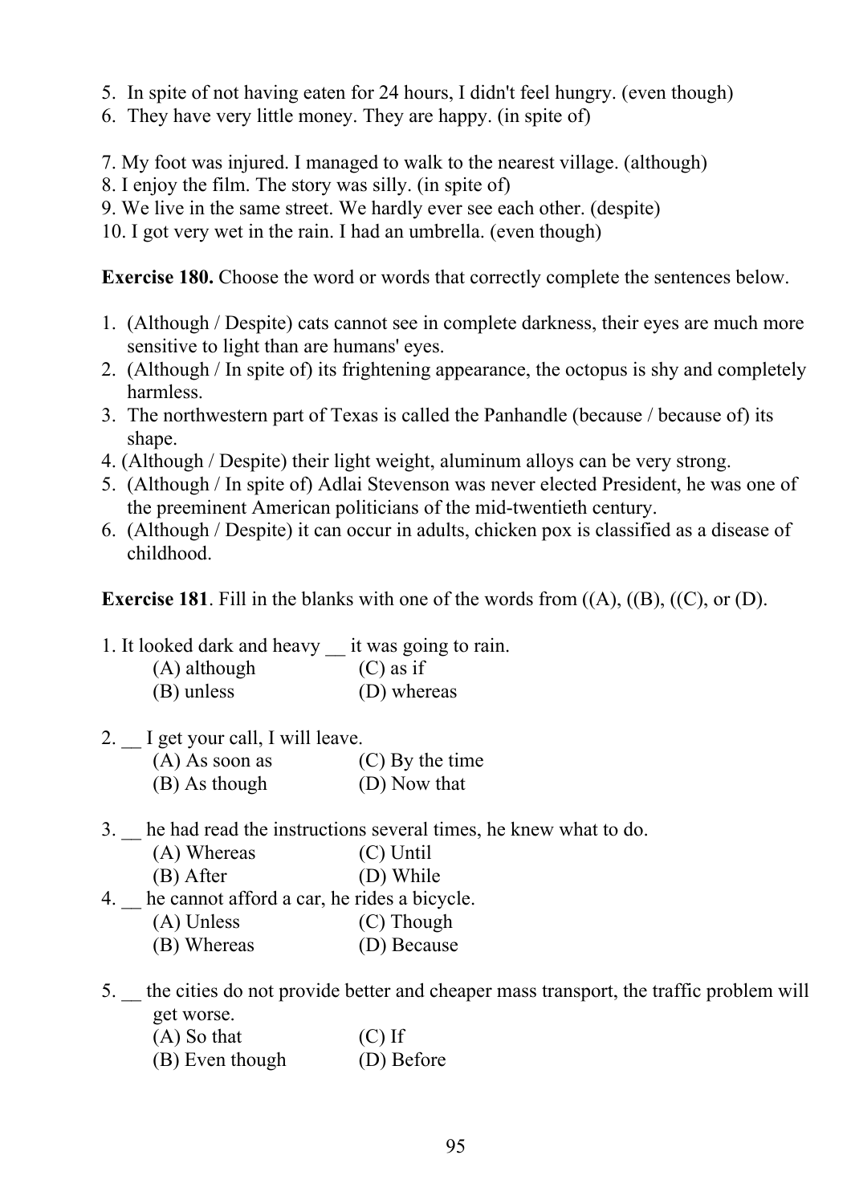5. In spite of not having eaten for 24 hours, I didn't feel hungry. (even though)
6. They have very little money. They are happy. (in spite of)

7. My foot was injured. I managed to walk to the nearest village. (although)
8. I enjoy the film. The story was silly. (in spite of)
9. We live in the same street. We hardly ever see each other. (despite)
10. I got very wet in the rain. I had an umbrella. (even though)

**Exercise 180.** Choose the word or words that correctly complete the sentences below.

1. (Although / Despite) cats cannot see in complete darkness, their eyes are much more sensitive to light than are humans' eyes.
2. (Although / In spite of) its frightening appearance, the octopus is shy and completely harmless.
3. The northwestern part of Texas is called the Panhandle (because / because of) its shape.
4. (Although / Despite) their light weight, aluminum alloys can be very strong.
5. (Although / In spite of) Adlai Stevenson was never elected President, he was one of the preeminent American politicians of the mid-twentieth century.
6. (Although / Despite) it can occur in adults, chicken pox is classified as a disease of childhood.

**Exercise 181**. Fill in the blanks with one of the words from ((A), ((B), ((C), or (D).

1. It looked dark and heavy __ it was going to rain.
   (A) although (C) as if
   (B) unless (D) whereas

2. __ I get your call, I will leave.
   (A) As soon as (C) By the time
   (B) As though (D) Now that

3. __ he had read the instructions several times, he knew what to do.
   (A) Whereas (C) Until
   (B) After (D) While

4. __ he cannot afford a car, he rides a bicycle.
   (A) Unless (C) Though
   (B) Whereas (D) Because

5. __ the cities do not provide better and cheaper mass transport, the traffic problem will get worse.
   (A) So that (C) If
   (B) Even though (D) Before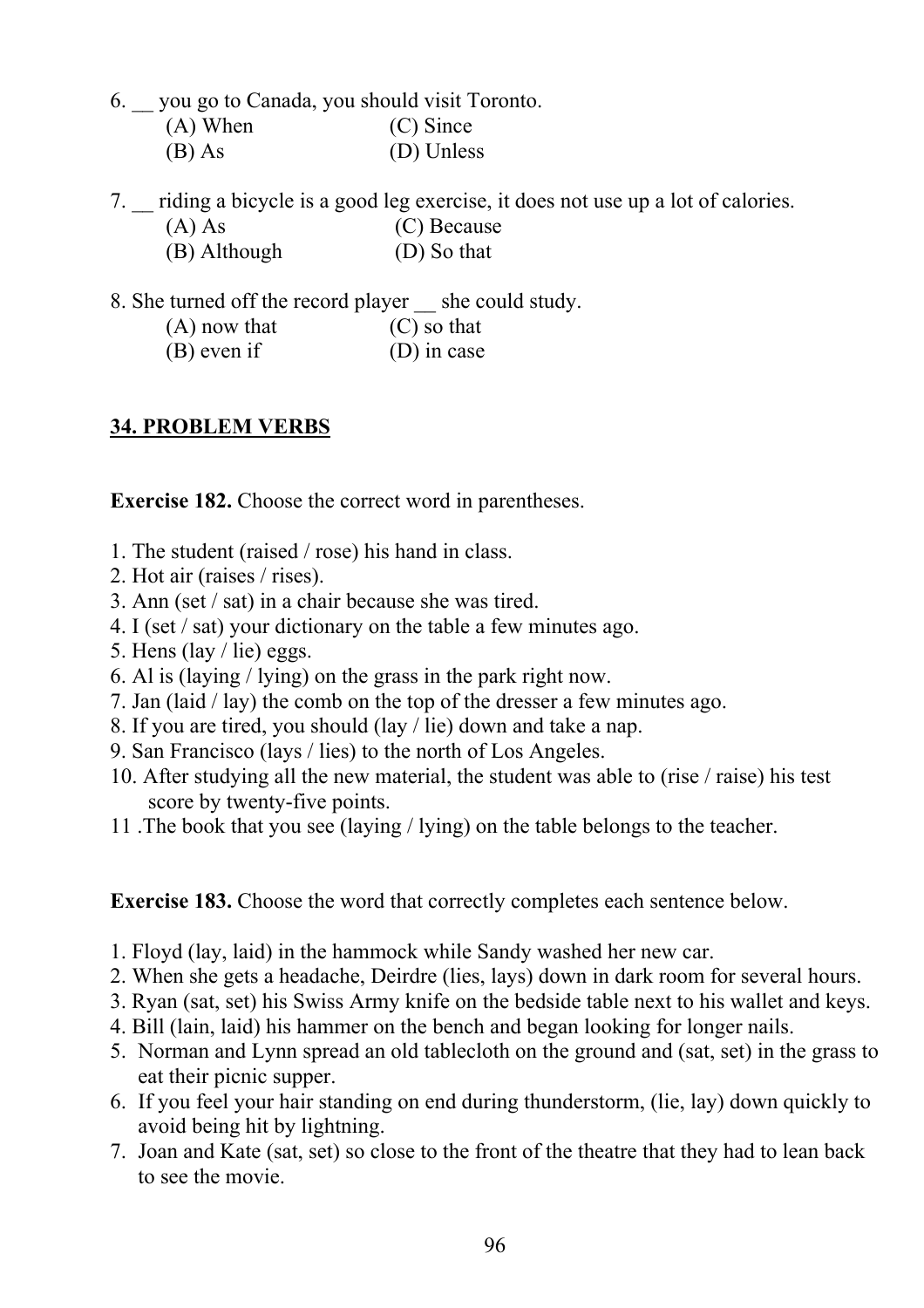6. __ you go to Canada, you should visit Toronto.
   (A) When (C) Since
   (B) As (D) Unless

7. __ riding a bicycle is a good leg exercise, it does not use up a lot of calories.
   (A) As (C) Because
   (B) Although (D) So that

8. She turned off the record player __ she could study.
   (A) now that (C) so that
   (B) even if (D) in case

## 34. PROBLEM VERBS

**Exercise 182.** Choose the correct word in parentheses.

1. The student (raised / rose) his hand in class.
2. Hot air (raises / rises).
3. Ann (set / sat) in a chair because she was tired.
4. I (set / sat) your dictionary on the table a few minutes ago.
5. Hens (lay / lie) eggs.
6. Al is (laying / lying) on the grass in the park right now.
7. Jan (laid / lay) the comb on the top of the dresser a few minutes ago.
8. If you are tired, you should (lay / lie) down and take a nap.
9. San Francisco (lays / lies) to the north of Los Angeles.
10. After studying all the new material, the student was able to (rise / raise) his test score by twenty-five points.
11. The book that you see (laying / lying) on the table belongs to the teacher.

**Exercise 183.** Choose the word that correctly completes each sentence below.

1. Floyd (lay, laid) in the hammock while Sandy washed her new car.
2. When she gets a headache, Deirdre (lies, lays) down in dark room for several hours.
3. Ryan (sat, set) his Swiss Army knife on the bedside table next to his wallet and keys.
4. Bill (lain, laid) his hammer on the bench and began looking for longer nails.
5. Norman and Lynn spread an old tablecloth on the ground and (sat, set) in the grass to eat their picnic supper.
6. If you feel your hair standing on end during thunderstorm, (lie, lay) down quickly to avoid being hit by lightning.
7. Joan and Kate (sat, set) so close to the front of the theatre that they had to lean back to see the movie.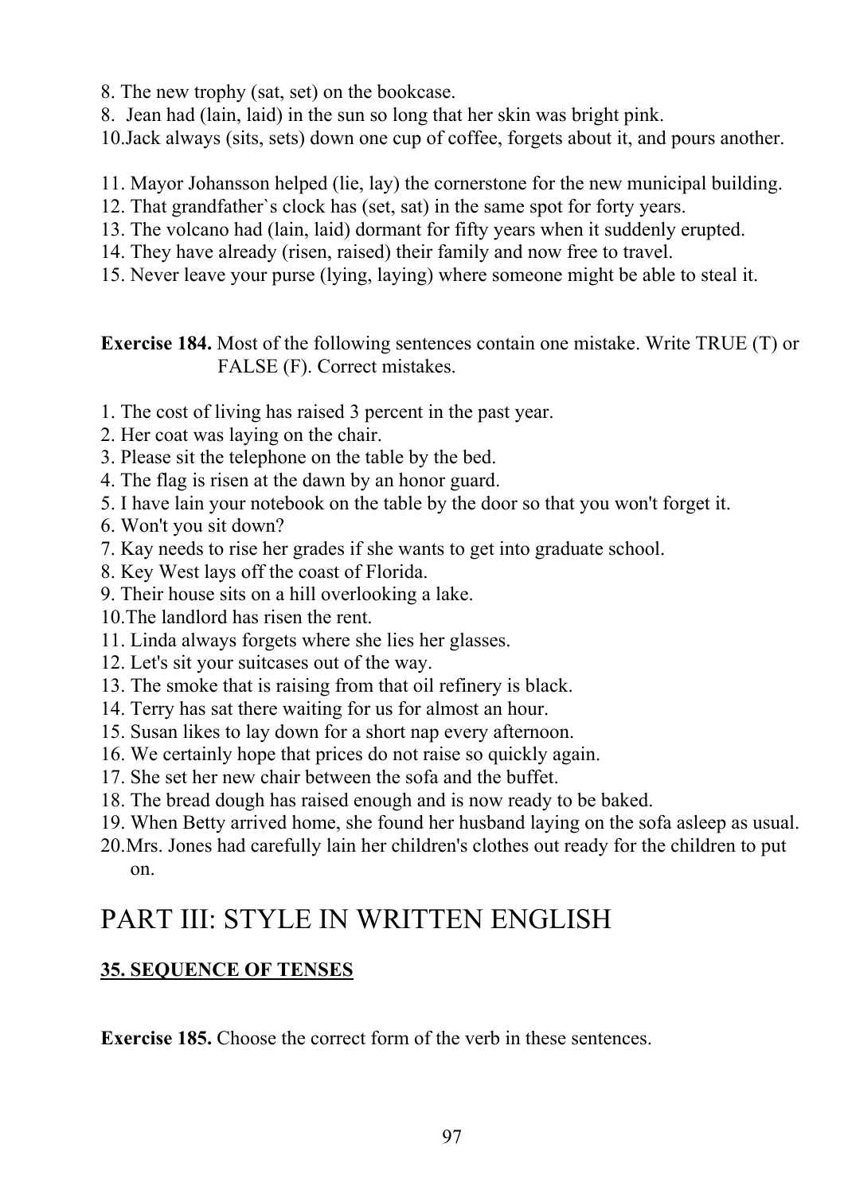8. The new trophy (sat, set) on the bookcase.
8. Jean had (lain, laid) in the sun so long that her skin was bright pink.
10. Jack always (sits, sets) down one cup of coffee, forgets about it, and pours another.

11. Mayor Johansson helped (lie, lay) the cornerstone for the new municipal building.
12. That grandfather`s clock has (set, sat) in the same spot for forty years.
13. The volcano had (lain, laid) dormant for fifty years when it suddenly erupted.
14. They have already (risen, raised) their family and now free to travel.
15. Never leave your purse (lying, laying) where someone might be able to steal it.

**Exercise 184.** Most of the following sentences contain one mistake. Write TRUE (T) or FALSE (F). Correct mistakes.

1. The cost of living has raised 3 percent in the past year.
2. Her coat was laying on the chair.
3. Please sit the telephone on the table by the bed.
4. The flag is risen at the dawn by an honor guard.
5. I have lain your notebook on the table by the door so that you won't forget it.
6. Won't you sit down?
7. Kay needs to rise her grades if she wants to get into graduate school.
8. Key West lays off the coast of Florida.
9. Their house sits on a hill overlooking a lake.
10. The landlord has risen the rent.
11. Linda always forgets where she lies her glasses.
12. Let's sit your suitcases out of the way.
13. The smoke that is raising from that oil refinery is black.
14. Terry has sat there waiting for us for almost an hour.
15. Susan likes to lay down for a short nap every afternoon.
16. We certainly hope that prices do not raise so quickly again.
17. She set her new chair between the sofa and the buffet.
18. The bread dough has raised enough and is now ready to be baked.
19. When Betty arrived home, she found her husband laying on the sofa asleep as usual.
20. Mrs. Jones had carefully lain her children's clothes out ready for the children to put on.

# PART III: STYLE IN WRITTEN ENGLISH

## 35. SEQUENCE OF TENSES

**Exercise 185.** Choose the correct form of the verb in these sentences.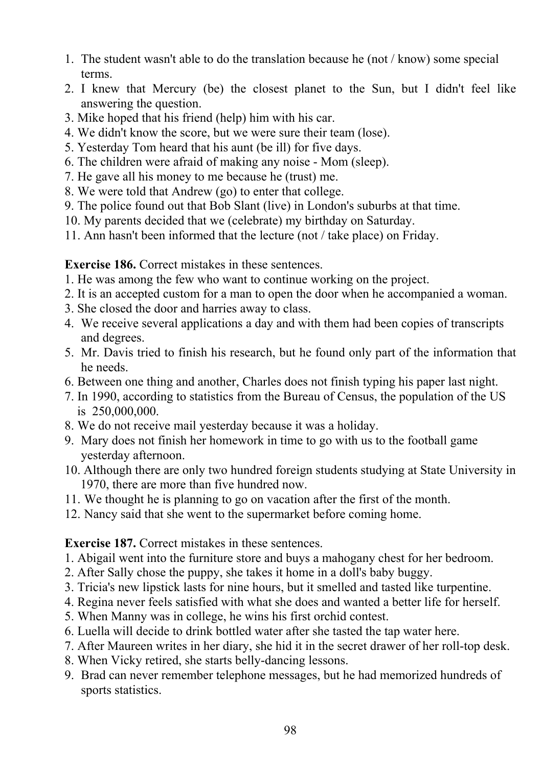1. The student wasn't able to do the translation because he (not / know) some special terms.
2. I knew that Mercury (be) the closest planet to the Sun, but I didn't feel like answering the question.
3. Mike hoped that his friend (help) him with his car.
4. We didn't know the score, but we were sure their team (lose).
5. Yesterday Tom heard that his aunt (be ill) for five days.
6. The children were afraid of making any noise - Mom (sleep).
7. He gave all his money to me because he (trust) me.
8. We were told that Andrew (go) to enter that college.
9. The police found out that Bob Slant (live) in London's suburbs at that time.
10. My parents decided that we (celebrate) my birthday on Saturday.
11. Ann hasn't been informed that the lecture (not / take place) on Friday.

**Exercise 186.** Correct mistakes in these sentences.

1. He was among the few who want to continue working on the project.
2. It is an accepted custom for a man to open the door when he accompanied a woman.
3. She closed the door and harries away to class.
4. We receive several applications a day and with them had been copies of transcripts and degrees.
5. Mr. Davis tried to finish his research, but he found only part of the information that he needs.
6. Between one thing and another, Charles does not finish typing his paper last night.
7. In 1990, according to statistics from the Bureau of Census, the population of the US is 250,000,000.
8. We do not receive mail yesterday because it was a holiday.
9. Mary does not finish her homework in time to go with us to the football game yesterday afternoon.
10. Although there are only two hundred foreign students studying at State University in 1970, there are more than five hundred now.
11. We thought he is planning to go on vacation after the first of the month.
12. Nancy said that she went to the supermarket before coming home.

**Exercise 187.** Correct mistakes in these sentences.

1. Abigail went into the furniture store and buys a mahogany chest for her bedroom.
2. After Sally chose the puppy, she takes it home in a doll's baby buggy.
3. Tricia's new lipstick lasts for nine hours, but it smelled and tasted like turpentine.
4. Regina never feels satisfied with what she does and wanted a better life for herself.
5. When Manny was in college, he wins his first orchid contest.
6. Luella will decide to drink bottled water after she tasted the tap water here.
7. After Maureen writes in her diary, she hid it in the secret drawer of her roll-top desk.
8. When Vicky retired, she starts belly-dancing lessons.
9. Brad can never remember telephone messages, but he had memorized hundreds of sports statistics.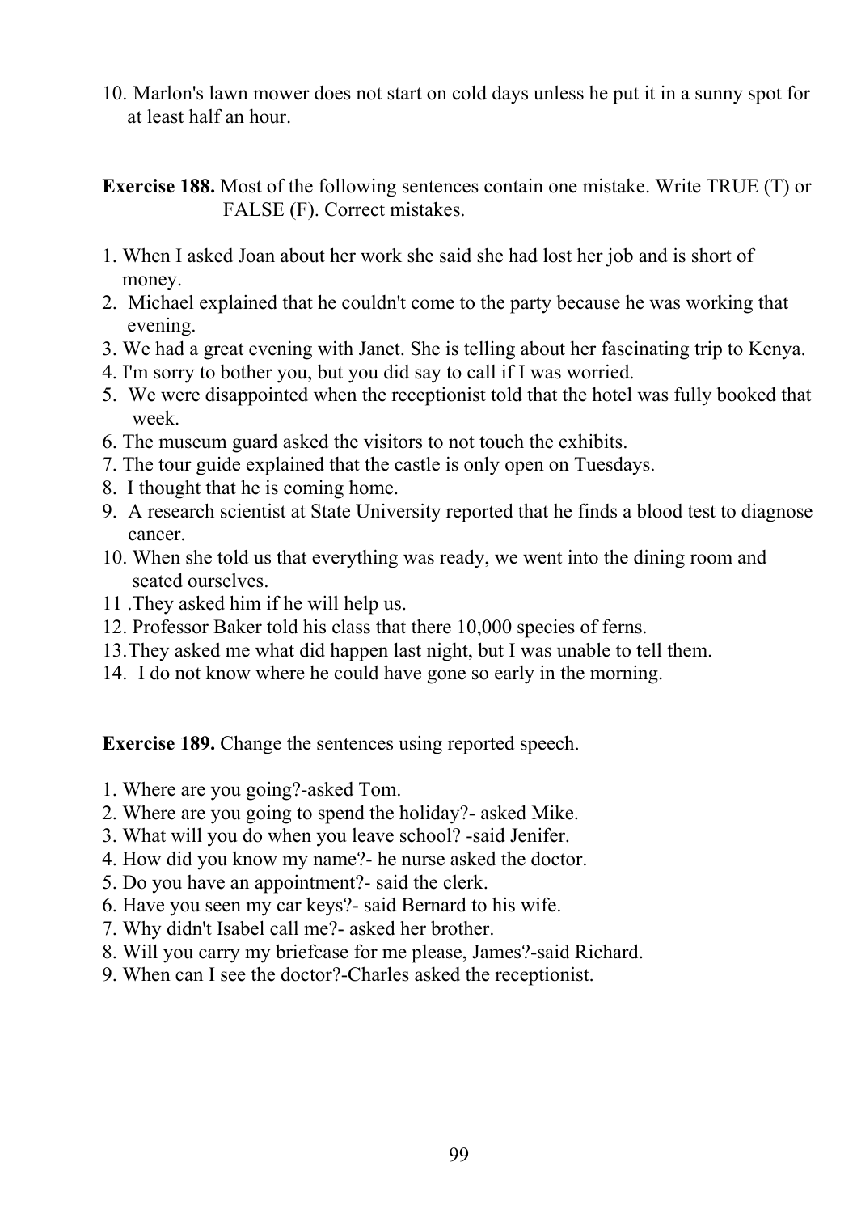10. Marlon's lawn mower does not start on cold days unless he put it in a sunny spot for at least half an hour.

**Exercise 188.** Most of the following sentences contain one mistake. Write TRUE (T) or FALSE (F). Correct mistakes.

1. When I asked Joan about her work she said she had lost her job and is short of money.
2. Michael explained that he couldn't come to the party because he was working that evening.
3. We had a great evening with Janet. She is telling about her fascinating trip to Kenya.
4. I'm sorry to bother you, but you did say to call if I was worried.
5. We were disappointed when the receptionist told that the hotel was fully booked that week.
6. The museum guard asked the visitors to not touch the exhibits.
7. The tour guide explained that the castle is only open on Tuesdays.
8. I thought that he is coming home.
9. A research scientist at State University reported that he finds a blood test to diagnose cancer.
10. When she told us that everything was ready, we went into the dining room and seated ourselves.
11. They asked him if he will help us.
12. Professor Baker told his class that there 10,000 species of ferns.
13. They asked me what did happen last night, but I was unable to tell them.
14. I do not know where he could have gone so early in the morning.

**Exercise 189.** Change the sentences using reported speech.

1. Where are you going?-asked Tom.
2. Where are you going to spend the holiday?- asked Mike.
3. What will you do when you leave school? -said Jenifer.
4. How did you know my name?- he nurse asked the doctor.
5. Do you have an appointment?- said the clerk.
6. Have you seen my car keys?- said Bernard to his wife.
7. Why didn't Isabel call me?- asked her brother.
8. Will you carry my briefcase for me please, James?-said Richard.
9. When can I see the doctor?-Charles asked the receptionist.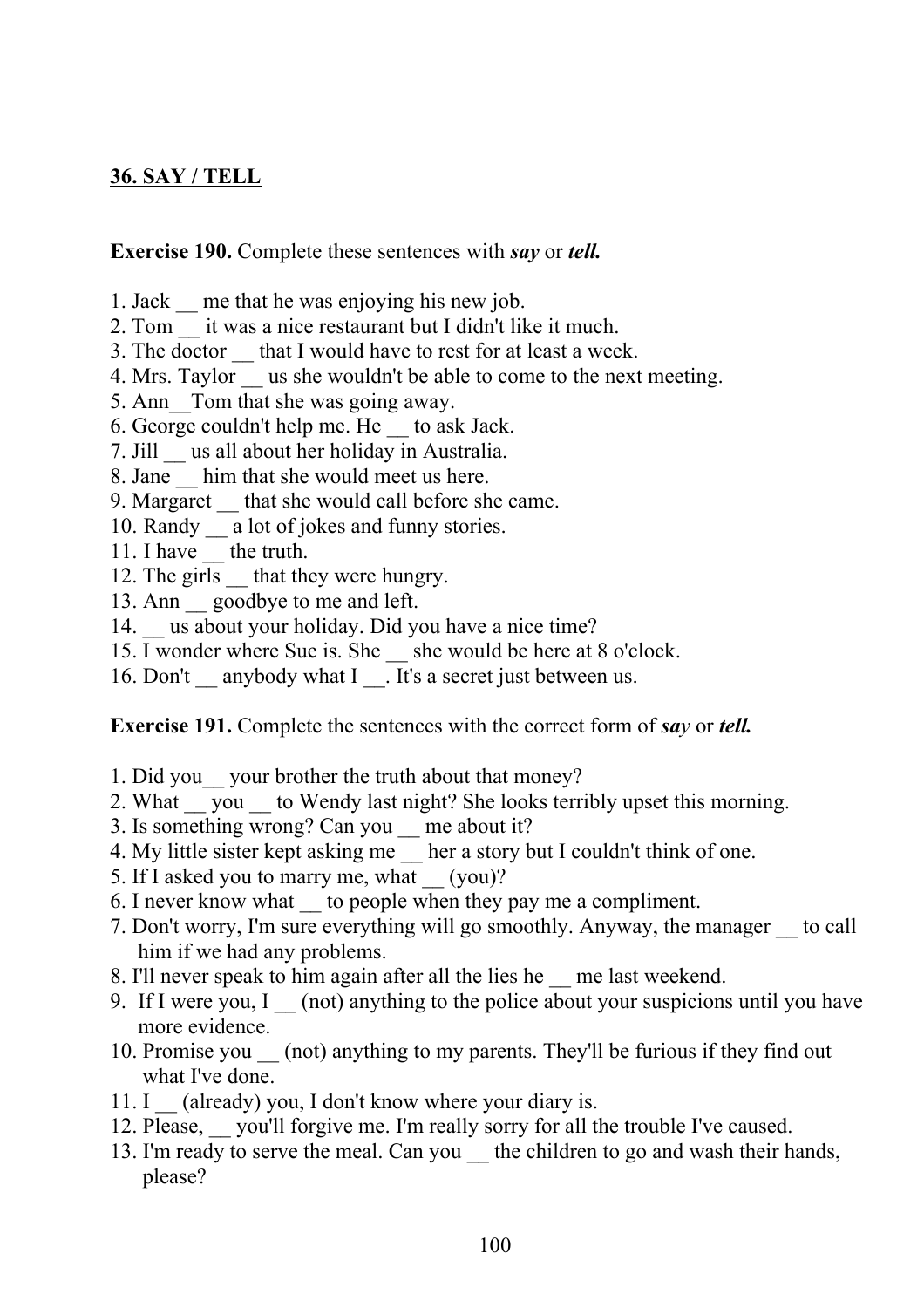## 36. SAY / TELL

**Exercise 190.** Complete these sentences with ***say*** or ***tell.***

1. Jack __ me that he was enjoying his new job.
2. Tom __ it was a nice restaurant but I didn't like it much.
3. The doctor __ that I would have to rest for at least a week.
4. Mrs. Taylor __ us she wouldn't be able to come to the next meeting.
5. Ann__Tom that she was going away.
6. George couldn't help me. He __ to ask Jack.
7. Jill __ us all about her holiday in Australia.
8. Jane __ him that she would meet us here.
9. Margaret __ that she would call before she came.
10. Randy __ a lot of jokes and funny stories.
11. I have __ the truth.
12. The girls __ that they were hungry.
13. Ann __ goodbye to me and left.
14. __ us about your holiday. Did you have a nice time?
15. I wonder where Sue is. She __ she would be here at 8 o'clock.
16. Don't __ anybody what I __. It's a secret just between us.

**Exercise 191.** Complete the sentences with the correct form of ***say*** or ***tell.***

1. Did you__ your brother the truth about that money?
2. What __ you __ to Wendy last night? She looks terribly upset this morning.
3. Is something wrong? Can you __ me about it?
4. My little sister kept asking me __ her a story but I couldn't think of one.
5. If I asked you to marry me, what __ (you)?
6. I never know what __ to people when they pay me a compliment.
7. Don't worry, I'm sure everything will go smoothly. Anyway, the manager __ to call him if we had any problems.
8. I'll never speak to him again after all the lies he __ me last weekend.
9. If I were you, I __ (not) anything to the police about your suspicions until you have more evidence.
10. Promise you __ (not) anything to my parents. They'll be furious if they find out what I've done.
11. I __ (already) you, I don't know where your diary is.
12. Please, __ you'll forgive me. I'm really sorry for all the trouble I've caused.
13. I'm ready to serve the meal. Can you __ the children to go and wash their hands, please?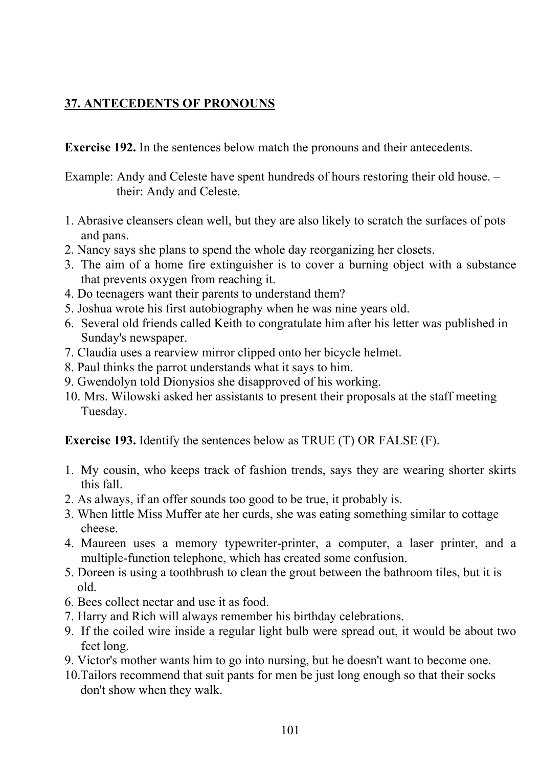## 37. ANTECEDENTS OF PRONOUNS

**Exercise 192.** In the sentences below match the pronouns and their antecedents.

Example: Andy and Celeste have spent hundreds of hours restoring their old house. – their: Andy and Celeste.

1. Abrasive cleansers clean well, but they are also likely to scratch the surfaces of pots and pans.
2. Nancy says she plans to spend the whole day reorganizing her closets.
3. The aim of a home fire extinguisher is to cover a burning object with a substance that prevents oxygen from reaching it.
4. Do teenagers want their parents to understand them?
5. Joshua wrote his first autobiography when he was nine years old.
6. Several old friends called Keith to congratulate him after his letter was published in Sunday's newspaper.
7. Claudia uses a rearview mirror clipped onto her bicycle helmet.
8. Paul thinks the parrot understands what it says to him.
9. Gwendolyn told Dionysios she disapproved of his working.
10. Mrs. Wilowski asked her assistants to present their proposals at the staff meeting Tuesday.

**Exercise 193.** Identify the sentences below as TRUE (T) OR FALSE (F).

1. My cousin, who keeps track of fashion trends, says they are wearing shorter skirts this fall.
2. As always, if an offer sounds too good to be true, it probably is.
3. When little Miss Muffer ate her curds, she was eating something similar to cottage cheese.
4. Maureen uses a memory typewriter-printer, a computer, a laser printer, and a multiple-function telephone, which has created some confusion.
5. Doreen is using a toothbrush to clean the grout between the bathroom tiles, but it is old.
6. Bees collect nectar and use it as food.
7. Harry and Rich will always remember his birthday celebrations.
9. If the coiled wire inside a regular light bulb were spread out, it would be about two feet long.
9. Victor's mother wants him to go into nursing, but he doesn't want to become one.
10. Tailors recommend that suit pants for men be just long enough so that their socks don't show when they walk.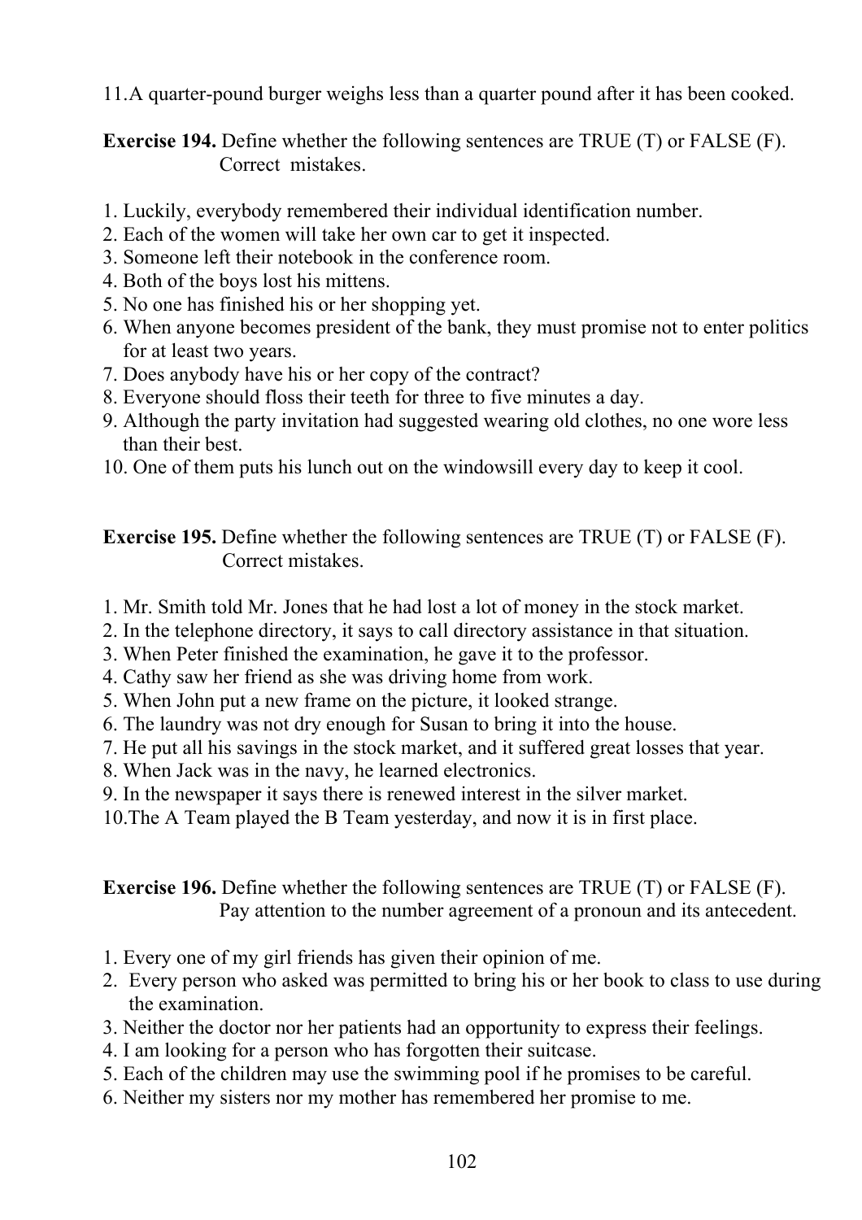11.A quarter-pound burger weighs less than a quarter pound after it has been cooked.

**Exercise 194.** Define whether the following sentences are TRUE (T) or FALSE (F). Correct mistakes.

1. Luckily, everybody remembered their individual identification number.
2. Each of the women will take her own car to get it inspected.
3. Someone left their notebook in the conference room.
4. Both of the boys lost his mittens.
5. No one has finished his or her shopping yet.
6. When anyone becomes president of the bank, they must promise not to enter politics for at least two years.
7. Does anybody have his or her copy of the contract?
8. Everyone should floss their teeth for three to five minutes a day.
9. Although the party invitation had suggested wearing old clothes, no one wore less than their best.
10. One of them puts his lunch out on the windowsill every day to keep it cool.

**Exercise 195.** Define whether the following sentences are TRUE (T) or FALSE (F). Correct mistakes.

1. Mr. Smith told Mr. Jones that he had lost a lot of money in the stock market.
2. In the telephone directory, it says to call directory assistance in that situation.
3. When Peter finished the examination, he gave it to the professor.
4. Cathy saw her friend as she was driving home from work.
5. When John put a new frame on the picture, it looked strange.
6. The laundry was not dry enough for Susan to bring it into the house.
7. He put all his savings in the stock market, and it suffered great losses that year.
8. When Jack was in the navy, he learned electronics.
9. In the newspaper it says there is renewed interest in the silver market.
10.The A Team played the B Team yesterday, and now it is in first place.

**Exercise 196.** Define whether the following sentences are TRUE (T) or FALSE (F). Pay attention to the number agreement of a pronoun and its antecedent.

1. Every one of my girl friends has given their opinion of me.
2. Every person who asked was permitted to bring his or her book to class to use during the examination.
3. Neither the doctor nor her patients had an opportunity to express their feelings.
4. I am looking for a person who has forgotten their suitcase.
5. Each of the children may use the swimming pool if he promises to be careful.
6. Neither my sisters nor my mother has remembered her promise to me.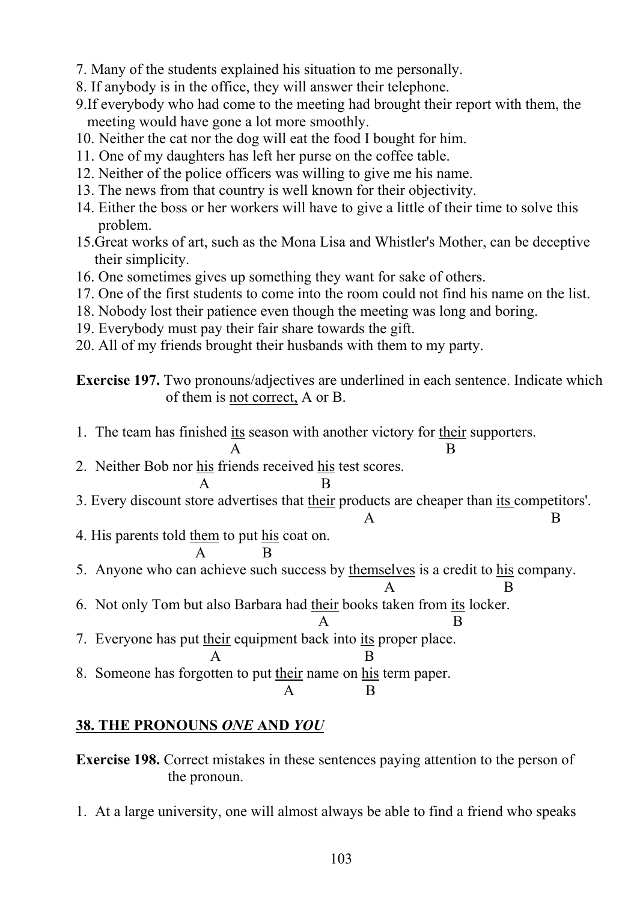7. Many of the students explained his situation to me personally.
8. If anybody is in the office, they will answer their telephone.
9. If everybody who had come to the meeting had brought their report with them, the meeting would have gone a lot more smoothly.
10. Neither the cat nor the dog will eat the food I bought for him.
11. One of my daughters has left her purse on the coffee table.
12. Neither of the police officers was willing to give me his name.
13. The news from that country is well known for their objectivity.
14. Either the boss or her workers will have to give a little of their time to solve this problem.
15. Great works of art, such as the Mona Lisa and Whistler's Mother, can be deceptive their simplicity.
16. One sometimes gives up something they want for sake of others.
17. One of the first students to come into the room could not find his name on the list.
18. Nobody lost their patience even though the meeting was long and boring.
19. Everybody must pay their fair share towards the gift.
20. All of my friends brought their husbands with them to my party.

**Exercise 197.** Two pronouns/adjectives are underlined in each sentence. Indicate which of them is <u>not correct,</u> A or B.

1. The team has finished <u>its</u> season with another victory for <u>their</u> supporters.
   A — its; B — their
2. Neither Bob nor <u>his</u> friends received <u>his</u> test scores.
   A — his; B — his
3. Every discount store advertises that <u>their</u> products are cheaper than <u>its</u> competitors'.
   A — their; B — its
4. His parents told <u>them</u> to put <u>his</u> coat on.
   A — them; B — his
5. Anyone who can achieve such success by <u>themselves</u> is a credit to <u>his</u> company.
   A — themselves; B — his
6. Not only Tom but also Barbara had <u>their</u> books taken from <u>its</u> locker.
   A — their; B — its
7. Everyone has put <u>their</u> equipment back into <u>its</u> proper place.
   A — their; B — its
8. Someone has forgotten to put <u>their</u> name on <u>his</u> term paper.
   A — their; B — his

## 38. THE PRONOUNS *ONE* AND *YOU*

**Exercise 198.** Correct mistakes in these sentences paying attention to the person of the pronoun.

1. At a large university, one will almost always be able to find a friend who speaks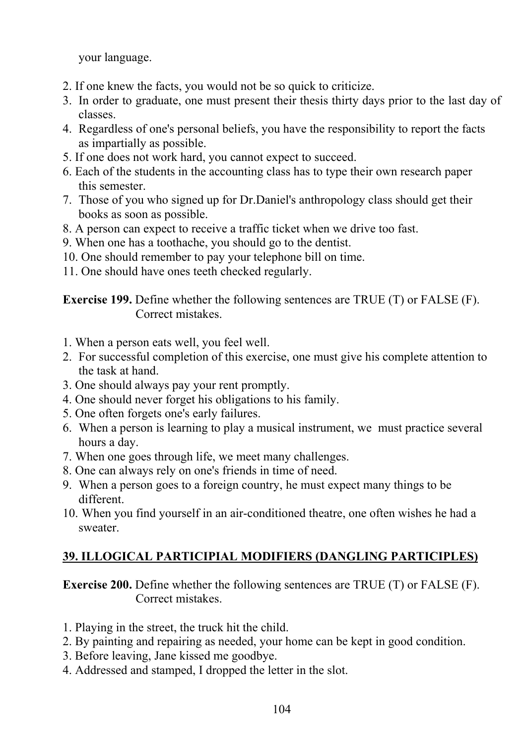your language.

2. If one knew the facts, you would not be so quick to criticize.
3. In order to graduate, one must present their thesis thirty days prior to the last day of classes.
4. Regardless of one's personal beliefs, you have the responsibility to report the facts as impartially as possible.
5. If one does not work hard, you cannot expect to succeed.
6. Each of the students in the accounting class has to type their own research paper this semester.
7. Those of you who signed up for Dr.Daniel's anthropology class should get their books as soon as possible.
8. A person can expect to receive a traffic ticket when we drive too fast.
9. When one has a toothache, you should go to the dentist.
10. One should remember to pay your telephone bill on time.
11. One should have ones teeth checked regularly.

**Exercise 199.** Define whether the following sentences are TRUE (T) or FALSE (F). Correct mistakes.

1. When a person eats well, you feel well.
2. For successful completion of this exercise, one must give his complete attention to the task at hand.
3. One should always pay your rent promptly.
4. One should never forget his obligations to his family.
5. One often forgets one's early failures.
6. When a person is learning to play a musical instrument, we must practice several hours a day.
7. When one goes through life, we meet many challenges.
8. One can always rely on one's friends in time of need.
9. When a person goes to a foreign country, he must expect many things to be different.
10. When you find yourself in an air-conditioned theatre, one often wishes he had a sweater.

## 39. ILLOGICAL PARTICIPIAL MODIFIERS (DANGLING PARTICIPLES)

**Exercise 200.** Define whether the following sentences are TRUE (T) or FALSE (F). Correct mistakes.

1. Playing in the street, the truck hit the child.
2. By painting and repairing as needed, your home can be kept in good condition.
3. Before leaving, Jane kissed me goodbye.
4. Addressed and stamped, I dropped the letter in the slot.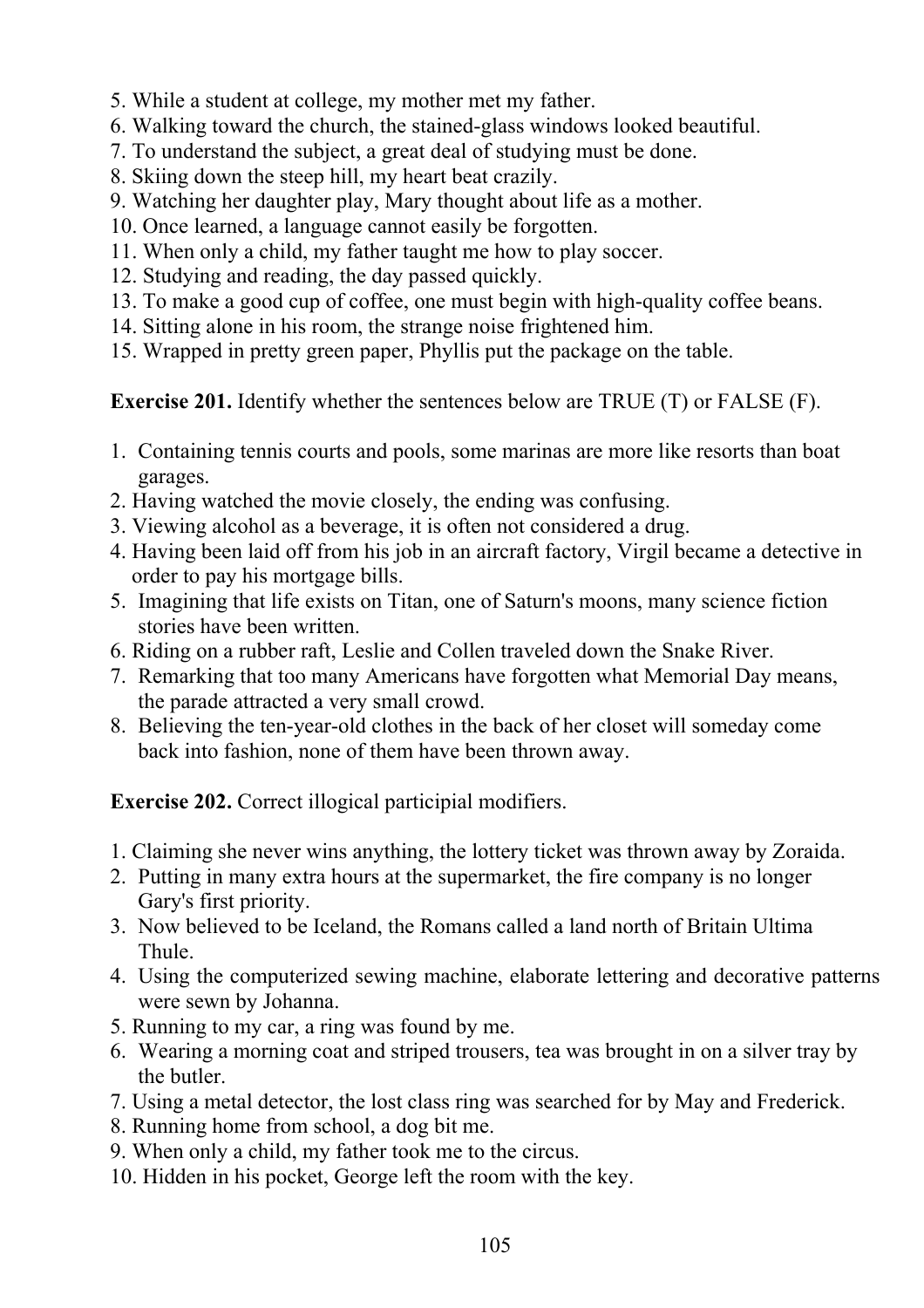5. While a student at college, my mother met my father.
6. Walking toward the church, the stained-glass windows looked beautiful.
7. To understand the subject, a great deal of studying must be done.
8. Skiing down the steep hill, my heart beat crazily.
9. Watching her daughter play, Mary thought about life as a mother.
10. Once learned, a language cannot easily be forgotten.
11. When only a child, my father taught me how to play soccer.
12. Studying and reading, the day passed quickly.
13. To make a good cup of coffee, one must begin with high-quality coffee beans.
14. Sitting alone in his room, the strange noise frightened him.
15. Wrapped in pretty green paper, Phyllis put the package on the table.

**Exercise 201.** Identify whether the sentences below are TRUE (T) or FALSE (F).

1. Containing tennis courts and pools, some marinas are more like resorts than boat garages.
2. Having watched the movie closely, the ending was confusing.
3. Viewing alcohol as a beverage, it is often not considered a drug.
4. Having been laid off from his job in an aircraft factory, Virgil became a detective in order to pay his mortgage bills.
5. Imagining that life exists on Titan, one of Saturn's moons, many science fiction stories have been written.
6. Riding on a rubber raft, Leslie and Collen traveled down the Snake River.
7. Remarking that too many Americans have forgotten what Memorial Day means, the parade attracted a very small crowd.
8. Believing the ten-year-old clothes in the back of her closet will someday come back into fashion, none of them have been thrown away.

**Exercise 202.** Correct illogical participial modifiers.

1. Claiming she never wins anything, the lottery ticket was thrown away by Zoraida.
2. Putting in many extra hours at the supermarket, the fire company is no longer Gary's first priority.
3. Now believed to be Iceland, the Romans called a land north of Britain Ultima Thule.
4. Using the computerized sewing machine, elaborate lettering and decorative patterns were sewn by Johanna.
5. Running to my car, a ring was found by me.
6. Wearing a morning coat and striped trousers, tea was brought in on a silver tray by the butler.
7. Using a metal detector, the lost class ring was searched for by May and Frederick.
8. Running home from school, a dog bit me.
9. When only a child, my father took me to the circus.
10. Hidden in his pocket, George left the room with the key.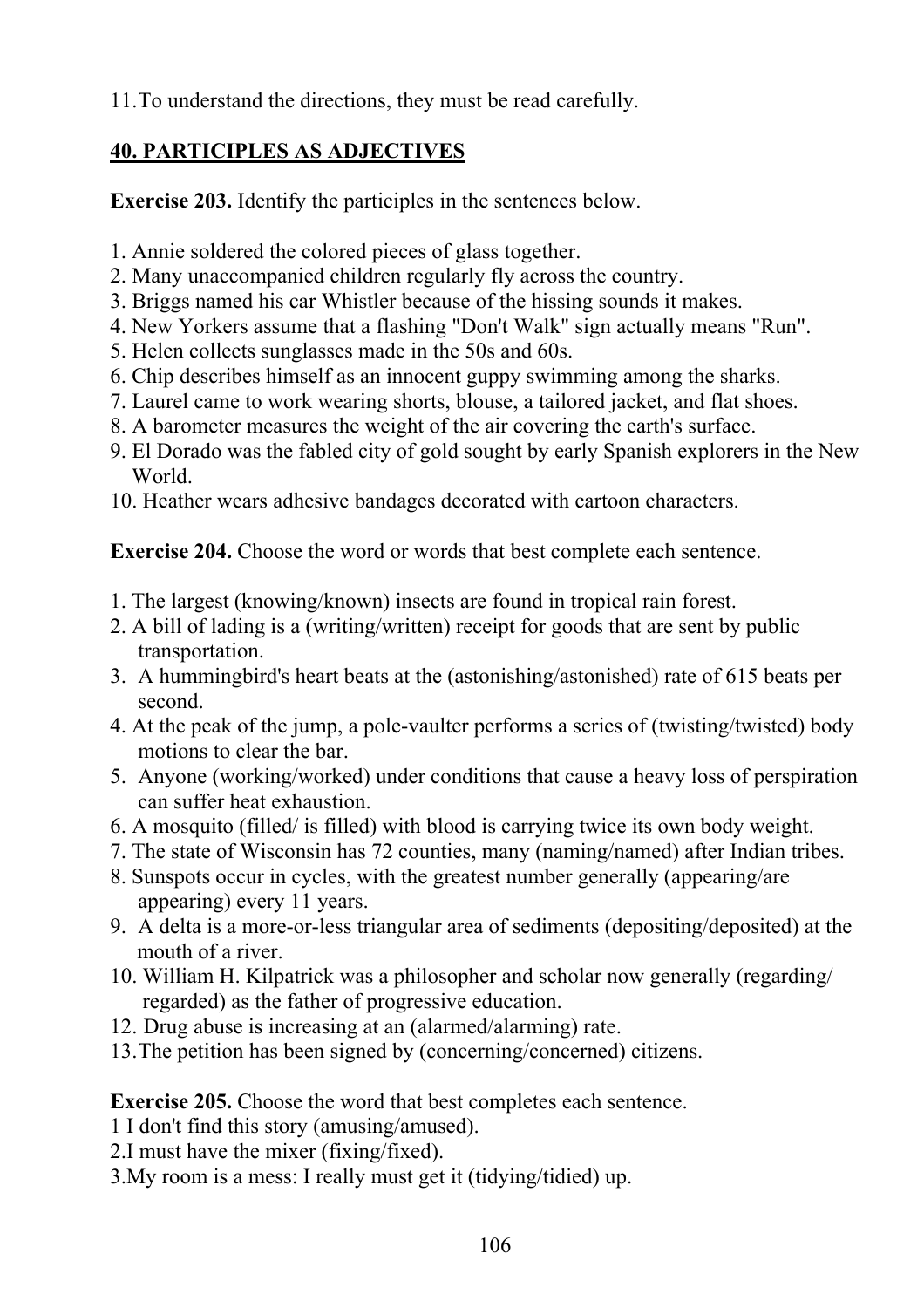11.To understand the directions, they must be read carefully.

## 40. PARTICIPLES AS ADJECTIVES

**Exercise 203.** Identify the participles in the sentences below.

1. Annie soldered the colored pieces of glass together.
2. Many unaccompanied children regularly fly across the country.
3. Briggs named his car Whistler because of the hissing sounds it makes.
4. New Yorkers assume that a flashing "Don't Walk" sign actually means "Run".
5. Helen collects sunglasses made in the 50s and 60s.
6. Chip describes himself as an innocent guppy swimming among the sharks.
7. Laurel came to work wearing shorts, blouse, a tailored jacket, and flat shoes.
8. A barometer measures the weight of the air covering the earth's surface.
9. El Dorado was the fabled city of gold sought by early Spanish explorers in the New World.
10. Heather wears adhesive bandages decorated with cartoon characters.

**Exercise 204.** Choose the word or words that best complete each sentence.

1. The largest (knowing/known) insects are found in tropical rain forest.
2. A bill of lading is a (writing/written) receipt for goods that are sent by public transportation.
3. A hummingbird's heart beats at the (astonishing/astonished) rate of 615 beats per second.
4. At the peak of the jump, a pole-vaulter performs a series of (twisting/twisted) body motions to clear the bar.
5. Anyone (working/worked) under conditions that cause a heavy loss of perspiration can suffer heat exhaustion.
6. A mosquito (filled/ is filled) with blood is carrying twice its own body weight.
7. The state of Wisconsin has 72 counties, many (naming/named) after Indian tribes.
8. Sunspots occur in cycles, with the greatest number generally (appearing/are appearing) every 11 years.
9. A delta is a more-or-less triangular area of sediments (depositing/deposited) at the mouth of a river.
10. William H. Kilpatrick was a philosopher and scholar now generally (regarding/ regarded) as the father of progressive education.
12. Drug abuse is increasing at an (alarmed/alarming) rate.
13. The petition has been signed by (concerning/concerned) citizens.

**Exercise 205.** Choose the word that best completes each sentence.

1 I don't find this story (amusing/amused).

2.I must have the mixer (fixing/fixed).

3.My room is a mess: I really must get it (tidying/tidied) up.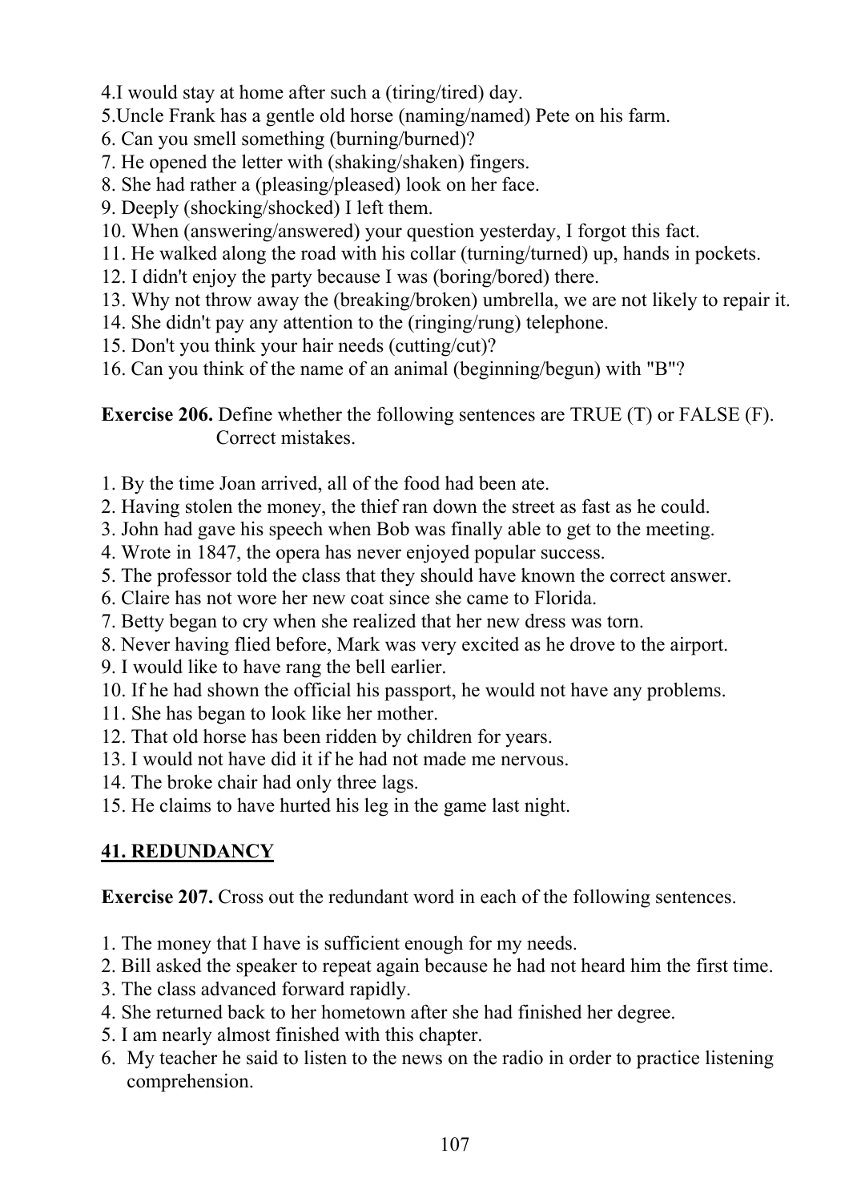4.I would stay at home after such a (tiring/tired) day.

5.Uncle Frank has a gentle old horse (naming/named) Pete on his farm.

6. Can you smell something (burning/burned)?

7. He opened the letter with (shaking/shaken) fingers.

8. She had rather a (pleasing/pleased) look on her face.

9. Deeply (shocking/shocked) I left them.

10. When (answering/answered) your question yesterday, I forgot this fact.

11. He walked along the road with his collar (turning/turned) up, hands in pockets.

12. I didn't enjoy the party because I was (boring/bored) there.

13. Why not throw away the (breaking/broken) umbrella, we are not likely to repair it.

14. She didn't pay any attention to the (ringing/rung) telephone.

15. Don't you think your hair needs (cutting/cut)?

16. Can you think of the name of an animal (beginning/begun) with "B"?

**Exercise 206.** Define whether the following sentences are TRUE (T) or FALSE (F). Correct mistakes.

1. By the time Joan arrived, all of the food had been ate.
2. Having stolen the money, the thief ran down the street as fast as he could.
3. John had gave his speech when Bob was finally able to get to the meeting.
4. Wrote in 1847, the opera has never enjoyed popular success.
5. The professor told the class that they should have known the correct answer.
6. Claire has not wore her new coat since she came to Florida.
7. Betty began to cry when she realized that her new dress was torn.
8. Never having flied before, Mark was very excited as he drove to the airport.
9. I would like to have rang the bell earlier.
10. If he had shown the official his passport, he would not have any problems.
11. She has began to look like her mother.
12. That old horse has been ridden by children for years.
13. I would not have did it if he had not made me nervous.
14. The broke chair had only three lags.
15. He claims to have hurted his leg in the game last night.

## 41. REDUNDANCY

**Exercise 207.** Cross out the redundant word in each of the following sentences.

1. The money that I have is sufficient enough for my needs.
2. Bill asked the speaker to repeat again because he had not heard him the first time.
3. The class advanced forward rapidly.
4. She returned back to her hometown after she had finished her degree.
5. I am nearly almost finished with this chapter.
6. My teacher he said to listen to the news on the radio in order to practice listening comprehension.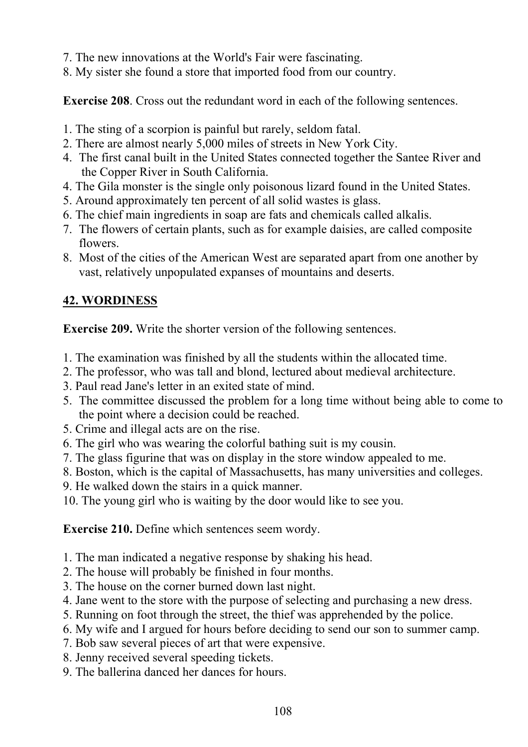7. The new innovations at the World's Fair were fascinating.
8. My sister she found a store that imported food from our country.

**Exercise 208**. Cross out the redundant word in each of the following sentences.

1. The sting of a scorpion is painful but rarely, seldom fatal.
2. There are almost nearly 5,000 miles of streets in New York City.
4. The first canal built in the United States connected together the Santee River and the Copper River in South California.
4. The Gila monster is the single only poisonous lizard found in the United States.
5. Around approximately ten percent of all solid wastes is glass.
6. The chief main ingredients in soap are fats and chemicals called alkalis.
7. The flowers of certain plants, such as for example daisies, are called composite flowers.
8. Most of the cities of the American West are separated apart from one another by vast, relatively unpopulated expanses of mountains and deserts.

## 42. WORDINESS

**Exercise 209.** Write the shorter version of the following sentences.

1. The examination was finished by all the students within the allocated time.
2. The professor, who was tall and blond, lectured about medieval architecture.
3. Paul read Jane's letter in an exited state of mind.
5. The committee discussed the problem for a long time without being able to come to the point where a decision could be reached.
5. Crime and illegal acts are on the rise.
6. The girl who was wearing the colorful bathing suit is my cousin.
7. The glass figurine that was on display in the store window appealed to me.
8. Boston, which is the capital of Massachusetts, has many universities and colleges.
9. He walked down the stairs in a quick manner.
10. The young girl who is waiting by the door would like to see you.

**Exercise 210.** Define which sentences seem wordy.

1. The man indicated a negative response by shaking his head.
2. The house will probably be finished in four months.
3. The house on the corner burned down last night.
4. Jane went to the store with the purpose of selecting and purchasing a new dress.
5. Running on foot through the street, the thief was apprehended by the police.
6. My wife and I argued for hours before deciding to send our son to summer camp.
7. Bob saw several pieces of art that were expensive.
8. Jenny received several speeding tickets.
9. The ballerina danced her dances for hours.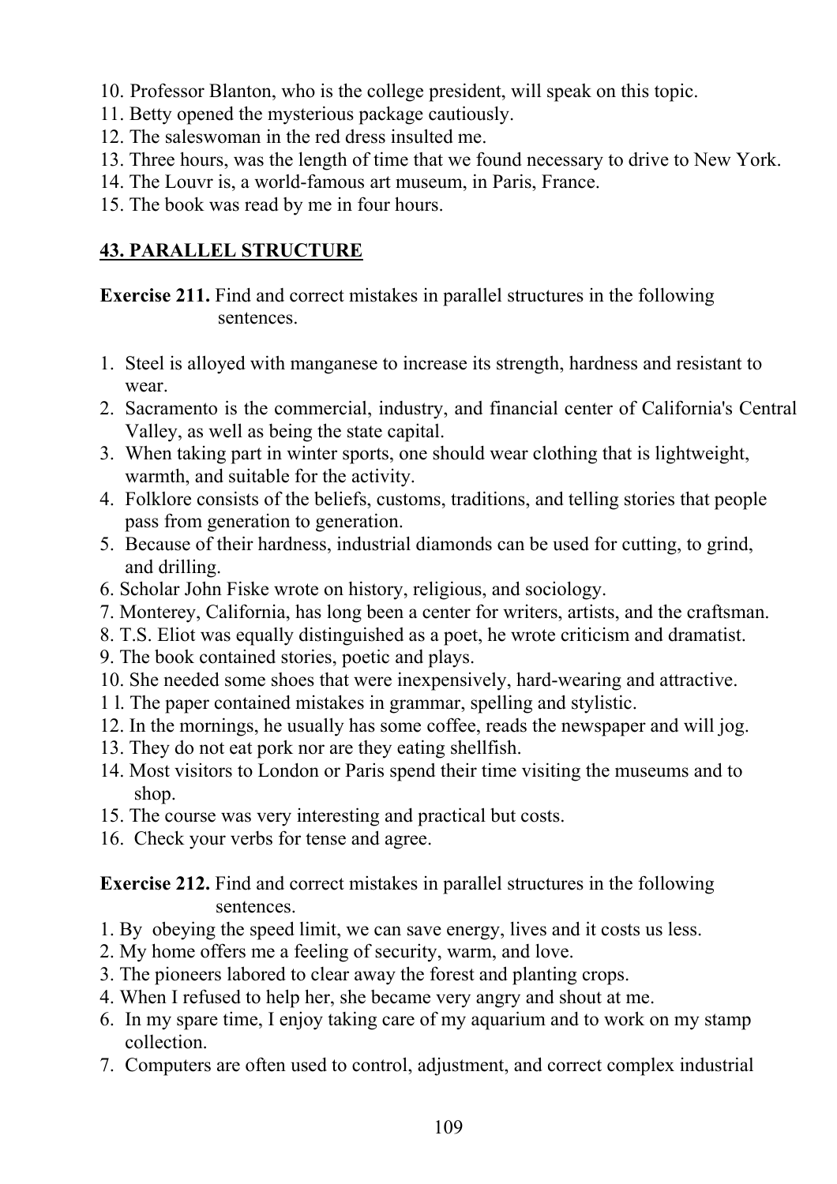10. Professor Blanton, who is the college president, will speak on this topic.
11. Betty opened the mysterious package cautiously.
12. The saleswoman in the red dress insulted me.
13. Three hours, was the length of time that we found necessary to drive to New York.
14. The Louvr is, a world-famous art museum, in Paris, France.
15. The book was read by me in four hours.

## 43. PARALLEL STRUCTURE

**Exercise 211.** Find and correct mistakes in parallel structures in the following sentences.

1. Steel is alloyed with manganese to increase its strength, hardness and resistant to wear.
2. Sacramento is the commercial, industry, and financial center of California's Central Valley, as well as being the state capital.
3. When taking part in winter sports, one should wear clothing that is lightweight, warmth, and suitable for the activity.
4. Folklore consists of the beliefs, customs, traditions, and telling stories that people pass from generation to generation.
5. Because of their hardness, industrial diamonds can be used for cutting, to grind, and drilling.
6. Scholar John Fiske wrote on history, religious, and sociology.
7. Monterey, California, has long been a center for writers, artists, and the craftsman.
8. T.S. Eliot was equally distinguished as a poet, he wrote criticism and dramatist.
9. The book contained stories, poetic and plays.
10. She needed some shoes that were inexpensively, hard-wearing and attractive.
11. The paper contained mistakes in grammar, spelling and stylistic.
12. In the mornings, he usually has some coffee, reads the newspaper and will jog.
13. They do not eat pork nor are they eating shellfish.
14. Most visitors to London or Paris spend their time visiting the museums and to shop.
15. The course was very interesting and practical but costs.
16. Check your verbs for tense and agree.

**Exercise 212.** Find and correct mistakes in parallel structures in the following sentences.

1. By obeying the speed limit, we can save energy, lives and it costs us less.
2. My home offers me a feeling of security, warm, and love.
3. The pioneers labored to clear away the forest and planting crops.
4. When I refused to help her, she became very angry and shout at me.
6. In my spare time, I enjoy taking care of my aquarium and to work on my stamp collection.
7. Computers are often used to control, adjustment, and correct complex industrial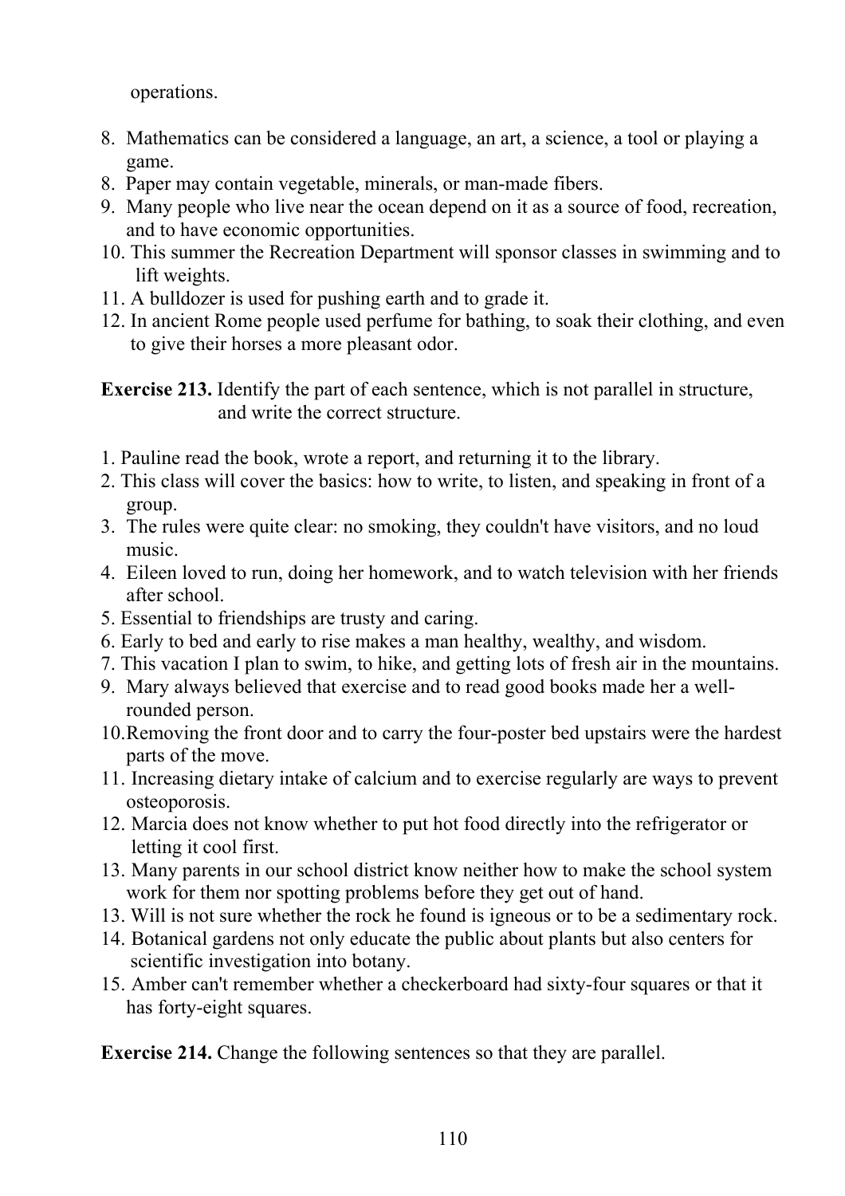operations.

8. Mathematics can be considered a language, an art, a science, a tool or playing a game.
8. Paper may contain vegetable, minerals, or man-made fibers.
9. Many people who live near the ocean depend on it as a source of food, recreation, and to have economic opportunities.
10. This summer the Recreation Department will sponsor classes in swimming and to lift weights.
11. A bulldozer is used for pushing earth and to grade it.
12. In ancient Rome people used perfume for bathing, to soak their clothing, and even to give their horses a more pleasant odor.

**Exercise 213.** Identify the part of each sentence, which is not parallel in structure, and write the correct structure.

1. Pauline read the book, wrote a report, and returning it to the library.
2. This class will cover the basics: how to write, to listen, and speaking in front of a group.
3. The rules were quite clear: no smoking, they couldn't have visitors, and no loud music.
4. Eileen loved to run, doing her homework, and to watch television with her friends after school.
5. Essential to friendships are trusty and caring.
6. Early to bed and early to rise makes a man healthy, wealthy, and wisdom.
7. This vacation I plan to swim, to hike, and getting lots of fresh air in the mountains.
9. Mary always believed that exercise and to read good books made her a well-rounded person.
10. Removing the front door and to carry the four-poster bed upstairs were the hardest parts of the move.
11. Increasing dietary intake of calcium and to exercise regularly are ways to prevent osteoporosis.
12. Marcia does not know whether to put hot food directly into the refrigerator or letting it cool first.
13. Many parents in our school district know neither how to make the school system work for them nor spotting problems before they get out of hand.
13. Will is not sure whether the rock he found is igneous or to be a sedimentary rock.
14. Botanical gardens not only educate the public about plants but also centers for scientific investigation into botany.
15. Amber can't remember whether a checkerboard had sixty-four squares or that it has forty-eight squares.

**Exercise 214.** Change the following sentences so that they are parallel.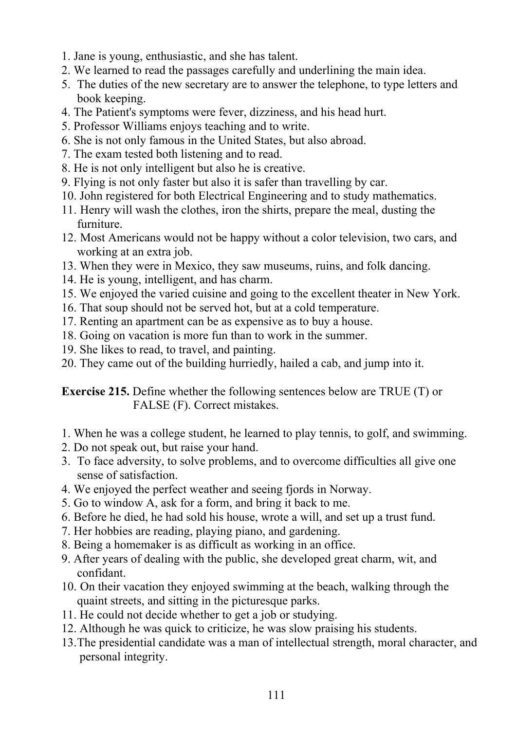1. Jane is young, enthusiastic, and she has talent.
2. We learned to read the passages carefully and underlining the main idea.
5. The duties of the new secretary are to answer the telephone, to type letters and book keeping.
4. The Patient's symptoms were fever, dizziness, and his head hurt.
5. Professor Williams enjoys teaching and to write.
6. She is not only famous in the United States, but also abroad.
7. The exam tested both listening and to read.
8. He is not only intelligent but also he is creative.
9. Flying is not only faster but also it is safer than travelling by car.
10. John registered for both Electrical Engineering and to study mathematics.
11. Henry will wash the clothes, iron the shirts, prepare the meal, dusting the furniture.
12. Most Americans would not be happy without a color television, two cars, and working at an extra job.
13. When they were in Mexico, they saw museums, ruins, and folk dancing.
14. He is young, intelligent, and has charm.
15. We enjoyed the varied cuisine and going to the excellent theater in New York.
16. That soup should not be served hot, but at a cold temperature.
17. Renting an apartment can be as expensive as to buy a house.
18. Going on vacation is more fun than to work in the summer.
19. She likes to read, to travel, and painting.
20. They came out of the building hurriedly, hailed a cab, and jump into it.

**Exercise 215.** Define whether the following sentences below are TRUE (T) or FALSE (F). Correct mistakes.

1. When he was a college student, he learned to play tennis, to golf, and swimming.
2. Do not speak out, but raise your hand.
3. To face adversity, to solve problems, and to overcome difficulties all give one sense of satisfaction.
4. We enjoyed the perfect weather and seeing fjords in Norway.
5. Go to window A, ask for a form, and bring it back to me.
6. Before he died, he had sold his house, wrote a will, and set up a trust fund.
7. Her hobbies are reading, playing piano, and gardening.
8. Being a homemaker is as difficult as working in an office.
9. After years of dealing with the public, she developed great charm, wit, and confidant.
10. On their vacation they enjoyed swimming at the beach, walking through the quaint streets, and sitting in the picturesque parks.
11. He could not decide whether to get a job or studying.
12. Although he was quick to criticize, he was slow praising his students.
13. The presidential candidate was a man of intellectual strength, moral character, and personal integrity.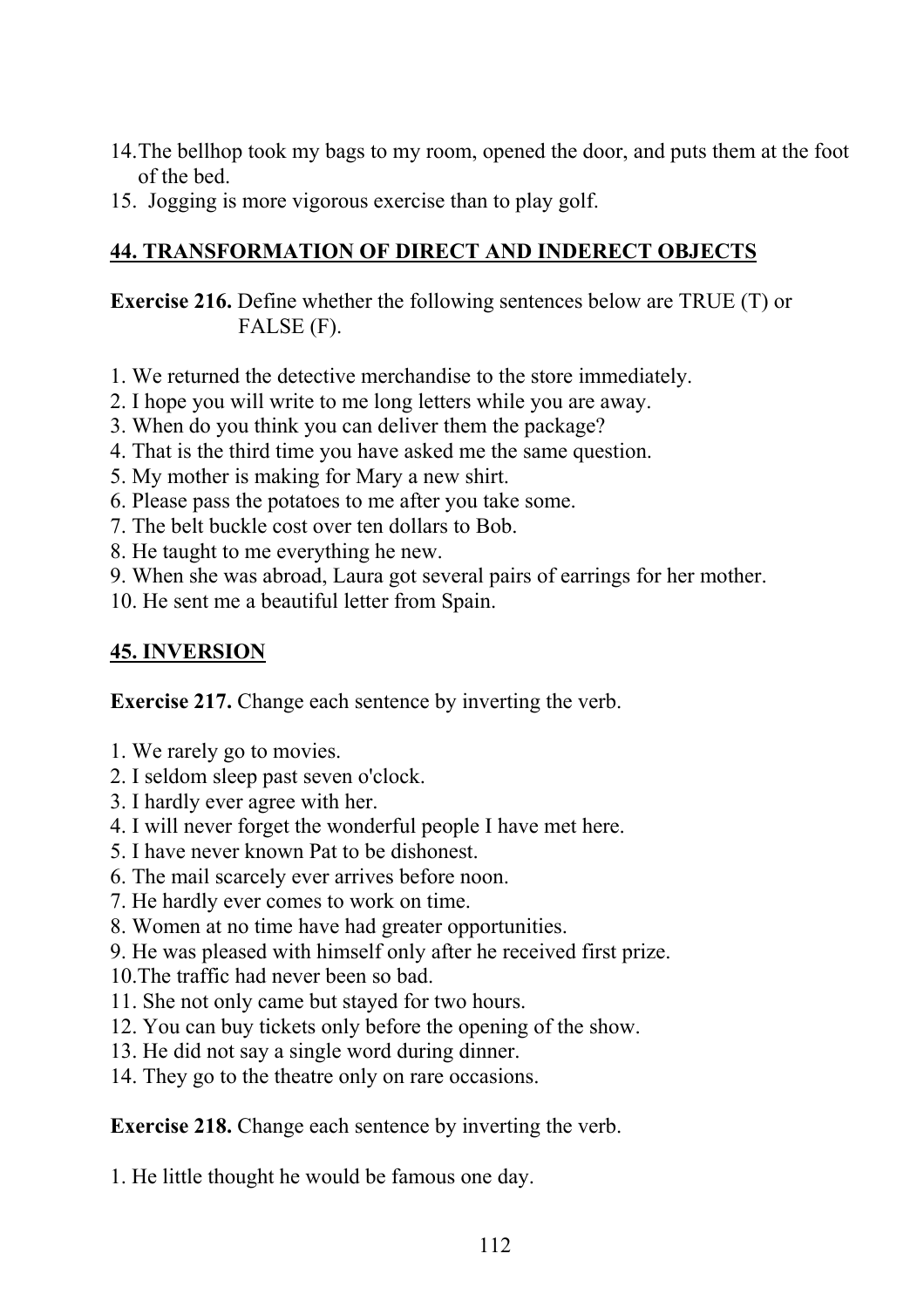14. The bellhop took my bags to my room, opened the door, and puts them at the foot of the bed.
15. Jogging is more vigorous exercise than to play golf.

## 44. TRANSFORMATION OF DIRECT AND INDERECT OBJECTS

**Exercise 216.** Define whether the following sentences below are TRUE (T) or FALSE (F).

1. We returned the detective merchandise to the store immediately.
2. I hope you will write to me long letters while you are away.
3. When do you think you can deliver them the package?
4. That is the third time you have asked me the same question.
5. My mother is making for Mary a new shirt.
6. Please pass the potatoes to me after you take some.
7. The belt buckle cost over ten dollars to Bob.
8. He taught to me everything he new.
9. When she was abroad, Laura got several pairs of earrings for her mother.
10. He sent me a beautiful letter from Spain.

## 45. INVERSION

**Exercise 217.** Change each sentence by inverting the verb.

1. We rarely go to movies.
2. I seldom sleep past seven o'clock.
3. I hardly ever agree with her.
4. I will never forget the wonderful people I have met here.
5. I have never known Pat to be dishonest.
6. The mail scarcely ever arrives before noon.
7. He hardly ever comes to work on time.
8. Women at no time have had greater opportunities.
9. He was pleased with himself only after he received first prize.
10. The traffic had never been so bad.
11. She not only came but stayed for two hours.
12. You can buy tickets only before the opening of the show.
13. He did not say a single word during dinner.
14. They go to the theatre only on rare occasions.

**Exercise 218.** Change each sentence by inverting the verb.

1. He little thought he would be famous one day.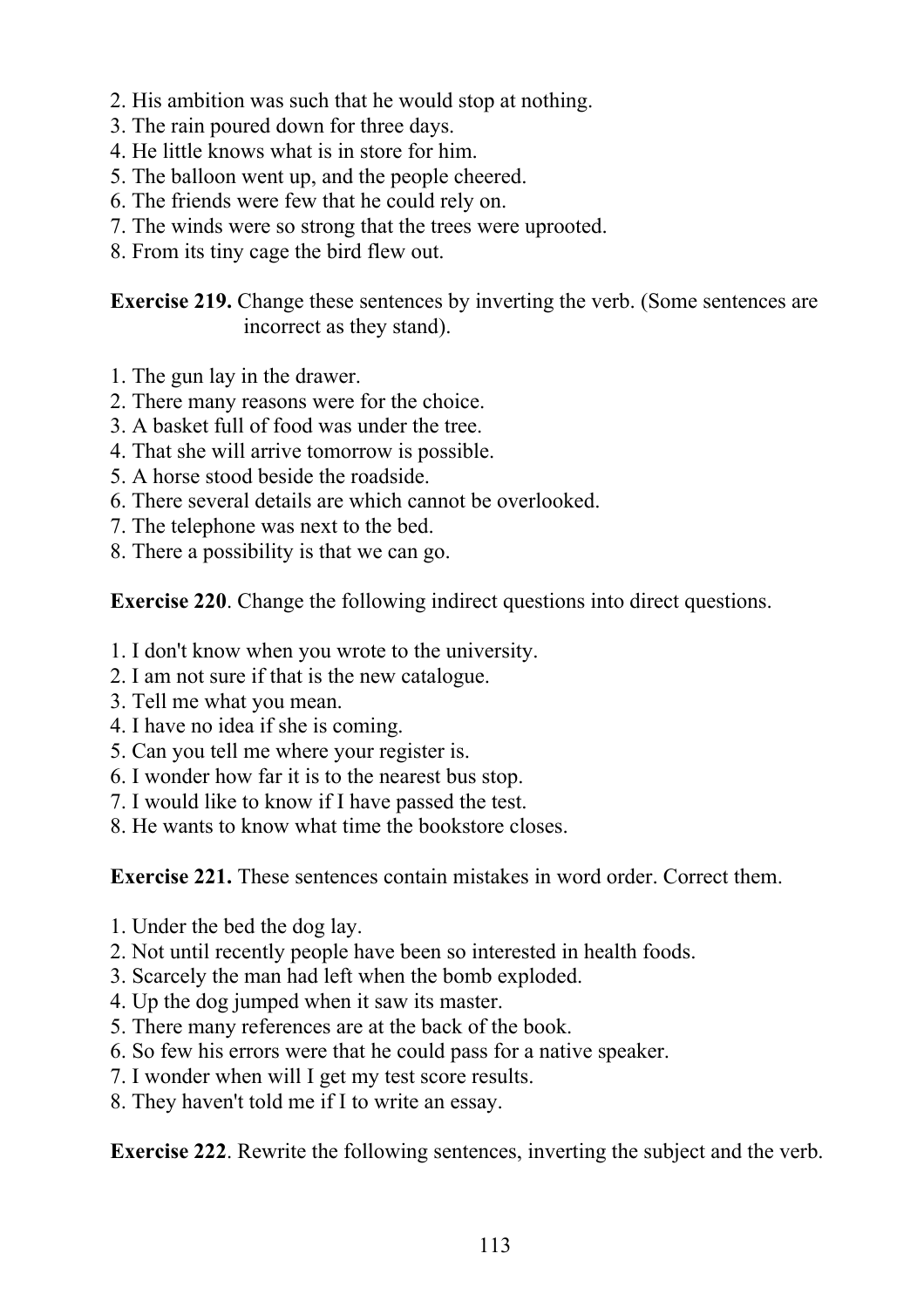2. His ambition was such that he would stop at nothing.
3. The rain poured down for three days.
4. He little knows what is in store for him.
5. The balloon went up, and the people cheered.
6. The friends were few that he could rely on.
7. The winds were so strong that the trees were uprooted.
8. From its tiny cage the bird flew out.

**Exercise 219.** Change these sentences by inverting the verb. (Some sentences are incorrect as they stand).

1. The gun lay in the drawer.
2. There many reasons were for the choice.
3. A basket full of food was under the tree.
4. That she will arrive tomorrow is possible.
5. A horse stood beside the roadside.
6. There several details are which cannot be overlooked.
7. The telephone was next to the bed.
8. There a possibility is that we can go.

**Exercise 220**. Change the following indirect questions into direct questions.

1. I don't know when you wrote to the university.
2. I am not sure if that is the new catalogue.
3. Tell me what you mean.
4. I have no idea if she is coming.
5. Can you tell me where your register is.
6. I wonder how far it is to the nearest bus stop.
7. I would like to know if I have passed the test.
8. He wants to know what time the bookstore closes.

**Exercise 221.** These sentences contain mistakes in word order. Correct them.

1. Under the bed the dog lay.
2. Not until recently people have been so interested in health foods.
3. Scarcely the man had left when the bomb exploded.
4. Up the dog jumped when it saw its master.
5. There many references are at the back of the book.
6. So few his errors were that he could pass for a native speaker.
7. I wonder when will I get my test score results.
8. They haven't told me if I to write an essay.

**Exercise 222**. Rewrite the following sentences, inverting the subject and the verb.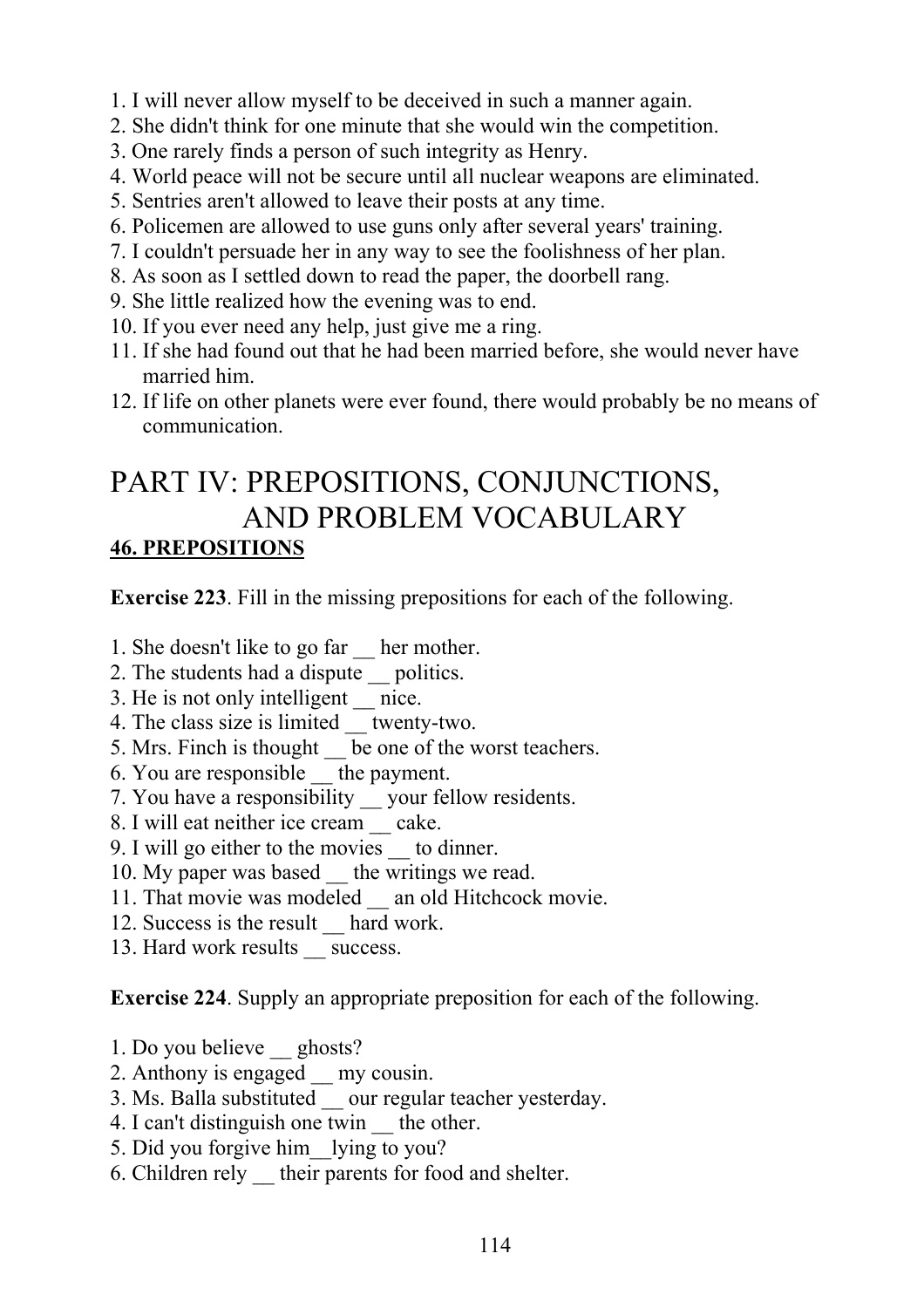1. I will never allow myself to be deceived in such a manner again.
2. She didn't think for one minute that she would win the competition.
3. One rarely finds a person of such integrity as Henry.
4. World peace will not be secure until all nuclear weapons are eliminated.
5. Sentries aren't allowed to leave their posts at any time.
6. Policemen are allowed to use guns only after several years' training.
7. I couldn't persuade her in any way to see the foolishness of her plan.
8. As soon as I settled down to read the paper, the doorbell rang.
9. She little realized how the evening was to end.
10. If you ever need any help, just give me a ring.
11. If she had found out that he had been married before, she would never have married him.
12. If life on other planets were ever found, there would probably be no means of communication.

# PART IV: PREPOSITIONS, CONJUNCTIONS, AND PROBLEM VOCABULARY

## 46. PREPOSITIONS

**Exercise 223**. Fill in the missing prepositions for each of the following.

1. She doesn't like to go far __ her mother.
2. The students had a dispute __ politics.
3. He is not only intelligent __ nice.
4. The class size is limited __ twenty-two.
5. Mrs. Finch is thought __ be one of the worst teachers.
6. You are responsible __ the payment.
7. You have a responsibility __ your fellow residents.
8. I will eat neither ice cream __ cake.
9. I will go either to the movies __ to dinner.
10. My paper was based __ the writings we read.
11. That movie was modeled __ an old Hitchcock movie.
12. Success is the result __ hard work.
13. Hard work results __ success.

**Exercise 224**. Supply an appropriate preposition for each of the following.

1. Do you believe __ ghosts?
2. Anthony is engaged __ my cousin.
3. Ms. Balla substituted __ our regular teacher yesterday.
4. I can't distinguish one twin __ the other.
5. Did you forgive him__lying to you?
6. Children rely __ their parents for food and shelter.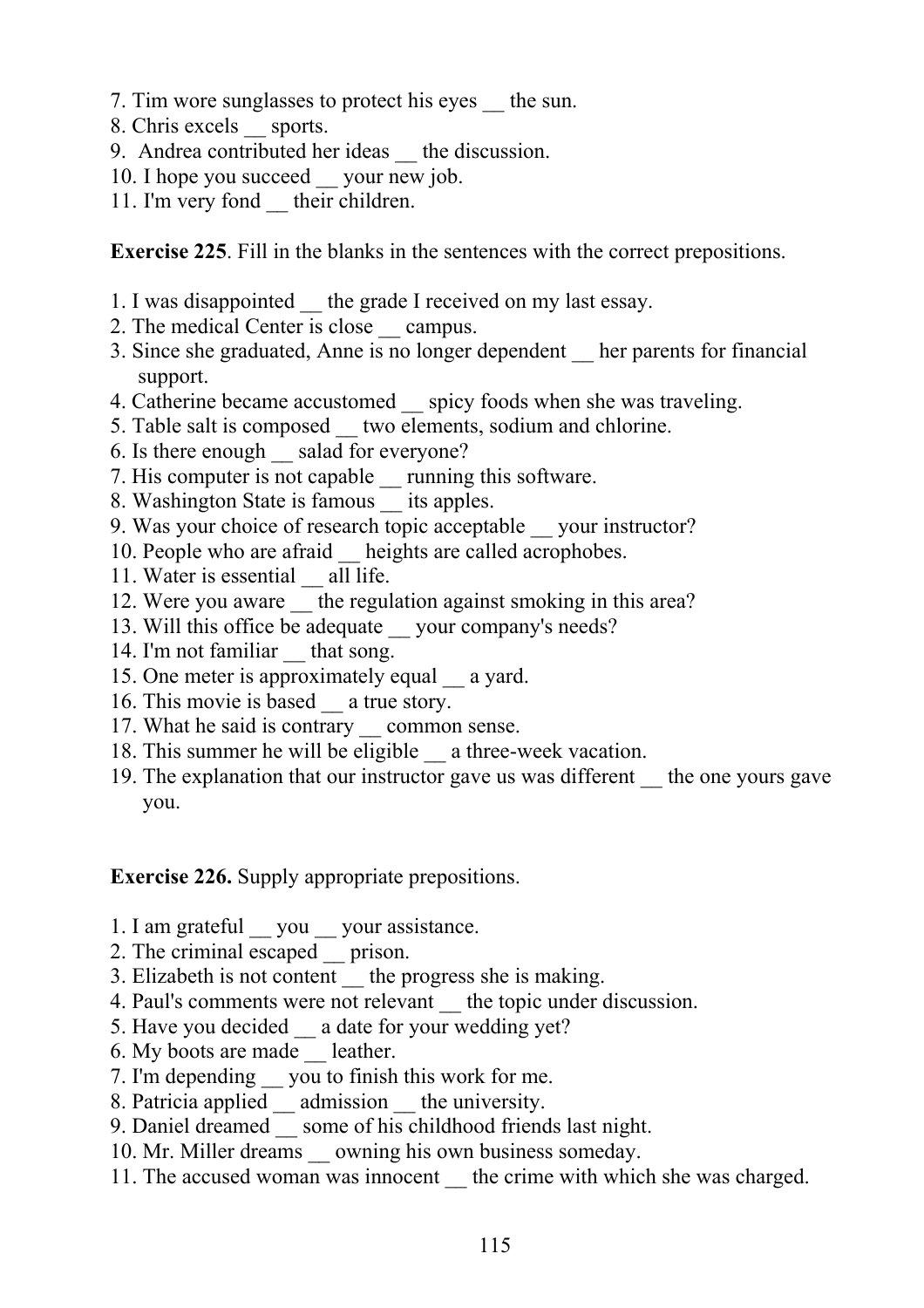7. Tim wore sunglasses to protect his eyes __ the sun.
8. Chris excels __ sports.
9. Andrea contributed her ideas __ the discussion.
10. I hope you succeed __ your new job.
11. I'm very fond __ their children.

**Exercise 225**. Fill in the blanks in the sentences with the correct prepositions.

1. I was disappointed __ the grade I received on my last essay.
2. The medical Center is close __ campus.
3. Since she graduated, Anne is no longer dependent __ her parents for financial support.
4. Catherine became accustomed __ spicy foods when she was traveling.
5. Table salt is composed __ two elements, sodium and chlorine.
6. Is there enough __ salad for everyone?
7. His computer is not capable __ running this software.
8. Washington State is famous __ its apples.
9. Was your choice of research topic acceptable __ your instructor?
10. People who are afraid __ heights are called acrophobes.
11. Water is essential __ all life.
12. Were you aware __ the regulation against smoking in this area?
13. Will this office be adequate __ your company's needs?
14. I'm not familiar __ that song.
15. One meter is approximately equal __ a yard.
16. This movie is based __ a true story.
17. What he said is contrary __ common sense.
18. This summer he will be eligible __ a three-week vacation.
19. The explanation that our instructor gave us was different __ the one yours gave you.

**Exercise 226.** Supply appropriate prepositions.

1. I am grateful __ you __ your assistance.
2. The criminal escaped __ prison.
3. Elizabeth is not content __ the progress she is making.
4. Paul's comments were not relevant __ the topic under discussion.
5. Have you decided __ a date for your wedding yet?
6. My boots are made __ leather.
7. I'm depending __ you to finish this work for me.
8. Patricia applied __ admission __ the university.
9. Daniel dreamed __ some of his childhood friends last night.
10. Mr. Miller dreams __ owning his own business someday.
11. The accused woman was innocent __ the crime with which she was charged.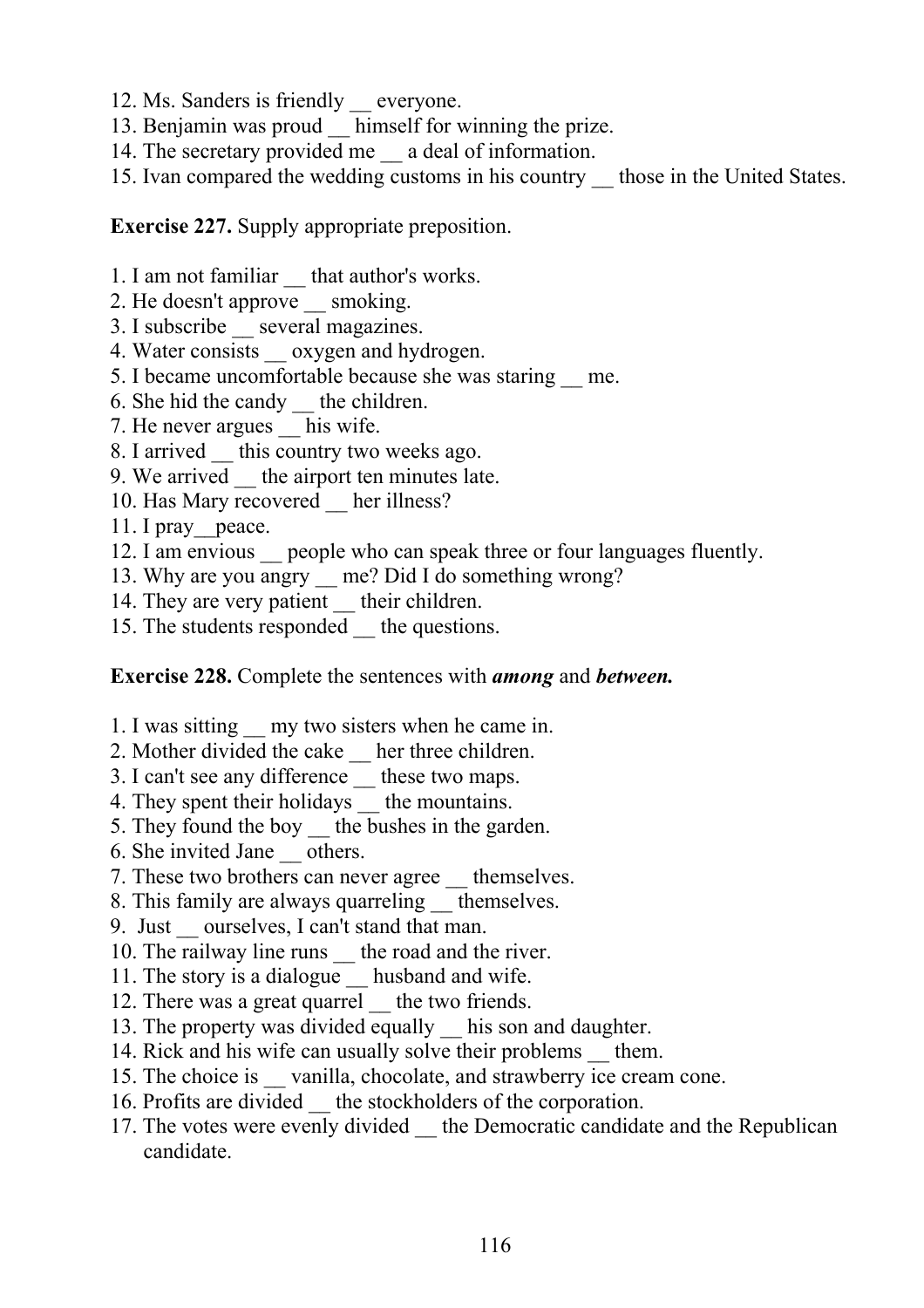12. Ms. Sanders is friendly __ everyone.
13. Benjamin was proud __ himself for winning the prize.
14. The secretary provided me __ a deal of information.
15. Ivan compared the wedding customs in his country __ those in the United States.

**Exercise 227.** Supply appropriate preposition.

1. I am not familiar __ that author's works.
2. He doesn't approve __ smoking.
3. I subscribe __ several magazines.
4. Water consists __ oxygen and hydrogen.
5. I became uncomfortable because she was staring __ me.
6. She hid the candy __ the children.
7. He never argues __ his wife.
8. I arrived __ this country two weeks ago.
9. We arrived __ the airport ten minutes late.
10. Has Mary recovered __ her illness?
11. I pray__peace.
12. I am envious __ people who can speak three or four languages fluently.
13. Why are you angry __ me? Did I do something wrong?
14. They are very patient __ their children.
15. The students responded __ the questions.

**Exercise 228.** Complete the sentences with ***among*** and ***between.***

1. I was sitting __ my two sisters when he came in.
2. Mother divided the cake __ her three children.
3. I can't see any difference __ these two maps.
4. They spent their holidays __ the mountains.
5. They found the boy __ the bushes in the garden.
6. She invited Jane __ others.
7. These two brothers can never agree __ themselves.
8. This family are always quarreling __ themselves.
9. Just __ ourselves, I can't stand that man.
10. The railway line runs __ the road and the river.
11. The story is a dialogue __ husband and wife.
12. There was a great quarrel __ the two friends.
13. The property was divided equally __ his son and daughter.
14. Rick and his wife can usually solve their problems __ them.
15. The choice is __ vanilla, chocolate, and strawberry ice cream cone.
16. Profits are divided __ the stockholders of the corporation.
17. The votes were evenly divided __ the Democratic candidate and the Republican candidate.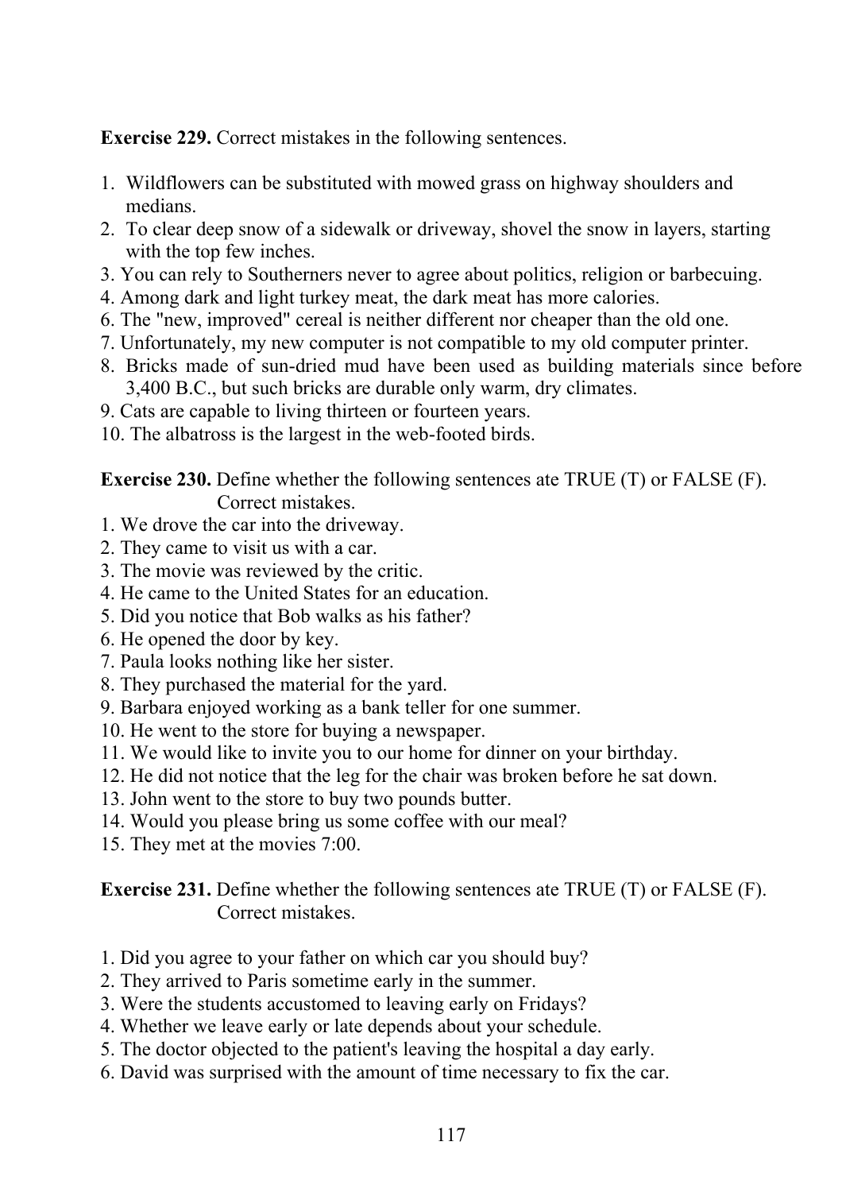**Exercise 229.** Correct mistakes in the following sentences.

1. Wildflowers can be substituted with mowed grass on highway shoulders and medians.
2. To clear deep snow of a sidewalk or driveway, shovel the snow in layers, starting with the top few inches.
3. You can rely to Southerners never to agree about politics, religion or barbecuing.
4. Among dark and light turkey meat, the dark meat has more calories.
6. The "new, improved" cereal is neither different nor cheaper than the old one.
7. Unfortunately, my new computer is not compatible to my old computer printer.
8. Bricks made of sun-dried mud have been used as building materials since before 3,400 B.C., but such bricks are durable only warm, dry climates.
9. Cats are capable to living thirteen or fourteen years.
10. The albatross is the largest in the web-footed birds.

**Exercise 230.** Define whether the following sentences ate TRUE (T) or FALSE (F). Correct mistakes.

1. We drove the car into the driveway.
2. They came to visit us with a car.
3. The movie was reviewed by the critic.
4. He came to the United States for an education.
5. Did you notice that Bob walks as his father?
6. He opened the door by key.
7. Paula looks nothing like her sister.
8. They purchased the material for the yard.
9. Barbara enjoyed working as a bank teller for one summer.
10. He went to the store for buying a newspaper.
11. We would like to invite you to our home for dinner on your birthday.
12. He did not notice that the leg for the chair was broken before he sat down.
13. John went to the store to buy two pounds butter.
14. Would you please bring us some coffee with our meal?
15. They met at the movies 7:00.

**Exercise 231.** Define whether the following sentences ate TRUE (T) or FALSE (F). Correct mistakes.

1. Did you agree to your father on which car you should buy?
2. They arrived to Paris sometime early in the summer.
3. Were the students accustomed to leaving early on Fridays?
4. Whether we leave early or late depends about your schedule.
5. The doctor objected to the patient's leaving the hospital a day early.
6. David was surprised with the amount of time necessary to fix the car.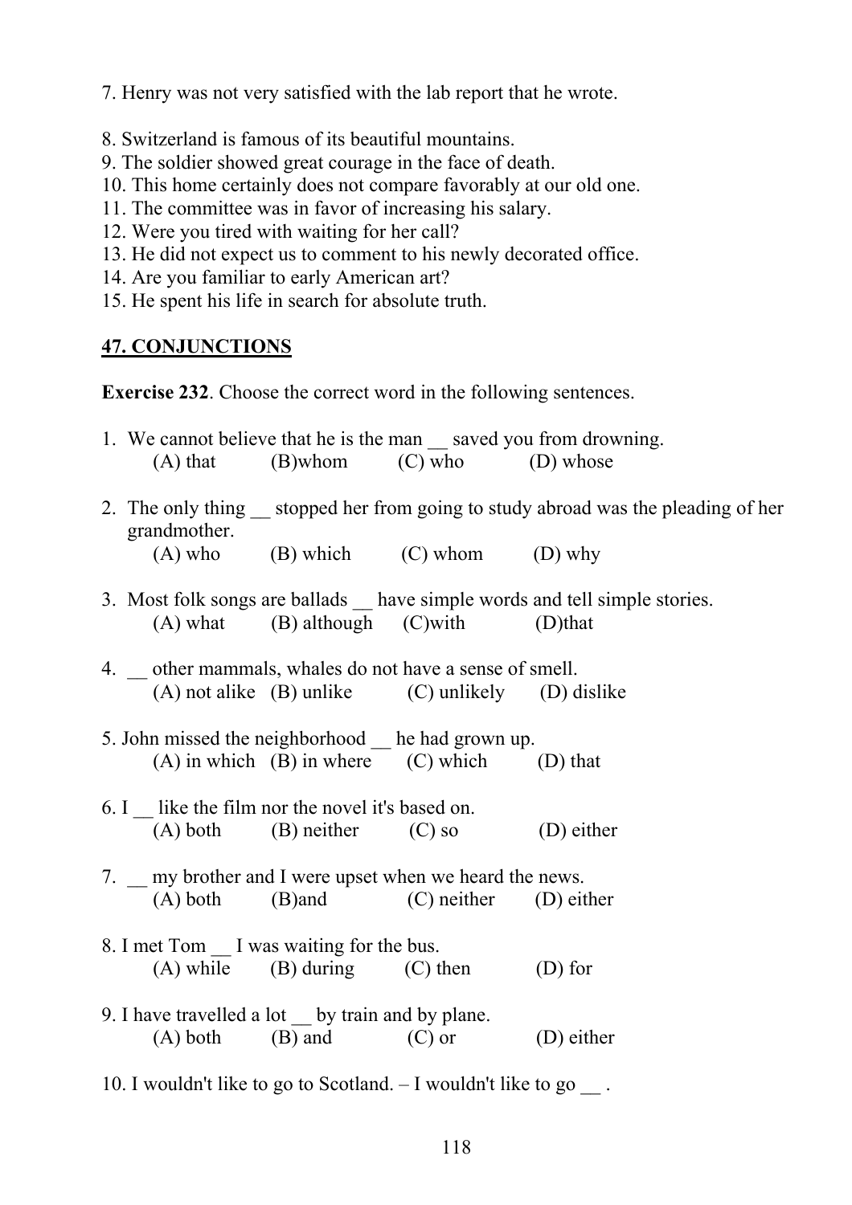7. Henry was not very satisfied with the lab report that he wrote.

8. Switzerland is famous of its beautiful mountains.
9. The soldier showed great courage in the face of death.
10. This home certainly does not compare favorably at our old one.
11. The committee was in favor of increasing his salary.
12. Were you tired with waiting for her call?
13. He did not expect us to comment to his newly decorated office.
14. Are you familiar to early American art?
15. He spent his life in search for absolute truth.

## 47. CONJUNCTIONS

**Exercise 232**. Choose the correct word in the following sentences.

1. We cannot believe that he is the man __ saved you from drowning.
   (A) that (B)whom (C) who (D) whose

2. The only thing __ stopped her from going to study abroad was the pleading of her grandmother.
   (A) who (B) which (C) whom (D) why

3. Most folk songs are ballads __ have simple words and tell simple stories.
   (A) what (B) although (C)with (D)that

4. __ other mammals, whales do not have a sense of smell.
   (A) not alike (B) unlike (C) unlikely (D) dislike

5. John missed the neighborhood __ he had grown up.
   (A) in which (B) in where (C) which (D) that

6. I __ like the film nor the novel it's based on.
   (A) both (B) neither (C) so (D) either

7. __ my brother and I were upset when we heard the news.
   (A) both (B)and (C) neither (D) either

8. I met Tom __ I was waiting for the bus.
   (A) while (B) during (C) then (D) for

9. I have travelled a lot __ by train and by plane.
   (A) both (B) and (C) or (D) either

10. I wouldn't like to go to Scotland. – I wouldn't like to go __ .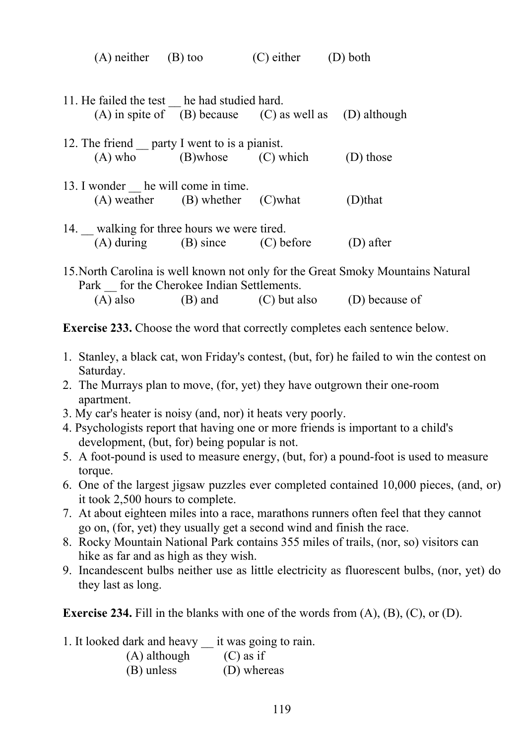(A) neither (B) too (C) either (D) both

11. He failed the test __ he had studied hard.
    (A) in spite of (B) because (C) as well as (D) although

12. The friend __ party I went to is a pianist.
    (A) who (B)whose (C) which (D) those

13. I wonder __ he will come in time.
    (A) weather (B) whether (C)what (D)that

14. __ walking for three hours we were tired.
    (A) during (B) since (C) before (D) after

15. North Carolina is well known not only for the Great Smoky Mountains Natural Park __ for the Cherokee Indian Settlements.
    (A) also (B) and (C) but also (D) because of

**Exercise 233.** Choose the word that correctly completes each sentence below.

1. Stanley, a black cat, won Friday's contest, (but, for) he failed to win the contest on Saturday.
2. The Murrays plan to move, (for, yet) they have outgrown their one-room apartment.
3. My car's heater is noisy (and, nor) it heats very poorly.
4. Psychologists report that having one or more friends is important to a child's development, (but, for) being popular is not.
5. A foot-pound is used to measure energy, (but, for) a pound-foot is used to measure torque.
6. One of the largest jigsaw puzzles ever completed contained 10,000 pieces, (and, or) it took 2,500 hours to complete.
7. At about eighteen miles into a race, marathons runners often feel that they cannot go on, (for, yet) they usually get a second wind and finish the race.
8. Rocky Mountain National Park contains 355 miles of trails, (nor, so) visitors can hike as far and as high as they wish.
9. Incandescent bulbs neither use as little electricity as fluorescent bulbs, (nor, yet) do they last as long.

**Exercise 234.** Fill in the blanks with one of the words from (A), (B), (C), or (D).

1. It looked dark and heavy __ it was going to rain.
   (A) although (C) as if
   (B) unless (D) whereas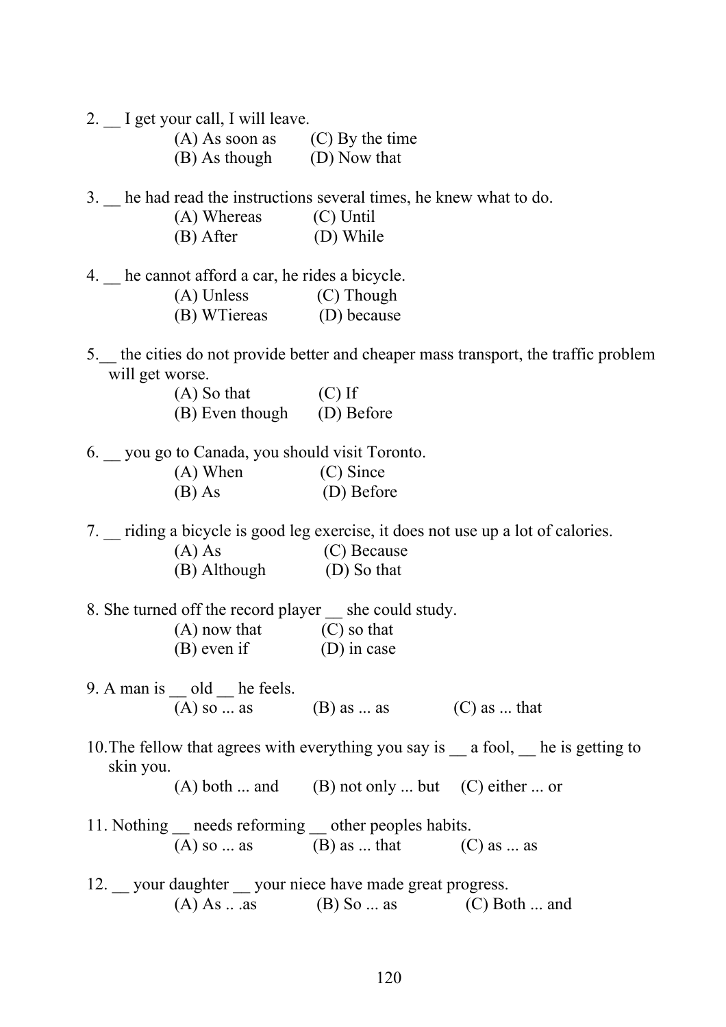2. __ I get your call, I will leave.

(A) As soon as (C) By the time
(B) As though (D) Now that

3. __ he had read the instructions several times, he knew what to do.

(A) Whereas (C) Until
(B) After (D) While

4. __ he cannot afford a car, he rides a bicycle.

(A) Unless (C) Though
(B) WTiereas (D) because

5.__ the cities do not provide better and cheaper mass transport, the traffic problem will get worse.

(A) So that (C) If
(B) Even though (D) Before

6. __ you go to Canada, you should visit Toronto.

(A) When (C) Since
(B) As (D) Before

7. __ riding a bicycle is good leg exercise, it does not use up a lot of calories.

(A) As (C) Because
(B) Although (D) So that

8. She turned off the record player __ she could study.

(A) now that (C) so that
(B) even if (D) in case

9. A man is __ old __ he feels.

(A) so ... as (B) as ... as (C) as ... that

10.The fellow that agrees with everything you say is __ a fool, __ he is getting to skin you.

(A) both ... and (B) not only ... but (C) either ... or

11. Nothing __ needs reforming __ other peoples habits.

(A) so ... as (B) as ... that (C) as ... as

12. __ your daughter __ your niece have made great progress.

(A) As .. .as (B) So ... as (C) Both ... and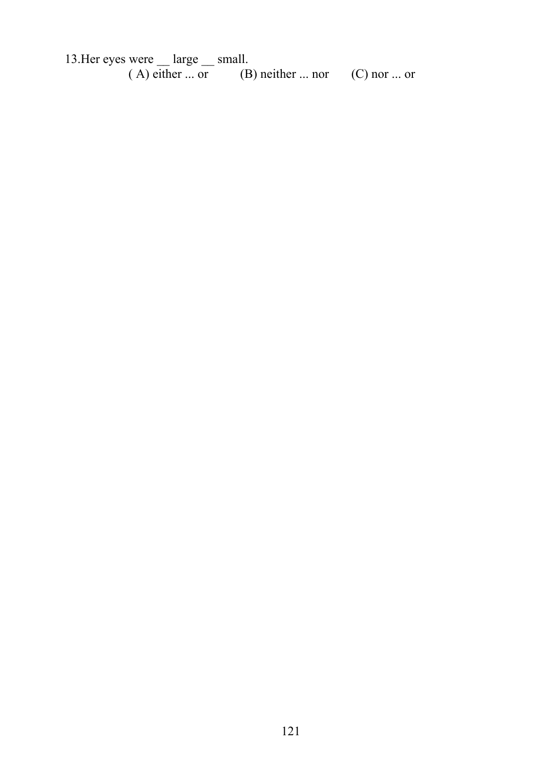13.Her eyes were __ large __ small.

( A) either ... or (B) neither ... nor (C) nor ... or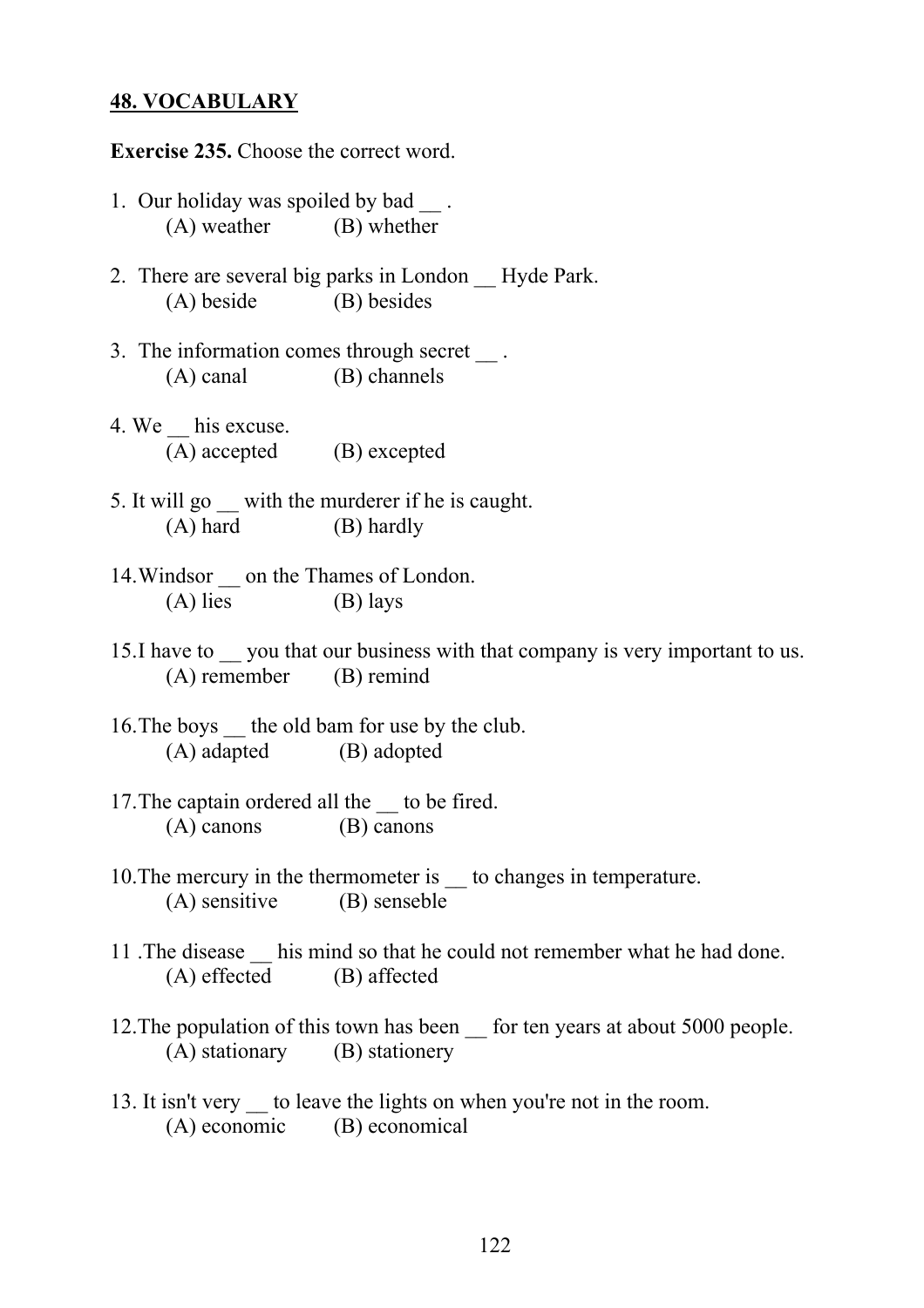## 48. VOCABULARY

**Exercise 235.** Choose the correct word.

1. Our holiday was spoiled by bad __ .
   (A) weather (B) whether

2. There are several big parks in London __ Hyde Park.
   (A) beside (B) besides

3. The information comes through secret __ .
   (A) canal (B) channels

4. We __ his excuse.
   (A) accepted (B) excepted

5. It will go __ with the murderer if he is caught.
   (A) hard (B) hardly

14. Windsor __ on the Thames of London.
   (A) lies (B) lays

15. I have to __ you that our business with that company is very important to us.
   (A) remember (B) remind

16. The boys __ the old bam for use by the club.
   (A) adapted (B) adopted

17. The captain ordered all the __ to be fired.
   (A) canons (B) canons

10. The mercury in the thermometer is __ to changes in temperature.
   (A) sensitive (B) senseble

11. The disease __ his mind so that he could not remember what he had done.
   (A) effected (B) affected

12. The population of this town has been __ for ten years at about 5000 people.
   (A) stationary (B) stationery

13. It isn't very __ to leave the lights on when you're not in the room.
   (A) economic (B) economical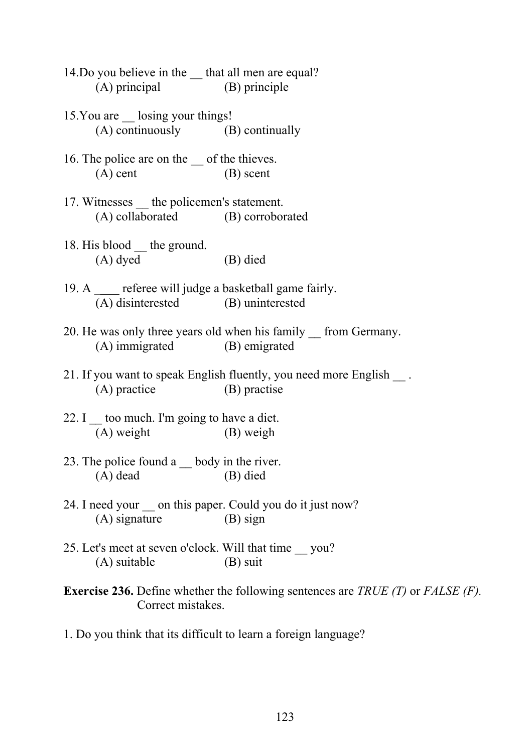14.Do you believe in the __ that all men are equal?
(A) principal (B) principle

15.You are __ losing your things!
(A) continuously (B) continually

16. The police are on the __ of the thieves.
(A) cent (B) scent

17. Witnesses __ the policemen's statement.
(A) collaborated (B) corroborated

18. His blood __ the ground.
(A) dyed (B) died

19. A ____ referee will judge a basketball game fairly.
(A) disinterested (B) uninterested

20. He was only three years old when his family __ from Germany.
(A) immigrated (B) emigrated

21. If you want to speak English fluently, you need more English __ .
(A) practice (B) practise

22. I __ too much. I'm going to have a diet.
(A) weight (B) weigh

23. The police found a __ body in the river.
(A) dead (B) died

24. I need your __ on this paper. Could you do it just now?
(A) signature (B) sign

25. Let's meet at seven o'clock. Will that time __ you?
(A) suitable (B) suit

**Exercise 236.** Define whether the following sentences are *TRUE (T)* or *FALSE (F).* Correct mistakes.

1. Do you think that its difficult to learn a foreign language?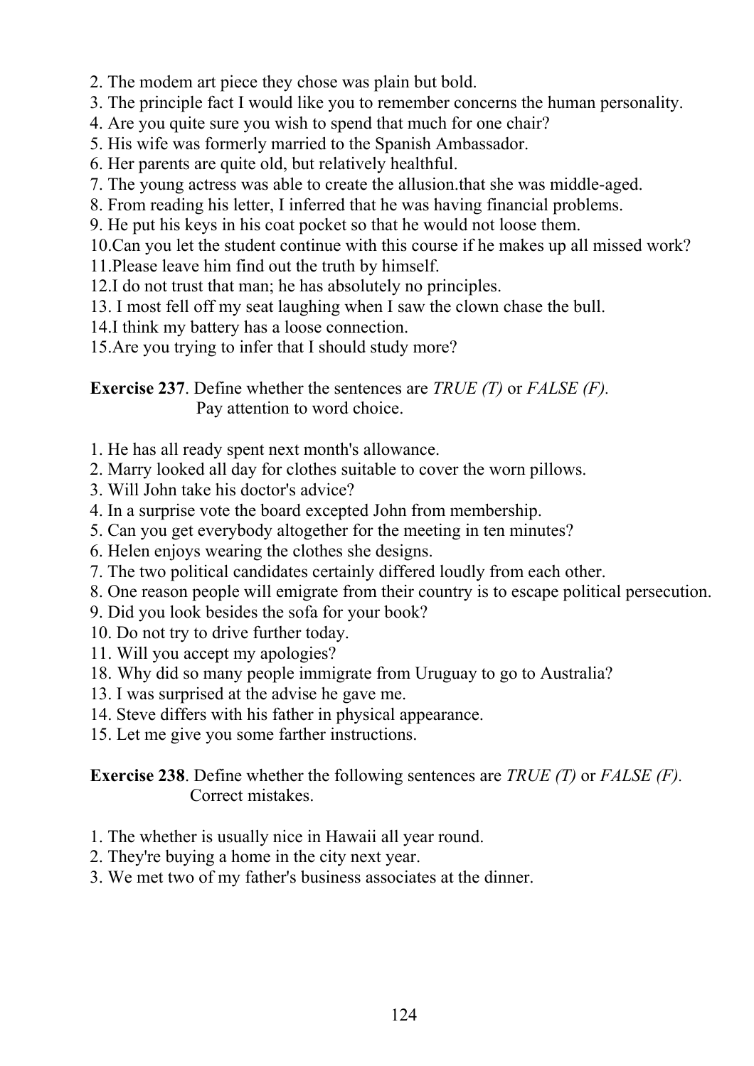2. The modem art piece they chose was plain but bold.
3. The principle fact I would like you to remember concerns the human personality.
4. Are you quite sure you wish to spend that much for one chair?
5. His wife was formerly married to the Spanish Ambassador.
6. Her parents are quite old, but relatively healthful.
7. The young actress was able to create the allusion.that she was middle-aged.
8. From reading his letter, I inferred that he was having financial problems.
9. He put his keys in his coat pocket so that he would not loose them.
10.Can you let the student continue with this course if he makes up all missed work?
11.Please leave him find out the truth by himself.
12.I do not trust that man; he has absolutely no principles.
13. I most fell off my seat laughing when I saw the clown chase the bull.
14.I think my battery has a loose connection.
15.Are you trying to infer that I should study more?

**Exercise 237**. Define whether the sentences are *TRUE (T)* or *FALSE (F).* Pay attention to word choice.

1. He has all ready spent next month's allowance.
2. Marry looked all day for clothes suitable to cover the worn pillows.
3. Will John take his doctor's advice?
4. In a surprise vote the board excepted John from membership.
5. Can you get everybody altogether for the meeting in ten minutes?
6. Helen enjoys wearing the clothes she designs.
7. The two political candidates certainly differed loudly from each other.
8. One reason people will emigrate from their country is to escape political persecution.
9. Did you look besides the sofa for your book?
10. Do not try to drive further today.
11. Will you accept my apologies?
18. Why did so many people immigrate from Uruguay to go to Australia?
13. I was surprised at the advise he gave me.
14. Steve differs with his father in physical appearance.
15. Let me give you some farther instructions.

**Exercise 238**. Define whether the following sentences are *TRUE (T)* or *FALSE (F).* Correct mistakes.

1. The whether is usually nice in Hawaii all year round.
2. They're buying a home in the city next year.
3. We met two of my father's business associates at the dinner.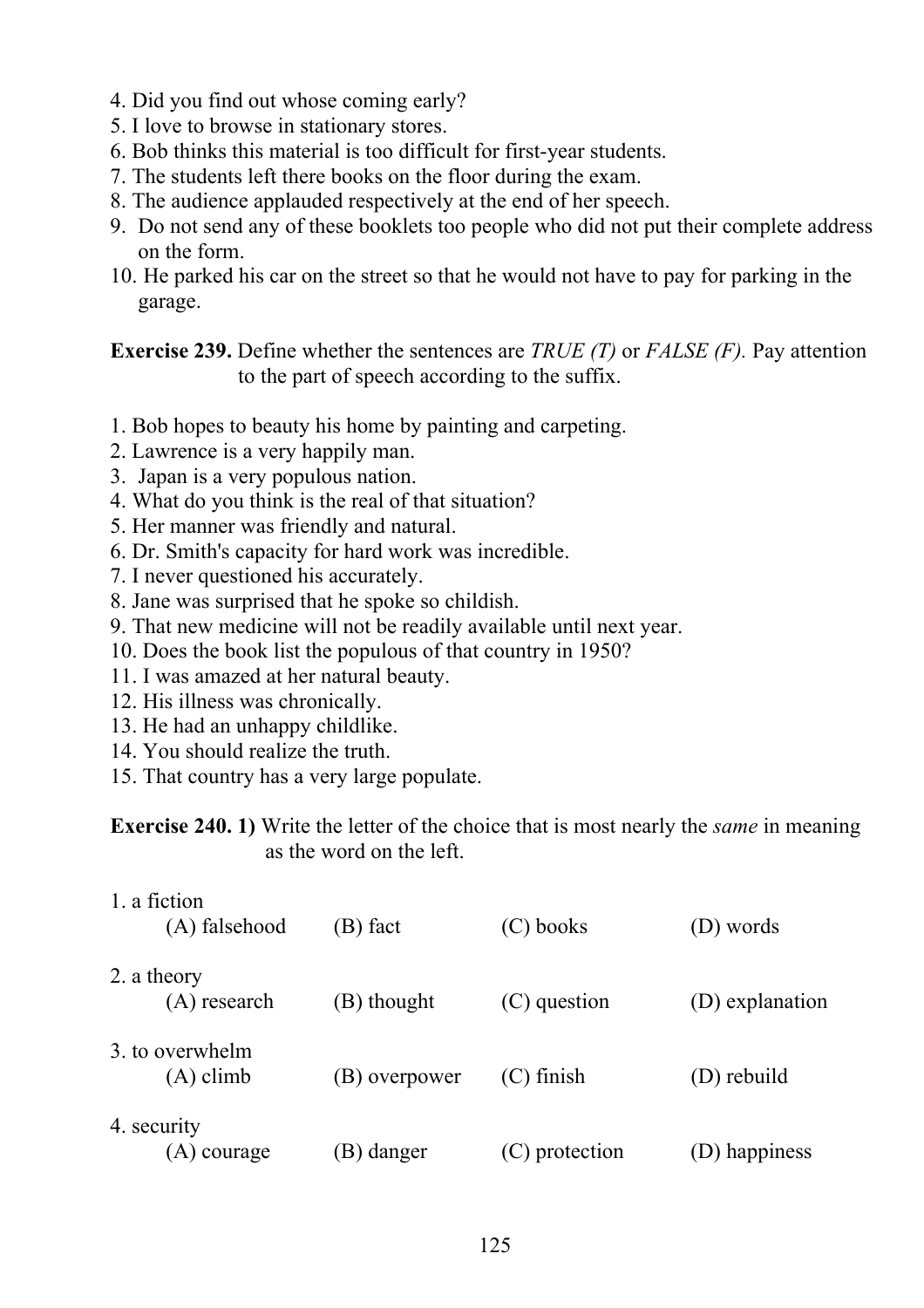4. Did you find out whose coming early?
5. I love to browse in stationary stores.
6. Bob thinks this material is too difficult for first-year students.
7. The students left there books on the floor during the exam.
8. The audience applauded respectively at the end of her speech.
9. Do not send any of these booklets too people who did not put their complete address on the form.
10. He parked his car on the street so that he would not have to pay for parking in the garage.

**Exercise 239.** Define whether the sentences are *TRUE (T)* or *FALSE (F).* Pay attention to the part of speech according to the suffix.

1. Bob hopes to beauty his home by painting and carpeting.
2. Lawrence is a very happily man.
3. Japan is a very populous nation.
4. What do you think is the real of that situation?
5. Her manner was friendly and natural.
6. Dr. Smith's capacity for hard work was incredible.
7. I never questioned his accurately.
8. Jane was surprised that he spoke so childish.
9. That new medicine will not be readily available until next year.
10. Does the book list the populous of that country in 1950?
11. I was amazed at her natural beauty.
12. His illness was chronically.
13. He had an unhappy childlike.
14. You should realize the truth.
15. That country has a very large populate.

**Exercise 240. 1)** Write the letter of the choice that is most nearly the *same* in meaning as the word on the left.

1. a fiction
   (A) falsehood (B) fact (C) books (D) words

2. a theory
   (A) research (B) thought (C) question (D) explanation

3. to overwhelm
   (A) climb (B) overpower (C) finish (D) rebuild

4. security
   (A) courage (B) danger (C) protection (D) happiness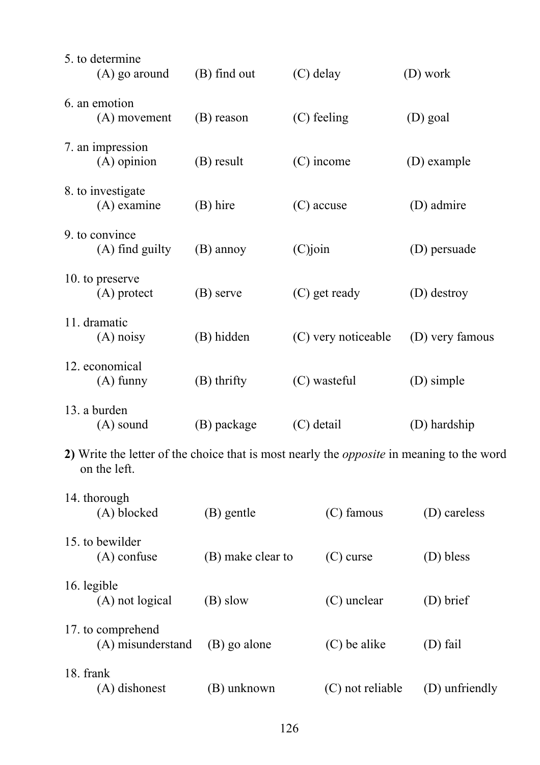5. to determine

(A) go around (B) find out (C) delay (D) work

6. an emotion

(A) movement (B) reason (C) feeling (D) goal

7. an impression

(A) opinion (B) result (C) income (D) example

8. to investigate

(A) examine (B) hire (C) accuse (D) admire

9. to convince

(A) find guilty (B) annoy (C)join (D) persuade

10. to preserve

(A) protect (B) serve (C) get ready (D) destroy

11. dramatic

(A) noisy (B) hidden (C) very noticeable (D) very famous

12. economical

(A) funny (B) thrifty (C) wasteful (D) simple

13. a burden

(A) sound (B) package (C) detail (D) hardship

**2)** Write the letter of the choice that is most nearly the *opposite* in meaning to the word on the left.

14. thorough

(A) blocked (B) gentle (C) famous (D) careless

15. to bewilder

(A) confuse (B) make clear to (C) curse (D) bless

16. legible

(A) not logical (B) slow (C) unclear (D) brief

17. to comprehend

(A) misunderstand (B) go alone (C) be alike (D) fail

18. frank

(A) dishonest (B) unknown (C) not reliable (D) unfriendly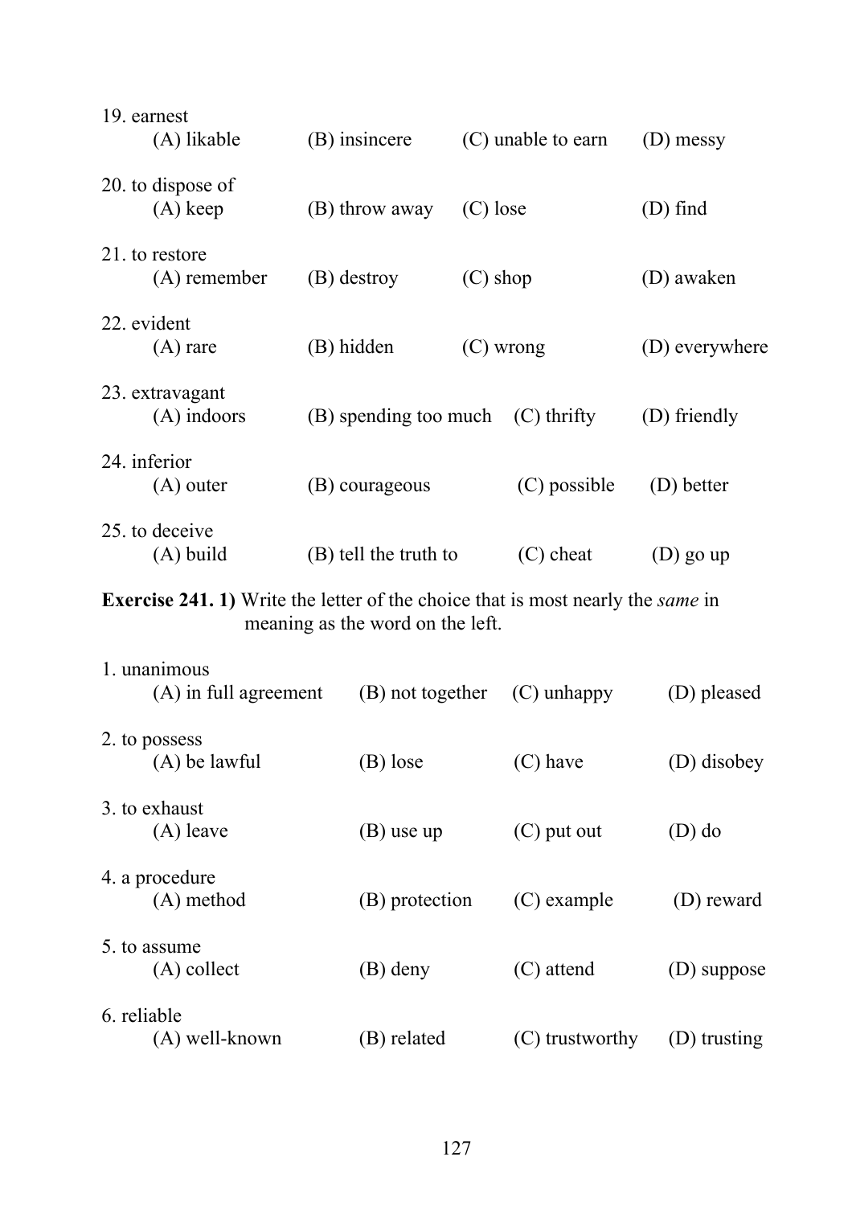19. earnest
   (A) likable (B) insincere (C) unable to earn (D) messy

20. to dispose of
   (A) keep (B) throw away (C) lose (D) find

21. to restore
   (A) remember (B) destroy (C) shop (D) awaken

22. evident
   (A) rare (B) hidden (C) wrong (D) everywhere

23. extravagant
   (A) indoors (B) spending too much (C) thrifty (D) friendly

24. inferior
   (A) outer (B) courageous (C) possible (D) better

25. to deceive
   (A) build (B) tell the truth to (C) cheat (D) go up

**Exercise 241. 1)** Write the letter of the choice that is most nearly the *same* in meaning as the word on the left.

1. unanimous
   (A) in full agreement (B) not together (C) unhappy (D) pleased

2. to possess
   (A) be lawful (B) lose (C) have (D) disobey

3. to exhaust
   (A) leave (B) use up (C) put out (D) do

4. a procedure
   (A) method (B) protection (C) example (D) reward

5. to assume
   (A) collect (B) deny (C) attend (D) suppose

6. reliable
   (A) well-known (B) related (C) trustworthy (D) trusting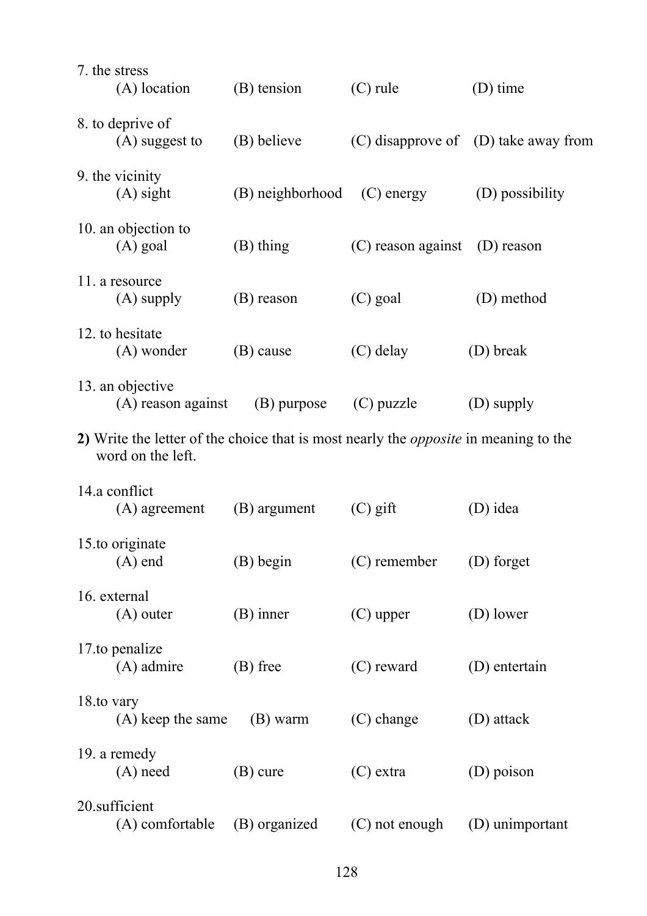7. the stress
   (A) location (B) tension (C) rule (D) time

8. to deprive of
   (A) suggest to (B) believe (C) disapprove of (D) take away from

9. the vicinity
   (A) sight (B) neighborhood (C) energy (D) possibility

10. an objection to
   (A) goal (B) thing (C) reason against (D) reason

11. a resource
   (A) supply (B) reason (C) goal (D) method

12. to hesitate
   (A) wonder (B) cause (C) delay (D) break

13. an objective
   (A) reason against (B) purpose (C) puzzle (D) supply

**2)** Write the letter of the choice that is most nearly the *opposite* in meaning to the word on the left.

14.a conflict
   (A) agreement (B) argument (C) gift (D) idea

15.to originate
   (A) end (B) begin (C) remember (D) forget

16. external
   (A) outer (B) inner (C) upper (D) lower

17.to penalize
   (A) admire (B) free (C) reward (D) entertain

18.to vary
   (A) keep the same (B) warm (C) change (D) attack

19. a remedy
   (A) need (B) cure (C) extra (D) poison

20.sufficient
   (A) comfortable (B) organized (C) not enough (D) unimportant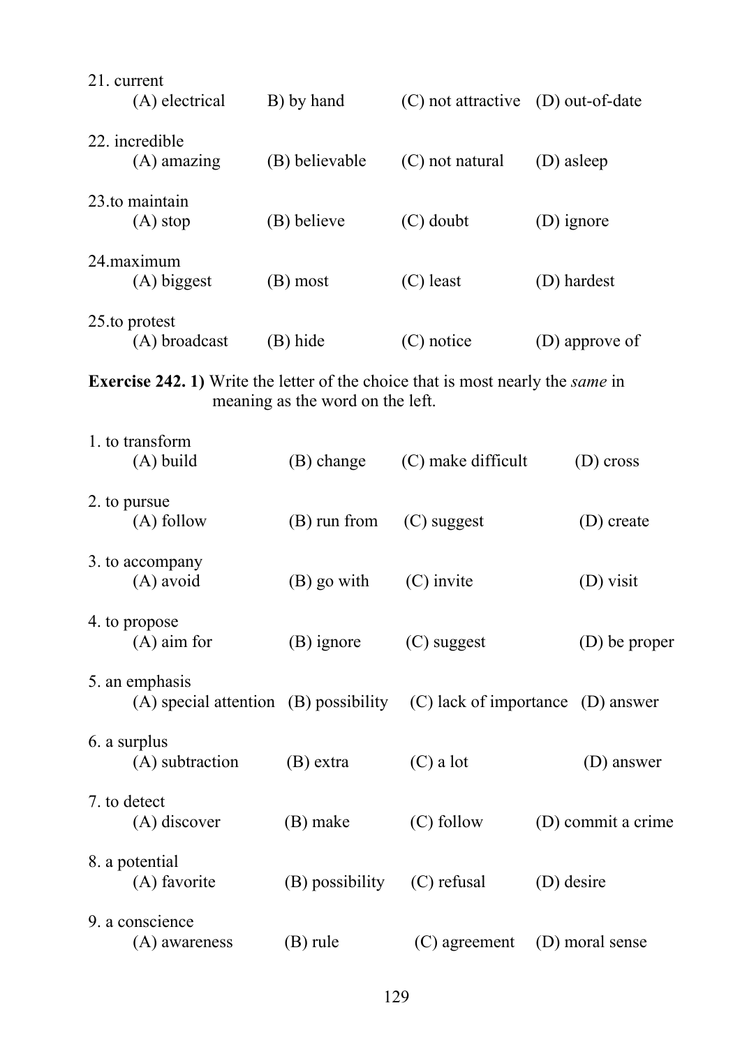21. current
    (A) electrical    B) by hand    (C) not attractive    (D) out-of-date

22. incredible
    (A) amazing    (B) believable    (C) not natural    (D) asleep

23.to maintain
    (A) stop    (B) believe    (C) doubt    (D) ignore

24.maximum
    (A) biggest    (B) most    (C) least    (D) hardest

25.to protest
    (A) broadcast    (B) hide    (C) notice    (D) approve of

**Exercise 242. 1)** Write the letter of the choice that is most nearly the *same* in meaning as the word on the left.

1. to transform
    (A) build    (B) change    (C) make difficult    (D) cross

2. to pursue
    (A) follow    (B) run from    (C) suggest    (D) create

3. to accompany
    (A) avoid    (B) go with    (C) invite    (D) visit

4. to propose
    (A) aim for    (B) ignore    (C) suggest    (D) be proper

5. an emphasis
    (A) special attention    (B) possibility    (C) lack of importance    (D) answer

6. a surplus
    (A) subtraction    (B) extra    (C) a lot    (D) answer

7. to detect
    (A) discover    (B) make    (C) follow    (D) commit a crime

8. a potential
    (A) favorite    (B) possibility    (C) refusal    (D) desire

9. a conscience
    (A) awareness    (B) rule    (C) agreement    (D) moral sense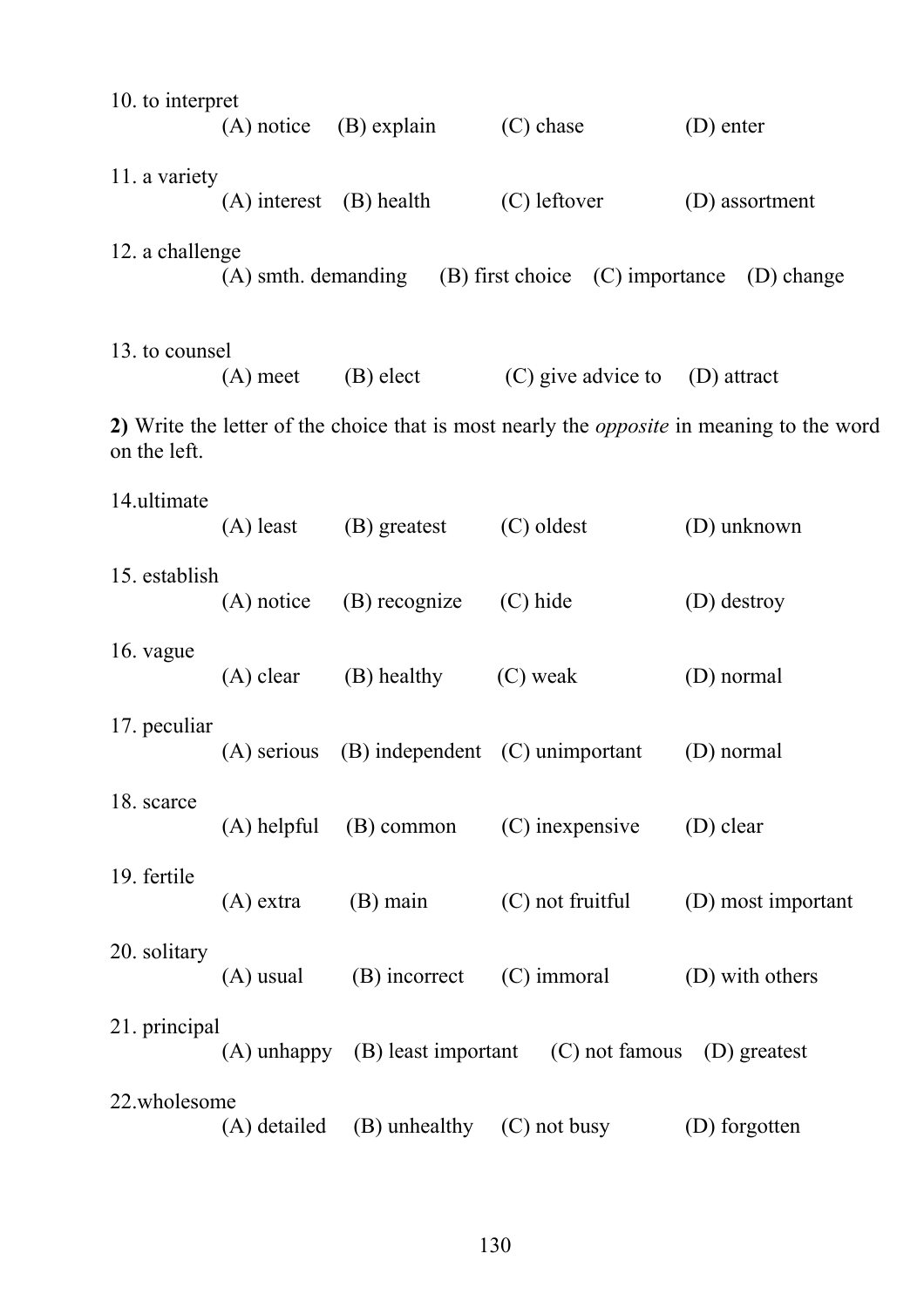10. to interpret

(A) notice (B) explain (C) chase (D) enter

11. a variety

(A) interest (B) health (C) leftover (D) assortment

12. a challenge

(A) smth. demanding (B) first choice (C) importance (D) change

13. to counsel

(A) meet (B) elect (C) give advice to (D) attract

**2)** Write the letter of the choice that is most nearly the *opposite* in meaning to the word on the left.

14.ultimate

(A) least (B) greatest (C) oldest (D) unknown

15. establish

(A) notice (B) recognize (C) hide (D) destroy

16. vague

(A) clear (B) healthy (C) weak (D) normal

17. peculiar

(A) serious (B) independent (C) unimportant (D) normal

18. scarce

(A) helpful (B) common (C) inexpensive (D) clear

19. fertile

(A) extra (B) main (C) not fruitful (D) most important

20. solitary

(A) usual (B) incorrect (C) immoral (D) with others

21. principal

(A) unhappy (B) least important (C) not famous (D) greatest

22.wholesome

(A) detailed (B) unhealthy (C) not busy (D) forgotten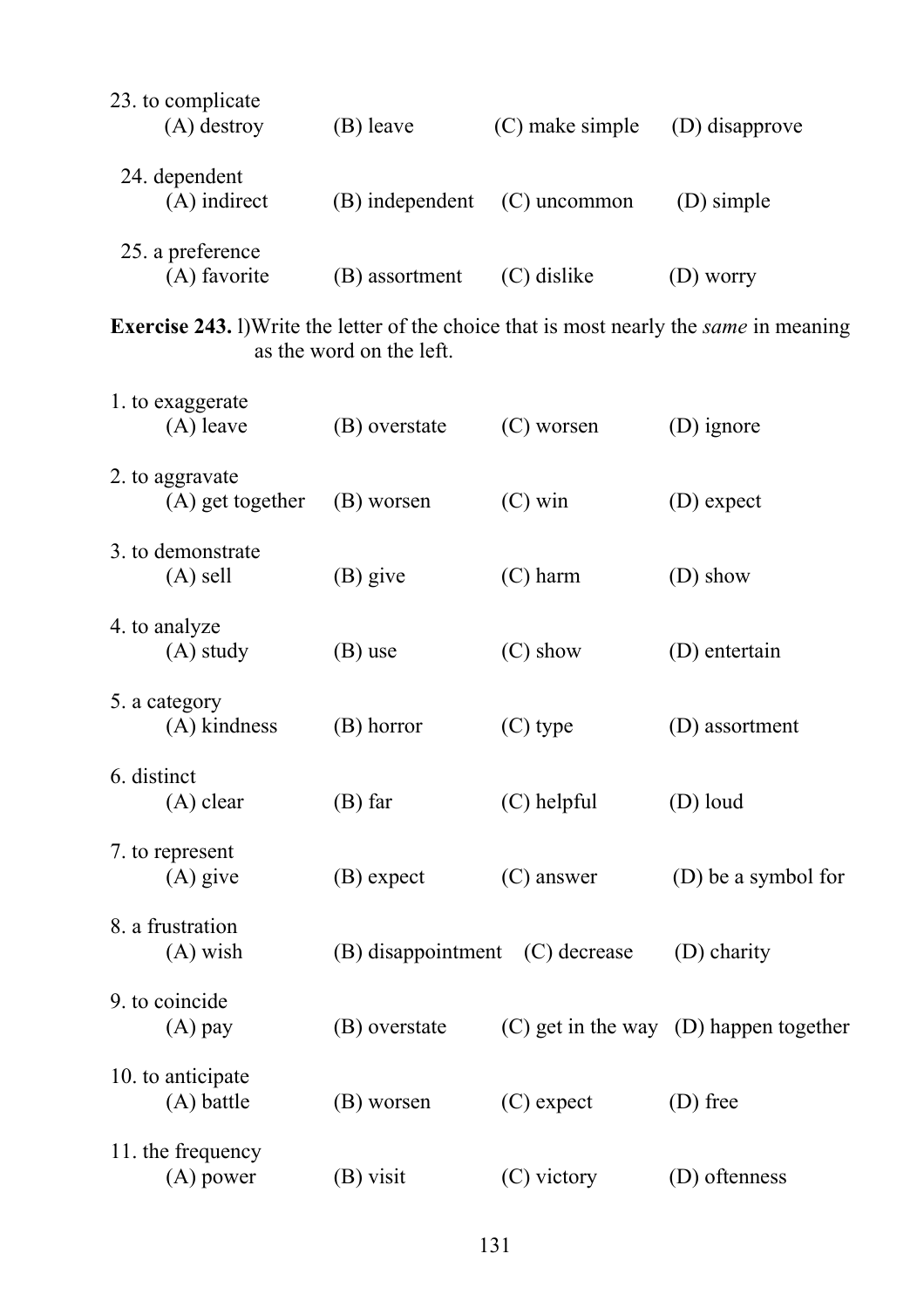23. to complicate
   (A) destroy (B) leave (C) make simple (D) disapprove

24. dependent
   (A) indirect (B) independent (C) uncommon (D) simple

25. a preference
   (A) favorite (B) assortment (C) dislike (D) worry

**Exercise 243.** l)Write the letter of the choice that is most nearly the *same* in meaning as the word on the left.

1. to exaggerate
   (A) leave (B) overstate (C) worsen (D) ignore

2. to aggravate
   (A) get together (B) worsen (C) win (D) expect

3. to demonstrate
   (A) sell (B) give (C) harm (D) show

4. to analyze
   (A) study (B) use (C) show (D) entertain

5. a category
   (A) kindness (B) horror (C) type (D) assortment

6. distinct
   (A) clear (B) far (C) helpful (D) loud

7. to represent
   (A) give (B) expect (C) answer (D) be a symbol for

8. a frustration
   (A) wish (B) disappointment (C) decrease (D) charity

9. to coincide
   (A) pay (B) overstate (C) get in the way (D) happen together

10. to anticipate
   (A) battle (B) worsen (C) expect (D) free

11. the frequency
   (A) power (B) visit (C) victory (D) oftenness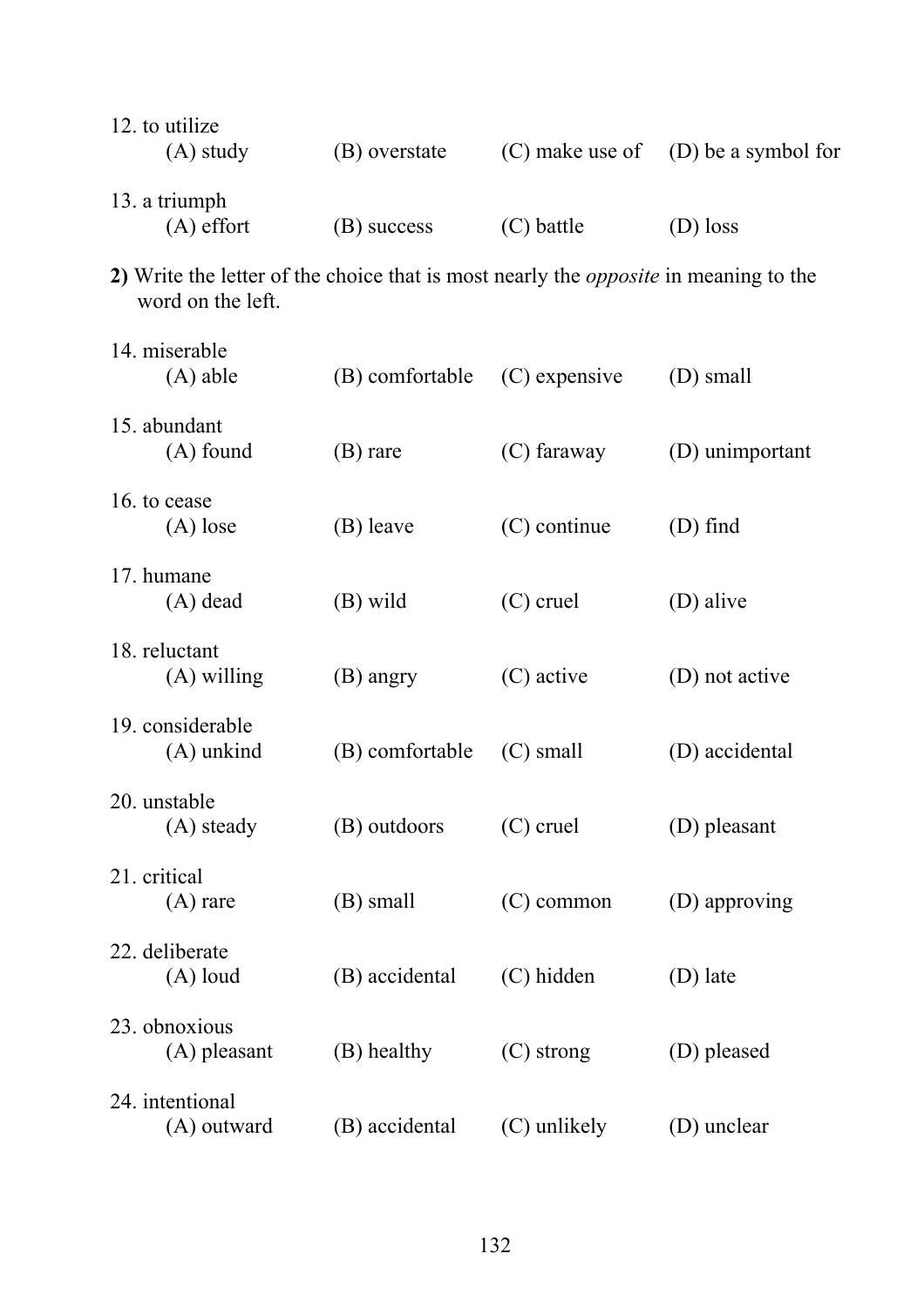12. to utilize
    (A) study (B) overstate (C) make use of (D) be a symbol for

13. a triumph
    (A) effort (B) success (C) battle (D) loss

**2)** Write the letter of the choice that is most nearly the *opposite* in meaning to the word on the left.

14. miserable
    (A) able (B) comfortable (C) expensive (D) small

15. abundant
    (A) found (B) rare (C) faraway (D) unimportant

16. to cease
    (A) lose (B) leave (C) continue (D) find

17. humane
    (A) dead (B) wild (C) cruel (D) alive

18. reluctant
    (A) willing (B) angry (C) active (D) not active

19. considerable
    (A) unkind (B) comfortable (C) small (D) accidental

20. unstable
    (A) steady (B) outdoors (C) cruel (D) pleasant

21. critical
    (A) rare (B) small (C) common (D) approving

22. deliberate
    (A) loud (B) accidental (C) hidden (D) late

23. obnoxious
    (A) pleasant (B) healthy (C) strong (D) pleased

24. intentional
    (A) outward (B) accidental (C) unlikely (D) unclear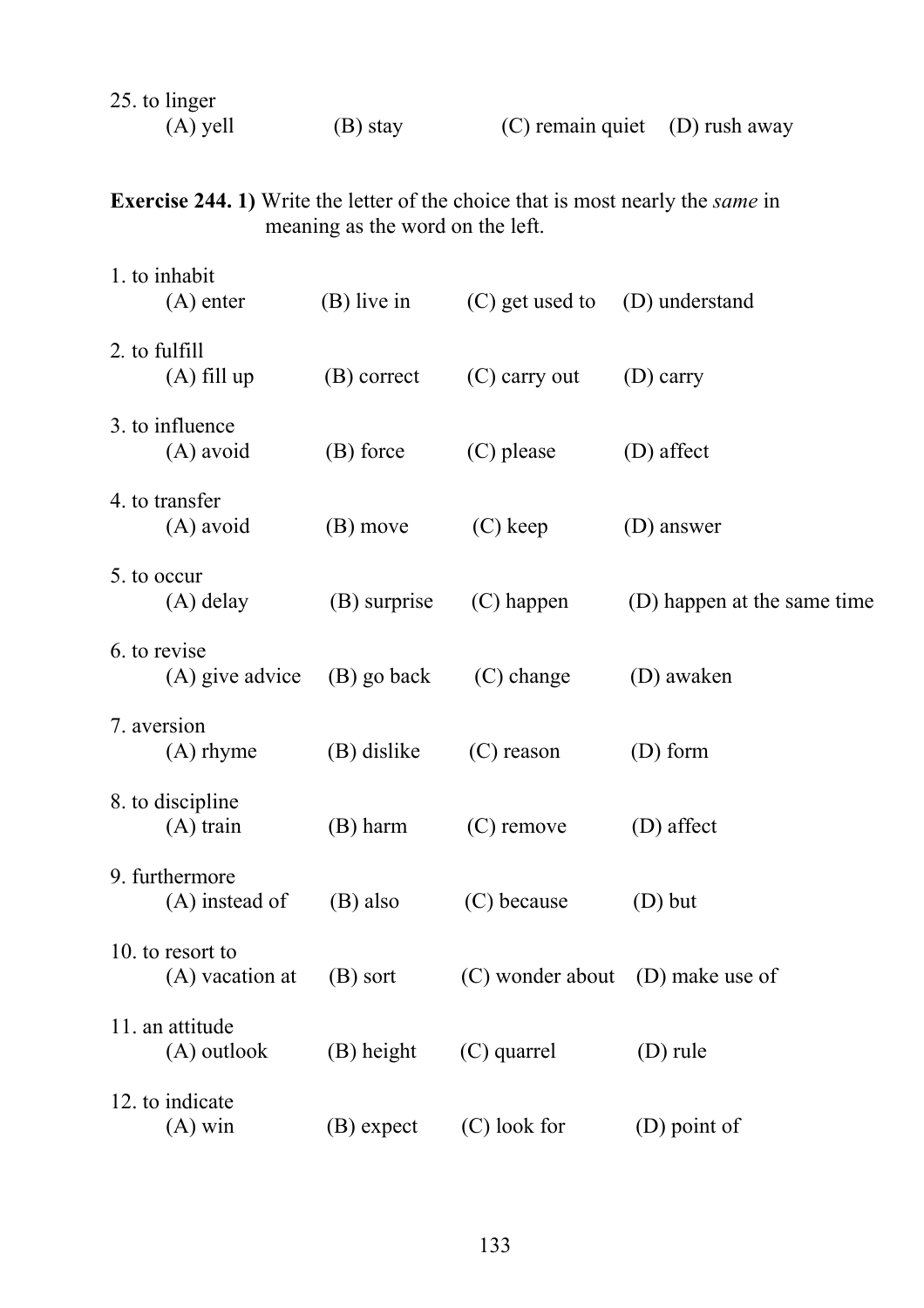25. to linger
   (A) yell (B) stay (C) remain quiet (D) rush away

**Exercise 244. 1)** Write the letter of the choice that is most nearly the *same* in meaning as the word on the left.

1. to inhabit
   (A) enter (B) live in (C) get used to (D) understand

2. to fulfill
   (A) fill up (B) correct (C) carry out (D) carry

3. to influence
   (A) avoid (B) force (C) please (D) affect

4. to transfer
   (A) avoid (B) move (C) keep (D) answer

5. to occur
   (A) delay (B) surprise (C) happen (D) happen at the same time

6. to revise
   (A) give advice (B) go back (C) change (D) awaken

7. aversion
   (A) rhyme (B) dislike (C) reason (D) form

8. to discipline
   (A) train (B) harm (C) remove (D) affect

9. furthermore
   (A) instead of (B) also (C) because (D) but

10. to resort to
   (A) vacation at (B) sort (C) wonder about (D) make use of

11. an attitude
   (A) outlook (B) height (C) quarrel (D) rule

12. to indicate
   (A) win (B) expect (C) look for (D) point of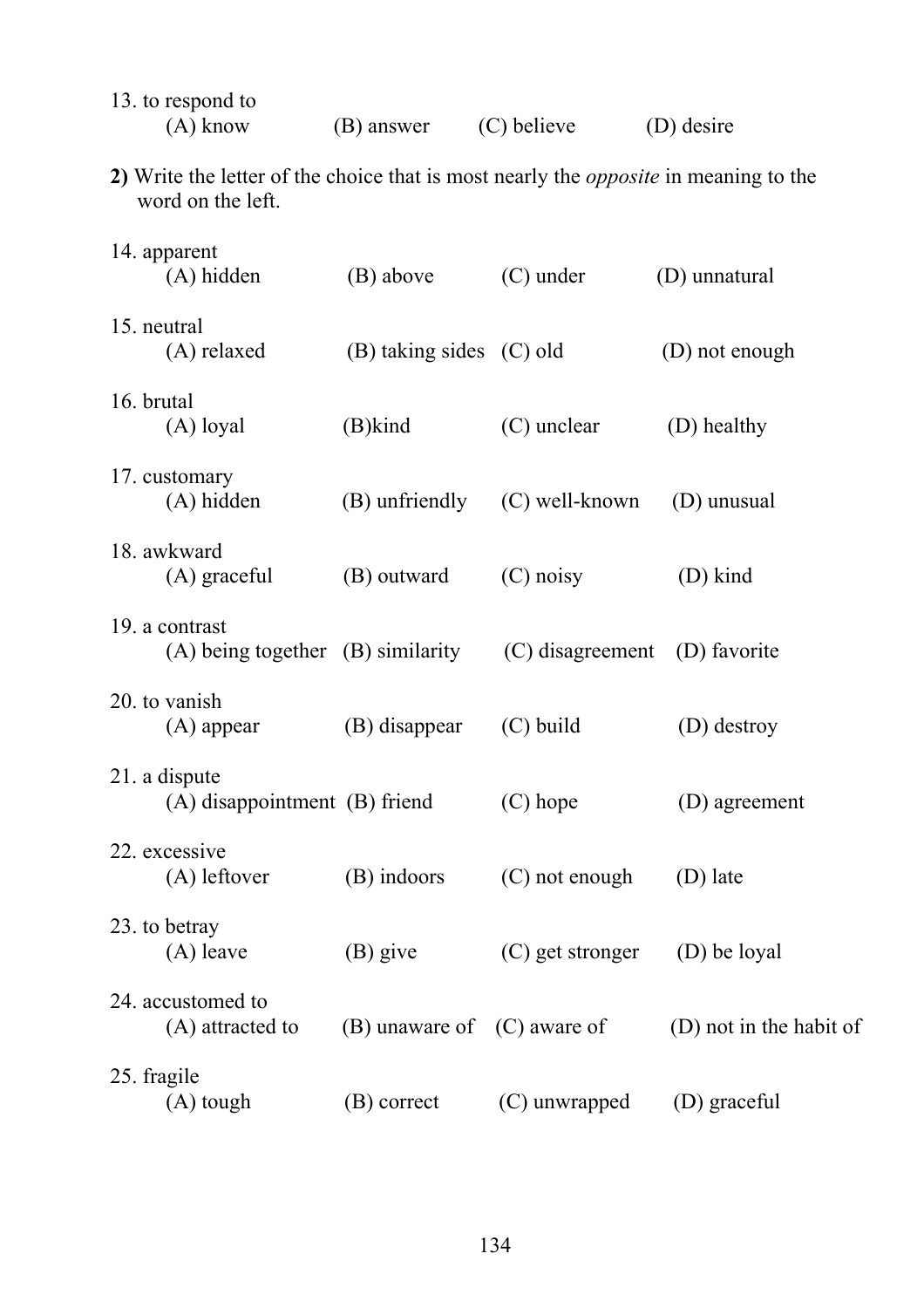13. to respond to
    (A) know (B) answer (C) believe (D) desire

**2)** Write the letter of the choice that is most nearly the *opposite* in meaning to the word on the left.

14. apparent
    (A) hidden (B) above (C) under (D) unnatural

15. neutral
    (A) relaxed (B) taking sides (C) old (D) not enough

16. brutal
    (A) loyal (B)kind (C) unclear (D) healthy

17. customary
    (A) hidden (B) unfriendly (C) well-known (D) unusual

18. awkward
    (A) graceful (B) outward (C) noisy (D) kind

19. a contrast
    (A) being together (B) similarity (C) disagreement (D) favorite

20. to vanish
    (A) appear (B) disappear (C) build (D) destroy

21. a dispute
    (A) disappointment (B) friend (C) hope (D) agreement

22. excessive
    (A) leftover (B) indoors (C) not enough (D) late

23. to betray
    (A) leave (B) give (C) get stronger (D) be loyal

24. accustomed to
    (A) attracted to (B) unaware of (C) aware of (D) not in the habit of

25. fragile
    (A) tough (B) correct (C) unwrapped (D) graceful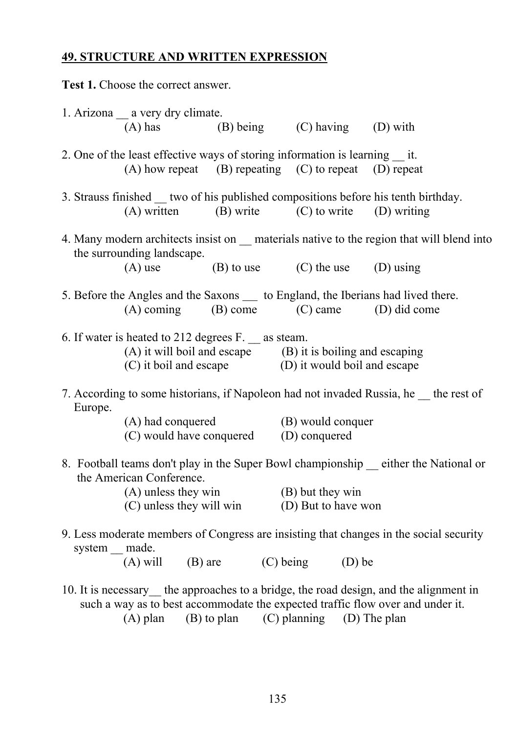## <u>49. STRUCTURE AND WRITTEN EXPRESSION</u>

**Test 1.** Choose the correct answer.

1. Arizona __ a very dry climate.
   (A) has (B) being (C) having (D) with

2. One of the least effective ways of storing information is learning __ it.
   (A) how repeat (B) repeating (C) to repeat (D) repeat

3. Strauss finished __ two of his published compositions before his tenth birthday.
   (A) written (B) write (C) to write (D) writing

4. Many modern architects insist on __ materials native to the region that will blend into the surrounding landscape.
   (A) use (B) to use (C) the use (D) using

5. Before the Angles and the Saxons ___ to England, the Iberians had lived there.
   (A) coming (B) come (C) came (D) did come

6. If water is heated to 212 degrees F. __ as steam.
   (A) it will boil and escape (B) it is boiling and escaping
   (C) it boil and escape (D) it would boil and escape

7. According to some historians, if Napoleon had not invaded Russia, he __ the rest of Europe.
   (A) had conquered (B) would conquer
   (C) would have conquered (D) conquered

8. Football teams don't play in the Super Bowl championship __ either the National or the American Conference.
   (A) unless they win (B) but they win
   (C) unless they will win (D) But to have won

9. Less moderate members of Congress are insisting that changes in the social security system __ made.
   (A) will (B) are (C) being (D) be

10. It is necessary__ the approaches to a bridge, the road design, and the alignment in such a way as to best accommodate the expected traffic flow over and under it.
    (A) plan (B) to plan (C) planning (D) The plan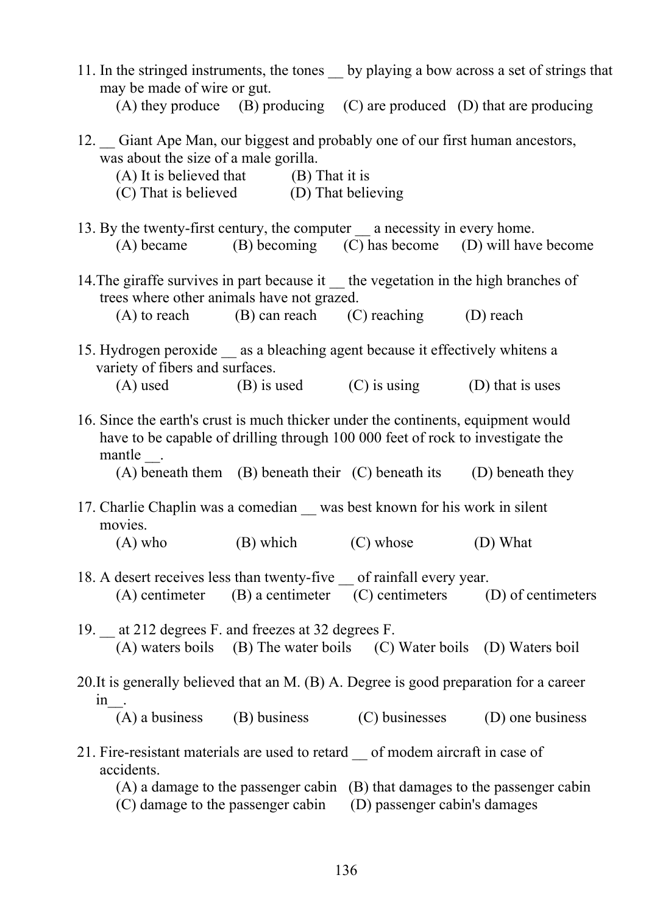11. In the stringed instruments, the tones __ by playing a bow across a set of strings that may be made of wire or gut.
    (A) they produce (B) producing (C) are produced (D) that are producing

12. __ Giant Ape Man, our biggest and probably one of our first human ancestors, was about the size of a male gorilla.
    (A) It is believed that (B) That it is
    (C) That is believed (D) That believing

13. By the twenty-first century, the computer __ a necessity in every home.
    (A) became (B) becoming (C) has become (D) will have become

14. The giraffe survives in part because it __ the vegetation in the high branches of trees where other animals have not grazed.
    (A) to reach (B) can reach (C) reaching (D) reach

15. Hydrogen peroxide __ as a bleaching agent because it effectively whitens a variety of fibers and surfaces.
    (A) used (B) is used (C) is using (D) that is uses

16. Since the earth's crust is much thicker under the continents, equipment would have to be capable of drilling through 100 000 feet of rock to investigate the mantle __.
    (A) beneath them (B) beneath their (C) beneath its (D) beneath they

17. Charlie Chaplin was a comedian __ was best known for his work in silent movies.
    (A) who (B) which (C) whose (D) What

18. A desert receives less than twenty-five __ of rainfall every year.
    (A) centimeter (B) a centimeter (C) centimeters (D) of centimeters

19. __ at 212 degrees F. and freezes at 32 degrees F.
    (A) waters boils (B) The water boils (C) Water boils (D) Waters boil

20. It is generally believed that an M. (B) A. Degree is good preparation for a career in__.
    (A) a business (B) business (C) businesses (D) one business

21. Fire-resistant materials are used to retard __ of modem aircraft in case of accidents.
    (A) a damage to the passenger cabin (B) that damages to the passenger cabin
    (C) damage to the passenger cabin (D) passenger cabin's damages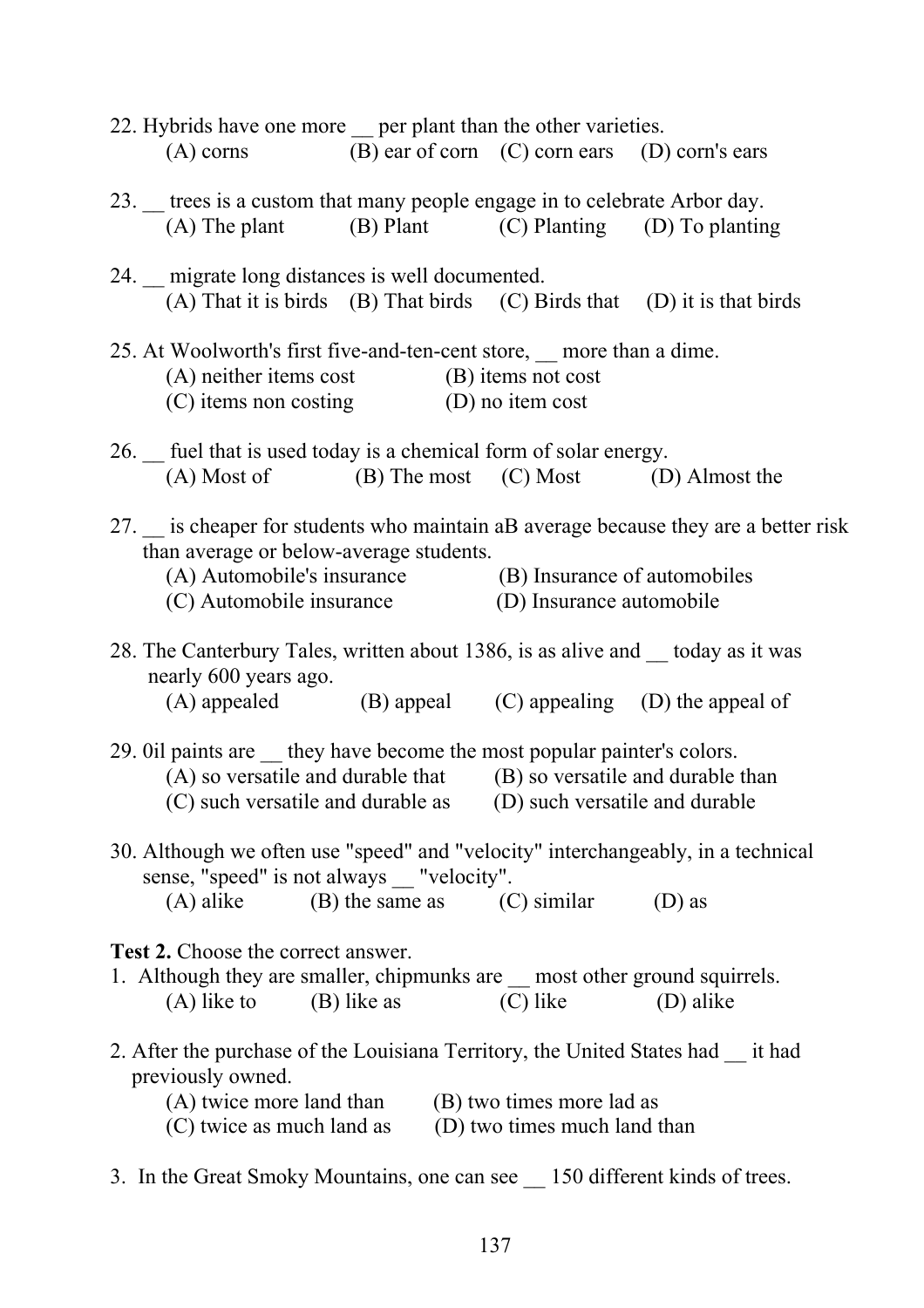22. Hybrids have one more __ per plant than the other varieties.
    (A) corns (B) ear of corn (C) corn ears (D) corn's ears

23. __ trees is a custom that many people engage in to celebrate Arbor day.
    (A) The plant (B) Plant (C) Planting (D) To planting

24. __ migrate long distances is well documented.
    (A) That it is birds (B) That birds (C) Birds that (D) it is that birds

25. At Woolworth's first five-and-ten-cent store, __ more than a dime.
    (A) neither items cost (B) items not cost
    (C) items non costing (D) no item cost

26. __ fuel that is used today is a chemical form of solar energy.
    (A) Most of (B) The most (C) Most (D) Almost the

27. __ is cheaper for students who maintain aB average because they are a better risk than average or below-average students.
    (A) Automobile's insurance (B) Insurance of automobiles
    (C) Automobile insurance (D) Insurance automobile

28. The Canterbury Tales, written about 1386, is as alive and __ today as it was nearly 600 years ago.
    (A) appealed (B) appeal (C) appealing (D) the appeal of

29. 0il paints are __ they have become the most popular painter's colors.
    (A) so versatile and durable that (B) so versatile and durable than
    (C) such versatile and durable as (D) such versatile and durable

30. Although we often use "speed" and "velocity" interchangeably, in a technical sense, "speed" is not always __ "velocity".
    (A) alike (B) the same as (C) similar (D) as

**Test 2.** Choose the correct answer.

1. Although they are smaller, chipmunks are __ most other ground squirrels.
   (A) like to (B) like as (C) like (D) alike

2. After the purchase of the Louisiana Territory, the United States had __ it had previously owned.
   (A) twice more land than (B) two times more lad as
   (C) twice as much land as (D) two times much land than

3. In the Great Smoky Mountains, one can see __ 150 different kinds of trees.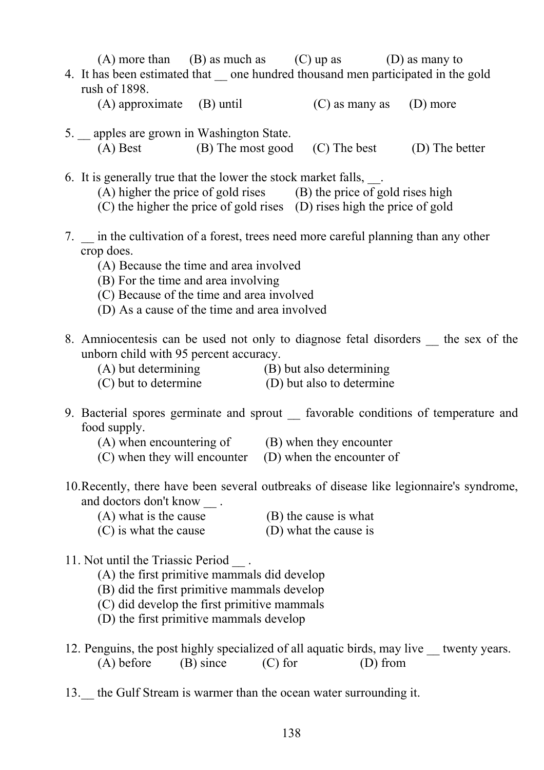(A) more than (B) as much as (C) up as (D) as many to

4. It has been estimated that __ one hundred thousand men participated in the gold rush of 1898.
   (A) approximate (B) until (C) as many as (D) more

5. __ apples are grown in Washington State.
   (A) Best (B) The most good (C) The best (D) The better

6. It is generally true that the lower the stock market falls, __.
   (A) higher the price of gold rises (B) the price of gold rises high
   (C) the higher the price of gold rises (D) rises high the price of gold

7. __ in the cultivation of a forest, trees need more careful planning than any other crop does.
   (A) Because the time and area involved
   (B) For the time and area involving
   (C) Because of the time and area involved
   (D) As a cause of the time and area involved

8. Amniocentesis can be used not only to diagnose fetal disorders __ the sex of the unborn child with 95 percent accuracy.
   (A) but determining (B) but also determining
   (C) but to determine (D) but also to determine

9. Bacterial spores germinate and sprout __ favorable conditions of temperature and food supply.
   (A) when encountering of (B) when they encounter
   (C) when they will encounter (D) when the encounter of

10. Recently, there have been several outbreaks of disease like legionnaire's syndrome, and doctors don't know __ .
    (A) what is the cause (B) the cause is what
    (C) is what the cause (D) what the cause is

11. Not until the Triassic Period __ .
    (A) the first primitive mammals did develop
    (B) did the first primitive mammals develop
    (C) did develop the first primitive mammals
    (D) the first primitive mammals develop

12. Penguins, the post highly specialized of all aquatic birds, may live __ twenty years.
    (A) before (B) since (C) for (D) from

13. __ the Gulf Stream is warmer than the ocean water surrounding it.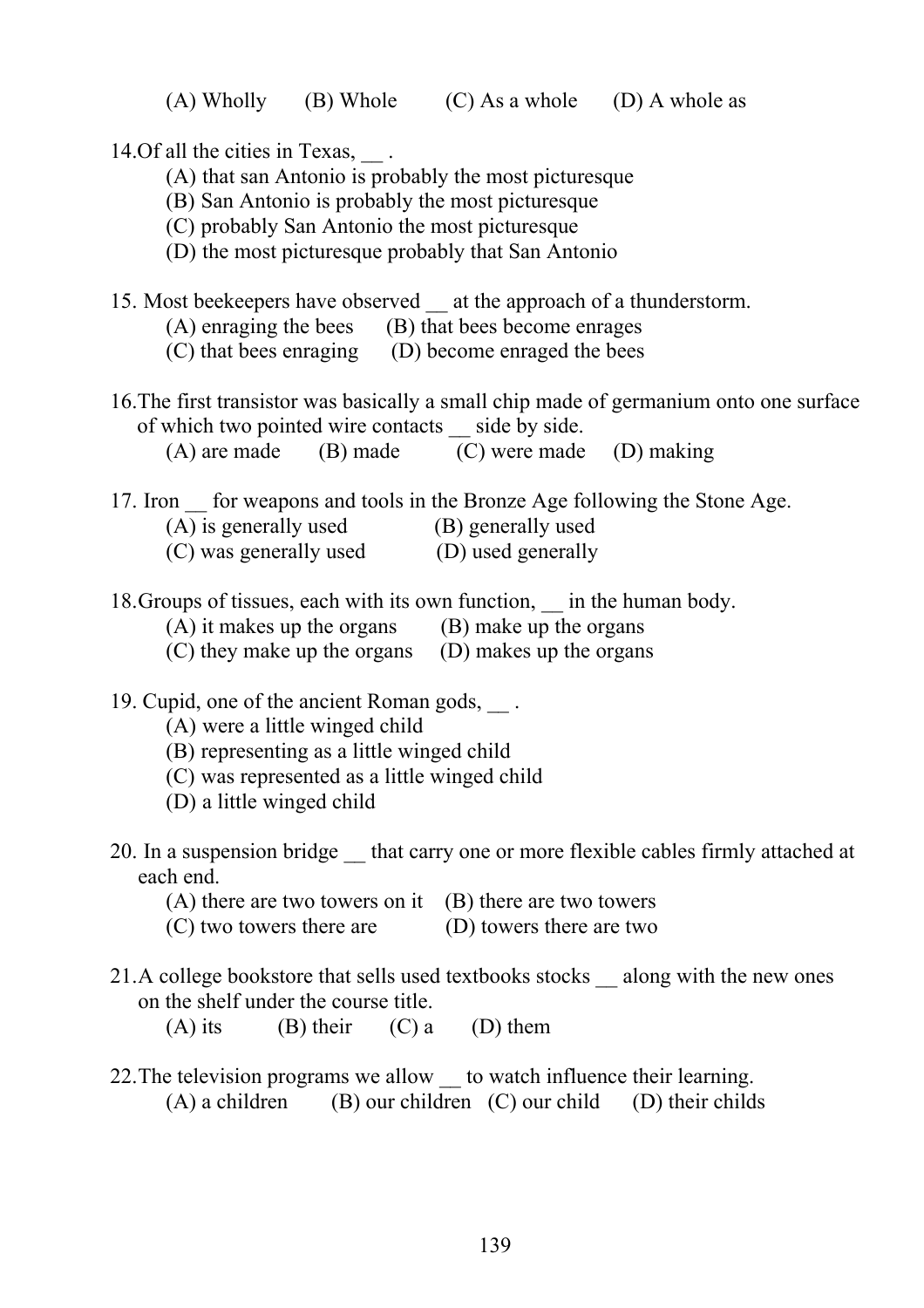(A) Wholly (B) Whole (C) As a whole (D) A whole as

14.Of all the cities in Texas, __ .

(A) that san Antonio is probably the most picturesque
(B) San Antonio is probably the most picturesque
(C) probably San Antonio the most picturesque
(D) the most picturesque probably that San Antonio

15. Most beekeepers have observed __ at the approach of a thunderstorm.

(A) enraging the bees (B) that bees become enrages
(C) that bees enraging (D) become enraged the bees

16.The first transistor was basically a small chip made of germanium onto one surface of which two pointed wire contacts __ side by side.

(A) are made (B) made (C) were made (D) making

17. Iron __ for weapons and tools in the Bronze Age following the Stone Age.

(A) is generally used (B) generally used
(C) was generally used (D) used generally

18.Groups of tissues, each with its own function, __ in the human body.

(A) it makes up the organs (B) make up the organs
(C) they make up the organs (D) makes up the organs

19. Cupid, one of the ancient Roman gods, __ .

(A) were a little winged child
(B) representing as a little winged child
(C) was represented as a little winged child
(D) a little winged child

20. In a suspension bridge __ that carry one or more flexible cables firmly attached at each end.

(A) there are two towers on it (B) there are two towers
(C) two towers there are (D) towers there are two

21.A college bookstore that sells used textbooks stocks __ along with the new ones on the shelf under the course title.

(A) its (B) their (C) a (D) them

22.The television programs we allow __ to watch influence their learning.

(A) a children (B) our children (C) our child (D) their childs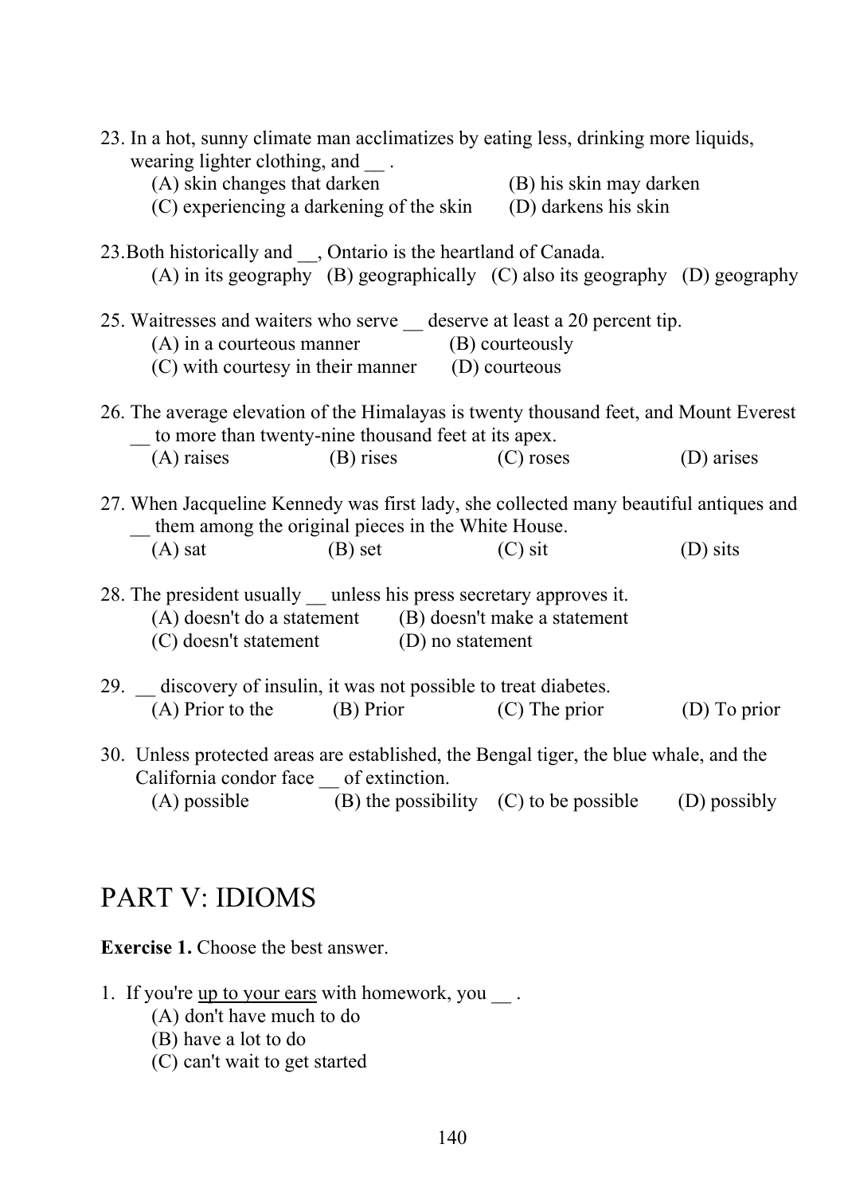23. In a hot, sunny climate man acclimatizes by eating less, drinking more liquids, wearing lighter clothing, and __ .
    (A) skin changes that darken
    (B) his skin may darken
    (C) experiencing a darkening of the skin
    (D) darkens his skin

23.Both historically and __, Ontario is the heartland of Canada.
    (A) in its geography (B) geographically (C) also its geography (D) geography

25. Waitresses and waiters who serve __ deserve at least a 20 percent tip.
    (A) in a courteous manner
    (B) courteously
    (C) with courtesy in their manner
    (D) courteous

26. The average elevation of the Himalayas is twenty thousand feet, and Mount Everest __ to more than twenty-nine thousand feet at its apex.
    (A) raises (B) rises (C) roses (D) arises

27. When Jacqueline Kennedy was first lady, she collected many beautiful antiques and __ them among the original pieces in the White House.
    (A) sat (B) set (C) sit (D) sits

28. The president usually __ unless his press secretary approves it.
    (A) doesn't do a statement
    (B) doesn't make a statement
    (C) doesn't statement
    (D) no statement

29. __ discovery of insulin, it was not possible to treat diabetes.
    (A) Prior to the (B) Prior (C) The prior (D) To prior

30. Unless protected areas are established, the Bengal tiger, the blue whale, and the California condor face __ of extinction.
    (A) possible (B) the possibility (C) to be possible (D) possibly

# PART V: IDIOMS

**Exercise 1.** Choose the best answer.

1. If you're <u>up to your ears</u> with homework, you __ .
    (A) don't have much to do
    (B) have a lot to do
    (C) can't wait to get started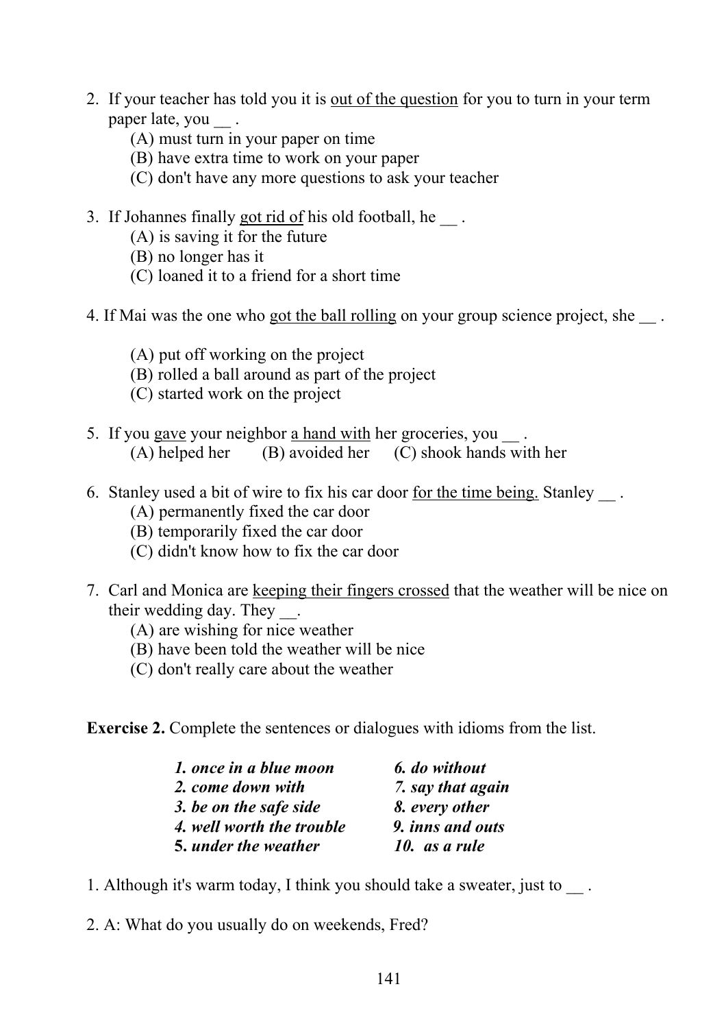2. If your teacher has told you it is <u>out of the question</u> for you to turn in your term paper late, you __ .
   (A) must turn in your paper on time
   (B) have extra time to work on your paper
   (C) don't have any more questions to ask your teacher

3. If Johannes finally <u>got rid of</u> his old football, he __ .
   (A) is saving it for the future
   (B) no longer has it
   (C) loaned it to a friend for a short time

4. If Mai was the one who <u>got the ball rolling</u> on your group science project, she __ .

   (A) put off working on the project
   (B) rolled a ball around as part of the project
   (C) started work on the project

5. If you <u>gave</u> your neighbor <u>a hand with</u> her groceries, you __ .
   (A) helped her (B) avoided her (C) shook hands with her

6. Stanley used a bit of wire to fix his car door <u>for the time being.</u> Stanley __ .
   (A) permanently fixed the car door
   (B) temporarily fixed the car door
   (C) didn't know how to fix the car door

7. Carl and Monica are <u>keeping their fingers crossed</u> that the weather will be nice on their wedding day. They __.
   (A) are wishing for nice weather
   (B) have been told the weather will be nice
   (C) don't really care about the weather

**Exercise 2.** Complete the sentences or dialogues with idioms from the list.

| | |
|---|---|
| ***1. once in a blue moon*** | ***6. do without*** |
| ***2. come down with*** | ***7. say that again*** |
| ***3. be on the safe side*** | ***8. every other*** |
| ***4. well worth the trouble*** | ***9. inns and outs*** |
| ***5. under the weather*** | ***10. as a rule*** |

1. Although it's warm today, I think you should take a sweater, just to __ .

2. A: What do you usually do on weekends, Fred?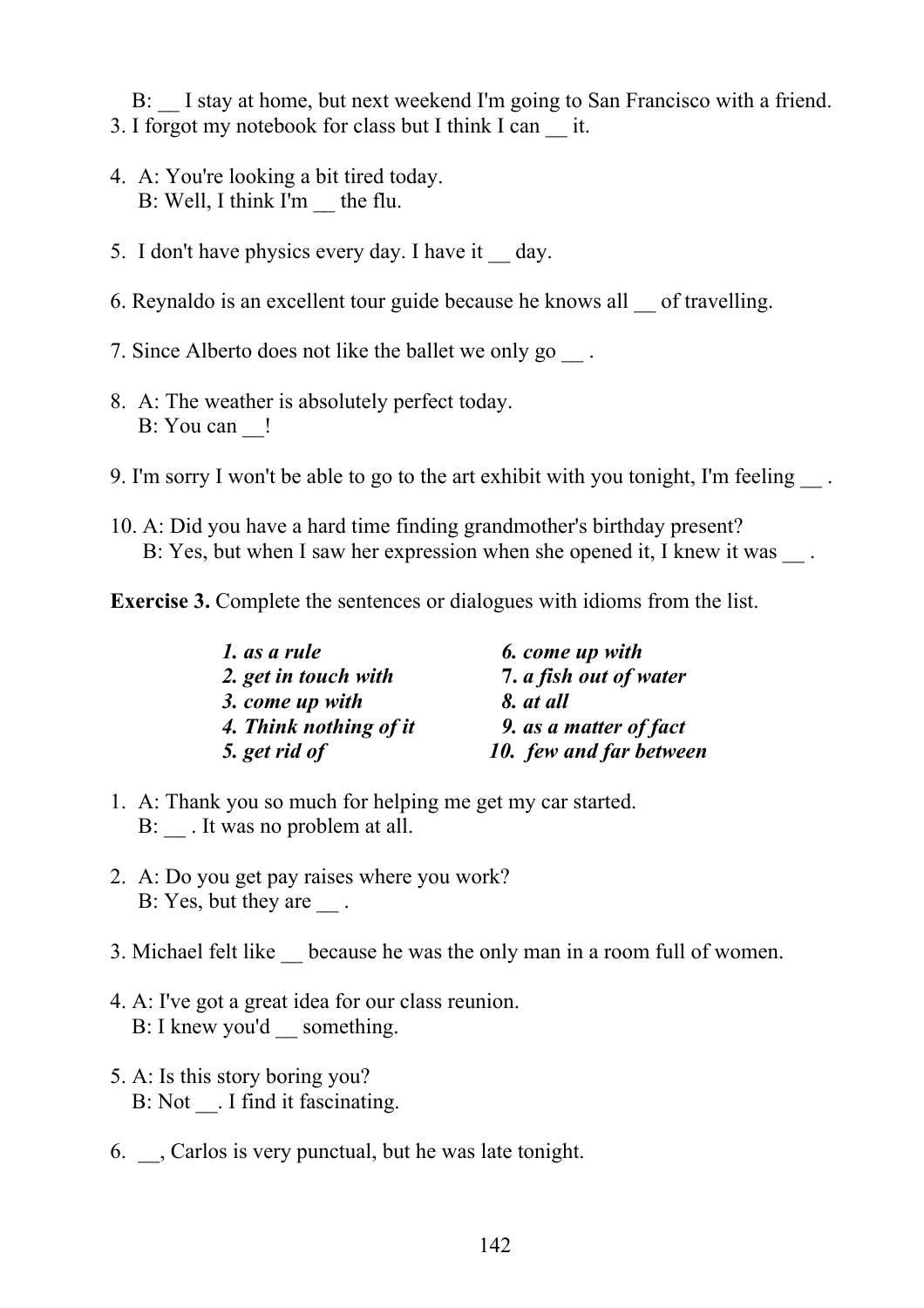B: __ I stay at home, but next weekend I'm going to San Francisco with a friend.

3. I forgot my notebook for class but I think I can __ it.

4. A: You're looking a bit tired today.
   B: Well, I think I'm __ the flu.

5. I don't have physics every day. I have it __ day.

6. Reynaldo is an excellent tour guide because he knows all __ of travelling.

7. Since Alberto does not like the ballet we only go __ .

8. A: The weather is absolutely perfect today.
   B: You can __!

9. I'm sorry I won't be able to go to the art exhibit with you tonight, I'm feeling __ .

10. A: Did you have a hard time finding grandmother's birthday present?
    B: Yes, but when I saw her expression when she opened it, I knew it was __ .

**Exercise 3.** Complete the sentences or dialogues with idioms from the list.

| | |
|---|---|
| ***1. as a rule*** | ***6. come up with*** |
| ***2. get in touch with*** | ***7. a fish out of water*** |
| ***3. come up with*** | ***8. at all*** |
| ***4. Think nothing of it*** | ***9. as a matter of fact*** |
| ***5. get rid of*** | ***10. few and far between*** |

1. A: Thank you so much for helping me get my car started.
   B: __ . It was no problem at all.

2. A: Do you get pay raises where you work?
   B: Yes, but they are __ .

3. Michael felt like __ because he was the only man in a room full of women.

4. A: I've got a great idea for our class reunion.
   B: I knew you'd __ something.

5. A: Is this story boring you?
   B: Not __. I find it fascinating.

6. __, Carlos is very punctual, but he was late tonight.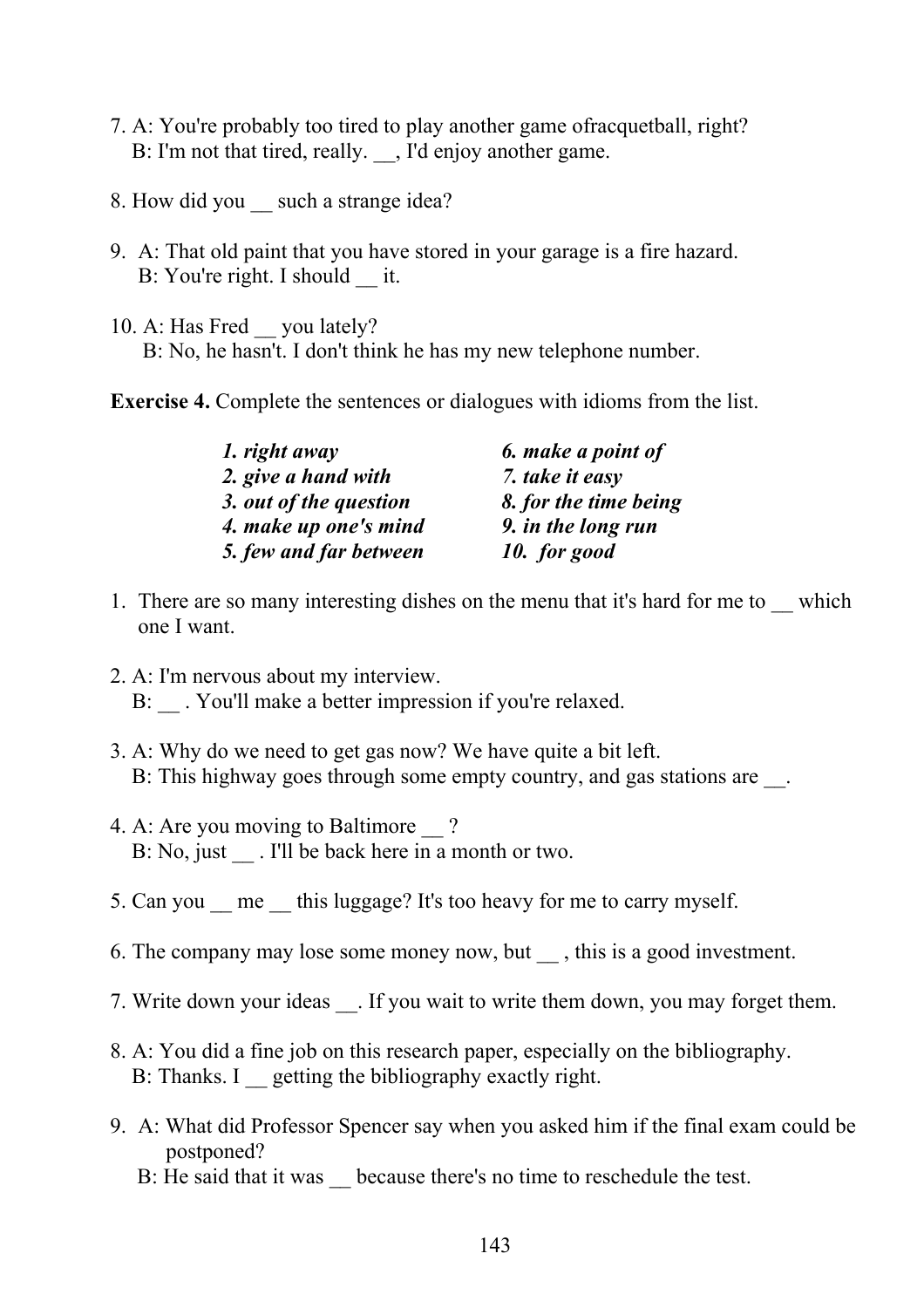7. A: You're probably too tired to play another game ofracquetball, right?
   B: I'm not that tired, really. __, I'd enjoy another game.

8. How did you __ such a strange idea?

9. A: That old paint that you have stored in your garage is a fire hazard.
   B: You're right. I should __ it.

10. A: Has Fred __ you lately?
    B: No, he hasn't. I don't think he has my new telephone number.

**Exercise 4.** Complete the sentences or dialogues with idioms from the list.

| | |
|---|---|
| ***1. right away*** | ***6. make a point of*** |
| ***2. give a hand with*** | ***7. take it easy*** |
| ***3. out of the question*** | ***8. for the time being*** |
| ***4. make up one's mind*** | ***9. in the long run*** |
| ***5. few and far between*** | ***10. for good*** |

1. There are so many interesting dishes on the menu that it's hard for me to __ which one I want.

2. A: I'm nervous about my interview.
   B: __ . You'll make a better impression if you're relaxed.

3. A: Why do we need to get gas now? We have quite a bit left.
   B: This highway goes through some empty country, and gas stations are __.

4. A: Are you moving to Baltimore __ ?
   B: No, just __ . I'll be back here in a month or two.

5. Can you __ me __ this luggage? It's too heavy for me to carry myself.

6. The company may lose some money now, but __ , this is a good investment.

7. Write down your ideas __. If you wait to write them down, you may forget them.

8. A: You did a fine job on this research paper, especially on the bibliography.
   B: Thanks. I __ getting the bibliography exactly right.

9. A: What did Professor Spencer say when you asked him if the final exam could be postponed?
   B: He said that it was __ because there's no time to reschedule the test.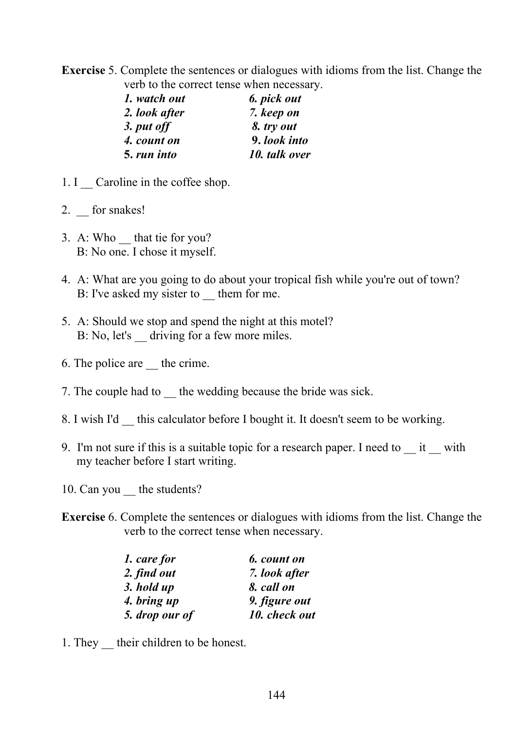**Exercise** 5. Complete the sentences or dialogues with idioms from the list. Change the verb to the correct tense when necessary.

| | |
|---|---|
| ***1. watch out*** | ***6. pick out*** |
| ***2. look after*** | ***7. keep on*** |
| ***3. put off*** | ***8. try out*** |
| ***4. count on*** | ***9. look into*** |
| ***5. run into*** | ***10. talk over*** |

1. I __ Caroline in the coffee shop.

2. __ for snakes!

3. A: Who __ that tie for you?
   B: No one. I chose it myself.

4. A: What are you going to do about your tropical fish while you're out of town?
   B: I've asked my sister to __ them for me.

5. A: Should we stop and spend the night at this motel?
   B: No, let's __ driving for a few more miles.

6. The police are __ the crime.

7. The couple had to __ the wedding because the bride was sick.

8. I wish I'd __ this calculator before I bought it. It doesn't seem to be working.

9. I'm not sure if this is a suitable topic for a research paper. I need to __ it __ with my teacher before I start writing.

10. Can you __ the students?

**Exercise** 6. Complete the sentences or dialogues with idioms from the list. Change the verb to the correct tense when necessary.

| | |
|---|---|
| ***1. care for*** | ***6. count on*** |
| ***2. find out*** | ***7. look after*** |
| ***3. hold up*** | ***8. call on*** |
| ***4. bring up*** | ***9. figure out*** |
| ***5. drop our of*** | ***10. check out*** |

1. They __ their children to be honest.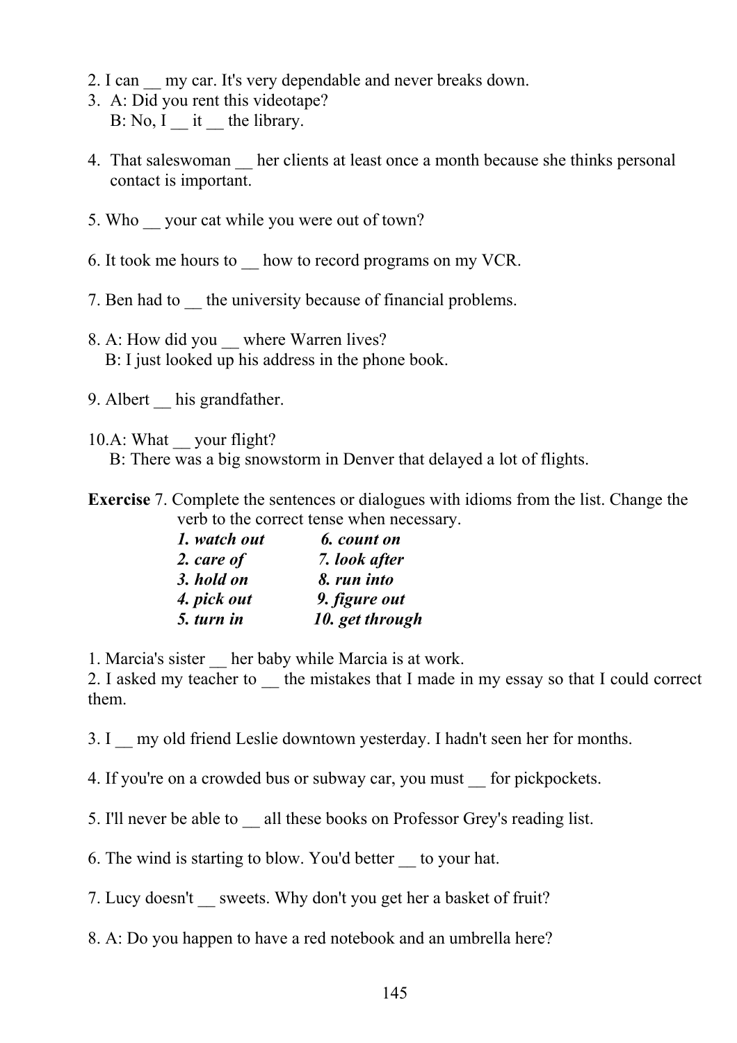2. I can __ my car. It's very dependable and never breaks down.

3. A: Did you rent this videotape?
   B: No, I __ it __ the library.

4. That saleswoman __ her clients at least once a month because she thinks personal contact is important.

5. Who __ your cat while you were out of town?

6. It took me hours to __ how to record programs on my VCR.

7. Ben had to __ the university because of financial problems.

8. A: How did you __ where Warren lives?
   B: I just looked up his address in the phone book.

9. Albert __ his grandfather.

10. A: What __ your flight?
    B: There was a big snowstorm in Denver that delayed a lot of flights.

**Exercise** 7. Complete the sentences or dialogues with idioms from the list. Change the verb to the correct tense when necessary.

| | |
|---|---|
| ***1. watch out*** | ***6. count on*** |
| ***2. care of*** | ***7. look after*** |
| ***3. hold on*** | ***8. run into*** |
| ***4. pick out*** | ***9. figure out*** |
| ***5. turn in*** | ***10. get through*** |

1. Marcia's sister __ her baby while Marcia is at work.
2. I asked my teacher to __ the mistakes that I made in my essay so that I could correct them.

3. I __ my old friend Leslie downtown yesterday. I hadn't seen her for months.

4. If you're on a crowded bus or subway car, you must __ for pickpockets.

5. I'll never be able to __ all these books on Professor Grey's reading list.

6. The wind is starting to blow. You'd better __ to your hat.

7. Lucy doesn't __ sweets. Why don't you get her a basket of fruit?

8. A: Do you happen to have a red notebook and an umbrella here?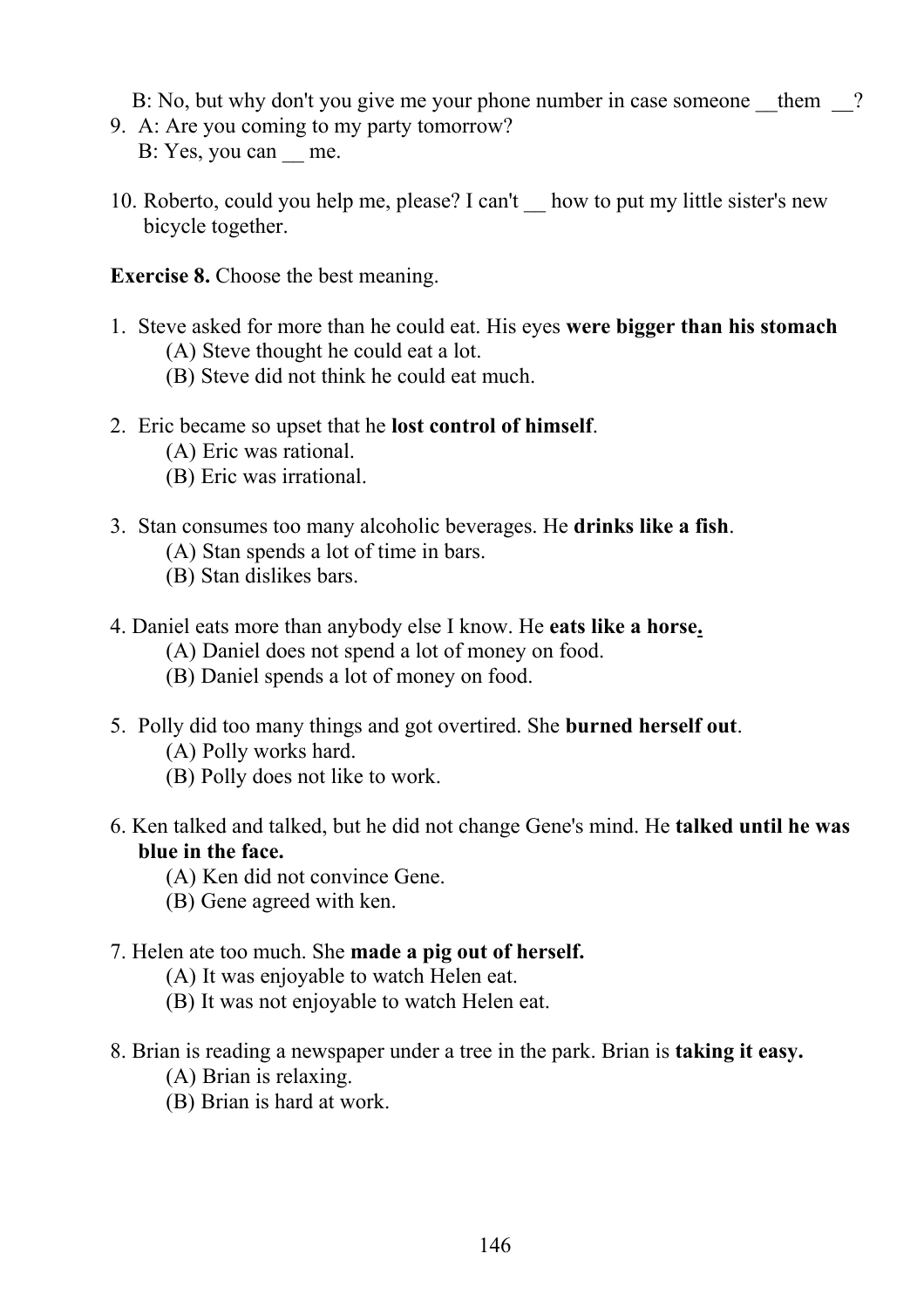B: No, but why don't you give me your phone number in case someone __them __?

9. A: Are you coming to my party tomorrow?
   B: Yes, you can __ me.

10. Roberto, could you help me, please? I can't __ how to put my little sister's new bicycle together.

**Exercise 8.** Choose the best meaning.

1. Steve asked for more than he could eat. His eyes **were bigger than his stomach**
   (A) Steve thought he could eat a lot.
   (B) Steve did not think he could eat much.

2. Eric became so upset that he **lost control of himself**.
   (A) Eric was rational.
   (B) Eric was irrational.

3. Stan consumes too many alcoholic beverages. He **drinks like a fish**.
   (A) Stan spends a lot of time in bars.
   (B) Stan dislikes bars.

4. Daniel eats more than anybody else I know. He **eats like a horse.**
   (A) Daniel does not spend a lot of money on food.
   (B) Daniel spends a lot of money on food.

5. Polly did too many things and got overtired. She **burned herself out**.
   (A) Polly works hard.
   (B) Polly does not like to work.

6. Ken talked and talked, but he did not change Gene's mind. He **talked until he was blue in the face.**
   (A) Ken did not convince Gene.
   (B) Gene agreed with ken.

7. Helen ate too much. She **made a pig out of herself.**
   (A) It was enjoyable to watch Helen eat.
   (B) It was not enjoyable to watch Helen eat.

8. Brian is reading a newspaper under a tree in the park. Brian is **taking it easy.**
   (A) Brian is relaxing.
   (B) Brian is hard at work.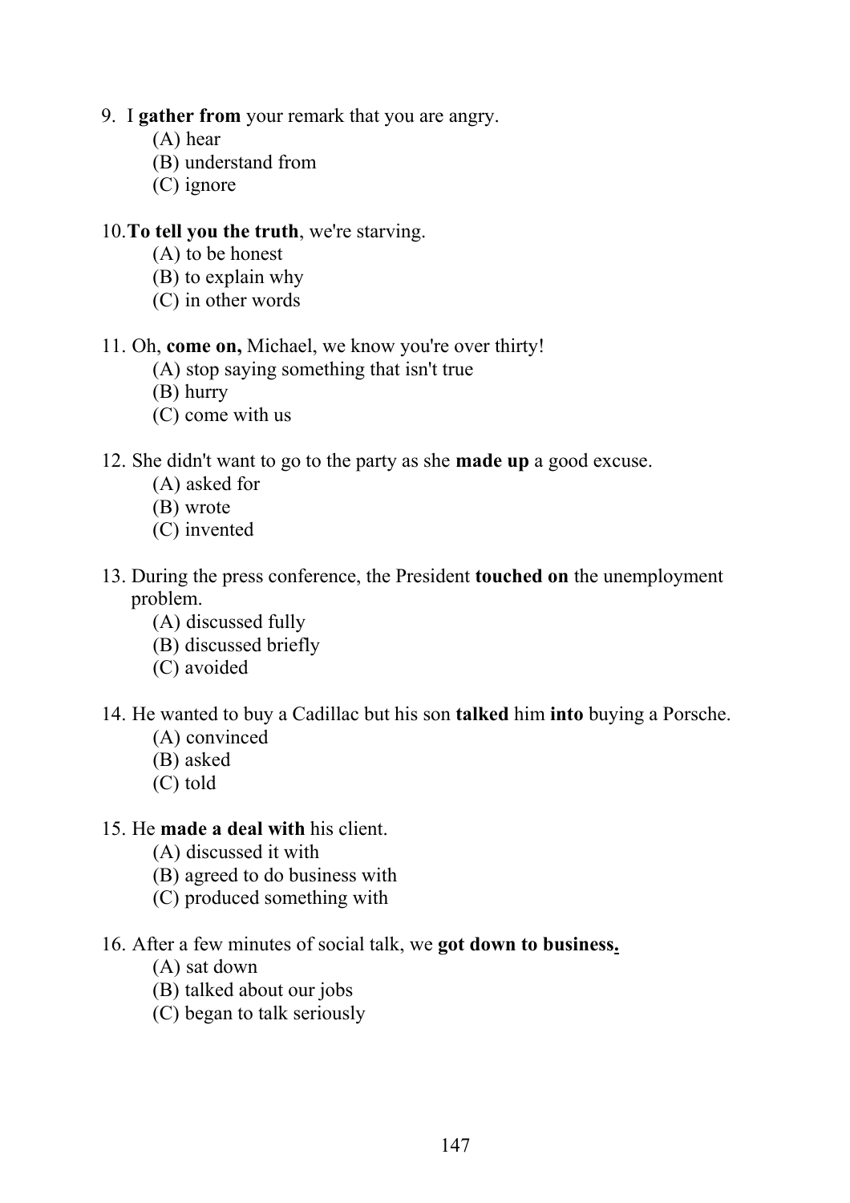9. I **gather from** your remark that you are angry.
   (A) hear
   (B) understand from
   (C) ignore

10. **To tell you the truth**, we're starving.
   (A) to be honest
   (B) to explain why
   (C) in other words

11. Oh, **come on,** Michael, we know you're over thirty!
   (A) stop saying something that isn't true
   (B) hurry
   (C) come with us

12. She didn't want to go to the party as she **made up** a good excuse.
   (A) asked for
   (B) wrote
   (C) invented

13. During the press conference, the President **touched on** the unemployment problem.
   (A) discussed fully
   (B) discussed briefly
   (C) avoided

14. He wanted to buy a Cadillac but his son **talked** him **into** buying a Porsche.
   (A) convinced
   (B) asked
   (C) told

15. He **made a deal with** his client.
   (A) discussed it with
   (B) agreed to do business with
   (C) produced something with

16. After a few minutes of social talk, we **got down to business.**
   (A) sat down
   (B) talked about our jobs
   (C) began to talk seriously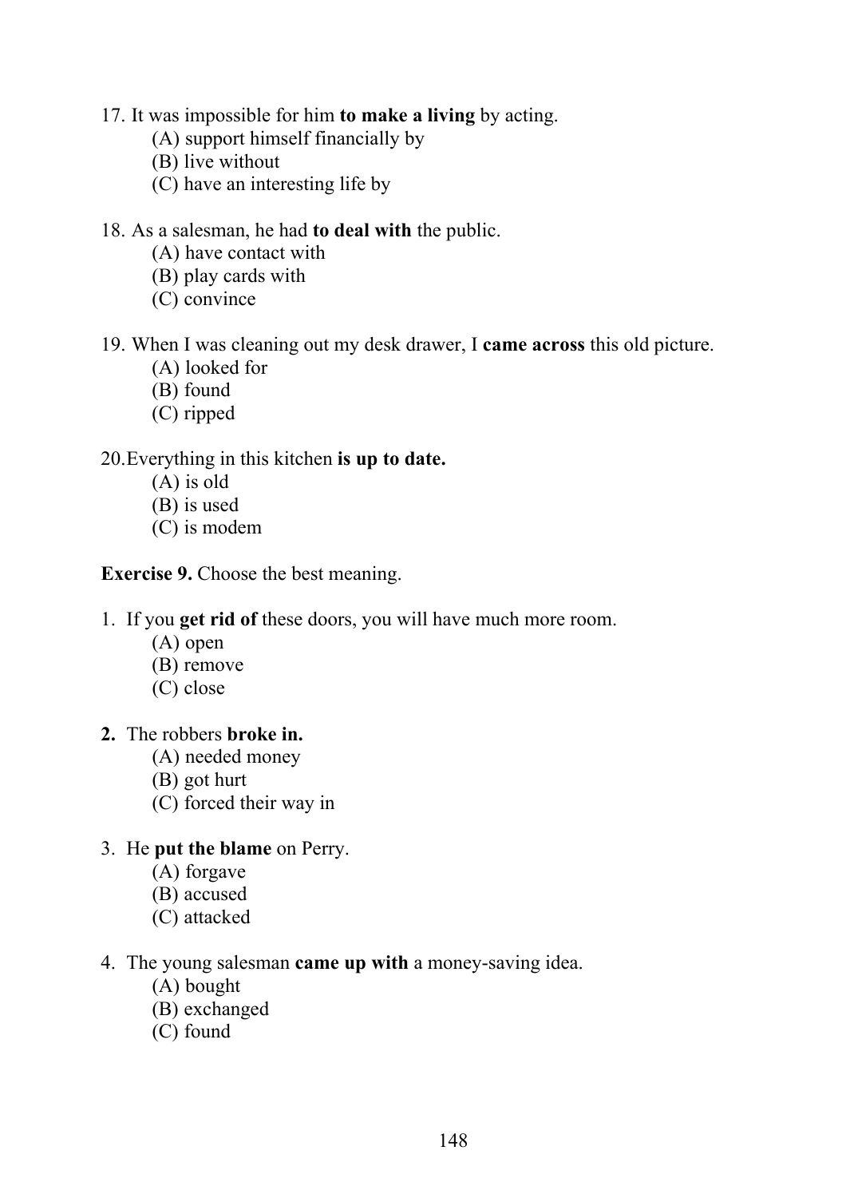17. It was impossible for him **to make a living** by acting.
    (A) support himself financially by
    (B) live without
    (C) have an interesting life by

18. As a salesman, he had **to deal with** the public.
    (A) have contact with
    (B) play cards with
    (C) convince

19. When I was cleaning out my desk drawer, I **came across** this old picture.
    (A) looked for
    (B) found
    (C) ripped

20. Everything in this kitchen **is up to date.**
    (A) is old
    (B) is used
    (C) is modem

**Exercise 9.** Choose the best meaning.

1. If you **get rid of** these doors, you will have much more room.
   (A) open
   (B) remove
   (C) close

2. The robbers **broke in.**
   (A) needed money
   (B) got hurt
   (C) forced their way in

3. He **put the blame** on Perry.
   (A) forgave
   (B) accused
   (C) attacked

4. The young salesman **came up with** a money-saving idea.
   (A) bought
   (B) exchanged
   (C) found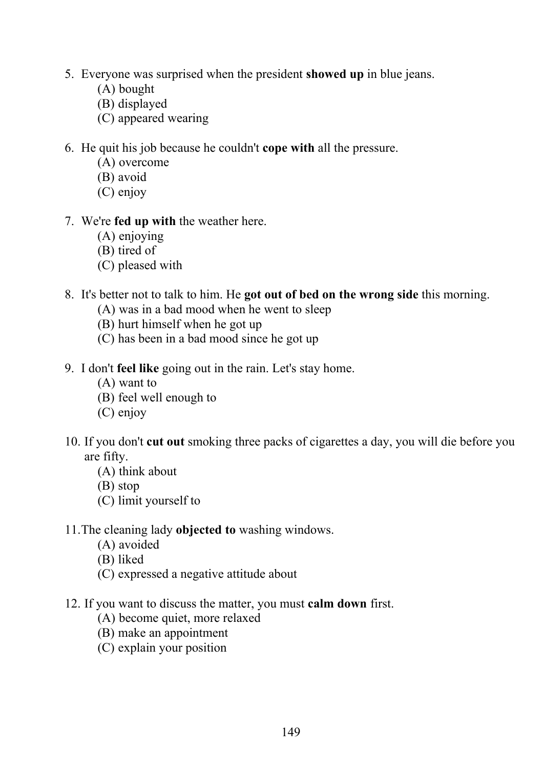5. Everyone was surprised when the president **showed up** in blue jeans.
   (A) bought
   (B) displayed
   (C) appeared wearing

6. He quit his job because he couldn't **cope with** all the pressure.
   (A) overcome
   (B) avoid
   (C) enjoy

7. We're **fed up with** the weather here.
   (A) enjoying
   (B) tired of
   (C) pleased with

8. It's better not to talk to him. He **got out of bed on the wrong side** this morning.
   (A) was in a bad mood when he went to sleep
   (B) hurt himself when he got up
   (C) has been in a bad mood since he got up

9. I don't **feel like** going out in the rain. Let's stay home.
   (A) want to
   (B) feel well enough to
   (C) enjoy

10. If you don't **cut out** smoking three packs of cigarettes a day, you will die before you are fifty.
   (A) think about
   (B) stop
   (C) limit yourself to

11. The cleaning lady **objected to** washing windows.
   (A) avoided
   (B) liked
   (C) expressed a negative attitude about

12. If you want to discuss the matter, you must **calm down** first.
   (A) become quiet, more relaxed
   (B) make an appointment
   (C) explain your position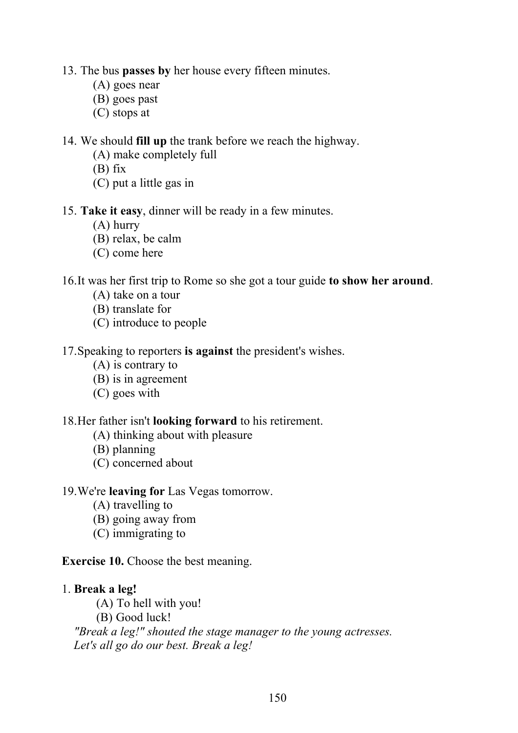13. The bus **passes by** her house every fifteen minutes.
    (A) goes near
    (B) goes past
    (C) stops at

14. We should **fill up** the trank before we reach the highway.
    (A) make completely full
    (B) fix
    (C) put a little gas in

15. **Take it easy**, dinner will be ready in a few minutes.
    (A) hurry
    (B) relax, be calm
    (C) come here

16. It was her first trip to Rome so she got a tour guide **to show her around**.
    (A) take on a tour
    (B) translate for
    (C) introduce to people

17. Speaking to reporters **is against** the president's wishes.
    (A) is contrary to
    (B) is in agreement
    (C) goes with

18. Her father isn't **looking forward** to his retirement.
    (A) thinking about with pleasure
    (B) planning
    (C) concerned about

19. We're **leaving for** Las Vegas tomorrow.
    (A) travelling to
    (B) going away from
    (C) immigrating to

**Exercise 10.** Choose the best meaning.

1. **Break a leg!**
    (A) To hell with you!
    (B) Good luck!

*"Break a leg!" shouted the stage manager to the young actresses.*
*Let's all go do our best. Break a leg!*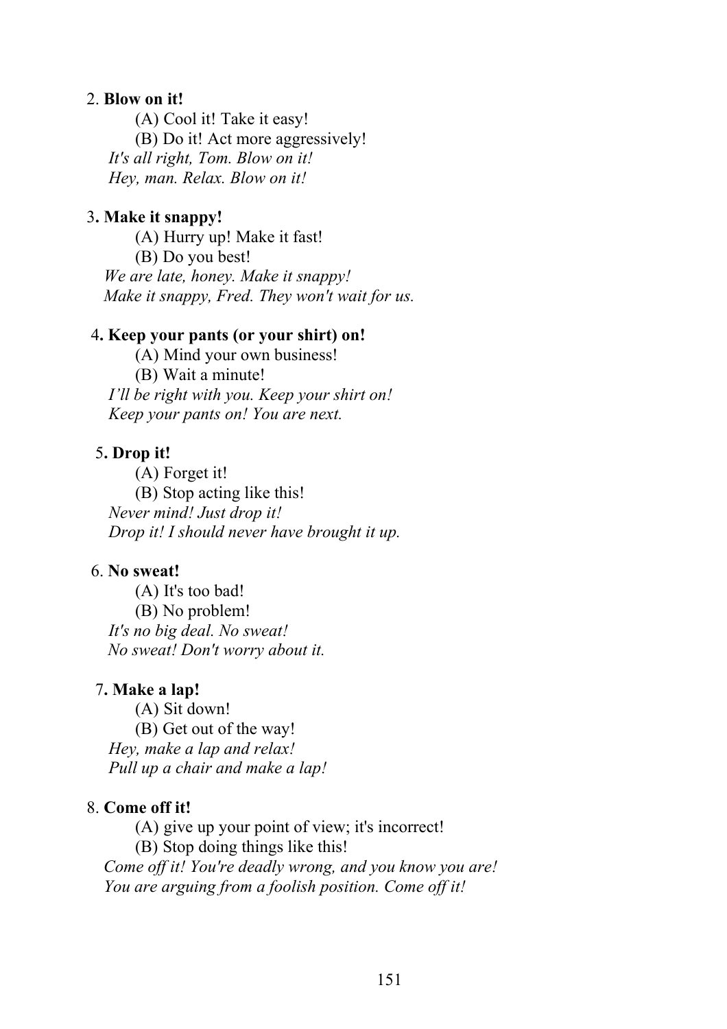2. **Blow on it!**

(A) Cool it! Take it easy!

(B) Do it! Act more aggressively!

*It's all right, Tom. Blow on it!*

*Hey, man. Relax. Blow on it!*

3**. Make it snappy!**

(A) Hurry up! Make it fast!

(B) Do you best!

*We are late, honey. Make it snappy!*

*Make it snappy, Fred. They won't wait for us.*

4**. Keep your pants (or your shirt) on!**

(A) Mind your own business!

(B) Wait a minute!

*I'll be right with you. Keep your shirt on!*

*Keep your pants on! You are next.*

5**. Drop it!**

(A) Forget it!

(B) Stop acting like this!

*Never mind! Just drop it!*

*Drop it! I should never have brought it up.*

6. **No sweat!**

(A) It's too bad!

(B) No problem!

*It's no big deal. No sweat!*

*No sweat! Don't worry about it.*

7**. Make a lap!**

(A) Sit down!

(B) Get out of the way!

*Hey, make a lap and relax!*

*Pull up a chair and make a lap!*

8. **Come off it!**

(A) give up your point of view; it's incorrect!

(B) Stop doing things like this!

*Come off it! You're deadly wrong, and you know you are!*

*You are arguing from a foolish position. Come off it!*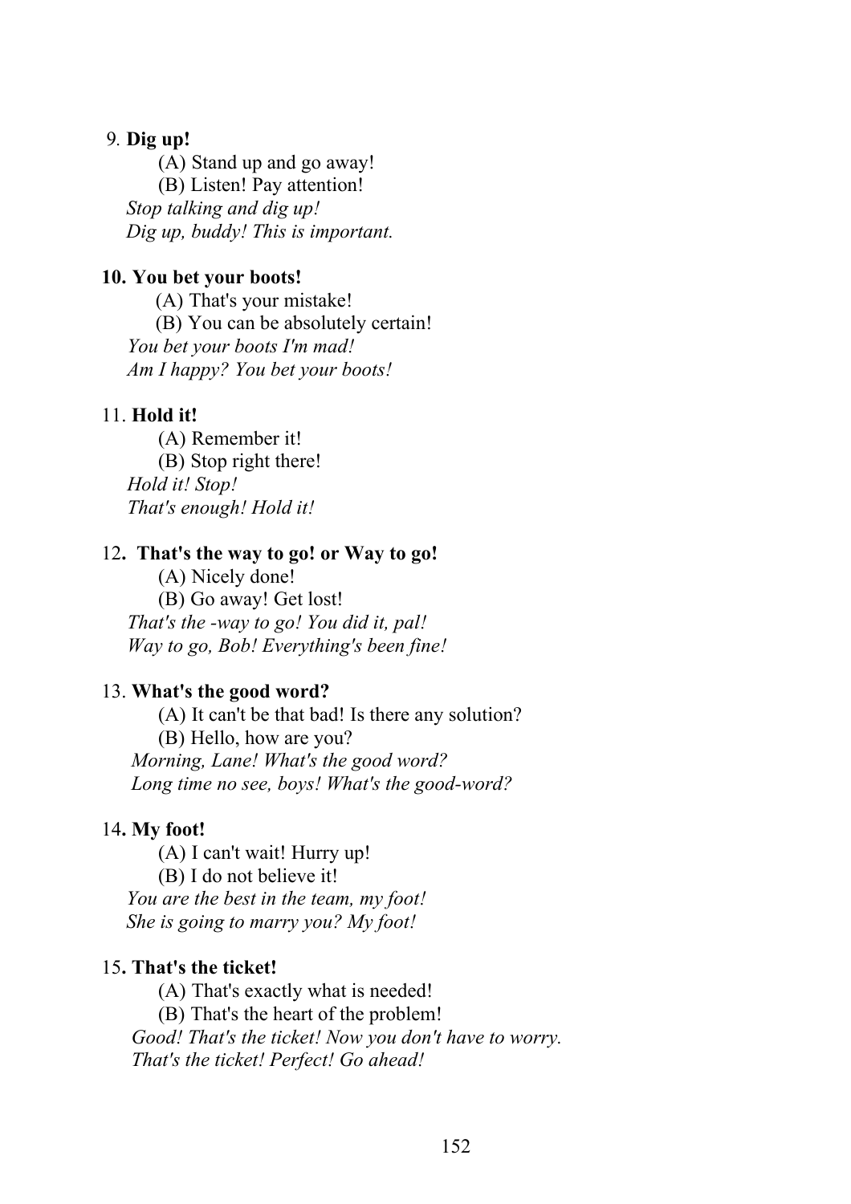9. **Dig up!**

(A) Stand up and go away!
(B) Listen! Pay attention!

*Stop talking and dig up!*
*Dig up, buddy! This is important.*

**10. You bet your boots!**

(A) That's your mistake!
(B) You can be absolutely certain!

*You bet your boots I'm mad!*
*Am I happy? You bet your boots!*

11. **Hold it!**

(A) Remember it!
(B) Stop right there!

*Hold it! Stop!*
*That's enough! Hold it!*

12**. That's the way to go! or Way to go!**

(A) Nicely done!
(B) Go away! Get lost!

*That's the -way to go! You did it, pal!*
*Way to go, Bob! Everything's been fine!*

13. **What's the good word?**

(A) It can't be that bad! Is there any solution?
(B) Hello, how are you?

*Morning, Lane! What's the good word?*
*Long time no see, boys! What's the good-word?*

14**. My foot!**

(A) I can't wait! Hurry up!
(B) I do not believe it!

*You are the best in the team, my foot!*
*She is going to marry you? My foot!*

15**. That's the ticket!**

(A) That's exactly what is needed!
(B) That's the heart of the problem!

*Good! That's the ticket! Now you don't have to worry.*
*That's the ticket! Perfect! Go ahead!*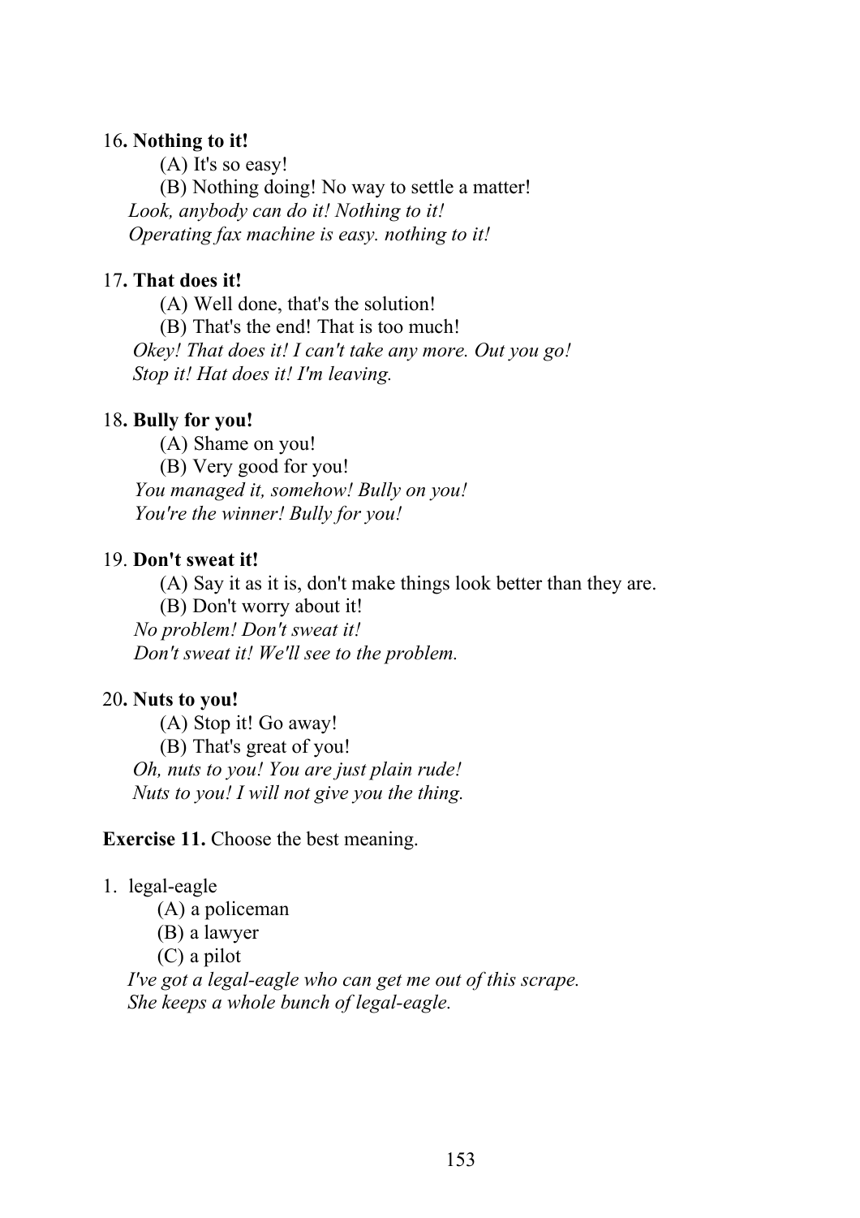16**. Nothing to it!**

(A) It's so easy!

(B) Nothing doing! No way to settle a matter!

*Look, anybody can do it! Nothing to it!*
*Operating fax machine is easy. nothing to it!*

17**. That does it!**

(A) Well done, that's the solution!

(B) That's the end! That is too much!

*Okey! That does it! I can't take any more. Out you go!*
*Stop it! Hat does it! I'm leaving.*

18**. Bully for you!**

(A) Shame on you!

(B) Very good for you!

*You managed it, somehow! Bully on you!*
*You're the winner! Bully for you!*

19. **Don't sweat it!**

(A) Say it as it is, don't make things look better than they are.

(B) Don't worry about it!

*No problem! Don't sweat it!*
*Don't sweat it! We'll see to the problem.*

20**. Nuts to you!**

(A) Stop it! Go away!

(B) That's great of you!

*Oh, nuts to you! You are just plain rude!*
*Nuts to you! I will not give you the thing.*

**Exercise 11.** Choose the best meaning.

1. legal-eagle

(A) a policeman

(B) a lawyer

(C) a pilot

*I've got a legal-eagle who can get me out of this scrape.*
*She keeps a whole bunch of legal-eagle.*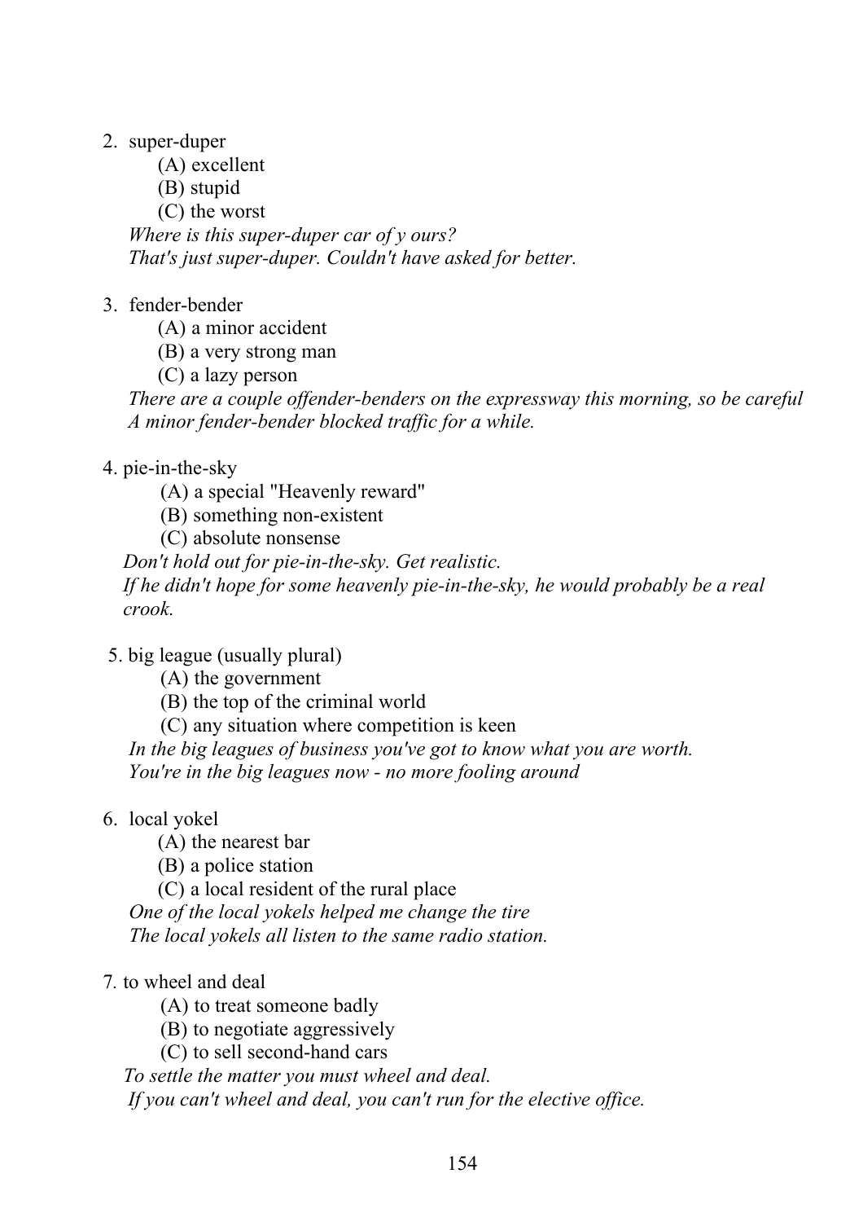2. super-duper
   (A) excellent
   (B) stupid
   (C) the worst
   *Where is this super-duper car of y ours?*
   *That's just super-duper. Couldn't have asked for better.*

3. fender-bender
   (A) a minor accident
   (B) a very strong man
   (C) a lazy person
   *There are a couple offender-benders on the expressway this morning, so be careful*
   *A minor fender-bender blocked traffic for a while.*

4. pie-in-the-sky
   (A) a special "Heavenly reward"
   (B) something non-existent
   (C) absolute nonsense
   *Don't hold out for pie-in-the-sky. Get realistic.*
   *If he didn't hope for some heavenly pie-in-the-sky, he would probably be a real crook.*

5. big league (usually plural)
   (A) the government
   (B) the top of the criminal world
   (C) any situation where competition is keen
   *In the big leagues of business you've got to know what you are worth.*
   *You're in the big leagues now - no more fooling around*

6. local yokel
   (A) the nearest bar
   (B) a police station
   (C) a local resident of the rural place
   *One of the local yokels helped me change the tire*
   *The local yokels all listen to the same radio station.*

7. to wheel and deal
   (A) to treat someone badly
   (B) to negotiate aggressively
   (C) to sell second-hand cars
   *To settle the matter you must wheel and deal.*
   *If you can't wheel and deal, you can't run for the elective office.*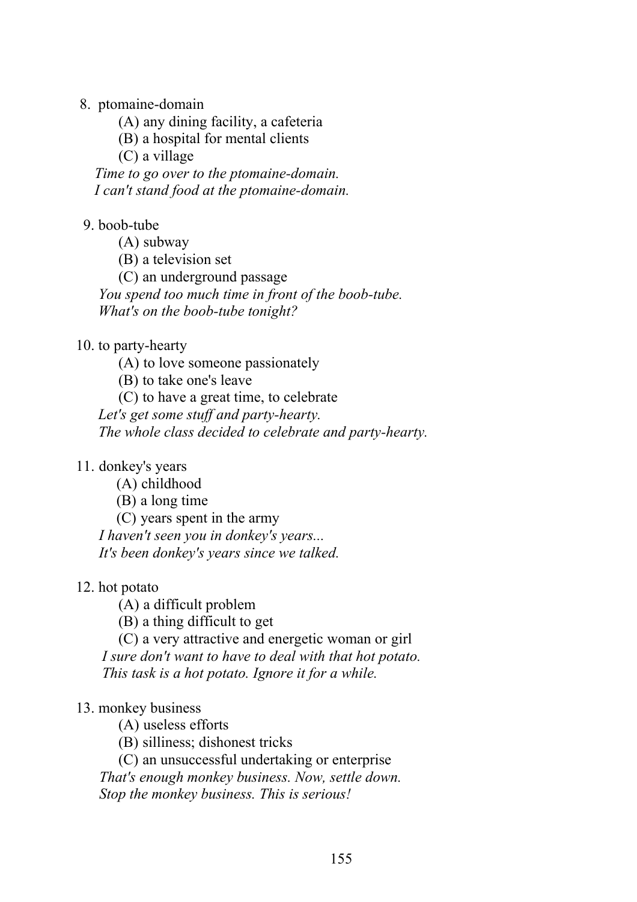8. ptomaine-domain

    (A) any dining facility, a cafeteria

    (B) a hospital for mental clients

    (C) a village

    *Time to go over to the ptomaine-domain.*
    *I can't stand food at the ptomaine-domain.*

9. boob-tube

    (A) subway

    (B) a television set

    (C) an underground passage

    *You spend too much time in front of the boob-tube.*
    *What's on the boob-tube tonight?*

10. to party-hearty

    (A) to love someone passionately

    (B) to take one's leave

    (C) to have a great time, to celebrate

    *Let's get some stuff and party-hearty.*
    *The whole class decided to celebrate and party-hearty.*

11. donkey's years

    (A) childhood

    (B) a long time

    (C) years spent in the army

    *I haven't seen you in donkey's years...*
    *It's been donkey's years since we talked.*

12. hot potato

    (A) a difficult problem

    (B) a thing difficult to get

    (C) a very attractive and energetic woman or girl

    *I sure don't want to have to deal with that hot potato.*
    *This task is a hot potato. Ignore it for a while.*

13. monkey business

    (A) useless efforts

    (B) silliness; dishonest tricks

    (C) an unsuccessful undertaking or enterprise

    *That's enough monkey business. Now, settle down.*
    *Stop the monkey business. This is serious!*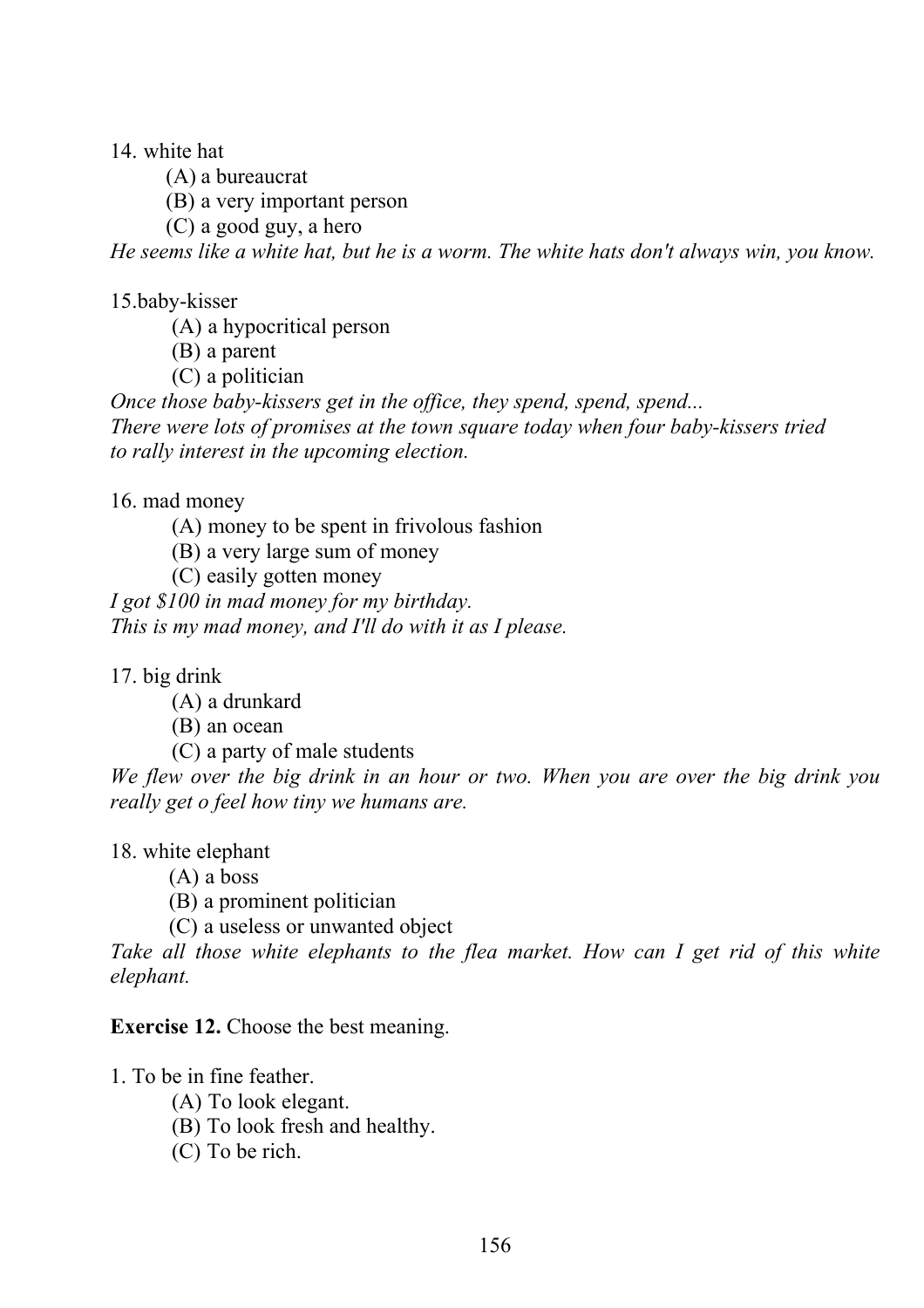14. white hat

(A) a bureaucrat

(B) a very important person

(C) a good guy, a hero

*He seems like a white hat, but he is a worm. The white hats don't always win, you know.*

15.baby-kisser

(A) a hypocritical person

(B) a parent

(C) a politician

*Once those baby-kissers get in the office, they spend, spend, spend...*
*There were lots of promises at the town square today when four baby-kissers tried to rally interest in the upcoming election.*

16. mad money

(A) money to be spent in frivolous fashion

(B) a very large sum of money

(C) easily gotten money

*I got $100 in mad money for my birthday.*
*This is my mad money, and I'll do with it as I please.*

17. big drink

(A) a drunkard

(B) an ocean

(C) a party of male students

*We flew over the big drink in an hour or two. When you are over the big drink you really get o feel how tiny we humans are.*

18. white elephant

(A) a boss

(B) a prominent politician

(C) a useless or unwanted object

*Take all those white elephants to the flea market. How can I get rid of this white elephant.*

**Exercise 12.** Choose the best meaning.

1. To be in fine feather.

(A) To look elegant.

(B) To look fresh and healthy.

(C) To be rich.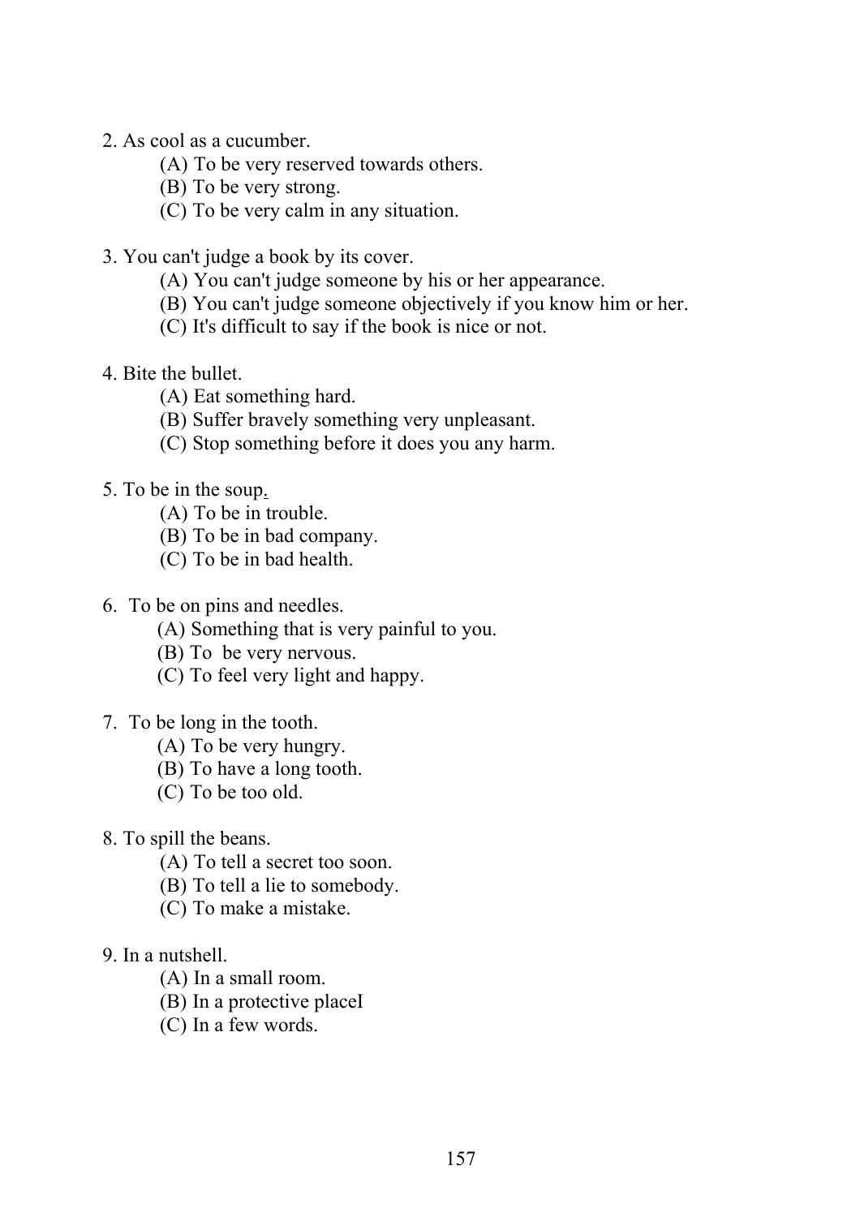2. As cool as a cucumber.

   (A) To be very reserved towards others.
   (B) To be very strong.
   (C) To be very calm in any situation.

3. You can't judge a book by its cover.

   (A) You can't judge someone by his or her appearance.
   (B) You can't judge someone objectively if you know him or her.
   (C) It's difficult to say if the book is nice or not.

4. Bite the bullet.

   (A) Eat something hard.
   (B) Suffer bravely something very unpleasant.
   (C) Stop something before it does you any harm.

5. To be in the soup.

   (A) To be in trouble.
   (B) To be in bad company.
   (C) To be in bad health.

6. To be on pins and needles.

   (A) Something that is very painful to you.
   (B) To be very nervous.
   (C) To feel very light and happy.

7. To be long in the tooth.

   (A) To be very hungry.
   (B) To have a long tooth.
   (C) To be too old.

8. To spill the beans.

   (A) To tell a secret too soon.
   (B) To tell a lie to somebody.
   (C) To make a mistake.

9. In a nutshell.

   (A) In a small room.
   (B) In a protective placeI
   (C) In a few words.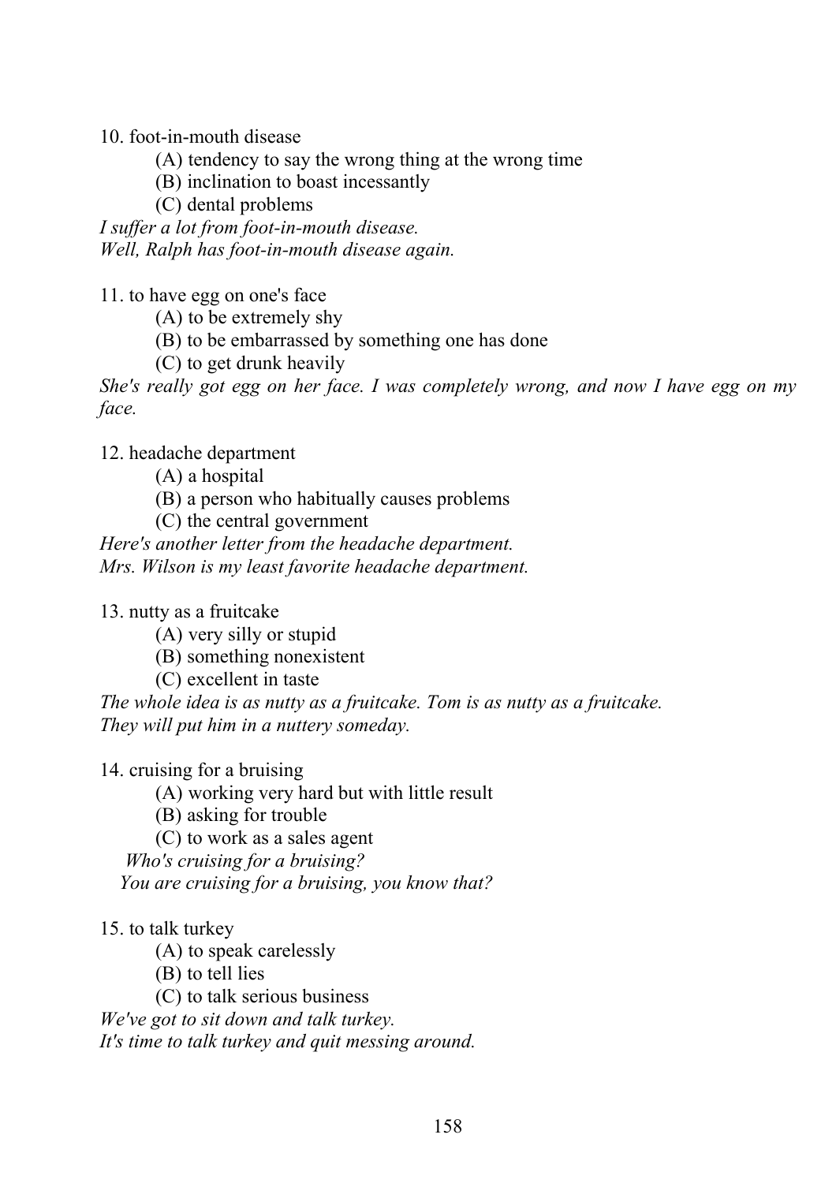10. foot-in-mouth disease

(A) tendency to say the wrong thing at the wrong time

(B) inclination to boast incessantly

(C) dental problems

*I suffer a lot from foot-in-mouth disease.*
*Well, Ralph has foot-in-mouth disease again.*

11. to have egg on one's face

(A) to be extremely shy

(B) to be embarrassed by something one has done

(C) to get drunk heavily

*She's really got egg on her face. I was completely wrong, and now I have egg on my face.*

12. headache department

(A) a hospital

(B) a person who habitually causes problems

(C) the central government

*Here's another letter from the headache department.*
*Mrs. Wilson is my least favorite headache department.*

13. nutty as a fruitcake

(A) very silly or stupid

(B) something nonexistent

(C) excellent in taste

*The whole idea is as nutty as a fruitcake. Tom is as nutty as a fruitcake.*
*They will put him in a nuttery someday.*

14. cruising for a bruising

(A) working very hard but with little result

(B) asking for trouble

(C) to work as a sales agent

*Who's cruising for a bruising?*
*You are cruising for a bruising, you know that?*

15. to talk turkey

(A) to speak carelessly

(B) to tell lies

(C) to talk serious business

*We've got to sit down and talk turkey.*
*It's time to talk turkey and quit messing around.*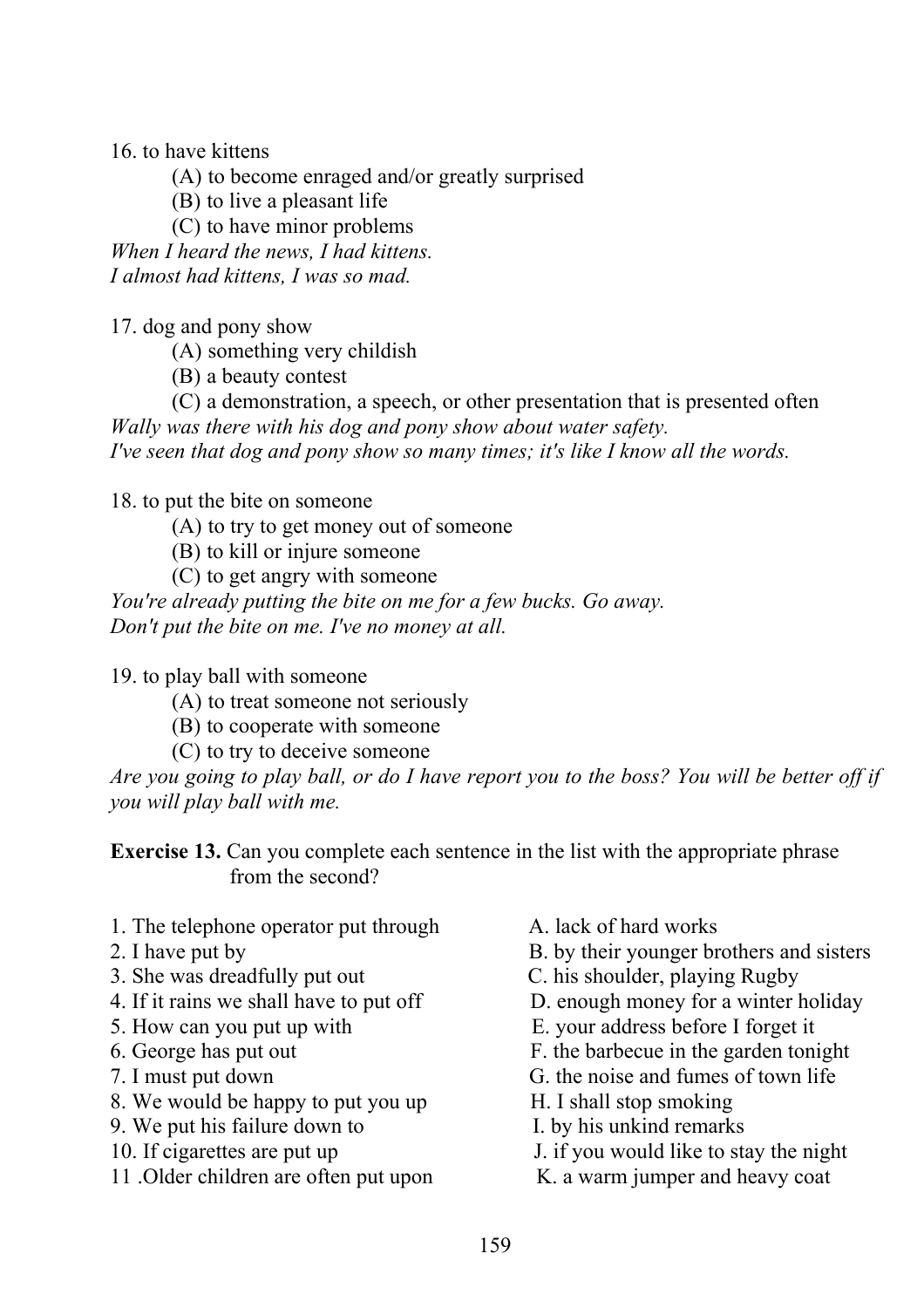16. to have kittens

(A) to become enraged and/or greatly surprised

(B) to live a pleasant life

(C) to have minor problems

*When I heard the news, I had kittens.*
*I almost had kittens, I was so mad.*

17. dog and pony show

(A) something very childish

(B) a beauty contest

(C) a demonstration, a speech, or other presentation that is presented often

*Wally was there with his dog and pony show about water safety.*
*I've seen that dog and pony show so many times; it's like I know all the words.*

18. to put the bite on someone

(A) to try to get money out of someone

(B) to kill or injure someone

(C) to get angry with someone

*You're already putting the bite on me for a few bucks. Go away.*
*Don't put the bite on me. I've no money at all.*

19. to play ball with someone

(A) to treat someone not seriously

(B) to cooperate with someone

(C) to try to deceive someone

*Are you going to play ball, or do I have report you to the boss? You will be better off if you will play ball with me.*

**Exercise 13.** Can you complete each sentence in the list with the appropriate phrase from the second?

1. The telephone operator put through
2. I have put by
3. She was dreadfully put out
4. If it rains we shall have to put off
5. How can you put up with
6. George has put out
7. I must put down
8. We would be happy to put you up
9. We put his failure down to
10. If cigarettes are put up
11. Older children are often put upon

A. lack of hard works
B. by their younger brothers and sisters
C. his shoulder, playing Rugby
D. enough money for a winter holiday
E. your address before I forget it
F. the barbecue in the garden tonight
G. the noise and fumes of town life
H. I shall stop smoking
I. by his unkind remarks
J. if you would like to stay the night
K. a warm jumper and heavy coat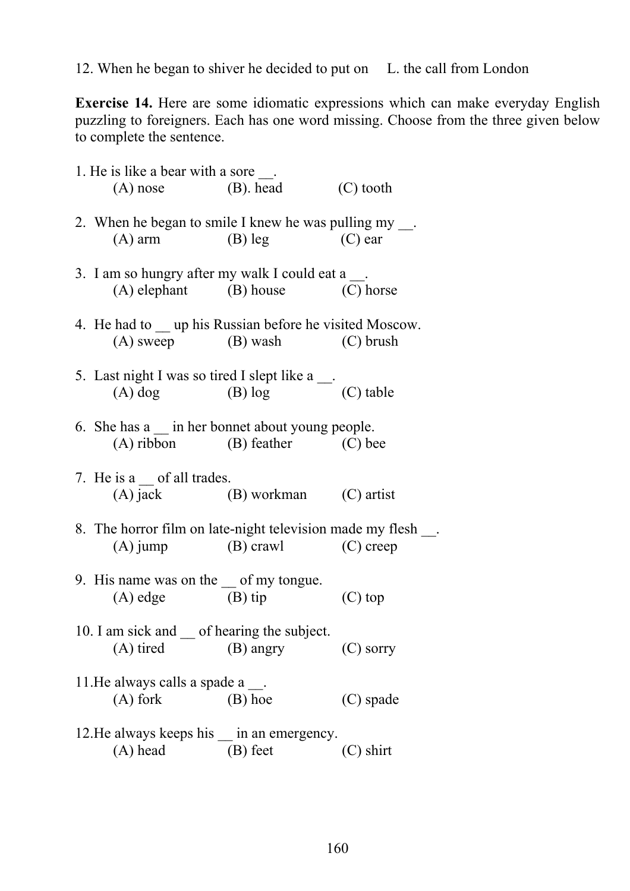12. When he began to shiver he decided to put on L. the call from London

**Exercise 14.** Here are some idiomatic expressions which can make everyday English puzzling to foreigners. Each has one word missing. Choose from the three given below to complete the sentence.

1. He is like a bear with a sore __.
   (A) nose (B). head (C) tooth

2. When he began to smile I knew he was pulling my __.
   (A) arm (B) leg (C) ear

3. I am so hungry after my walk I could eat a __.
   (A) elephant (B) house (C) horse

4. He had to __ up his Russian before he visited Moscow.
   (A) sweep (B) wash (C) brush

5. Last night I was so tired I slept like a __.
   (A) dog (B) log (C) table

6. She has a __ in her bonnet about young people.
   (A) ribbon (B) feather (C) bee

7. He is a __ of all trades.
   (A) jack (B) workman (C) artist

8. The horror film on late-night television made my flesh __.
   (A) jump (B) crawl (C) creep

9. His name was on the __ of my tongue.
   (A) edge (B) tip (C) top

10. I am sick and __ of hearing the subject.
    (A) tired (B) angry (C) sorry

11. He always calls a spade a __.
    (A) fork (B) hoe (C) spade

12. He always keeps his __ in an emergency.
    (A) head (B) feet (C) shirt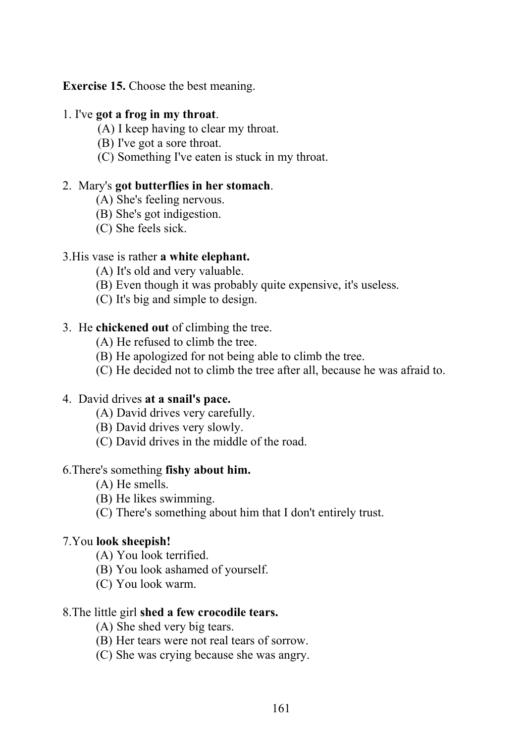**Exercise 15.** Choose the best meaning.

1. I've **got a frog in my throat**.
   (A) I keep having to clear my throat.
   (B) I've got a sore throat.
   (C) Something I've eaten is stuck in my throat.

2. Mary's **got butterflies in her stomach**.
   (A) She's feeling nervous.
   (B) She's got indigestion.
   (C) She feels sick.

3.His vase is rather **a white elephant.**
   (A) It's old and very valuable.
   (B) Even though it was probably quite expensive, it's useless.
   (C) It's big and simple to design.

3. He **chickened out** of climbing the tree.
   (A) He refused to climb the tree.
   (B) He apologized for not being able to climb the tree.
   (C) He decided not to climb the tree after all, because he was afraid to.

4. David drives **at a snail's pace.**
   (A) David drives very carefully.
   (B) David drives very slowly.
   (C) David drives in the middle of the road.

6.There's something **fishy about him.**
   (A) He smells.
   (B) He likes swimming.
   (C) There's something about him that I don't entirely trust.

7.You **look sheepish!**
   (A) You look terrified.
   (B) You look ashamed of yourself.
   (C) You look warm.

8.The little girl **shed a few crocodile tears.**
   (A) She shed very big tears.
   (B) Her tears were not real tears of sorrow.
   (C) She was crying because she was angry.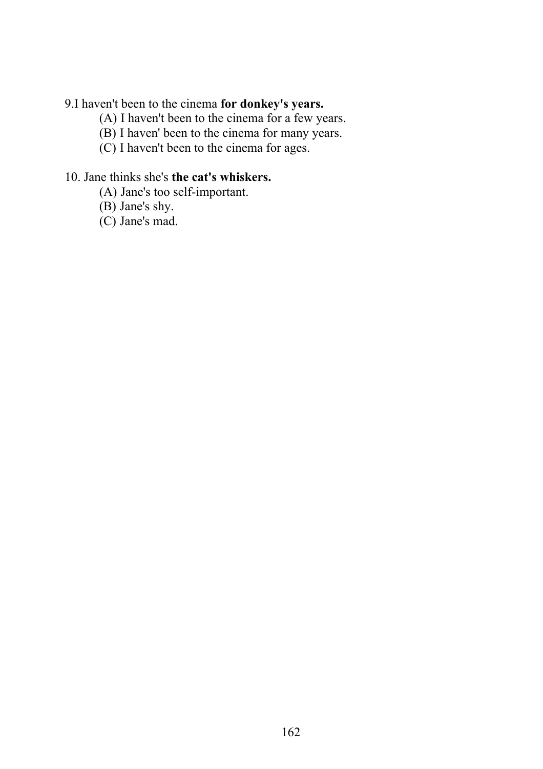9.I haven't been to the cinema **for donkey's years.**

(A) I haven't been to the cinema for a few years.
(B) I haven' been to the cinema for many years.
(C) I haven't been to the cinema for ages.

10. Jane thinks she's **the cat's whiskers.**

(A) Jane's too self-important.
(B) Jane's shy.
(C) Jane's mad.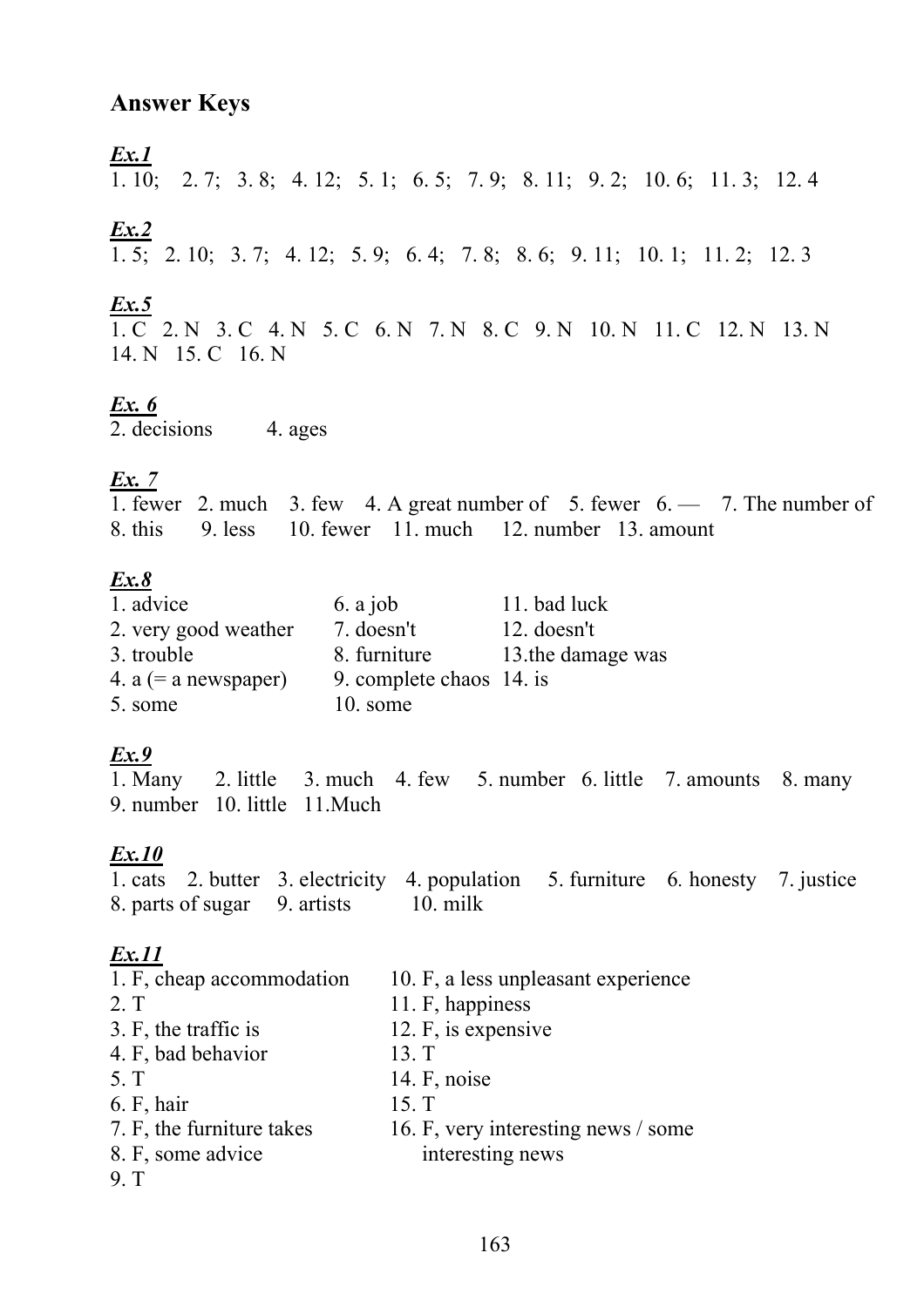## Answer Keys

***Ex.1***

1. 10;   2. 7;   3. 8;   4. 12;   5. 1;   6. 5;   7. 9;   8. 11;   9. 2;   10. 6;   11. 3;   12. 4

***Ex.2***

1. 5;   2. 10;   3. 7;   4. 12;   5. 9;   6. 4;   7. 8;   8. 6;   9. 11;   10. 1;   11. 2;   12. 3

***Ex.5***

1. C   2. N   3. C   4. N   5. C   6. N   7. N   8. C   9. N   10. N   11. C   12. N   13. N   14. N   15. C   16. N

***Ex. 6***

2. decisions   4. ages

***Ex. 7***

1. fewer   2. much   3. few   4. A great number of   5. fewer   6. —   7. The number of   8. this   9. less   10. fewer   11. much   12. number   13. amount

***Ex.8***

1. advice
2. very good weather
3. trouble
4. a (= a newspaper)
5. some
6. a job
7. doesn't
8. furniture
9. complete chaos
10. some
11. bad luck
12. doesn't
13. the damage was
14. is

***Ex.9***

1. Many   2. little   3. much   4. few   5. number   6. little   7. amounts   8. many   9. number   10. little   11. Much

***Ex.10***

1. cats   2. butter   3. electricity   4. population   5. furniture   6. honesty   7. justice   8. parts of sugar   9. artists   10. milk

***Ex.11***

1. F, cheap accommodation
2. T
3. F, the traffic is
4. F, bad behavior
5. T
6. F, hair
7. F, the furniture takes
8. F, some advice
9. T
10. F, a less unpleasant experience
11. F, happiness
12. F, is expensive
13. T
14. F, noise
15. T
16. F, very interesting news / some interesting news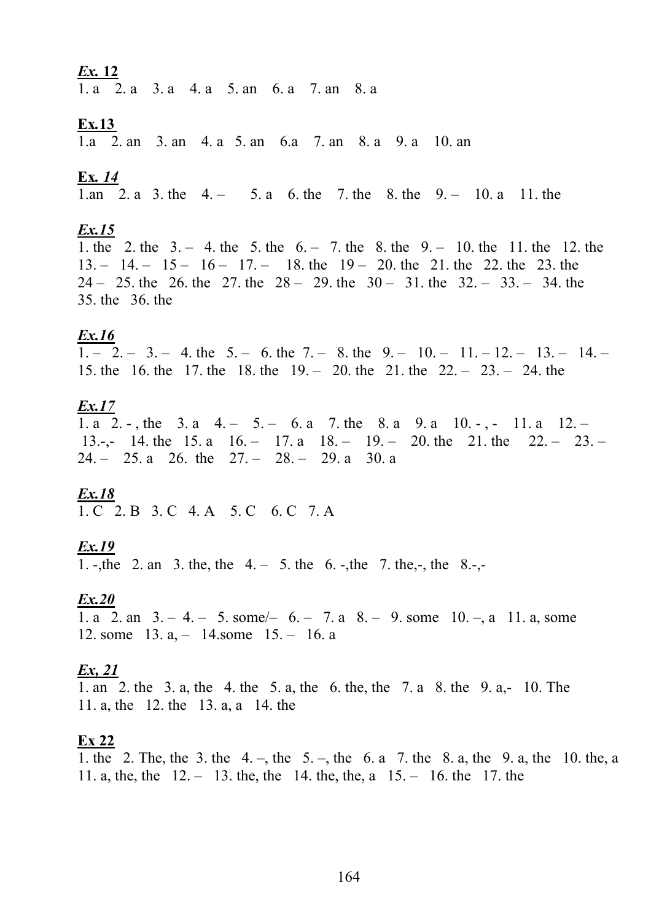***Ex.* 12**

1. a 2. a 3. a 4. a 5. an 6. a 7. an 8. a

**Ex.13**

1.a 2. an 3. an 4. a 5. an 6.a 7. an 8. a 9. a 10. an

**Ex. *14***

1.an 2. a 3. the 4. – 5. a 6. the 7. the 8. the 9. – 10. a 11. the

***Ex.15***

1. the 2. the 3. – 4. the 5. the 6. – 7. the 8. the 9. – 10. the 11. the 12. the 13. – 14. – 15 – 16 – 17. – 18. the 19 – 20. the 21. the 22. the 23. the 24 – 25. the 26. the 27. the 28 – 29. the 30 – 31. the 32. – 33. – 34. the 35. the 36. the

***Ex.16***

1. – 2. – 3. – 4. the 5. – 6. the 7. – 8. the 9. – 10. – 11. – 12. – 13. – 14. – 15. the 16. the 17. the 18. the 19. – 20. the 21. the 22. – 23. – 24. the

***Ex.17***

1. a 2. - , the 3. a 4. – 5. – 6. a 7. the 8. a 9. a 10. - , - 11. a 12. – 13.-,- 14. the 15. a 16. – 17. a 18. – 19. – 20. the 21. the 22. – 23. – 24. – 25. a 26. the 27. – 28. – 29. a 30. a

***Ex.18***

1. C 2. B 3. C 4. A 5. C 6. C 7. A

***Ex.19***

1. -,the 2. an 3. the, the 4. – 5. the 6. -,the 7. the,-, the 8.-,-

***Ex.20***

1. a 2. an 3. – 4. – 5. some/– 6. – 7. a 8. – 9. some 10. –, a 11. a, some 12. some 13. a, – 14.some 15. – 16. a

***Ex, 21***

1. an 2. the 3. a, the 4. the 5. a, the 6. the, the 7. a 8. the 9. a,- 10. The 11. a, the 12. the 13. a, a 14. the

**Ex 22**

1. the 2. The, the 3. the 4. –, the 5. –, the 6. a 7. the 8. a, the 9. a, the 10. the, a 11. a, the, the 12. – 13. the, the 14. the, the, a 15. – 16. the 17. the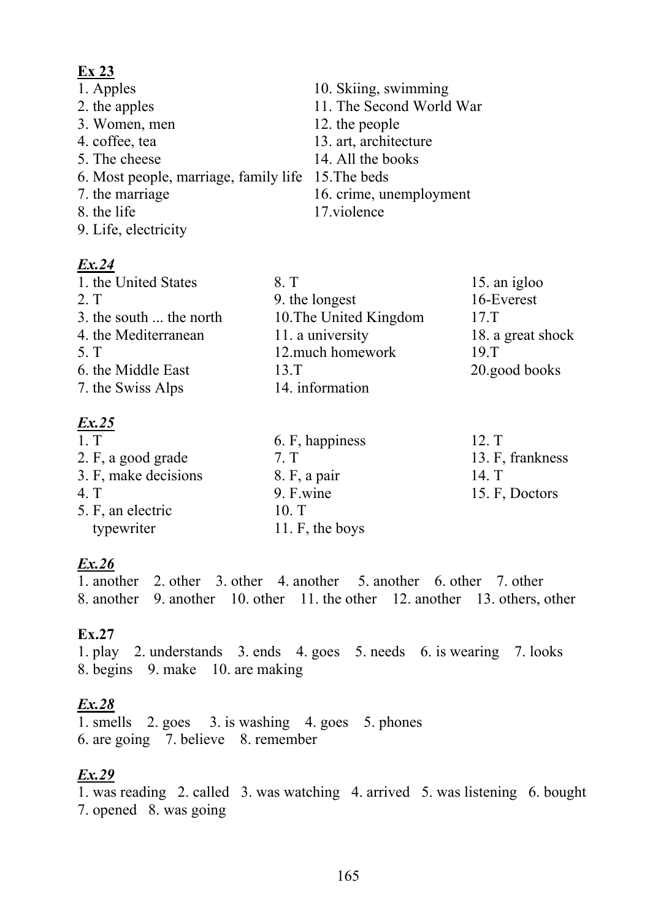**Ex 23**

1. Apples
2. the apples
3. Women, men
4. coffee, tea
5. The cheese
6. Most people, marriage, family life
7. the marriage
8. the life
9. Life, electricity
10. Skiing, swimming
11. The Second World War
12. the people
13. art, architecture
14. All the books
15. The beds
16. crime, unemployment
17. violence

***Ex.24***

1. the United States
2. T
3. the south ... the north
4. the Mediterranean
5. T
6. the Middle East
7. the Swiss Alps
8. T
9. the longest
10. The United Kingdom
11. a university
12. much homework
13. T
14. information
15. an igloo
16. Everest
17. T
18. a great shock
19. T
20. good books

***Ex.25***

1. T
2. F, a good grade
3. F, make decisions
4. T
5. F, an electric typewriter
6. F, happiness
7. T
8. F, a pair
9. F. wine
10. T
11. F, the boys
12. T
13. F, frankness
14. T
15. F, Doctors

***Ex.26***

1. another 2. other 3. other 4. another 5. another 6. other 7. other
8. another 9. another 10. other 11. the other 12. another 13. others, other

**Ex.27**

1. play 2. understands 3. ends 4. goes 5. needs 6. is wearing 7. looks
8. begins 9. make 10. are making

***Ex.28***

1. smells 2. goes 3. is washing 4. goes 5. phones
6. are going 7. believe 8. remember

***Ex.29***

1. was reading 2. called 3. was watching 4. arrived 5. was listening 6. bought
7. opened 8. was going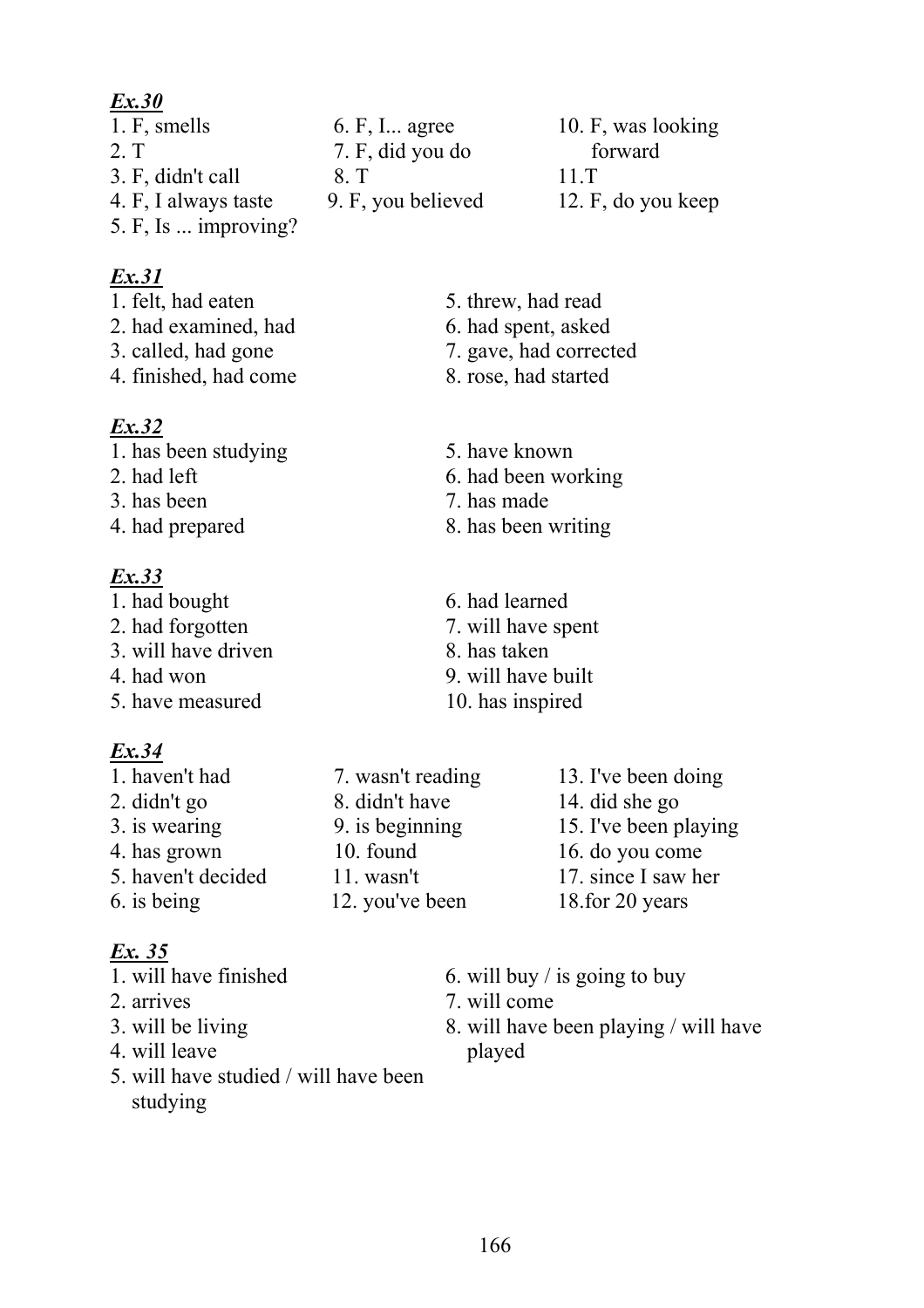***Ex.30***

1. F, smells
2. T
3. F, didn't call
4. F, I always taste
5. F, Is ... improving?
6. F, I... agree
7. F, did you do
8. T
9. F, you believed
10. F, was looking forward
11. T
12. F, do you keep

***Ex.31***

1. felt, had eaten
2. had examined, had
3. called, had gone
4. finished, had come
5. threw, had read
6. had spent, asked
7. gave, had corrected
8. rose, had started

***Ex.32***

1. has been studying
2. had left
3. has been
4. had prepared
5. have known
6. had been working
7. has made
8. has been writing

***Ex.33***

1. had bought
2. had forgotten
3. will have driven
4. had won
5. have measured
6. had learned
7. will have spent
8. has taken
9. will have built
10. has inspired

***Ex.34***

1. haven't had
2. didn't go
3. is wearing
4. has grown
5. haven't decided
6. is being
7. wasn't reading
8. didn't have
9. is beginning
10. found
11. wasn't
12. you've been
13. I've been doing
14. did she go
15. I've been playing
16. do you come
17. since I saw her
18. for 20 years

***Ex. 35***

1. will have finished
2. arrives
3. will be living
4. will leave
5. will have studied / will have been studying
6. will buy / is going to buy
7. will come
8. will have been playing / will have played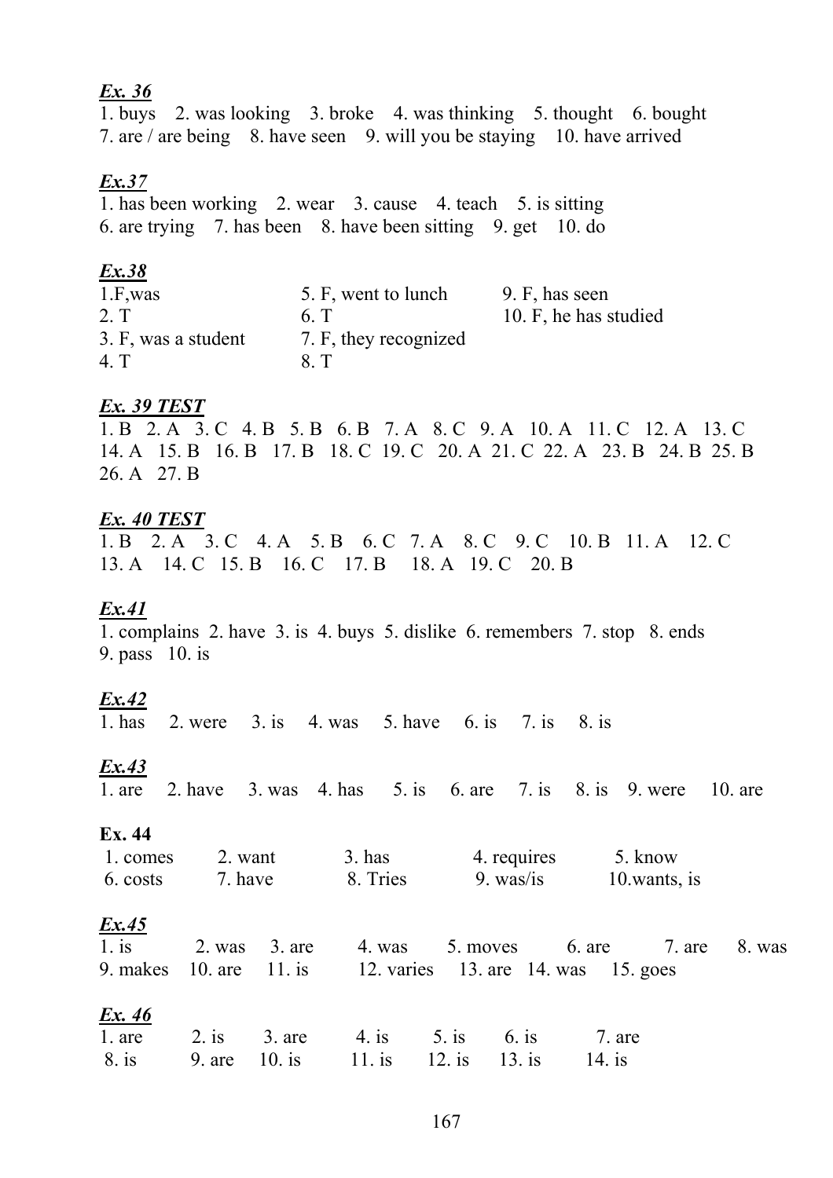***Ex. 36***

1. buys 2. was looking 3. broke 4. was thinking 5. thought 6. bought 7. are / are being 8. have seen 9. will you be staying 10. have arrived

***Ex.37***

1. has been working 2. wear 3. cause 4. teach 5. is sitting 6. are trying 7. has been 8. have been sitting 9. get 10. do

***Ex.38***

1.F,was
2. T
3. F, was a student
4. T
5. F, went to lunch
6. T
7. F, they recognized
8. T
9. F, has seen
10. F, he has studied

***Ex. 39 TEST***

1. B 2. A 3. C 4. B 5. B 6. B 7. A 8. C 9. A 10. A 11. C 12. A 13. C 14. A 15. B 16. B 17. B 18. C 19. C 20. A 21. C 22. A 23. B 24. B 25. B 26. A 27. B

***Ex. 40 TEST***

1. B 2. A 3. C 4. A 5. B 6. C 7. A 8. C 9. C 10. B 11. A 12. C 13. A 14. C 15. B 16. C 17. B 18. A 19. C 20. B

***Ex.41***

1. complains 2. have 3. is 4. buys 5. dislike 6. remembers 7. stop 8. ends 9. pass 10. is

***Ex.42***

1. has 2. were 3. is 4. was 5. have 6. is 7. is 8. is

***Ex.43***

1. are 2. have 3. was 4. has 5. is 6. are 7. is 8. is 9. were 10. are

**Ex. 44**

1. comes 2. want 3. has 4. requires 5. know
6. costs 7. have 8. Tries 9. was/is 10.wants, is

***Ex.45***

1. is 2. was 3. are 4. was 5. moves 6. are 7. are 8. was 9. makes 10. are 11. is 12. varies 13. are 14. was 15. goes

***Ex. 46***

1. are 2. is 3. are 4. is 5. is 6. is 7. are
8. is 9. are 10. is 11. is 12. is 13. is 14. is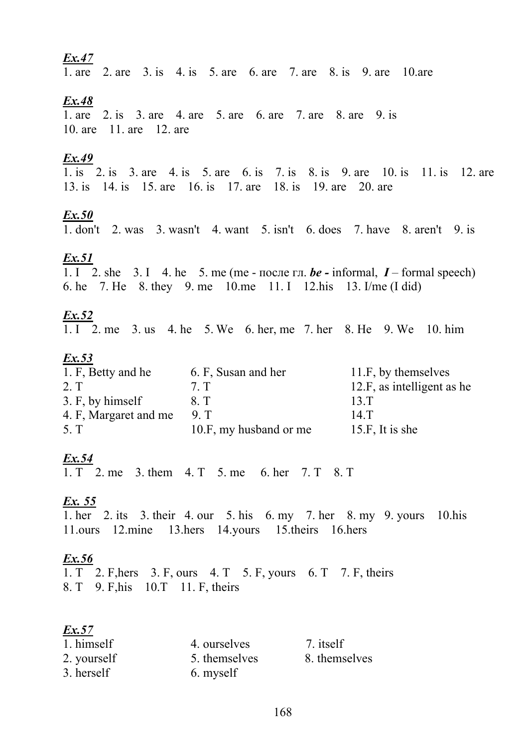***Ex.47***

1. are 2. are 3. is 4. is 5. are 6. are 7. are 8. is 9. are 10.are

***Ex.48***

1. are 2. is 3. are 4. are 5. are 6. are 7. are 8. are 9. is
10. are 11. are 12. are

***Ex.49***

1. is 2. is 3. are 4. is 5. are 6. is 7. is 8. is 9. are 10. is 11. is 12. are
13. is 14. is 15. are 16. is 17. are 18. is 19. are 20. are

***Ex.50***

1. don't 2. was 3. wasn't 4. want 5. isn't 6. does 7. have 8. aren't 9. is

***Ex.51***

1. I 2. she 3. I 4. he 5. me (me - после гл. ***be -*** informal, ***I*** – formal speech)
6. he 7. He 8. they 9. me 10.me 11. I 12.his 13. I/me (I did)

***Ex.52***

1. I 2. me 3. us 4. he 5. We 6. her, me 7. her 8. He 9. We 10. him

***Ex.53***

1. F, Betty and he
2. T
3. F, by himself
4. F, Margaret and me
5. T
6. F, Susan and her
7. T
8. T
9. T
10.F, my husband or me
11.F, by themselves
12.F, as intelligent as he
13.T
14.T
15.F, It is she

***Ex.54***

1. T 2. me 3. them 4. T 5. me 6. her 7. T 8. T

***Ex. 55***

1. her 2. its 3. their 4. our 5. his 6. my 7. her 8. my 9. yours 10.his
11.ours 12.mine 13.hers 14.yours 15.theirs 16.hers

***Ex.56***

1. T 2. F,hers 3. F, ours 4. T 5. F, yours 6. T 7. F, theirs
8. T 9. F,his 10.T 11. F, theirs

***Ex.57***

1. himself
2. yourself
3. herself
4. ourselves
5. themselves
6. myself
7. itself
8. themselves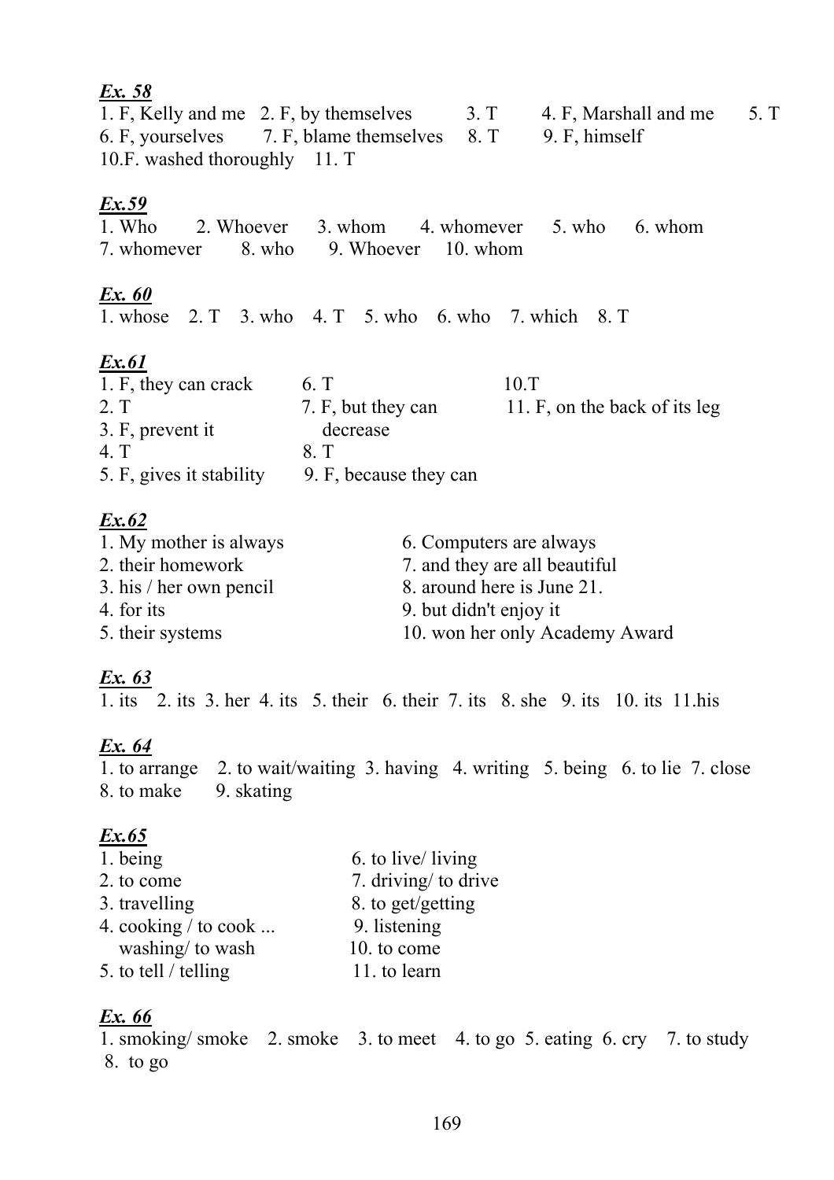***Ex. 58***

1. F, Kelly and me 2. F, by themselves 3. T 4. F, Marshall and me 5. T
6. F, yourselves 7. F, blame themselves 8. T 9. F, himself
10.F. washed thoroughly 11. T

***Ex.59***

1. Who 2. Whoever 3. whom 4. whomever 5. who 6. whom
7. whomever 8. who 9. Whoever 10. whom

***Ex. 60***

1. whose 2. T 3. who 4. T 5. who 6. who 7. which 8. T

***Ex.61***

1. F, they can crack
2. T
3. F, prevent it
4. T
5. F, gives it stability
6. T
7. F, but they can decrease
8. T
9. F, because they can
10.T
11. F, on the back of its leg

***Ex.62***

1. My mother is always
2. their homework
3. his / her own pencil
4. for its
5. their systems
6. Computers are always
7. and they are all beautiful
8. around here is June 21.
9. but didn't enjoy it
10. won her only Academy Award

***Ex. 63***

1. its 2. its 3. her 4. its 5. their 6. their 7. its 8. she 9. its 10. its 11.his

***Ex. 64***

1. to arrange 2. to wait/waiting 3. having 4. writing 5. being 6. to lie 7. close
8. to make 9. skating

***Ex.65***

1. being
2. to come
3. travelling
4. cooking / to cook ... washing/ to wash
5. to tell / telling
6. to live/ living
7. driving/ to drive
8. to get/getting
9. listening
10. to come
11. to learn

***Ex. 66***

1. smoking/ smoke 2. smoke 3. to meet 4. to go 5. eating 6. cry 7. to study
8. to go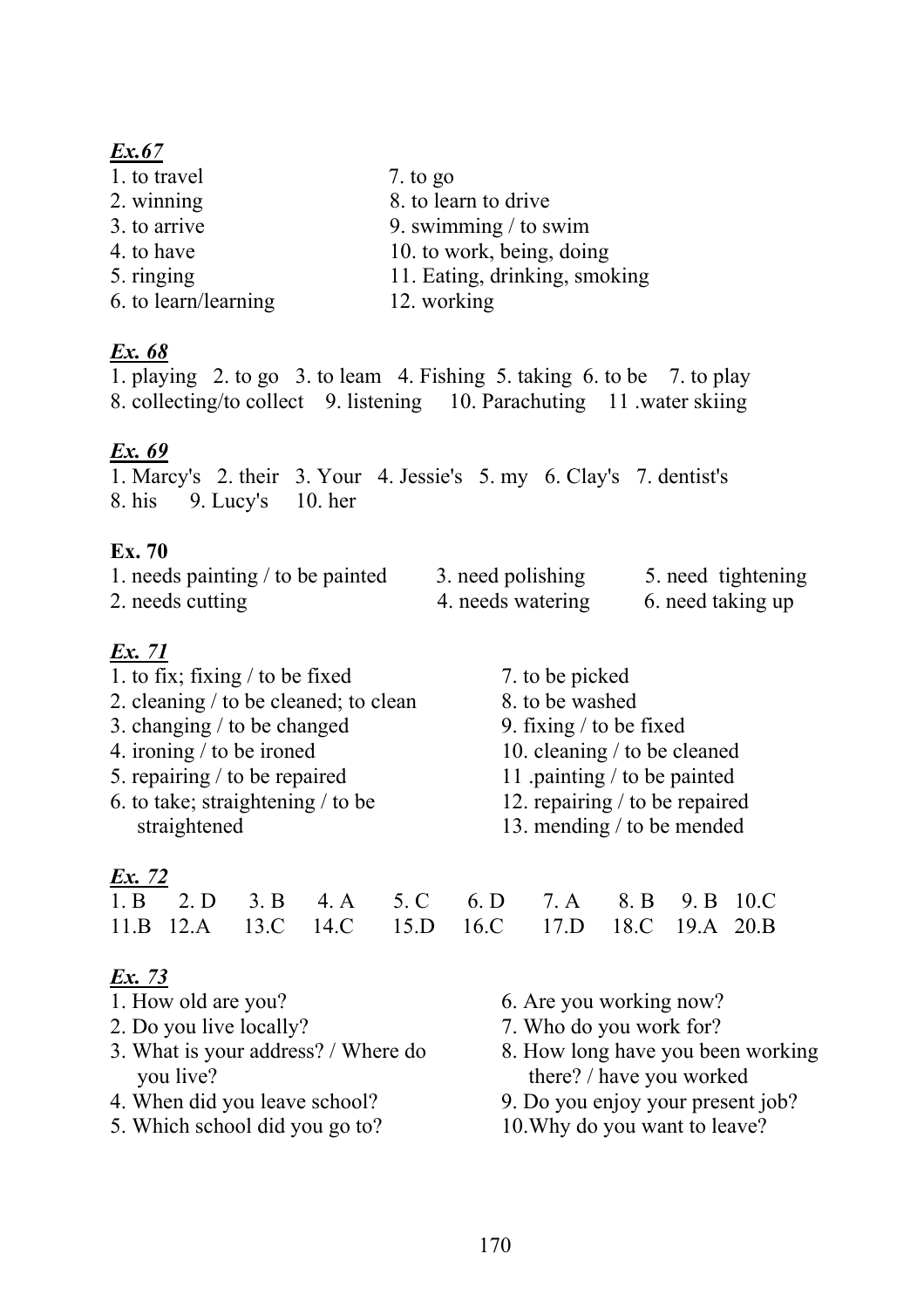***Ex.67***

1. to travel
2. winning
3. to arrive
4. to have
5. ringing
6. to learn/learning
7. to go
8. to learn to drive
9. swimming / to swim
10. to work, being, doing
11. Eating, drinking, smoking
12. working

***Ex. 68***

1. playing 2. to go 3. to leam 4. Fishing 5. taking 6. to be 7. to play
8. collecting/to collect 9. listening 10. Parachuting 11 .water skiing

***Ex. 69***

1. Marcy's 2. their 3. Your 4. Jessie's 5. my 6. Clay's 7. dentist's
8. his 9. Lucy's 10. her

**Ex. 70**

1. needs painting / to be painted
2. needs cutting
3. need polishing
4. needs watering
5. need tightening
6. need taking up

***Ex. 71***

1. to fix; fixing / to be fixed
2. cleaning / to be cleaned; to clean
3. changing / to be changed
4. ironing / to be ironed
5. repairing / to be repaired
6. to take; straightening / to be straightened
7. to be picked
8. to be washed
9. fixing / to be fixed
10. cleaning / to be cleaned
11 .painting / to be painted
12. repairing / to be repaired
13. mending / to be mended

***Ex. 72***

1. B 2. D 3. B 4. A 5. C 6. D 7. A 8. B 9. B 10.C
11.B 12.A 13.C 14.C 15.D 16.C 17.D 18.C 19.A 20.B

***Ex. 73***

1. How old are you?
2. Do you live locally?
3. What is your address? / Where do you live?
4. When did you leave school?
5. Which school did you go to?
6. Are you working now?
7. Who do you work for?
8. How long have you been working there? / have you worked
9. Do you enjoy your present job?
10. Why do you want to leave?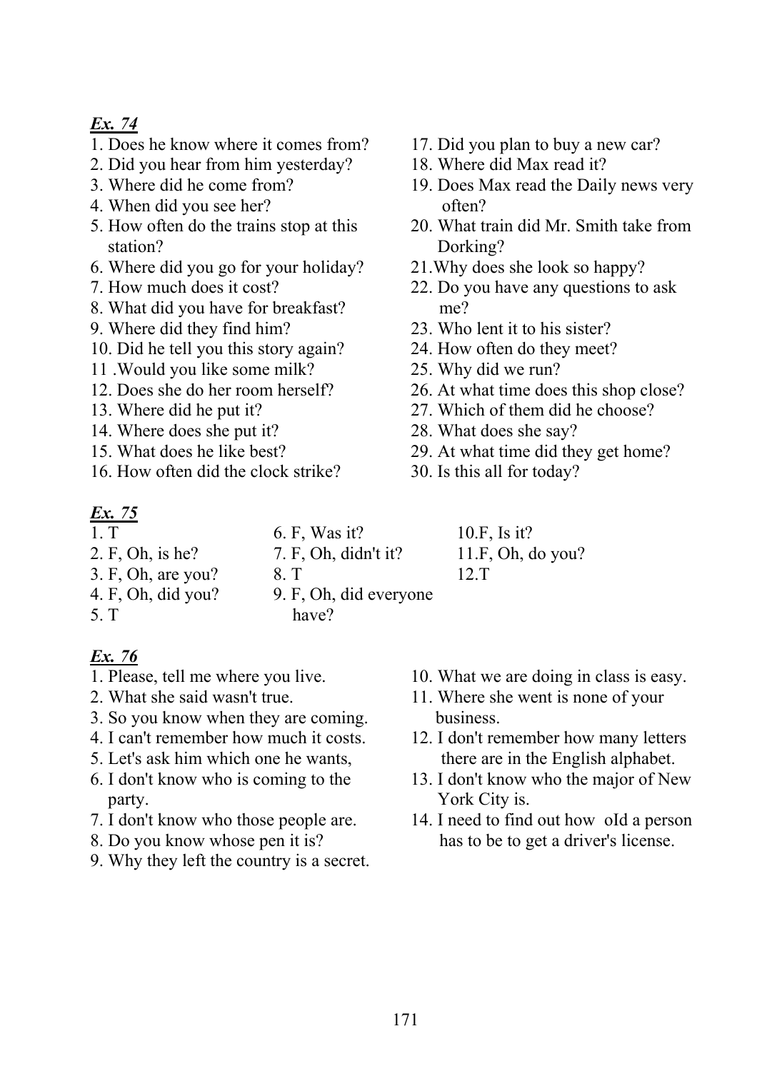***Ex. 74***

1. Does he know where it comes from?
2. Did you hear from him yesterday?
3. Where did he come from?
4. When did you see her?
5. How often do the trains stop at this station?
6. Where did you go for your holiday?
7. How much does it cost?
8. What did you have for breakfast?
9. Where did they find him?
10. Did he tell you this story again?
11. Would you like some milk?
12. Does she do her room herself?
13. Where did he put it?
14. Where does she put it?
15. What does he like best?
16. How often did the clock strike?
17. Did you plan to buy a new car?
18. Where did Max read it?
19. Does Max read the Daily news very often?
20. What train did Mr. Smith take from Dorking?
21. Why does she look so happy?
22. Do you have any questions to ask me?
23. Who lent it to his sister?
24. How often do they meet?
25. Why did we run?
26. At what time does this shop close?
27. Which of them did he choose?
28. What does she say?
29. At what time did they get home?
30. Is this all for today?

***Ex. 75***

1. T
2. F, Oh, is he?
3. F, Oh, are you?
4. F, Oh, did you?
5. T
6. F, Was it?
7. F, Oh, didn't it?
8. T
9. F, Oh, did everyone have?
10. F, Is it?
11. F, Oh, do you?
12. T

***Ex. 76***

1. Please, tell me where you live.
2. What she said wasn't true.
3. So you know when they are coming.
4. I can't remember how much it costs.
5. Let's ask him which one he wants,
6. I don't know who is coming to the party.
7. I don't know who those people are.
8. Do you know whose pen it is?
9. Why they left the country is a secret.
10. What we are doing in class is easy.
11. Where she went is none of your business.
12. I don't remember how many letters there are in the English alphabet.
13. I don't know who the major of New York City is.
14. I need to find out how old a person has to be to get a driver's license.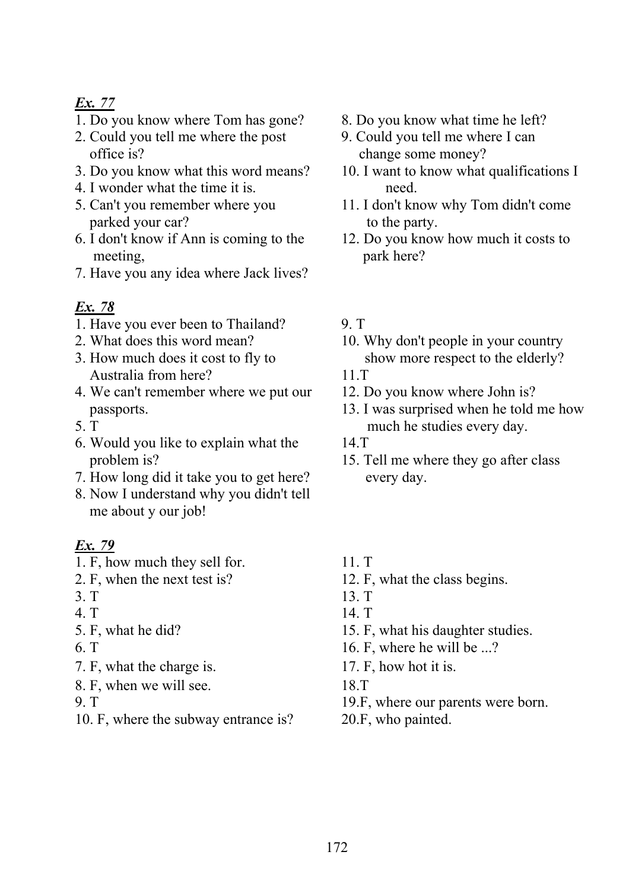***Ex. 77***

1. Do you know where Tom has gone?
2. Could you tell me where the post office is?
3. Do you know what this word means?
4. I wonder what the time it is.
5. Can't you remember where you parked your car?
6. I don't know if Ann is coming to the meeting,
7. Have you any idea where Jack lives?
8. Do you know what time he left?
9. Could you tell me where I can change some money?
10. I want to know what qualifications I need.
11. I don't know why Tom didn't come to the party.
12. Do you know how much it costs to park here?

***Ex. 78***

1. Have you ever been to Thailand?
2. What does this word mean?
3. How much does it cost to fly to Australia from here?
4. We can't remember where we put our passports.
5. T
6. Would you like to explain what the problem is?
7. How long did it take you to get here?
8. Now I understand why you didn't tell me about y our job!
9. T
10. Why don't people in your country show more respect to the elderly?
11. T
12. Do you know where John is?
13. I was surprised when he told me how much he studies every day.
14. T
15. Tell me where they go after class every day.

***Ex. 79***

1. F, how much they sell for.
2. F, when the next test is?
3. T
4. T
5. F, what he did?
6. T
7. F, what the charge is.
8. F, when we will see.
9. T
10. F, where the subway entrance is?
11. T
12. F, what the class begins.
13. T
14. T
15. F, what his daughter studies.
16. F, where he will be ...?
17. F, how hot it is.
18. T
19. F, where our parents were born.
20. F, who painted.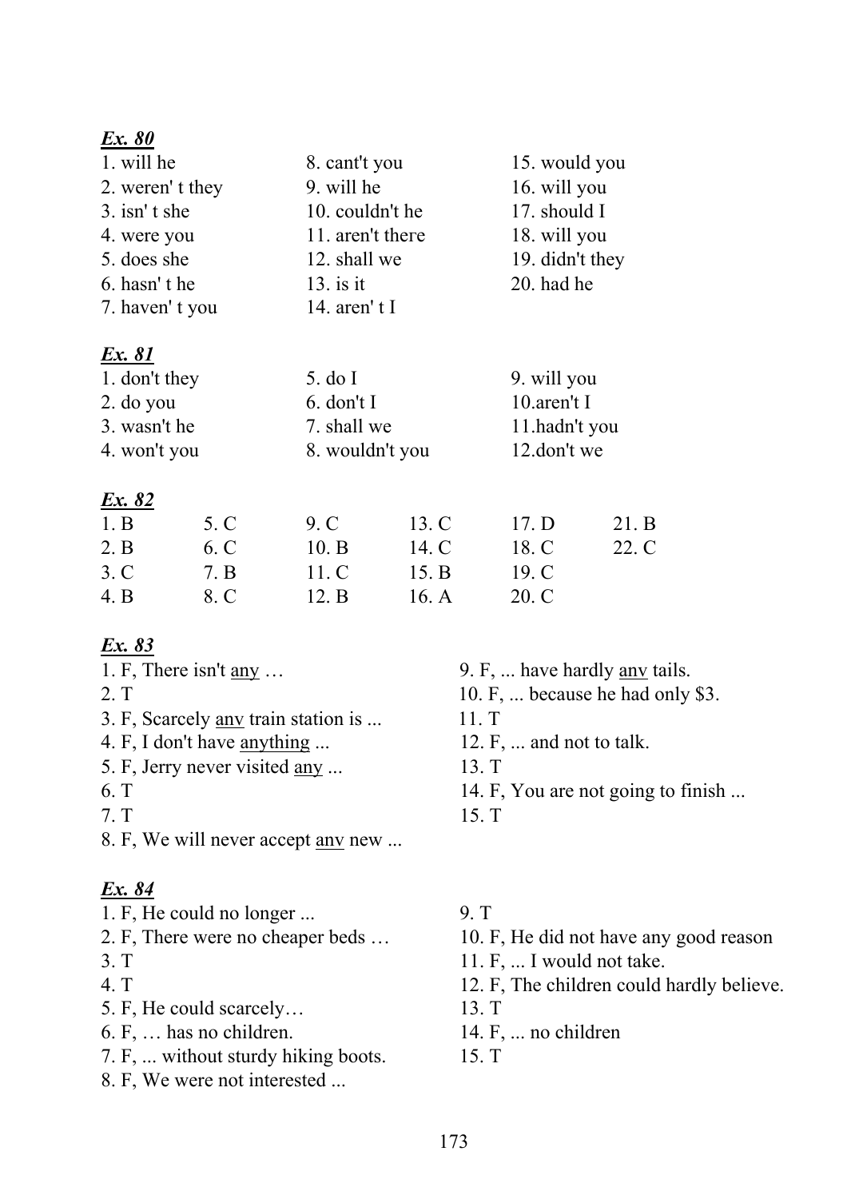***Ex. 80***

1. will he
2. weren' t they
3. isn' t she
4. were you
5. does she
6. hasn' t he
7. haven' t you
8. cant't you
9. will he
10. couldn't he
11. aren't there
12. shall we
13. is it
14. aren' t I
15. would you
16. will you
17. should I
18. will you
19. didn't they
20. had he

***Ex. 81***

1. don't they
2. do you
3. wasn't he
4. won't you
5. do I
6. don't I
7. shall we
8. wouldn't you
9. will you
10. aren't I
11. hadn't you
12. don't we

***Ex. 82***

1. B
2. B
3. C
4. B
5. C
6. C
7. B
8. C
9. C
10. B
11. C
12. B
13. C
14. C
15. B
16. A
17. D
18. C
19. C
20. C
21. B
22. C

***Ex. 83***

1. F, There isn't <u>any</u> …
2. T
3. F, Scarcely <u>anv</u> train station is ...
4. F, I don't have <u>anything</u> ...
5. F, Jerry never visited <u>any</u> ...
6. T
7. T
8. F, We will never accept <u>anv</u> new ...
9. F, ... have hardly <u>anv</u> tails.
10. F, ... because he had only $3.
11. T
12. F, ... and not to talk.
13. T
14. F, You are not going to finish ...
15. T

***Ex. 84***

1. F, He could no longer ...
2. F, There were no cheaper beds …
3. T
4. T
5. F, He could scarcely…
6. F, … has no children.
7. F, ... without sturdy hiking boots.
8. F, We were not interested ...
9. T
10. F, He did not have any good reason
11. F, ... I would not take.
12. F, The children could hardly believe.
13. T
14. F, ... no children
15. T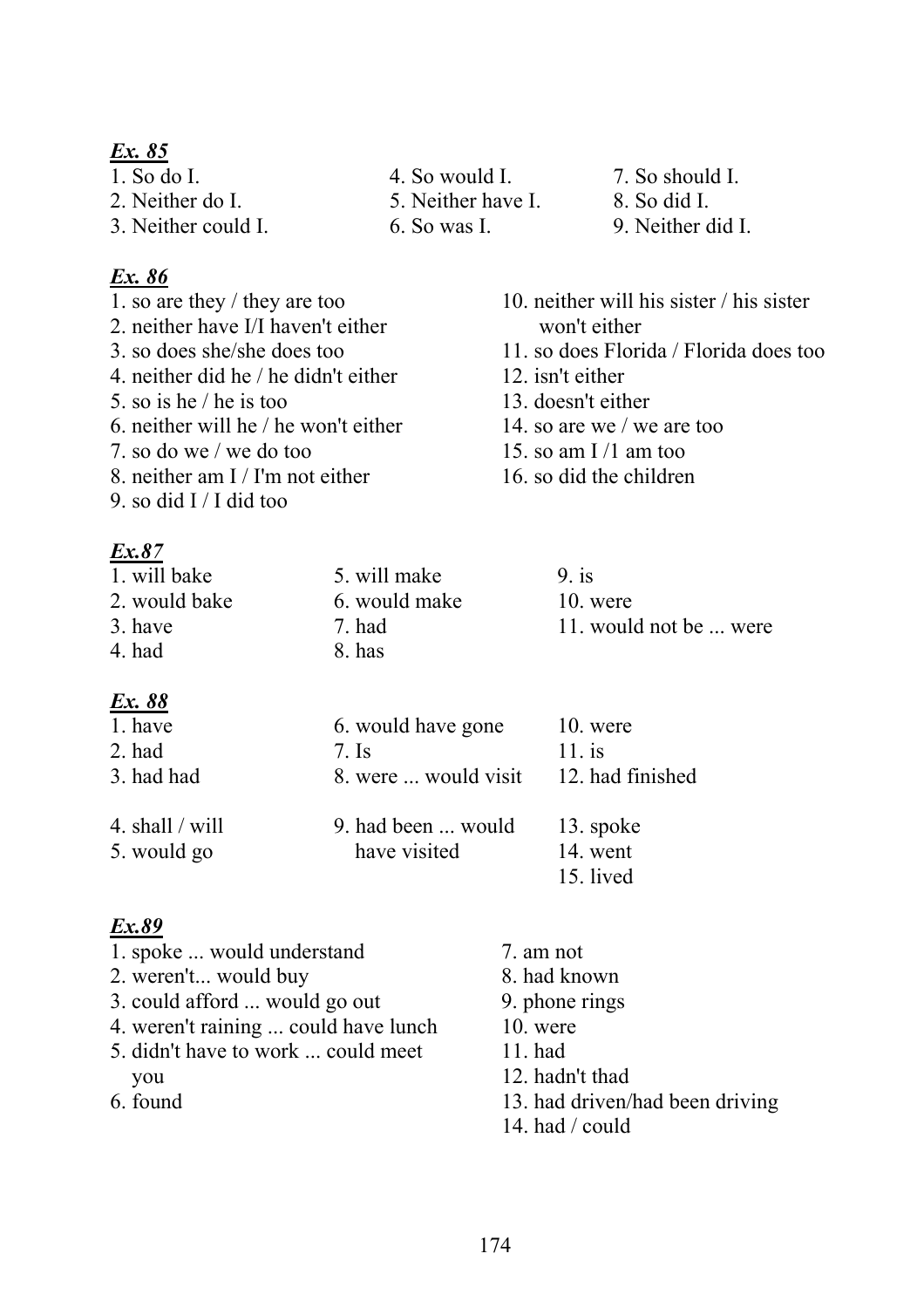***Ex. 85***

1. So do I.
2. Neither do I.
3. Neither could I.
4. So would I.
5. Neither have I.
6. So was I.
7. So should I.
8. So did I.
9. Neither did I.

***Ex. 86***

1. so are they / they are too
2. neither have I/I haven't either
3. so does she/she does too
4. neither did he / he didn't either
5. so is he / he is too
6. neither will he / he won't either
7. so do we / we do too
8. neither am I / I'm not either
9. so did I / I did too
10. neither will his sister / his sister won't either
11. so does Florida / Florida does too
12. isn't either
13. doesn't either
14. so are we / we are too
15. so am I /1 am too
16. so did the children

***Ex.87***

1. will bake
2. would bake
3. have
4. had
5. will make
6. would make
7. had
8. has
9. is
10. were
11. would not be ... were

***Ex. 88***

1. have
2. had
3. had had
4. shall / will
5. would go
6. would have gone
7. Is
8. were ... would visit
9. had been ... would have visited
10. were
11. is
12. had finished
13. spoke
14. went
15. lived

***Ex.89***

1. spoke ... would understand
2. weren't... would buy
3. could afford ... would go out
4. weren't raining ... could have lunch
5. didn't have to work ... could meet you
6. found
7. am not
8. had known
9. phone rings
10. were
11. had
12. hadn't thad
13. had driven/had been driving
14. had / could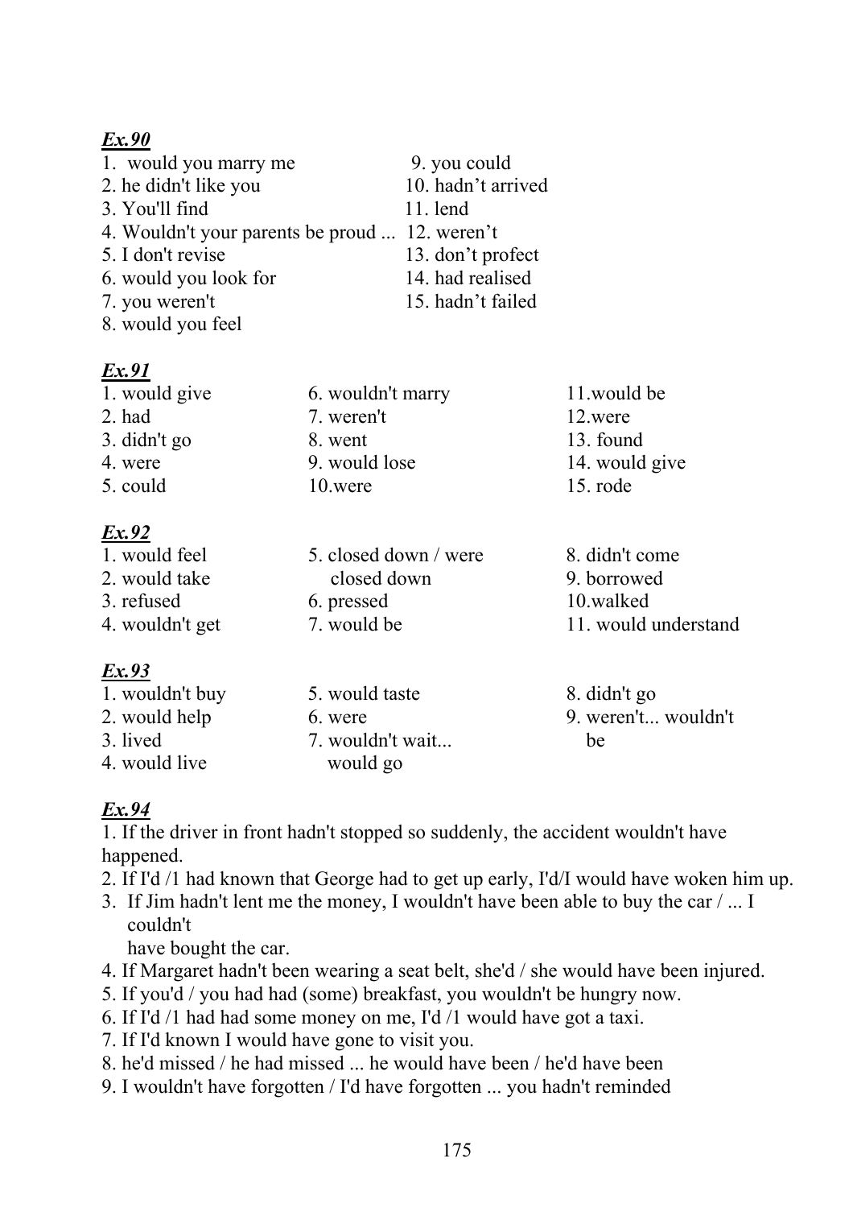***Ex.90***

1. would you marry me
2. he didn't like you
3. You'll find
4. Wouldn't your parents be proud ...
5. I don't revise
6. would you look for
7. you weren't
8. would you feel
9. you could
10. hadn't arrived
11. lend
12. weren't
13. don't profect
14. had realised
15. hadn't failed

***Ex.91***

1. would give
2. had
3. didn't go
4. were
5. could
6. wouldn't marry
7. weren't
8. went
9. would lose
10. were
11. would be
12. were
13. found
14. would give
15. rode

***Ex.92***

1. would feel
2. would take
3. refused
4. wouldn't get
5. closed down / were closed down
6. pressed
7. would be
8. didn't come
9. borrowed
10. walked
11. would understand

***Ex.93***

1. wouldn't buy
2. would help
3. lived
4. would live
5. would taste
6. were
7. wouldn't wait... would go
8. didn't go
9. weren't... wouldn't be

***Ex.94***

1. If the driver in front hadn't stopped so suddenly, the accident wouldn't have happened.
2. If I'd /1 had known that George had to get up early, I'd/I would have woken him up.
3. If Jim hadn't lent me the money, I wouldn't have been able to buy the car / ... I couldn't have bought the car.
4. If Margaret hadn't been wearing a seat belt, she'd / she would have been injured.
5. If you'd / you had had (some) breakfast, you wouldn't be hungry now.
6. If I'd /1 had had some money on me, I'd /1 would have got a taxi.
7. If I'd known I would have gone to visit you.
8. he'd missed / he had missed ... he would have been / he'd have been
9. I wouldn't have forgotten / I'd have forgotten ... you hadn't reminded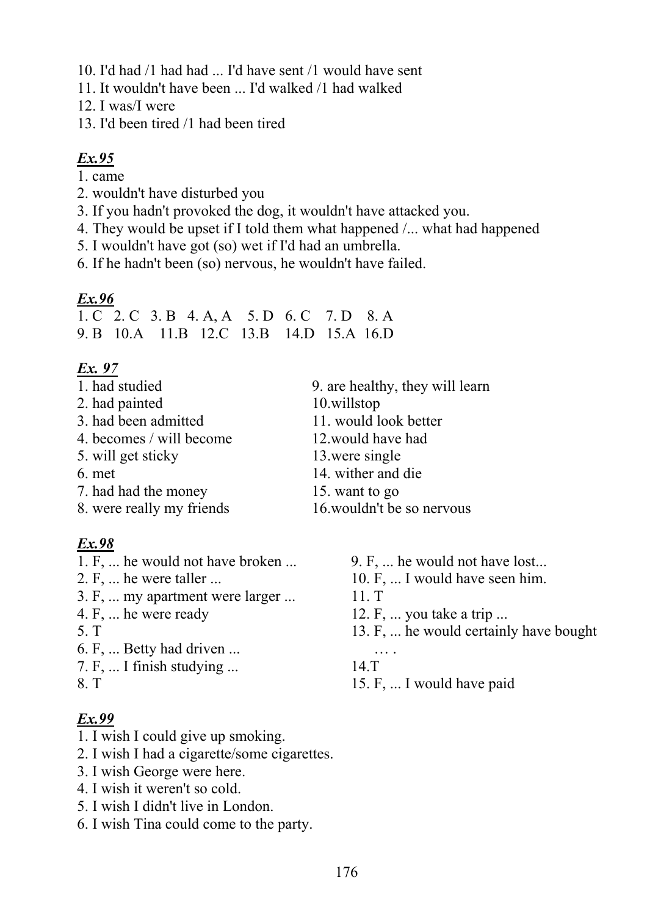10. I'd had /1 had had ... I'd have sent /1 would have sent
11. It wouldn't have been ... I'd walked /1 had walked
12. I was/I were
13. I'd been tired /1 had been tired

## ***Ex.95***

1. came
2. wouldn't have disturbed you
3. If you hadn't provoked the dog, it wouldn't have attacked you.
4. They would be upset if I told them what happened /... what had happened
5. I wouldn't have got (so) wet if I'd had an umbrella.
6. If he hadn't been (so) nervous, he wouldn't have failed.

## ***Ex.96***

1. C 2. C 3. B 4. A, A 5. D 6. C 7. D 8. A
9. B 10.A 11.B 12.C 13.B 14.D 15.A 16.D

## ***Ex. 97***

1. had studied
2. had painted
3. had been admitted
4. becomes / will become
5. will get sticky
6. met
7. had had the money
8. were really my friends
9. are healthy, they will learn
10. willstop
11. would look better
12. would have had
13. were single
14. wither and die
15. want to go
16. wouldn't be so nervous

## ***Ex.98***

1. F, ... he would not have broken ...
2. F, ... he were taller ...
3. F, ... my apartment were larger ...
4. F, ... he were ready
5. T
6. F, ... Betty had driven ...
7. F, ... I finish studying ...
8. T
9. F, ... he would not have lost...
10. F, ... I would have seen him.
11. T
12. F, ... you take a trip ...
13. F, ... he would certainly have bought … .
14. T
15. F, ... I would have paid

## ***Ex.99***

1. I wish I could give up smoking.
2. I wish I had a cigarette/some cigarettes.
3. I wish George were here.
4. I wish it weren't so cold.
5. I wish I didn't live in London.
6. I wish Tina could come to the party.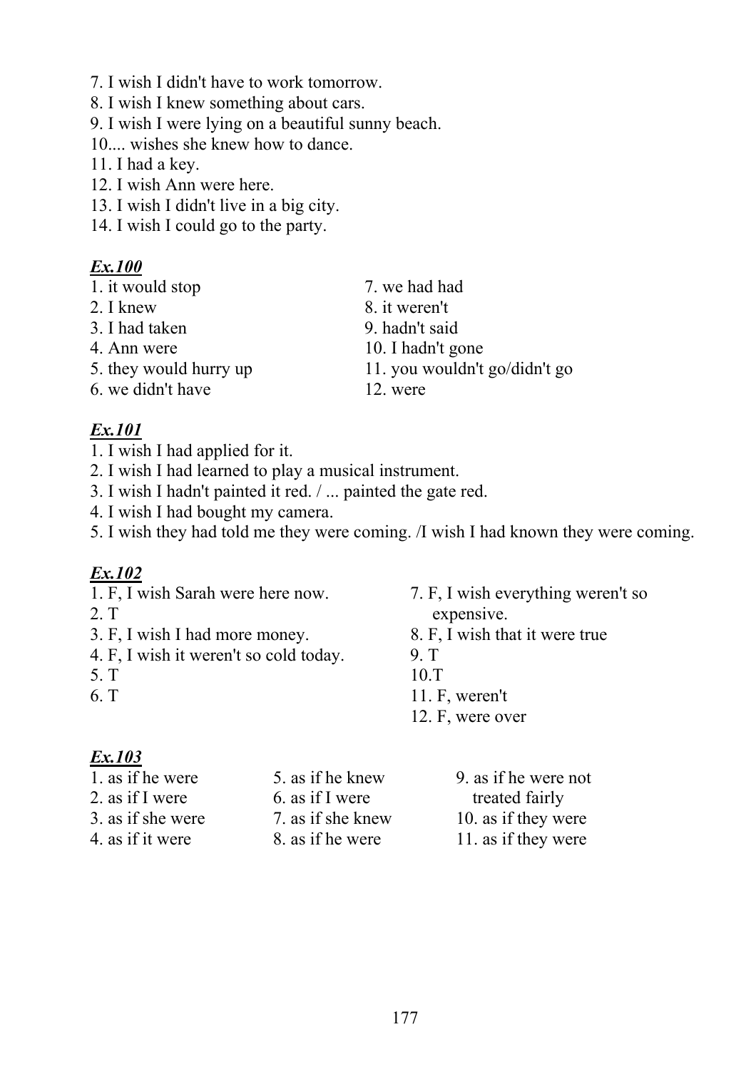7. I wish I didn't have to work tomorrow.
8. I wish I knew something about cars.
9. I wish I were lying on a beautiful sunny beach.
10.... wishes she knew how to dance.
11. I had a key.
12. I wish Ann were here.
13. I wish I didn't live in a big city.
14. I wish I could go to the party.

***Ex.100***

1. it would stop
2. I knew
3. I had taken
4. Ann were
5. they would hurry up
6. we didn't have
7. we had had
8. it weren't
9. hadn't said
10. I hadn't gone
11. you wouldn't go/didn't go
12. were

***Ex.101***

1. I wish I had applied for it.
2. I wish I had learned to play a musical instrument.
3. I wish I hadn't painted it red. / ... painted the gate red.
4. I wish I had bought my camera.
5. I wish they had told me they were coming. /I wish I had known they were coming.

***Ex.102***

1. F, I wish Sarah were here now.
2. T
3. F, I wish I had more money.
4. F, I wish it weren't so cold today.
5. T
6. T
7. F, I wish everything weren't so expensive.
8. F, I wish that it were true
9. T
10. T
11. F, weren't
12. F, were over

***Ex.103***

1. as if he were
2. as if I were
3. as if she were
4. as if it were
5. as if he knew
6. as if I were
7. as if she knew
8. as if he were
9. as if he were not treated fairly
10. as if they were
11. as if they were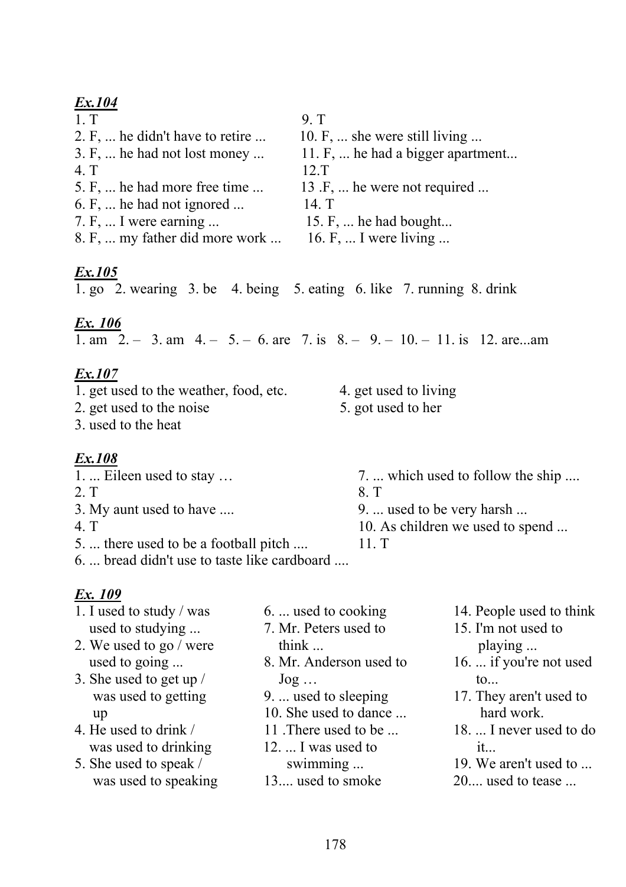***Ex.104***

1. T
2. F, ... he didn't have to retire ...
3. F, ... he had not lost money ...
4. T
5. F, ... he had more free time ...
6. F, ... he had not ignored ...
7. F, ... I were earning ...
8. F, ... my father did more work ...
9. T
10. F, ... she were still living ...
11. F, ... he had a bigger apartment...
12. T
13. F, ... he were not required ...
14. T
15. F, ... he had bought...
16. F, ... I were living ...

***Ex.105***

1. go 2. wearing 3. be 4. being 5. eating 6. like 7. running 8. drink

***Ex. 106***

1. am 2. – 3. am 4. – 5. – 6. are 7. is 8. – 9. – 10. – 11. is 12. are...am

***Ex.107***

1. get used to the weather, food, etc.
2. get used to the noise
3. used to the heat
4. get used to living
5. got used to her

***Ex.108***

1. ... Eileen used to stay …
2. T
3. My aunt used to have ....
4. T
5. ... there used to be a football pitch ....
6. ... bread didn't use to taste like cardboard ....
7. ... which used to follow the ship ....
8. T
9. ... used to be very harsh ...
10. As children we used to spend ...
11. T

***Ex. 109***

1. I used to study / was used to studying ...
2. We used to go / were used to going ...
3. She used to get up / was used to getting up
4. He used to drink / was used to drinking
5. She used to speak / was used to speaking
6. ... used to cooking
7. Mr. Peters used to think ...
8. Mr. Anderson used to Jog …
9. ... used to sleeping
10. She used to dance ...
11. There used to be ...
12. ... I was used to swimming ...
13. ... used to smoke
14. People used to think
15. I'm not used to playing ...
16. ... if you're not used to...
17. They aren't used to hard work.
18. ... I never used to do it...
19. We aren't used to ...
20. ... used to tease ...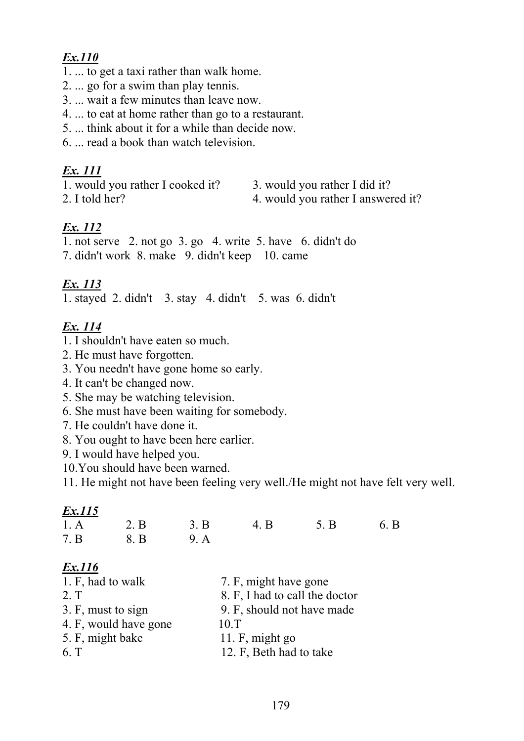***Ex.110***

1. ... to get a taxi rather than walk home.
2. ... go for a swim than play tennis.
3. ... wait a few minutes than leave now.
4. ... to eat at home rather than go to a restaurant.
5. ... think about it for a while than decide now.
6. ... read a book than watch television.

***Ex. 111***

1. would you rather I cooked it?
2. I told her?
3. would you rather I did it?
4. would you rather I answered it?

***Ex. 112***

1. not serve 2. not go 3. go 4. write 5. have 6. didn't do
7. didn't work 8. make 9. didn't keep 10. came

***Ex. 113***

1. stayed 2. didn't 3. stay 4. didn't 5. was 6. didn't

***Ex. 114***

1. I shouldn't have eaten so much.
2. He must have forgotten.
3. You needn't have gone home so early.
4. It can't be changed now.
5. She may be watching television.
6. She must have been waiting for somebody.
7. He couldn't have done it.
8. You ought to have been here earlier.
9. I would have helped you.
10. You should have been warned.
11. He might not have been feeling very well./He might not have felt very well.

***Ex.115***

| | | | | | |
|---|---|---|---|---|---|
| 1. A | 2. B | 3. B | 4. B | 5. B | 6. B |
| 7. B | 8. B | 9. A | | | |

***Ex.116***

1. F, had to walk
2. T
3. F, must to sign
4. F, would have gone
5. F, might bake
6. T
7. F, might have gone
8. F, I had to call the doctor
9. F, should not have made
10. T
11. F, might go
12. F, Beth had to take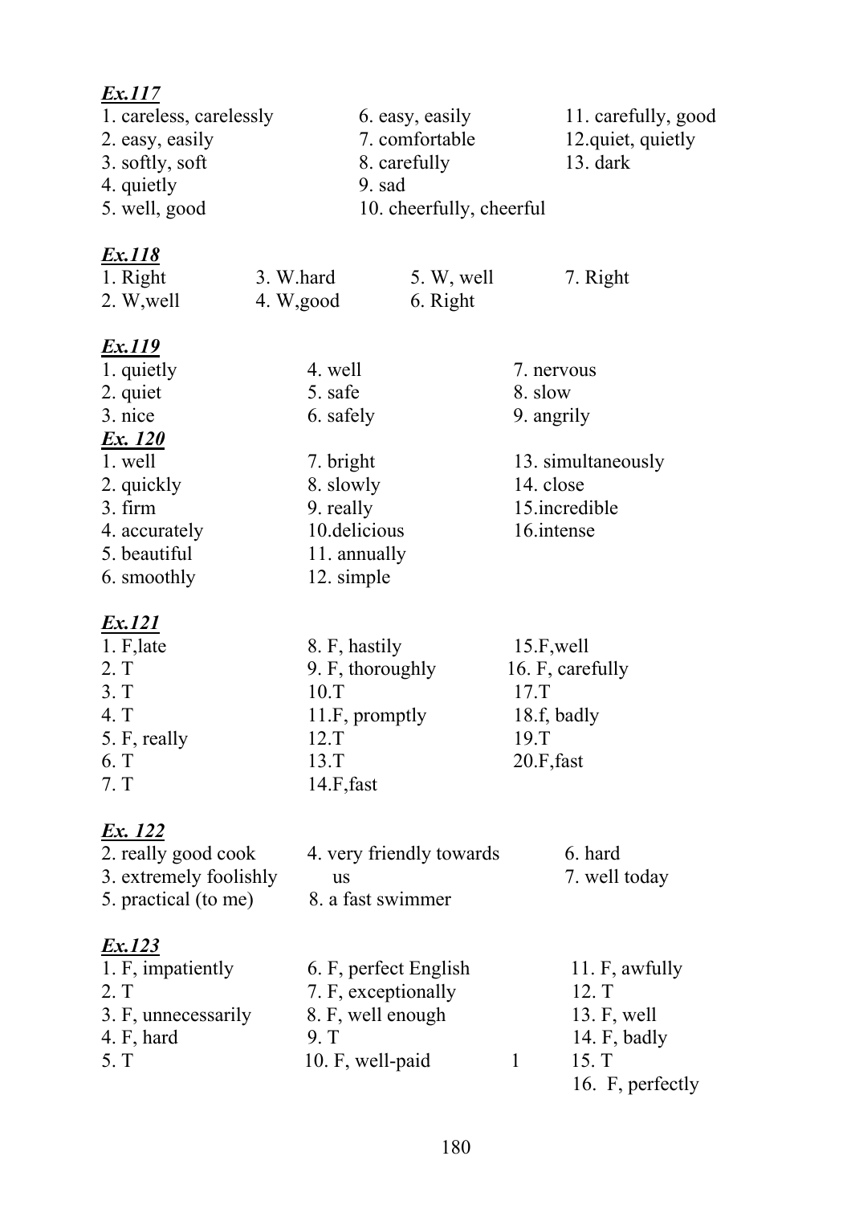***Ex.117***

1. careless, carelessly
2. easy, easily
3. softly, soft
4. quietly
5. well, good
6. easy, easily
7. comfortable
8. carefully
9. sad
10. cheerfully, cheerful
11. carefully, good
12. quiet, quietly
13. dark

***Ex.118***

1. Right
2. W,well
3. W.hard
4. W,good
5. W, well
6. Right
7. Right

***Ex.119***

1. quietly
2. quiet
3. nice
4. well
5. safe
6. safely
7. nervous
8. slow
9. angrily

***Ex. 120***

1. well
2. quickly
3. firm
4. accurately
5. beautiful
6. smoothly
7. bright
8. slowly
9. really
10. delicious
11. annually
12. simple
13. simultaneously
14. close
15. incredible
16. intense

***Ex.121***

1. F,late
2. T
3. T
4. T
5. F, really
6. T
7. T
8. F, hastily
9. F, thoroughly
10. T
11. F, promptly
12. T
13. T
14. F,fast
15. F,well
16. F, carefully
17. T
18. f, badly
19. T
20. F,fast

***Ex. 122***

2. really good cook
3. extremely foolishly
4. very friendly towards us
5. practical (to me)
6. hard
7. well today
8. a fast swimmer

***Ex.123***

1. F, impatiently
2. T
3. F, unnecessarily
4. F, hard
5. T
6. F, perfect English
7. F, exceptionally
8. F, well enough
9. T
10. F, well-paid 1
11. F, awfully
12. T
13. F, well
14. F, badly
15. T
16. F, perfectly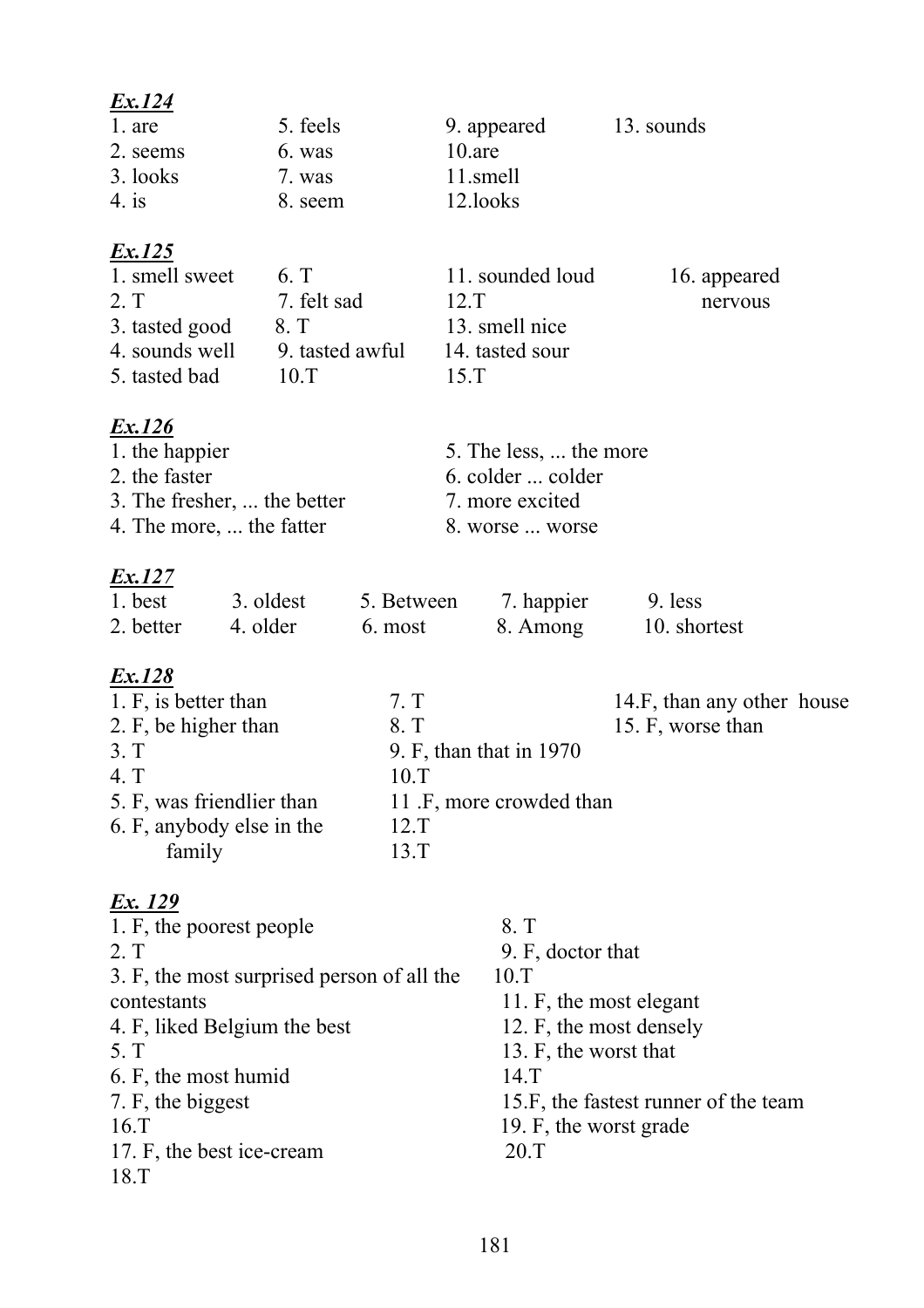***Ex.124***

1. are
2. seems
3. looks
4. is
5. feels
6. was
7. was
8. seem
9. appeared
10. are
11. smell
12. looks
13. sounds

***Ex.125***

1. smell sweet
2. T
3. tasted good
4. sounds well
5. tasted bad
6. T
7. felt sad
8. T
9. tasted awful
10. T
11. sounded loud
12. T
13. smell nice
14. tasted sour
15. T
16. appeared nervous

***Ex.126***

1. the happier
2. the faster
3. The fresher, ... the better
4. The more, ... the fatter
5. The less, ... the more
6. colder ... colder
7. more excited
8. worse ... worse

***Ex.127***

1. best
2. better
3. oldest
4. older
5. Between
6. most
7. happier
8. Among
9. less
10. shortest

***Ex.128***

1. F, is better than
2. F, be higher than
3. T
4. T
5. F, was friendlier than
6. F, anybody else in the family
7. T
8. T
9. F, than that in 1970
10. T
11. F, more crowded than
12. T
13. T
14. F, than any other house
15. F, worse than

***Ex. 129***

1. F, the poorest people
2. T
3. F, the most surprised person of all the contestants
4. F, liked Belgium the best
5. T
6. F, the most humid
7. F, the biggest
8. T
9. F, doctor that
10. T
11. F, the most elegant
12. F, the most densely
13. F, the worst that
14. T
15. F, the fastest runner of the team
16. T
17. F, the best ice-cream
18. T
19. F, the worst grade
20. T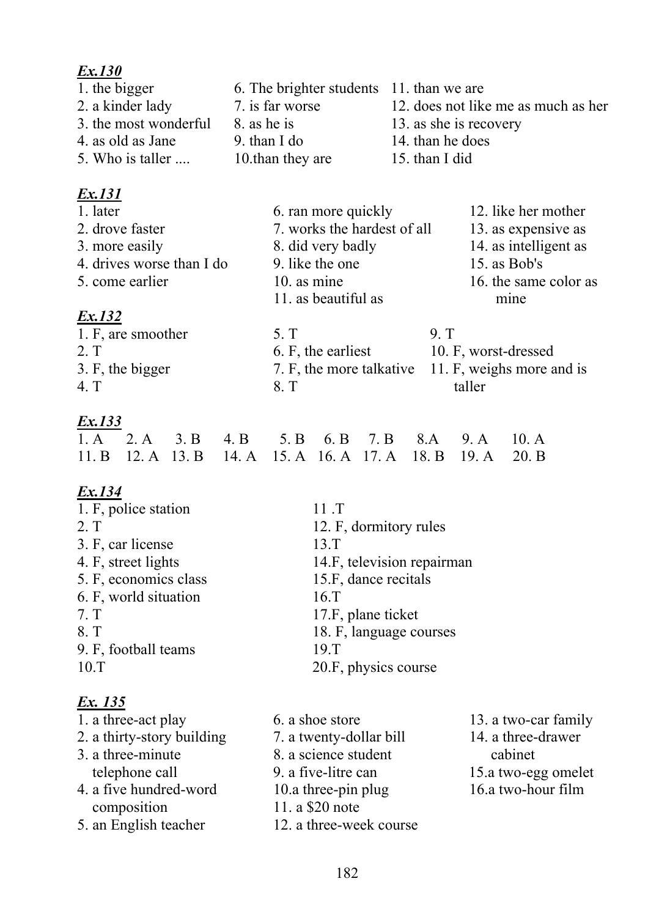***Ex.130***

1. the bigger
2. a kinder lady
3. the most wonderful
4. as old as Jane
5. Who is taller ....
6. The brighter students
7. is far worse
8. as he is
9. than I do
10. than they are
11. than we are
12. does not like me as much as her
13. as she is recovery
14. than he does
15. than I did

***Ex.131***

1. later
2. drove faster
3. more easily
4. drives worse than I do
5. come earlier
6. ran more quickly
7. works the hardest of all
8. did very badly
9. like the one
10. as mine
11. as beautiful as
12. like her mother
13. as expensive as
14. as intelligent as
15. as Bob's
16. the same color as mine

***Ex.132***

1. F, are smoother
2. T
3. F, the bigger
4. T
5. T
6. F, the earliest
7. F, the more talkative
8. T
9. T
10. F, worst-dressed
11. F, weighs more and is taller

***Ex.133***

1. A 2. A 3. B 4. B 5. B 6. B 7. B 8. A 9. A 10. A
11. B 12. A 13. B 14. A 15. A 16. A 17. A 18. B 19. A 20. B

***Ex.134***

1. F, police station
2. T
3. F, car license
4. F, street lights
5. F, economics class
6. F, world situation
7. T
8. T
9. F, football teams
10. T
11. T
12. F, dormitory rules
13. T
14. F, television repairman
15. F, dance recitals
16. T
17. F, plane ticket
18. F, language courses
19. T
20. F, physics course

***Ex. 135***

1. a three-act play
2. a thirty-story building
3. a three-minute telephone call
4. a five hundred-word composition
5. an English teacher
6. a shoe store
7. a twenty-dollar bill
8. a science student
9. a five-litre can
10. a three-pin plug
11. a $20 note
12. a three-week course
13. a two-car family
14. a three-drawer cabinet
15. a two-egg omelet
16. a two-hour film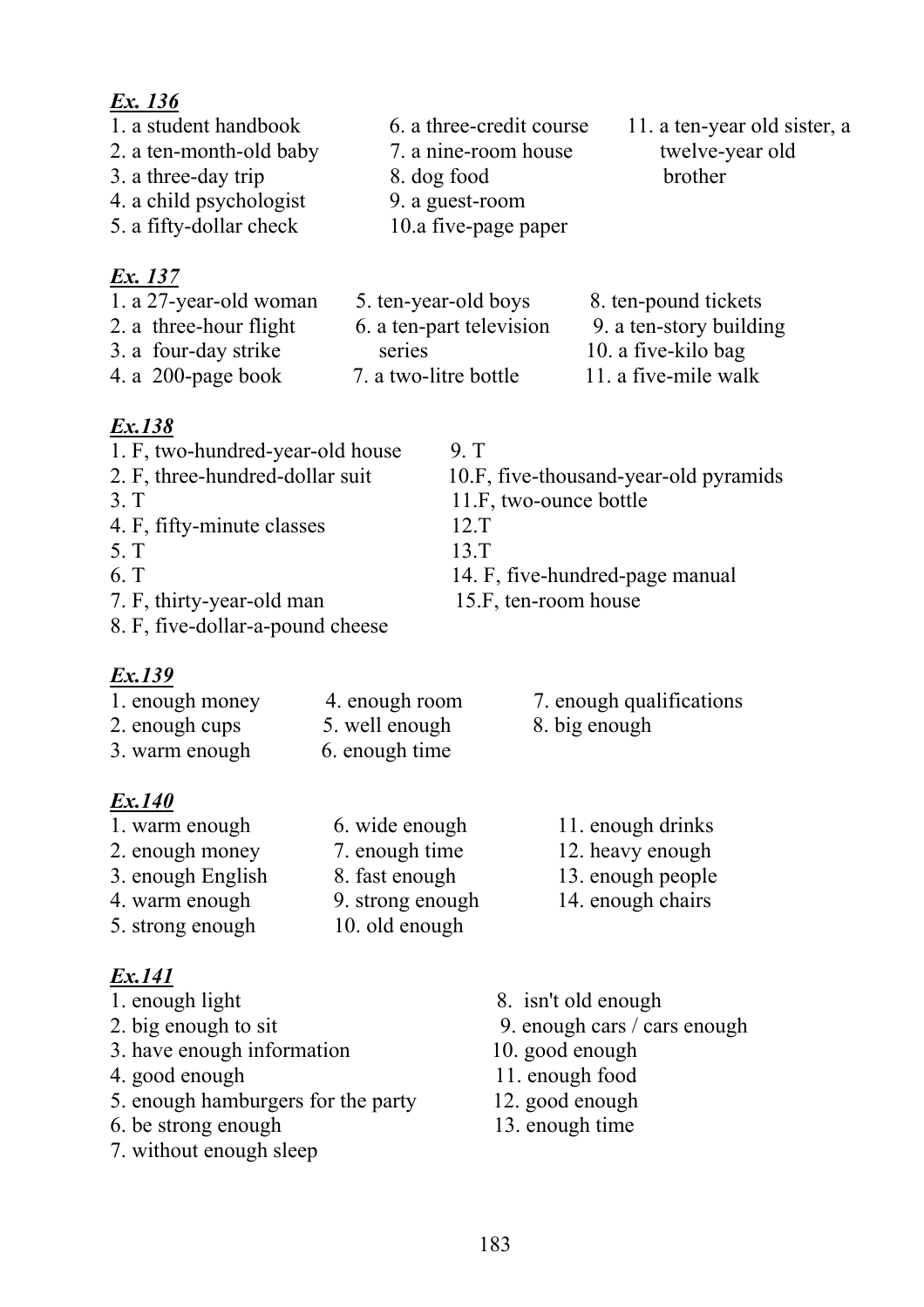***Ex. 136***

1. a student handbook
2. a ten-month-old baby
3. a three-day trip
4. a child psychologist
5. a fifty-dollar check
6. a three-credit course
7. a nine-room house
8. dog food
9. a guest-room
10. a five-page paper
11. a ten-year old sister, a twelve-year old brother

***Ex. 137***

1. a 27-year-old woman
2. a three-hour flight
3. a four-day strike
4. a 200-page book
5. ten-year-old boys
6. a ten-part television series
7. a two-litre bottle
8. ten-pound tickets
9. a ten-story building
10. a five-kilo bag
11. a five-mile walk

***Ex.138***

1. F, two-hundred-year-old house
2. F, three-hundred-dollar suit
3. T
4. F, fifty-minute classes
5. T
6. T
7. F, thirty-year-old man
8. F, five-dollar-a-pound cheese
9. T
10. F, five-thousand-year-old pyramids
11. F, two-ounce bottle
12. T
13. T
14. F, five-hundred-page manual
15. F, ten-room house

***Ex.139***

1. enough money
2. enough cups
3. warm enough
4. enough room
5. well enough
6. enough time
7. enough qualifications
8. big enough

***Ex.140***

1. warm enough
2. enough money
3. enough English
4. warm enough
5. strong enough
6. wide enough
7. enough time
8. fast enough
9. strong enough
10. old enough
11. enough drinks
12. heavy enough
13. enough people
14. enough chairs

***Ex.141***

1. enough light
2. big enough to sit
3. have enough information
4. good enough
5. enough hamburgers for the party
6. be strong enough
7. without enough sleep
8. isn't old enough
9. enough cars / cars enough
10. good enough
11. enough food
12. good enough
13. enough time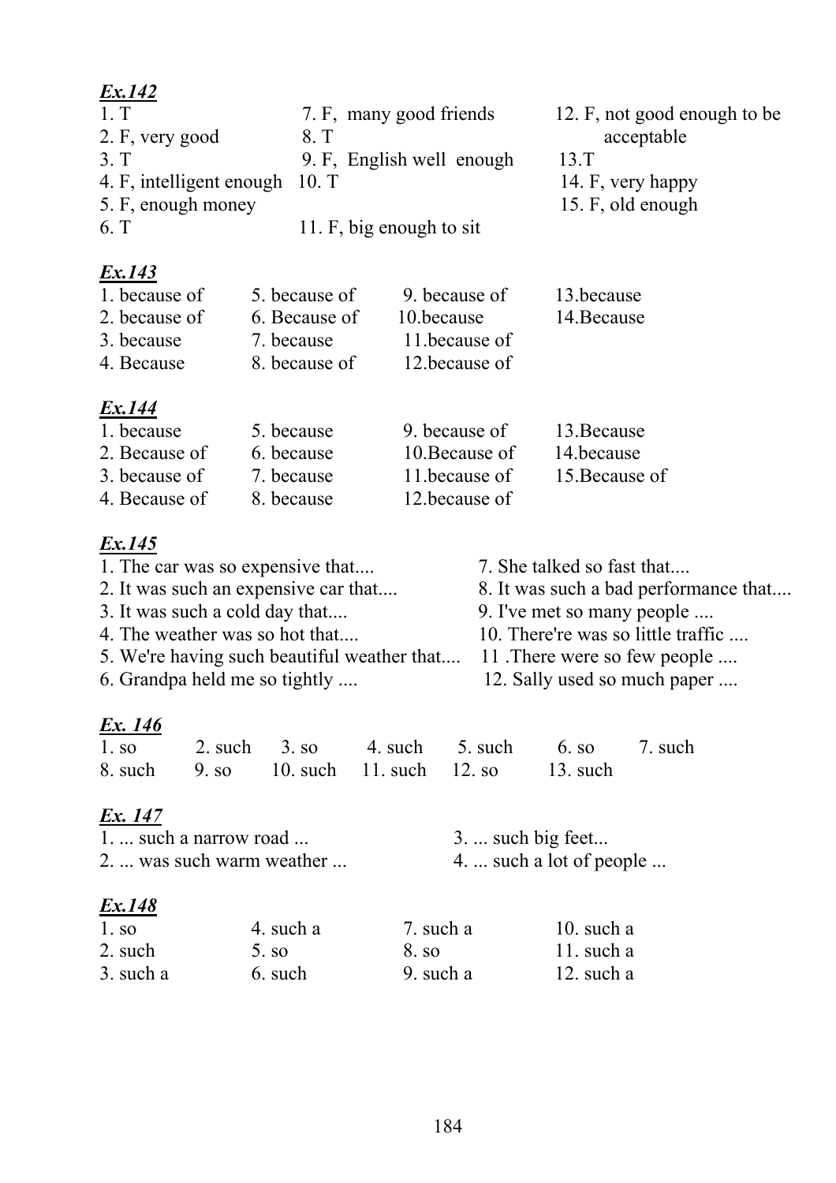***Ex.142***

1. T
2. F, very good
3. T
4. F, intelligent enough
5. F, enough money
6. T
7. F, many good friends
8. T
9. F, English well enough
10. T
11. F, big enough to sit
12. F, not good enough to be acceptable
13. T
14. F, very happy
15. F, old enough

***Ex.143***

1. because of
2. because of
3. because
4. Because
5. because of
6. Because of
7. because
8. because of
9. because of
10. because
11. because of
12. because of
13. because
14. Because

***Ex.144***

1. because
2. Because of
3. because of
4. Because of
5. because
6. because
7. because
8. because
9. because of
10. Because of
11. because of
12. because of
13. Because
14. because
15. Because of

***Ex.145***

1. The car was so expensive that....
2. It was such an expensive car that....
3. It was such a cold day that....
4. The weather was so hot that....
5. We're having such beautiful weather that....
6. Grandpa held me so tightly ....
7. She talked so fast that....
8. It was such a bad performance that....
9. I've met so many people ....
10. There're was so little traffic ....
11. There were so few people ....
12. Sally used so much paper ....

***Ex. 146***

1. so
2. such
3. so
4. such
5. such
6. so
7. such
8. such
9. so
10. such
11. such
12. so
13. such

***Ex. 147***

1. ... such a narrow road ...
2. ... was such warm weather ...
3. ... such big feet...
4. ... such a lot of people ...

***Ex.148***

1. so
2. such
3. such a
4. such a
5. so
6. such
7. such a
8. so
9. such a
10. such a
11. such a
12. such a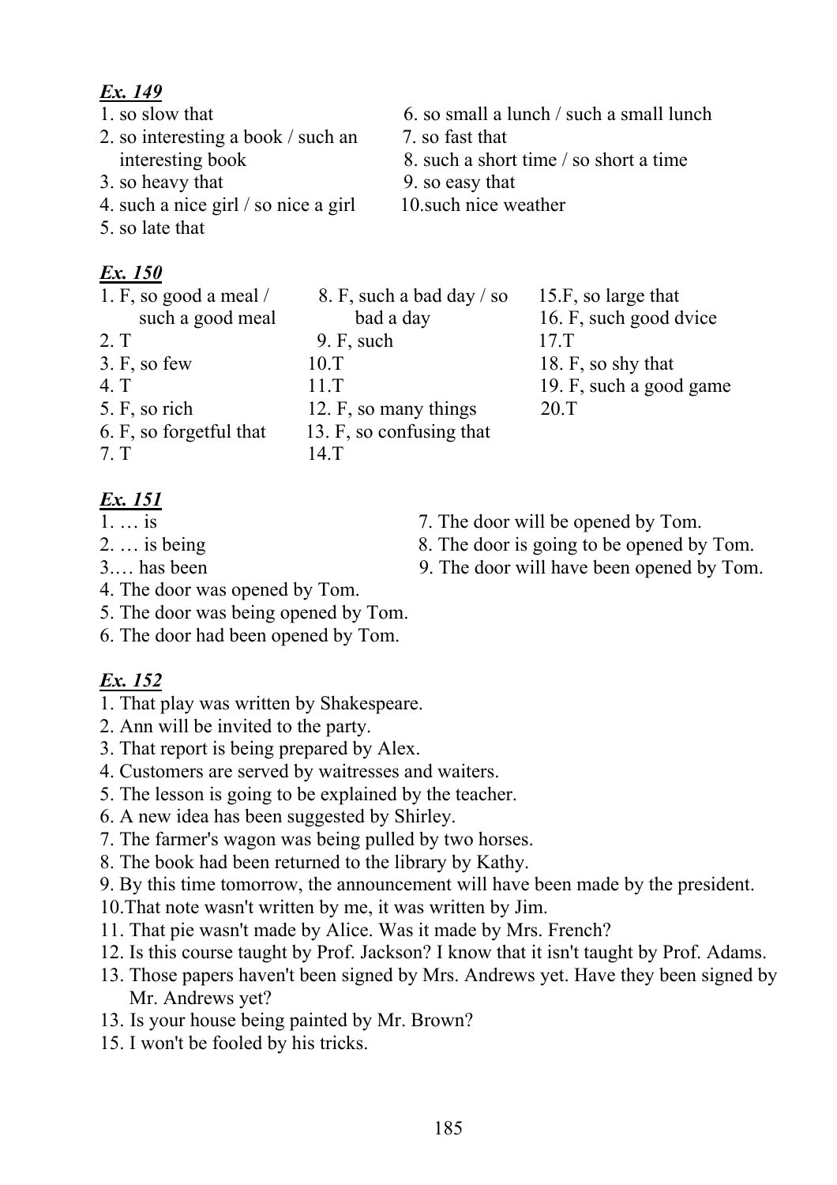***Ex. 149***

1. so slow that
2. so interesting a book / such an interesting book
3. so heavy that
4. such a nice girl / so nice a girl
5. so late that
6. so small a lunch / such a small lunch
7. so fast that
8. such a short time / so short a time
9. so easy that
10. such nice weather

***Ex. 150***

1. F, so good a meal / such a good meal
2. T
3. F, so few
4. T
5. F, so rich
6. F, so forgetful that
7. T
8. F, such a bad day / so bad a day
9. F, such
10. T
11. T
12. F, so many things
13. F, so confusing that
14. T
15. F, so large that
16. F, such good dvice
17. T
18. F, so shy that
19. F, such a good game
20. T

***Ex. 151***

1. … is
2. … is being
3. … has been
4. The door was opened by Tom.
5. The door was being opened by Tom.
6. The door had been opened by Tom.
7. The door will be opened by Tom.
8. The door is going to be opened by Tom.
9. The door will have been opened by Tom.

***Ex. 152***

1. That play was written by Shakespeare.
2. Ann will be invited to the party.
3. That report is being prepared by Alex.
4. Customers are served by waitresses and waiters.
5. The lesson is going to be explained by the teacher.
6. A new idea has been suggested by Shirley.
7. The farmer's wagon was being pulled by two horses.
8. The book had been returned to the library by Kathy.
9. By this time tomorrow, the announcement will have been made by the president.
10. That note wasn't written by me, it was written by Jim.
11. That pie wasn't made by Alice. Was it made by Mrs. French?
12. Is this course taught by Prof. Jackson? I know that it isn't taught by Prof. Adams.
13. Those papers haven't been signed by Mrs. Andrews yet. Have they been signed by Mr. Andrews yet?
13. Is your house being painted by Mr. Brown?
15. I won't be fooled by his tricks.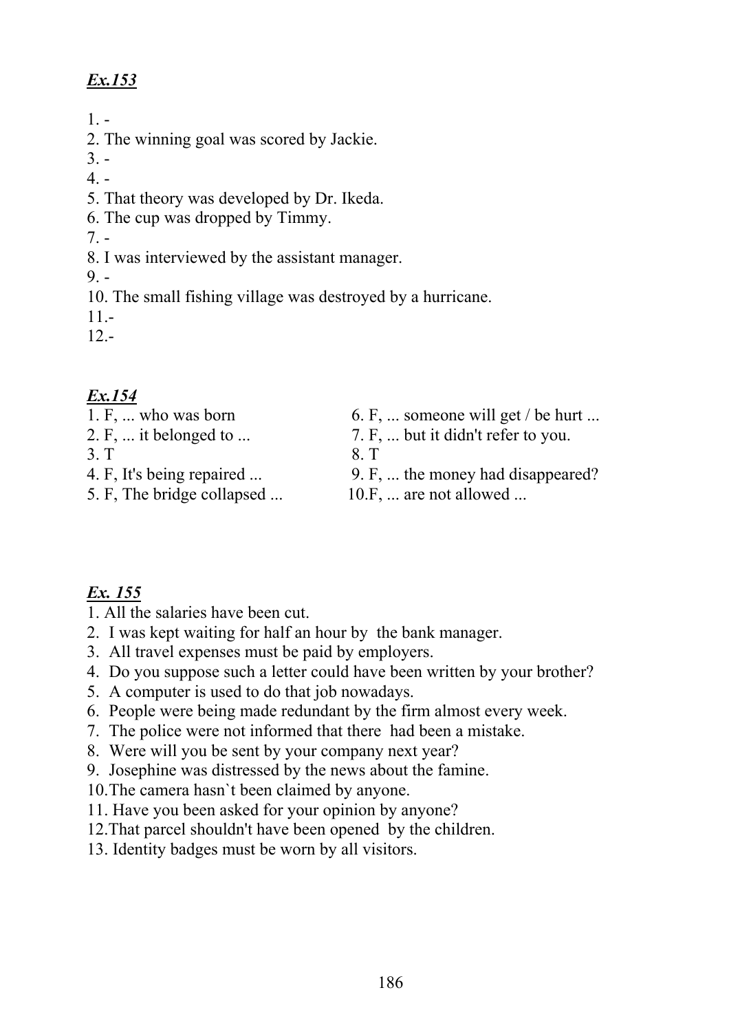***Ex.153***

1. -
2. The winning goal was scored by Jackie.
3. -
4. -
5. That theory was developed by Dr. Ikeda.
6. The cup was dropped by Timmy.
7. -
8. I was interviewed by the assistant manager.
9. -
10. The small fishing village was destroyed by a hurricane.
11. -
12. -

***Ex.154***

1. F, ... who was born
2. F, ... it belonged to ...
3. T
4. F, It's being repaired ...
5. F, The bridge collapsed ...
6. F, ... someone will get / be hurt ...
7. F, ... but it didn't refer to you.
8. T
9. F, ... the money had disappeared?
10. F, ... are not allowed ...

***Ex. 155***

1. All the salaries have been cut.
2. I was kept waiting for half an hour by the bank manager.
3. All travel expenses must be paid by employers.
4. Do you suppose such a letter could have been written by your brother?
5. A computer is used to do that job nowadays.
6. People were being made redundant by the firm almost every week.
7. The police were not informed that there had been a mistake.
8. Were will you be sent by your company next year?
9. Josephine was distressed by the news about the famine.
10. The camera hasn`t been claimed by anyone.
11. Have you been asked for your opinion by anyone?
12. That parcel shouldn't have been opened by the children.
13. Identity badges must be worn by all visitors.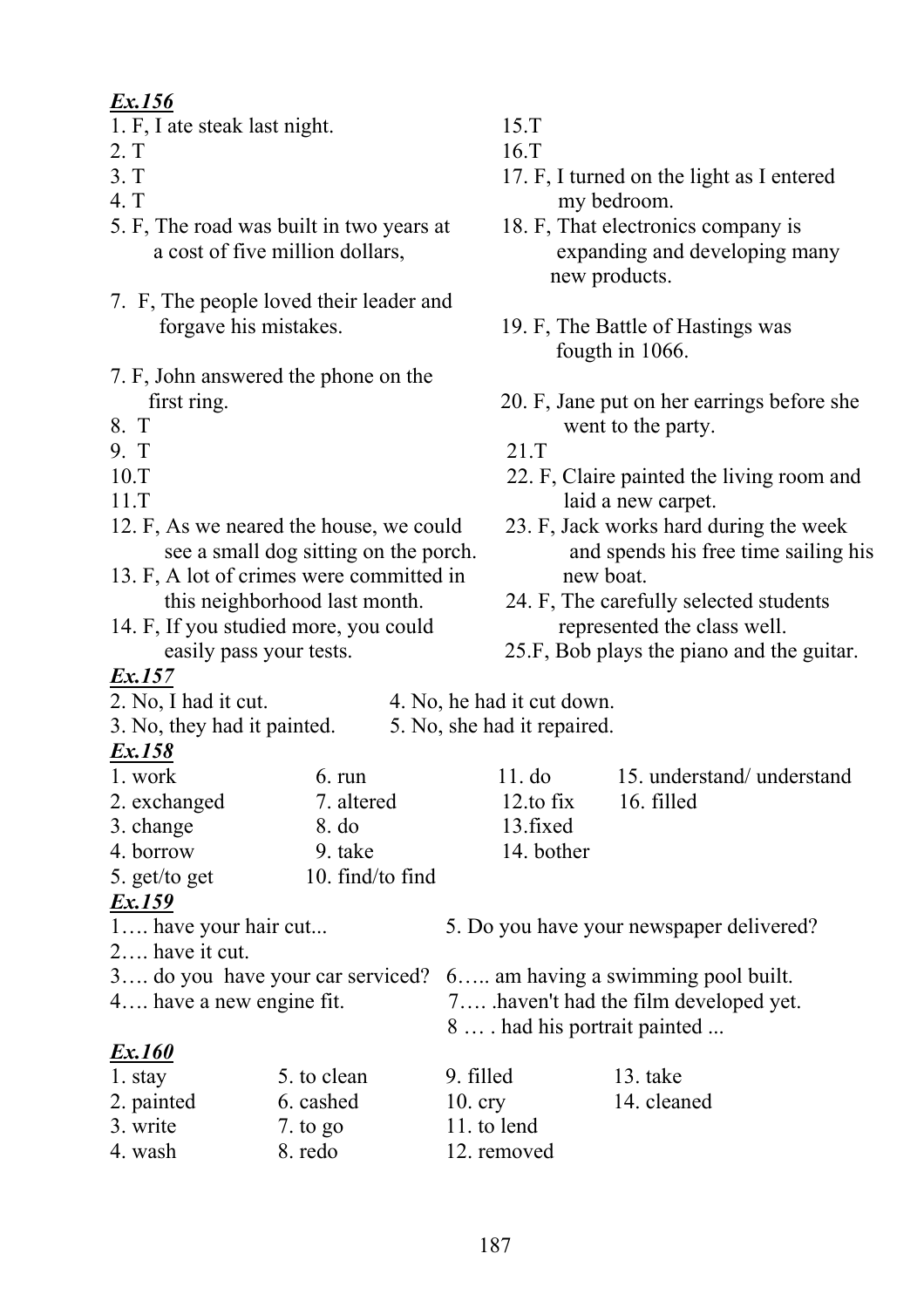***Ex.156***

1. F, I ate steak last night.
2. T
3. T
4. T
5. F, The road was built in two years at a cost of five million dollars,
7. F, The people loved their leader and forgave his mistakes.
7. F, John answered the phone on the first ring.
8. T
9. T
10. T
11. T
12. F, As we neared the house, we could see a small dog sitting on the porch.
13. F, A lot of crimes were committed in this neighborhood last month.
14. F, If you studied more, you could easily pass your tests.
15. T
16. T
17. F, I turned on the light as I entered my bedroom.
18. F, That electronics company is expanding and developing many new products.
19. F, The Battle of Hastings was fougth in 1066.
20. F, Jane put on her earrings before she went to the party.
21. T
22. F, Claire painted the living room and laid a new carpet.
23. F, Jack works hard during the week and spends his free time sailing his new boat.
24. F, The carefully selected students represented the class well.
25. F, Bob plays the piano and the guitar.

***Ex.157***

2. No, I had it cut.
3. No, they had it painted.
4. No, he had it cut down.
5. No, she had it repaired.

***Ex.158***

1. work
2. exchanged
3. change
4. borrow
5. get/to get
6. run
7. altered
8. do
9. take
10. find/to find
11. do
12. to fix
13. fixed
14. bother
15. understand/ understand
16. filled

***Ex.159***

1…. have your hair cut...
2…. have it cut.
3…. do you have your car serviced?
4…. have a new engine fit.
5. Do you have your newspaper delivered?
6….. am having a swimming pool built.
7…. .haven't had the film developed yet.
8 … . had his portrait painted ...

***Ex.160***

1. stay
2. painted
3. write
4. wash
5. to clean
6. cashed
7. to go
8. redo
9. filled
10. cry
11. to lend
12. removed
13. take
14. cleaned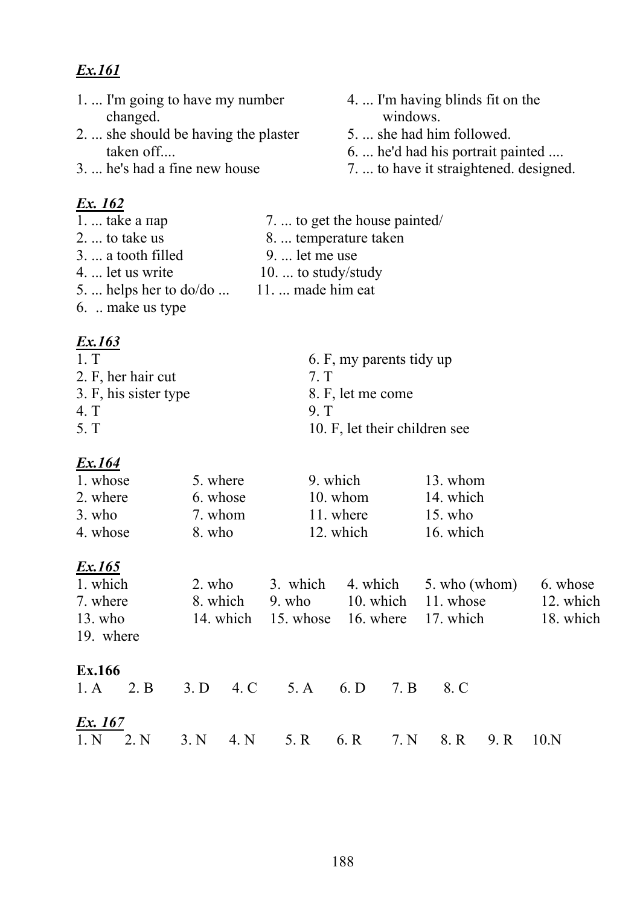***Ex.161***

1. ... I'm going to have my number changed.
2. ... she should be having the plaster taken off....
3. ... he's had a fine new house
4. ... I'm having blinds fit on the windows.
5. ... she had him followed.
6. ... he'd had his portrait painted ....
7. ... to have it straightened. designed.

***Ex. 162***

1. ... take a пар
2. ... to take us
3. ... a tooth filled
4. ... let us write
5. ... helps her to do/do ...
6. .. make us type
7. ... to get the house painted/
8. ... temperature taken
9. ... let me use
10. ... to study/study
11. ... made him eat

***Ex.163***

1. T
2. F, her hair cut
3. F, his sister type
4. T
5. T
6. F, my parents tidy up
7. T
8. F, let me come
9. T
10. F, let their children see

***Ex.164***

1. whose
2. where
3. who
4. whose
5. where
6. whose
7. whom
8. who
9. which
10. whom
11. where
12. which
13. whom
14. which
15. who
16. which

***Ex.165***

1. which
2. who
3. which
4. which
5. who (whom)
6. whose
7. where
8. which
9. who
10. which
11. whose
12. which
13. who
14. which
15. whose
16. where
17. which
18. which
19. where

**Ex.166**

1. A 2. B 3. D 4. C 5. A 6. D 7. B 8. C

***Ex. 167***

1. N 2. N 3. N 4. N 5. R 6. R 7. N 8. R 9. R 10.N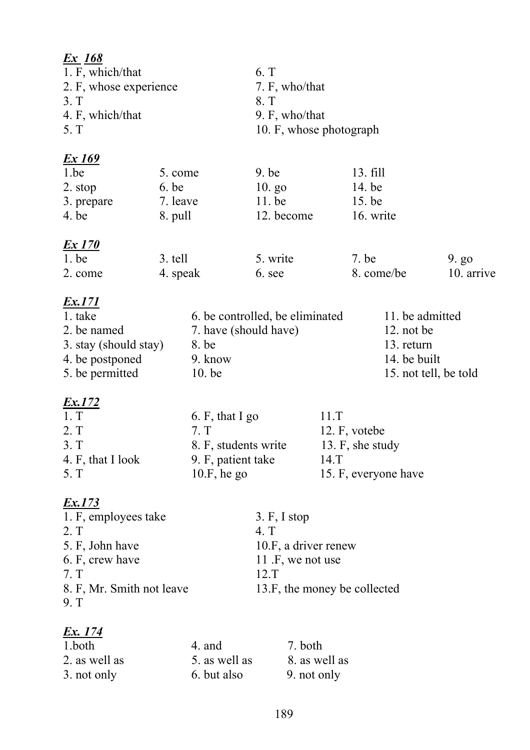***Ex 168***

1. F, which/that
2. F, whose experience
3. T
4. F, which/that
5. T
6. T
7. F, who/that
8. T
9. F, who/that
10. F, whose photograph

***Ex 169***

1. be
2. stop
3. prepare
4. be
5. come
6. be
7. leave
8. pull
9. be
10. go
11. be
12. become
13. fill
14. be
15. be
16. write

***Ex 170***

1. be
2. come
3. tell
4. speak
5. write
6. see
7. be
8. come/be
9. go
10. arrive

***Ex.171***

1. take
2. be named
3. stay (should stay)
4. be postponed
5. be permitted
6. be controlled, be eliminated
7. have (should have)
8. be
9. know
10. be
11. be admitted
12. not be
13. return
14. be built
15. not tell, be told

***Ex.172***

1. T
2. T
3. T
4. F, that I look
5. T
6. F, that I go
7. T
8. F, students write
9. F, patient take
10. F, he go
11. T
12. F, votebe
13. F, she study
14. T
15. F, everyone have

***Ex.173***

1. F, employees take
2. T
3. F, I stop
4. T
5. F, John have
6. F, crew have
7. T
8. F, Mr. Smith not leave
9. T
10. F, a driver renew
11. F, we not use
12. T
13. F, the money be collected

***Ex. 174***

1. both
2. as well as
3. not only
4. and
5. as well as
6. but also
7. both
8. as well as
9. not only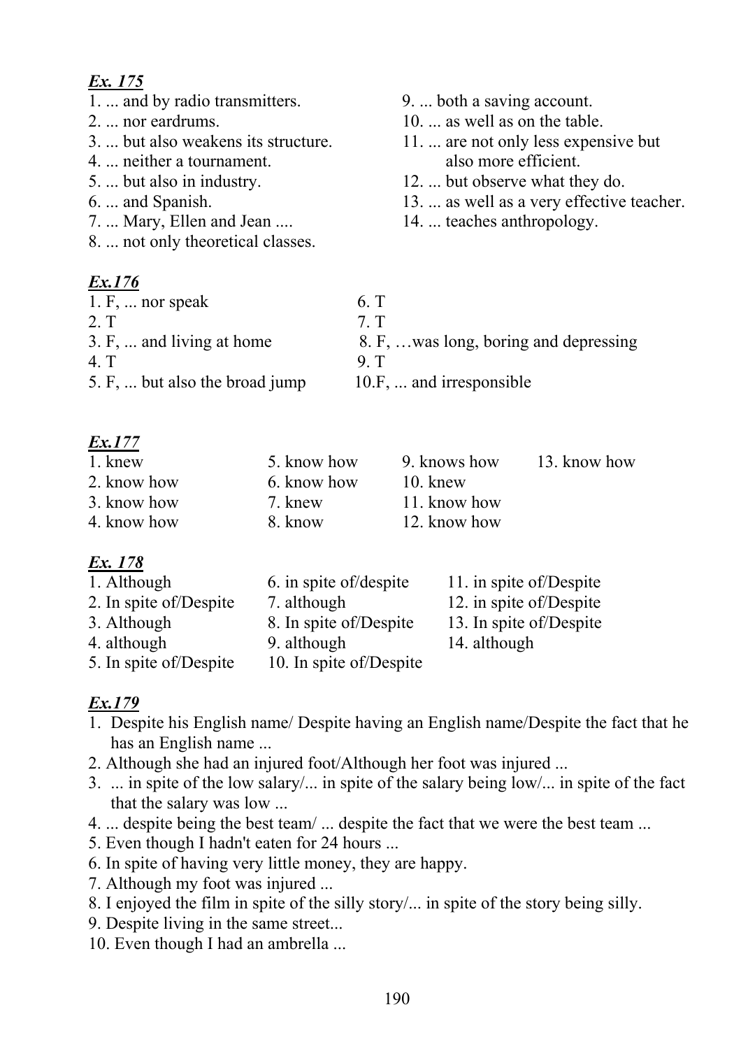***Ex. 175***

1. ... and by radio transmitters.
2. ... nor eardrums.
3. ... but also weakens its structure.
4. ... neither a tournament.
5. ... but also in industry.
6. ... and Spanish.
7. ... Mary, Ellen and Jean ....
8. ... not only theoretical classes.
9. ... both a saving account.
10. ... as well as on the table.
11. ... are not only less expensive but also more efficient.
12. ... but observe what they do.
13. ... as well as a very effective teacher.
14. ... teaches anthropology.

***Ex.176***

1. F, ... nor speak
2. T
3. F, ... and living at home
4. T
5. F, ... but also the broad jump
6. T
7. T
8. F, …was long, boring and depressing
9. T
10. F, ... and irresponsible

***Ex.177***

1. knew
2. know how
3. know how
4. know how
5. know how
6. know how
7. knew
8. know
9. knows how
10. knew
11. know how
12. know how
13. know how

***Ex. 178***

1. Although
2. In spite of/Despite
3. Although
4. although
5. In spite of/Despite
6. in spite of/despite
7. although
8. In spite of/Despite
9. although
10. In spite of/Despite
11. in spite of/Despite
12. in spite of/Despite
13. In spite of/Despite
14. although

***Ex.179***

1. Despite his English name/ Despite having an English name/Despite the fact that he has an English name ...
2. Although she had an injured foot/Although her foot was injured ...
3. ... in spite of the low salary/... in spite of the salary being low/... in spite of the fact that the salary was low ...
4. ... despite being the best team/ ... despite the fact that we were the best team ...
5. Even though I hadn't eaten for 24 hours ...
6. In spite of having very little money, they are happy.
7. Although my foot was injured ...
8. I enjoyed the film in spite of the silly story/... in spite of the story being silly.
9. Despite living in the same street...
10. Even though I had an ambrella ...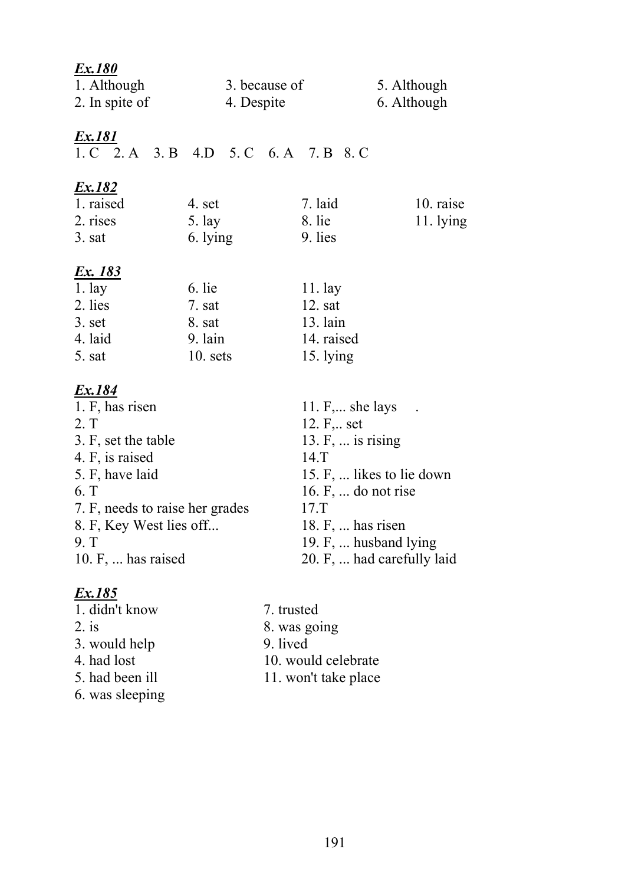***Ex.180***

1. Although
2. In spite of
3. because of
4. Despite
5. Although
6. Although

***Ex.181***

1. C 2. A 3. B 4.D 5. C 6. A 7. B 8. C

***Ex.182***

1. raised
2. rises
3. sat
4. set
5. lay
6. lying
7. laid
8. lie
9. lies
10. raise
11. lying

***Ex. 183***

1. lay
2. lies
3. set
4. laid
5. sat
6. lie
7. sat
8. sat
9. lain
10. sets
11. lay
12. sat
13. lain
14. raised
15. lying

***Ex.184***

1. F, has risen
2. T
3. F, set the table
4. F, is raised
5. F, have laid
6. T
7. F, needs to raise her grades
8. F, Key West lies off...
9. T
10. F, ... has raised
11. F,... she lays .
12. F,.. set
13. F, ... is rising
14.T
15. F, ... likes to lie down
16. F, ... do not rise
17.T
18. F, ... has risen
19. F, ... husband lying
20. F, ... had carefully laid

***Ex.185***

1. didn't know
2. is
3. would help
4. had lost
5. had been ill
6. was sleeping
7. trusted
8. was going
9. lived
10. would celebrate
11. won't take place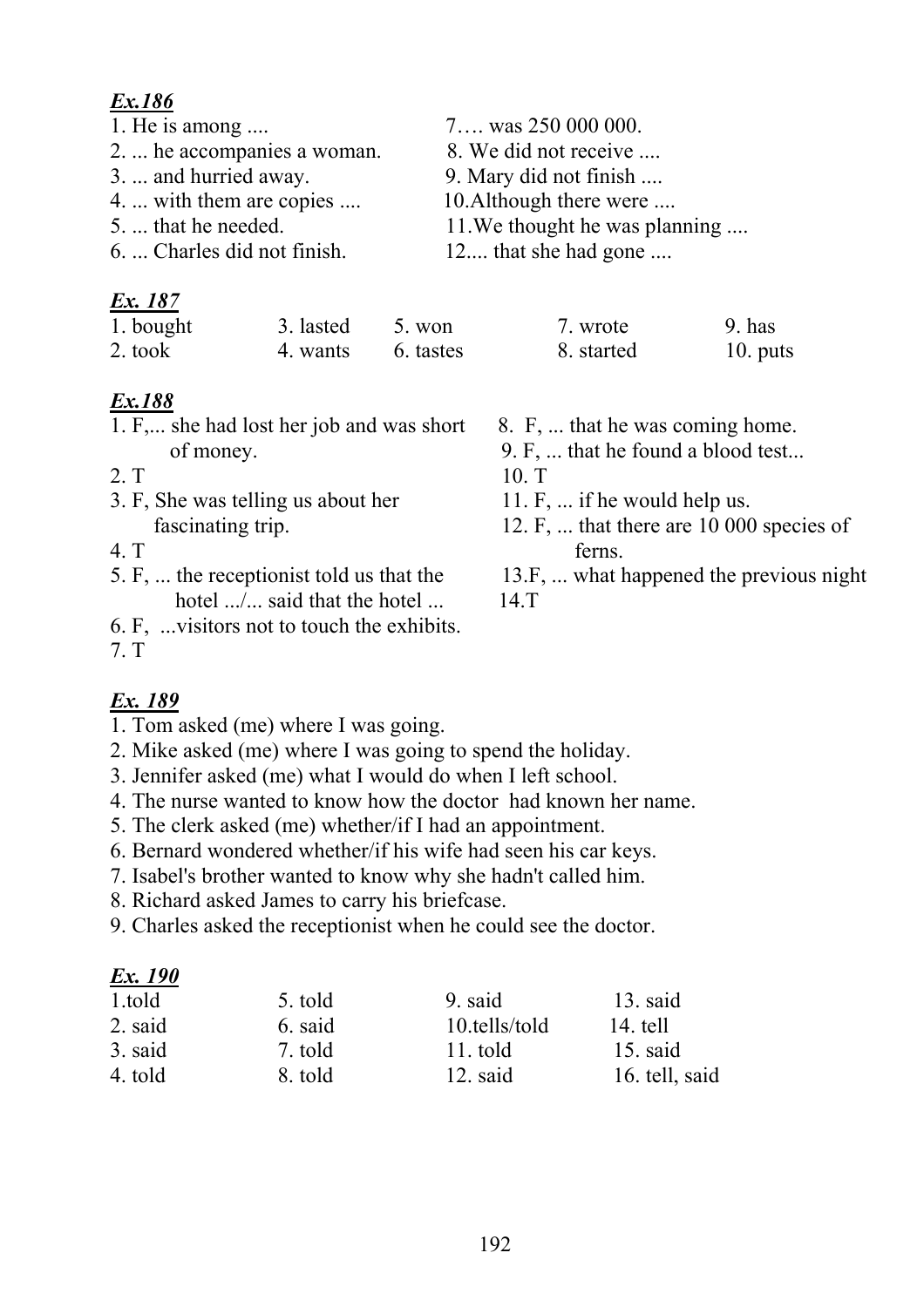***Ex.186***

1. He is among ....
2. ... he accompanies a woman.
3. ... and hurried away.
4. ... with them are copies ....
5. ... that he needed.
6. ... Charles did not finish.
7. … was 250 000 000.
8. We did not receive ....
9. Mary did not finish ....
10. Although there were ....
11. We thought he was planning ....
12. .... that she had gone ....

***Ex. 187***

| | | | | |
|---|---|---|---|---|
| 1. bought | 3. lasted | 5. won | 7. wrote | 9. has |
| 2. took | 4. wants | 6. tastes | 8. started | 10. puts |

***Ex.188***

1. F,... she had lost her job and was short of money.
2. T
3. F, She was telling us about her fascinating trip.
4. T
5. F, ... the receptionist told us that the hotel .../... said that the hotel ...
6. F, ...visitors not to touch the exhibits.
7. T
8. F, ... that he was coming home.
9. F, ... that he found a blood test...
10. T
11. F, ... if he would help us.
12. F, ... that there are 10 000 species of ferns.
13. F, ... what happened the previous night
14. T

***Ex. 189***

1. Tom asked (me) where I was going.
2. Mike asked (me) where I was going to spend the holiday.
3. Jennifer asked (me) what I would do when I left school.
4. The nurse wanted to know how the doctor had known her name.
5. The clerk asked (me) whether/if I had an appointment.
6. Bernard wondered whether/if his wife had seen his car keys.
7. Isabel's brother wanted to know why she hadn't called him.
8. Richard asked James to carry his briefcase.
9. Charles asked the receptionist when he could see the doctor.

***Ex. 190***

| | | | |
|---|---|---|---|
| 1. told | 5. told | 9. said | 13. said |
| 2. said | 6. said | 10. tells/told | 14. tell |
| 3. said | 7. told | 11. told | 15. said |
| 4. told | 8. told | 12. said | 16. tell, said |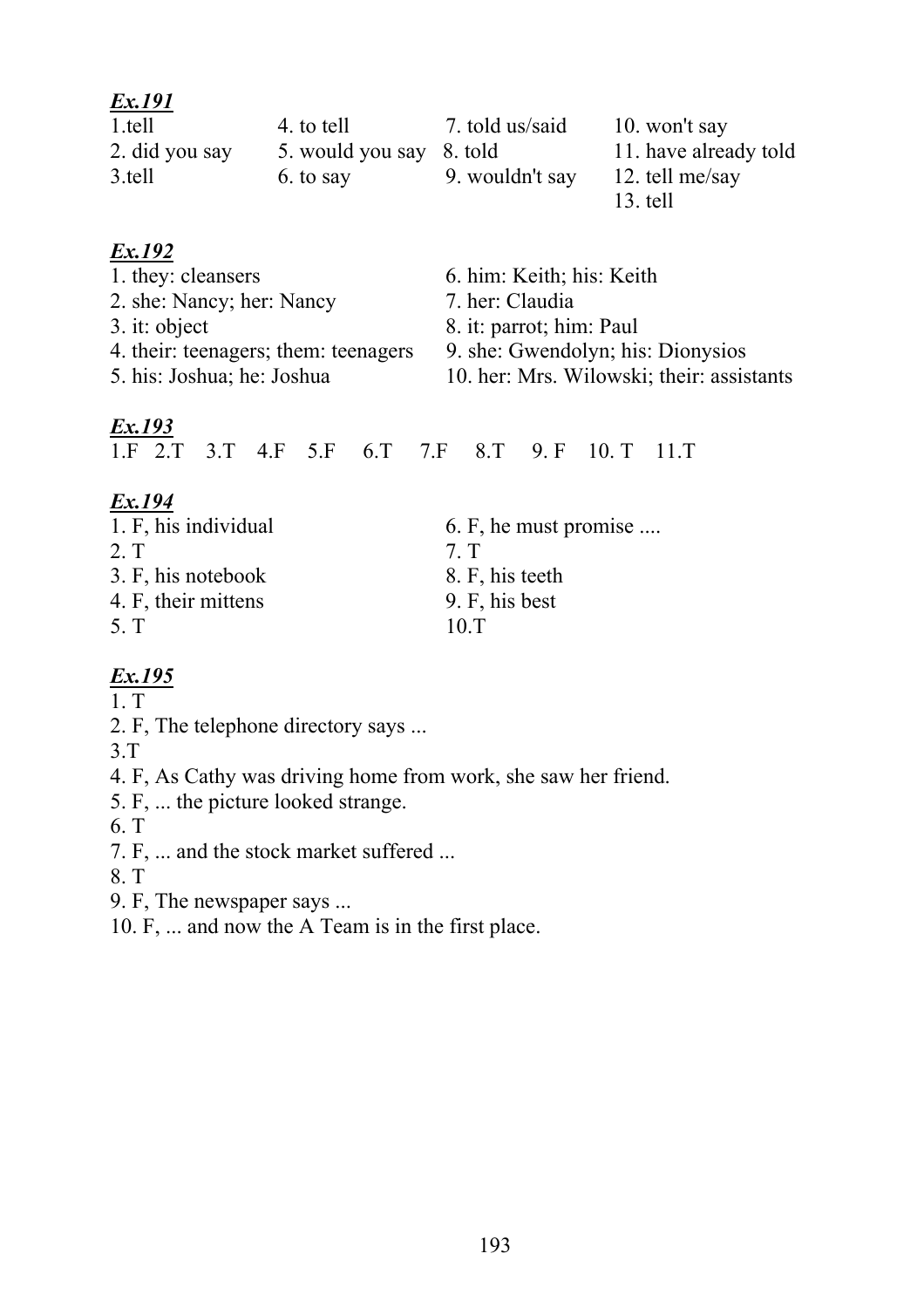***Ex.191***

1.tell
2. did you say
3.tell
4. to tell
5. would you say
6. to say
7. told us/said
8. told
9. wouldn't say
10. won't say
11. have already told
12. tell me/say
13. tell

***Ex.192***

1. they: cleansers
2. she: Nancy; her: Nancy
3. it: object
4. their: teenagers; them: teenagers
5. his: Joshua; he: Joshua
6. him: Keith; his: Keith
7. her: Claudia
8. it: parrot; him: Paul
9. she: Gwendolyn; his: Dionysios
10. her: Mrs. Wilowski; their: assistants

***Ex.193***

1.F 2.T 3.T 4.F 5.F 6.T 7.F 8.T 9. F 10. T 11.T

***Ex.194***

1. F, his individual
2. T
3. F, his notebook
4. F, their mittens
5. T
6. F, he must promise ....
7. T
8. F, his teeth
9. F, his best
10.T

***Ex.195***

1. T
2. F, The telephone directory says ...
3.T
4. F, As Cathy was driving home from work, she saw her friend.
5. F, ... the picture looked strange.
6. T
7. F, ... and the stock market suffered ...
8. T
9. F, The newspaper says ...
10. F, ... and now the A Team is in the first place.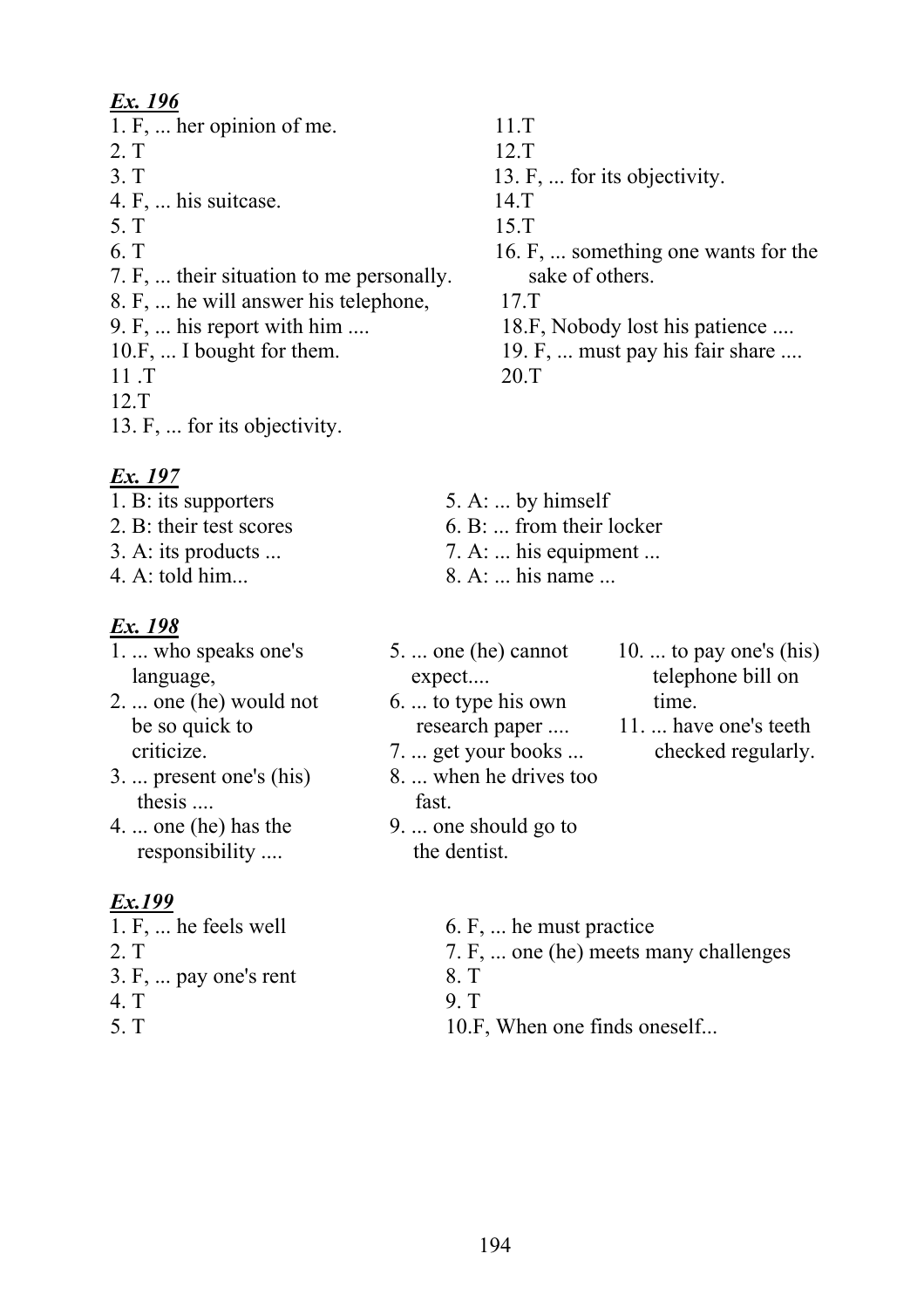***Ex. 196***

1. F, ... her opinion of me.
2. T
3. T
4. F, ... his suitcase.
5. T
6. T
7. F, ... their situation to me personally.
8. F, ... he will answer his telephone,
9. F, ... his report with him ....
10. F, ... I bought for them.
11. T
12. T
13. F, ... for its objectivity.
11. T
12. T
13. F, ... for its objectivity.
14. T
15. T
16. F, ... something one wants for the sake of others.
17. T
18. F, Nobody lost his patience ....
19. F, ... must pay his fair share ....
20. T

***Ex. 197***

1. B: its supporters
2. B: their test scores
3. A: its products ...
4. A: told him...
5. A: ... by himself
6. B: ... from their locker
7. A: ... his equipment ...
8. A: ... his name ...

***Ex. 198***

1. ... who speaks one's language,
2. ... one (he) would not be so quick to criticize.
3. ... present one's (his) thesis ....
4. ... one (he) has the responsibility ....
5. ... one (he) cannot expect....
6. ... to type his own research paper ....
7. ... get your books ...
8. ... when he drives too fast.
9. ... one should go to the dentist.
10. ... to pay one's (his) telephone bill on time.
11. ... have one's teeth checked regularly.

***Ex.199***

1. F, ... he feels well
2. T
3. F, ... pay one's rent
4. T
5. T
6. F, ... he must practice
7. F, ... one (he) meets many challenges
8. T
9. T
10. F, When one finds oneself...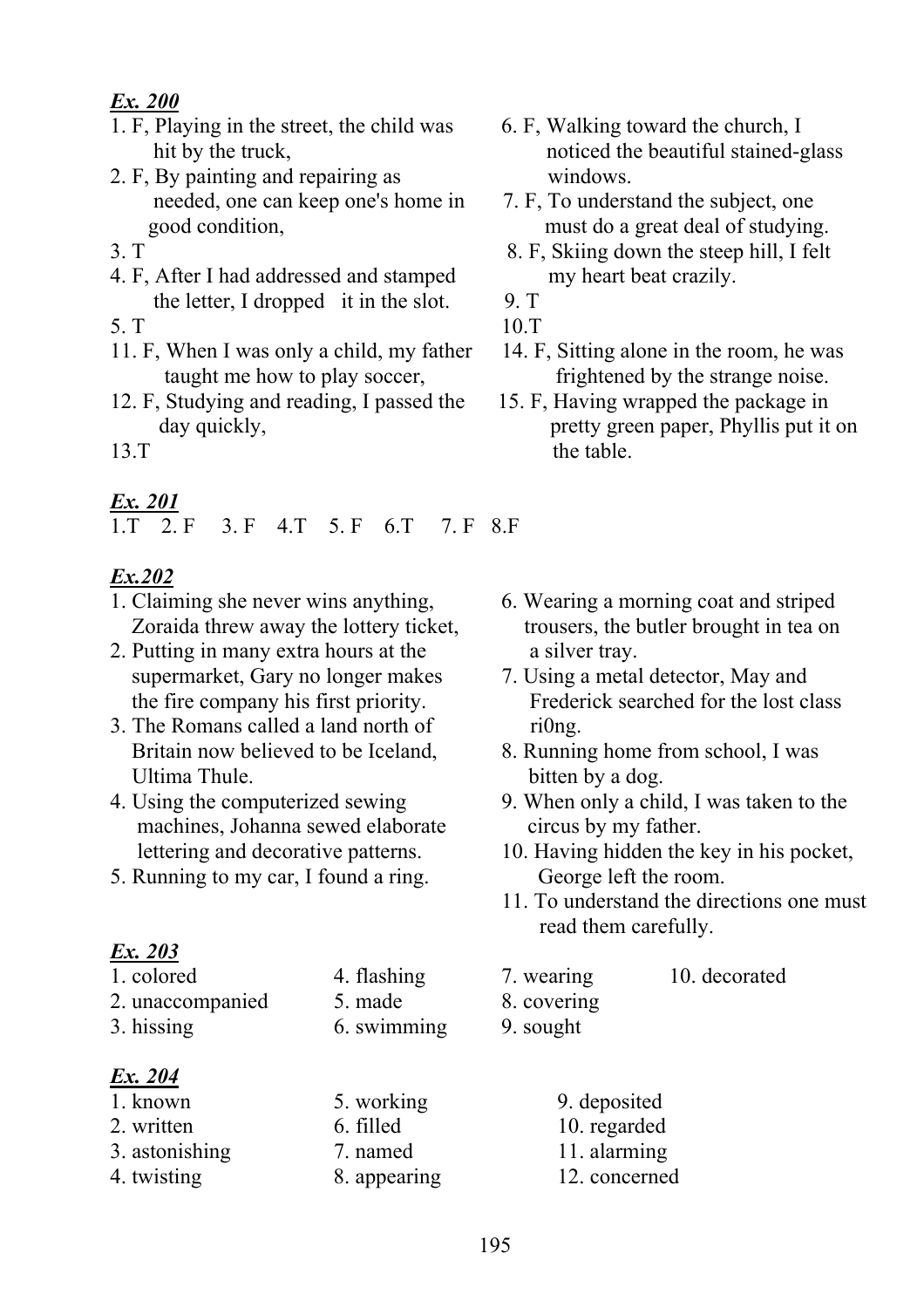***Ex. 200***

1. F, Playing in the street, the child was hit by the truck,
2. F, By painting and repairing as needed, one can keep one's home in good condition,
3. T
4. F, After I had addressed and stamped the letter, I dropped it in the slot.
5. T
6. F, Walking toward the church, I noticed the beautiful stained-glass windows.
7. F, To understand the subject, one must do a great deal of studying.
8. F, Skiing down the steep hill, I felt my heart beat crazily.
9. T
10. T
11. F, When I was only a child, my father taught me how to play soccer,
12. F, Studying and reading, I passed the day quickly,
13. T
14. F, Sitting alone in the room, he was frightened by the strange noise.
15. F, Having wrapped the package in pretty green paper, Phyllis put it on the table.

***Ex. 201***

1.T 2. F 3. F 4.T 5. F 6.T 7. F 8.F

***Ex.202***

1. Claiming she never wins anything, Zoraida threw away the lottery ticket,
2. Putting in many extra hours at the supermarket, Gary no longer makes the fire company his first priority.
3. The Romans called a land north of Britain now believed to be Iceland, Ultima Thule.
4. Using the computerized sewing machines, Johanna sewed elaborate lettering and decorative patterns.
5. Running to my car, I found a ring.
6. Wearing a morning coat and striped trousers, the butler brought in tea on a silver tray.
7. Using a metal detector, May and Frederick searched for the lost class ri0ng.
8. Running home from school, I was bitten by a dog.
9. When only a child, I was taken to the circus by my father.
10. Having hidden the key in his pocket, George left the room.
11. To understand the directions one must read them carefully.

***Ex. 203***

1. colored
2. unaccompanied
3. hissing
4. flashing
5. made
6. swimming
7. wearing
8. covering
9. sought
10. decorated

***Ex. 204***

1. known
2. written
3. astonishing
4. twisting
5. working
6. filled
7. named
8. appearing
9. deposited
10. regarded
11. alarming
12. concerned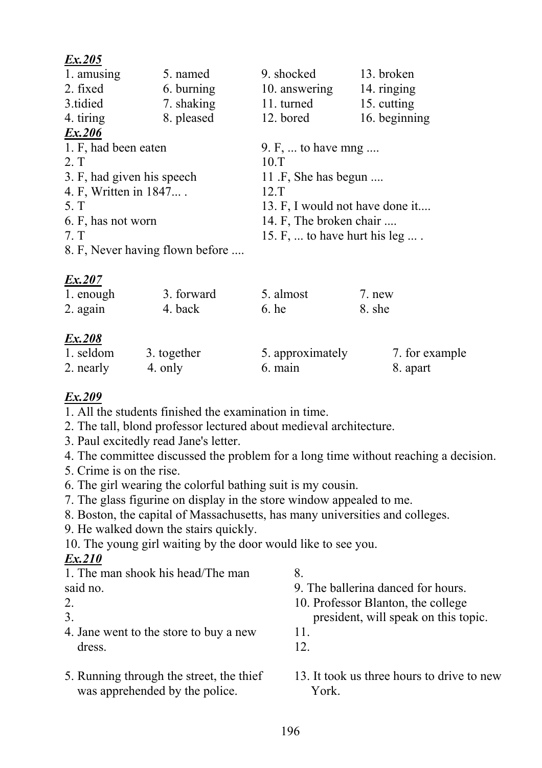***Ex.205***

| | | | |
|---|---|---|---|
| 1. amusing | 5. named | 9. shocked | 13. broken |
| 2. fixed | 6. burning | 10. answering | 14. ringing |
| 3.tidied | 7. shaking | 11. turned | 15. cutting |
| 4. tiring | 8. pleased | 12. bored | 16. beginning |

***Ex.206***

1. F, had been eaten
2. T
3. F, had given his speech
4. F, Written in 1847... .
5. T
6. F, has not worn
7. T
8. F, Never having flown before ....
9. F, ... to have mng ....
10. T
11. F, She has begun ....
12. T
13. F, I would not have done it....
14. F, The broken chair ....
15. F, ... to have hurt his leg ... .

***Ex.207***

| | | | |
|---|---|---|---|
| 1. enough | 3. forward | 5. almost | 7. new |
| 2. again | 4. back | 6. he | 8. she |

***Ex.208***

| | | | |
|---|---|---|---|
| 1. seldom | 3. together | 5. approximately | 7. for example |
| 2. nearly | 4. only | 6. main | 8. apart |

***Ex.209***

1. All the students finished the examination in time.
2. The tall, blond professor lectured about medieval architecture.
3. Paul excitedly read Jane's letter.
4. The committee discussed the problem for a long time without reaching a decision.
5. Crime is on the rise.
6. The girl wearing the colorful bathing suit is my cousin.
7. The glass figurine on display in the store window appealed to me.
8. Boston, the capital of Massachusetts, has many universities and colleges.
9. He walked down the stairs quickly.
10. The young girl waiting by the door would like to see you.

***Ex.210***

1. The man shook his head/The man said no.
2. 
3. 
4. Jane went to the store to buy a new dress.
5. Running through the street, the thief was apprehended by the police.
8. 
9. The ballerina danced for hours.
10. Professor Blanton, the college president, will speak on this topic.
11. 
12. 
13. It took us three hours to drive to new York.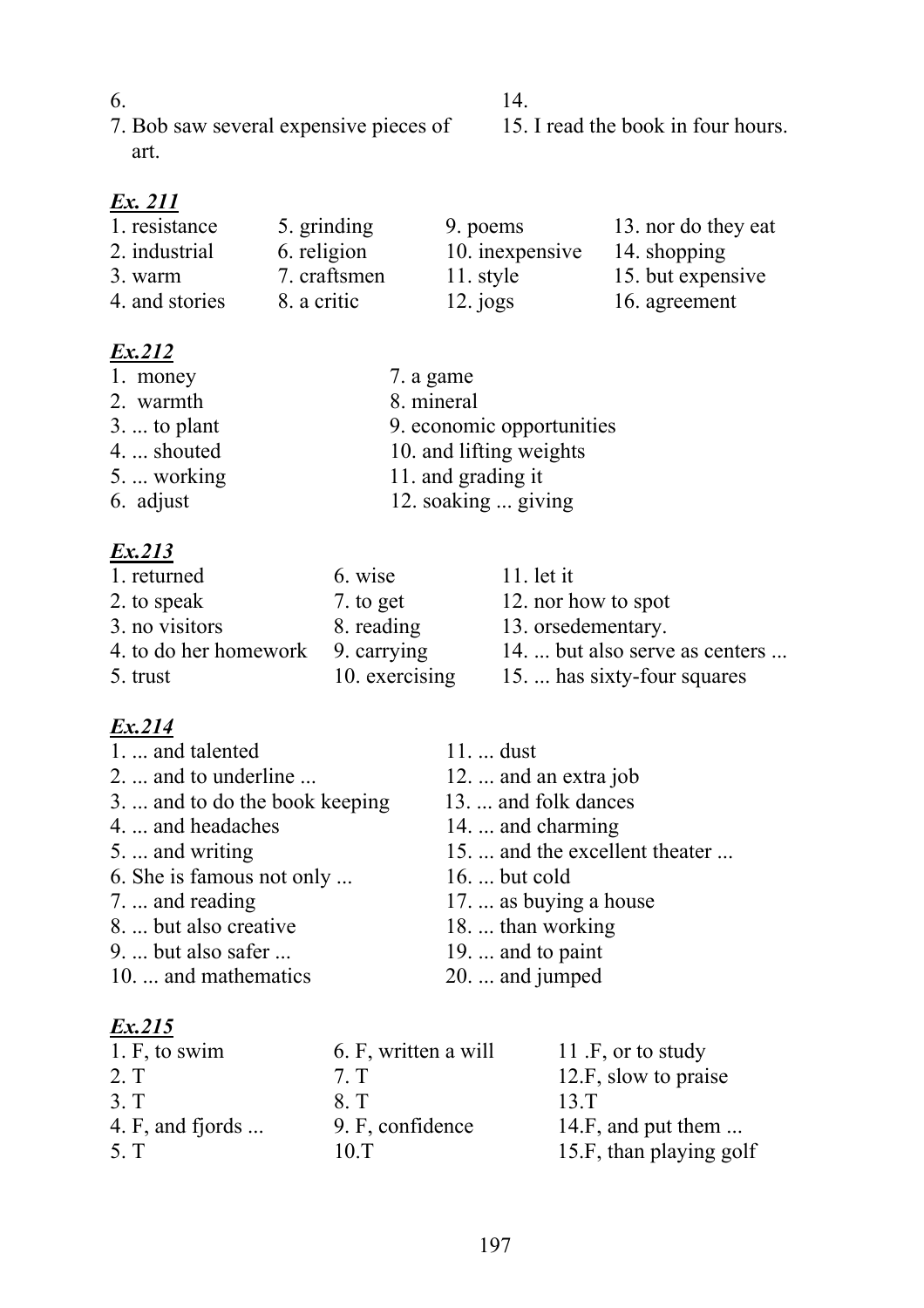6.

7. Bob saw several expensive pieces of art.

14.

15. I read the book in four hours.

***Ex. 211***

1. resistance
2. industrial
3. warm
4. and stories
5. grinding
6. religion
7. craftsmen
8. a critic
9. poems
10. inexpensive
11. style
12. jogs
13. nor do they eat
14. shopping
15. but expensive
16. agreement

***Ex.212***

1. money
2. warmth
3. ... to plant
4. ... shouted
5. ... working
6. adjust
7. a game
8. mineral
9. economic opportunities
10. and lifting weights
11. and grading it
12. soaking ... giving

***Ex.213***

1. returned
2. to speak
3. no visitors
4. to do her homework
5. trust
6. wise
7. to get
8. reading
9. carrying
10. exercising
11. let it
12. nor how to spot
13. orsedementary.
14. ... but also serve as centers ...
15. ... has sixty-four squares

***Ex.214***

1. ... and talented
2. ... and to underline ...
3. ... and to do the book keeping
4. ... and headaches
5. ... and writing
6. She is famous not only ...
7. ... and reading
8. ... but also creative
9. ... but also safer ...
10. ... and mathematics
11. ... dust
12. ... and an extra job
13. ... and folk dances
14. ... and charming
15. ... and the excellent theater ...
16. ... but cold
17. ... as buying a house
18. ... than working
19. ... and to paint
20. ... and jumped

***Ex.215***

1. F, to swim
2. T
3. T
4. F, and fjords ...
5. T
6. F, written a will
7. T
8. T
9. F, confidence
10. T
11. F, or to study
12. F, slow to praise
13. T
14. F, and put them ...
15. F, than playing golf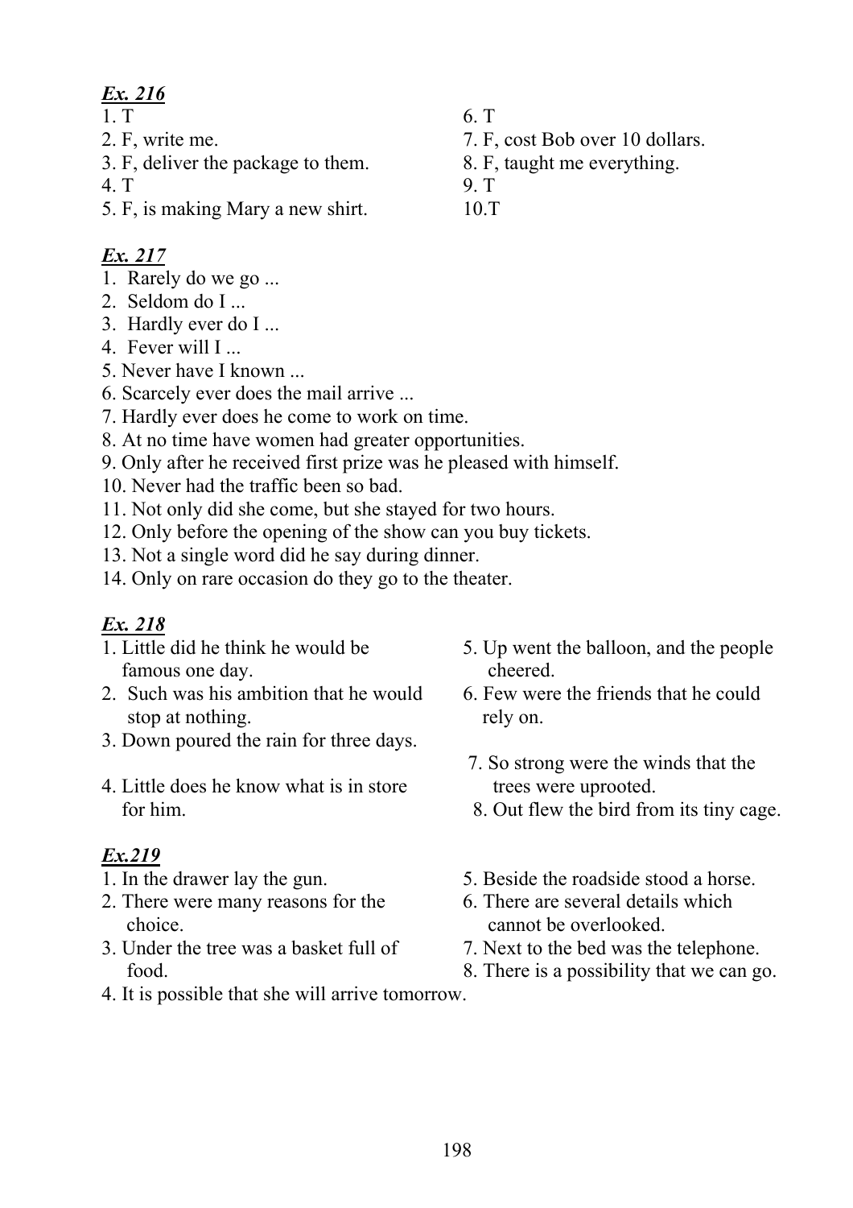***Ex. 216***

1. T
2. F, write me.
3. F, deliver the package to them.
4. T
5. F, is making Mary a new shirt.
6. T
7. F, cost Bob over 10 dollars.
8. F, taught me everything.
9. T
10. T

***Ex. 217***

1. Rarely do we go ...
2. Seldom do I ...
3. Hardly ever do I ...
4. Fever will I ...
5. Never have I known ...
6. Scarcely ever does the mail arrive ...
7. Hardly ever does he come to work on time.
8. At no time have women had greater opportunities.
9. Only after he received first prize was he pleased with himself.
10. Never had the traffic been so bad.
11. Not only did she come, but she stayed for two hours.
12. Only before the opening of the show can you buy tickets.
13. Not a single word did he say during dinner.
14. Only on rare occasion do they go to the theater.

***Ex. 218***

1. Little did he think he would be famous one day.
2. Such was his ambition that he would stop at nothing.
3. Down poured the rain for three days.
4. Little does he know what is in store for him.
5. Up went the balloon, and the people cheered.
6. Few were the friends that he could rely on.
7. So strong were the winds that the trees were uprooted.
8. Out flew the bird from its tiny cage.

***Ex.219***

1. In the drawer lay the gun.
2. There were many reasons for the choice.
3. Under the tree was a basket full of food.
4. It is possible that she will arrive tomorrow.
5. Beside the roadside stood a horse.
6. There are several details which cannot be overlooked.
7. Next to the bed was the telephone.
8. There is a possibility that we can go.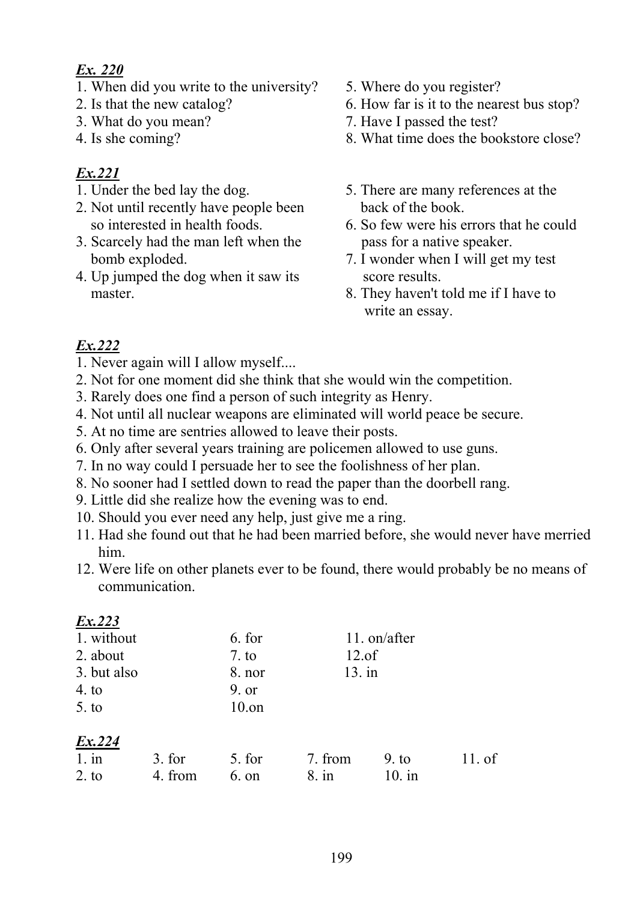***Ex. 220***

1. When did you write to the university?
2. Is that the new catalog?
3. What do you mean?
4. Is she coming?
5. Where do you register?
6. How far is it to the nearest bus stop?
7. Have I passed the test?
8. What time does the bookstore close?

***Ex.221***

1. Under the bed lay the dog.
2. Not until recently have people been so interested in health foods.
3. Scarcely had the man left when the bomb exploded.
4. Up jumped the dog when it saw its master.
5. There are many references at the back of the book.
6. So few were his errors that he could pass for a native speaker.
7. I wonder when I will get my test score results.
8. They haven't told me if I have to write an essay.

***Ex.222***

1. Never again will I allow myself....
2. Not for one moment did she think that she would win the competition.
3. Rarely does one find a person of such integrity as Henry.
4. Not until all nuclear weapons are eliminated will world peace be secure.
5. At no time are sentries allowed to leave their posts.
6. Only after several years training are policemen allowed to use guns.
7. In no way could I persuade her to see the foolishness of her plan.
8. No sooner had I settled down to read the paper than the doorbell rang.
9. Little did she realize how the evening was to end.
10. Should you ever need any help, just give me a ring.
11. Had she found out that he had been married before, she would never have merried him.
12. Were life on other planets ever to be found, there would probably be no means of communication.

***Ex.223***

1. without
2. about
3. but also
4. to
5. to
6. for
7. to
8. nor
9. or
10. on
11. on/after
12. of
13. in

***Ex.224***

1. in
2. to
3. for
4. from
5. for
6. on
7. from
8. in
9. to
10. in
11. of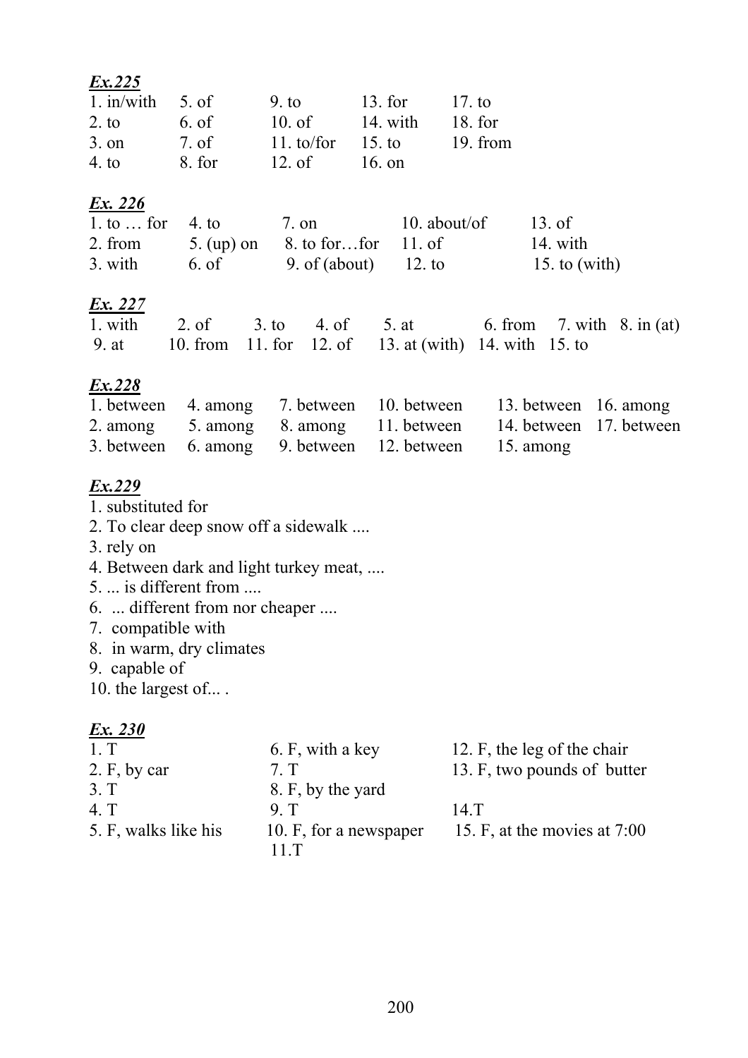***Ex.225***

| | | | | |
|---|---|---|---|---|
| 1. in/with | 5. of | 9. to | 13. for | 17. to |
| 2. to | 6. of | 10. of | 14. with | 18. for |
| 3. on | 7. of | 11. to/for | 15. to | 19. from |
| 4. to | 8. for | 12. of | 16. on | |

***Ex. 226***

| | | | | |
|---|---|---|---|---|
| 1. to … for | 4. to | 7. on | 10. about/of | 13. of |
| 2. from | 5. (up) on | 8. to for…for | 11. of | 14. with |
| 3. with | 6. of | 9. of (about) | 12. to | 15. to (with) |

***Ex. 227***

| | | | | | | | |
|---|---|---|---|---|---|---|---|
| 1. with | 2. of | 3. to | 4. of | 5. at | 6. from | 7. with | 8. in (at) |
| 9. at | 10. from | 11. for | 12. of | 13. at (with) | 14. with | 15. to | |

***Ex.228***

| | | | | | |
|---|---|---|---|---|---|
| 1. between | 4. among | 7. between | 10. between | 13. between | 16. among |
| 2. among | 5. among | 8. among | 11. between | 14. between | 17. between |
| 3. between | 6. among | 9. between | 12. between | 15. among | |

***Ex.229***

1. substituted for
2. To clear deep snow off a sidewalk ....
3. rely on
4. Between dark and light turkey meat, ....
5. ... is different from ....
6. ... different from nor cheaper ....
7. compatible with
8. in warm, dry climates
9. capable of
10. the largest of... .

***Ex. 230***

| | | |
|---|---|---|
| 1. T | 6. F, with a key | 12. F, the leg of the chair |
| 2. F, by car | 7. T | 13. F, two pounds of butter |
| 3. T | 8. F, by the yard | |
| 4. T | 9. T | 14.T |
| 5. F, walks like his | 10. F, for a newspaper | 15. F, at the movies at 7:00 |
| | 11.T | |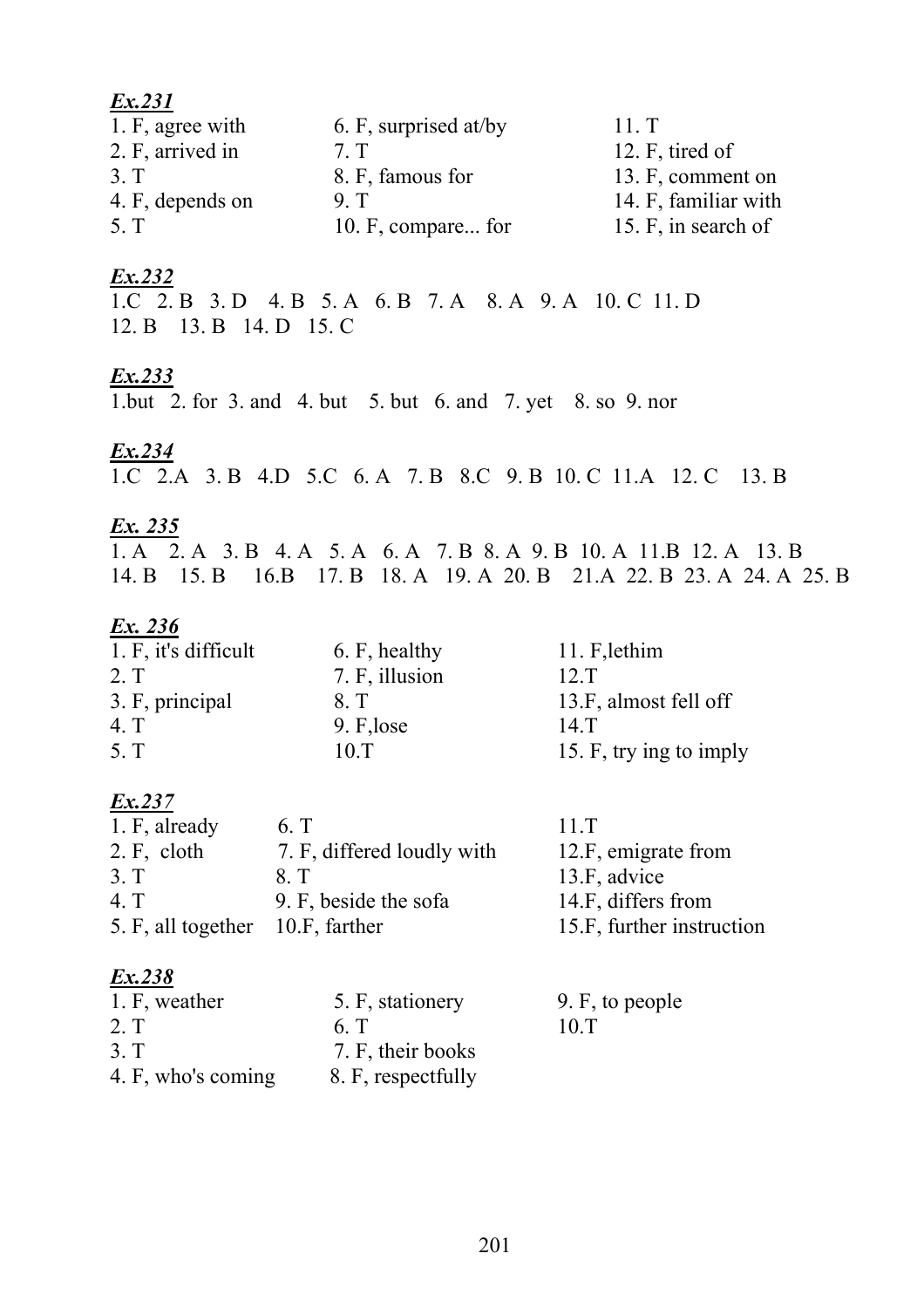***Ex.231***

| | | |
|---|---|---|
| 1. F, agree with | 6. F, surprised at/by | 11. T |
| 2. F, arrived in | 7. T | 12. F, tired of |
| 3. T | 8. F, famous for | 13. F, comment on |
| 4. F, depends on | 9. T | 14. F, familiar with |
| 5. T | 10. F, compare... for | 15. F, in search of |

***Ex.232***

1.C 2. B 3. D 4. B 5. A 6. B 7. A 8. A 9. A 10. C 11. D
12. B 13. B 14. D 15. C

***Ex.233***

1.but 2. for 3. and 4. but 5. but 6. and 7. yet 8. so 9. nor

***Ex.234***

1.C 2.A 3. B 4.D 5.C 6. A 7. B 8.C 9. B 10. C 11.A 12. C 13. B

***Ex. 235***

1. A 2. A 3. B 4. A 5. A 6. A 7. B 8. A 9. B 10. A 11.B 12. A 13. B
14. B 15. B 16.B 17. B 18. A 19. A 20. B 21.A 22. B 23. A 24. A 25. B

***Ex. 236***

| | | |
|---|---|---|
| 1. F, it's difficult | 6. F, healthy | 11. F,lethim |
| 2. T | 7. F, illusion | 12.T |
| 3. F, principal | 8. T | 13.F, almost fell off |
| 4. T | 9. F,lose | 14.T |
| 5. T | 10.T | 15. F, try ing to imply |

***Ex.237***

| | | |
|---|---|---|
| 1. F, already | 6. T | 11.T |
| 2. F, cloth | 7. F, differed loudly with | 12.F, emigrate from |
| 3. T | 8. T | 13.F, advice |
| 4. T | 9. F, beside the sofa | 14.F, differs from |
| 5. F, all together | 10.F, farther | 15.F, further instruction |

***Ex.238***

| | | |
|---|---|---|
| 1. F, weather | 5. F, stationery | 9. F, to people |
| 2. T | 6. T | 10.T |
| 3. T | 7. F, their books | |
| 4. F, who's coming | 8. F, respectfully | |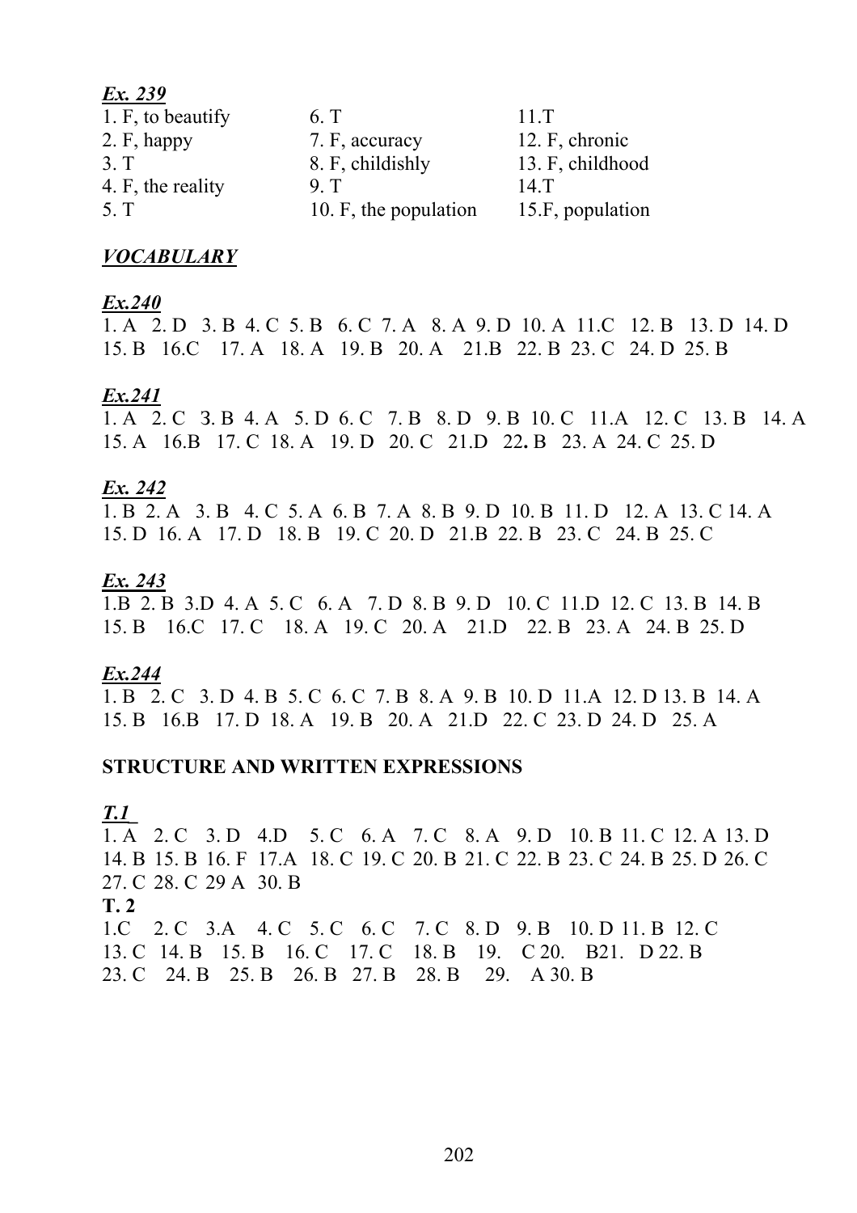***Ex. 239***

| | | |
|---|---|---|
| 1. F, to beautify | 6. T | 11.T |
| 2. F, happy | 7. F, accuracy | 12. F, chronic |
| 3. T | 8. F, childishly | 13. F, childhood |
| 4. F, the reality | 9. T | 14.T |
| 5. T | 10. F, the population | 15.F, population |

***VOCABULARY***

***Ex.240***

1. A 2. D 3. B 4. C 5. B 6. C 7. A 8. A 9. D 10. A 11.C 12. B 13. D 14. D 15. B 16.C 17. A 18. A 19. B 20. A 21.B 22. B 23. C 24. D 25. B

***Ex.241***

1. A 2. C 3. B 4. A 5. D 6. C 7. B 8. D 9. B 10. C 11.A 12. C 13. B 14. A 15. A 16.B 17. C 18. A 19. D 20. C 21.D 22. B 23. A 24. C 25. D

***Ex. 242***

1. B 2. A 3. B 4. C 5. A 6. B 7. A 8. B 9. D 10. B 11. D 12. A 13. C 14. A 15. D 16. A 17. D 18. B 19. C 20. D 21.B 22. B 23. C 24. B 25. C

***Ex. 243***

1.B 2. B 3.D 4. A 5. C 6. A 7. D 8. B 9. D 10. C 11.D 12. C 13. B 14. B 15. B 16.C 17. C 18. A 19. C 20. A 21.D 22. B 23. A 24. B 25. D

***Ex.244***

1. B 2. C 3. D 4. B 5. C 6. C 7. B 8. A 9. B 10. D 11.A 12. D 13. B 14. A 15. B 16.B 17. D 18. A 19. B 20. A 21.D 22. C 23. D 24. D 25. A

**STRUCTURE AND WRITTEN EXPRESSIONS**

***T.1***

1. A 2. C 3. D 4.D 5. C 6. A 7. C 8. A 9. D 10. B 11. C 12. A 13. D 14. B 15. B 16. F 17.A 18. C 19. C 20. B 21. C 22. B 23. C 24. B 25. D 26. C 27. C 28. C 29 A 30. B

**T. 2**

1.C 2. C 3.A 4. C 5. C 6. C 7. C 8. D 9. B 10. D 11. B 12. C 13. C 14. B 15. B 16. C 17. C 18. B 19. C 20. B21. D 22. B 23. C 24. B 25. B 26. B 27. B 28. B 29. A 30. B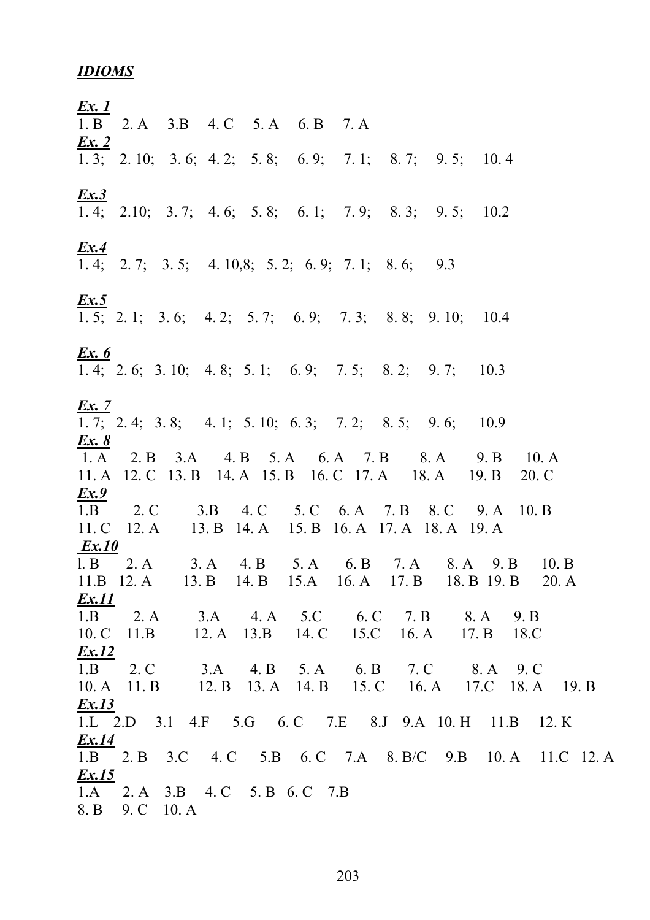***IDIOMS***

***Ex. 1***

1. B 2. A 3.B 4. C 5. A 6. B 7. A

***Ex. 2***

1. 3; 2. 10; 3. 6; 4. 2; 5. 8; 6. 9; 7. 1; 8. 7; 9. 5; 10. 4

***Ex.3***

1. 4; 2.10; 3. 7; 4. 6; 5. 8; 6. 1; 7. 9; 8. 3; 9. 5; 10.2

***Ex.4***

1. 4; 2. 7; 3. 5; 4. 10,8; 5. 2; 6. 9; 7. 1; 8. 6; 9.3

***Ex.5***

1. 5; 2. 1; 3. 6; 4. 2; 5. 7; 6. 9; 7. 3; 8. 8; 9. 10; 10.4

***Ex. 6***

1. 4; 2. 6; 3. 10; 4. 8; 5. 1; 6. 9; 7. 5; 8. 2; 9. 7; 10.3

***Ex. 7***

1. 7; 2. 4; 3. 8; 4. 1; 5. 10; 6. 3; 7. 2; 8. 5; 9. 6; 10.9

***Ex. 8***

1. A 2. B 3.A 4. B 5. A 6. A 7. B 8. A 9. B 10. A
11. A 12. C 13. B 14. A 15. B 16. C 17. A 18. A 19. B 20. C

***Ex.9***

1.B 2. C 3.B 4. C 5. C 6. A 7. B 8. C 9. A 10. B
11. C 12. A 13. B 14. A 15. B 16. A 17. A 18. A 19. A

***Ex.10***

l. B 2. A 3. A 4. B 5. A 6. B 7. A 8. A 9. B 10. B
11.B 12. A 13. B 14. B 15.A 16. A 17. B 18. B 19. B 20. A

***Ex.11***

1.B 2. A 3.A 4. A 5.C 6. C 7. B 8. A 9. B
10. C 11.B 12. A 13.B 14. C 15.C 16. A 17. B 18.C

***Ex.12***

1.B 2. C 3.A 4. B 5. A 6. B 7. C 8. A 9. C
10. A 11. B 12. B 13. A 14. B 15. C 16. A 17.C 18. A 19. B

***Ex.13***

1.L 2.D 3.1 4.F 5.G 6. C 7.E 8.J 9.A 10. H 11.B 12. K

***Ex.14***

1.B 2. B 3.C 4. C 5.B 6. C 7.A 8. B/C 9.B 10. A 11.C 12. A

***Ex.15***

1.A 2. A 3.B 4. C 5. B 6. C 7.B
8. B 9. C 10. A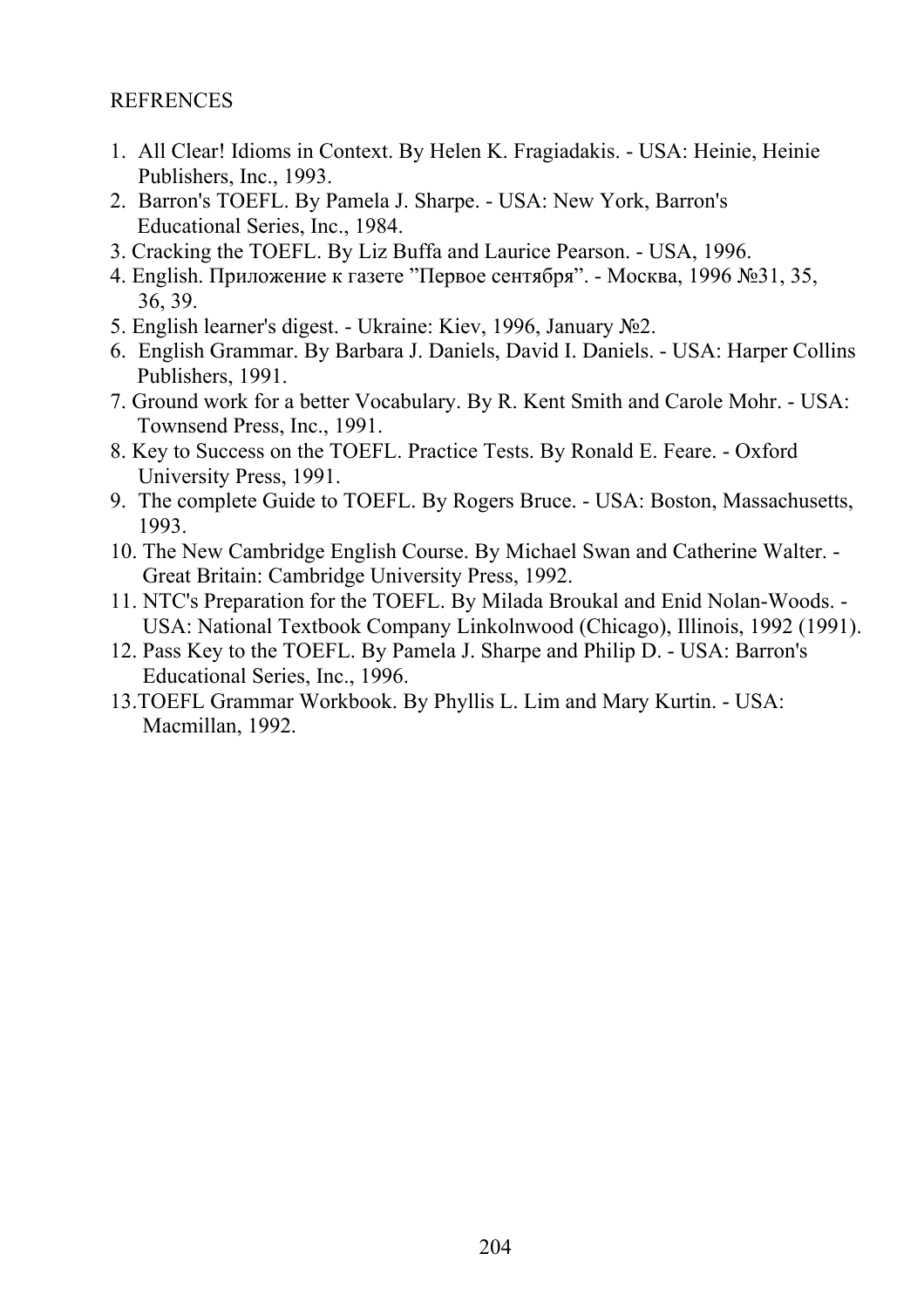REFRENCES

1. All Clear! Idioms in Context. By Helen K. Fragiadakis. - USA: Heinie, Heinie Publishers, Inc., 1993.
2. Barron's TOEFL. By Pamela J. Sharpe. - USA: New York, Barron's Educational Series, Inc., 1984.
3. Cracking the TOEFL. By Liz Buffa and Laurice Pearson. - USA, 1996.
4. English. Приложение к газете "Первое сентября". - Москва, 1996 №31, 35, 36, 39.
5. English learner's digest. - Ukraine: Kiev, 1996, January №2.
6. English Grammar. By Barbara J. Daniels, David I. Daniels. - USA: Harper Collins Publishers, 1991.
7. Ground work for a better Vocabulary. By R. Kent Smith and Carole Mohr. - USA: Townsend Press, Inc., 1991.
8. Key to Success on the TOEFL. Practice Tests. By Ronald E. Feare. - Oxford University Press, 1991.
9. The complete Guide to TOEFL. By Rogers Bruce. - USA: Boston, Massachusetts, 1993.
10. The New Cambridge English Course. By Michael Swan and Catherine Walter. - Great Britain: Cambridge University Press, 1992.
11. NTC's Preparation for the TOEFL. By Milada Broukal and Enid Nolan-Woods. - USA: National Textbook Company Linkolnwood (Chicago), Illinois, 1992 (1991).
12. Pass Key to the TOEFL. By Pamela J. Sharpe and Philip D. - USA: Barron's Educational Series, Inc., 1996.
13. TOEFL Grammar Workbook. By Phyllis L. Lim and Mary Kurtin. - USA: Macmillan, 1992.